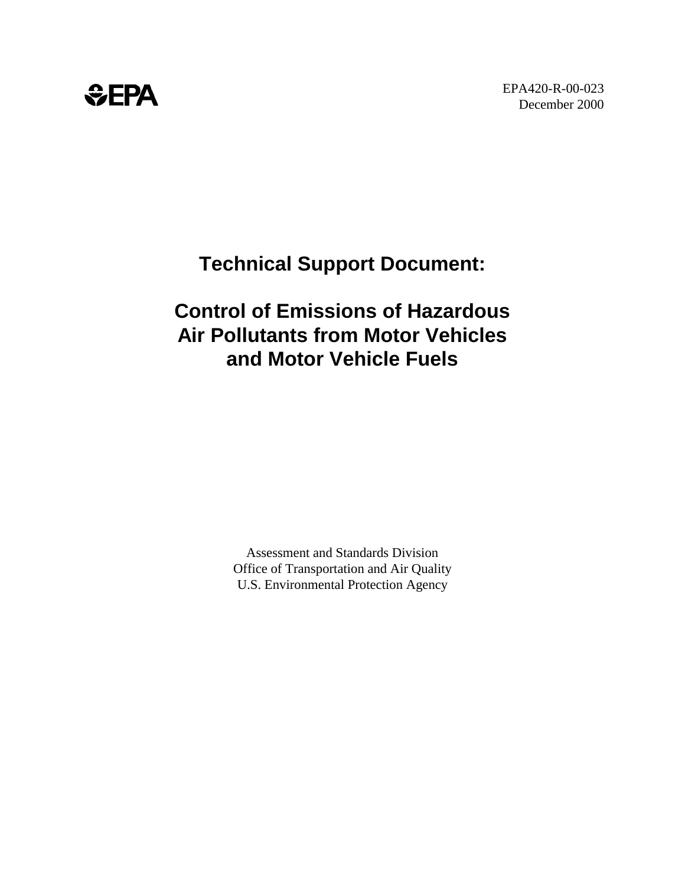EPA

EPA420-R-00-023
December 2000

# Technical Support Document:

# Control of Emissions of Hazardous Air Pollutants from Motor Vehicles and Motor Vehicle Fuels

Assessment and Standards Division
Office of Transportation and Air Quality
U.S. Environmental Protection Agency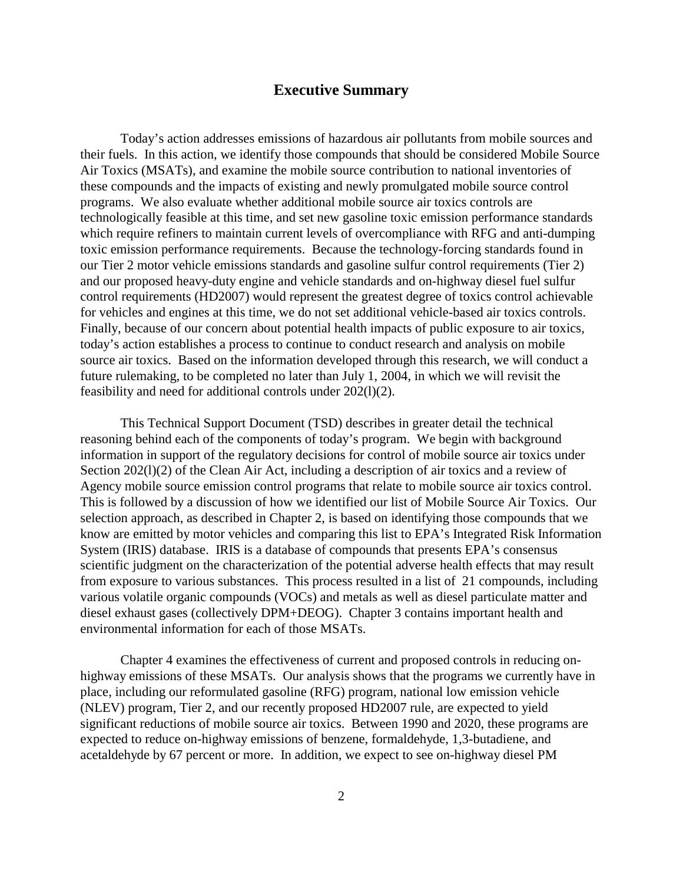# Executive Summary

Today's action addresses emissions of hazardous air pollutants from mobile sources and their fuels. In this action, we identify those compounds that should be considered Mobile Source Air Toxics (MSATs), and examine the mobile source contribution to national inventories of these compounds and the impacts of existing and newly promulgated mobile source control programs. We also evaluate whether additional mobile source air toxics controls are technologically feasible at this time, and set new gasoline toxic emission performance standards which require refiners to maintain current levels of overcompliance with RFG and anti-dumping toxic emission performance requirements. Because the technology-forcing standards found in our Tier 2 motor vehicle emissions standards and gasoline sulfur control requirements (Tier 2) and our proposed heavy-duty engine and vehicle standards and on-highway diesel fuel sulfur control requirements (HD2007) would represent the greatest degree of toxics control achievable for vehicles and engines at this time, we do not set additional vehicle-based air toxics controls. Finally, because of our concern about potential health impacts of public exposure to air toxics, today's action establishes a process to continue to conduct research and analysis on mobile source air toxics. Based on the information developed through this research, we will conduct a future rulemaking, to be completed no later than July 1, 2004, in which we will revisit the feasibility and need for additional controls under 202(l)(2).

This Technical Support Document (TSD) describes in greater detail the technical reasoning behind each of the components of today's program. We begin with background information in support of the regulatory decisions for control of mobile source air toxics under Section 202(l)(2) of the Clean Air Act, including a description of air toxics and a review of Agency mobile source emission control programs that relate to mobile source air toxics control. This is followed by a discussion of how we identified our list of Mobile Source Air Toxics. Our selection approach, as described in Chapter 2, is based on identifying those compounds that we know are emitted by motor vehicles and comparing this list to EPA's Integrated Risk Information System (IRIS) database. IRIS is a database of compounds that presents EPA's consensus scientific judgment on the characterization of the potential adverse health effects that may result from exposure to various substances. This process resulted in a list of 21 compounds, including various volatile organic compounds (VOCs) and metals as well as diesel particulate matter and diesel exhaust gases (collectively DPM+DEOG). Chapter 3 contains important health and environmental information for each of those MSATs.

Chapter 4 examines the effectiveness of current and proposed controls in reducing on-highway emissions of these MSATs. Our analysis shows that the programs we currently have in place, including our reformulated gasoline (RFG) program, national low emission vehicle (NLEV) program, Tier 2, and our recently proposed HD2007 rule, are expected to yield significant reductions of mobile source air toxics. Between 1990 and 2020, these programs are expected to reduce on-highway emissions of benzene, formaldehyde, 1,3-butadiene, and acetaldehyde by 67 percent or more. In addition, we expect to see on-highway diesel PM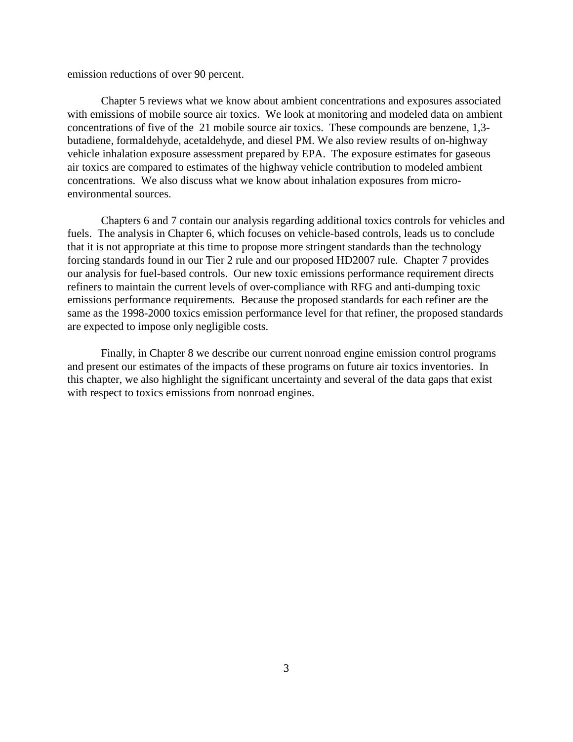emission reductions of over 90 percent.

Chapter 5 reviews what we know about ambient concentrations and exposures associated with emissions of mobile source air toxics. We look at monitoring and modeled data on ambient concentrations of five of the 21 mobile source air toxics. These compounds are benzene, 1,3-butadiene, formaldehyde, acetaldehyde, and diesel PM. We also review results of on-highway vehicle inhalation exposure assessment prepared by EPA. The exposure estimates for gaseous air toxics are compared to estimates of the highway vehicle contribution to modeled ambient concentrations. We also discuss what we know about inhalation exposures from micro-environmental sources.

Chapters 6 and 7 contain our analysis regarding additional toxics controls for vehicles and fuels. The analysis in Chapter 6, which focuses on vehicle-based controls, leads us to conclude that it is not appropriate at this time to propose more stringent standards than the technology forcing standards found in our Tier 2 rule and our proposed HD2007 rule. Chapter 7 provides our analysis for fuel-based controls. Our new toxic emissions performance requirement directs refiners to maintain the current levels of over-compliance with RFG and anti-dumping toxic emissions performance requirements. Because the proposed standards for each refiner are the same as the 1998-2000 toxics emission performance level for that refiner, the proposed standards are expected to impose only negligible costs.

Finally, in Chapter 8 we describe our current nonroad engine emission control programs and present our estimates of the impacts of these programs on future air toxics inventories. In this chapter, we also highlight the significant uncertainty and several of the data gaps that exist with respect to toxics emissions from nonroad engines.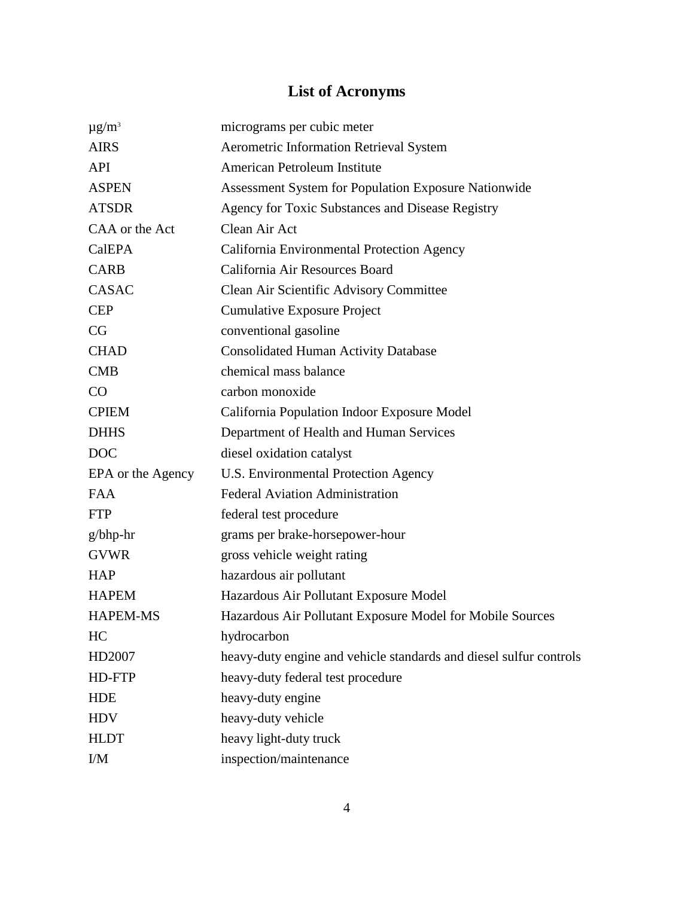# List of Acronyms

| | |
|---|---|
| $\mu g/m^3$ | micrograms per cubic meter |
| AIRS | Aerometric Information Retrieval System |
| API | American Petroleum Institute |
| ASPEN | Assessment System for Population Exposure Nationwide |
| ATSDR | Agency for Toxic Substances and Disease Registry |
| CAA or the Act | Clean Air Act |
| CalEPA | California Environmental Protection Agency |
| CARB | California Air Resources Board |
| CASAC | Clean Air Scientific Advisory Committee |
| CEP | Cumulative Exposure Project |
| CG | conventional gasoline |
| CHAD | Consolidated Human Activity Database |
| CMB | chemical mass balance |
| CO | carbon monoxide |
| CPIEM | California Population Indoor Exposure Model |
| DHHS | Department of Health and Human Services |
| DOC | diesel oxidation catalyst |
| EPA or the Agency | U.S. Environmental Protection Agency |
| FAA | Federal Aviation Administration |
| FTP | federal test procedure |
| g/bhp-hr | grams per brake-horsepower-hour |
| GVWR | gross vehicle weight rating |
| HAP | hazardous air pollutant |
| HAPEM | Hazardous Air Pollutant Exposure Model |
| HAPEM-MS | Hazardous Air Pollutant Exposure Model for Mobile Sources |
| HC | hydrocarbon |
| HD2007 | heavy-duty engine and vehicle standards and diesel sulfur controls |
| HD-FTP | heavy-duty federal test procedure |
| HDE | heavy-duty engine |
| HDV | heavy-duty vehicle |
| HLDT | heavy light-duty truck |
| I/M | inspection/maintenance |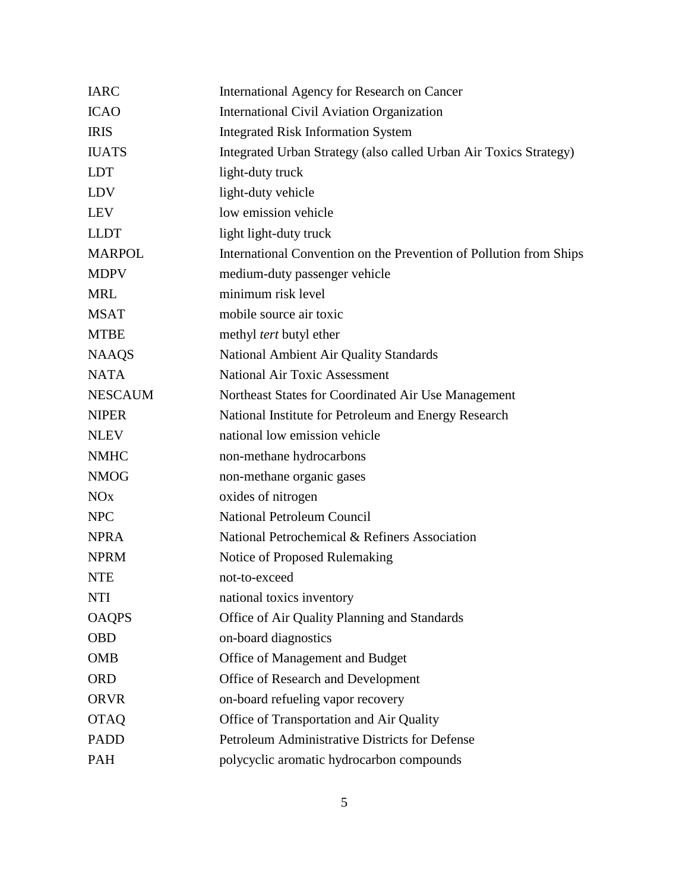| | |
|---|---|
| IARC | International Agency for Research on Cancer |
| ICAO | International Civil Aviation Organization |
| IRIS | Integrated Risk Information System |
| IUATS | Integrated Urban Strategy (also called Urban Air Toxics Strategy) |
| LDT | light-duty truck |
| LDV | light-duty vehicle |
| LEV | low emission vehicle |
| LLDT | light light-duty truck |
| MARPOL | International Convention on the Prevention of Pollution from Ships |
| MDPV | medium-duty passenger vehicle |
| MRL | minimum risk level |
| MSAT | mobile source air toxic |
| MTBE | methyl *tert* butyl ether |
| NAAQS | National Ambient Air Quality Standards |
| NATA | National Air Toxic Assessment |
| NESCAUM | Northeast States for Coordinated Air Use Management |
| NIPER | National Institute for Petroleum and Energy Research |
| NLEV | national low emission vehicle |
| NMHC | non-methane hydrocarbons |
| NMOG | non-methane organic gases |
| NOx | oxides of nitrogen |
| NPC | National Petroleum Council |
| NPRA | National Petrochemical & Refiners Association |
| NPRM | Notice of Proposed Rulemaking |
| NTE | not-to-exceed |
| NTI | national toxics inventory |
| OAQPS | Office of Air Quality Planning and Standards |
| OBD | on-board diagnostics |
| OMB | Office of Management and Budget |
| ORD | Office of Research and Development |
| ORVR | on-board refueling vapor recovery |
| OTAQ | Office of Transportation and Air Quality |
| PADD | Petroleum Administrative Districts for Defense |
| PAH | polycyclic aromatic hydrocarbon compounds |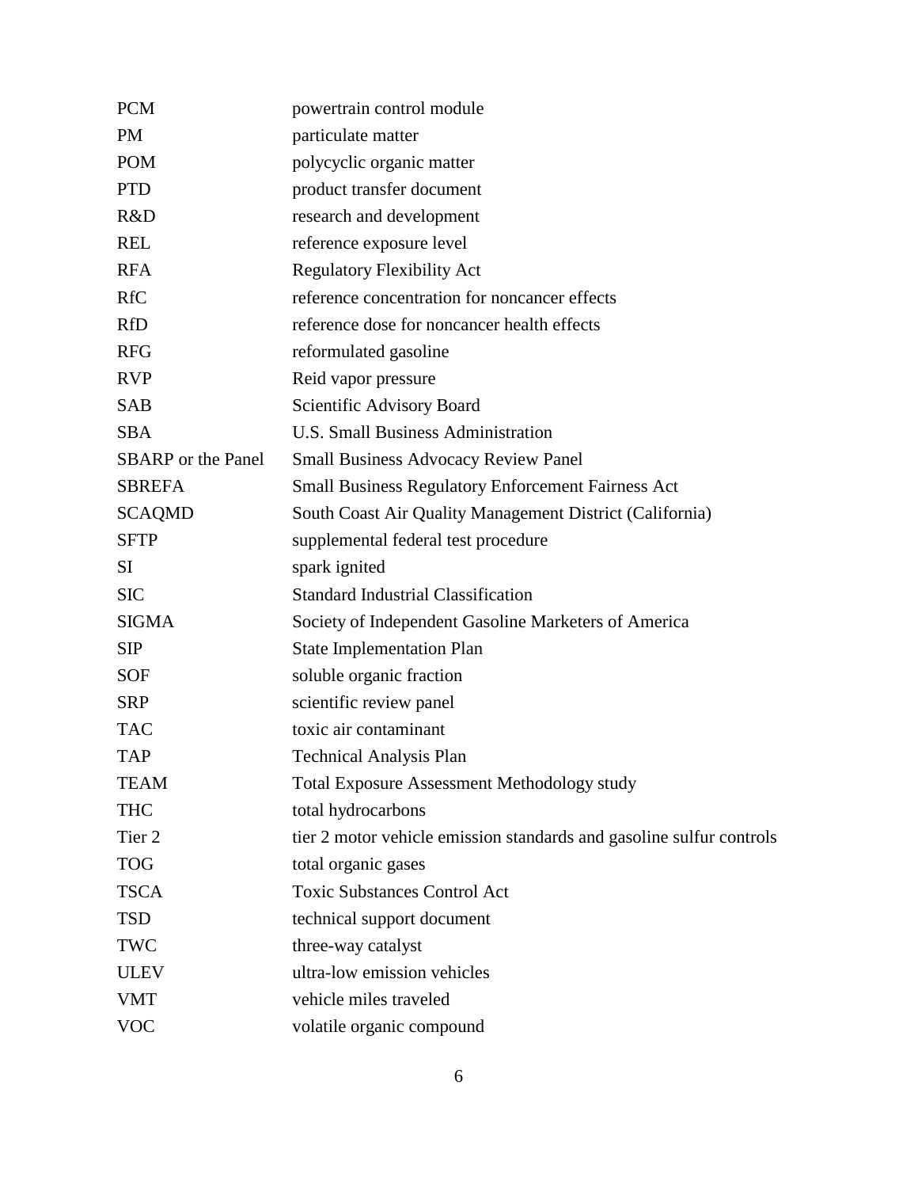| | |
|---|---|
| PCM | powertrain control module |
| PM | particulate matter |
| POM | polycyclic organic matter |
| PTD | product transfer document |
| R&D | research and development |
| REL | reference exposure level |
| RFA | Regulatory Flexibility Act |
| RfC | reference concentration for noncancer effects |
| RfD | reference dose for noncancer health effects |
| RFG | reformulated gasoline |
| RVP | Reid vapor pressure |
| SAB | Scientific Advisory Board |
| SBA | U.S. Small Business Administration |
| SBARP or the Panel | Small Business Advocacy Review Panel |
| SBREFA | Small Business Regulatory Enforcement Fairness Act |
| SCAQMD | South Coast Air Quality Management District (California) |
| SFTP | supplemental federal test procedure |
| SI | spark ignited |
| SIC | Standard Industrial Classification |
| SIGMA | Society of Independent Gasoline Marketers of America |
| SIP | State Implementation Plan |
| SOF | soluble organic fraction |
| SRP | scientific review panel |
| TAC | toxic air contaminant |
| TAP | Technical Analysis Plan |
| TEAM | Total Exposure Assessment Methodology study |
| THC | total hydrocarbons |
| Tier 2 | tier 2 motor vehicle emission standards and gasoline sulfur controls |
| TOG | total organic gases |
| TSCA | Toxic Substances Control Act |
| TSD | technical support document |
| TWC | three-way catalyst |
| ULEV | ultra-low emission vehicles |
| VMT | vehicle miles traveled |
| VOC | volatile organic compound |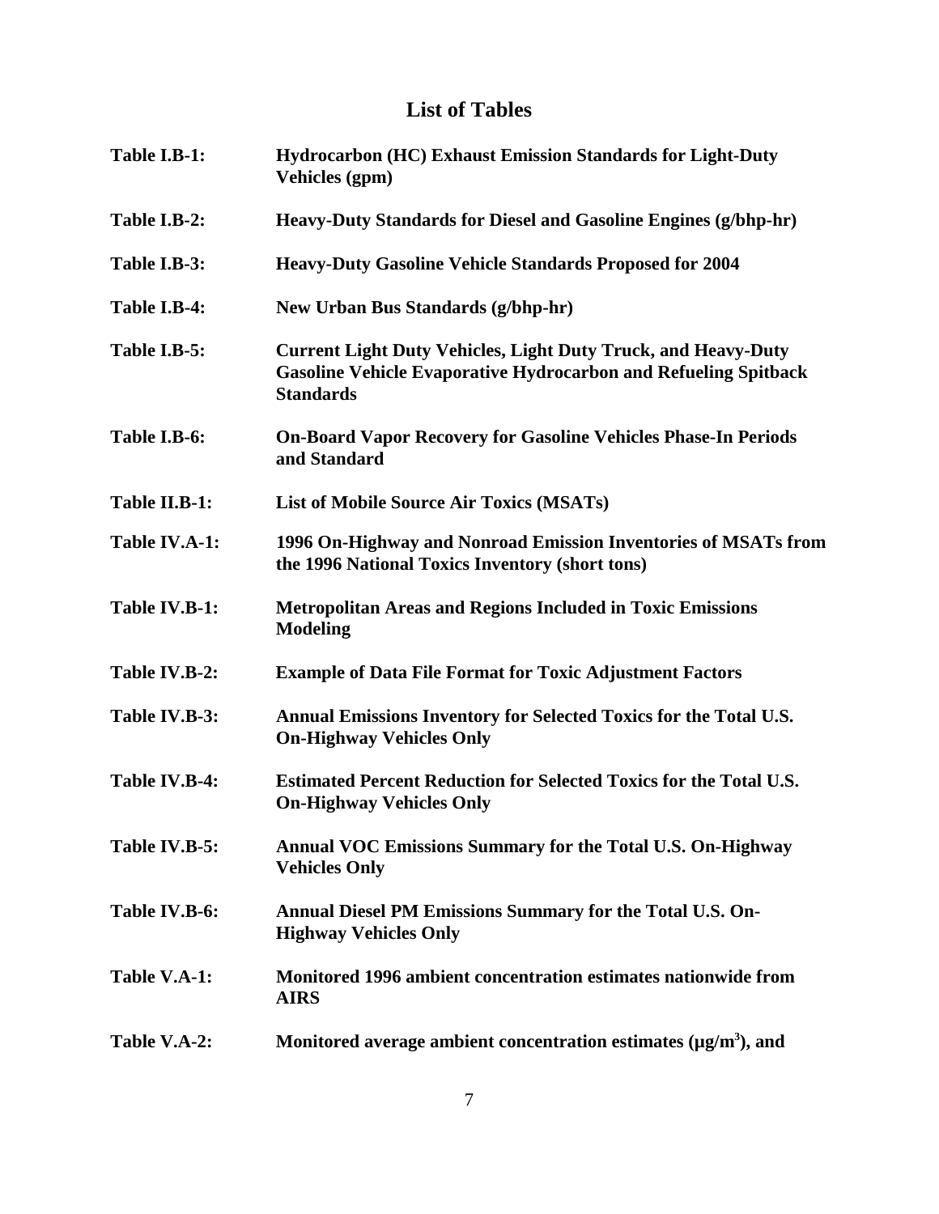# List of Tables

| | |
|---|---|
| **Table I.B-1:** | **Hydrocarbon (HC) Exhaust Emission Standards for Light-Duty Vehicles (gpm)** |
| **Table I.B-2:** | **Heavy-Duty Standards for Diesel and Gasoline Engines (g/bhp-hr)** |
| **Table I.B-3:** | **Heavy-Duty Gasoline Vehicle Standards Proposed for 2004** |
| **Table I.B-4:** | **New Urban Bus Standards (g/bhp-hr)** |
| **Table I.B-5:** | **Current Light Duty Vehicles, Light Duty Truck, and Heavy-Duty Gasoline Vehicle Evaporative Hydrocarbon and Refueling Spitback Standards** |
| **Table I.B-6:** | **On-Board Vapor Recovery for Gasoline Vehicles Phase-In Periods and Standard** |
| **Table II.B-1:** | **List of Mobile Source Air Toxics (MSATs)** |
| **Table IV.A-1:** | **1996 On-Highway and Nonroad Emission Inventories of MSATs from the 1996 National Toxics Inventory (short tons)** |
| **Table IV.B-1:** | **Metropolitan Areas and Regions Included in Toxic Emissions Modeling** |
| **Table IV.B-2:** | **Example of Data File Format for Toxic Adjustment Factors** |
| **Table IV.B-3:** | **Annual Emissions Inventory for Selected Toxics for the Total U.S. On-Highway Vehicles Only** |
| **Table IV.B-4:** | **Estimated Percent Reduction for Selected Toxics for the Total U.S. On-Highway Vehicles Only** |
| **Table IV.B-5:** | **Annual VOC Emissions Summary for the Total U.S. On-Highway Vehicles Only** |
| **Table IV.B-6:** | **Annual Diesel PM Emissions Summary for the Total U.S. On-Highway Vehicles Only** |
| **Table V.A-1:** | **Monitored 1996 ambient concentration estimates nationwide from AIRS** |
| **Table V.A-2:** | **Monitored average ambient concentration estimates (μg/m$^3$), and** |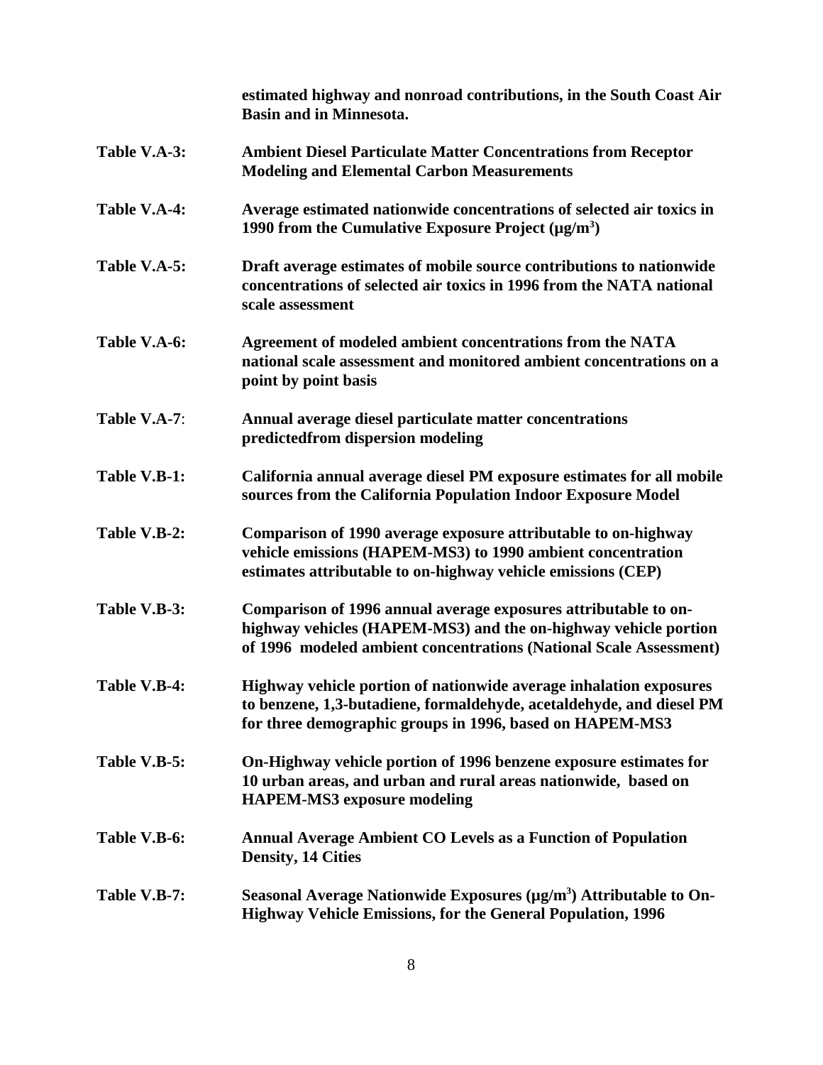**estimated highway and nonroad contributions, in the South Coast Air Basin and in Minnesota.**

**Table V.A-3:** **Ambient Diesel Particulate Matter Concentrations from Receptor Modeling and Elemental Carbon Measurements**

**Table V.A-4:** **Average estimated nationwide concentrations of selected air toxics in 1990 from the Cumulative Exposure Project (µg/$m^3$)**

**Table V.A-5:** **Draft average estimates of mobile source contributions to nationwide concentrations of selected air toxics in 1996 from the NATA national scale assessment**

**Table V.A-6:** **Agreement of modeled ambient concentrations from the NATA national scale assessment and monitored ambient concentrations on a point by point basis**

**Table V.A-7**: **Annual average diesel particulate matter concentrations predictedfrom dispersion modeling**

**Table V.B-1:** **California annual average diesel PM exposure estimates for all mobile sources from the California Population Indoor Exposure Model**

**Table V.B-2:** **Comparison of 1990 average exposure attributable to on-highway vehicle emissions (HAPEM-MS3) to 1990 ambient concentration estimates attributable to on-highway vehicle emissions (CEP)**

**Table V.B-3:** **Comparison of 1996 annual average exposures attributable to on-highway vehicles (HAPEM-MS3) and the on-highway vehicle portion of 1996 modeled ambient concentrations (National Scale Assessment)**

**Table V.B-4:** **Highway vehicle portion of nationwide average inhalation exposures to benzene, 1,3-butadiene, formaldehyde, acetaldehyde, and diesel PM for three demographic groups in 1996, based on HAPEM-MS3**

**Table V.B-5:** **On-Highway vehicle portion of 1996 benzene exposure estimates for 10 urban areas, and urban and rural areas nationwide, based on HAPEM-MS3 exposure modeling**

**Table V.B-6:** **Annual Average Ambient CO Levels as a Function of Population Density, 14 Cities**

**Table V.B-7:** **Seasonal Average Nationwide Exposures (µg/$m^3$) Attributable to On-Highway Vehicle Emissions, for the General Population, 1996**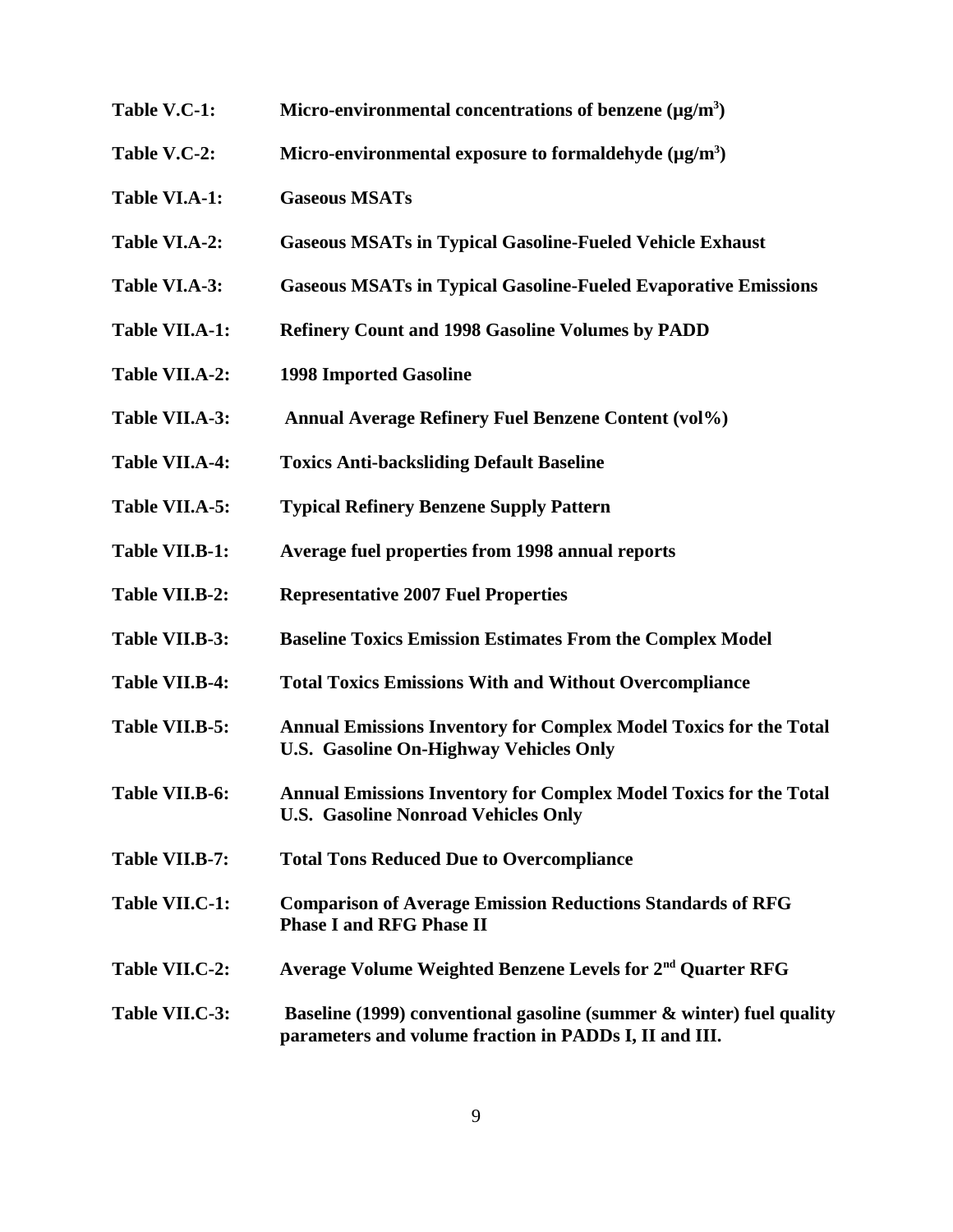**Table V.C-1:** **Micro-environmental concentrations of benzene ($\mu g/m^3$)**

**Table V.C-2:** **Micro-environmental exposure to formaldehyde ($\mu g/m^3$)**

**Table VI.A-1:** **Gaseous MSATs**

**Table VI.A-2:** **Gaseous MSATs in Typical Gasoline-Fueled Vehicle Exhaust**

**Table VI.A-3:** **Gaseous MSATs in Typical Gasoline-Fueled Evaporative Emissions**

**Table VII.A-1:** **Refinery Count and 1998 Gasoline Volumes by PADD**

**Table VII.A-2:** **1998 Imported Gasoline**

**Table VII.A-3:** **Annual Average Refinery Fuel Benzene Content (vol%)**

**Table VII.A-4:** **Toxics Anti-backsliding Default Baseline**

**Table VII.A-5:** **Typical Refinery Benzene Supply Pattern**

**Table VII.B-1:** **Average fuel properties from 1998 annual reports**

**Table VII.B-2:** **Representative 2007 Fuel Properties**

**Table VII.B-3:** **Baseline Toxics Emission Estimates From the Complex Model**

**Table VII.B-4:** **Total Toxics Emissions With and Without Overcompliance**

**Table VII.B-5:** **Annual Emissions Inventory for Complex Model Toxics for the Total U.S. Gasoline On-Highway Vehicles Only**

**Table VII.B-6:** **Annual Emissions Inventory for Complex Model Toxics for the Total U.S. Gasoline Nonroad Vehicles Only**

**Table VII.B-7:** **Total Tons Reduced Due to Overcompliance**

**Table VII.C-1:** **Comparison of Average Emission Reductions Standards of RFG Phase I and RFG Phase II**

**Table VII.C-2:** **Average Volume Weighted Benzene Levels for 2nd Quarter RFG**

**Table VII.C-3:** **Baseline (1999) conventional gasoline (summer & winter) fuel quality parameters and volume fraction in PADDs I, II and III.**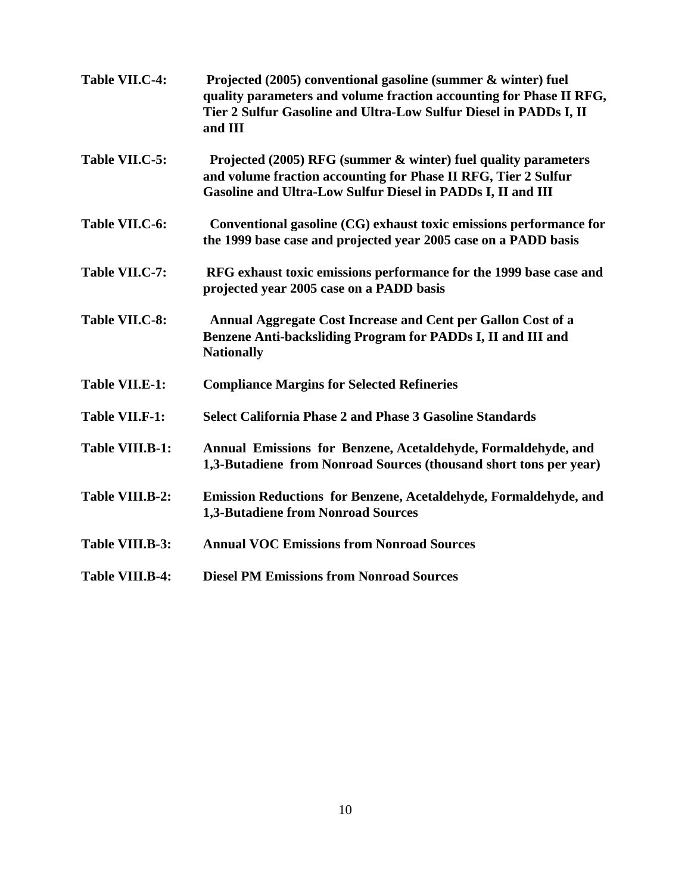**Table VII.C-4:** **Projected (2005) conventional gasoline (summer & winter) fuel quality parameters and volume fraction accounting for Phase II RFG, Tier 2 Sulfur Gasoline and Ultra-Low Sulfur Diesel in PADDs I, II and III**

**Table VII.C-5:** **Projected (2005) RFG (summer & winter) fuel quality parameters and volume fraction accounting for Phase II RFG, Tier 2 Sulfur Gasoline and Ultra-Low Sulfur Diesel in PADDs I, II and III**

**Table VII.C-6:** **Conventional gasoline (CG) exhaust toxic emissions performance for the 1999 base case and projected year 2005 case on a PADD basis**

**Table VII.C-7:** **RFG exhaust toxic emissions performance for the 1999 base case and projected year 2005 case on a PADD basis**

**Table VII.C-8:** **Annual Aggregate Cost Increase and Cent per Gallon Cost of a Benzene Anti-backsliding Program for PADDs I, II and III and Nationally**

**Table VII.E-1:** **Compliance Margins for Selected Refineries**

**Table VII.F-1:** **Select California Phase 2 and Phase 3 Gasoline Standards**

**Table VIII.B-1:** **Annual Emissions for Benzene, Acetaldehyde, Formaldehyde, and 1,3-Butadiene from Nonroad Sources (thousand short tons per year)**

**Table VIII.B-2:** **Emission Reductions for Benzene, Acetaldehyde, Formaldehyde, and 1,3-Butadiene from Nonroad Sources**

**Table VIII.B-3:** **Annual VOC Emissions from Nonroad Sources**

**Table VIII.B-4:** **Diesel PM Emissions from Nonroad Sources**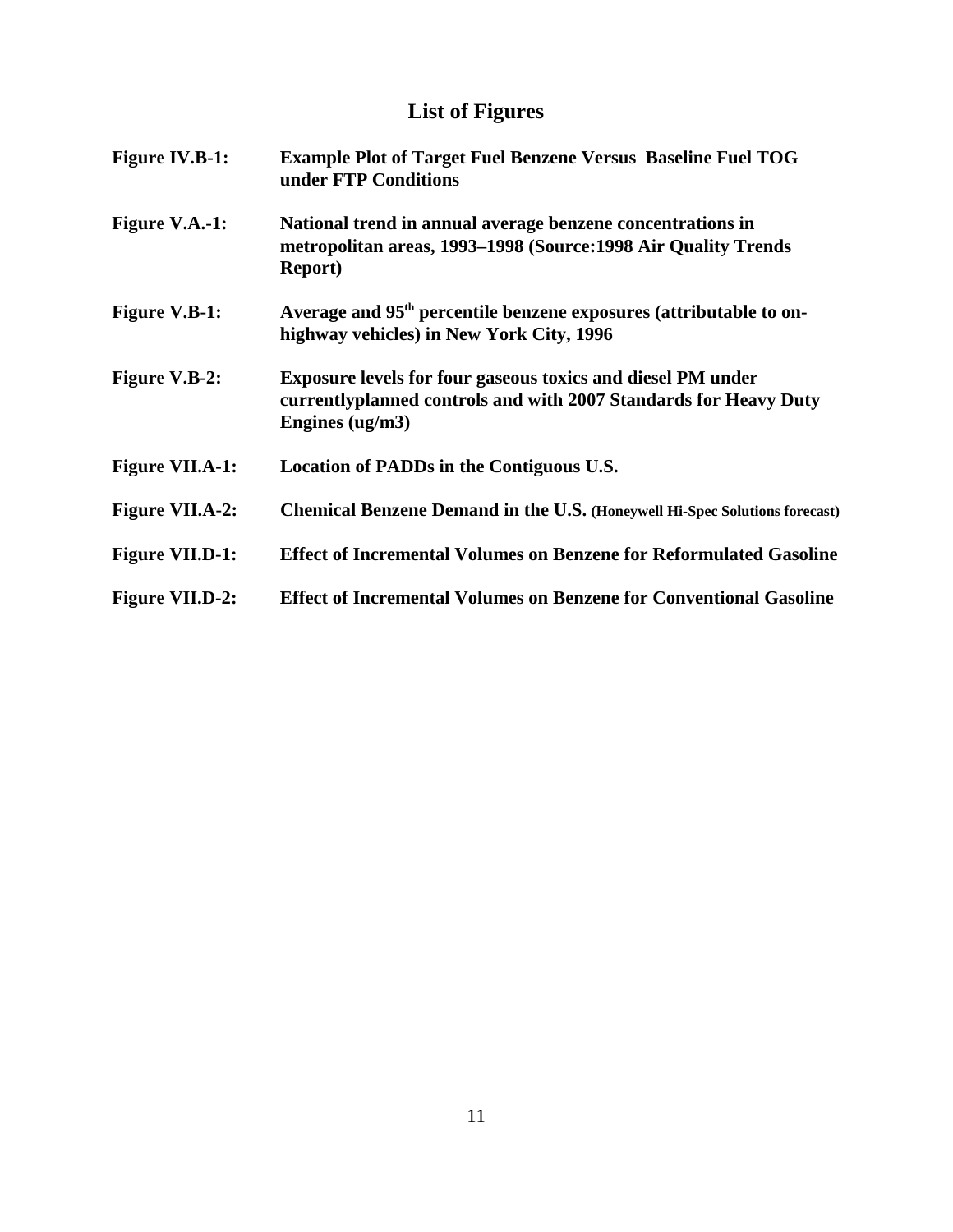# List of Figures

| | |
|---|---|
| **Figure IV.B-1:** | **Example Plot of Target Fuel Benzene Versus Baseline Fuel TOG under FTP Conditions** |
| **Figure V.A.-1:** | **National trend in annual average benzene concentrations in metropolitan areas, 1993–1998 (Source:1998 Air Quality Trends Report)** |
| **Figure V.B-1:** | **Average and 95th percentile benzene exposures (attributable to on-highway vehicles) in New York City, 1996** |
| **Figure V.B-2:** | **Exposure levels for four gaseous toxics and diesel PM under currentlyplanned controls and with 2007 Standards for Heavy Duty Engines (ug/m3)** |
| **Figure VII.A-1:** | **Location of PADDs in the Contiguous U.S.** |
| **Figure VII.A-2:** | **Chemical Benzene Demand in the U.S. (Honeywell Hi-Spec Solutions forecast)** |
| **Figure VII.D-1:** | **Effect of Incremental Volumes on Benzene for Reformulated Gasoline** |
| **Figure VII.D-2:** | **Effect of Incremental Volumes on Benzene for Conventional Gasoline** |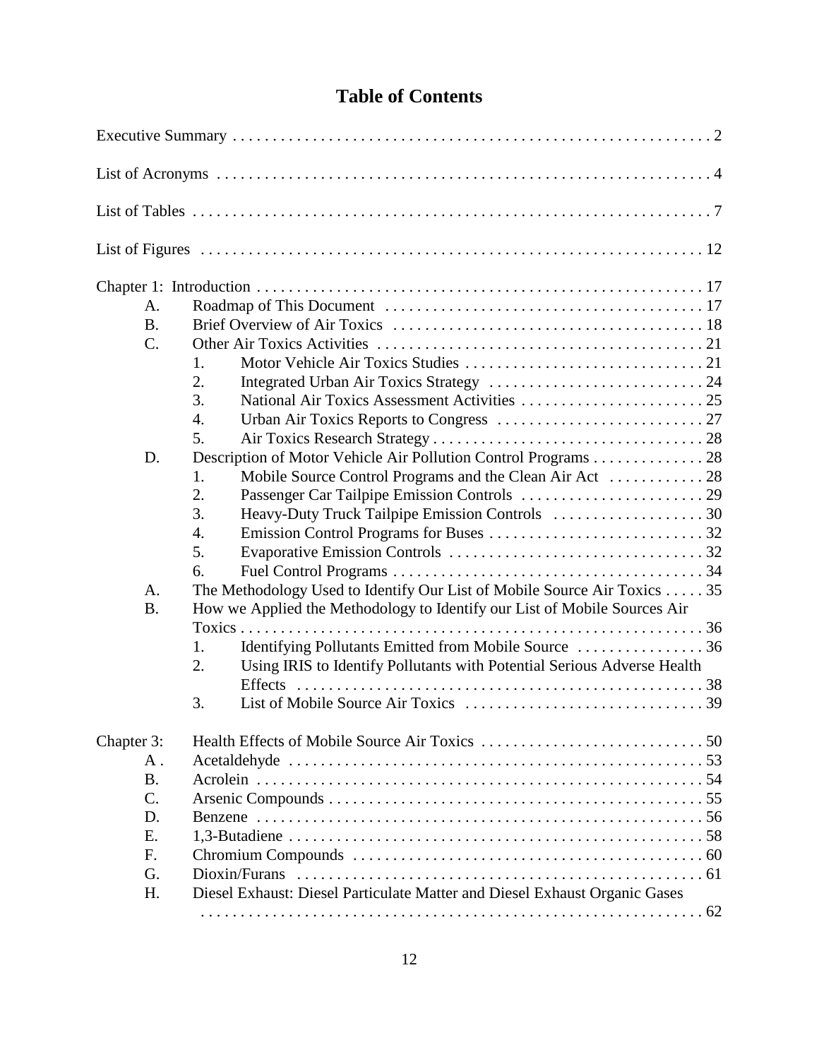# Table of Contents

Executive Summary . . . . . . . . . . . . . . . . . . . . . . . . . . . . . . . . . . . . . . . . . . . . . . . . . . . . . . . . . . . . . 2

List of Acronyms . . . . . . . . . . . . . . . . . . . . . . . . . . . . . . . . . . . . . . . . . . . . . . . . . . . . . . . . . . . . . . 4

List of Tables . . . . . . . . . . . . . . . . . . . . . . . . . . . . . . . . . . . . . . . . . . . . . . . . . . . . . . . . . . . . . . . . . 7

List of Figures . . . . . . . . . . . . . . . . . . . . . . . . . . . . . . . . . . . . . . . . . . . . . . . . . . . . . . . . . . . . . . . 12

Chapter 1: Introduction . . . . . . . . . . . . . . . . . . . . . . . . . . . . . . . . . . . . . . . . . . . . . . . . . . . . . . . . 17

- A. Roadmap of This Document . . . . . . . . . . . . . . . . . . . . . . . . . . . . . . . . . . . . . . . 17
- B. Brief Overview of Air Toxics . . . . . . . . . . . . . . . . . . . . . . . . . . . . . . . . . . . . . . 18
- C. Other Air Toxics Activities . . . . . . . . . . . . . . . . . . . . . . . . . . . . . . . . . . . . . . . . . 21
    1. Motor Vehicle Air Toxics Studies . . . . . . . . . . . . . . . . . . . . . . . . . . . . . . 21
    2. Integrated Urban Air Toxics Strategy . . . . . . . . . . . . . . . . . . . . . . . . . . . 24
    3. National Air Toxics Assessment Activities . . . . . . . . . . . . . . . . . . . . . . . . 25
    4. Urban Air Toxics Reports to Congress . . . . . . . . . . . . . . . . . . . . . . . . . . 27
    5. Air Toxics Research Strategy . . . . . . . . . . . . . . . . . . . . . . . . . . . . . . . . . . 28
- D. Description of Motor Vehicle Air Pollution Control Programs . . . . . . . . . . . . . . 28
    1. Mobile Source Control Programs and the Clean Air Act . . . . . . . . . . . . 28
    2. Passenger Car Tailpipe Emission Controls . . . . . . . . . . . . . . . . . . . . . . . 29
    3. Heavy-Duty Truck Tailpipe Emission Controls . . . . . . . . . . . . . . . . . . . 30
    4. Emission Control Programs for Buses . . . . . . . . . . . . . . . . . . . . . . . . . . . 32
    5. Evaporative Emission Controls . . . . . . . . . . . . . . . . . . . . . . . . . . . . . . . . 32
    6. Fuel Control Programs . . . . . . . . . . . . . . . . . . . . . . . . . . . . . . . . . . . . . . . 34
- A. The Methodology Used to Identify Our List of Mobile Source Air Toxics . . . . . 35
- B. How we Applied the Methodology to Identify our List of Mobile Sources Air Toxics . . . . . . . . . . . . . . . . . . . . . . . . . . . . . . . . . . . . . . . . . . . . . . . . . . . . . . . . . . . 36
    1. Identifying Pollutants Emitted from Mobile Source . . . . . . . . . . . . . . . . 36
    2. Using IRIS to Identify Pollutants with Potential Serious Adverse Health Effects . . . . . . . . . . . . . . . . . . . . . . . . . . . . . . . . . . . . . . . . . . . . . . . . . . . 38
    3. List of Mobile Source Air Toxics . . . . . . . . . . . . . . . . . . . . . . . . . . . . . . 39

Chapter 3: Health Effects of Mobile Source Air Toxics . . . . . . . . . . . . . . . . . . . . . . . . . . . . 50

- A . Acetaldehyde . . . . . . . . . . . . . . . . . . . . . . . . . . . . . . . . . . . . . . . . . . . . . . . . . . . 53
- B. Acrolein . . . . . . . . . . . . . . . . . . . . . . . . . . . . . . . . . . . . . . . . . . . . . . . . . . . . . . . 54
- C. Arsenic Compounds . . . . . . . . . . . . . . . . . . . . . . . . . . . . . . . . . . . . . . . . . . . . . . . 55
- D. Benzene . . . . . . . . . . . . . . . . . . . . . . . . . . . . . . . . . . . . . . . . . . . . . . . . . . . . . . . . 56
- E. 1,3-Butadiene . . . . . . . . . . . . . . . . . . . . . . . . . . . . . . . . . . . . . . . . . . . . . . . . . . . 58
- F. Chromium Compounds . . . . . . . . . . . . . . . . . . . . . . . . . . . . . . . . . . . . . . . . . . . . 60
- G. Dioxin/Furans . . . . . . . . . . . . . . . . . . . . . . . . . . . . . . . . . . . . . . . . . . . . . . . . . . . 61
- H. Diesel Exhaust: Diesel Particulate Matter and Diesel Exhaust Organic Gases . . . . . . . . . . . . . . . . . . . . . . . . . . . . . . . . . . . . . . . . . . . . . . . . . . . . . . . . . . . . 62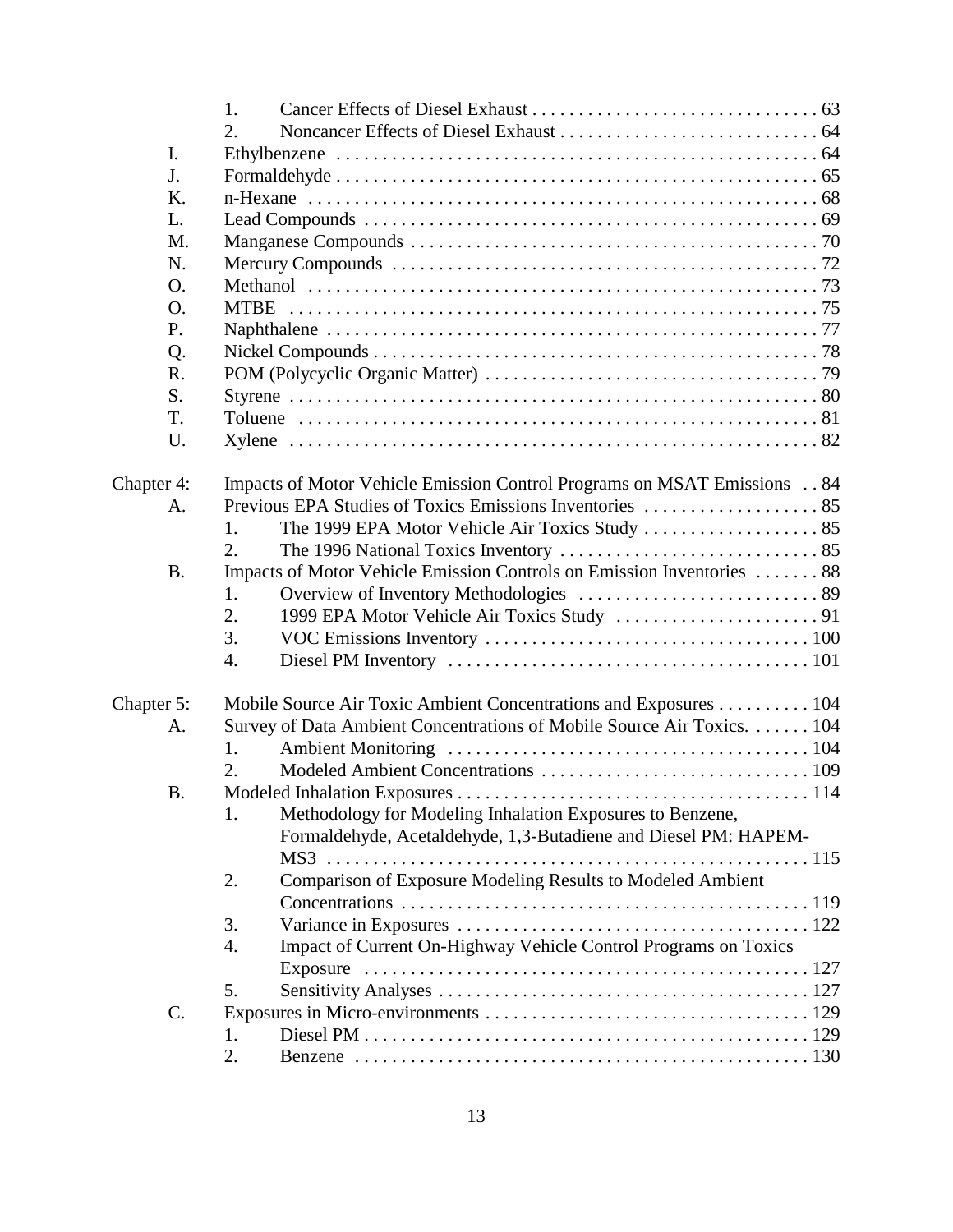1. Cancer Effects of Diesel Exhaust . . . . . . . . . . . . . . . . . . . . . . . . . . . . . . . 63
2. Noncancer Effects of Diesel Exhaust . . . . . . . . . . . . . . . . . . . . . . . . . . . . 64

I. Ethylbenzene . . . . . . . . . . . . . . . . . . . . . . . . . . . . . . . . . . . . . . . . . . . . . . . . . . . 64
J. Formaldehyde . . . . . . . . . . . . . . . . . . . . . . . . . . . . . . . . . . . . . . . . . . . . . . . . . . . 65
K. n-Hexane . . . . . . . . . . . . . . . . . . . . . . . . . . . . . . . . . . . . . . . . . . . . . . . . . . . . . . 68
L. Lead Compounds . . . . . . . . . . . . . . . . . . . . . . . . . . . . . . . . . . . . . . . . . . . . . . . . . 69
M. Manganese Compounds . . . . . . . . . . . . . . . . . . . . . . . . . . . . . . . . . . . . . . . . . . . . 70
N. Mercury Compounds . . . . . . . . . . . . . . . . . . . . . . . . . . . . . . . . . . . . . . . . . . . . . . 72
O. Methanol . . . . . . . . . . . . . . . . . . . . . . . . . . . . . . . . . . . . . . . . . . . . . . . . . . . . . . 73
O. MTBE . . . . . . . . . . . . . . . . . . . . . . . . . . . . . . . . . . . . . . . . . . . . . . . . . . . . . . . . . 75
P. Naphthalene . . . . . . . . . . . . . . . . . . . . . . . . . . . . . . . . . . . . . . . . . . . . . . . . . . . . . 77
Q. Nickel Compounds . . . . . . . . . . . . . . . . . . . . . . . . . . . . . . . . . . . . . . . . . . . . . . . . 78
R. POM (Polycyclic Organic Matter) . . . . . . . . . . . . . . . . . . . . . . . . . . . . . . . . . . . . 79
S. Styrene . . . . . . . . . . . . . . . . . . . . . . . . . . . . . . . . . . . . . . . . . . . . . . . . . . . . . . . . . 80
T. Toluene . . . . . . . . . . . . . . . . . . . . . . . . . . . . . . . . . . . . . . . . . . . . . . . . . . . . . . . . 81
U. Xylene . . . . . . . . . . . . . . . . . . . . . . . . . . . . . . . . . . . . . . . . . . . . . . . . . . . . . . . . . 82

Chapter 4: Impacts of Motor Vehicle Emission Control Programs on MSAT Emissions . . 84

A. Previous EPA Studies of Toxics Emissions Inventories . . . . . . . . . . . . . . . . . . . 85
1. The 1999 EPA Motor Vehicle Air Toxics Study . . . . . . . . . . . . . . . . . . . 85
2. The 1996 National Toxics Inventory . . . . . . . . . . . . . . . . . . . . . . . . . . . . 85

B. Impacts of Motor Vehicle Emission Controls on Emission Inventories . . . . . . . 88
1. Overview of Inventory Methodologies . . . . . . . . . . . . . . . . . . . . . . . . . . 89
2. 1999 EPA Motor Vehicle Air Toxics Study . . . . . . . . . . . . . . . . . . . . . . 91
3. VOC Emissions Inventory . . . . . . . . . . . . . . . . . . . . . . . . . . . . . . . . . . . 100
4. Diesel PM Inventory . . . . . . . . . . . . . . . . . . . . . . . . . . . . . . . . . . . . . . . 101

Chapter 5: Mobile Source Air Toxic Ambient Concentrations and Exposures . . . . . . . . . . 104

A. Survey of Data Ambient Concentrations of Mobile Source Air Toxics. . . . . . . 104
1. Ambient Monitoring . . . . . . . . . . . . . . . . . . . . . . . . . . . . . . . . . . . . . . . 104
2. Modeled Ambient Concentrations . . . . . . . . . . . . . . . . . . . . . . . . . . . . . 109

B. Modeled Inhalation Exposures . . . . . . . . . . . . . . . . . . . . . . . . . . . . . . . . . . . . . 114
1. Methodology for Modeling Inhalation Exposures to Benzene, Formaldehyde, Acetaldehyde, 1,3-Butadiene and Diesel PM: HAPEM-MS3 . . . . . . . . . . . . . . . . . . . . . . . . . . . . . . . . . . . . . . . . . . . . . . . . . . . 115
2. Comparison of Exposure Modeling Results to Modeled Ambient Concentrations . . . . . . . . . . . . . . . . . . . . . . . . . . . . . . . . . . . . . . . . . . . . 119
3. Variance in Exposures . . . . . . . . . . . . . . . . . . . . . . . . . . . . . . . . . . . . . . 122
4. Impact of Current On-Highway Vehicle Control Programs on Toxics Exposure . . . . . . . . . . . . . . . . . . . . . . . . . . . . . . . . . . . . . . . . . . . . . . . . 127
5. Sensitivity Analyses . . . . . . . . . . . . . . . . . . . . . . . . . . . . . . . . . . . . . . . . 127

C. Exposures in Micro-environments . . . . . . . . . . . . . . . . . . . . . . . . . . . . . . . . . . . 129
1. Diesel PM . . . . . . . . . . . . . . . . . . . . . . . . . . . . . . . . . . . . . . . . . . . . . . . . 129
2. Benzene . . . . . . . . . . . . . . . . . . . . . . . . . . . . . . . . . . . . . . . . . . . . . . . . . 130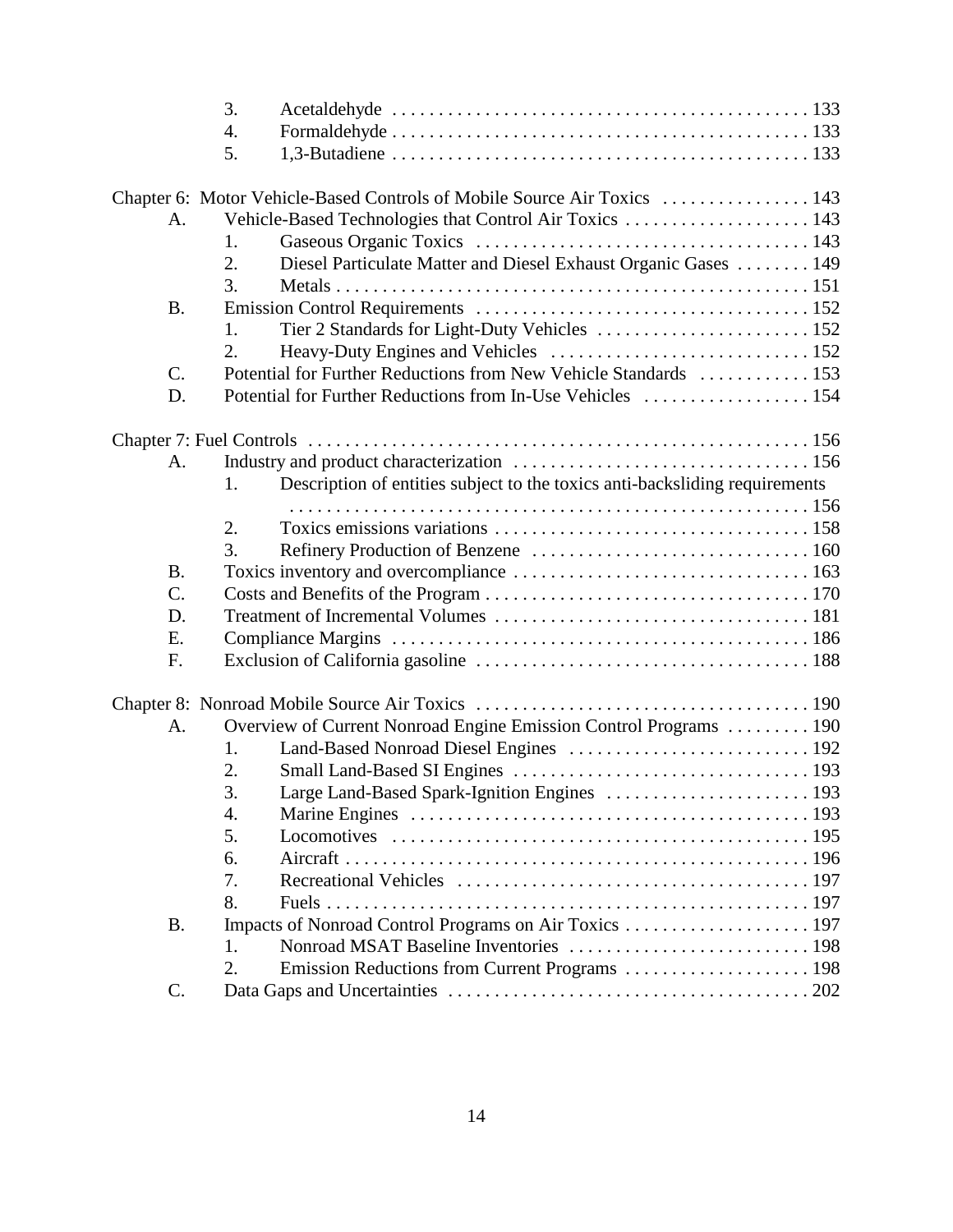3. Acetaldehyde . . . . . . . . . . . . . . . . . . . . . . . . . . . . . . . . . . . . . . . . . . . . 133
4. Formaldehyde . . . . . . . . . . . . . . . . . . . . . . . . . . . . . . . . . . . . . . . . . . . . 133
5. 1,3-Butadiene . . . . . . . . . . . . . . . . . . . . . . . . . . . . . . . . . . . . . . . . . . . . 133

Chapter 6: Motor Vehicle-Based Controls of Mobile Source Air Toxics . . . . . . . . . . . . . . . . 143
- A. Vehicle-Based Technologies that Control Air Toxics . . . . . . . . . . . . . . . . . . . . 143
  - 1. Gaseous Organic Toxics . . . . . . . . . . . . . . . . . . . . . . . . . . . . . . . . . . . . 143
  - 2. Diesel Particulate Matter and Diesel Exhaust Organic Gases . . . . . . . . 149
  - 3. Metals . . . . . . . . . . . . . . . . . . . . . . . . . . . . . . . . . . . . . . . . . . . . . . . . . . . 151
- B. Emission Control Requirements . . . . . . . . . . . . . . . . . . . . . . . . . . . . . . . . . . . 152
  - 1. Tier 2 Standards for Light-Duty Vehicles . . . . . . . . . . . . . . . . . . . . . . . 152
  - 2. Heavy-Duty Engines and Vehicles . . . . . . . . . . . . . . . . . . . . . . . . . . . . 152
- C. Potential for Further Reductions from New Vehicle Standards . . . . . . . . . . . . 153
- D. Potential for Further Reductions from In-Use Vehicles . . . . . . . . . . . . . . . . . . 154

Chapter 7: Fuel Controls . . . . . . . . . . . . . . . . . . . . . . . . . . . . . . . . . . . . . . . . . . . . . . . . . . . . . 156
- A. Industry and product characterization . . . . . . . . . . . . . . . . . . . . . . . . . . . . . . . 156
  - 1. Description of entities subject to the toxics anti-backsliding requirements . . . . . . . . . . . . . . . . . . . . . . . . . . . . . . . . . . . . . . . . . . . . . . . . . . . . . . . . 156
  - 2. Toxics emissions variations . . . . . . . . . . . . . . . . . . . . . . . . . . . . . . . . . . 158
  - 3. Refinery Production of Benzene . . . . . . . . . . . . . . . . . . . . . . . . . . . . . . 160
- B. Toxics inventory and overcompliance . . . . . . . . . . . . . . . . . . . . . . . . . . . . . . . . 163
- C. Costs and Benefits of the Program . . . . . . . . . . . . . . . . . . . . . . . . . . . . . . . . . . 170
- D. Treatment of Incremental Volumes . . . . . . . . . . . . . . . . . . . . . . . . . . . . . . . . . . 181
- E. Compliance Margins . . . . . . . . . . . . . . . . . . . . . . . . . . . . . . . . . . . . . . . . . . . . . 186
- F. Exclusion of California gasoline . . . . . . . . . . . . . . . . . . . . . . . . . . . . . . . . . . . . 188

Chapter 8: Nonroad Mobile Source Air Toxics . . . . . . . . . . . . . . . . . . . . . . . . . . . . . . . . . . . 190
- A. Overview of Current Nonroad Engine Emission Control Programs . . . . . . . . . 190
  - 1. Land-Based Nonroad Diesel Engines . . . . . . . . . . . . . . . . . . . . . . . . . . 192
  - 2. Small Land-Based SI Engines . . . . . . . . . . . . . . . . . . . . . . . . . . . . . . . . 193
  - 3. Large Land-Based Spark-Ignition Engines . . . . . . . . . . . . . . . . . . . . . . 193
  - 4. Marine Engines . . . . . . . . . . . . . . . . . . . . . . . . . . . . . . . . . . . . . . . . . . . 193
  - 5. Locomotives . . . . . . . . . . . . . . . . . . . . . . . . . . . . . . . . . . . . . . . . . . . . . 195
  - 6. Aircraft . . . . . . . . . . . . . . . . . . . . . . . . . . . . . . . . . . . . . . . . . . . . . . . . . . 196
  - 7. Recreational Vehicles . . . . . . . . . . . . . . . . . . . . . . . . . . . . . . . . . . . . . . 197
  - 8. Fuels . . . . . . . . . . . . . . . . . . . . . . . . . . . . . . . . . . . . . . . . . . . . . . . . . . . . 197
- B. Impacts of Nonroad Control Programs on Air Toxics . . . . . . . . . . . . . . . . . . . . 197
  - 1. Nonroad MSAT Baseline Inventories . . . . . . . . . . . . . . . . . . . . . . . . . . 198
  - 2. Emission Reductions from Current Programs . . . . . . . . . . . . . . . . . . . . 198
- C. Data Gaps and Uncertainties . . . . . . . . . . . . . . . . . . . . . . . . . . . . . . . . . . . . . . . 202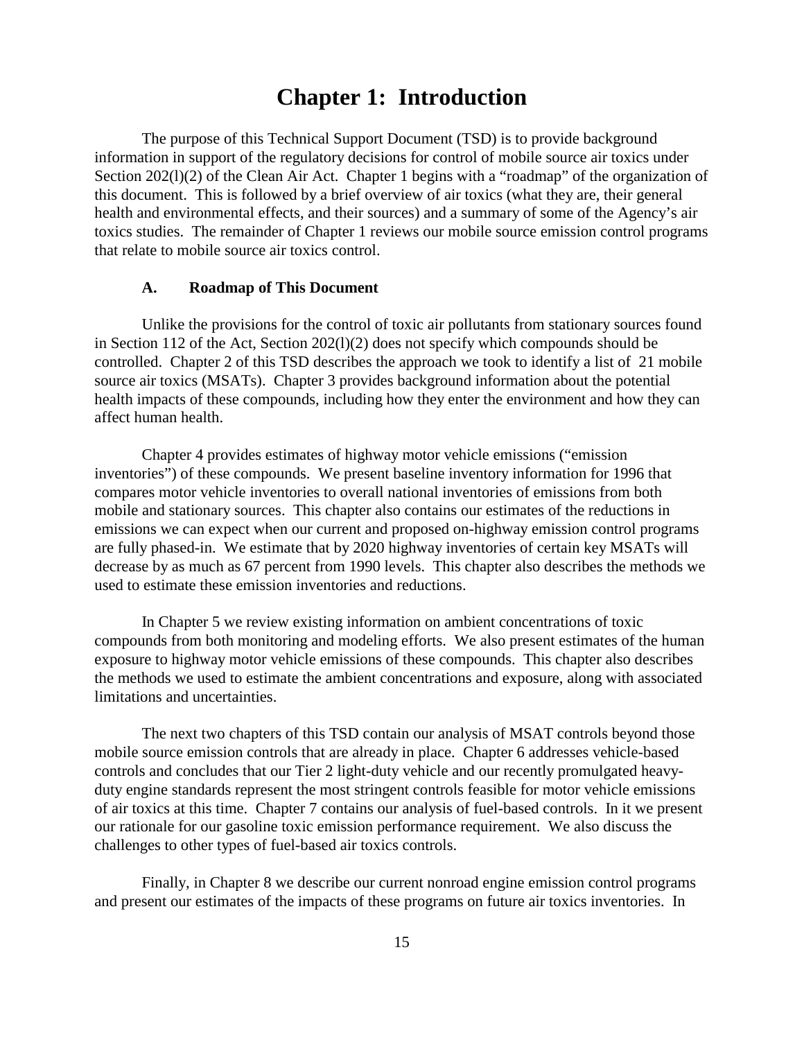# Chapter 1: Introduction

The purpose of this Technical Support Document (TSD) is to provide background information in support of the regulatory decisions for control of mobile source air toxics under Section 202(l)(2) of the Clean Air Act. Chapter 1 begins with a "roadmap" of the organization of this document. This is followed by a brief overview of air toxics (what they are, their general health and environmental effects, and their sources) and a summary of some of the Agency's air toxics studies. The remainder of Chapter 1 reviews our mobile source emission control programs that relate to mobile source air toxics control.

## A. Roadmap of This Document

Unlike the provisions for the control of toxic air pollutants from stationary sources found in Section 112 of the Act, Section 202(l)(2) does not specify which compounds should be controlled. Chapter 2 of this TSD describes the approach we took to identify a list of 21 mobile source air toxics (MSATs). Chapter 3 provides background information about the potential health impacts of these compounds, including how they enter the environment and how they can affect human health.

Chapter 4 provides estimates of highway motor vehicle emissions ("emission inventories") of these compounds. We present baseline inventory information for 1996 that compares motor vehicle inventories to overall national inventories of emissions from both mobile and stationary sources. This chapter also contains our estimates of the reductions in emissions we can expect when our current and proposed on-highway emission control programs are fully phased-in. We estimate that by 2020 highway inventories of certain key MSATs will decrease by as much as 67 percent from 1990 levels. This chapter also describes the methods we used to estimate these emission inventories and reductions.

In Chapter 5 we review existing information on ambient concentrations of toxic compounds from both monitoring and modeling efforts. We also present estimates of the human exposure to highway motor vehicle emissions of these compounds. This chapter also describes the methods we used to estimate the ambient concentrations and exposure, along with associated limitations and uncertainties.

The next two chapters of this TSD contain our analysis of MSAT controls beyond those mobile source emission controls that are already in place. Chapter 6 addresses vehicle-based controls and concludes that our Tier 2 light-duty vehicle and our recently promulgated heavy-duty engine standards represent the most stringent controls feasible for motor vehicle emissions of air toxics at this time. Chapter 7 contains our analysis of fuel-based controls. In it we present our rationale for our gasoline toxic emission performance requirement. We also discuss the challenges to other types of fuel-based air toxics controls.

Finally, in Chapter 8 we describe our current nonroad engine emission control programs and present our estimates of the impacts of these programs on future air toxics inventories. In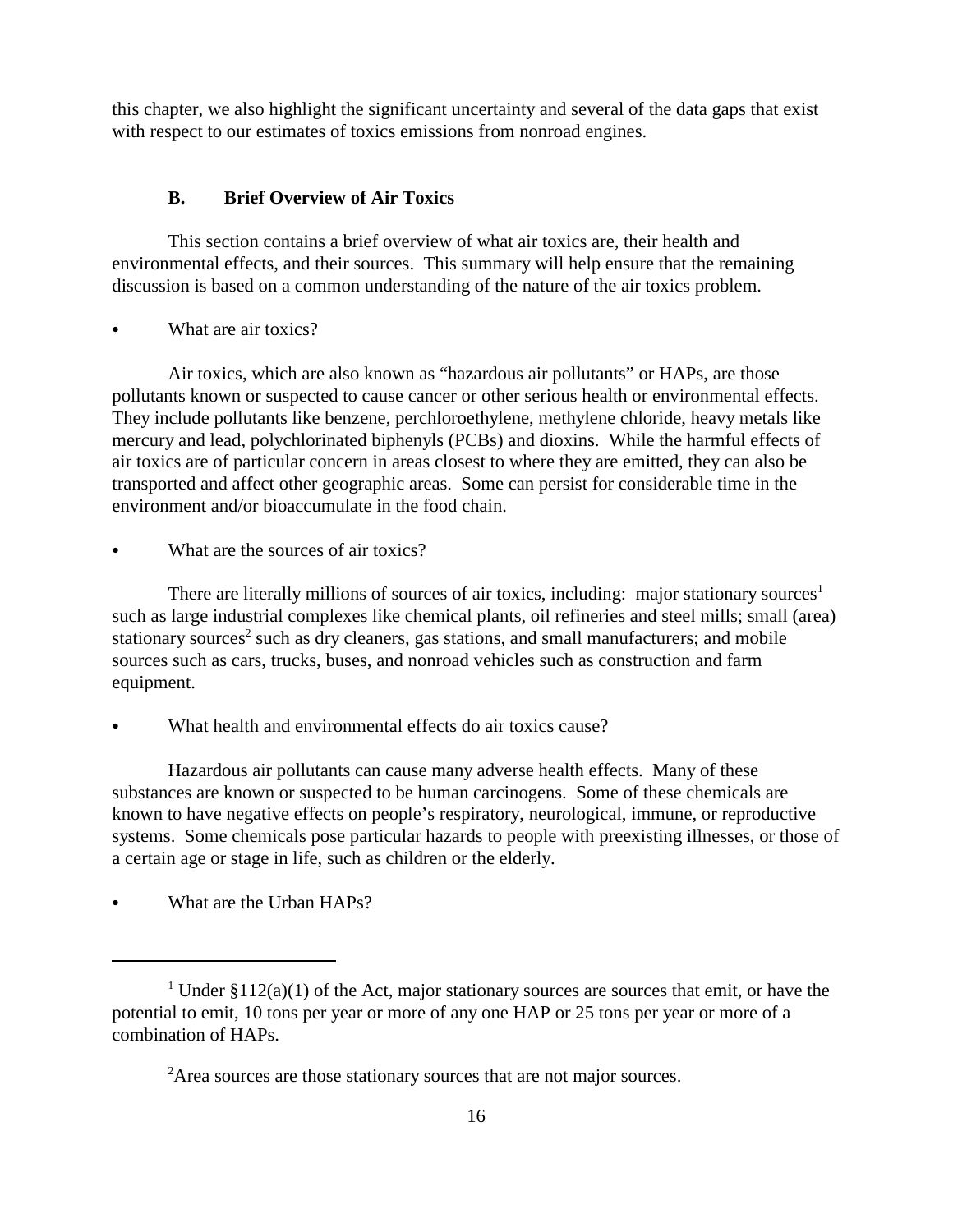this chapter, we also highlight the significant uncertainty and several of the data gaps that exist with respect to our estimates of toxics emissions from nonroad engines.

### B. Brief Overview of Air Toxics

This section contains a brief overview of what air toxics are, their health and environmental effects, and their sources. This summary will help ensure that the remaining discussion is based on a common understanding of the nature of the air toxics problem.

- What are air toxics?

Air toxics, which are also known as "hazardous air pollutants" or HAPs, are those pollutants known or suspected to cause cancer or other serious health or environmental effects. They include pollutants like benzene, perchloroethylene, methylene chloride, heavy metals like mercury and lead, polychlorinated biphenyls (PCBs) and dioxins. While the harmful effects of air toxics are of particular concern in areas closest to where they are emitted, they can also be transported and affect other geographic areas. Some can persist for considerable time in the environment and/or bioaccumulate in the food chain.

- What are the sources of air toxics?

There are literally millions of sources of air toxics, including: major stationary sources[1] such as large industrial complexes like chemical plants, oil refineries and steel mills; small (area) stationary sources[2] such as dry cleaners, gas stations, and small manufacturers; and mobile sources such as cars, trucks, buses, and nonroad vehicles such as construction and farm equipment.

- What health and environmental effects do air toxics cause?

Hazardous air pollutants can cause many adverse health effects. Many of these substances are known or suspected to be human carcinogens. Some of these chemicals are known to have negative effects on people's respiratory, neurological, immune, or reproductive systems. Some chemicals pose particular hazards to people with preexisting illnesses, or those of a certain age or stage in life, such as children or the elderly.

- What are the Urban HAPs?

---

[1] Under §112(a)(1) of the Act, major stationary sources are sources that emit, or have the potential to emit, 10 tons per year or more of any one HAP or 25 tons per year or more of a combination of HAPs.

[2] Area sources are those stationary sources that are not major sources.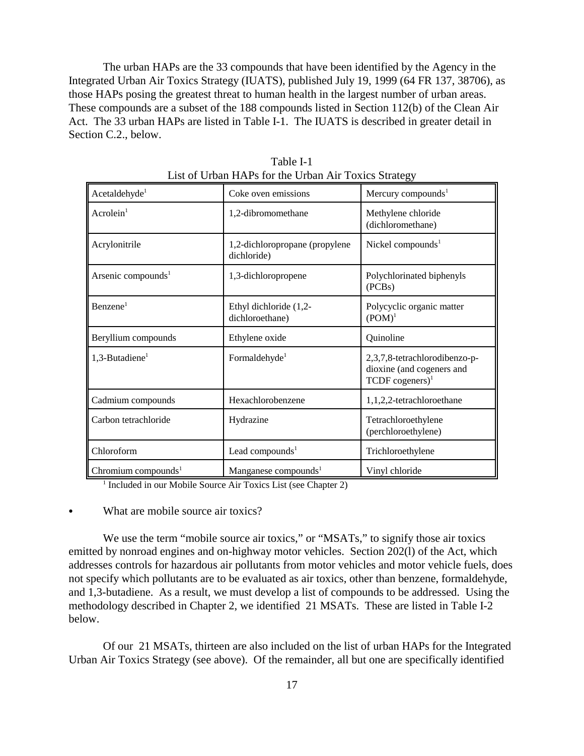The urban HAPs are the 33 compounds that have been identified by the Agency in the Integrated Urban Air Toxics Strategy (IUATS), published July 19, 1999 (64 FR 137, 38706), as those HAPs posing the greatest threat to human health in the largest number of urban areas. These compounds are a subset of the 188 compounds listed in Section 112(b) of the Clean Air Act. The 33 urban HAPs are listed in Table I-1. The IUATS is described in greater detail in Section C.2., below.

Table I-1
List of Urban HAPs for the Urban Air Toxics Strategy

| | | |
|---|---|---|
| Acetaldehyde[1] | Coke oven emissions | Mercury compounds[1] |
| Acrolein[1] | 1,2-dibromomethane | Methylene chloride (dichloromethane) |
| Acrylonitrile | 1,2-dichloropropane (propylene dichloride) | Nickel compounds[1] |
| Arsenic compounds[1] | 1,3-dichloropropene | Polychlorinated biphenyls (PCBs) |
| Benzene[1] | Ethyl dichloride (1,2-dichloroethane) | Polycyclic organic matter (POM)[1] |
| Beryllium compounds | Ethylene oxide | Quinoline |
| 1,3-Butadiene[1] | Formaldehyde[1] | 2,3,7,8-tetrachlorodibenzo-p-dioxine (and cogeners and TCDF cogeners)[1] |
| Cadmium compounds | Hexachlorobenzene | 1,1,2,2-tetrachloroethane |
| Carbon tetrachloride | Hydrazine | Tetrachloroethylene (perchloroethylene) |
| Chloroform | Lead compounds[1] | Trichloroethylene |
| Chromium compounds[1] | Manganese compounds[1] | Vinyl chloride |

[1] Included in our Mobile Source Air Toxics List (see Chapter 2)

- What are mobile source air toxics?

We use the term "mobile source air toxics," or "MSATs," to signify those air toxics emitted by nonroad engines and on-highway motor vehicles. Section 202(l) of the Act, which addresses controls for hazardous air pollutants from motor vehicles and motor vehicle fuels, does not specify which pollutants are to be evaluated as air toxics, other than benzene, formaldehyde, and 1,3-butadiene. As a result, we must develop a list of compounds to be addressed. Using the methodology described in Chapter 2, we identified 21 MSATs. These are listed in Table I-2 below.

Of our 21 MSATs, thirteen are also included on the list of urban HAPs for the Integrated Urban Air Toxics Strategy (see above). Of the remainder, all but one are specifically identified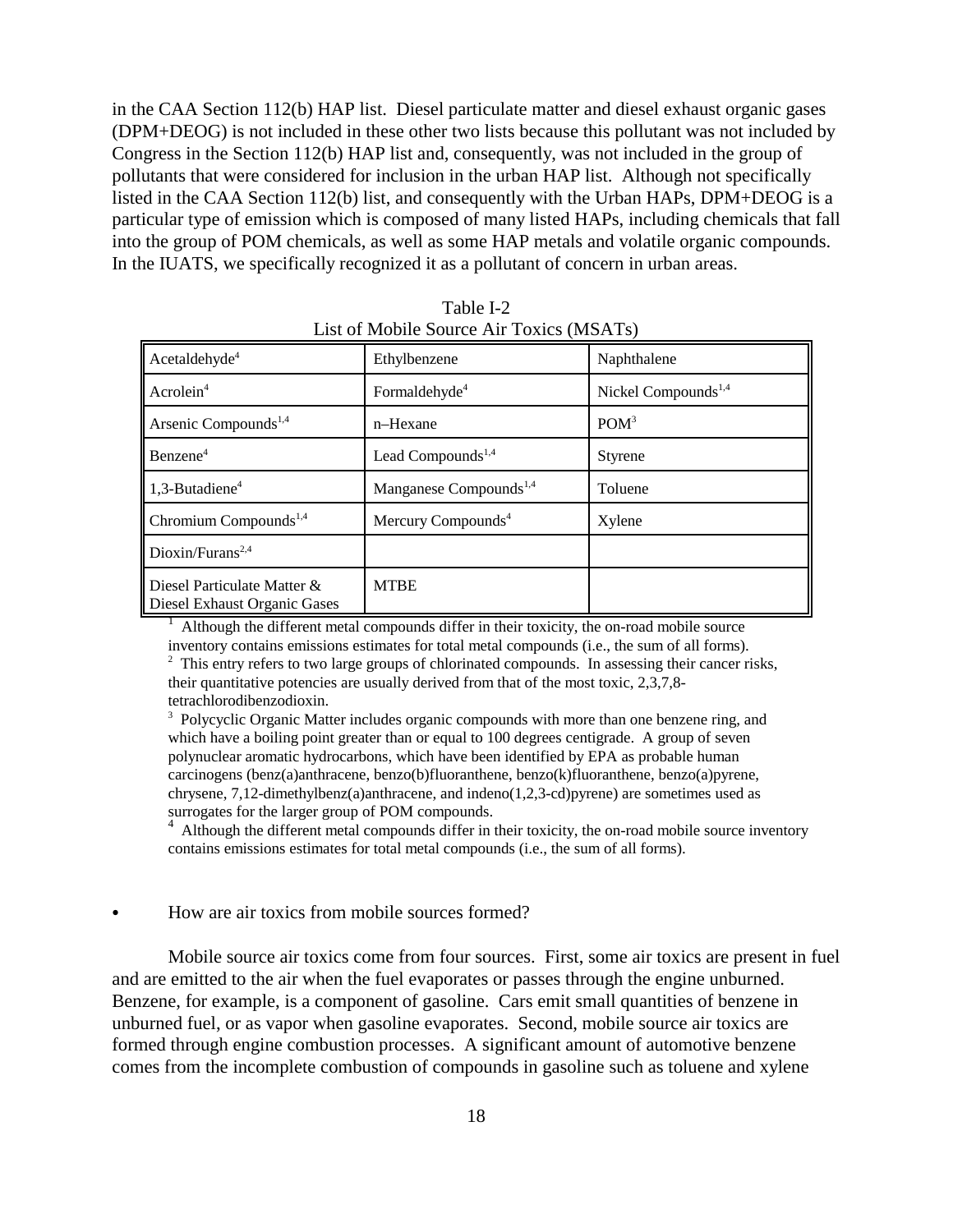in the CAA Section 112(b) HAP list. Diesel particulate matter and diesel exhaust organic gases (DPM+DEOG) is not included in these other two lists because this pollutant was not included by Congress in the Section 112(b) HAP list and, consequently, was not included in the group of pollutants that were considered for inclusion in the urban HAP list. Although not specifically listed in the CAA Section 112(b) list, and consequently with the Urban HAPs, DPM+DEOG is a particular type of emission which is composed of many listed HAPs, including chemicals that fall into the group of POM chemicals, as well as some HAP metals and volatile organic compounds. In the IUATS, we specifically recognized it as a pollutant of concern in urban areas.

Table I-2
List of Mobile Source Air Toxics (MSATs)

| | | |
|---|---|---|
| Acetaldehyde[4] | Ethylbenzene | Naphthalene |
| Acrolein[4] | Formaldehyde[4] | Nickel Compounds[1,4] |
| Arsenic Compounds[1,4] | n–Hexane | POM[3] |
| Benzene[4] | Lead Compounds[1,4] | Styrene |
| 1,3-Butadiene[4] | Manganese Compounds[1,4] | Toluene |
| Chromium Compounds[1,4] | Mercury Compounds[4] | Xylene |
| Dioxin/Furans[2,4] | | |
| Diesel Particulate Matter & Diesel Exhaust Organic Gases | MTBE | |

[1] Although the different metal compounds differ in their toxicity, the on-road mobile source inventory contains emissions estimates for total metal compounds (i.e., the sum of all forms).
[2] This entry refers to two large groups of chlorinated compounds. In assessing their cancer risks, their quantitative potencies are usually derived from that of the most toxic, 2,3,7,8-tetrachlorodibenzodioxin.
[3] Polycyclic Organic Matter includes organic compounds with more than one benzene ring, and which have a boiling point greater than or equal to 100 degrees centigrade. A group of seven polynuclear aromatic hydrocarbons, which have been identified by EPA as probable human carcinogens (benz(a)anthracene, benzo(b)fluoranthene, benzo(k)fluoranthene, benzo(a)pyrene, chrysene, 7,12-dimethylbenz(a)anthracene, and indeno(1,2,3-cd)pyrene) are sometimes used as surrogates for the larger group of POM compounds.
[4] Although the different metal compounds differ in their toxicity, the on-road mobile source inventory contains emissions estimates for total metal compounds (i.e., the sum of all forms).

- How are air toxics from mobile sources formed?

Mobile source air toxics come from four sources. First, some air toxics are present in fuel and are emitted to the air when the fuel evaporates or passes through the engine unburned. Benzene, for example, is a component of gasoline. Cars emit small quantities of benzene in unburned fuel, or as vapor when gasoline evaporates. Second, mobile source air toxics are formed through engine combustion processes. A significant amount of automotive benzene comes from the incomplete combustion of compounds in gasoline such as toluene and xylene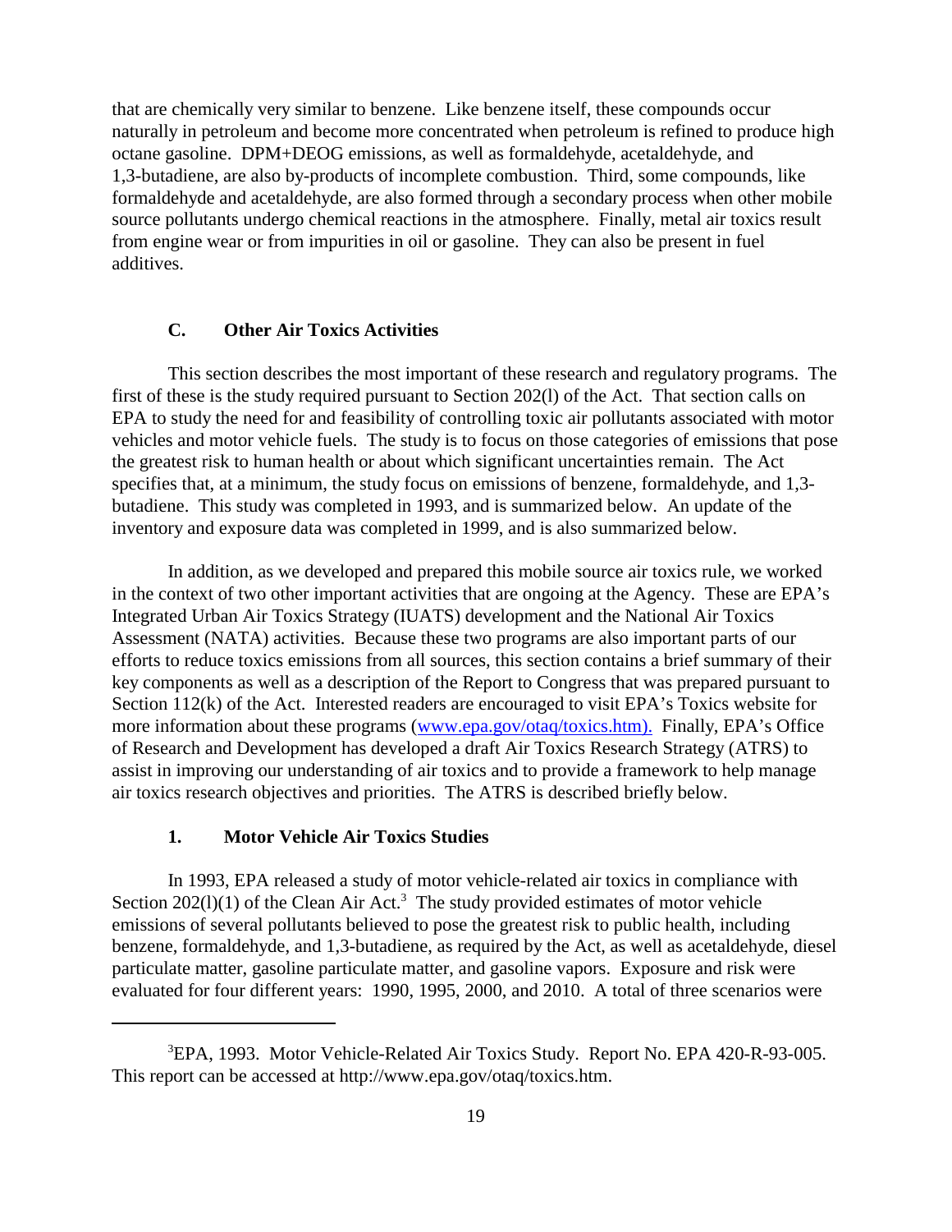that are chemically very similar to benzene. Like benzene itself, these compounds occur naturally in petroleum and become more concentrated when petroleum is refined to produce high octane gasoline. DPM+DEOG emissions, as well as formaldehyde, acetaldehyde, and 1,3-butadiene, are also by-products of incomplete combustion. Third, some compounds, like formaldehyde and acetaldehyde, are also formed through a secondary process when other mobile source pollutants undergo chemical reactions in the atmosphere. Finally, metal air toxics result from engine wear or from impurities in oil or gasoline. They can also be present in fuel additives.

### C. Other Air Toxics Activities

This section describes the most important of these research and regulatory programs. The first of these is the study required pursuant to Section 202(l) of the Act. That section calls on EPA to study the need for and feasibility of controlling toxic air pollutants associated with motor vehicles and motor vehicle fuels. The study is to focus on those categories of emissions that pose the greatest risk to human health or about which significant uncertainties remain. The Act specifies that, at a minimum, the study focus on emissions of benzene, formaldehyde, and 1,3-butadiene. This study was completed in 1993, and is summarized below. An update of the inventory and exposure data was completed in 1999, and is also summarized below.

In addition, as we developed and prepared this mobile source air toxics rule, we worked in the context of two other important activities that are ongoing at the Agency. These are EPA's Integrated Urban Air Toxics Strategy (IUATS) development and the National Air Toxics Assessment (NATA) activities. Because these two programs are also important parts of our efforts to reduce toxics emissions from all sources, this section contains a brief summary of their key components as well as a description of the Report to Congress that was prepared pursuant to Section 112(k) of the Act. Interested readers are encouraged to visit EPA's Toxics website for more information about these programs (www.epa.gov/otaq/toxics.htm). Finally, EPA's Office of Research and Development has developed a draft Air Toxics Research Strategy (ATRS) to assist in improving our understanding of air toxics and to provide a framework to help manage air toxics research objectives and priorities. The ATRS is described briefly below.

#### 1. Motor Vehicle Air Toxics Studies

In 1993, EPA released a study of motor vehicle-related air toxics in compliance with Section 202(l)(1) of the Clean Air Act.[3] The study provided estimates of motor vehicle emissions of several pollutants believed to pose the greatest risk to public health, including benzene, formaldehyde, and 1,3-butadiene, as required by the Act, as well as acetaldehyde, diesel particulate matter, gasoline particulate matter, and gasoline vapors. Exposure and risk were evaluated for four different years: 1990, 1995, 2000, and 2010. A total of three scenarios were

---

[3] EPA, 1993. Motor Vehicle-Related Air Toxics Study. Report No. EPA 420-R-93-005. This report can be accessed at http://www.epa.gov/otaq/toxics.htm.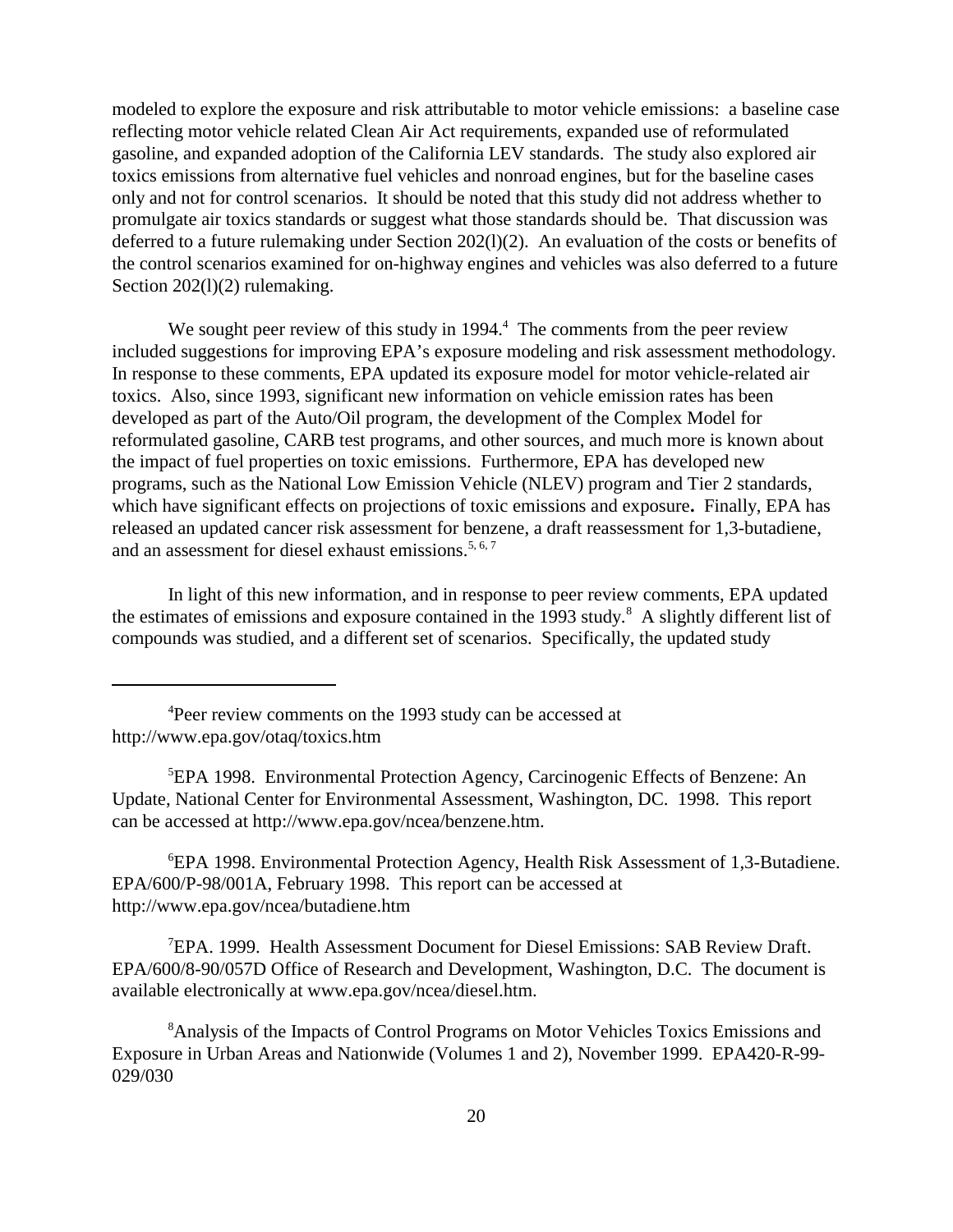modeled to explore the exposure and risk attributable to motor vehicle emissions: a baseline case reflecting motor vehicle related Clean Air Act requirements, expanded use of reformulated gasoline, and expanded adoption of the California LEV standards. The study also explored air toxics emissions from alternative fuel vehicles and nonroad engines, but for the baseline cases only and not for control scenarios. It should be noted that this study did not address whether to promulgate air toxics standards or suggest what those standards should be. That discussion was deferred to a future rulemaking under Section 202(l)(2). An evaluation of the costs or benefits of the control scenarios examined for on-highway engines and vehicles was also deferred to a future Section 202(l)(2) rulemaking.

We sought peer review of this study in 1994.[4] The comments from the peer review included suggestions for improving EPA's exposure modeling and risk assessment methodology. In response to these comments, EPA updated its exposure model for motor vehicle-related air toxics. Also, since 1993, significant new information on vehicle emission rates has been developed as part of the Auto/Oil program, the development of the Complex Model for reformulated gasoline, CARB test programs, and other sources, and much more is known about the impact of fuel properties on toxic emissions. Furthermore, EPA has developed new programs, such as the National Low Emission Vehicle (NLEV) program and Tier 2 standards, which have significant effects on projections of toxic emissions and exposure**.** Finally, EPA has released an updated cancer risk assessment for benzene, a draft reassessment for 1,3-butadiene, and an assessment for diesel exhaust emissions.[5, 6, 7]

In light of this new information, and in response to peer review comments, EPA updated the estimates of emissions and exposure contained in the 1993 study.[8] A slightly different list of compounds was studied, and a different set of scenarios. Specifically, the updated study

---

[4]Peer review comments on the 1993 study can be accessed at http://www.epa.gov/otaq/toxics.htm

[5]EPA 1998. Environmental Protection Agency, Carcinogenic Effects of Benzene: An Update, National Center for Environmental Assessment, Washington, DC. 1998. This report can be accessed at http://www.epa.gov/ncea/benzene.htm.

[6]EPA 1998. Environmental Protection Agency, Health Risk Assessment of 1,3-Butadiene. EPA/600/P-98/001A, February 1998. This report can be accessed at http://www.epa.gov/ncea/butadiene.htm

[7]EPA. 1999. Health Assessment Document for Diesel Emissions: SAB Review Draft. EPA/600/8-90/057D Office of Research and Development, Washington, D.C. The document is available electronically at www.epa.gov/ncea/diesel.htm.

[8]Analysis of the Impacts of Control Programs on Motor Vehicles Toxics Emissions and Exposure in Urban Areas and Nationwide (Volumes 1 and 2), November 1999. EPA420-R-99-029/030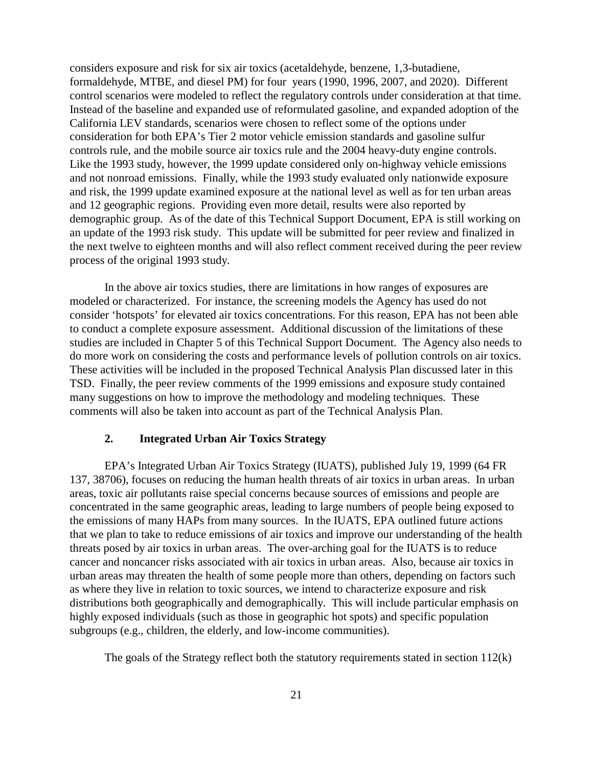considers exposure and risk for six air toxics (acetaldehyde, benzene, 1,3-butadiene, formaldehyde, MTBE, and diesel PM) for four years (1990, 1996, 2007, and 2020). Different control scenarios were modeled to reflect the regulatory controls under consideration at that time. Instead of the baseline and expanded use of reformulated gasoline, and expanded adoption of the California LEV standards, scenarios were chosen to reflect some of the options under consideration for both EPA's Tier 2 motor vehicle emission standards and gasoline sulfur controls rule, and the mobile source air toxics rule and the 2004 heavy-duty engine controls. Like the 1993 study, however, the 1999 update considered only on-highway vehicle emissions and not nonroad emissions. Finally, while the 1993 study evaluated only nationwide exposure and risk, the 1999 update examined exposure at the national level as well as for ten urban areas and 12 geographic regions. Providing even more detail, results were also reported by demographic group. As of the date of this Technical Support Document, EPA is still working on an update of the 1993 risk study. This update will be submitted for peer review and finalized in the next twelve to eighteen months and will also reflect comment received during the peer review process of the original 1993 study.

In the above air toxics studies, there are limitations in how ranges of exposures are modeled or characterized. For instance, the screening models the Agency has used do not consider 'hotspots' for elevated air toxics concentrations. For this reason, EPA has not been able to conduct a complete exposure assessment. Additional discussion of the limitations of these studies are included in Chapter 5 of this Technical Support Document. The Agency also needs to do more work on considering the costs and performance levels of pollution controls on air toxics. These activities will be included in the proposed Technical Analysis Plan discussed later in this TSD. Finally, the peer review comments of the 1999 emissions and exposure study contained many suggestions on how to improve the methodology and modeling techniques. These comments will also be taken into account as part of the Technical Analysis Plan.

### 2. Integrated Urban Air Toxics Strategy

EPA's Integrated Urban Air Toxics Strategy (IUATS), published July 19, 1999 (64 FR 137, 38706), focuses on reducing the human health threats of air toxics in urban areas. In urban areas, toxic air pollutants raise special concerns because sources of emissions and people are concentrated in the same geographic areas, leading to large numbers of people being exposed to the emissions of many HAPs from many sources. In the IUATS, EPA outlined future actions that we plan to take to reduce emissions of air toxics and improve our understanding of the health threats posed by air toxics in urban areas. The over-arching goal for the IUATS is to reduce cancer and noncancer risks associated with air toxics in urban areas. Also, because air toxics in urban areas may threaten the health of some people more than others, depending on factors such as where they live in relation to toxic sources, we intend to characterize exposure and risk distributions both geographically and demographically. This will include particular emphasis on highly exposed individuals (such as those in geographic hot spots) and specific population subgroups (e.g., children, the elderly, and low-income communities).

The goals of the Strategy reflect both the statutory requirements stated in section 112(k)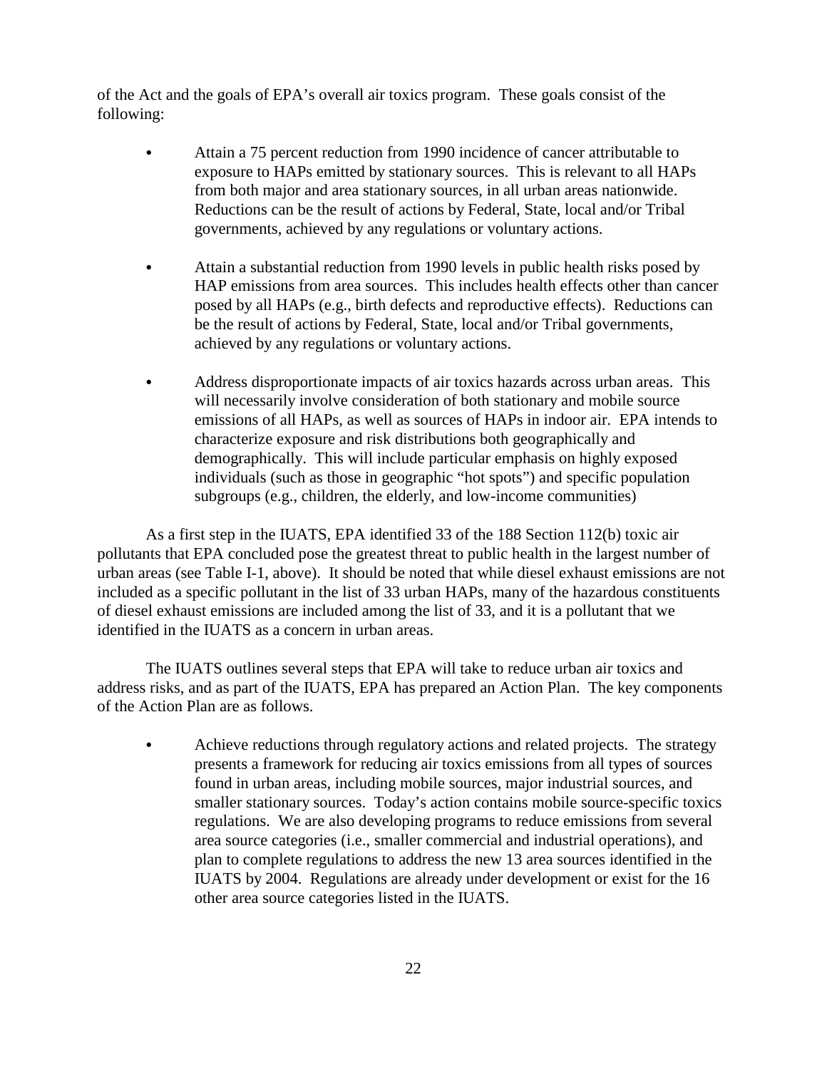of the Act and the goals of EPA's overall air toxics program. These goals consist of the following:

- Attain a 75 percent reduction from 1990 incidence of cancer attributable to exposure to HAPs emitted by stationary sources. This is relevant to all HAPs from both major and area stationary sources, in all urban areas nationwide. Reductions can be the result of actions by Federal, State, local and/or Tribal governments, achieved by any regulations or voluntary actions.

- Attain a substantial reduction from 1990 levels in public health risks posed by HAP emissions from area sources. This includes health effects other than cancer posed by all HAPs (e.g., birth defects and reproductive effects). Reductions can be the result of actions by Federal, State, local and/or Tribal governments, achieved by any regulations or voluntary actions.

- Address disproportionate impacts of air toxics hazards across urban areas. This will necessarily involve consideration of both stationary and mobile source emissions of all HAPs, as well as sources of HAPs in indoor air. EPA intends to characterize exposure and risk distributions both geographically and demographically. This will include particular emphasis on highly exposed individuals (such as those in geographic "hot spots") and specific population subgroups (e.g., children, the elderly, and low-income communities)

As a first step in the IUATS, EPA identified 33 of the 188 Section 112(b) toxic air pollutants that EPA concluded pose the greatest threat to public health in the largest number of urban areas (see Table I-1, above). It should be noted that while diesel exhaust emissions are not included as a specific pollutant in the list of 33 urban HAPs, many of the hazardous constituents of diesel exhaust emissions are included among the list of 33, and it is a pollutant that we identified in the IUATS as a concern in urban areas.

The IUATS outlines several steps that EPA will take to reduce urban air toxics and address risks, and as part of the IUATS, EPA has prepared an Action Plan. The key components of the Action Plan are as follows.

- Achieve reductions through regulatory actions and related projects. The strategy presents a framework for reducing air toxics emissions from all types of sources found in urban areas, including mobile sources, major industrial sources, and smaller stationary sources. Today's action contains mobile source-specific toxics regulations. We are also developing programs to reduce emissions from several area source categories (i.e., smaller commercial and industrial operations), and plan to complete regulations to address the new 13 area sources identified in the IUATS by 2004. Regulations are already under development or exist for the 16 other area source categories listed in the IUATS.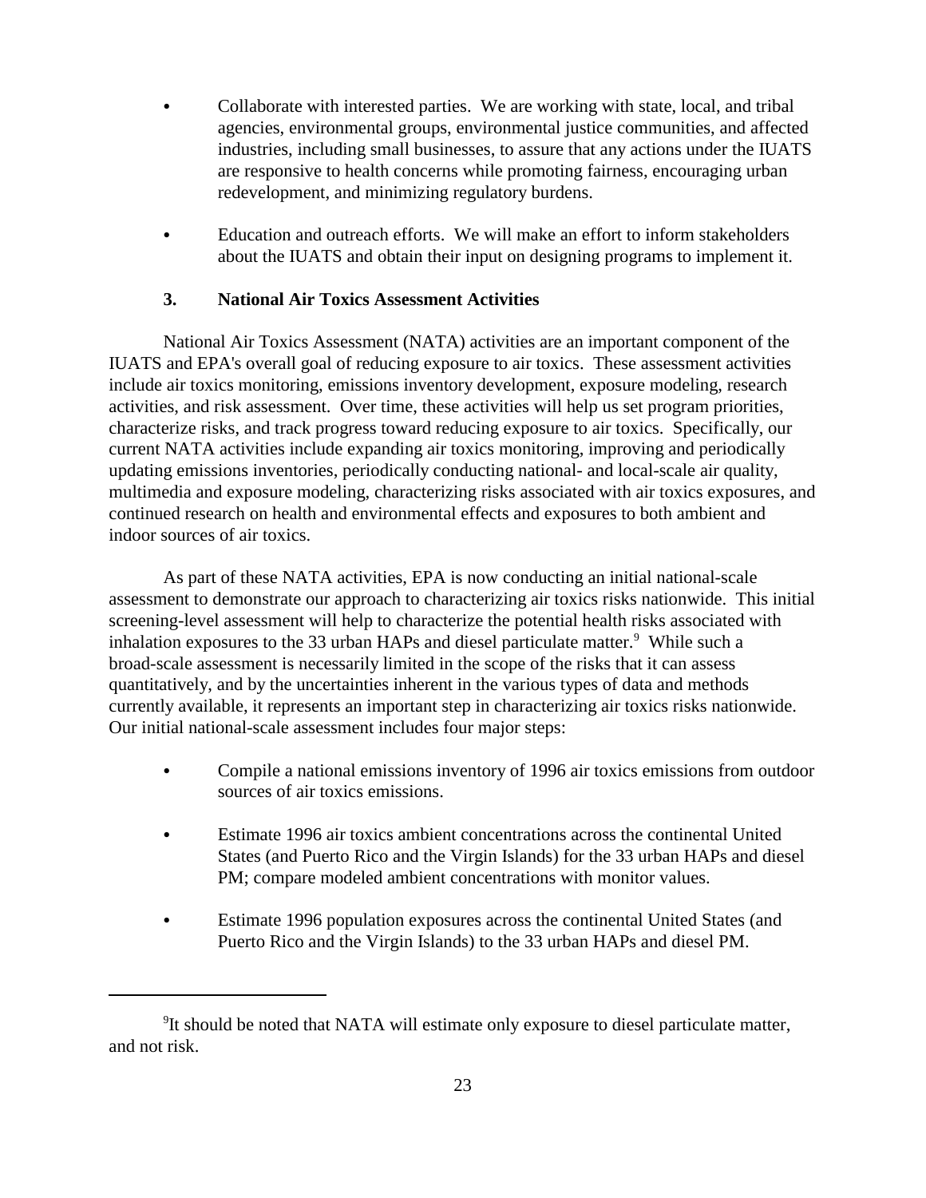- Collaborate with interested parties. We are working with state, local, and tribal agencies, environmental groups, environmental justice communities, and affected industries, including small businesses, to assure that any actions under the IUATS are responsive to health concerns while promoting fairness, encouraging urban redevelopment, and minimizing regulatory burdens.

- Education and outreach efforts. We will make an effort to inform stakeholders about the IUATS and obtain their input on designing programs to implement it.

### 3. National Air Toxics Assessment Activities

National Air Toxics Assessment (NATA) activities are an important component of the IUATS and EPA's overall goal of reducing exposure to air toxics. These assessment activities include air toxics monitoring, emissions inventory development, exposure modeling, research activities, and risk assessment. Over time, these activities will help us set program priorities, characterize risks, and track progress toward reducing exposure to air toxics. Specifically, our current NATA activities include expanding air toxics monitoring, improving and periodically updating emissions inventories, periodically conducting national- and local-scale air quality, multimedia and exposure modeling, characterizing risks associated with air toxics exposures, and continued research on health and environmental effects and exposures to both ambient and indoor sources of air toxics.

As part of these NATA activities, EPA is now conducting an initial national-scale assessment to demonstrate our approach to characterizing air toxics risks nationwide. This initial screening-level assessment will help to characterize the potential health risks associated with inhalation exposures to the 33 urban HAPs and diesel particulate matter.[9] While such a broad-scale assessment is necessarily limited in the scope of the risks that it can assess quantitatively, and by the uncertainties inherent in the various types of data and methods currently available, it represents an important step in characterizing air toxics risks nationwide. Our initial national-scale assessment includes four major steps:

- Compile a national emissions inventory of 1996 air toxics emissions from outdoor sources of air toxics emissions.

- Estimate 1996 air toxics ambient concentrations across the continental United States (and Puerto Rico and the Virgin Islands) for the 33 urban HAPs and diesel PM; compare modeled ambient concentrations with monitor values.

- Estimate 1996 population exposures across the continental United States (and Puerto Rico and the Virgin Islands) to the 33 urban HAPs and diesel PM.

---

[9] It should be noted that NATA will estimate only exposure to diesel particulate matter, and not risk.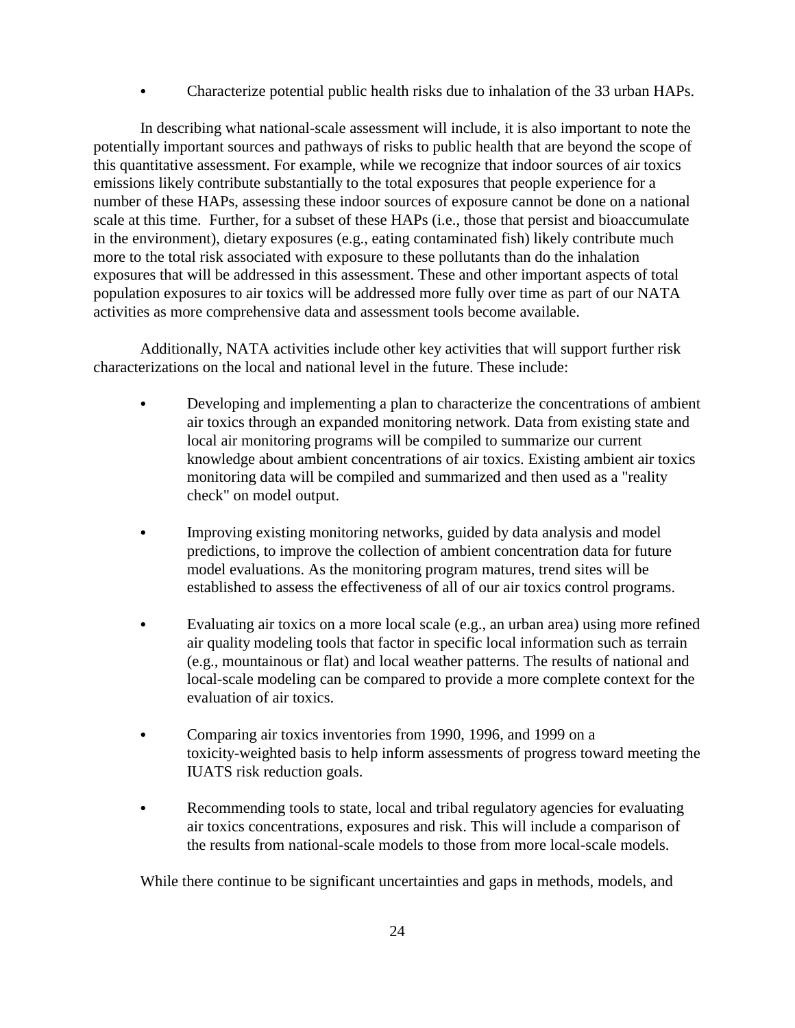- Characterize potential public health risks due to inhalation of the 33 urban HAPs.

In describing what national-scale assessment will include, it is also important to note the potentially important sources and pathways of risks to public health that are beyond the scope of this quantitative assessment. For example, while we recognize that indoor sources of air toxics emissions likely contribute substantially to the total exposures that people experience for a number of these HAPs, assessing these indoor sources of exposure cannot be done on a national scale at this time. Further, for a subset of these HAPs (i.e., those that persist and bioaccumulate in the environment), dietary exposures (e.g., eating contaminated fish) likely contribute much more to the total risk associated with exposure to these pollutants than do the inhalation exposures that will be addressed in this assessment. These and other important aspects of total population exposures to air toxics will be addressed more fully over time as part of our NATA activities as more comprehensive data and assessment tools become available.

Additionally, NATA activities include other key activities that will support further risk characterizations on the local and national level in the future. These include:

- Developing and implementing a plan to characterize the concentrations of ambient air toxics through an expanded monitoring network. Data from existing state and local air monitoring programs will be compiled to summarize our current knowledge about ambient concentrations of air toxics. Existing ambient air toxics monitoring data will be compiled and summarized and then used as a "reality check" on model output.

- Improving existing monitoring networks, guided by data analysis and model predictions, to improve the collection of ambient concentration data for future model evaluations. As the monitoring program matures, trend sites will be established to assess the effectiveness of all of our air toxics control programs.

- Evaluating air toxics on a more local scale (e.g., an urban area) using more refined air quality modeling tools that factor in specific local information such as terrain (e.g., mountainous or flat) and local weather patterns. The results of national and local-scale modeling can be compared to provide a more complete context for the evaluation of air toxics.

- Comparing air toxics inventories from 1990, 1996, and 1999 on a toxicity-weighted basis to help inform assessments of progress toward meeting the IUATS risk reduction goals.

- Recommending tools to state, local and tribal regulatory agencies for evaluating air toxics concentrations, exposures and risk. This will include a comparison of the results from national-scale models to those from more local-scale models.

While there continue to be significant uncertainties and gaps in methods, models, and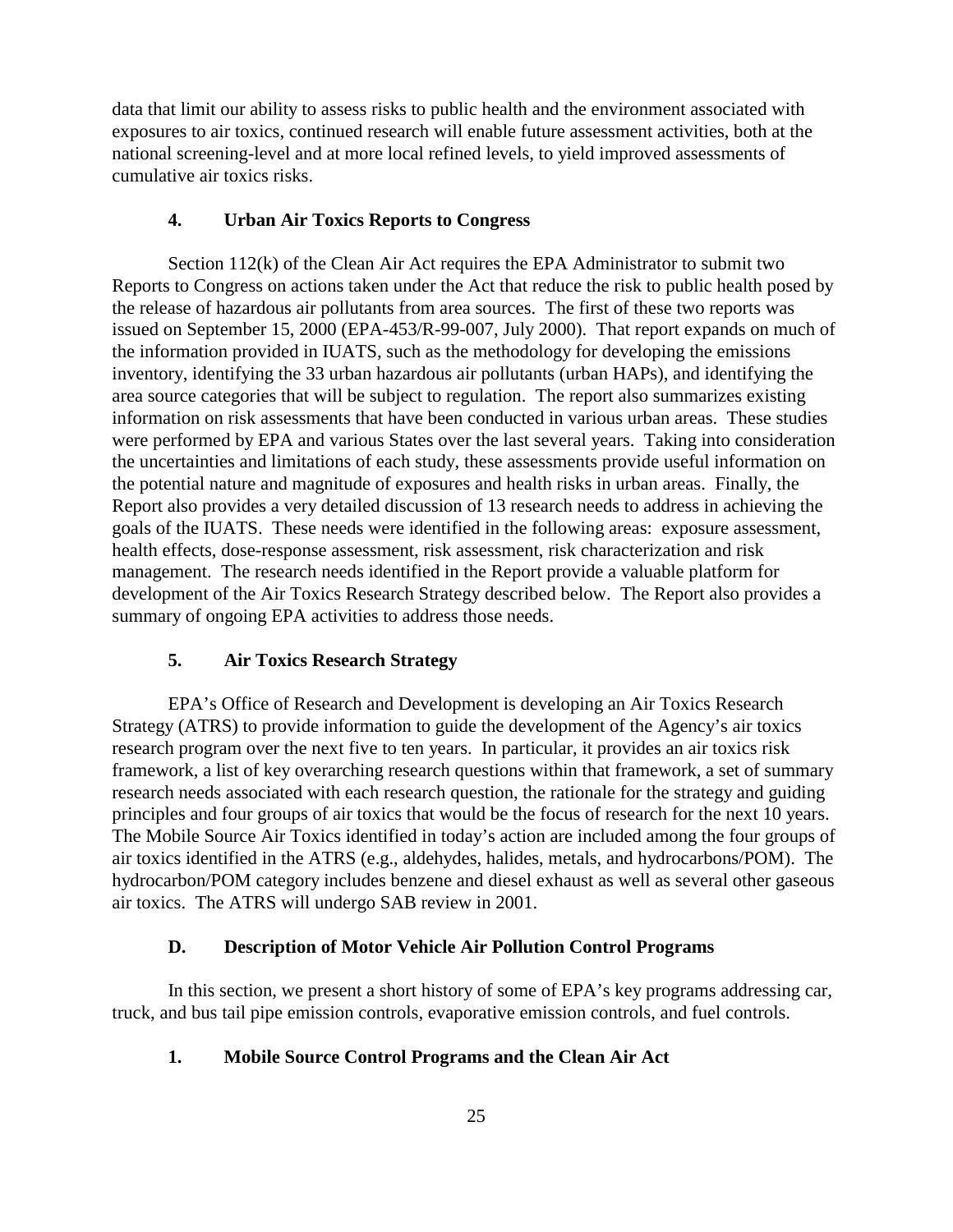data that limit our ability to assess risks to public health and the environment associated with exposures to air toxics, continued research will enable future assessment activities, both at the national screening-level and at more local refined levels, to yield improved assessments of cumulative air toxics risks.

### 4. Urban Air Toxics Reports to Congress

Section 112(k) of the Clean Air Act requires the EPA Administrator to submit two Reports to Congress on actions taken under the Act that reduce the risk to public health posed by the release of hazardous air pollutants from area sources. The first of these two reports was issued on September 15, 2000 (EPA-453/R-99-007, July 2000). That report expands on much of the information provided in IUATS, such as the methodology for developing the emissions inventory, identifying the 33 urban hazardous air pollutants (urban HAPs), and identifying the area source categories that will be subject to regulation. The report also summarizes existing information on risk assessments that have been conducted in various urban areas. These studies were performed by EPA and various States over the last several years. Taking into consideration the uncertainties and limitations of each study, these assessments provide useful information on the potential nature and magnitude of exposures and health risks in urban areas. Finally, the Report also provides a very detailed discussion of 13 research needs to address in achieving the goals of the IUATS. These needs were identified in the following areas: exposure assessment, health effects, dose-response assessment, risk assessment, risk characterization and risk management. The research needs identified in the Report provide a valuable platform for development of the Air Toxics Research Strategy described below. The Report also provides a summary of ongoing EPA activities to address those needs.

### 5. Air Toxics Research Strategy

EPA's Office of Research and Development is developing an Air Toxics Research Strategy (ATRS) to provide information to guide the development of the Agency's air toxics research program over the next five to ten years. In particular, it provides an air toxics risk framework, a list of key overarching research questions within that framework, a set of summary research needs associated with each research question, the rationale for the strategy and guiding principles and four groups of air toxics that would be the focus of research for the next 10 years. The Mobile Source Air Toxics identified in today's action are included among the four groups of air toxics identified in the ATRS (e.g., aldehydes, halides, metals, and hydrocarbons/POM). The hydrocarbon/POM category includes benzene and diesel exhaust as well as several other gaseous air toxics. The ATRS will undergo SAB review in 2001.

## D. Description of Motor Vehicle Air Pollution Control Programs

In this section, we present a short history of some of EPA's key programs addressing car, truck, and bus tail pipe emission controls, evaporative emission controls, and fuel controls.

### 1. Mobile Source Control Programs and the Clean Air Act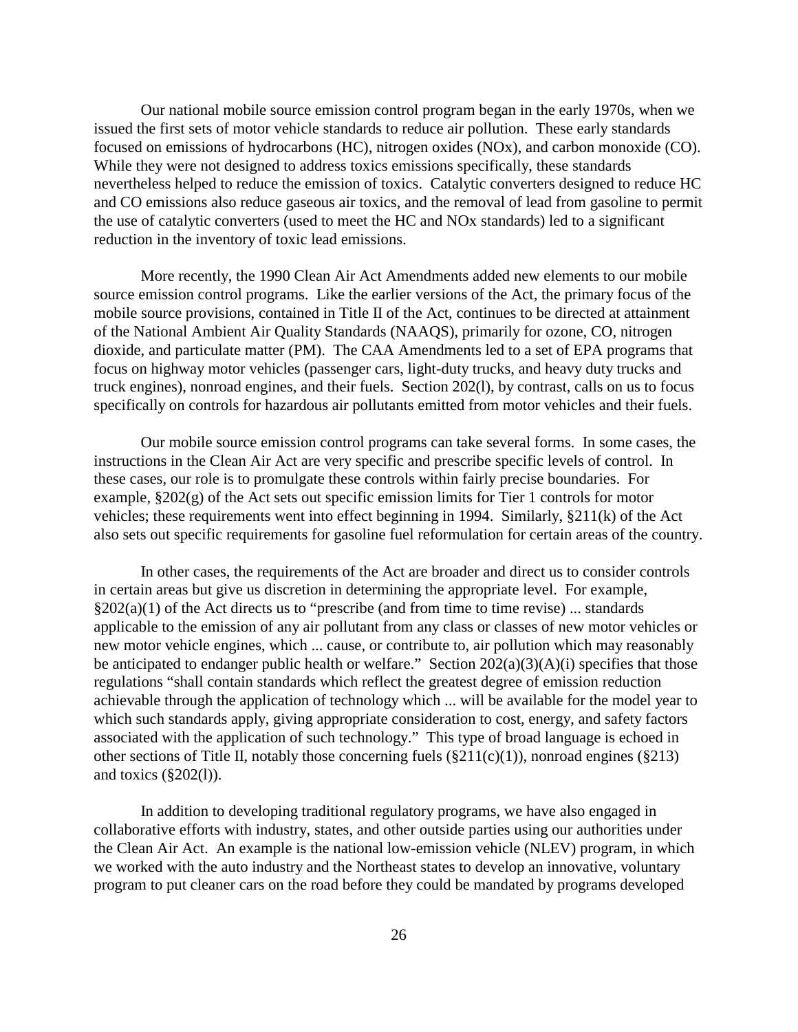Our national mobile source emission control program began in the early 1970s, when we issued the first sets of motor vehicle standards to reduce air pollution. These early standards focused on emissions of hydrocarbons (HC), nitrogen oxides (NOx), and carbon monoxide (CO). While they were not designed to address toxics emissions specifically, these standards nevertheless helped to reduce the emission of toxics. Catalytic converters designed to reduce HC and CO emissions also reduce gaseous air toxics, and the removal of lead from gasoline to permit the use of catalytic converters (used to meet the HC and NOx standards) led to a significant reduction in the inventory of toxic lead emissions.

More recently, the 1990 Clean Air Act Amendments added new elements to our mobile source emission control programs. Like the earlier versions of the Act, the primary focus of the mobile source provisions, contained in Title II of the Act, continues to be directed at attainment of the National Ambient Air Quality Standards (NAAQS), primarily for ozone, CO, nitrogen dioxide, and particulate matter (PM). The CAA Amendments led to a set of EPA programs that focus on highway motor vehicles (passenger cars, light-duty trucks, and heavy duty trucks and truck engines), nonroad engines, and their fuels. Section 202(l), by contrast, calls on us to focus specifically on controls for hazardous air pollutants emitted from motor vehicles and their fuels.

Our mobile source emission control programs can take several forms. In some cases, the instructions in the Clean Air Act are very specific and prescribe specific levels of control. In these cases, our role is to promulgate these controls within fairly precise boundaries. For example, §202(g) of the Act sets out specific emission limits for Tier 1 controls for motor vehicles; these requirements went into effect beginning in 1994. Similarly, §211(k) of the Act also sets out specific requirements for gasoline fuel reformulation for certain areas of the country.

In other cases, the requirements of the Act are broader and direct us to consider controls in certain areas but give us discretion in determining the appropriate level. For example, §202(a)(1) of the Act directs us to "prescribe (and from time to time revise) ... standards applicable to the emission of any air pollutant from any class or classes of new motor vehicles or new motor vehicle engines, which ... cause, or contribute to, air pollution which may reasonably be anticipated to endanger public health or welfare." Section 202(a)(3)(A)(i) specifies that those regulations "shall contain standards which reflect the greatest degree of emission reduction achievable through the application of technology which ... will be available for the model year to which such standards apply, giving appropriate consideration to cost, energy, and safety factors associated with the application of such technology." This type of broad language is echoed in other sections of Title II, notably those concerning fuels (§211(c)(1)), nonroad engines (§213) and toxics (§202(l)).

In addition to developing traditional regulatory programs, we have also engaged in collaborative efforts with industry, states, and other outside parties using our authorities under the Clean Air Act. An example is the national low-emission vehicle (NLEV) program, in which we worked with the auto industry and the Northeast states to develop an innovative, voluntary program to put cleaner cars on the road before they could be mandated by programs developed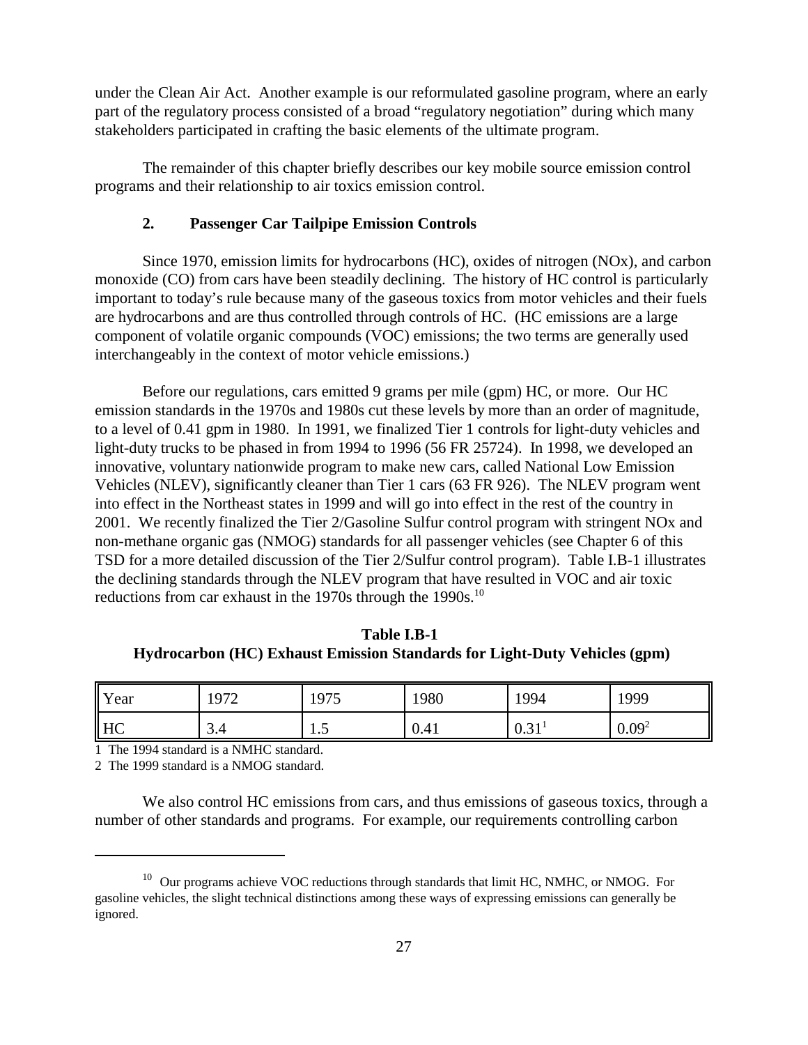under the Clean Air Act. Another example is our reformulated gasoline program, where an early part of the regulatory process consisted of a broad "regulatory negotiation" during which many stakeholders participated in crafting the basic elements of the ultimate program.

The remainder of this chapter briefly describes our key mobile source emission control programs and their relationship to air toxics emission control.

### 2. Passenger Car Tailpipe Emission Controls

Since 1970, emission limits for hydrocarbons (HC), oxides of nitrogen (NOx), and carbon monoxide (CO) from cars have been steadily declining. The history of HC control is particularly important to today's rule because many of the gaseous toxics from motor vehicles and their fuels are hydrocarbons and are thus controlled through controls of HC. (HC emissions are a large component of volatile organic compounds (VOC) emissions; the two terms are generally used interchangeably in the context of motor vehicle emissions.)

Before our regulations, cars emitted 9 grams per mile (gpm) HC, or more. Our HC emission standards in the 1970s and 1980s cut these levels by more than an order of magnitude, to a level of 0.41 gpm in 1980. In 1991, we finalized Tier 1 controls for light-duty vehicles and light-duty trucks to be phased in from 1994 to 1996 (56 FR 25724). In 1998, we developed an innovative, voluntary nationwide program to make new cars, called National Low Emission Vehicles (NLEV), significantly cleaner than Tier 1 cars (63 FR 926). The NLEV program went into effect in the Northeast states in 1999 and will go into effect in the rest of the country in 2001. We recently finalized the Tier 2/Gasoline Sulfur control program with stringent NOx and non-methane organic gas (NMOG) standards for all passenger vehicles (see Chapter 6 of this TSD for a more detailed discussion of the Tier 2/Sulfur control program). Table I.B-1 illustrates the declining standards through the NLEV program that have resulted in VOC and air toxic reductions from car exhaust in the 1970s through the 1990s.[10]

**Table I.B-1**
**Hydrocarbon (HC) Exhaust Emission Standards for Light-Duty Vehicles (gpm)**

| Year | 1972 | 1975 | 1980 | 1994 | 1999 |
|---|---|---|---|---|---|
| HC | 3.4 | 1.5 | 0.41 | 0.31[1] | 0.09[2] |

1 The 1994 standard is a NMHC standard.
2 The 1999 standard is a NMOG standard.

We also control HC emissions from cars, and thus emissions of gaseous toxics, through a number of other standards and programs. For example, our requirements controlling carbon

---

[10] Our programs achieve VOC reductions through standards that limit HC, NMHC, or NMOG. For gasoline vehicles, the slight technical distinctions among these ways of expressing emissions can generally be ignored.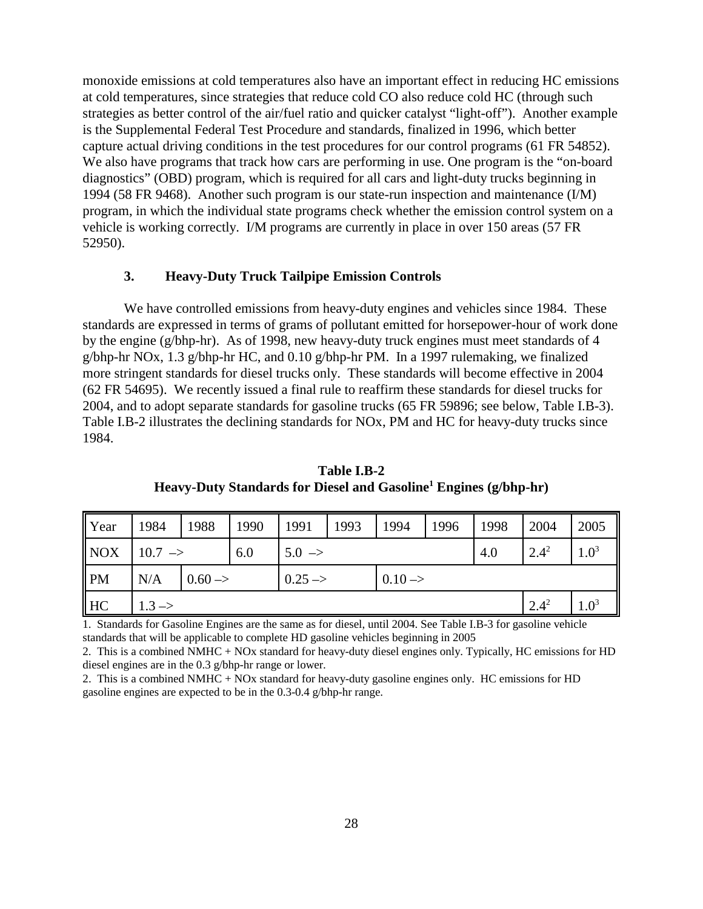monoxide emissions at cold temperatures also have an important effect in reducing HC emissions at cold temperatures, since strategies that reduce cold CO also reduce cold HC (through such strategies as better control of the air/fuel ratio and quicker catalyst "light-off"). Another example is the Supplemental Federal Test Procedure and standards, finalized in 1996, which better capture actual driving conditions in the test procedures for our control programs (61 FR 54852). We also have programs that track how cars are performing in use. One program is the "on-board diagnostics" (OBD) program, which is required for all cars and light-duty trucks beginning in 1994 (58 FR 9468). Another such program is our state-run inspection and maintenance (I/M) program, in which the individual state programs check whether the emission control system on a vehicle is working correctly. I/M programs are currently in place in over 150 areas (57 FR 52950).

### 3. Heavy-Duty Truck Tailpipe Emission Controls

We have controlled emissions from heavy-duty engines and vehicles since 1984. These standards are expressed in terms of grams of pollutant emitted for horsepower-hour of work done by the engine (g/bhp-hr). As of 1998, new heavy-duty truck engines must meet standards of 4 g/bhp-hr NOx, 1.3 g/bhp-hr HC, and 0.10 g/bhp-hr PM. In a 1997 rulemaking, we finalized more stringent standards for diesel trucks only. These standards will become effective in 2004 (62 FR 54695). We recently issued a final rule to reaffirm these standards for diesel trucks for 2004, and to adopt separate standards for gasoline trucks (65 FR 59896; see below, Table I.B-3). Table I.B-2 illustrates the declining standards for NOx, PM and HC for heavy-duty trucks since 1984.

**Table I.B-2**
**Heavy-Duty Standards for Diesel and Gasoline[1] Engines (g/bhp-hr)**

| Year | 1984 | 1988 | 1990 | 1991 | 1993 | 1994 | 1996 | 1998 | 2004 | 2005 |
|---|---|---|---|---|---|---|---|---|---|---|
| NOX | 10.7 –> | | 6.0 | 5.0 –> | | | | 4.0 | 2.4[2] | 1.0[3] |
| PM | N/A | 0.60 –> | | 0.25 –> | | 0.10 –> | | | | |
| HC | 1.3 –> | | | | | | | | 2.4[2] | 1.0[3] |

1. Standards for Gasoline Engines are the same as for diesel, until 2004. See Table I.B-3 for gasoline vehicle standards that will be applicable to complete HD gasoline vehicles beginning in 2005

2. This is a combined NMHC + NOx standard for heavy-duty diesel engines only. Typically, HC emissions for HD diesel engines are in the 0.3 g/bhp-hr range or lower.

2. This is a combined NMHC + NOx standard for heavy-duty gasoline engines only. HC emissions for HD gasoline engines are expected to be in the 0.3-0.4 g/bhp-hr range.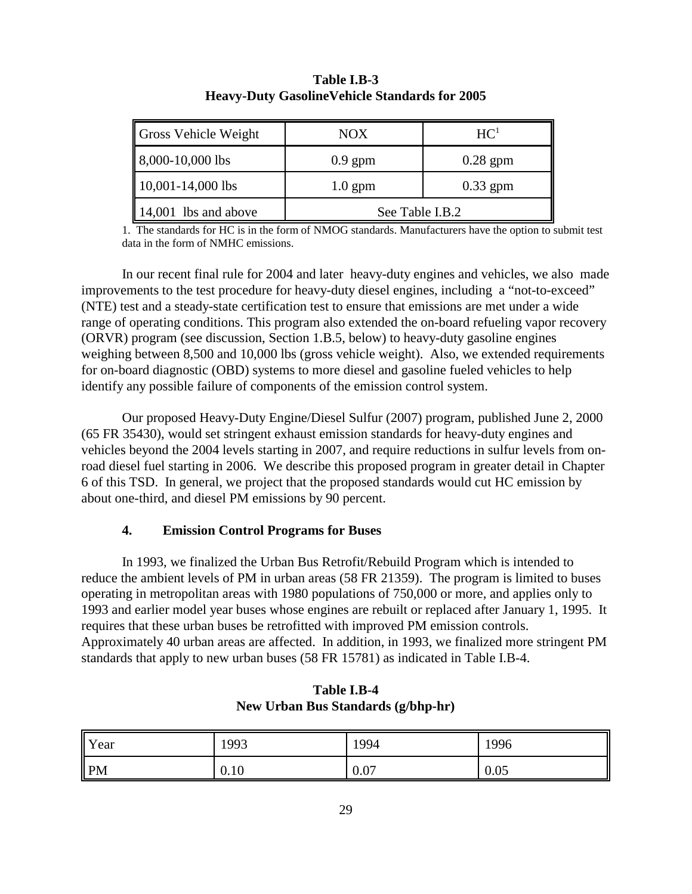**Table I.B-3**
**Heavy-Duty GasolineVehicle Standards for 2005**

| Gross Vehicle Weight | NOX | HC[1] |
|---|---|---|
| 8,000-10,000 lbs | 0.9 gpm | 0.28 gpm |
| 10,001-14,000 lbs | 1.0 gpm | 0.33 gpm |
| 14,001 lbs and above | See Table I.B.2 | |

1. The standards for HC is in the form of NMOG standards. Manufacturers have the option to submit test data in the form of NMHC emissions.

In our recent final rule for 2004 and later heavy-duty engines and vehicles, we also made improvements to the test procedure for heavy-duty diesel engines, including a "not-to-exceed" (NTE) test and a steady-state certification test to ensure that emissions are met under a wide range of operating conditions. This program also extended the on-board refueling vapor recovery (ORVR) program (see discussion, Section 1.B.5, below) to heavy-duty gasoline engines weighing between 8,500 and 10,000 lbs (gross vehicle weight). Also, we extended requirements for on-board diagnostic (OBD) systems to more diesel and gasoline fueled vehicles to help identify any possible failure of components of the emission control system.

Our proposed Heavy-Duty Engine/Diesel Sulfur (2007) program, published June 2, 2000 (65 FR 35430), would set stringent exhaust emission standards for heavy-duty engines and vehicles beyond the 2004 levels starting in 2007, and require reductions in sulfur levels from on-road diesel fuel starting in 2006. We describe this proposed program in greater detail in Chapter 6 of this TSD. In general, we project that the proposed standards would cut HC emission by about one-third, and diesel PM emissions by 90 percent.

### 4. Emission Control Programs for Buses

In 1993, we finalized the Urban Bus Retrofit/Rebuild Program which is intended to reduce the ambient levels of PM in urban areas (58 FR 21359). The program is limited to buses operating in metropolitan areas with 1980 populations of 750,000 or more, and applies only to 1993 and earlier model year buses whose engines are rebuilt or replaced after January 1, 1995. It requires that these urban buses be retrofitted with improved PM emission controls. Approximately 40 urban areas are affected. In addition, in 1993, we finalized more stringent PM standards that apply to new urban buses (58 FR 15781) as indicated in Table I.B-4.

**Table I.B-4**
**New Urban Bus Standards (g/bhp-hr)**

| Year | 1993 | 1994 | 1996 |
|---|---|---|---|
| PM | 0.10 | 0.07 | 0.05 |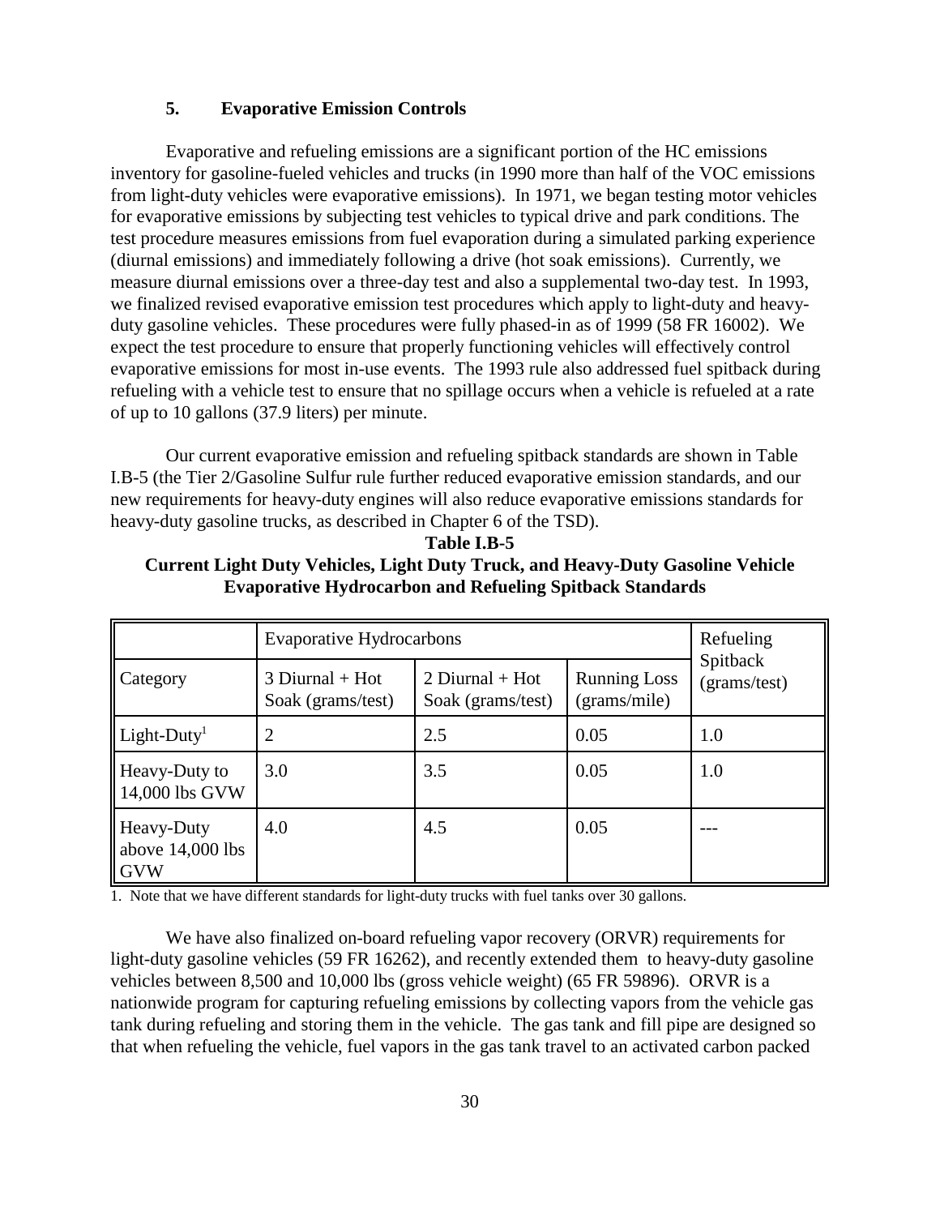### 5. Evaporative Emission Controls

Evaporative and refueling emissions are a significant portion of the HC emissions inventory for gasoline-fueled vehicles and trucks (in 1990 more than half of the VOC emissions from light-duty vehicles were evaporative emissions). In 1971, we began testing motor vehicles for evaporative emissions by subjecting test vehicles to typical drive and park conditions. The test procedure measures emissions from fuel evaporation during a simulated parking experience (diurnal emissions) and immediately following a drive (hot soak emissions). Currently, we measure diurnal emissions over a three-day test and also a supplemental two-day test. In 1993, we finalized revised evaporative emission test procedures which apply to light-duty and heavy-duty gasoline vehicles. These procedures were fully phased-in as of 1999 (58 FR 16002). We expect the test procedure to ensure that properly functioning vehicles will effectively control evaporative emissions for most in-use events. The 1993 rule also addressed fuel spitback during refueling with a vehicle test to ensure that no spillage occurs when a vehicle is refueled at a rate of up to 10 gallons (37.9 liters) per minute.

Our current evaporative emission and refueling spitback standards are shown in Table I.B-5 (the Tier 2/Gasoline Sulfur rule further reduced evaporative emission standards, and our new requirements for heavy-duty engines will also reduce evaporative emissions standards for heavy-duty gasoline trucks, as described in Chapter 6 of the TSD).

**Table I.B-5**
**Current Light Duty Vehicles, Light Duty Truck, and Heavy-Duty Gasoline Vehicle Evaporative Hydrocarbon and Refueling Spitback Standards**

| | Evaporative Hydrocarbons | | | Refueling Spitback (grams/test) |
|---|---|---|---|---|
| Category | 3 Diurnal + Hot Soak (grams/test) | 2 Diurnal + Hot Soak (grams/test) | Running Loss (grams/mile) | |
| Light-Duty[1] | 2 | 2.5 | 0.05 | 1.0 |
| Heavy-Duty to 14,000 lbs GVW | 3.0 | 3.5 | 0.05 | 1.0 |
| Heavy-Duty above 14,000 lbs GVW | 4.0 | 4.5 | 0.05 | --- |

1. Note that we have different standards for light-duty trucks with fuel tanks over 30 gallons.

We have also finalized on-board refueling vapor recovery (ORVR) requirements for light-duty gasoline vehicles (59 FR 16262), and recently extended them to heavy-duty gasoline vehicles between 8,500 and 10,000 lbs (gross vehicle weight) (65 FR 59896). ORVR is a nationwide program for capturing refueling emissions by collecting vapors from the vehicle gas tank during refueling and storing them in the vehicle. The gas tank and fill pipe are designed so that when refueling the vehicle, fuel vapors in the gas tank travel to an activated carbon packed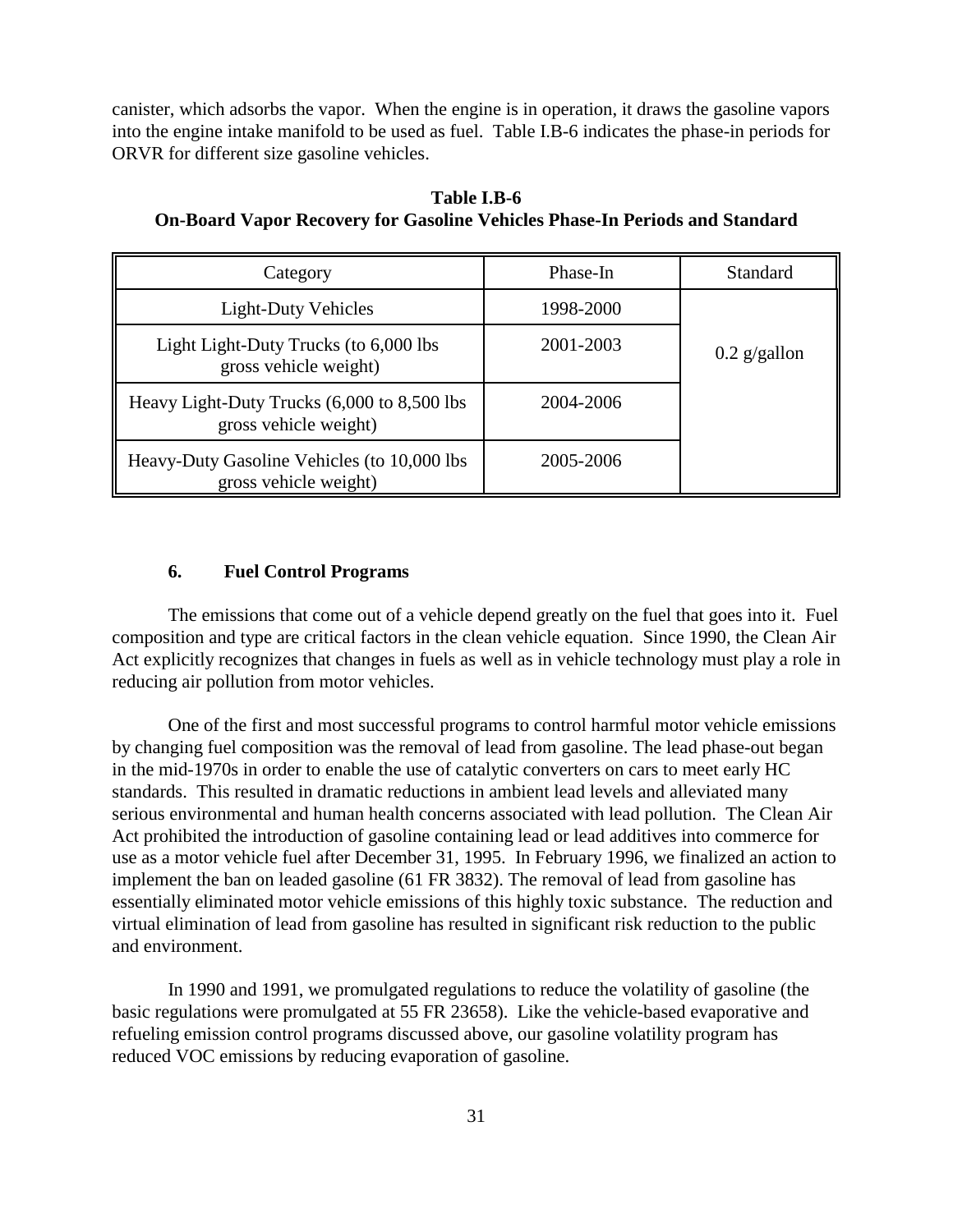canister, which adsorbs the vapor. When the engine is in operation, it draws the gasoline vapors into the engine intake manifold to be used as fuel. Table I.B-6 indicates the phase-in periods for ORVR for different size gasoline vehicles.

**Table I.B-6**
**On-Board Vapor Recovery for Gasoline Vehicles Phase-In Periods and Standard**

| Category | Phase-In | Standard |
|---|---|---|
| Light-Duty Vehicles | 1998-2000 | 0.2 g/gallon |
| Light Light-Duty Trucks (to 6,000 lbs gross vehicle weight) | 2001-2003 | |
| Heavy Light-Duty Trucks (6,000 to 8,500 lbs gross vehicle weight) | 2004-2006 | |
| Heavy-Duty Gasoline Vehicles (to 10,000 lbs gross vehicle weight) | 2005-2006 | |

### 6. Fuel Control Programs

The emissions that come out of a vehicle depend greatly on the fuel that goes into it. Fuel composition and type are critical factors in the clean vehicle equation. Since 1990, the Clean Air Act explicitly recognizes that changes in fuels as well as in vehicle technology must play a role in reducing air pollution from motor vehicles.

One of the first and most successful programs to control harmful motor vehicle emissions by changing fuel composition was the removal of lead from gasoline. The lead phase-out began in the mid-1970s in order to enable the use of catalytic converters on cars to meet early HC standards. This resulted in dramatic reductions in ambient lead levels and alleviated many serious environmental and human health concerns associated with lead pollution. The Clean Air Act prohibited the introduction of gasoline containing lead or lead additives into commerce for use as a motor vehicle fuel after December 31, 1995. In February 1996, we finalized an action to implement the ban on leaded gasoline (61 FR 3832). The removal of lead from gasoline has essentially eliminated motor vehicle emissions of this highly toxic substance. The reduction and virtual elimination of lead from gasoline has resulted in significant risk reduction to the public and environment.

In 1990 and 1991, we promulgated regulations to reduce the volatility of gasoline (the basic regulations were promulgated at 55 FR 23658). Like the vehicle-based evaporative and refueling emission control programs discussed above, our gasoline volatility program has reduced VOC emissions by reducing evaporation of gasoline.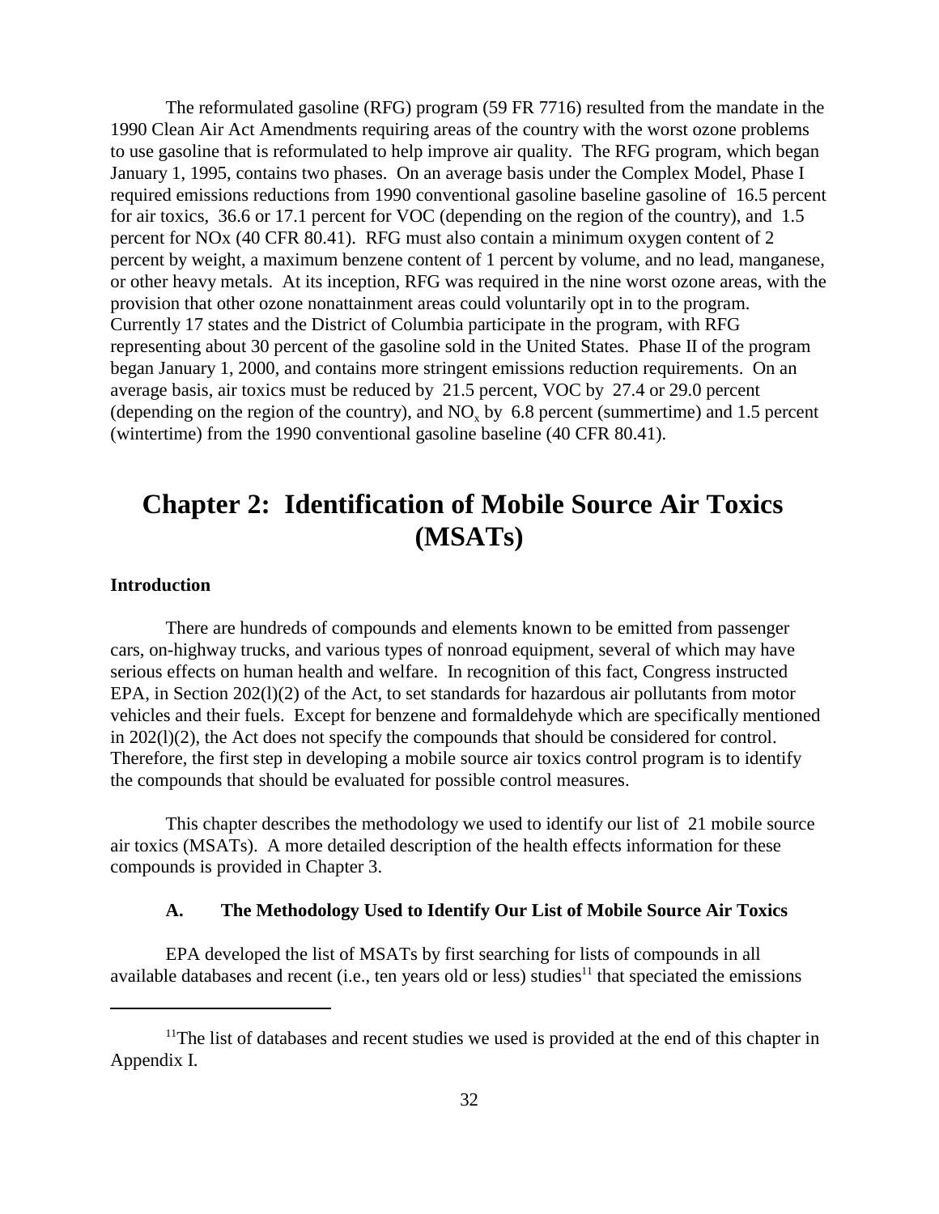The reformulated gasoline (RFG) program (59 FR 7716) resulted from the mandate in the 1990 Clean Air Act Amendments requiring areas of the country with the worst ozone problems to use gasoline that is reformulated to help improve air quality. The RFG program, which began January 1, 1995, contains two phases. On an average basis under the Complex Model, Phase I required emissions reductions from 1990 conventional gasoline baseline gasoline of 16.5 percent for air toxics, 36.6 or 17.1 percent for VOC (depending on the region of the country), and 1.5 percent for NOx (40 CFR 80.41). RFG must also contain a minimum oxygen content of 2 percent by weight, a maximum benzene content of 1 percent by volume, and no lead, manganese, or other heavy metals. At its inception, RFG was required in the nine worst ozone areas, with the provision that other ozone nonattainment areas could voluntarily opt in to the program. Currently 17 states and the District of Columbia participate in the program, with RFG representing about 30 percent of the gasoline sold in the United States. Phase II of the program began January 1, 2000, and contains more stringent emissions reduction requirements. On an average basis, air toxics must be reduced by 21.5 percent, VOC by 27.4 or 29.0 percent (depending on the region of the country), and $NO_x$ by 6.8 percent (summertime) and 1.5 percent (wintertime) from the 1990 conventional gasoline baseline (40 CFR 80.41).

# Chapter 2: Identification of Mobile Source Air Toxics (MSATs)

**Introduction**

There are hundreds of compounds and elements known to be emitted from passenger cars, on-highway trucks, and various types of nonroad equipment, several of which may have serious effects on human health and welfare. In recognition of this fact, Congress instructed EPA, in Section 202(l)(2) of the Act, to set standards for hazardous air pollutants from motor vehicles and their fuels. Except for benzene and formaldehyde which are specifically mentioned in 202(l)(2), the Act does not specify the compounds that should be considered for control. Therefore, the first step in developing a mobile source air toxics control program is to identify the compounds that should be evaluated for possible control measures.

This chapter describes the methodology we used to identify our list of 21 mobile source air toxics (MSATs). A more detailed description of the health effects information for these compounds is provided in Chapter 3.

### A. The Methodology Used to Identify Our List of Mobile Source Air Toxics

EPA developed the list of MSATs by first searching for lists of compounds in all available databases and recent (i.e., ten years old or less) studies[11] that speciated the emissions

[11] The list of databases and recent studies we used is provided at the end of this chapter in Appendix I.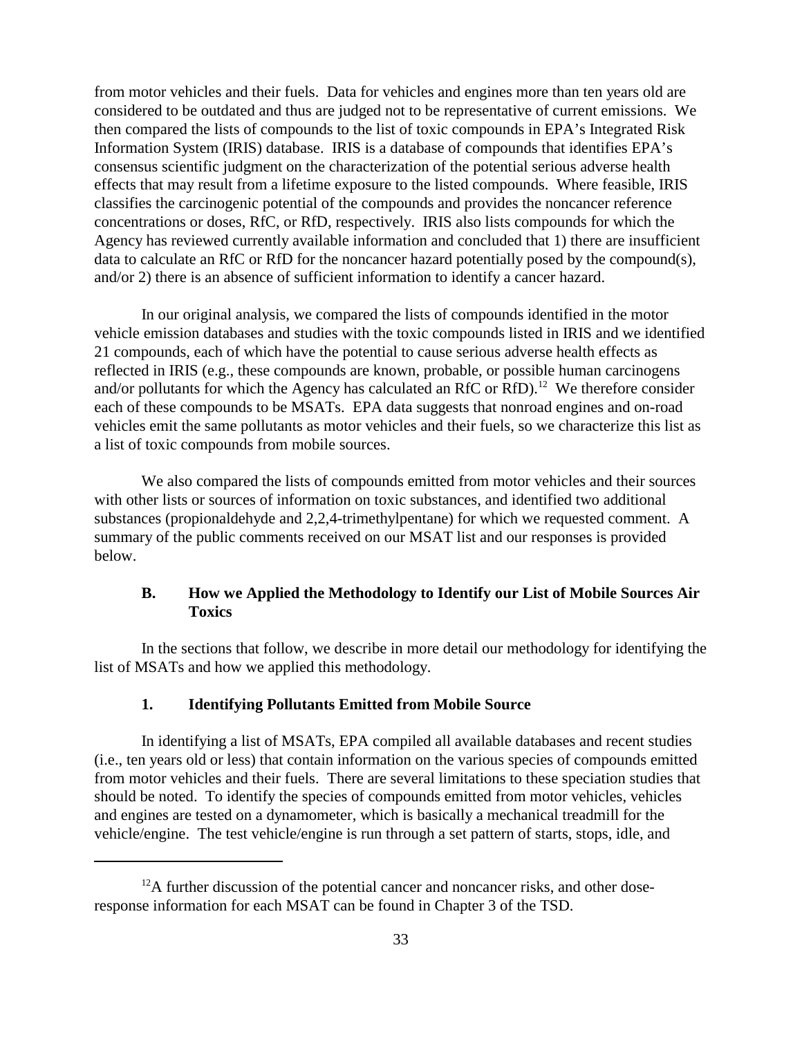from motor vehicles and their fuels. Data for vehicles and engines more than ten years old are considered to be outdated and thus are judged not to be representative of current emissions. We then compared the lists of compounds to the list of toxic compounds in EPA's Integrated Risk Information System (IRIS) database. IRIS is a database of compounds that identifies EPA's consensus scientific judgment on the characterization of the potential serious adverse health effects that may result from a lifetime exposure to the listed compounds. Where feasible, IRIS classifies the carcinogenic potential of the compounds and provides the noncancer reference concentrations or doses, RfC, or RfD, respectively. IRIS also lists compounds for which the Agency has reviewed currently available information and concluded that 1) there are insufficient data to calculate an RfC or RfD for the noncancer hazard potentially posed by the compound(s), and/or 2) there is an absence of sufficient information to identify a cancer hazard.

In our original analysis, we compared the lists of compounds identified in the motor vehicle emission databases and studies with the toxic compounds listed in IRIS and we identified 21 compounds, each of which have the potential to cause serious adverse health effects as reflected in IRIS (e.g., these compounds are known, probable, or possible human carcinogens and/or pollutants for which the Agency has calculated an RfC or RfD).[12] We therefore consider each of these compounds to be MSATs. EPA data suggests that nonroad engines and on-road vehicles emit the same pollutants as motor vehicles and their fuels, so we characterize this list as a list of toxic compounds from mobile sources.

We also compared the lists of compounds emitted from motor vehicles and their sources with other lists or sources of information on toxic substances, and identified two additional substances (propionaldehyde and 2,2,4-trimethylpentane) for which we requested comment. A summary of the public comments received on our MSAT list and our responses is provided below.

### B. How we Applied the Methodology to Identify our List of Mobile Sources Air Toxics

In the sections that follow, we describe in more detail our methodology for identifying the list of MSATs and how we applied this methodology.

#### 1. Identifying Pollutants Emitted from Mobile Source

In identifying a list of MSATs, EPA compiled all available databases and recent studies (i.e., ten years old or less) that contain information on the various species of compounds emitted from motor vehicles and their fuels. There are several limitations to these speciation studies that should be noted. To identify the species of compounds emitted from motor vehicles, vehicles and engines are tested on a dynamometer, which is basically a mechanical treadmill for the vehicle/engine. The test vehicle/engine is run through a set pattern of starts, stops, idle, and

---

[12] A further discussion of the potential cancer and noncancer risks, and other dose-response information for each MSAT can be found in Chapter 3 of the TSD.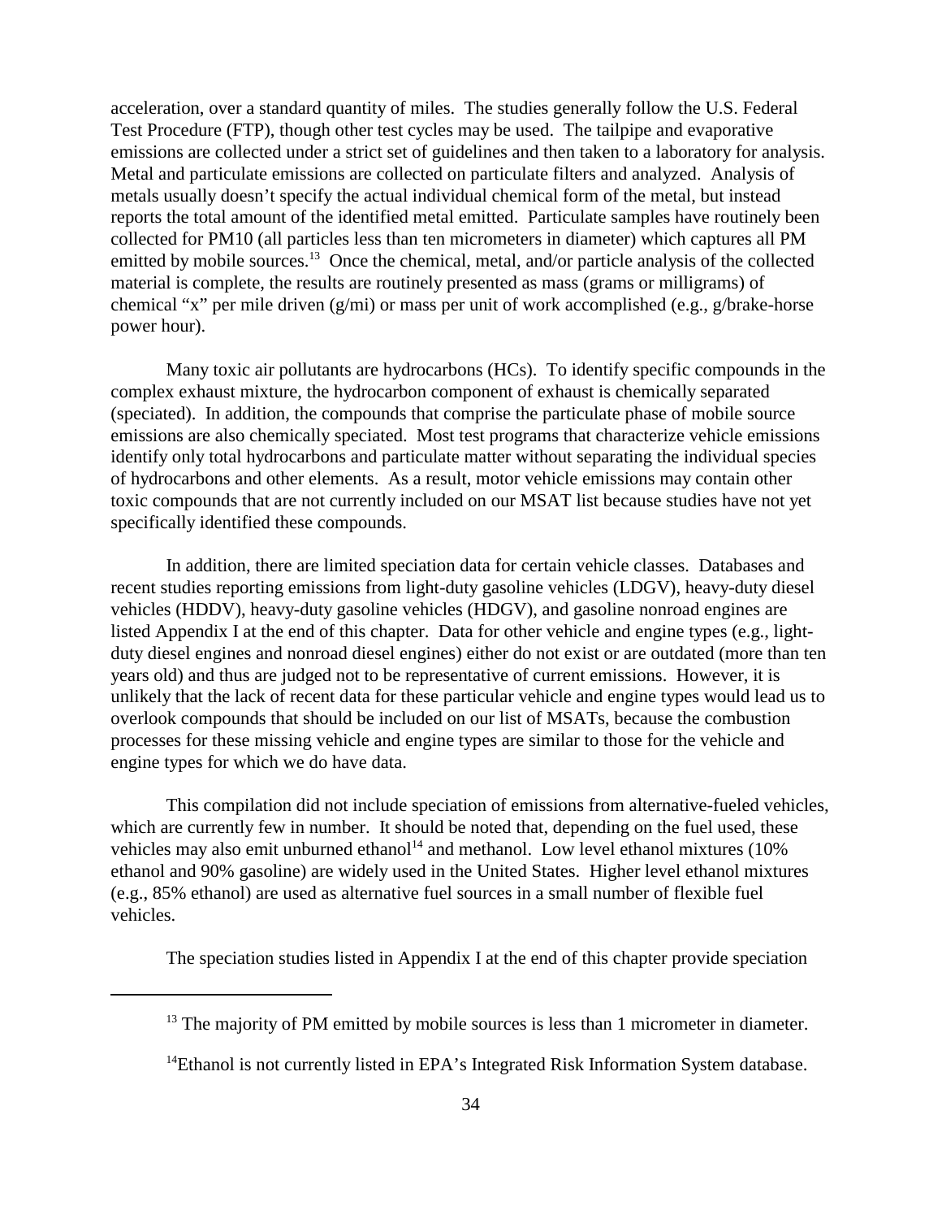acceleration, over a standard quantity of miles. The studies generally follow the U.S. Federal Test Procedure (FTP), though other test cycles may be used. The tailpipe and evaporative emissions are collected under a strict set of guidelines and then taken to a laboratory for analysis. Metal and particulate emissions are collected on particulate filters and analyzed. Analysis of metals usually doesn't specify the actual individual chemical form of the metal, but instead reports the total amount of the identified metal emitted. Particulate samples have routinely been collected for PM10 (all particles less than ten micrometers in diameter) which captures all PM emitted by mobile sources.[13] Once the chemical, metal, and/or particle analysis of the collected material is complete, the results are routinely presented as mass (grams or milligrams) of chemical "x" per mile driven (g/mi) or mass per unit of work accomplished (e.g., g/brake-horse power hour).

Many toxic air pollutants are hydrocarbons (HCs). To identify specific compounds in the complex exhaust mixture, the hydrocarbon component of exhaust is chemically separated (speciated). In addition, the compounds that comprise the particulate phase of mobile source emissions are also chemically speciated. Most test programs that characterize vehicle emissions identify only total hydrocarbons and particulate matter without separating the individual species of hydrocarbons and other elements. As a result, motor vehicle emissions may contain other toxic compounds that are not currently included on our MSAT list because studies have not yet specifically identified these compounds.

In addition, there are limited speciation data for certain vehicle classes. Databases and recent studies reporting emissions from light-duty gasoline vehicles (LDGV), heavy-duty diesel vehicles (HDDV), heavy-duty gasoline vehicles (HDGV), and gasoline nonroad engines are listed Appendix I at the end of this chapter. Data for other vehicle and engine types (e.g., light-duty diesel engines and nonroad diesel engines) either do not exist or are outdated (more than ten years old) and thus are judged not to be representative of current emissions. However, it is unlikely that the lack of recent data for these particular vehicle and engine types would lead us to overlook compounds that should be included on our list of MSATs, because the combustion processes for these missing vehicle and engine types are similar to those for the vehicle and engine types for which we do have data.

This compilation did not include speciation of emissions from alternative-fueled vehicles, which are currently few in number. It should be noted that, depending on the fuel used, these vehicles may also emit unburned ethanol[14] and methanol. Low level ethanol mixtures (10% ethanol and 90% gasoline) are widely used in the United States. Higher level ethanol mixtures (e.g., 85% ethanol) are used as alternative fuel sources in a small number of flexible fuel vehicles.

The speciation studies listed in Appendix I at the end of this chapter provide speciation

---

[13] The majority of PM emitted by mobile sources is less than 1 micrometer in diameter.

[14] Ethanol is not currently listed in EPA's Integrated Risk Information System database.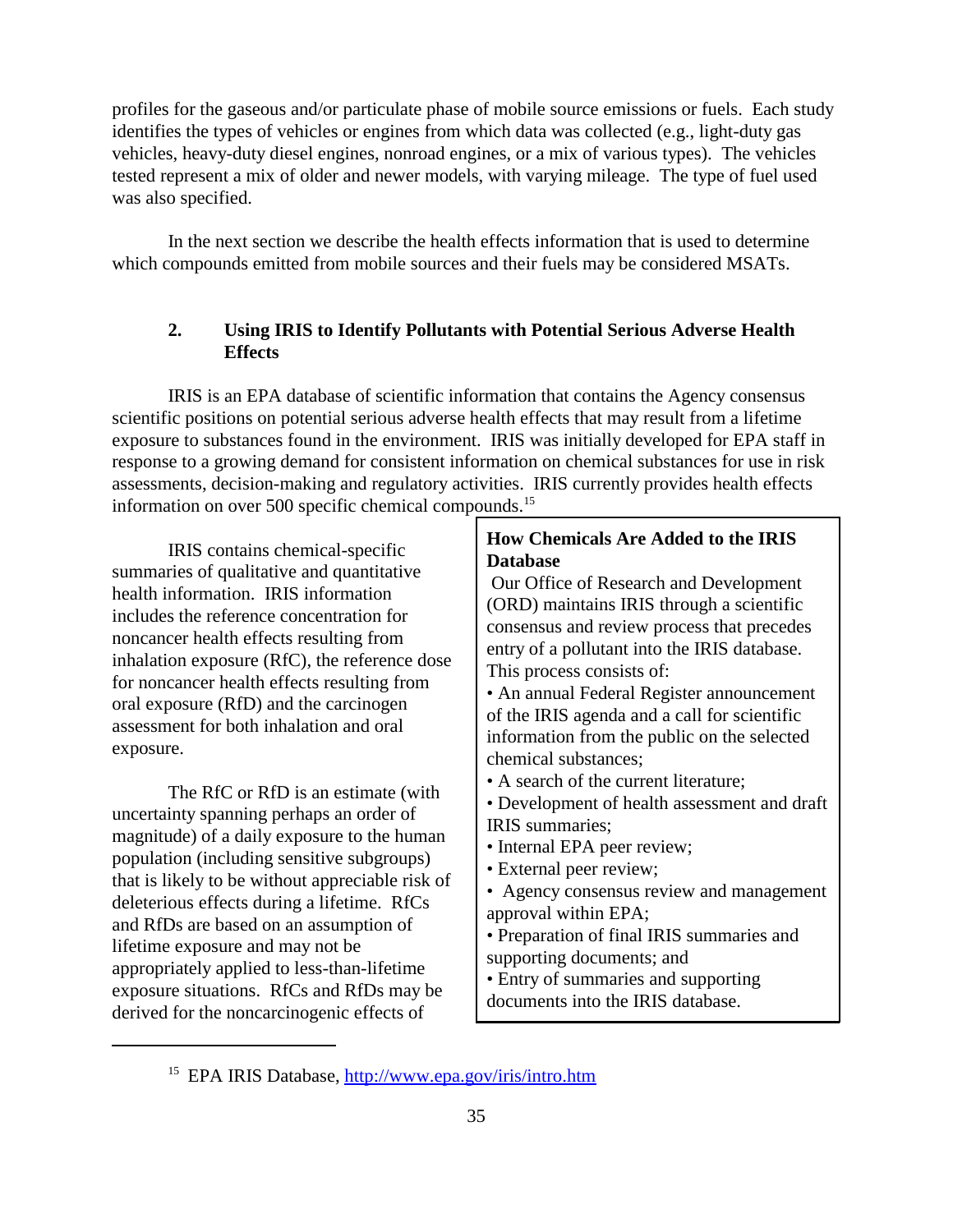profiles for the gaseous and/or particulate phase of mobile source emissions or fuels. Each study identifies the types of vehicles or engines from which data was collected (e.g., light-duty gas vehicles, heavy-duty diesel engines, nonroad engines, or a mix of various types). The vehicles tested represent a mix of older and newer models, with varying mileage. The type of fuel used was also specified.

In the next section we describe the health effects information that is used to determine which compounds emitted from mobile sources and their fuels may be considered MSATs.

## 2. Using IRIS to Identify Pollutants with Potential Serious Adverse Health Effects

IRIS is an EPA database of scientific information that contains the Agency consensus scientific positions on potential serious adverse health effects that may result from a lifetime exposure to substances found in the environment. IRIS was initially developed for EPA staff in response to a growing demand for consistent information on chemical substances for use in risk assessments, decision-making and regulatory activities. IRIS currently provides health effects information on over 500 specific chemical compounds.[15]

IRIS contains chemical-specific summaries of qualitative and quantitative health information. IRIS information includes the reference concentration for noncancer health effects resulting from inhalation exposure (RfC), the reference dose for noncancer health effects resulting from oral exposure (RfD) and the carcinogen assessment for both inhalation and oral exposure.

The RfC or RfD is an estimate (with uncertainty spanning perhaps an order of magnitude) of a daily exposure to the human population (including sensitive subgroups) that is likely to be without appreciable risk of deleterious effects during a lifetime. RfCs and RfDs are based on an assumption of lifetime exposure and may not be appropriately applied to less-than-lifetime exposure situations. RfCs and RfDs may be derived for the noncarcinogenic effects of

> **How Chemicals Are Added to the IRIS Database**
>
> Our Office of Research and Development (ORD) maintains IRIS through a scientific consensus and review process that precedes entry of a pollutant into the IRIS database. This process consists of:
>
> - An annual Federal Register announcement of the IRIS agenda and a call for scientific information from the public on the selected chemical substances;
> - A search of the current literature;
> - Development of health assessment and draft IRIS summaries;
> - Internal EPA peer review;
> - External peer review;
> - Agency consensus review and management approval within EPA;
> - Preparation of final IRIS summaries and supporting documents; and
> - Entry of summaries and supporting documents into the IRIS database.

---

[15] EPA IRIS Database, http://www.epa.gov/iris/intro.htm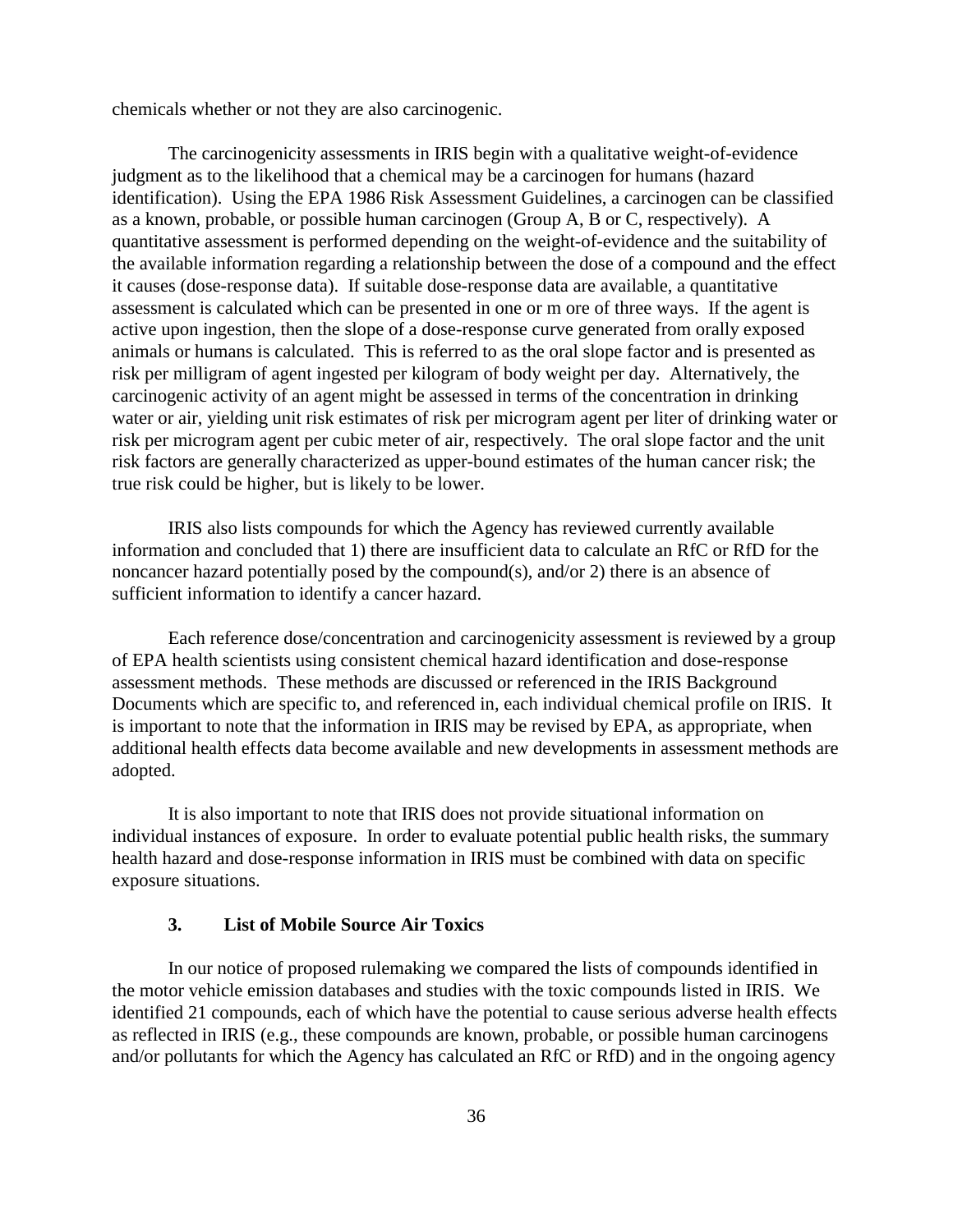chemicals whether or not they are also carcinogenic.

The carcinogenicity assessments in IRIS begin with a qualitative weight-of-evidence judgment as to the likelihood that a chemical may be a carcinogen for humans (hazard identification). Using the EPA 1986 Risk Assessment Guidelines, a carcinogen can be classified as a known, probable, or possible human carcinogen (Group A, B or C, respectively). A quantitative assessment is performed depending on the weight-of-evidence and the suitability of the available information regarding a relationship between the dose of a compound and the effect it causes (dose-response data). If suitable dose-response data are available, a quantitative assessment is calculated which can be presented in one or m ore of three ways. If the agent is active upon ingestion, then the slope of a dose-response curve generated from orally exposed animals or humans is calculated. This is referred to as the oral slope factor and is presented as risk per milligram of agent ingested per kilogram of body weight per day. Alternatively, the carcinogenic activity of an agent might be assessed in terms of the concentration in drinking water or air, yielding unit risk estimates of risk per microgram agent per liter of drinking water or risk per microgram agent per cubic meter of air, respectively. The oral slope factor and the unit risk factors are generally characterized as upper-bound estimates of the human cancer risk; the true risk could be higher, but is likely to be lower.

IRIS also lists compounds for which the Agency has reviewed currently available information and concluded that 1) there are insufficient data to calculate an RfC or RfD for the noncancer hazard potentially posed by the compound(s), and/or 2) there is an absence of sufficient information to identify a cancer hazard.

Each reference dose/concentration and carcinogenicity assessment is reviewed by a group of EPA health scientists using consistent chemical hazard identification and dose-response assessment methods. These methods are discussed or referenced in the IRIS Background Documents which are specific to, and referenced in, each individual chemical profile on IRIS. It is important to note that the information in IRIS may be revised by EPA, as appropriate, when additional health effects data become available and new developments in assessment methods are adopted.

It is also important to note that IRIS does not provide situational information on individual instances of exposure. In order to evaluate potential public health risks, the summary health hazard and dose-response information in IRIS must be combined with data on specific exposure situations.

### 3. List of Mobile Source Air Toxics

In our notice of proposed rulemaking we compared the lists of compounds identified in the motor vehicle emission databases and studies with the toxic compounds listed in IRIS. We identified 21 compounds, each of which have the potential to cause serious adverse health effects as reflected in IRIS (e.g., these compounds are known, probable, or possible human carcinogens and/or pollutants for which the Agency has calculated an RfC or RfD) and in the ongoing agency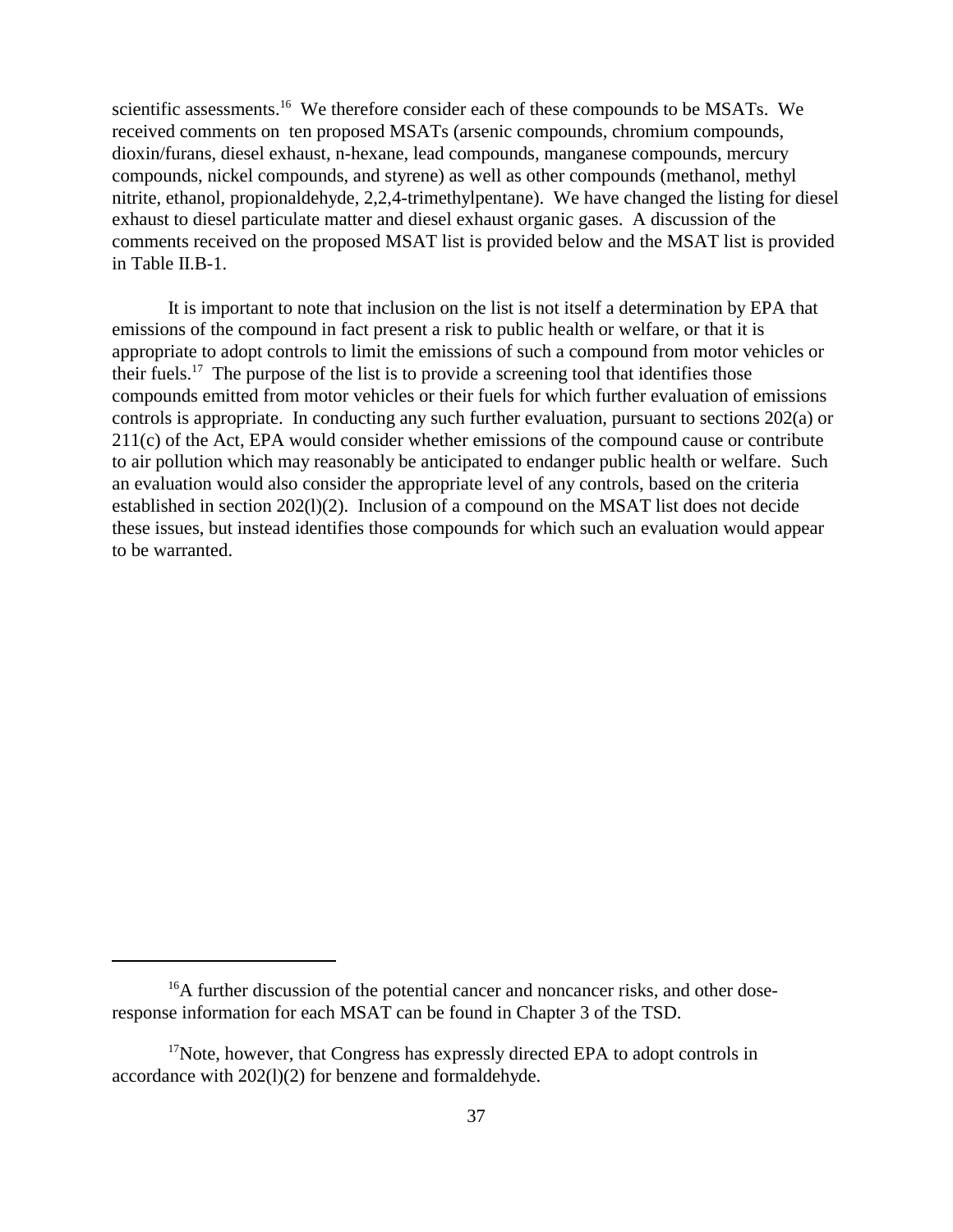scientific assessments.[16] We therefore consider each of these compounds to be MSATs. We received comments on ten proposed MSATs (arsenic compounds, chromium compounds, dioxin/furans, diesel exhaust, n-hexane, lead compounds, manganese compounds, mercury compounds, nickel compounds, and styrene) as well as other compounds (methanol, methyl nitrite, ethanol, propionaldehyde, 2,2,4-trimethylpentane). We have changed the listing for diesel exhaust to diesel particulate matter and diesel exhaust organic gases. A discussion of the comments received on the proposed MSAT list is provided below and the MSAT list is provided in Table II.B-1.

It is important to note that inclusion on the list is not itself a determination by EPA that emissions of the compound in fact present a risk to public health or welfare, or that it is appropriate to adopt controls to limit the emissions of such a compound from motor vehicles or their fuels.[17] The purpose of the list is to provide a screening tool that identifies those compounds emitted from motor vehicles or their fuels for which further evaluation of emissions controls is appropriate. In conducting any such further evaluation, pursuant to sections 202(a) or 211(c) of the Act, EPA would consider whether emissions of the compound cause or contribute to air pollution which may reasonably be anticipated to endanger public health or welfare. Such an evaluation would also consider the appropriate level of any controls, based on the criteria established in section 202(l)(2). Inclusion of a compound on the MSAT list does not decide these issues, but instead identifies those compounds for which such an evaluation would appear to be warranted.

---

[16] A further discussion of the potential cancer and noncancer risks, and other dose-response information for each MSAT can be found in Chapter 3 of the TSD.

[17] Note, however, that Congress has expressly directed EPA to adopt controls in accordance with 202(l)(2) for benzene and formaldehyde.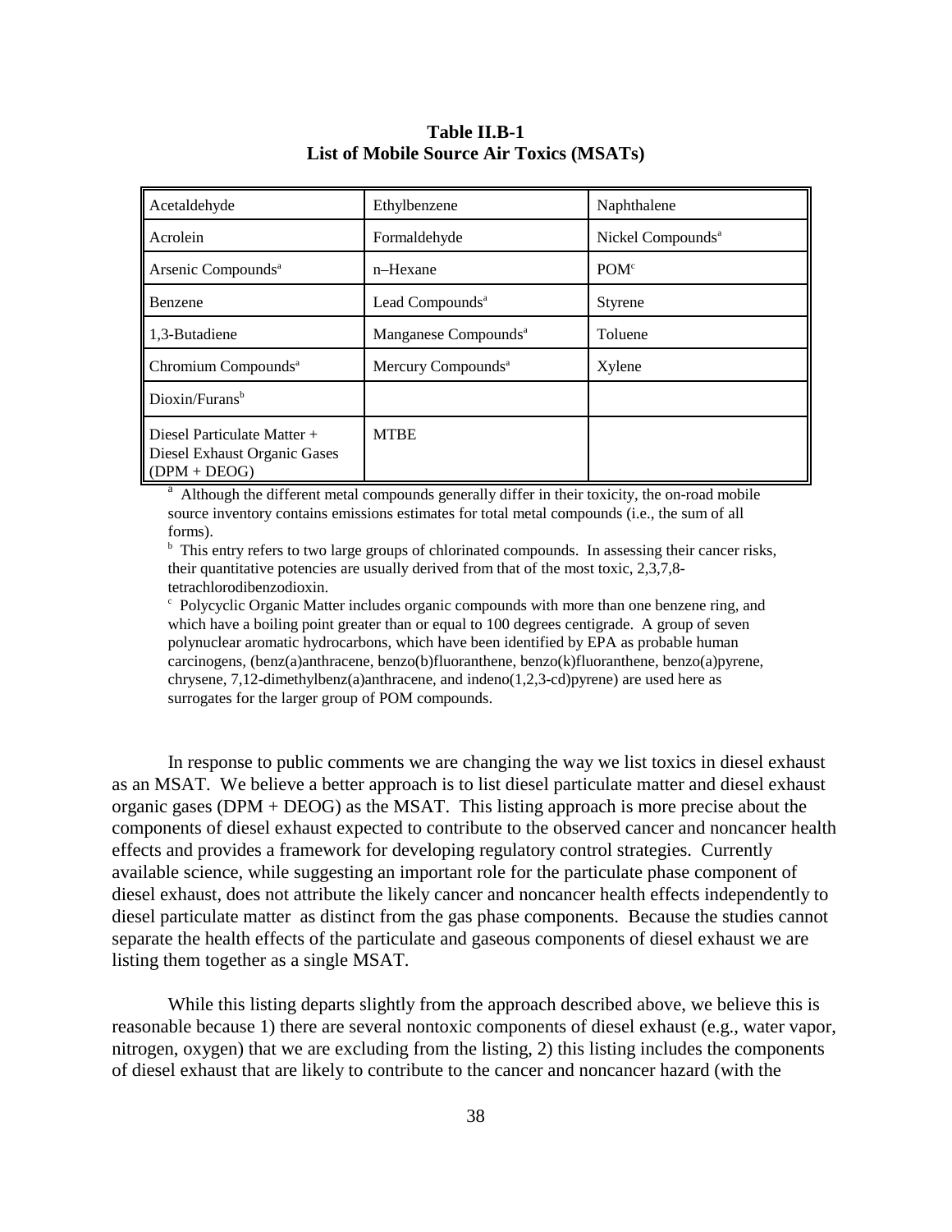**Table II.B-1**
**List of Mobile Source Air Toxics (MSATs)**

| | | |
|---|---|---|
| Acetaldehyde | Ethylbenzene | Naphthalene |
| Acrolein | Formaldehyde | Nickel Compounds[a] |
| Arsenic Compounds[a] | n–Hexane | POM[c] |
| Benzene | Lead Compounds[a] | Styrene |
| 1,3-Butadiene | Manganese Compounds[a] | Toluene |
| Chromium Compounds[a] | Mercury Compounds[a] | Xylene |
| Dioxin/Furans[b] | | |
| Diesel Particulate Matter + Diesel Exhaust Organic Gases (DPM + DEOG) | MTBE | |

[a] Although the different metal compounds generally differ in their toxicity, the on-road mobile source inventory contains emissions estimates for total metal compounds (i.e., the sum of all forms).

[b] This entry refers to two large groups of chlorinated compounds. In assessing their cancer risks, their quantitative potencies are usually derived from that of the most toxic, 2,3,7,8-tetrachlorodibenzodioxin.

[c] Polycyclic Organic Matter includes organic compounds with more than one benzene ring, and which have a boiling point greater than or equal to 100 degrees centigrade. A group of seven polynuclear aromatic hydrocarbons, which have been identified by EPA as probable human carcinogens, (benz(a)anthracene, benzo(b)fluoranthene, benzo(k)fluoranthene, benzo(a)pyrene, chrysene, 7,12-dimethylbenz(a)anthracene, and indeno(1,2,3-cd)pyrene) are used here as surrogates for the larger group of POM compounds.

In response to public comments we are changing the way we list toxics in diesel exhaust as an MSAT. We believe a better approach is to list diesel particulate matter and diesel exhaust organic gases (DPM + DEOG) as the MSAT. This listing approach is more precise about the components of diesel exhaust expected to contribute to the observed cancer and noncancer health effects and provides a framework for developing regulatory control strategies. Currently available science, while suggesting an important role for the particulate phase component of diesel exhaust, does not attribute the likely cancer and noncancer health effects independently to diesel particulate matter as distinct from the gas phase components. Because the studies cannot separate the health effects of the particulate and gaseous components of diesel exhaust we are listing them together as a single MSAT.

While this listing departs slightly from the approach described above, we believe this is reasonable because 1) there are several nontoxic components of diesel exhaust (e.g., water vapor, nitrogen, oxygen) that we are excluding from the listing, 2) this listing includes the components of diesel exhaust that are likely to contribute to the cancer and noncancer hazard (with the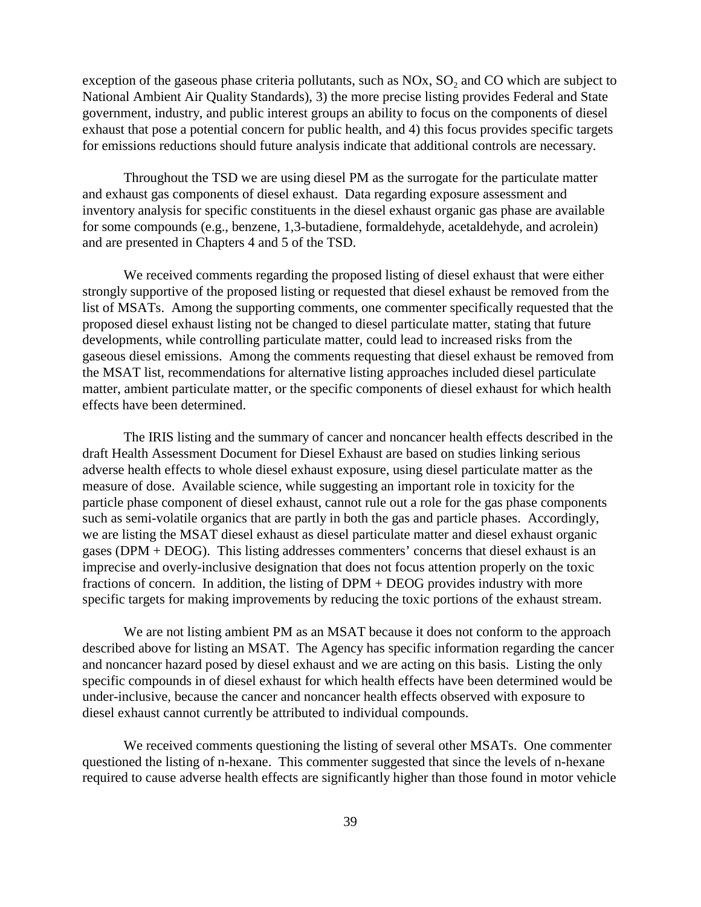exception of the gaseous phase criteria pollutants, such as NOx, $SO_2$ and CO which are subject to National Ambient Air Quality Standards), 3) the more precise listing provides Federal and State government, industry, and public interest groups an ability to focus on the components of diesel exhaust that pose a potential concern for public health, and 4) this focus provides specific targets for emissions reductions should future analysis indicate that additional controls are necessary.

Throughout the TSD we are using diesel PM as the surrogate for the particulate matter and exhaust gas components of diesel exhaust. Data regarding exposure assessment and inventory analysis for specific constituents in the diesel exhaust organic gas phase are available for some compounds (e.g., benzene, 1,3-butadiene, formaldehyde, acetaldehyde, and acrolein) and are presented in Chapters 4 and 5 of the TSD.

We received comments regarding the proposed listing of diesel exhaust that were either strongly supportive of the proposed listing or requested that diesel exhaust be removed from the list of MSATs. Among the supporting comments, one commenter specifically requested that the proposed diesel exhaust listing not be changed to diesel particulate matter, stating that future developments, while controlling particulate matter, could lead to increased risks from the gaseous diesel emissions. Among the comments requesting that diesel exhaust be removed from the MSAT list, recommendations for alternative listing approaches included diesel particulate matter, ambient particulate matter, or the specific components of diesel exhaust for which health effects have been determined.

The IRIS listing and the summary of cancer and noncancer health effects described in the draft Health Assessment Document for Diesel Exhaust are based on studies linking serious adverse health effects to whole diesel exhaust exposure, using diesel particulate matter as the measure of dose. Available science, while suggesting an important role in toxicity for the particle phase component of diesel exhaust, cannot rule out a role for the gas phase components such as semi-volatile organics that are partly in both the gas and particle phases. Accordingly, we are listing the MSAT diesel exhaust as diesel particulate matter and diesel exhaust organic gases (DPM + DEOG). This listing addresses commenters' concerns that diesel exhaust is an imprecise and overly-inclusive designation that does not focus attention properly on the toxic fractions of concern. In addition, the listing of DPM + DEOG provides industry with more specific targets for making improvements by reducing the toxic portions of the exhaust stream.

We are not listing ambient PM as an MSAT because it does not conform to the approach described above for listing an MSAT. The Agency has specific information regarding the cancer and noncancer hazard posed by diesel exhaust and we are acting on this basis. Listing the only specific compounds in of diesel exhaust for which health effects have been determined would be under-inclusive, because the cancer and noncancer health effects observed with exposure to diesel exhaust cannot currently be attributed to individual compounds.

We received comments questioning the listing of several other MSATs. One commenter questioned the listing of n-hexane. This commenter suggested that since the levels of n-hexane required to cause adverse health effects are significantly higher than those found in motor vehicle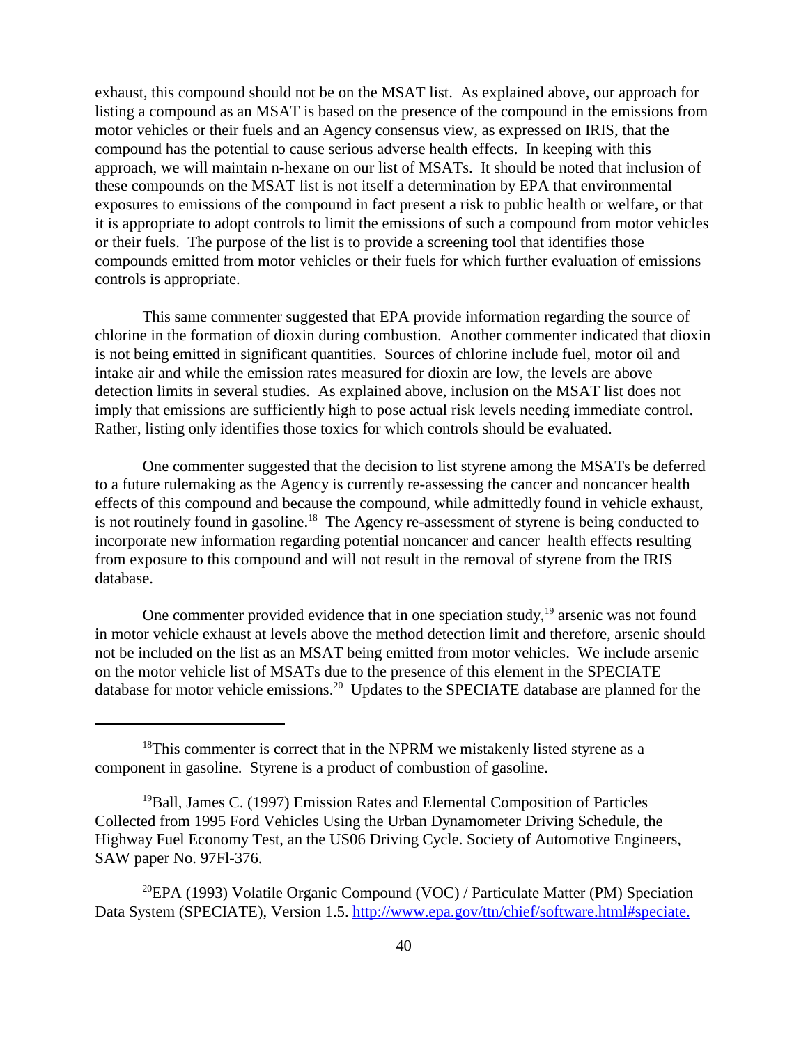exhaust, this compound should not be on the MSAT list. As explained above, our approach for listing a compound as an MSAT is based on the presence of the compound in the emissions from motor vehicles or their fuels and an Agency consensus view, as expressed on IRIS, that the compound has the potential to cause serious adverse health effects. In keeping with this approach, we will maintain n-hexane on our list of MSATs. It should be noted that inclusion of these compounds on the MSAT list is not itself a determination by EPA that environmental exposures to emissions of the compound in fact present a risk to public health or welfare, or that it is appropriate to adopt controls to limit the emissions of such a compound from motor vehicles or their fuels. The purpose of the list is to provide a screening tool that identifies those compounds emitted from motor vehicles or their fuels for which further evaluation of emissions controls is appropriate.

This same commenter suggested that EPA provide information regarding the source of chlorine in the formation of dioxin during combustion. Another commenter indicated that dioxin is not being emitted in significant quantities. Sources of chlorine include fuel, motor oil and intake air and while the emission rates measured for dioxin are low, the levels are above detection limits in several studies. As explained above, inclusion on the MSAT list does not imply that emissions are sufficiently high to pose actual risk levels needing immediate control. Rather, listing only identifies those toxics for which controls should be evaluated.

One commenter suggested that the decision to list styrene among the MSATs be deferred to a future rulemaking as the Agency is currently re-assessing the cancer and noncancer health effects of this compound and because the compound, while admittedly found in vehicle exhaust, is not routinely found in gasoline.[18] The Agency re-assessment of styrene is being conducted to incorporate new information regarding potential noncancer and cancer health effects resulting from exposure to this compound and will not result in the removal of styrene from the IRIS database.

One commenter provided evidence that in one speciation study,[19] arsenic was not found in motor vehicle exhaust at levels above the method detection limit and therefore, arsenic should not be included on the list as an MSAT being emitted from motor vehicles. We include arsenic on the motor vehicle list of MSATs due to the presence of this element in the SPECIATE database for motor vehicle emissions.[20] Updates to the SPECIATE database are planned for the

---

[18] This commenter is correct that in the NPRM we mistakenly listed styrene as a component in gasoline. Styrene is a product of combustion of gasoline.

[19] Ball, James C. (1997) Emission Rates and Elemental Composition of Particles Collected from 1995 Ford Vehicles Using the Urban Dynamometer Driving Schedule, the Highway Fuel Economy Test, an the US06 Driving Cycle. Society of Automotive Engineers, SAW paper No. 97Fl-376.

[20] EPA (1993) Volatile Organic Compound (VOC) / Particulate Matter (PM) Speciation Data System (SPECIATE), Version 1.5. [http://www.epa.gov/ttn/chief/software.html#speciate.](http://www.epa.gov/ttn/chief/software.html#speciate)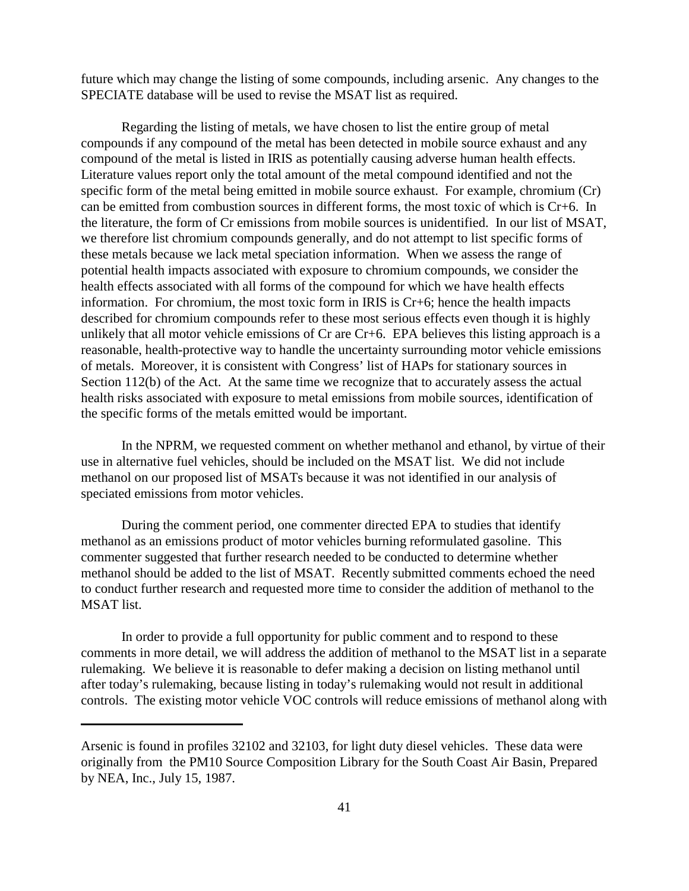future which may change the listing of some compounds, including arsenic. Any changes to the SPECIATE database will be used to revise the MSAT list as required.

Regarding the listing of metals, we have chosen to list the entire group of metal compounds if any compound of the metal has been detected in mobile source exhaust and any compound of the metal is listed in IRIS as potentially causing adverse human health effects. Literature values report only the total amount of the metal compound identified and not the specific form of the metal being emitted in mobile source exhaust. For example, chromium (Cr) can be emitted from combustion sources in different forms, the most toxic of which is Cr+6. In the literature, the form of Cr emissions from mobile sources is unidentified. In our list of MSAT, we therefore list chromium compounds generally, and do not attempt to list specific forms of these metals because we lack metal speciation information. When we assess the range of potential health impacts associated with exposure to chromium compounds, we consider the health effects associated with all forms of the compound for which we have health effects information. For chromium, the most toxic form in IRIS is Cr+6; hence the health impacts described for chromium compounds refer to these most serious effects even though it is highly unlikely that all motor vehicle emissions of Cr are Cr+6. EPA believes this listing approach is a reasonable, health-protective way to handle the uncertainty surrounding motor vehicle emissions of metals. Moreover, it is consistent with Congress' list of HAPs for stationary sources in Section 112(b) of the Act. At the same time we recognize that to accurately assess the actual health risks associated with exposure to metal emissions from mobile sources, identification of the specific forms of the metals emitted would be important.

In the NPRM, we requested comment on whether methanol and ethanol, by virtue of their use in alternative fuel vehicles, should be included on the MSAT list. We did not include methanol on our proposed list of MSATs because it was not identified in our analysis of speciated emissions from motor vehicles.

During the comment period, one commenter directed EPA to studies that identify methanol as an emissions product of motor vehicles burning reformulated gasoline. This commenter suggested that further research needed to be conducted to determine whether methanol should be added to the list of MSAT. Recently submitted comments echoed the need to conduct further research and requested more time to consider the addition of methanol to the MSAT list.

In order to provide a full opportunity for public comment and to respond to these comments in more detail, we will address the addition of methanol to the MSAT list in a separate rulemaking. We believe it is reasonable to defer making a decision on listing methanol until after today's rulemaking, because listing in today's rulemaking would not result in additional controls. The existing motor vehicle VOC controls will reduce emissions of methanol along with

---

Arsenic is found in profiles 32102 and 32103, for light duty diesel vehicles. These data were originally from the PM10 Source Composition Library for the South Coast Air Basin, Prepared by NEA, Inc., July 15, 1987.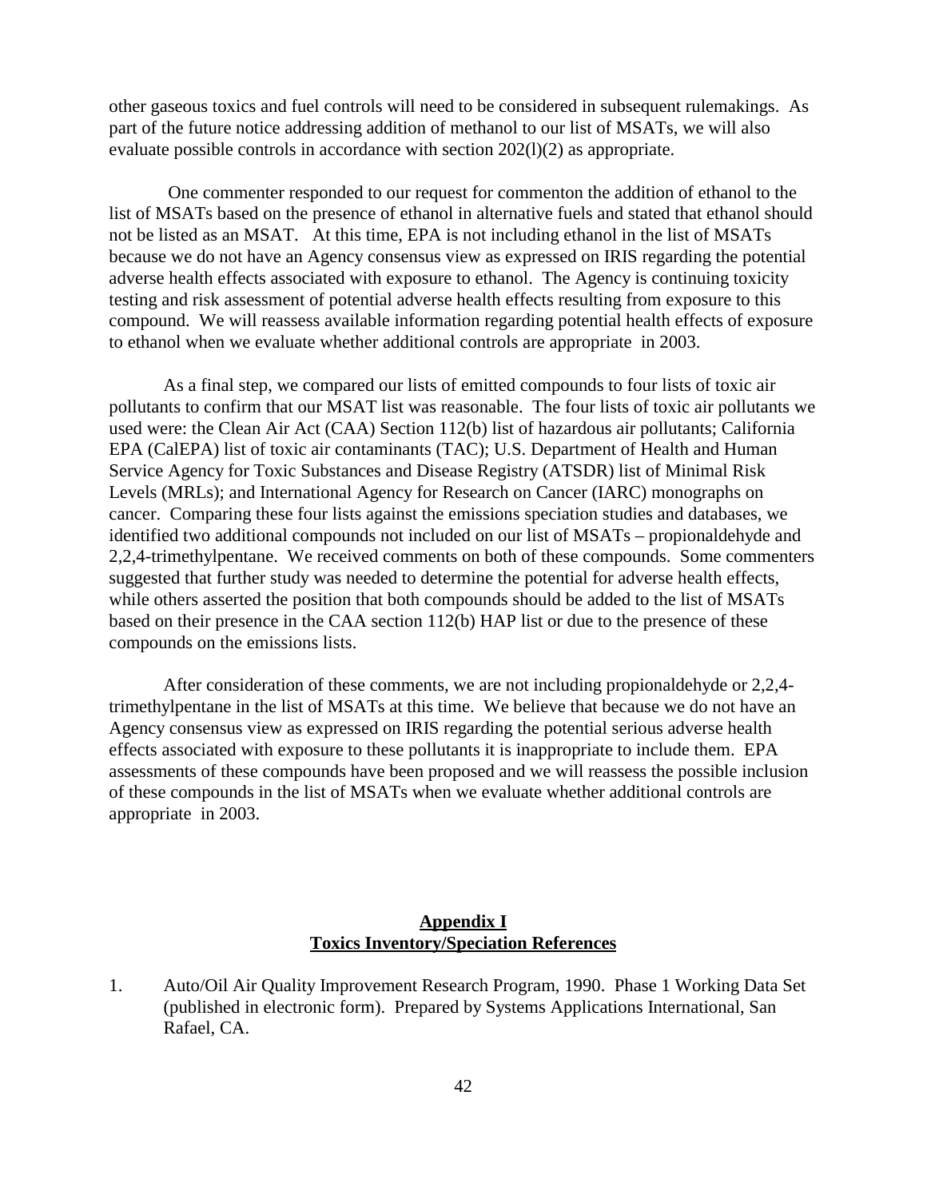other gaseous toxics and fuel controls will need to be considered in subsequent rulemakings. As part of the future notice addressing addition of methanol to our list of MSATs, we will also evaluate possible controls in accordance with section 202(l)(2) as appropriate.

One commenter responded to our request for commenton the addition of ethanol to the list of MSATs based on the presence of ethanol in alternative fuels and stated that ethanol should not be listed as an MSAT. At this time, EPA is not including ethanol in the list of MSATs because we do not have an Agency consensus view as expressed on IRIS regarding the potential adverse health effects associated with exposure to ethanol. The Agency is continuing toxicity testing and risk assessment of potential adverse health effects resulting from exposure to this compound. We will reassess available information regarding potential health effects of exposure to ethanol when we evaluate whether additional controls are appropriate in 2003.

As a final step, we compared our lists of emitted compounds to four lists of toxic air pollutants to confirm that our MSAT list was reasonable. The four lists of toxic air pollutants we used were: the Clean Air Act (CAA) Section 112(b) list of hazardous air pollutants; California EPA (CalEPA) list of toxic air contaminants (TAC); U.S. Department of Health and Human Service Agency for Toxic Substances and Disease Registry (ATSDR) list of Minimal Risk Levels (MRLs); and International Agency for Research on Cancer (IARC) monographs on cancer. Comparing these four lists against the emissions speciation studies and databases, we identified two additional compounds not included on our list of MSATs – propionaldehyde and 2,2,4-trimethylpentane. We received comments on both of these compounds. Some commenters suggested that further study was needed to determine the potential for adverse health effects, while others asserted the position that both compounds should be added to the list of MSATs based on their presence in the CAA section 112(b) HAP list or due to the presence of these compounds on the emissions lists.

After consideration of these comments, we are not including propionaldehyde or 2,2,4-trimethylpentane in the list of MSATs at this time. We believe that because we do not have an Agency consensus view as expressed on IRIS regarding the potential serious adverse health effects associated with exposure to these pollutants it is inappropriate to include them. EPA assessments of these compounds have been proposed and we will reassess the possible inclusion of these compounds in the list of MSATs when we evaluate whether additional controls are appropriate in 2003.

## Appendix I
## Toxics Inventory/Speciation References

1. Auto/Oil Air Quality Improvement Research Program, 1990. Phase 1 Working Data Set (published in electronic form). Prepared by Systems Applications International, San Rafael, CA.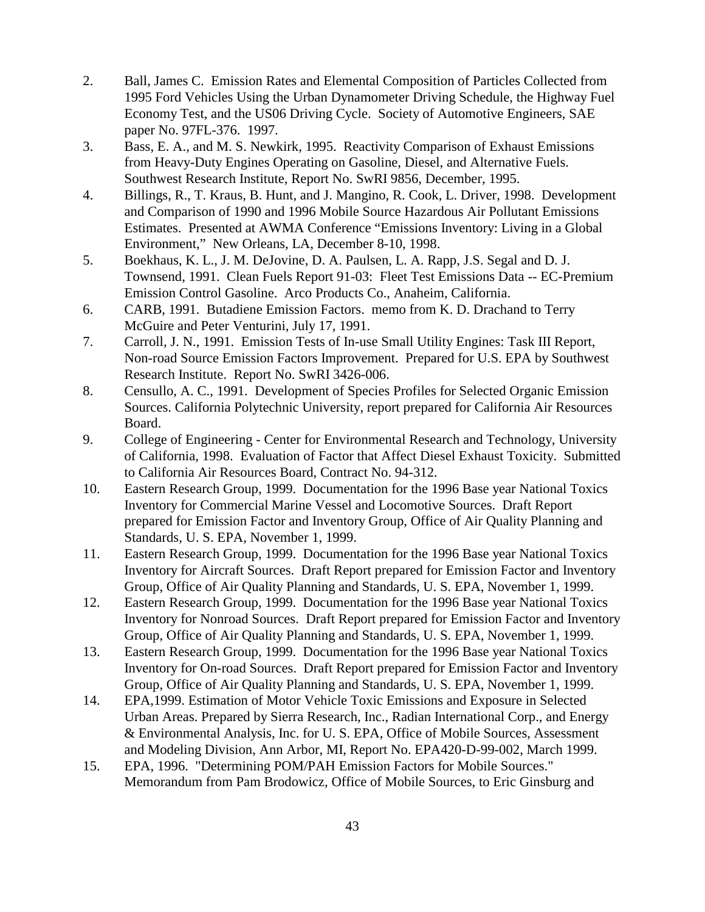2. Ball, James C. Emission Rates and Elemental Composition of Particles Collected from 1995 Ford Vehicles Using the Urban Dynamometer Driving Schedule, the Highway Fuel Economy Test, and the US06 Driving Cycle. Society of Automotive Engineers, SAE paper No. 97FL-376. 1997.
3. Bass, E. A., and M. S. Newkirk, 1995. Reactivity Comparison of Exhaust Emissions from Heavy-Duty Engines Operating on Gasoline, Diesel, and Alternative Fuels. Southwest Research Institute, Report No. SwRI 9856, December, 1995.
4. Billings, R., T. Kraus, B. Hunt, and J. Mangino, R. Cook, L. Driver, 1998. Development and Comparison of 1990 and 1996 Mobile Source Hazardous Air Pollutant Emissions Estimates. Presented at AWMA Conference "Emissions Inventory: Living in a Global Environment," New Orleans, LA, December 8-10, 1998.
5. Boekhaus, K. L., J. M. DeJovine, D. A. Paulsen, L. A. Rapp, J.S. Segal and D. J. Townsend, 1991. Clean Fuels Report 91-03: Fleet Test Emissions Data -- EC-Premium Emission Control Gasoline. Arco Products Co., Anaheim, California.
6. CARB, 1991. Butadiene Emission Factors. memo from K. D. Drachand to Terry McGuire and Peter Venturini, July 17, 1991.
7. Carroll, J. N., 1991. Emission Tests of In-use Small Utility Engines: Task III Report, Non-road Source Emission Factors Improvement. Prepared for U.S. EPA by Southwest Research Institute. Report No. SwRI 3426-006.
8. Censullo, A. C., 1991. Development of Species Profiles for Selected Organic Emission Sources. California Polytechnic University, report prepared for California Air Resources Board.
9. College of Engineering - Center for Environmental Research and Technology, University of California, 1998. Evaluation of Factor that Affect Diesel Exhaust Toxicity. Submitted to California Air Resources Board, Contract No. 94-312.
10. Eastern Research Group, 1999. Documentation for the 1996 Base year National Toxics Inventory for Commercial Marine Vessel and Locomotive Sources. Draft Report prepared for Emission Factor and Inventory Group, Office of Air Quality Planning and Standards, U. S. EPA, November 1, 1999.
11. Eastern Research Group, 1999. Documentation for the 1996 Base year National Toxics Inventory for Aircraft Sources. Draft Report prepared for Emission Factor and Inventory Group, Office of Air Quality Planning and Standards, U. S. EPA, November 1, 1999.
12. Eastern Research Group, 1999. Documentation for the 1996 Base year National Toxics Inventory for Nonroad Sources. Draft Report prepared for Emission Factor and Inventory Group, Office of Air Quality Planning and Standards, U. S. EPA, November 1, 1999.
13. Eastern Research Group, 1999. Documentation for the 1996 Base year National Toxics Inventory for On-road Sources. Draft Report prepared for Emission Factor and Inventory Group, Office of Air Quality Planning and Standards, U. S. EPA, November 1, 1999.
14. EPA,1999. Estimation of Motor Vehicle Toxic Emissions and Exposure in Selected Urban Areas. Prepared by Sierra Research, Inc., Radian International Corp., and Energy & Environmental Analysis, Inc. for U. S. EPA, Office of Mobile Sources, Assessment and Modeling Division, Ann Arbor, MI, Report No. EPA420-D-99-002, March 1999.
15. EPA, 1996. "Determining POM/PAH Emission Factors for Mobile Sources." Memorandum from Pam Brodowicz, Office of Mobile Sources, to Eric Ginsburg and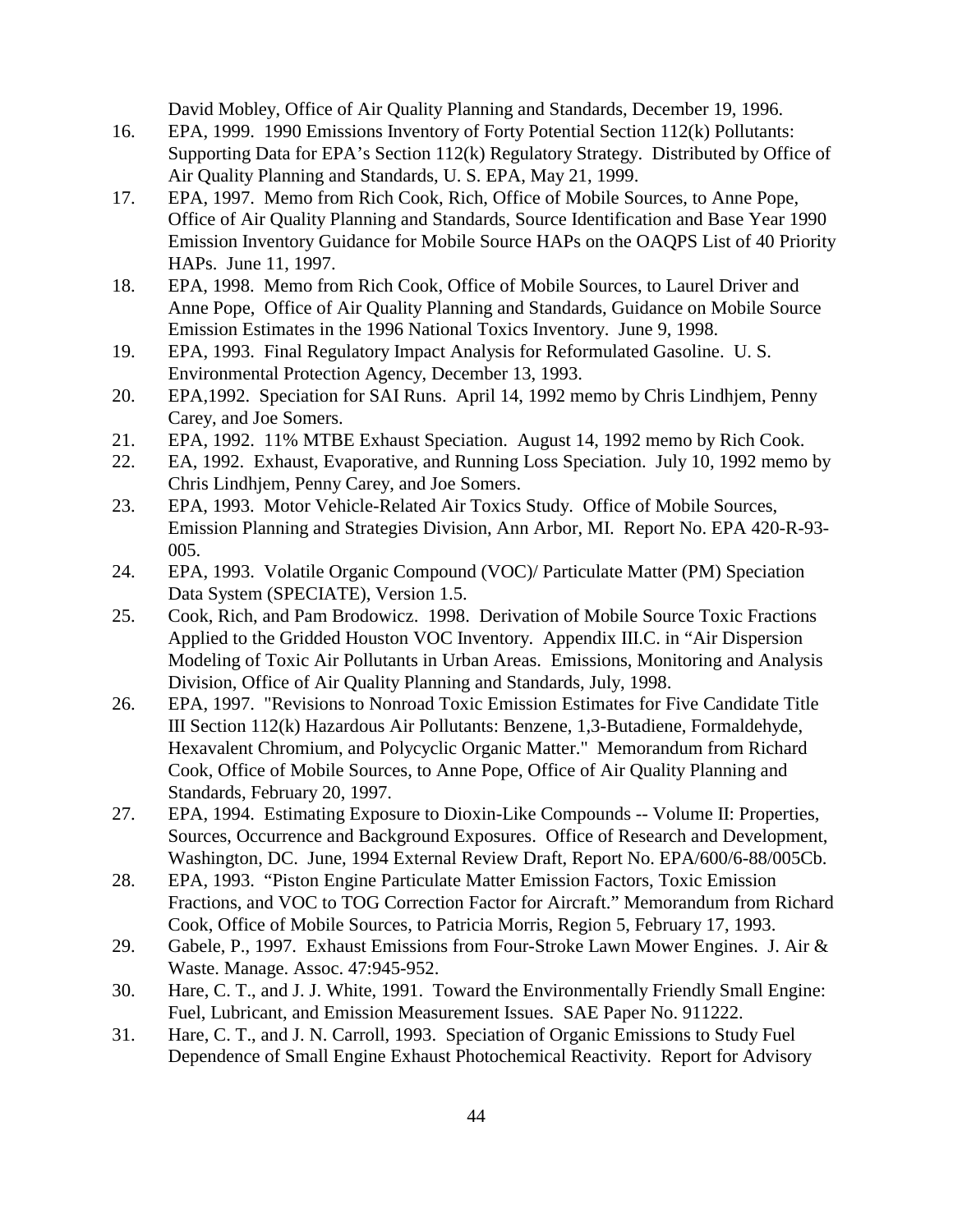David Mobley, Office of Air Quality Planning and Standards, December 19, 1996.

16. EPA, 1999. 1990 Emissions Inventory of Forty Potential Section 112(k) Pollutants: Supporting Data for EPA's Section 112(k) Regulatory Strategy. Distributed by Office of Air Quality Planning and Standards, U. S. EPA, May 21, 1999.
17. EPA, 1997. Memo from Rich Cook, Rich, Office of Mobile Sources, to Anne Pope, Office of Air Quality Planning and Standards, Source Identification and Base Year 1990 Emission Inventory Guidance for Mobile Source HAPs on the OAQPS List of 40 Priority HAPs. June 11, 1997.
18. EPA, 1998. Memo from Rich Cook, Office of Mobile Sources, to Laurel Driver and Anne Pope, Office of Air Quality Planning and Standards, Guidance on Mobile Source Emission Estimates in the 1996 National Toxics Inventory. June 9, 1998.
19. EPA, 1993. Final Regulatory Impact Analysis for Reformulated Gasoline. U. S. Environmental Protection Agency, December 13, 1993.
20. EPA,1992. Speciation for SAI Runs. April 14, 1992 memo by Chris Lindhjem, Penny Carey, and Joe Somers.
21. EPA, 1992. 11% MTBE Exhaust Speciation. August 14, 1992 memo by Rich Cook.
22. EA, 1992. Exhaust, Evaporative, and Running Loss Speciation. July 10, 1992 memo by Chris Lindhjem, Penny Carey, and Joe Somers.
23. EPA, 1993. Motor Vehicle-Related Air Toxics Study. Office of Mobile Sources, Emission Planning and Strategies Division, Ann Arbor, MI. Report No. EPA 420-R-93-005.
24. EPA, 1993. Volatile Organic Compound (VOC)/ Particulate Matter (PM) Speciation Data System (SPECIATE), Version 1.5.
25. Cook, Rich, and Pam Brodowicz. 1998. Derivation of Mobile Source Toxic Fractions Applied to the Gridded Houston VOC Inventory. Appendix III.C. in "Air Dispersion Modeling of Toxic Air Pollutants in Urban Areas. Emissions, Monitoring and Analysis Division, Office of Air Quality Planning and Standards, July, 1998.
26. EPA, 1997. "Revisions to Nonroad Toxic Emission Estimates for Five Candidate Title III Section 112(k) Hazardous Air Pollutants: Benzene, 1,3-Butadiene, Formaldehyde, Hexavalent Chromium, and Polycyclic Organic Matter." Memorandum from Richard Cook, Office of Mobile Sources, to Anne Pope, Office of Air Quality Planning and Standards, February 20, 1997.
27. EPA, 1994. Estimating Exposure to Dioxin-Like Compounds -- Volume II: Properties, Sources, Occurrence and Background Exposures. Office of Research and Development, Washington, DC. June, 1994 External Review Draft, Report No. EPA/600/6-88/005Cb.
28. EPA, 1993. "Piston Engine Particulate Matter Emission Factors, Toxic Emission Fractions, and VOC to TOG Correction Factor for Aircraft." Memorandum from Richard Cook, Office of Mobile Sources, to Patricia Morris, Region 5, February 17, 1993.
29. Gabele, P., 1997. Exhaust Emissions from Four-Stroke Lawn Mower Engines. J. Air & Waste. Manage. Assoc. 47:945-952.
30. Hare, C. T., and J. J. White, 1991. Toward the Environmentally Friendly Small Engine: Fuel, Lubricant, and Emission Measurement Issues. SAE Paper No. 911222.
31. Hare, C. T., and J. N. Carroll, 1993. Speciation of Organic Emissions to Study Fuel Dependence of Small Engine Exhaust Photochemical Reactivity. Report for Advisory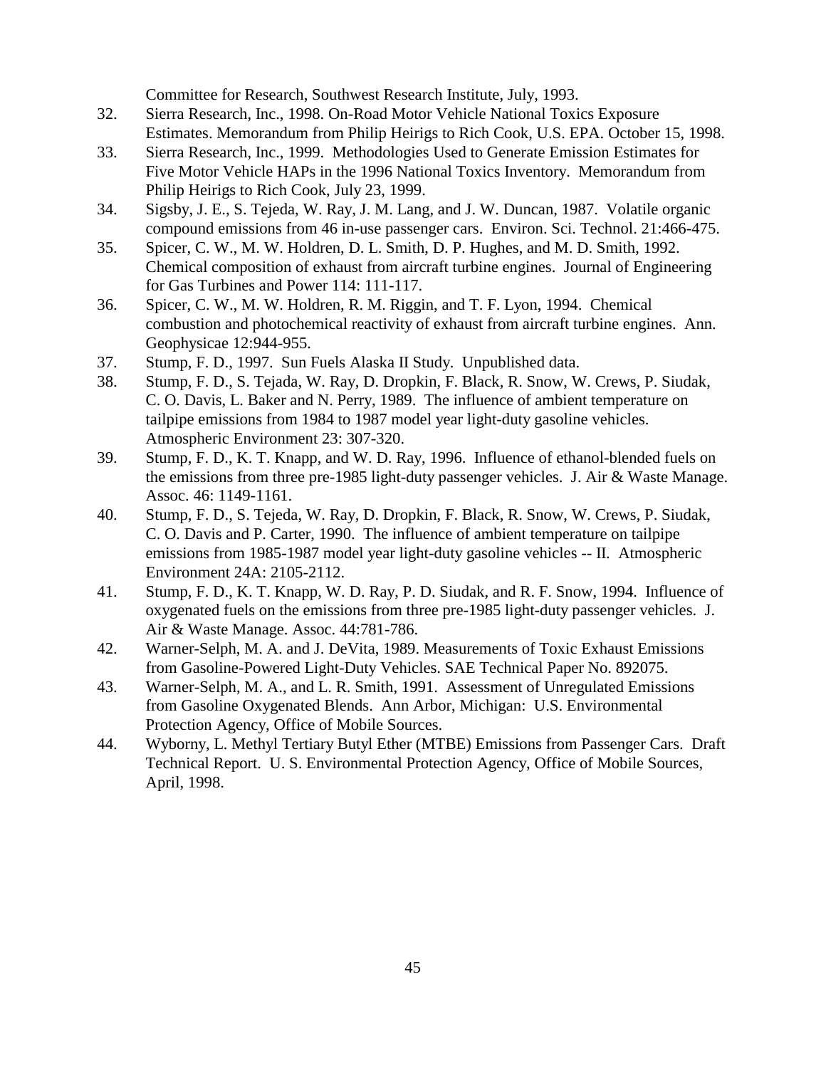Committee for Research, Southwest Research Institute, July, 1993.

32. Sierra Research, Inc., 1998. On-Road Motor Vehicle National Toxics Exposure Estimates. Memorandum from Philip Heirigs to Rich Cook, U.S. EPA. October 15, 1998.
33. Sierra Research, Inc., 1999. Methodologies Used to Generate Emission Estimates for Five Motor Vehicle HAPs in the 1996 National Toxics Inventory. Memorandum from Philip Heirigs to Rich Cook, July 23, 1999.
34. Sigsby, J. E., S. Tejeda, W. Ray, J. M. Lang, and J. W. Duncan, 1987. Volatile organic compound emissions from 46 in-use passenger cars. Environ. Sci. Technol. 21:466-475.
35. Spicer, C. W., M. W. Holdren, D. L. Smith, D. P. Hughes, and M. D. Smith, 1992. Chemical composition of exhaust from aircraft turbine engines. Journal of Engineering for Gas Turbines and Power 114: 111-117.
36. Spicer, C. W., M. W. Holdren, R. M. Riggin, and T. F. Lyon, 1994. Chemical combustion and photochemical reactivity of exhaust from aircraft turbine engines. Ann. Geophysicae 12:944-955.
37. Stump, F. D., 1997. Sun Fuels Alaska II Study. Unpublished data.
38. Stump, F. D., S. Tejada, W. Ray, D. Dropkin, F. Black, R. Snow, W. Crews, P. Siudak, C. O. Davis, L. Baker and N. Perry, 1989. The influence of ambient temperature on tailpipe emissions from 1984 to 1987 model year light-duty gasoline vehicles. Atmospheric Environment 23: 307-320.
39. Stump, F. D., K. T. Knapp, and W. D. Ray, 1996. Influence of ethanol-blended fuels on the emissions from three pre-1985 light-duty passenger vehicles. J. Air & Waste Manage. Assoc. 46: 1149-1161.
40. Stump, F. D., S. Tejeda, W. Ray, D. Dropkin, F. Black, R. Snow, W. Crews, P. Siudak, C. O. Davis and P. Carter, 1990. The influence of ambient temperature on tailpipe emissions from 1985-1987 model year light-duty gasoline vehicles -- II. Atmospheric Environment 24A: 2105-2112.
41. Stump, F. D., K. T. Knapp, W. D. Ray, P. D. Siudak, and R. F. Snow, 1994. Influence of oxygenated fuels on the emissions from three pre-1985 light-duty passenger vehicles. J. Air & Waste Manage. Assoc. 44:781-786.
42. Warner-Selph, M. A. and J. DeVita, 1989. Measurements of Toxic Exhaust Emissions from Gasoline-Powered Light-Duty Vehicles. SAE Technical Paper No. 892075.
43. Warner-Selph, M. A., and L. R. Smith, 1991. Assessment of Unregulated Emissions from Gasoline Oxygenated Blends. Ann Arbor, Michigan: U.S. Environmental Protection Agency, Office of Mobile Sources.
44. Wyborny, L. Methyl Tertiary Butyl Ether (MTBE) Emissions from Passenger Cars. Draft Technical Report. U. S. Environmental Protection Agency, Office of Mobile Sources, April, 1998.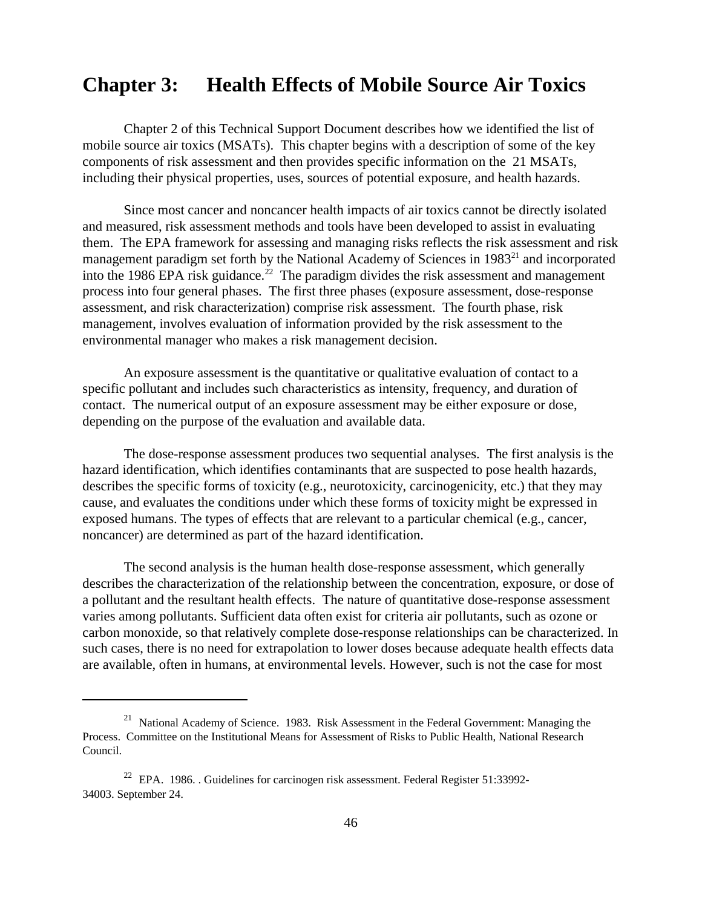# Chapter 3: Health Effects of Mobile Source Air Toxics

Chapter 2 of this Technical Support Document describes how we identified the list of mobile source air toxics (MSATs). This chapter begins with a description of some of the key components of risk assessment and then provides specific information on the 21 MSATs, including their physical properties, uses, sources of potential exposure, and health hazards.

Since most cancer and noncancer health impacts of air toxics cannot be directly isolated and measured, risk assessment methods and tools have been developed to assist in evaluating them. The EPA framework for assessing and managing risks reflects the risk assessment and risk management paradigm set forth by the National Academy of Sciences in 1983[21] and incorporated into the 1986 EPA risk guidance.[22] The paradigm divides the risk assessment and management process into four general phases. The first three phases (exposure assessment, dose-response assessment, and risk characterization) comprise risk assessment. The fourth phase, risk management, involves evaluation of information provided by the risk assessment to the environmental manager who makes a risk management decision.

An exposure assessment is the quantitative or qualitative evaluation of contact to a specific pollutant and includes such characteristics as intensity, frequency, and duration of contact. The numerical output of an exposure assessment may be either exposure or dose, depending on the purpose of the evaluation and available data.

The dose-response assessment produces two sequential analyses. The first analysis is the hazard identification, which identifies contaminants that are suspected to pose health hazards, describes the specific forms of toxicity (e.g., neurotoxicity, carcinogenicity, etc.) that they may cause, and evaluates the conditions under which these forms of toxicity might be expressed in exposed humans. The types of effects that are relevant to a particular chemical (e.g., cancer, noncancer) are determined as part of the hazard identification.

The second analysis is the human health dose-response assessment, which generally describes the characterization of the relationship between the concentration, exposure, or dose of a pollutant and the resultant health effects. The nature of quantitative dose-response assessment varies among pollutants. Sufficient data often exist for criteria air pollutants, such as ozone or carbon monoxide, so that relatively complete dose-response relationships can be characterized. In such cases, there is no need for extrapolation to lower doses because adequate health effects data are available, often in humans, at environmental levels. However, such is not the case for most

---

[21] National Academy of Science. 1983. Risk Assessment in the Federal Government: Managing the Process. Committee on the Institutional Means for Assessment of Risks to Public Health, National Research Council.

[22] EPA. 1986. . Guidelines for carcinogen risk assessment. Federal Register 51:33992-34003. September 24.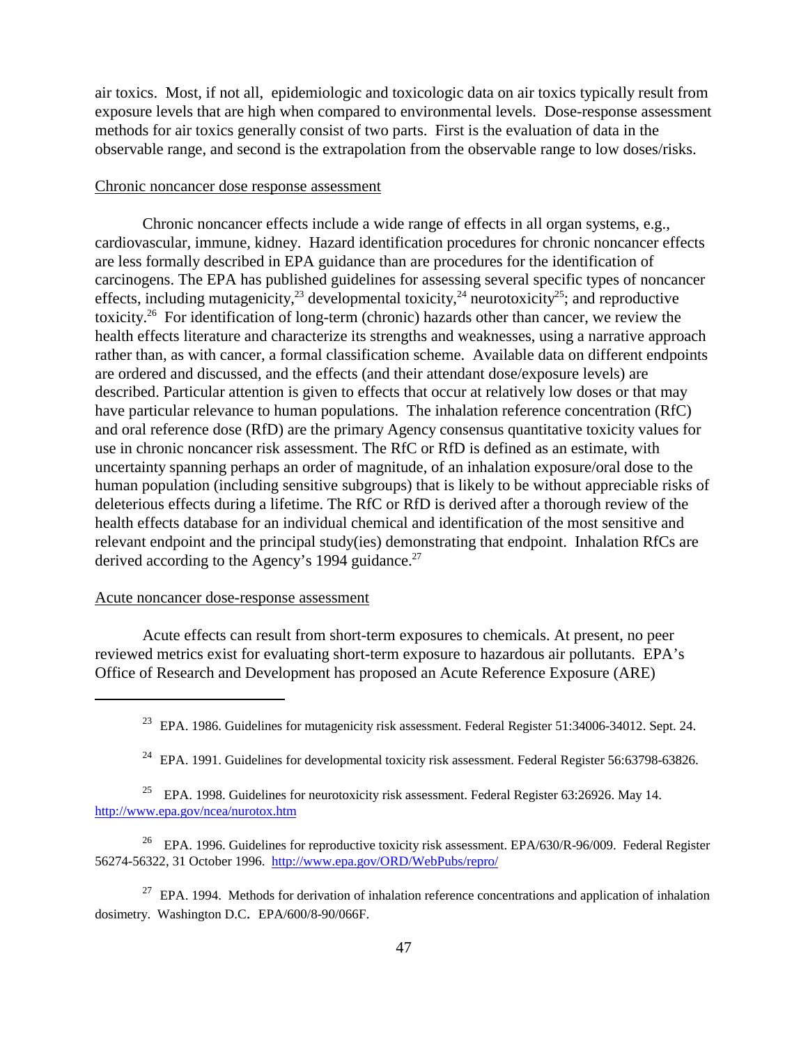air toxics. Most, if not all, epidemiologic and toxicologic data on air toxics typically result from exposure levels that are high when compared to environmental levels. Dose-response assessment methods for air toxics generally consist of two parts. First is the evaluation of data in the observable range, and second is the extrapolation from the observable range to low doses/risks.

Chronic noncancer dose response assessment

Chronic noncancer effects include a wide range of effects in all organ systems, e.g., cardiovascular, immune, kidney. Hazard identification procedures for chronic noncancer effects are less formally described in EPA guidance than are procedures for the identification of carcinogens. The EPA has published guidelines for assessing several specific types of noncancer effects, including mutagenicity,[23] developmental toxicity,[24] neurotoxicity[25]; and reproductive toxicity.[26] For identification of long-term (chronic) hazards other than cancer, we review the health effects literature and characterize its strengths and weaknesses, using a narrative approach rather than, as with cancer, a formal classification scheme. Available data on different endpoints are ordered and discussed, and the effects (and their attendant dose/exposure levels) are described. Particular attention is given to effects that occur at relatively low doses or that may have particular relevance to human populations. The inhalation reference concentration (RfC) and oral reference dose (RfD) are the primary Agency consensus quantitative toxicity values for use in chronic noncancer risk assessment. The RfC or RfD is defined as an estimate, with uncertainty spanning perhaps an order of magnitude, of an inhalation exposure/oral dose to the human population (including sensitive subgroups) that is likely to be without appreciable risks of deleterious effects during a lifetime. The RfC or RfD is derived after a thorough review of the health effects database for an individual chemical and identification of the most sensitive and relevant endpoint and the principal study(ies) demonstrating that endpoint. Inhalation RfCs are derived according to the Agency's 1994 guidance.[27]

Acute noncancer dose-response assessment

Acute effects can result from short-term exposures to chemicals. At present, no peer reviewed metrics exist for evaluating short-term exposure to hazardous air pollutants. EPA's Office of Research and Development has proposed an Acute Reference Exposure (ARE)

---

[23] EPA. 1986. Guidelines for mutagenicity risk assessment. Federal Register 51:34006-34012. Sept. 24.

[24] EPA. 1991. Guidelines for developmental toxicity risk assessment. Federal Register 56:63798-63826.

[25] EPA. 1998. Guidelines for neurotoxicity risk assessment. Federal Register 63:26926. May 14. http://www.epa.gov/ncea/nurotox.htm

[26] EPA. 1996. Guidelines for reproductive toxicity risk assessment. EPA/630/R-96/009. Federal Register 56274-56322, 31 October 1996. http://www.epa.gov/ORD/WebPubs/repro/

[27] EPA. 1994. Methods for derivation of inhalation reference concentrations and application of inhalation dosimetry. Washington D.C. EPA/600/8-90/066F.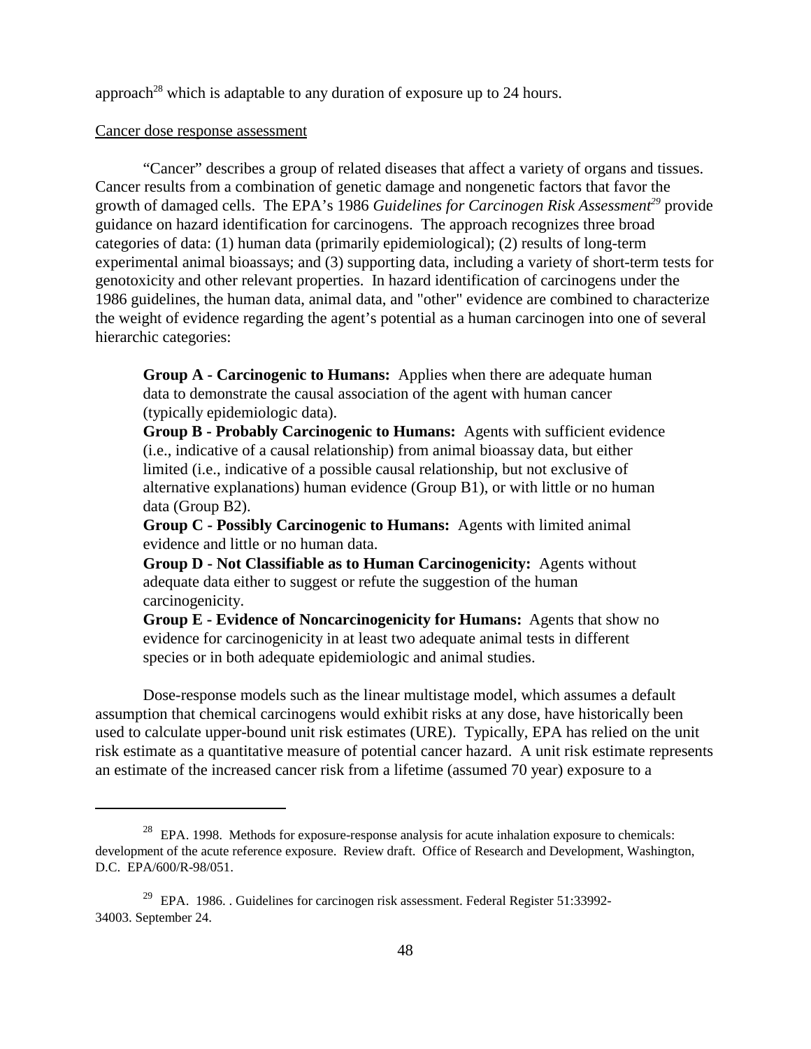approach[28] which is adaptable to any duration of exposure up to 24 hours.

Cancer dose response assessment

"Cancer" describes a group of related diseases that affect a variety of organs and tissues. Cancer results from a combination of genetic damage and nongenetic factors that favor the growth of damaged cells. The EPA's 1986 *Guidelines for Carcinogen Risk Assessment*[29] provide guidance on hazard identification for carcinogens. The approach recognizes three broad categories of data: (1) human data (primarily epidemiological); (2) results of long-term experimental animal bioassays; and (3) supporting data, including a variety of short-term tests for genotoxicity and other relevant properties. In hazard identification of carcinogens under the 1986 guidelines, the human data, animal data, and "other" evidence are combined to characterize the weight of evidence regarding the agent's potential as a human carcinogen into one of several hierarchic categories:

> **Group A - Carcinogenic to Humans:** Applies when there are adequate human data to demonstrate the causal association of the agent with human cancer (typically epidemiologic data).
> **Group B - Probably Carcinogenic to Humans:** Agents with sufficient evidence (i.e., indicative of a causal relationship) from animal bioassay data, but either limited (i.e., indicative of a possible causal relationship, but not exclusive of alternative explanations) human evidence (Group B1), or with little or no human data (Group B2).
> **Group C - Possibly Carcinogenic to Humans:** Agents with limited animal evidence and little or no human data.
> **Group D - Not Classifiable as to Human Carcinogenicity:** Agents without adequate data either to suggest or refute the suggestion of the human carcinogenicity.
> **Group E - Evidence of Noncarcinogenicity for Humans:** Agents that show no evidence for carcinogenicity in at least two adequate animal tests in different species or in both adequate epidemiologic and animal studies.

Dose-response models such as the linear multistage model, which assumes a default assumption that chemical carcinogens would exhibit risks at any dose, have historically been used to calculate upper-bound unit risk estimates (URE). Typically, EPA has relied on the unit risk estimate as a quantitative measure of potential cancer hazard. A unit risk estimate represents an estimate of the increased cancer risk from a lifetime (assumed 70 year) exposure to a

---

[28] EPA. 1998. Methods for exposure-response analysis for acute inhalation exposure to chemicals: development of the acute reference exposure. Review draft. Office of Research and Development, Washington, D.C. EPA/600/R-98/051.

[29] EPA. 1986. . Guidelines for carcinogen risk assessment. Federal Register 51:33992-34003. September 24.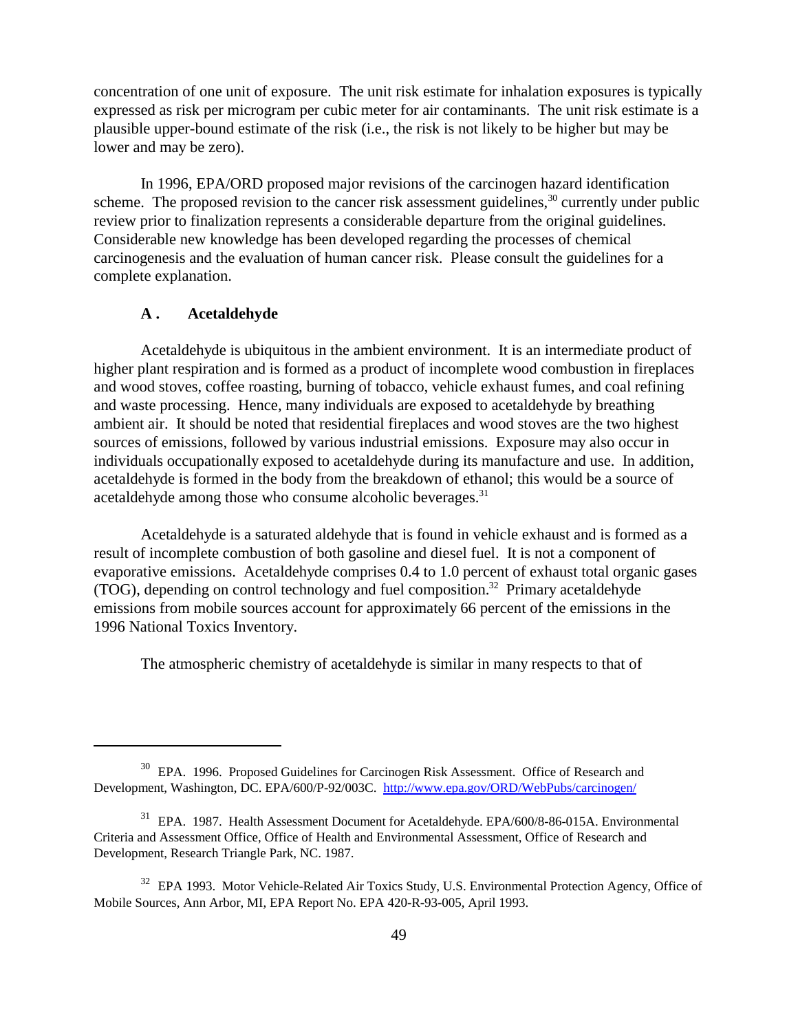concentration of one unit of exposure. The unit risk estimate for inhalation exposures is typically expressed as risk per microgram per cubic meter for air contaminants. The unit risk estimate is a plausible upper-bound estimate of the risk (i.e., the risk is not likely to be higher but may be lower and may be zero).

In 1996, EPA/ORD proposed major revisions of the carcinogen hazard identification scheme. The proposed revision to the cancer risk assessment guidelines,[30] currently under public review prior to finalization represents a considerable departure from the original guidelines. Considerable new knowledge has been developed regarding the processes of chemical carcinogenesis and the evaluation of human cancer risk. Please consult the guidelines for a complete explanation.

### A . Acetaldehyde

Acetaldehyde is ubiquitous in the ambient environment. It is an intermediate product of higher plant respiration and is formed as a product of incomplete wood combustion in fireplaces and wood stoves, coffee roasting, burning of tobacco, vehicle exhaust fumes, and coal refining and waste processing. Hence, many individuals are exposed to acetaldehyde by breathing ambient air. It should be noted that residential fireplaces and wood stoves are the two highest sources of emissions, followed by various industrial emissions. Exposure may also occur in individuals occupationally exposed to acetaldehyde during its manufacture and use. In addition, acetaldehyde is formed in the body from the breakdown of ethanol; this would be a source of acetaldehyde among those who consume alcoholic beverages.[31]

Acetaldehyde is a saturated aldehyde that is found in vehicle exhaust and is formed as a result of incomplete combustion of both gasoline and diesel fuel. It is not a component of evaporative emissions. Acetaldehyde comprises 0.4 to 1.0 percent of exhaust total organic gases (TOG), depending on control technology and fuel composition.[32] Primary acetaldehyde emissions from mobile sources account for approximately 66 percent of the emissions in the 1996 National Toxics Inventory.

The atmospheric chemistry of acetaldehyde is similar in many respects to that of

---

[30] EPA. 1996. Proposed Guidelines for Carcinogen Risk Assessment. Office of Research and Development, Washington, DC. EPA/600/P-92/003C. http://www.epa.gov/ORD/WebPubs/carcinogen/

[31] EPA. 1987. Health Assessment Document for Acetaldehyde. EPA/600/8-86-015A. Environmental Criteria and Assessment Office, Office of Health and Environmental Assessment, Office of Research and Development, Research Triangle Park, NC. 1987.

[32] EPA 1993. Motor Vehicle-Related Air Toxics Study, U.S. Environmental Protection Agency, Office of Mobile Sources, Ann Arbor, MI, EPA Report No. EPA 420-R-93-005, April 1993.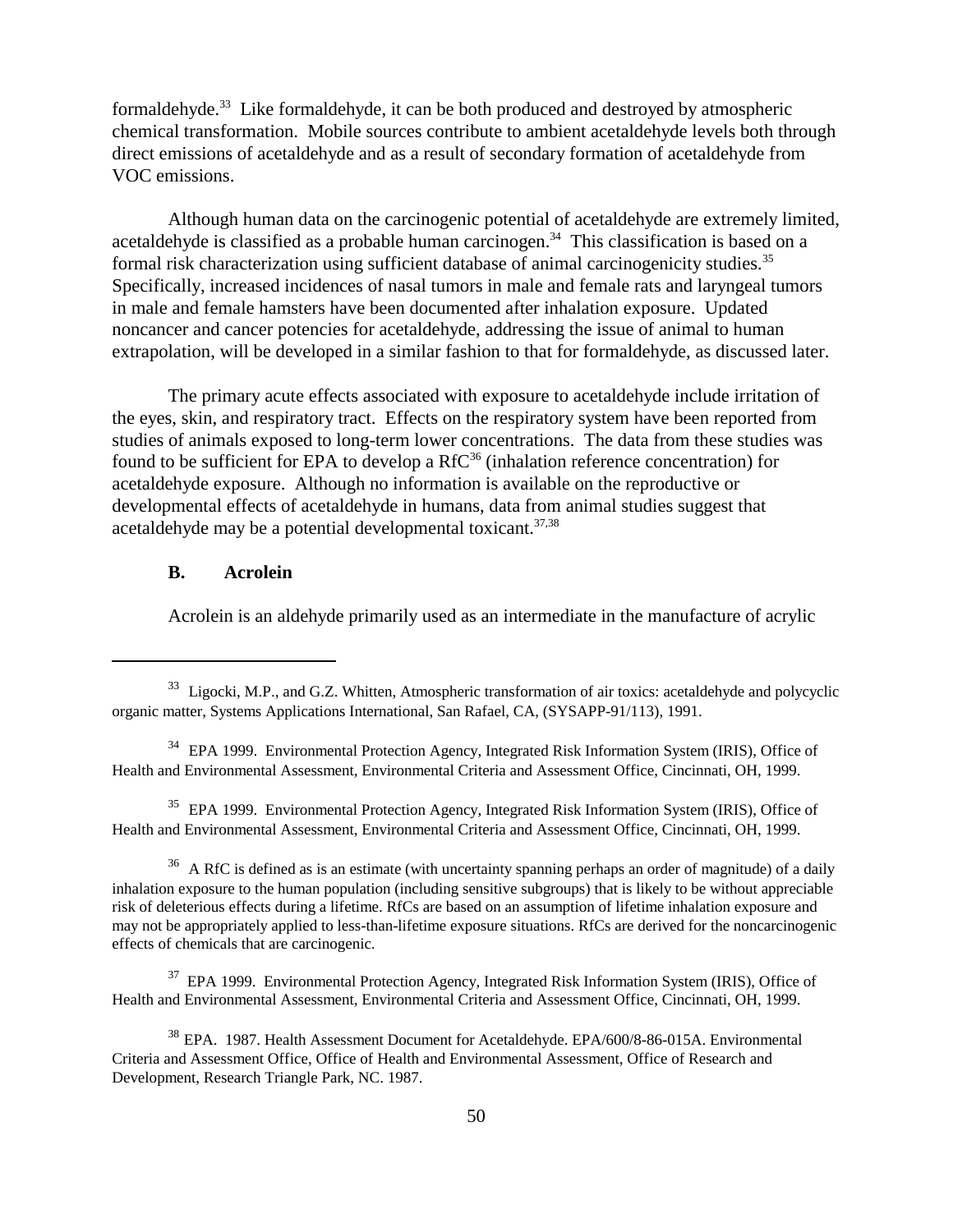formaldehyde.[33] Like formaldehyde, it can be both produced and destroyed by atmospheric chemical transformation. Mobile sources contribute to ambient acetaldehyde levels both through direct emissions of acetaldehyde and as a result of secondary formation of acetaldehyde from VOC emissions.

Although human data on the carcinogenic potential of acetaldehyde are extremely limited, acetaldehyde is classified as a probable human carcinogen.[34] This classification is based on a formal risk characterization using sufficient database of animal carcinogenicity studies.[35] Specifically, increased incidences of nasal tumors in male and female rats and laryngeal tumors in male and female hamsters have been documented after inhalation exposure. Updated noncancer and cancer potencies for acetaldehyde, addressing the issue of animal to human extrapolation, will be developed in a similar fashion to that for formaldehyde, as discussed later.

The primary acute effects associated with exposure to acetaldehyde include irritation of the eyes, skin, and respiratory tract. Effects on the respiratory system have been reported from studies of animals exposed to long-term lower concentrations. The data from these studies was found to be sufficient for EPA to develop a RfC[36] (inhalation reference concentration) for acetaldehyde exposure. Although no information is available on the reproductive or developmental effects of acetaldehyde in humans, data from animal studies suggest that acetaldehyde may be a potential developmental toxicant.[37,38]

### B. Acrolein

Acrolein is an aldehyde primarily used as an intermediate in the manufacture of acrylic

---

[33] Ligocki, M.P., and G.Z. Whitten, Atmospheric transformation of air toxics: acetaldehyde and polycyclic organic matter, Systems Applications International, San Rafael, CA, (SYSAPP-91/113), 1991.

[34] EPA 1999. Environmental Protection Agency, Integrated Risk Information System (IRIS), Office of Health and Environmental Assessment, Environmental Criteria and Assessment Office, Cincinnati, OH, 1999.

[35] EPA 1999. Environmental Protection Agency, Integrated Risk Information System (IRIS), Office of Health and Environmental Assessment, Environmental Criteria and Assessment Office, Cincinnati, OH, 1999.

[36] A RfC is defined as is an estimate (with uncertainty spanning perhaps an order of magnitude) of a daily inhalation exposure to the human population (including sensitive subgroups) that is likely to be without appreciable risk of deleterious effects during a lifetime. RfCs are based on an assumption of lifetime inhalation exposure and may not be appropriately applied to less-than-lifetime exposure situations. RfCs are derived for the noncarcinogenic effects of chemicals that are carcinogenic.

[37] EPA 1999. Environmental Protection Agency, Integrated Risk Information System (IRIS), Office of Health and Environmental Assessment, Environmental Criteria and Assessment Office, Cincinnati, OH, 1999.

[38] EPA. 1987. Health Assessment Document for Acetaldehyde. EPA/600/8-86-015A. Environmental Criteria and Assessment Office, Office of Health and Environmental Assessment, Office of Research and Development, Research Triangle Park, NC. 1987.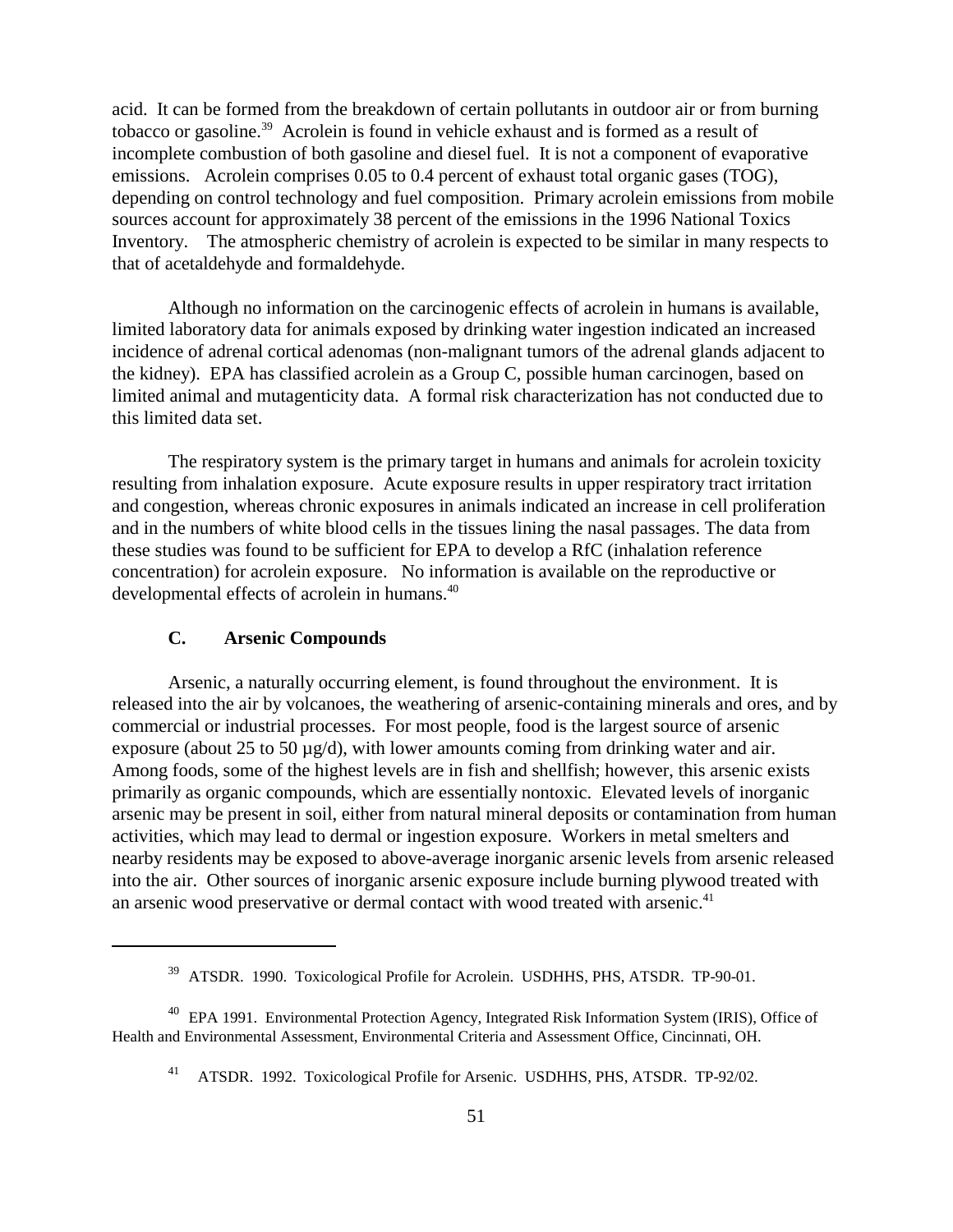acid. It can be formed from the breakdown of certain pollutants in outdoor air or from burning tobacco or gasoline.[39] Acrolein is found in vehicle exhaust and is formed as a result of incomplete combustion of both gasoline and diesel fuel. It is not a component of evaporative emissions. Acrolein comprises 0.05 to 0.4 percent of exhaust total organic gases (TOG), depending on control technology and fuel composition. Primary acrolein emissions from mobile sources account for approximately 38 percent of the emissions in the 1996 National Toxics Inventory. The atmospheric chemistry of acrolein is expected to be similar in many respects to that of acetaldehyde and formaldehyde.

Although no information on the carcinogenic effects of acrolein in humans is available, limited laboratory data for animals exposed by drinking water ingestion indicated an increased incidence of adrenal cortical adenomas (non-malignant tumors of the adrenal glands adjacent to the kidney). EPA has classified acrolein as a Group C, possible human carcinogen, based on limited animal and mutagenticity data. A formal risk characterization has not conducted due to this limited data set.

The respiratory system is the primary target in humans and animals for acrolein toxicity resulting from inhalation exposure. Acute exposure results in upper respiratory tract irritation and congestion, whereas chronic exposures in animals indicated an increase in cell proliferation and in the numbers of white blood cells in the tissues lining the nasal passages. The data from these studies was found to be sufficient for EPA to develop a RfC (inhalation reference concentration) for acrolein exposure. No information is available on the reproductive or developmental effects of acrolein in humans.[40]

### C. Arsenic Compounds

Arsenic, a naturally occurring element, is found throughout the environment. It is released into the air by volcanoes, the weathering of arsenic-containing minerals and ores, and by commercial or industrial processes. For most people, food is the largest source of arsenic exposure (about 25 to 50 µg/d), with lower amounts coming from drinking water and air. Among foods, some of the highest levels are in fish and shellfish; however, this arsenic exists primarily as organic compounds, which are essentially nontoxic. Elevated levels of inorganic arsenic may be present in soil, either from natural mineral deposits or contamination from human activities, which may lead to dermal or ingestion exposure. Workers in metal smelters and nearby residents may be exposed to above-average inorganic arsenic levels from arsenic released into the air. Other sources of inorganic arsenic exposure include burning plywood treated with an arsenic wood preservative or dermal contact with wood treated with arsenic.[41]

---

[39] ATSDR. 1990. Toxicological Profile for Acrolein. USDHHS, PHS, ATSDR. TP-90-01.

[40] EPA 1991. Environmental Protection Agency, Integrated Risk Information System (IRIS), Office of Health and Environmental Assessment, Environmental Criteria and Assessment Office, Cincinnati, OH.

[41] ATSDR. 1992. Toxicological Profile for Arsenic. USDHHS, PHS, ATSDR. TP-92/02.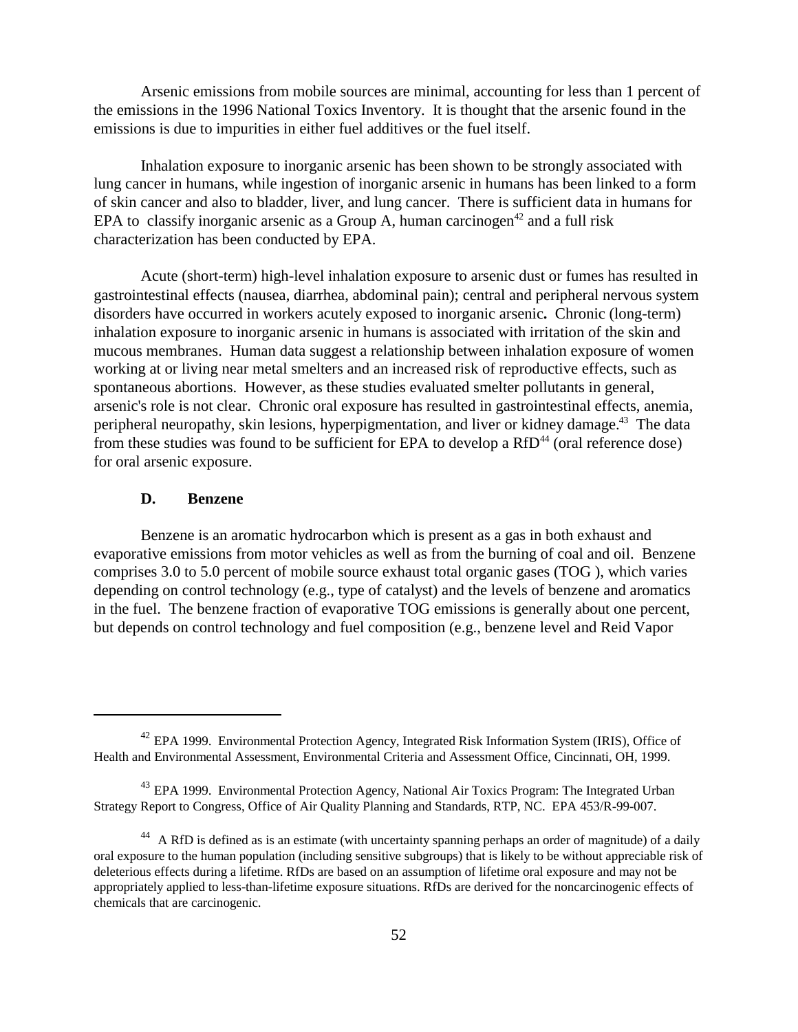Arsenic emissions from mobile sources are minimal, accounting for less than 1 percent of the emissions in the 1996 National Toxics Inventory. It is thought that the arsenic found in the emissions is due to impurities in either fuel additives or the fuel itself.

Inhalation exposure to inorganic arsenic has been shown to be strongly associated with lung cancer in humans, while ingestion of inorganic arsenic in humans has been linked to a form of skin cancer and also to bladder, liver, and lung cancer. There is sufficient data in humans for EPA to classify inorganic arsenic as a Group A, human carcinogen[42] and a full risk characterization has been conducted by EPA.

Acute (short-term) high-level inhalation exposure to arsenic dust or fumes has resulted in gastrointestinal effects (nausea, diarrhea, abdominal pain); central and peripheral nervous system disorders have occurred in workers acutely exposed to inorganic arsenic**.** Chronic (long-term) inhalation exposure to inorganic arsenic in humans is associated with irritation of the skin and mucous membranes. Human data suggest a relationship between inhalation exposure of women working at or living near metal smelters and an increased risk of reproductive effects, such as spontaneous abortions. However, as these studies evaluated smelter pollutants in general, arsenic's role is not clear. Chronic oral exposure has resulted in gastrointestinal effects, anemia, peripheral neuropathy, skin lesions, hyperpigmentation, and liver or kidney damage.[43] The data from these studies was found to be sufficient for EPA to develop a RfD[44] (oral reference dose) for oral arsenic exposure.

### D. Benzene

Benzene is an aromatic hydrocarbon which is present as a gas in both exhaust and evaporative emissions from motor vehicles as well as from the burning of coal and oil. Benzene comprises 3.0 to 5.0 percent of mobile source exhaust total organic gases (TOG ), which varies depending on control technology (e.g., type of catalyst) and the levels of benzene and aromatics in the fuel. The benzene fraction of evaporative TOG emissions is generally about one percent, but depends on control technology and fuel composition (e.g., benzene level and Reid Vapor

---

[42] EPA 1999. Environmental Protection Agency, Integrated Risk Information System (IRIS), Office of Health and Environmental Assessment, Environmental Criteria and Assessment Office, Cincinnati, OH, 1999.

[43] EPA 1999. Environmental Protection Agency, National Air Toxics Program: The Integrated Urban Strategy Report to Congress, Office of Air Quality Planning and Standards, RTP, NC. EPA 453/R-99-007.

[44] A RfD is defined as is an estimate (with uncertainty spanning perhaps an order of magnitude) of a daily oral exposure to the human population (including sensitive subgroups) that is likely to be without appreciable risk of deleterious effects during a lifetime. RfDs are based on an assumption of lifetime oral exposure and may not be appropriately applied to less-than-lifetime exposure situations. RfDs are derived for the noncarcinogenic effects of chemicals that are carcinogenic.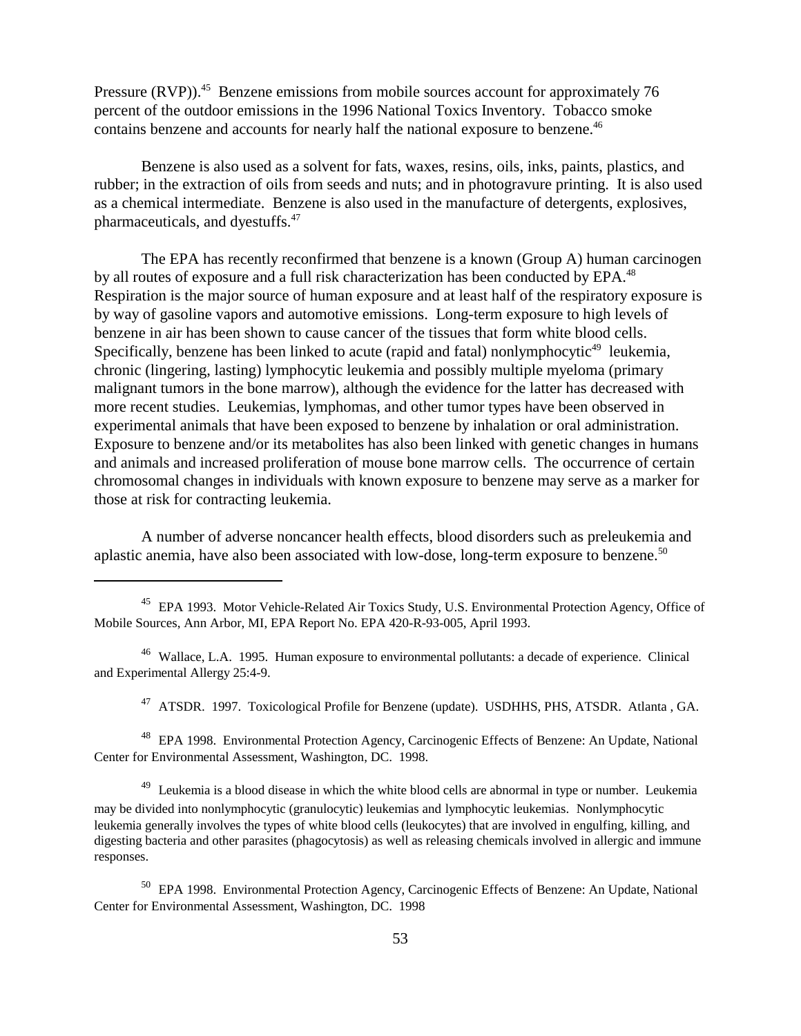Pressure (RVP)).[45] Benzene emissions from mobile sources account for approximately 76 percent of the outdoor emissions in the 1996 National Toxics Inventory. Tobacco smoke contains benzene and accounts for nearly half the national exposure to benzene.[46]

Benzene is also used as a solvent for fats, waxes, resins, oils, inks, paints, plastics, and rubber; in the extraction of oils from seeds and nuts; and in photogravure printing. It is also used as a chemical intermediate. Benzene is also used in the manufacture of detergents, explosives, pharmaceuticals, and dyestuffs.[47]

The EPA has recently reconfirmed that benzene is a known (Group A) human carcinogen by all routes of exposure and a full risk characterization has been conducted by EPA.[48] Respiration is the major source of human exposure and at least half of the respiratory exposure is by way of gasoline vapors and automotive emissions. Long-term exposure to high levels of benzene in air has been shown to cause cancer of the tissues that form white blood cells. Specifically, benzene has been linked to acute (rapid and fatal) nonlymphocytic[49] leukemia, chronic (lingering, lasting) lymphocytic leukemia and possibly multiple myeloma (primary malignant tumors in the bone marrow), although the evidence for the latter has decreased with more recent studies. Leukemias, lymphomas, and other tumor types have been observed in experimental animals that have been exposed to benzene by inhalation or oral administration. Exposure to benzene and/or its metabolites has also been linked with genetic changes in humans and animals and increased proliferation of mouse bone marrow cells. The occurrence of certain chromosomal changes in individuals with known exposure to benzene may serve as a marker for those at risk for contracting leukemia.

A number of adverse noncancer health effects, blood disorders such as preleukemia and aplastic anemia, have also been associated with low-dose, long-term exposure to benzene.[50]

---

[45] EPA 1993. Motor Vehicle-Related Air Toxics Study, U.S. Environmental Protection Agency, Office of Mobile Sources, Ann Arbor, MI, EPA Report No. EPA 420-R-93-005, April 1993.

[46] Wallace, L.A. 1995. Human exposure to environmental pollutants: a decade of experience. Clinical and Experimental Allergy 25:4-9.

[47] ATSDR. 1997. Toxicological Profile for Benzene (update). USDHHS, PHS, ATSDR. Atlanta , GA.

[48] EPA 1998. Environmental Protection Agency, Carcinogenic Effects of Benzene: An Update, National Center for Environmental Assessment, Washington, DC. 1998.

[49] Leukemia is a blood disease in which the white blood cells are abnormal in type or number. Leukemia may be divided into nonlymphocytic (granulocytic) leukemias and lymphocytic leukemias. Nonlymphocytic leukemia generally involves the types of white blood cells (leukocytes) that are involved in engulfing, killing, and digesting bacteria and other parasites (phagocytosis) as well as releasing chemicals involved in allergic and immune responses.

[50] EPA 1998. Environmental Protection Agency, Carcinogenic Effects of Benzene: An Update, National Center for Environmental Assessment, Washington, DC. 1998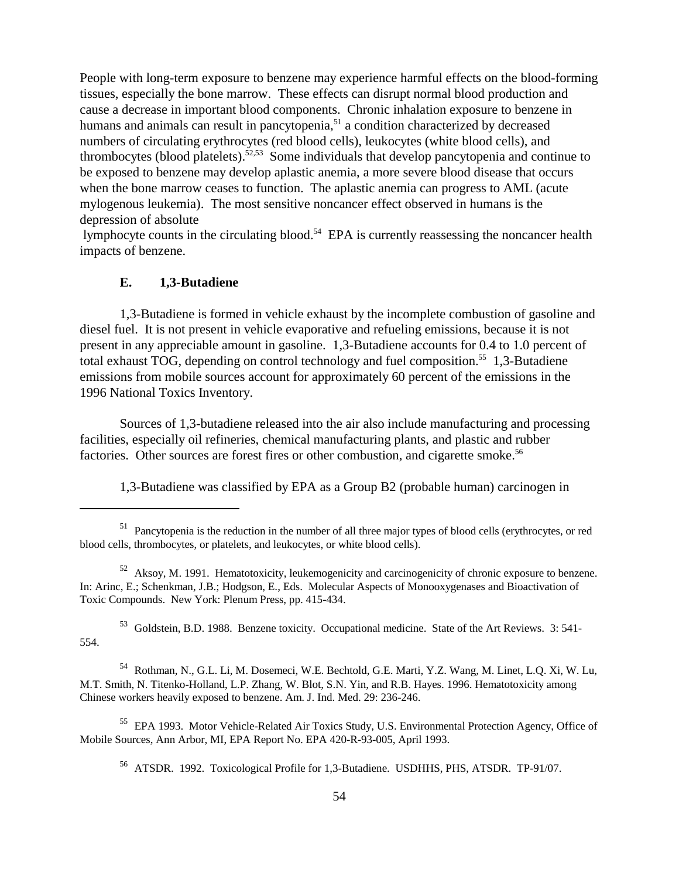People with long-term exposure to benzene may experience harmful effects on the blood-forming tissues, especially the bone marrow. These effects can disrupt normal blood production and cause a decrease in important blood components. Chronic inhalation exposure to benzene in humans and animals can result in pancytopenia,[51] a condition characterized by decreased numbers of circulating erythrocytes (red blood cells), leukocytes (white blood cells), and thrombocytes (blood platelets).[52,53] Some individuals that develop pancytopenia and continue to be exposed to benzene may develop aplastic anemia, a more severe blood disease that occurs when the bone marrow ceases to function. The aplastic anemia can progress to AML (acute mylogenous leukemia). The most sensitive noncancer effect observed in humans is the depression of absolute lymphocyte counts in the circulating blood.[54] EPA is currently reassessing the noncancer health impacts of benzene.

### E. 1,3-Butadiene

1,3-Butadiene is formed in vehicle exhaust by the incomplete combustion of gasoline and diesel fuel. It is not present in vehicle evaporative and refueling emissions, because it is not present in any appreciable amount in gasoline. 1,3-Butadiene accounts for 0.4 to 1.0 percent of total exhaust TOG, depending on control technology and fuel composition.[55] 1,3-Butadiene emissions from mobile sources account for approximately 60 percent of the emissions in the 1996 National Toxics Inventory.

Sources of 1,3-butadiene released into the air also include manufacturing and processing facilities, especially oil refineries, chemical manufacturing plants, and plastic and rubber factories. Other sources are forest fires or other combustion, and cigarette smoke.[56]

1,3-Butadiene was classified by EPA as a Group B2 (probable human) carcinogen in

---

[51] Pancytopenia is the reduction in the number of all three major types of blood cells (erythrocytes, or red blood cells, thrombocytes, or platelets, and leukocytes, or white blood cells).

[52] Aksoy, M. 1991. Hematotoxicity, leukemogenicity and carcinogenicity of chronic exposure to benzene. In: Arinc, E.; Schenkman, J.B.; Hodgson, E., Eds. Molecular Aspects of Monooxygenases and Bioactivation of Toxic Compounds. New York: Plenum Press, pp. 415-434.

[53] Goldstein, B.D. 1988. Benzene toxicity. Occupational medicine. State of the Art Reviews. 3: 541-554.

[54] Rothman, N., G.L. Li, M. Dosemeci, W.E. Bechtold, G.E. Marti, Y.Z. Wang, M. Linet, L.Q. Xi, W. Lu, M.T. Smith, N. Titenko-Holland, L.P. Zhang, W. Blot, S.N. Yin, and R.B. Hayes. 1996. Hematotoxicity among Chinese workers heavily exposed to benzene. Am. J. Ind. Med. 29: 236-246.

[55] EPA 1993. Motor Vehicle-Related Air Toxics Study, U.S. Environmental Protection Agency, Office of Mobile Sources, Ann Arbor, MI, EPA Report No. EPA 420-R-93-005, April 1993.

[56] ATSDR. 1992. Toxicological Profile for 1,3-Butadiene. USDHHS, PHS, ATSDR. TP-91/07.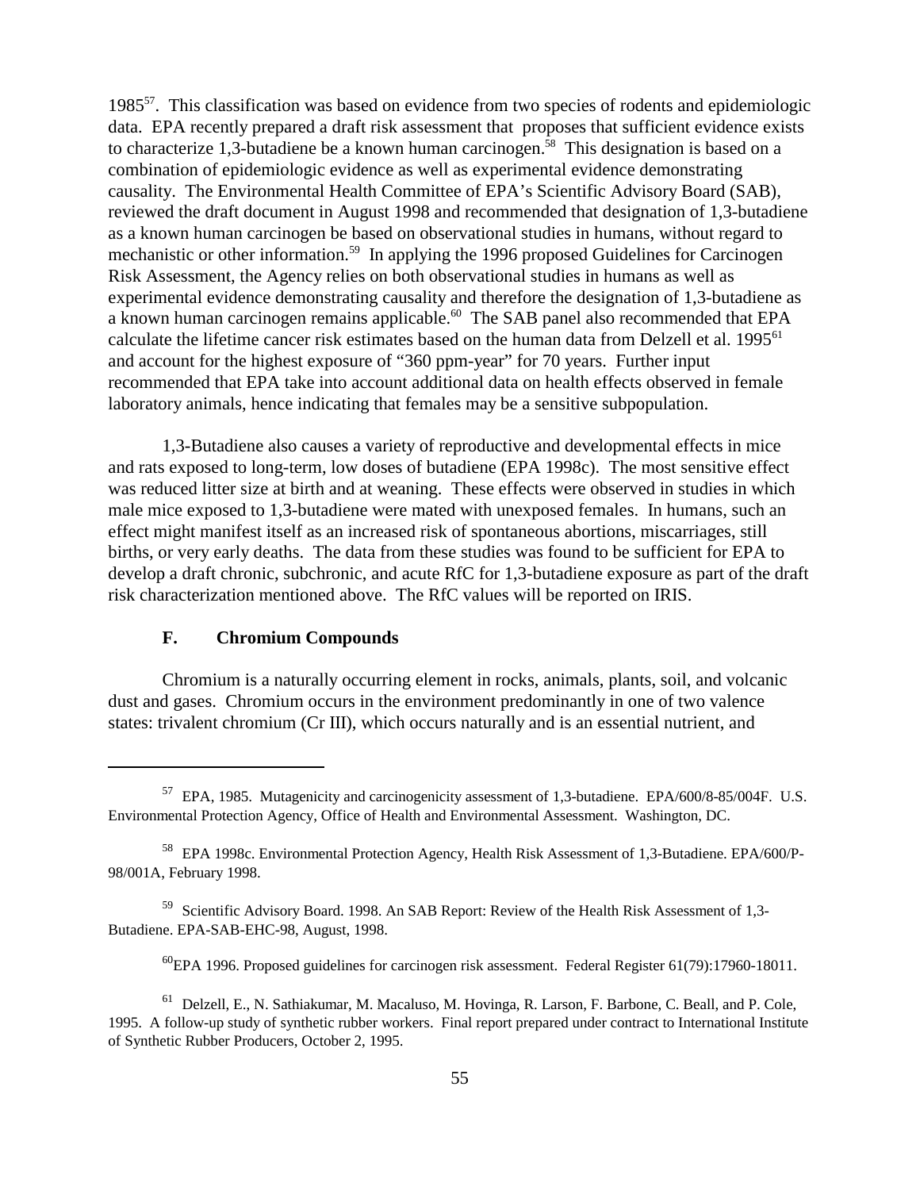1985[57]. This classification was based on evidence from two species of rodents and epidemiologic data. EPA recently prepared a draft risk assessment that proposes that sufficient evidence exists to characterize 1,3-butadiene be a known human carcinogen.[58] This designation is based on a combination of epidemiologic evidence as well as experimental evidence demonstrating causality. The Environmental Health Committee of EPA's Scientific Advisory Board (SAB), reviewed the draft document in August 1998 and recommended that designation of 1,3-butadiene as a known human carcinogen be based on observational studies in humans, without regard to mechanistic or other information.[59] In applying the 1996 proposed Guidelines for Carcinogen Risk Assessment, the Agency relies on both observational studies in humans as well as experimental evidence demonstrating causality and therefore the designation of 1,3-butadiene as a known human carcinogen remains applicable.[60] The SAB panel also recommended that EPA calculate the lifetime cancer risk estimates based on the human data from Delzell et al. 1995[61] and account for the highest exposure of "360 ppm-year" for 70 years. Further input recommended that EPA take into account additional data on health effects observed in female laboratory animals, hence indicating that females may be a sensitive subpopulation.

1,3-Butadiene also causes a variety of reproductive and developmental effects in mice and rats exposed to long-term, low doses of butadiene (EPA 1998c). The most sensitive effect was reduced litter size at birth and at weaning. These effects were observed in studies in which male mice exposed to 1,3-butadiene were mated with unexposed females. In humans, such an effect might manifest itself as an increased risk of spontaneous abortions, miscarriages, still births, or very early deaths. The data from these studies was found to be sufficient for EPA to develop a draft chronic, subchronic, and acute RfC for 1,3-butadiene exposure as part of the draft risk characterization mentioned above. The RfC values will be reported on IRIS.

### F. Chromium Compounds

Chromium is a naturally occurring element in rocks, animals, plants, soil, and volcanic dust and gases. Chromium occurs in the environment predominantly in one of two valence states: trivalent chromium (Cr III), which occurs naturally and is an essential nutrient, and

---

[57] EPA, 1985. Mutagenicity and carcinogenicity assessment of 1,3-butadiene. EPA/600/8-85/004F. U.S. Environmental Protection Agency, Office of Health and Environmental Assessment. Washington, DC.

[58] EPA 1998c. Environmental Protection Agency, Health Risk Assessment of 1,3-Butadiene. EPA/600/P-98/001A, February 1998.

[59] Scientific Advisory Board. 1998. An SAB Report: Review of the Health Risk Assessment of 1,3-Butadiene. EPA-SAB-EHC-98, August, 1998.

[60] EPA 1996. Proposed guidelines for carcinogen risk assessment. Federal Register 61(79):17960-18011.

[61] Delzell, E., N. Sathiakumar, M. Macaluso, M. Hovinga, R. Larson, F. Barbone, C. Beall, and P. Cole, 1995. A follow-up study of synthetic rubber workers. Final report prepared under contract to International Institute of Synthetic Rubber Producers, October 2, 1995.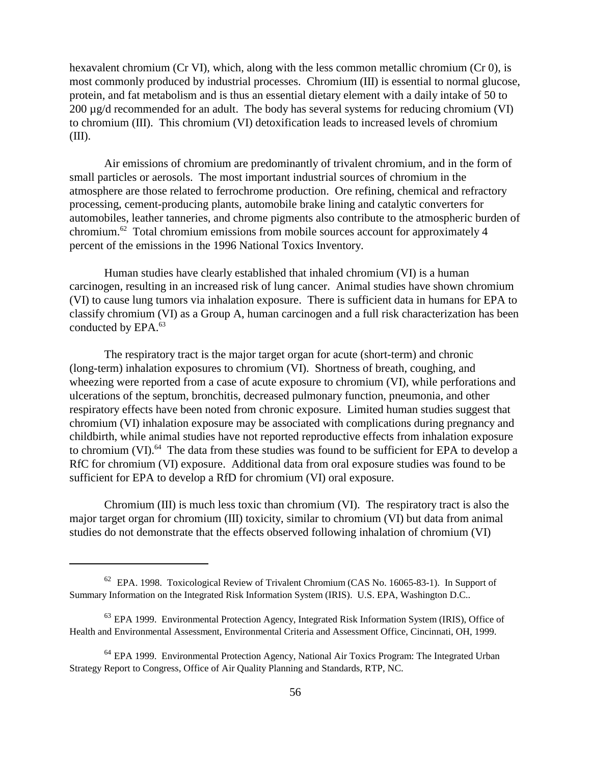hexavalent chromium (Cr VI), which, along with the less common metallic chromium (Cr 0), is most commonly produced by industrial processes. Chromium (III) is essential to normal glucose, protein, and fat metabolism and is thus an essential dietary element with a daily intake of 50 to 200 µg/d recommended for an adult. The body has several systems for reducing chromium (VI) to chromium (III). This chromium (VI) detoxification leads to increased levels of chromium (III).

Air emissions of chromium are predominantly of trivalent chromium, and in the form of small particles or aerosols. The most important industrial sources of chromium in the atmosphere are those related to ferrochrome production. Ore refining, chemical and refractory processing, cement-producing plants, automobile brake lining and catalytic converters for automobiles, leather tanneries, and chrome pigments also contribute to the atmospheric burden of chromium.[62] Total chromium emissions from mobile sources account for approximately 4 percent of the emissions in the 1996 National Toxics Inventory.

Human studies have clearly established that inhaled chromium (VI) is a human carcinogen, resulting in an increased risk of lung cancer. Animal studies have shown chromium (VI) to cause lung tumors via inhalation exposure. There is sufficient data in humans for EPA to classify chromium (VI) as a Group A, human carcinogen and a full risk characterization has been conducted by EPA.[63]

The respiratory tract is the major target organ for acute (short-term) and chronic (long-term) inhalation exposures to chromium (VI). Shortness of breath, coughing, and wheezing were reported from a case of acute exposure to chromium (VI), while perforations and ulcerations of the septum, bronchitis, decreased pulmonary function, pneumonia, and other respiratory effects have been noted from chronic exposure. Limited human studies suggest that chromium (VI) inhalation exposure may be associated with complications during pregnancy and childbirth, while animal studies have not reported reproductive effects from inhalation exposure to chromium (VI).[64] The data from these studies was found to be sufficient for EPA to develop a RfC for chromium (VI) exposure. Additional data from oral exposure studies was found to be sufficient for EPA to develop a RfD for chromium (VI) oral exposure.

Chromium (III) is much less toxic than chromium (VI). The respiratory tract is also the major target organ for chromium (III) toxicity, similar to chromium (VI) but data from animal studies do not demonstrate that the effects observed following inhalation of chromium (VI)

---

[62] EPA. 1998. Toxicological Review of Trivalent Chromium (CAS No. 16065-83-1). In Support of Summary Information on the Integrated Risk Information System (IRIS). U.S. EPA, Washington D.C..

[63] EPA 1999. Environmental Protection Agency, Integrated Risk Information System (IRIS), Office of Health and Environmental Assessment, Environmental Criteria and Assessment Office, Cincinnati, OH, 1999.

[64] EPA 1999. Environmental Protection Agency, National Air Toxics Program: The Integrated Urban Strategy Report to Congress, Office of Air Quality Planning and Standards, RTP, NC.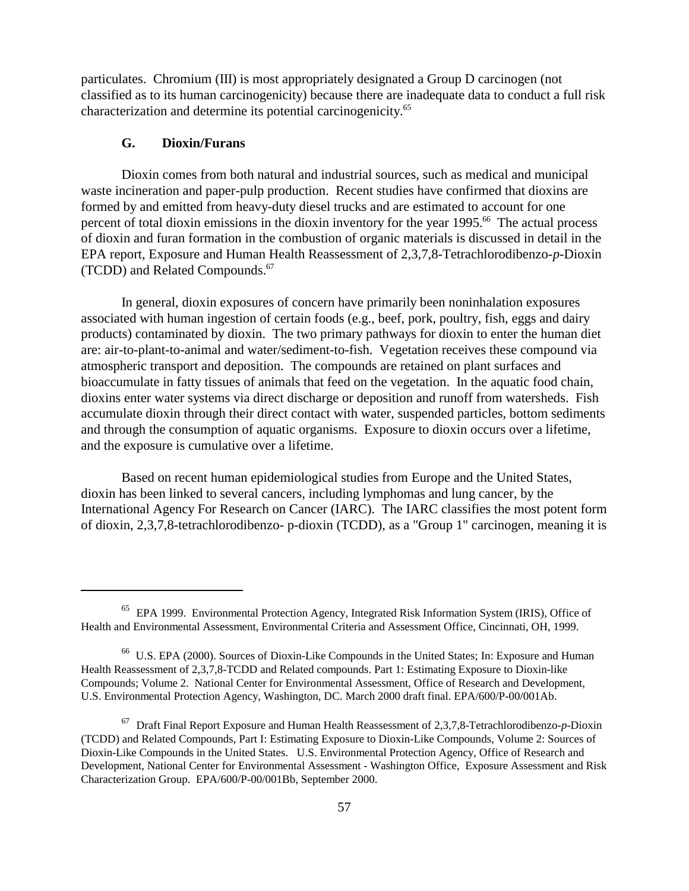particulates. Chromium (III) is most appropriately designated a Group D carcinogen (not classified as to its human carcinogenicity) because there are inadequate data to conduct a full risk characterization and determine its potential carcinogenicity.[65]

### G. Dioxin/Furans

Dioxin comes from both natural and industrial sources, such as medical and municipal waste incineration and paper-pulp production. Recent studies have confirmed that dioxins are formed by and emitted from heavy-duty diesel trucks and are estimated to account for one percent of total dioxin emissions in the dioxin inventory for the year 1995.[66] The actual process of dioxin and furan formation in the combustion of organic materials is discussed in detail in the EPA report, Exposure and Human Health Reassessment of 2,3,7,8-Tetrachlorodibenzo-*p*-Dioxin (TCDD) and Related Compounds.[67]

In general, dioxin exposures of concern have primarily been noninhalation exposures associated with human ingestion of certain foods (e.g., beef, pork, poultry, fish, eggs and dairy products) contaminated by dioxin. The two primary pathways for dioxin to enter the human diet are: air-to-plant-to-animal and water/sediment-to-fish. Vegetation receives these compound via atmospheric transport and deposition. The compounds are retained on plant surfaces and bioaccumulate in fatty tissues of animals that feed on the vegetation. In the aquatic food chain, dioxins enter water systems via direct discharge or deposition and runoff from watersheds. Fish accumulate dioxin through their direct contact with water, suspended particles, bottom sediments and through the consumption of aquatic organisms. Exposure to dioxin occurs over a lifetime, and the exposure is cumulative over a lifetime.

Based on recent human epidemiological studies from Europe and the United States, dioxin has been linked to several cancers, including lymphomas and lung cancer, by the International Agency For Research on Cancer (IARC). The IARC classifies the most potent form of dioxin, 2,3,7,8-tetrachlorodibenzo- p-dioxin (TCDD), as a "Group 1" carcinogen, meaning it is

---

[65] EPA 1999. Environmental Protection Agency, Integrated Risk Information System (IRIS), Office of Health and Environmental Assessment, Environmental Criteria and Assessment Office, Cincinnati, OH, 1999.

[66] U.S. EPA (2000). Sources of Dioxin-Like Compounds in the United States; In: Exposure and Human Health Reassessment of 2,3,7,8-TCDD and Related compounds. Part 1: Estimating Exposure to Dioxin-like Compounds; Volume 2. National Center for Environmental Assessment, Office of Research and Development, U.S. Environmental Protection Agency, Washington, DC. March 2000 draft final. EPA/600/P-00/001Ab.

[67] Draft Final Report Exposure and Human Health Reassessment of 2,3,7,8-Tetrachlorodibenzo-*p*-Dioxin (TCDD) and Related Compounds, Part I: Estimating Exposure to Dioxin-Like Compounds, Volume 2: Sources of Dioxin-Like Compounds in the United States. U.S. Environmental Protection Agency, Office of Research and Development, National Center for Environmental Assessment - Washington Office, Exposure Assessment and Risk Characterization Group. EPA/600/P-00/001Bb, September 2000.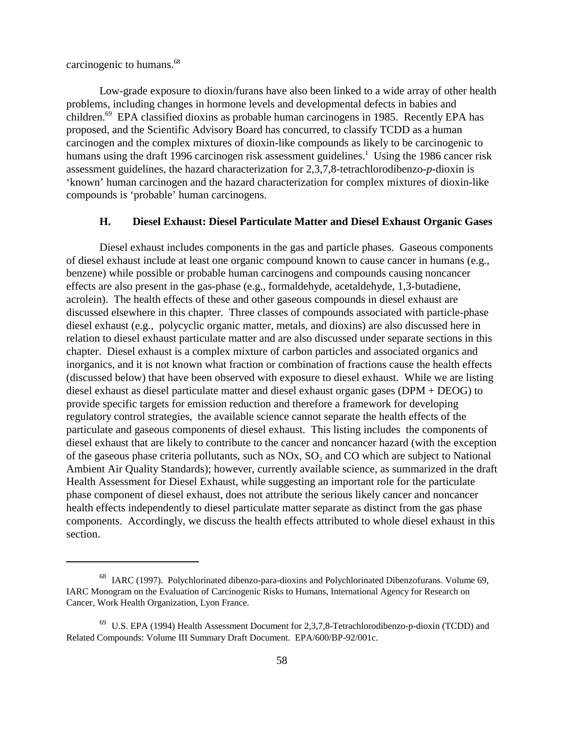carcinogenic to humans.[68]

Low-grade exposure to dioxin/furans have also been linked to a wide array of other health problems, including changes in hormone levels and developmental defects in babies and children.[69] EPA classified dioxins as probable human carcinogens in 1985. Recently EPA has proposed, and the Scientific Advisory Board has concurred, to classify TCDD as a human carcinogen and the complex mixtures of dioxin-like compounds as likely to be carcinogenic to humans using the draft 1996 carcinogen risk assessment guidelines.[1] Using the 1986 cancer risk assessment guidelines, the hazard characterization for 2,3,7,8-tetrachlorodibenzo-*p*-dioxin is 'known' human carcinogen and the hazard characterization for complex mixtures of dioxin-like compounds is 'probable' human carcinogens.

### H. Diesel Exhaust: Diesel Particulate Matter and Diesel Exhaust Organic Gases

Diesel exhaust includes components in the gas and particle phases. Gaseous components of diesel exhaust include at least one organic compound known to cause cancer in humans (e.g., benzene) while possible or probable human carcinogens and compounds causing noncancer effects are also present in the gas-phase (e.g., formaldehyde, acetaldehyde, 1,3-butadiene, acrolein). The health effects of these and other gaseous compounds in diesel exhaust are discussed elsewhere in this chapter. Three classes of compounds associated with particle-phase diesel exhaust (e.g., polycyclic organic matter, metals, and dioxins) are also discussed here in relation to diesel exhaust particulate matter and are also discussed under separate sections in this chapter. Diesel exhaust is a complex mixture of carbon particles and associated organics and inorganics, and it is not known what fraction or combination of fractions cause the health effects (discussed below) that have been observed with exposure to diesel exhaust. While we are listing diesel exhaust as diesel particulate matter and diesel exhaust organic gases (DPM + DEOG) to provide specific targets for emission reduction and therefore a framework for developing regulatory control strategies, the available science cannot separate the health effects of the particulate and gaseous components of diesel exhaust. This listing includes the components of diesel exhaust that are likely to contribute to the cancer and noncancer hazard (with the exception of the gaseous phase criteria pollutants, such as NOx, $SO_2$ and CO which are subject to National Ambient Air Quality Standards); however, currently available science, as summarized in the draft Health Assessment for Diesel Exhaust, while suggesting an important role for the particulate phase component of diesel exhaust, does not attribute the serious likely cancer and noncancer health effects independently to diesel particulate matter separate as distinct from the gas phase components. Accordingly, we discuss the health effects attributed to whole diesel exhaust in this section.

---

[68] IARC (1997). Polychlorinated dibenzo-para-dioxins and Polychlorinated Dibenzofurans. Volume 69, IARC Monogram on the Evaluation of Carcinogenic Risks to Humans, International Agency for Research on Cancer, Work Health Organization, Lyon France.

[69] U.S. EPA (1994) Health Assessment Document for 2,3,7,8-Tetrachlorodibenzo-p-dioxin (TCDD) and Related Compounds: Volume III Summary Draft Document. EPA/600/BP-92/001c.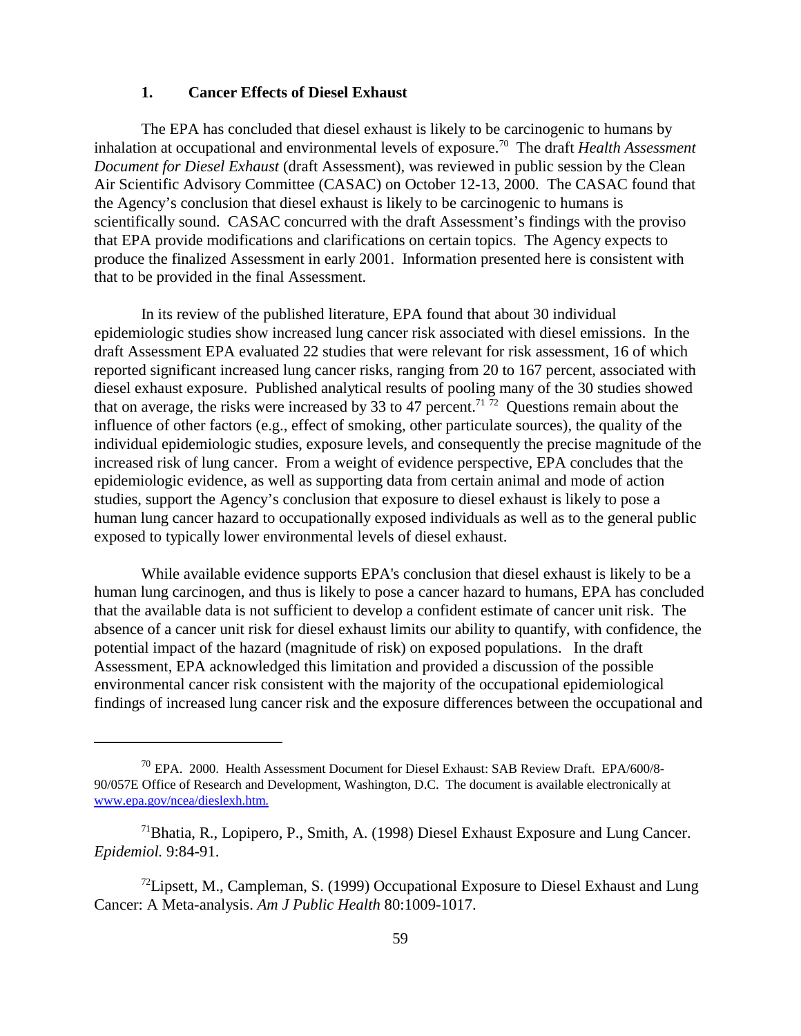### 1. Cancer Effects of Diesel Exhaust

The EPA has concluded that diesel exhaust is likely to be carcinogenic to humans by inhalation at occupational and environmental levels of exposure.[70] The draft *Health Assessment Document for Diesel Exhaust* (draft Assessment), was reviewed in public session by the Clean Air Scientific Advisory Committee (CASAC) on October 12-13, 2000. The CASAC found that the Agency's conclusion that diesel exhaust is likely to be carcinogenic to humans is scientifically sound. CASAC concurred with the draft Assessment's findings with the proviso that EPA provide modifications and clarifications on certain topics. The Agency expects to produce the finalized Assessment in early 2001. Information presented here is consistent with that to be provided in the final Assessment.

In its review of the published literature, EPA found that about 30 individual epidemiologic studies show increased lung cancer risk associated with diesel emissions. In the draft Assessment EPA evaluated 22 studies that were relevant for risk assessment, 16 of which reported significant increased lung cancer risks, ranging from 20 to 167 percent, associated with diesel exhaust exposure. Published analytical results of pooling many of the 30 studies showed that on average, the risks were increased by 33 to 47 percent.[71] [72] Questions remain about the influence of other factors (e.g., effect of smoking, other particulate sources), the quality of the individual epidemiologic studies, exposure levels, and consequently the precise magnitude of the increased risk of lung cancer. From a weight of evidence perspective, EPA concludes that the epidemiologic evidence, as well as supporting data from certain animal and mode of action studies, support the Agency's conclusion that exposure to diesel exhaust is likely to pose a human lung cancer hazard to occupationally exposed individuals as well as to the general public exposed to typically lower environmental levels of diesel exhaust.

While available evidence supports EPA's conclusion that diesel exhaust is likely to be a human lung carcinogen, and thus is likely to pose a cancer hazard to humans, EPA has concluded that the available data is not sufficient to develop a confident estimate of cancer unit risk. The absence of a cancer unit risk for diesel exhaust limits our ability to quantify, with confidence, the potential impact of the hazard (magnitude of risk) on exposed populations. In the draft Assessment, EPA acknowledged this limitation and provided a discussion of the possible environmental cancer risk consistent with the majority of the occupational epidemiological findings of increased lung cancer risk and the exposure differences between the occupational and

---

[70] EPA. 2000. Health Assessment Document for Diesel Exhaust: SAB Review Draft. EPA/600/8-90/057E Office of Research and Development, Washington, D.C. The document is available electronically at www.epa.gov/ncea/dieslexh.htm.

[71] Bhatia, R., Lopipero, P., Smith, A. (1998) Diesel Exhaust Exposure and Lung Cancer. *Epidemiol.* 9:84-91.

[72] Lipsett, M., Campleman, S. (1999) Occupational Exposure to Diesel Exhaust and Lung Cancer: A Meta-analysis. *Am J Public Health* 80:1009-1017.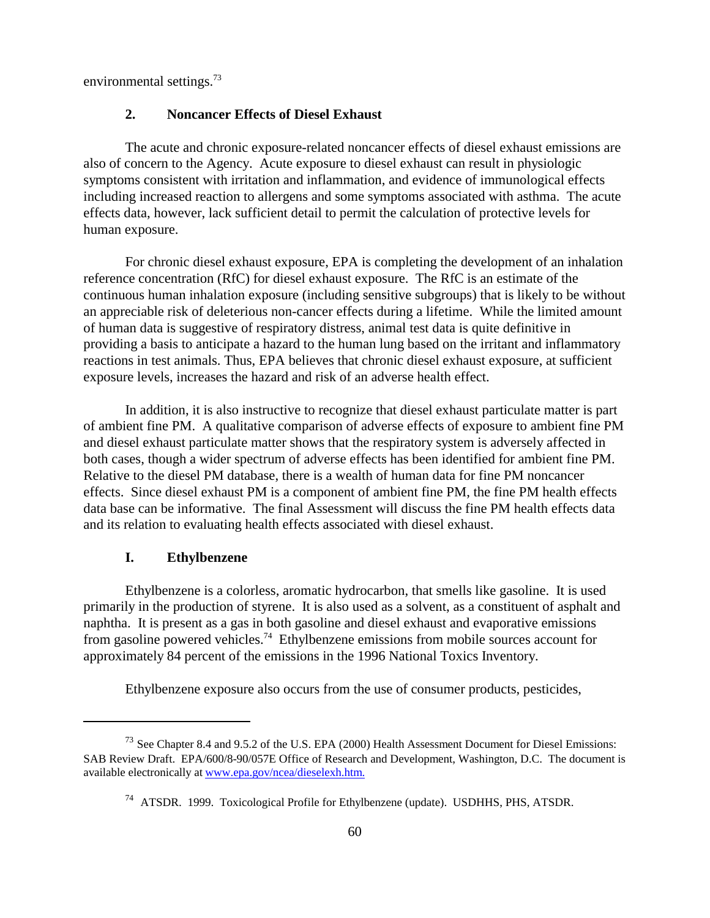environmental settings.[73]

### 2. Noncancer Effects of Diesel Exhaust

The acute and chronic exposure-related noncancer effects of diesel exhaust emissions are also of concern to the Agency. Acute exposure to diesel exhaust can result in physiologic symptoms consistent with irritation and inflammation, and evidence of immunological effects including increased reaction to allergens and some symptoms associated with asthma. The acute effects data, however, lack sufficient detail to permit the calculation of protective levels for human exposure.

For chronic diesel exhaust exposure, EPA is completing the development of an inhalation reference concentration (RfC) for diesel exhaust exposure. The RfC is an estimate of the continuous human inhalation exposure (including sensitive subgroups) that is likely to be without an appreciable risk of deleterious non-cancer effects during a lifetime. While the limited amount of human data is suggestive of respiratory distress, animal test data is quite definitive in providing a basis to anticipate a hazard to the human lung based on the irritant and inflammatory reactions in test animals. Thus, EPA believes that chronic diesel exhaust exposure, at sufficient exposure levels, increases the hazard and risk of an adverse health effect.

In addition, it is also instructive to recognize that diesel exhaust particulate matter is part of ambient fine PM. A qualitative comparison of adverse effects of exposure to ambient fine PM and diesel exhaust particulate matter shows that the respiratory system is adversely affected in both cases, though a wider spectrum of adverse effects has been identified for ambient fine PM. Relative to the diesel PM database, there is a wealth of human data for fine PM noncancer effects. Since diesel exhaust PM is a component of ambient fine PM, the fine PM health effects data base can be informative. The final Assessment will discuss the fine PM health effects data and its relation to evaluating health effects associated with diesel exhaust.

## I. Ethylbenzene

Ethylbenzene is a colorless, aromatic hydrocarbon, that smells like gasoline. It is used primarily in the production of styrene. It is also used as a solvent, as a constituent of asphalt and naphtha. It is present as a gas in both gasoline and diesel exhaust and evaporative emissions from gasoline powered vehicles.[74] Ethylbenzene emissions from mobile sources account for approximately 84 percent of the emissions in the 1996 National Toxics Inventory.

Ethylbenzene exposure also occurs from the use of consumer products, pesticides,

---

[73] See Chapter 8.4 and 9.5.2 of the U.S. EPA (2000) Health Assessment Document for Diesel Emissions: SAB Review Draft. EPA/600/8-90/057E Office of Research and Development, Washington, D.C. The document is available electronically at www.epa.gov/ncea/dieselexh.htm.

[74] ATSDR. 1999. Toxicological Profile for Ethylbenzene (update). USDHHS, PHS, ATSDR.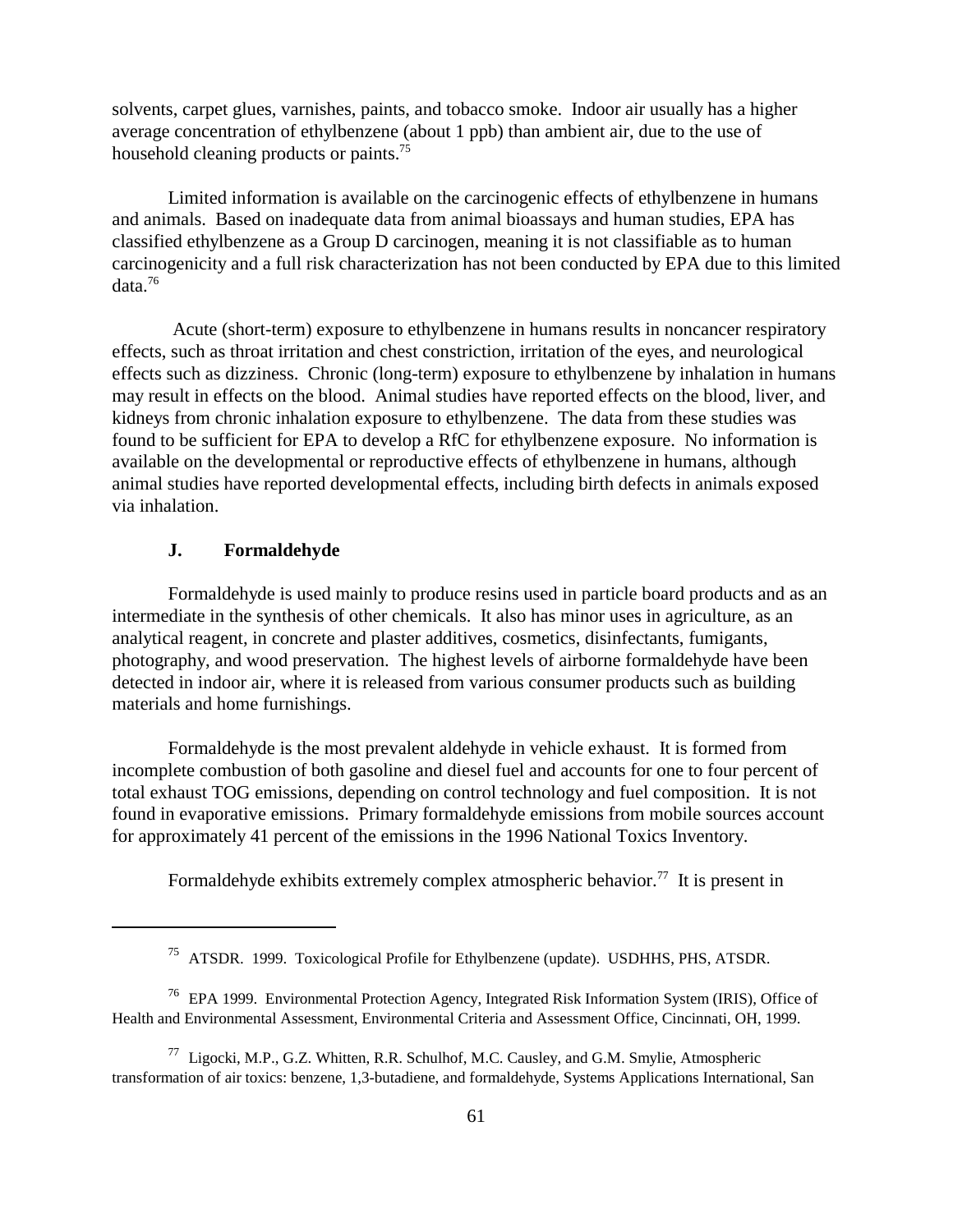solvents, carpet glues, varnishes, paints, and tobacco smoke. Indoor air usually has a higher average concentration of ethylbenzene (about 1 ppb) than ambient air, due to the use of household cleaning products or paints.[75]

Limited information is available on the carcinogenic effects of ethylbenzene in humans and animals. Based on inadequate data from animal bioassays and human studies, EPA has classified ethylbenzene as a Group D carcinogen, meaning it is not classifiable as to human carcinogenicity and a full risk characterization has not been conducted by EPA due to this limited data.[76]

Acute (short-term) exposure to ethylbenzene in humans results in noncancer respiratory effects, such as throat irritation and chest constriction, irritation of the eyes, and neurological effects such as dizziness. Chronic (long-term) exposure to ethylbenzene by inhalation in humans may result in effects on the blood. Animal studies have reported effects on the blood, liver, and kidneys from chronic inhalation exposure to ethylbenzene. The data from these studies was found to be sufficient for EPA to develop a RfC for ethylbenzene exposure. No information is available on the developmental or reproductive effects of ethylbenzene in humans, although animal studies have reported developmental effects, including birth defects in animals exposed via inhalation.

### J. Formaldehyde

Formaldehyde is used mainly to produce resins used in particle board products and as an intermediate in the synthesis of other chemicals. It also has minor uses in agriculture, as an analytical reagent, in concrete and plaster additives, cosmetics, disinfectants, fumigants, photography, and wood preservation. The highest levels of airborne formaldehyde have been detected in indoor air, where it is released from various consumer products such as building materials and home furnishings.

Formaldehyde is the most prevalent aldehyde in vehicle exhaust. It is formed from incomplete combustion of both gasoline and diesel fuel and accounts for one to four percent of total exhaust TOG emissions, depending on control technology and fuel composition. It is not found in evaporative emissions. Primary formaldehyde emissions from mobile sources account for approximately 41 percent of the emissions in the 1996 National Toxics Inventory.

Formaldehyde exhibits extremely complex atmospheric behavior.[77] It is present in

---

[75] ATSDR. 1999. Toxicological Profile for Ethylbenzene (update). USDHHS, PHS, ATSDR.

[76] EPA 1999. Environmental Protection Agency, Integrated Risk Information System (IRIS), Office of Health and Environmental Assessment, Environmental Criteria and Assessment Office, Cincinnati, OH, 1999.

[77] Ligocki, M.P., G.Z. Whitten, R.R. Schulhof, M.C. Causley, and G.M. Smylie, Atmospheric transformation of air toxics: benzene, 1,3-butadiene, and formaldehyde, Systems Applications International, San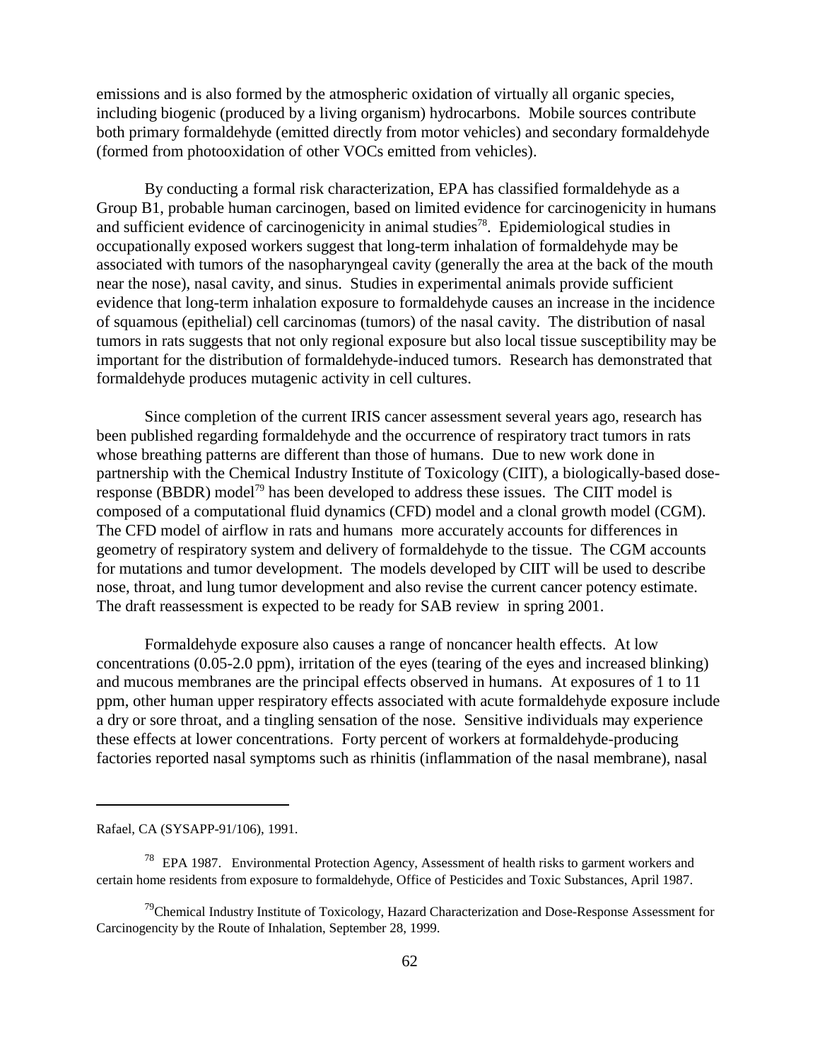emissions and is also formed by the atmospheric oxidation of virtually all organic species, including biogenic (produced by a living organism) hydrocarbons. Mobile sources contribute both primary formaldehyde (emitted directly from motor vehicles) and secondary formaldehyde (formed from photooxidation of other VOCs emitted from vehicles).

By conducting a formal risk characterization, EPA has classified formaldehyde as a Group B1, probable human carcinogen, based on limited evidence for carcinogenicity in humans and sufficient evidence of carcinogenicity in animal studies[78]. Epidemiological studies in occupationally exposed workers suggest that long-term inhalation of formaldehyde may be associated with tumors of the nasopharyngeal cavity (generally the area at the back of the mouth near the nose), nasal cavity, and sinus. Studies in experimental animals provide sufficient evidence that long-term inhalation exposure to formaldehyde causes an increase in the incidence of squamous (epithelial) cell carcinomas (tumors) of the nasal cavity. The distribution of nasal tumors in rats suggests that not only regional exposure but also local tissue susceptibility may be important for the distribution of formaldehyde-induced tumors. Research has demonstrated that formaldehyde produces mutagenic activity in cell cultures.

Since completion of the current IRIS cancer assessment several years ago, research has been published regarding formaldehyde and the occurrence of respiratory tract tumors in rats whose breathing patterns are different than those of humans. Due to new work done in partnership with the Chemical Industry Institute of Toxicology (CIIT), a biologically-based dose-response (BBDR) model[79] has been developed to address these issues. The CIIT model is composed of a computational fluid dynamics (CFD) model and a clonal growth model (CGM). The CFD model of airflow in rats and humans more accurately accounts for differences in geometry of respiratory system and delivery of formaldehyde to the tissue. The CGM accounts for mutations and tumor development. The models developed by CIIT will be used to describe nose, throat, and lung tumor development and also revise the current cancer potency estimate. The draft reassessment is expected to be ready for SAB review in spring 2001.

Formaldehyde exposure also causes a range of noncancer health effects. At low concentrations (0.05-2.0 ppm), irritation of the eyes (tearing of the eyes and increased blinking) and mucous membranes are the principal effects observed in humans. At exposures of 1 to 11 ppm, other human upper respiratory effects associated with acute formaldehyde exposure include a dry or sore throat, and a tingling sensation of the nose. Sensitive individuals may experience these effects at lower concentrations. Forty percent of workers at formaldehyde-producing factories reported nasal symptoms such as rhinitis (inflammation of the nasal membrane), nasal

---

Rafael, CA (SYSAPP-91/106), 1991.

[78] EPA 1987. Environmental Protection Agency, Assessment of health risks to garment workers and certain home residents from exposure to formaldehyde, Office of Pesticides and Toxic Substances, April 1987.

[79] Chemical Industry Institute of Toxicology, Hazard Characterization and Dose-Response Assessment for Carcinogencity by the Route of Inhalation, September 28, 1999.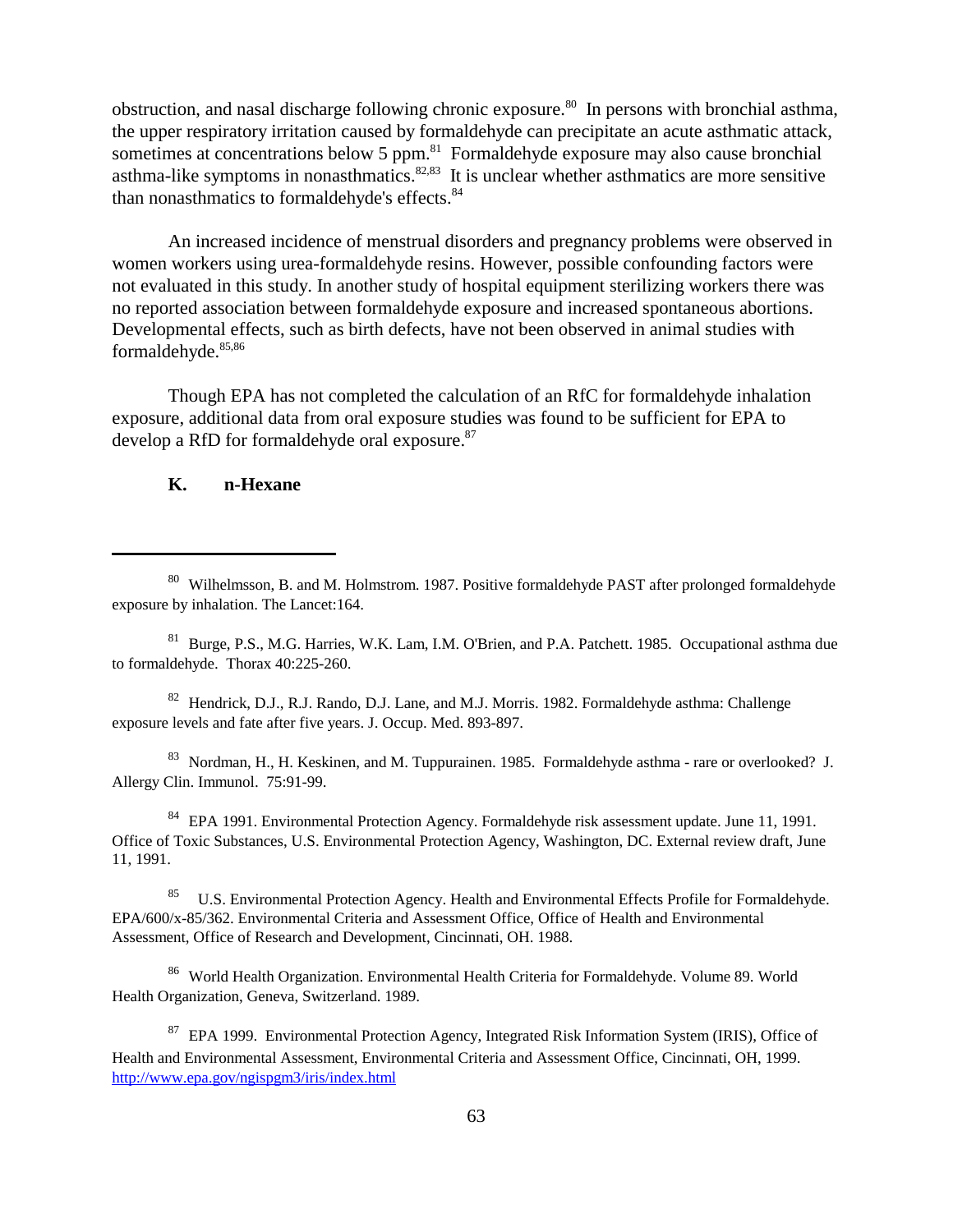obstruction, and nasal discharge following chronic exposure.[80] In persons with bronchial asthma, the upper respiratory irritation caused by formaldehyde can precipitate an acute asthmatic attack, sometimes at concentrations below 5 ppm.[81] Formaldehyde exposure may also cause bronchial asthma-like symptoms in nonasthmatics.[82,83] It is unclear whether asthmatics are more sensitive than nonasthmatics to formaldehyde's effects.[84]

An increased incidence of menstrual disorders and pregnancy problems were observed in women workers using urea-formaldehyde resins. However, possible confounding factors were not evaluated in this study. In another study of hospital equipment sterilizing workers there was no reported association between formaldehyde exposure and increased spontaneous abortions. Developmental effects, such as birth defects, have not been observed in animal studies with formaldehyde.[85,86]

Though EPA has not completed the calculation of an RfC for formaldehyde inhalation exposure, additional data from oral exposure studies was found to be sufficient for EPA to develop a RfD for formaldehyde oral exposure.[87]

### K. n-Hexane

---

[80] Wilhelmsson, B. and M. Holmstrom. 1987. Positive formaldehyde PAST after prolonged formaldehyde exposure by inhalation. The Lancet:164.

[81] Burge, P.S., M.G. Harries, W.K. Lam, I.M. O'Brien, and P.A. Patchett. 1985. Occupational asthma due to formaldehyde. Thorax 40:225-260.

[82] Hendrick, D.J., R.J. Rando, D.J. Lane, and M.J. Morris. 1982. Formaldehyde asthma: Challenge exposure levels and fate after five years. J. Occup. Med. 893-897.

[83] Nordman, H., H. Keskinen, and M. Tuppurainen. 1985. Formaldehyde asthma - rare or overlooked? J. Allergy Clin. Immunol. 75:91-99.

[84] EPA 1991. Environmental Protection Agency. Formaldehyde risk assessment update. June 11, 1991. Office of Toxic Substances, U.S. Environmental Protection Agency, Washington, DC. External review draft, June 11, 1991.

[85] U.S. Environmental Protection Agency. Health and Environmental Effects Profile for Formaldehyde. EPA/600/x-85/362. Environmental Criteria and Assessment Office, Office of Health and Environmental Assessment, Office of Research and Development, Cincinnati, OH. 1988.

[86] World Health Organization. Environmental Health Criteria for Formaldehyde. Volume 89. World Health Organization, Geneva, Switzerland. 1989.

[87] EPA 1999. Environmental Protection Agency, Integrated Risk Information System (IRIS), Office of Health and Environmental Assessment, Environmental Criteria and Assessment Office, Cincinnati, OH, 1999. http://www.epa.gov/ngispgm3/iris/index.html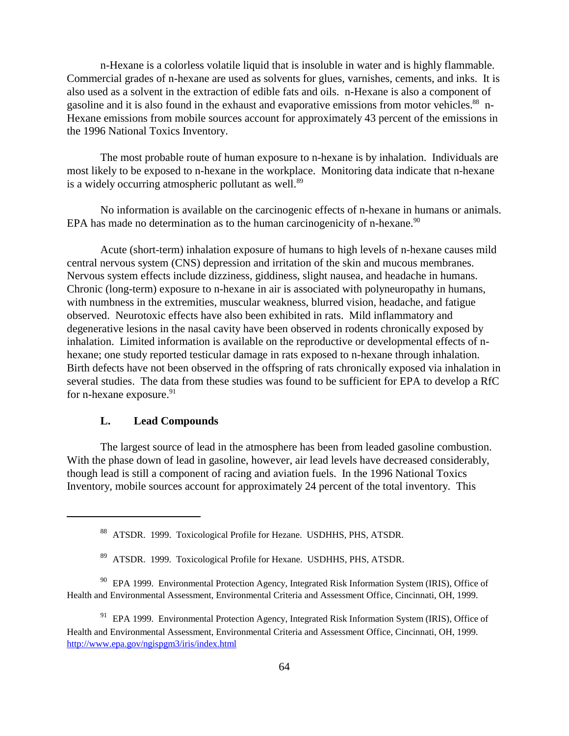n-Hexane is a colorless volatile liquid that is insoluble in water and is highly flammable. Commercial grades of n-hexane are used as solvents for glues, varnishes, cements, and inks. It is also used as a solvent in the extraction of edible fats and oils. n-Hexane is also a component of gasoline and it is also found in the exhaust and evaporative emissions from motor vehicles.[88] n-Hexane emissions from mobile sources account for approximately 43 percent of the emissions in the 1996 National Toxics Inventory.

The most probable route of human exposure to n-hexane is by inhalation. Individuals are most likely to be exposed to n-hexane in the workplace. Monitoring data indicate that n-hexane is a widely occurring atmospheric pollutant as well.[89]

No information is available on the carcinogenic effects of n-hexane in humans or animals. EPA has made no determination as to the human carcinogenicity of n-hexane.[90]

Acute (short-term) inhalation exposure of humans to high levels of n-hexane causes mild central nervous system (CNS) depression and irritation of the skin and mucous membranes. Nervous system effects include dizziness, giddiness, slight nausea, and headache in humans. Chronic (long-term) exposure to n-hexane in air is associated with polyneuropathy in humans, with numbness in the extremities, muscular weakness, blurred vision, headache, and fatigue observed. Neurotoxic effects have also been exhibited in rats. Mild inflammatory and degenerative lesions in the nasal cavity have been observed in rodents chronically exposed by inhalation. Limited information is available on the reproductive or developmental effects of n-hexane; one study reported testicular damage in rats exposed to n-hexane through inhalation. Birth defects have not been observed in the offspring of rats chronically exposed via inhalation in several studies. The data from these studies was found to be sufficient for EPA to develop a RfC for n-hexane exposure.[91]

### L. Lead Compounds

The largest source of lead in the atmosphere has been from leaded gasoline combustion. With the phase down of lead in gasoline, however, air lead levels have decreased considerably, though lead is still a component of racing and aviation fuels. In the 1996 National Toxics Inventory, mobile sources account for approximately 24 percent of the total inventory. This

---

[88] ATSDR. 1999. Toxicological Profile for Hezane. USDHHS, PHS, ATSDR.

[89] ATSDR. 1999. Toxicological Profile for Hexane. USDHHS, PHS, ATSDR.

[90] EPA 1999. Environmental Protection Agency, Integrated Risk Information System (IRIS), Office of Health and Environmental Assessment, Environmental Criteria and Assessment Office, Cincinnati, OH, 1999.

[91] EPA 1999. Environmental Protection Agency, Integrated Risk Information System (IRIS), Office of Health and Environmental Assessment, Environmental Criteria and Assessment Office, Cincinnati, OH, 1999. http://www.epa.gov/ngispgm3/iris/index.html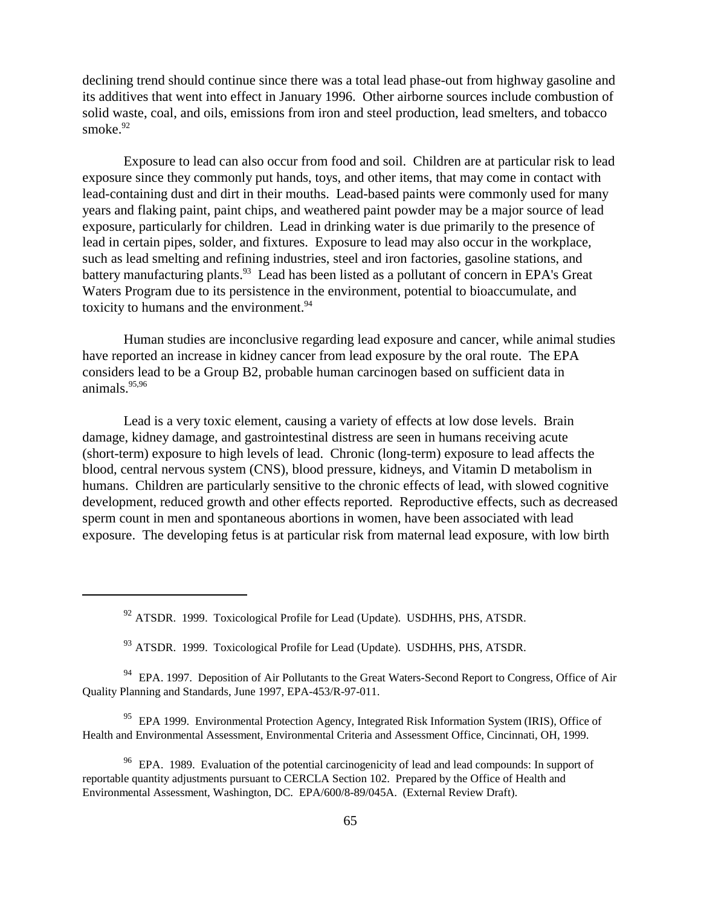declining trend should continue since there was a total lead phase-out from highway gasoline and its additives that went into effect in January 1996. Other airborne sources include combustion of solid waste, coal, and oils, emissions from iron and steel production, lead smelters, and tobacco smoke.[92]

Exposure to lead can also occur from food and soil. Children are at particular risk to lead exposure since they commonly put hands, toys, and other items, that may come in contact with lead-containing dust and dirt in their mouths. Lead-based paints were commonly used for many years and flaking paint, paint chips, and weathered paint powder may be a major source of lead exposure, particularly for children. Lead in drinking water is due primarily to the presence of lead in certain pipes, solder, and fixtures. Exposure to lead may also occur in the workplace, such as lead smelting and refining industries, steel and iron factories, gasoline stations, and battery manufacturing plants.[93] Lead has been listed as a pollutant of concern in EPA's Great Waters Program due to its persistence in the environment, potential to bioaccumulate, and toxicity to humans and the environment.[94]

Human studies are inconclusive regarding lead exposure and cancer, while animal studies have reported an increase in kidney cancer from lead exposure by the oral route. The EPA considers lead to be a Group B2, probable human carcinogen based on sufficient data in animals.[95,96]

Lead is a very toxic element, causing a variety of effects at low dose levels. Brain damage, kidney damage, and gastrointestinal distress are seen in humans receiving acute (short-term) exposure to high levels of lead. Chronic (long-term) exposure to lead affects the blood, central nervous system (CNS), blood pressure, kidneys, and Vitamin D metabolism in humans. Children are particularly sensitive to the chronic effects of lead, with slowed cognitive development, reduced growth and other effects reported. Reproductive effects, such as decreased sperm count in men and spontaneous abortions in women, have been associated with lead exposure. The developing fetus is at particular risk from maternal lead exposure, with low birth

---

[92] ATSDR. 1999. Toxicological Profile for Lead (Update). USDHHS, PHS, ATSDR.

[93] ATSDR. 1999. Toxicological Profile for Lead (Update). USDHHS, PHS, ATSDR.

[94] EPA. 1997. Deposition of Air Pollutants to the Great Waters-Second Report to Congress, Office of Air Quality Planning and Standards, June 1997, EPA-453/R-97-011.

[95] EPA 1999. Environmental Protection Agency, Integrated Risk Information System (IRIS), Office of Health and Environmental Assessment, Environmental Criteria and Assessment Office, Cincinnati, OH, 1999.

[96] EPA. 1989. Evaluation of the potential carcinogenicity of lead and lead compounds: In support of reportable quantity adjustments pursuant to CERCLA Section 102. Prepared by the Office of Health and Environmental Assessment, Washington, DC. EPA/600/8-89/045A. (External Review Draft).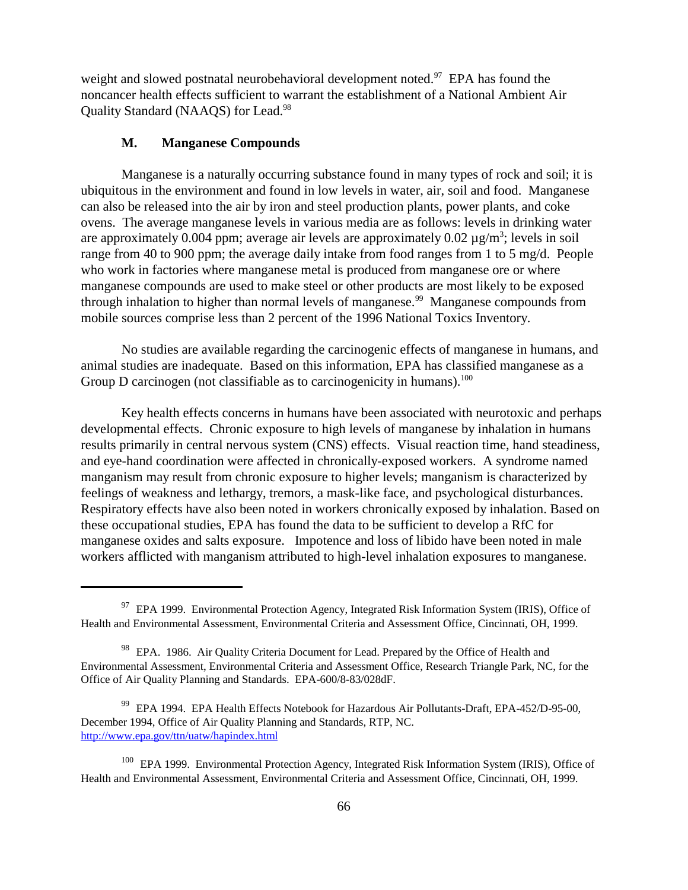weight and slowed postnatal neurobehavioral development noted.[97] EPA has found the noncancer health effects sufficient to warrant the establishment of a National Ambient Air Quality Standard (NAAQS) for Lead.[98]

### M. Manganese Compounds

Manganese is a naturally occurring substance found in many types of rock and soil; it is ubiquitous in the environment and found in low levels in water, air, soil and food. Manganese can also be released into the air by iron and steel production plants, power plants, and coke ovens. The average manganese levels in various media are as follows: levels in drinking water are approximately 0.004 ppm; average air levels are approximately 0.02 $\mu g/m^3$; levels in soil range from 40 to 900 ppm; the average daily intake from food ranges from 1 to 5 mg/d. People who work in factories where manganese metal is produced from manganese ore or where manganese compounds are used to make steel or other products are most likely to be exposed through inhalation to higher than normal levels of manganese.[99] Manganese compounds from mobile sources comprise less than 2 percent of the 1996 National Toxics Inventory.

No studies are available regarding the carcinogenic effects of manganese in humans, and animal studies are inadequate. Based on this information, EPA has classified manganese as a Group D carcinogen (not classifiable as to carcinogenicity in humans).[100]

Key health effects concerns in humans have been associated with neurotoxic and perhaps developmental effects. Chronic exposure to high levels of manganese by inhalation in humans results primarily in central nervous system (CNS) effects. Visual reaction time, hand steadiness, and eye-hand coordination were affected in chronically-exposed workers. A syndrome named manganism may result from chronic exposure to higher levels; manganism is characterized by feelings of weakness and lethargy, tremors, a mask-like face, and psychological disturbances. Respiratory effects have also been noted in workers chronically exposed by inhalation. Based on these occupational studies, EPA has found the data to be sufficient to develop a RfC for manganese oxides and salts exposure. Impotence and loss of libido have been noted in male workers afflicted with manganism attributed to high-level inhalation exposures to manganese.

---

[97] EPA 1999. Environmental Protection Agency, Integrated Risk Information System (IRIS), Office of Health and Environmental Assessment, Environmental Criteria and Assessment Office, Cincinnati, OH, 1999.

[98] EPA. 1986. Air Quality Criteria Document for Lead. Prepared by the Office of Health and Environmental Assessment, Environmental Criteria and Assessment Office, Research Triangle Park, NC, for the Office of Air Quality Planning and Standards. EPA-600/8-83/028dF.

[99] EPA 1994. EPA Health Effects Notebook for Hazardous Air Pollutants-Draft, EPA-452/D-95-00, December 1994, Office of Air Quality Planning and Standards, RTP, NC. http://www.epa.gov/ttn/uatw/hapindex.html

[100] EPA 1999. Environmental Protection Agency, Integrated Risk Information System (IRIS), Office of Health and Environmental Assessment, Environmental Criteria and Assessment Office, Cincinnati, OH, 1999.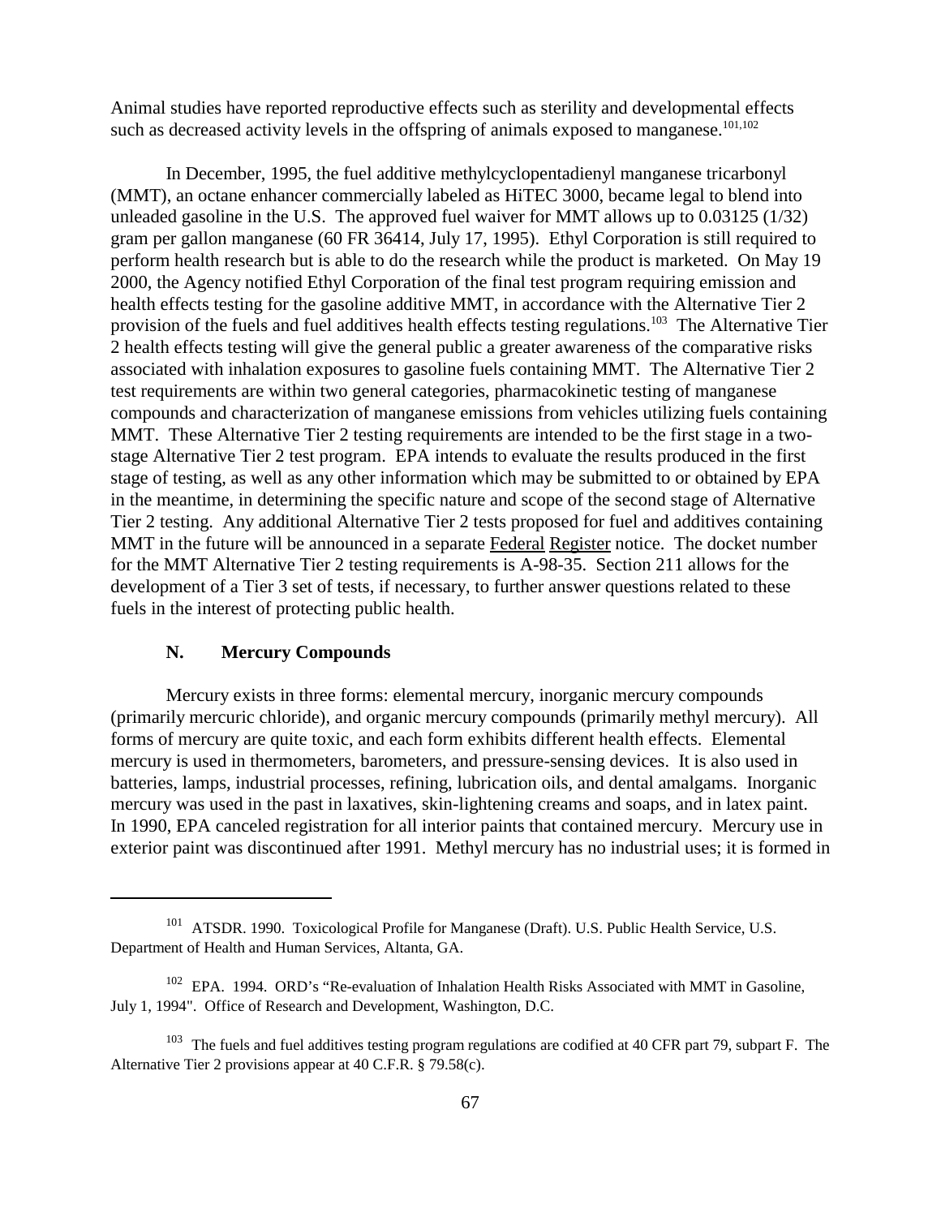Animal studies have reported reproductive effects such as sterility and developmental effects such as decreased activity levels in the offspring of animals exposed to manganese.[101,102]

In December, 1995, the fuel additive methylcyclopentadienyl manganese tricarbonyl (MMT), an octane enhancer commercially labeled as HiTEC 3000, became legal to blend into unleaded gasoline in the U.S. The approved fuel waiver for MMT allows up to 0.03125 (1/32) gram per gallon manganese (60 FR 36414, July 17, 1995). Ethyl Corporation is still required to perform health research but is able to do the research while the product is marketed. On May 19 2000, the Agency notified Ethyl Corporation of the final test program requiring emission and health effects testing for the gasoline additive MMT, in accordance with the Alternative Tier 2 provision of the fuels and fuel additives health effects testing regulations.[103] The Alternative Tier 2 health effects testing will give the general public a greater awareness of the comparative risks associated with inhalation exposures to gasoline fuels containing MMT. The Alternative Tier 2 test requirements are within two general categories, pharmacokinetic testing of manganese compounds and characterization of manganese emissions from vehicles utilizing fuels containing MMT. These Alternative Tier 2 testing requirements are intended to be the first stage in a two-stage Alternative Tier 2 test program. EPA intends to evaluate the results produced in the first stage of testing, as well as any other information which may be submitted to or obtained by EPA in the meantime, in determining the specific nature and scope of the second stage of Alternative Tier 2 testing. Any additional Alternative Tier 2 tests proposed for fuel and additives containing MMT in the future will be announced in a separate Federal Register notice. The docket number for the MMT Alternative Tier 2 testing requirements is A-98-35. Section 211 allows for the development of a Tier 3 set of tests, if necessary, to further answer questions related to these fuels in the interest of protecting public health.

### N. Mercury Compounds

Mercury exists in three forms: elemental mercury, inorganic mercury compounds (primarily mercuric chloride), and organic mercury compounds (primarily methyl mercury). All forms of mercury are quite toxic, and each form exhibits different health effects. Elemental mercury is used in thermometers, barometers, and pressure-sensing devices. It is also used in batteries, lamps, industrial processes, refining, lubrication oils, and dental amalgams. Inorganic mercury was used in the past in laxatives, skin-lightening creams and soaps, and in latex paint. In 1990, EPA canceled registration for all interior paints that contained mercury. Mercury use in exterior paint was discontinued after 1991. Methyl mercury has no industrial uses; it is formed in

---

[101] ATSDR. 1990. Toxicological Profile for Manganese (Draft). U.S. Public Health Service, U.S. Department of Health and Human Services, Altanta, GA.

[102] EPA. 1994. ORD's "Re-evaluation of Inhalation Health Risks Associated with MMT in Gasoline, July 1, 1994". Office of Research and Development, Washington, D.C.

[103] The fuels and fuel additives testing program regulations are codified at 40 CFR part 79, subpart F. The Alternative Tier 2 provisions appear at 40 C.F.R. § 79.58(c).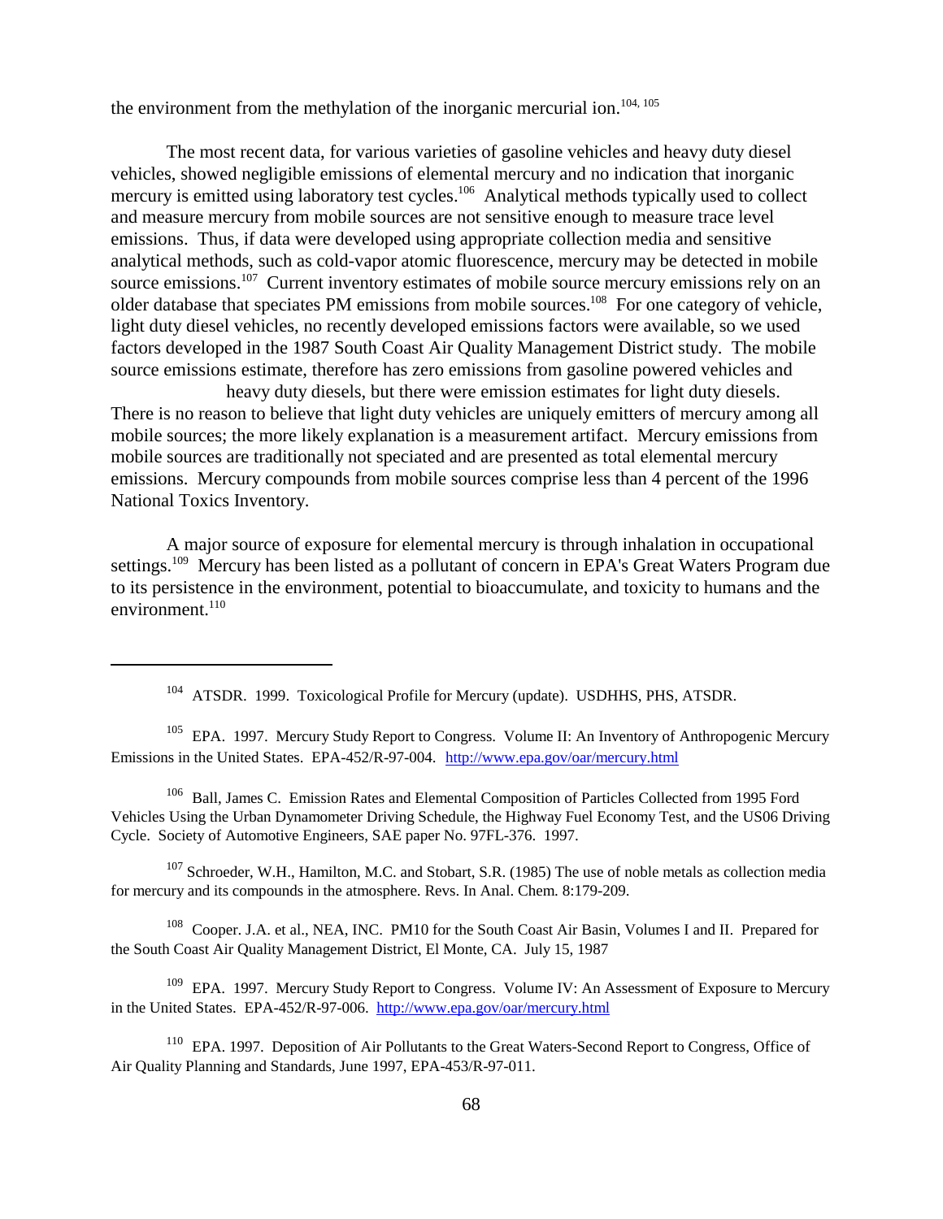the environment from the methylation of the inorganic mercurial ion.[104, 105]

The most recent data, for various varieties of gasoline vehicles and heavy duty diesel vehicles, showed negligible emissions of elemental mercury and no indication that inorganic mercury is emitted using laboratory test cycles.[106] Analytical methods typically used to collect and measure mercury from mobile sources are not sensitive enough to measure trace level emissions. Thus, if data were developed using appropriate collection media and sensitive analytical methods, such as cold-vapor atomic fluorescence, mercury may be detected in mobile source emissions.[107] Current inventory estimates of mobile source mercury emissions rely on an older database that speciates PM emissions from mobile sources.[108] For one category of vehicle, light duty diesel vehicles, no recently developed emissions factors were available, so we used factors developed in the 1987 South Coast Air Quality Management District study. The mobile source emissions estimate, therefore has zero emissions from gasoline powered vehicles and heavy duty diesels, but there were emission estimates for light duty diesels. There is no reason to believe that light duty vehicles are uniquely emitters of mercury among all mobile sources; the more likely explanation is a measurement artifact. Mercury emissions from mobile sources are traditionally not speciated and are presented as total elemental mercury emissions. Mercury compounds from mobile sources comprise less than 4 percent of the 1996 National Toxics Inventory.

A major source of exposure for elemental mercury is through inhalation in occupational settings.[109] Mercury has been listed as a pollutant of concern in EPA's Great Waters Program due to its persistence in the environment, potential to bioaccumulate, and toxicity to humans and the environment.[110]

---

[104] ATSDR. 1999. Toxicological Profile for Mercury (update). USDHHS, PHS, ATSDR.

[105] EPA. 1997. Mercury Study Report to Congress. Volume II: An Inventory of Anthropogenic Mercury Emissions in the United States. EPA-452/R-97-004. http://www.epa.gov/oar/mercury.html

[106] Ball, James C. Emission Rates and Elemental Composition of Particles Collected from 1995 Ford Vehicles Using the Urban Dynamometer Driving Schedule, the Highway Fuel Economy Test, and the US06 Driving Cycle. Society of Automotive Engineers, SAE paper No. 97FL-376. 1997.

[107] Schroeder, W.H., Hamilton, M.C. and Stobart, S.R. (1985) The use of noble metals as collection media for mercury and its compounds in the atmosphere. Revs. In Anal. Chem. 8:179-209.

[108] Cooper. J.A. et al., NEA, INC. PM10 for the South Coast Air Basin, Volumes I and II. Prepared for the South Coast Air Quality Management District, El Monte, CA. July 15, 1987

[109] EPA. 1997. Mercury Study Report to Congress. Volume IV: An Assessment of Exposure to Mercury in the United States. EPA-452/R-97-006. http://www.epa.gov/oar/mercury.html

[110] EPA. 1997. Deposition of Air Pollutants to the Great Waters-Second Report to Congress, Office of Air Quality Planning and Standards, June 1997, EPA-453/R-97-011.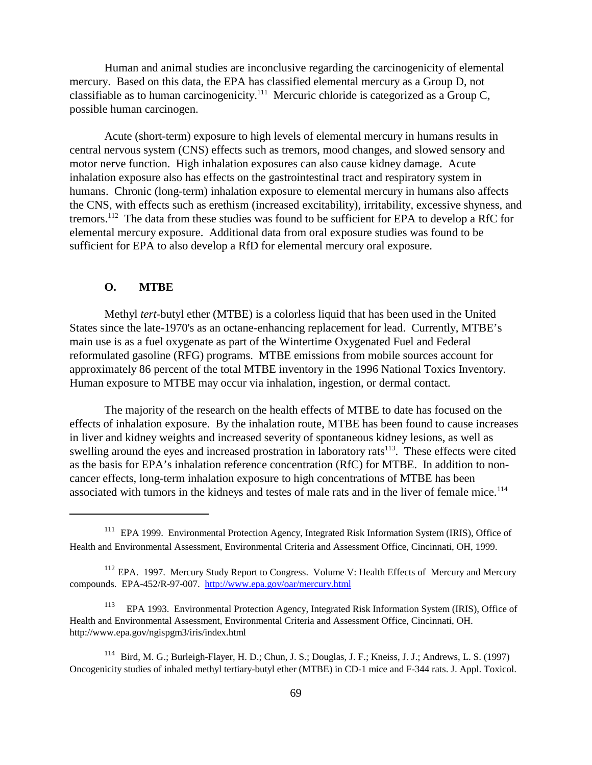Human and animal studies are inconclusive regarding the carcinogenicity of elemental mercury. Based on this data, the EPA has classified elemental mercury as a Group D, not classifiable as to human carcinogenicity.[111] Mercuric chloride is categorized as a Group C, possible human carcinogen.

Acute (short-term) exposure to high levels of elemental mercury in humans results in central nervous system (CNS) effects such as tremors, mood changes, and slowed sensory and motor nerve function. High inhalation exposures can also cause kidney damage. Acute inhalation exposure also has effects on the gastrointestinal tract and respiratory system in humans. Chronic (long-term) inhalation exposure to elemental mercury in humans also affects the CNS, with effects such as erethism (increased excitability), irritability, excessive shyness, and tremors.[112] The data from these studies was found to be sufficient for EPA to develop a RfC for elemental mercury exposure. Additional data from oral exposure studies was found to be sufficient for EPA to also develop a RfD for elemental mercury oral exposure.

### O. MTBE

Methyl *tert*-butyl ether (MTBE) is a colorless liquid that has been used in the United States since the late-1970's as an octane-enhancing replacement for lead. Currently, MTBE's main use is as a fuel oxygenate as part of the Wintertime Oxygenated Fuel and Federal reformulated gasoline (RFG) programs. MTBE emissions from mobile sources account for approximately 86 percent of the total MTBE inventory in the 1996 National Toxics Inventory. Human exposure to MTBE may occur via inhalation, ingestion, or dermal contact.

The majority of the research on the health effects of MTBE to date has focused on the effects of inhalation exposure. By the inhalation route, MTBE has been found to cause increases in liver and kidney weights and increased severity of spontaneous kidney lesions, as well as swelling around the eyes and increased prostration in laboratory rats[113]. These effects were cited as the basis for EPA's inhalation reference concentration (RfC) for MTBE. In addition to non-cancer effects, long-term inhalation exposure to high concentrations of MTBE has been associated with tumors in the kidneys and testes of male rats and in the liver of female mice.[114]

---

[111] EPA 1999. Environmental Protection Agency, Integrated Risk Information System (IRIS), Office of Health and Environmental Assessment, Environmental Criteria and Assessment Office, Cincinnati, OH, 1999.

[112] EPA. 1997. Mercury Study Report to Congress. Volume V: Health Effects of Mercury and Mercury compounds. EPA-452/R-97-007. http://www.epa.gov/oar/mercury.html

[113] EPA 1993. Environmental Protection Agency, Integrated Risk Information System (IRIS), Office of Health and Environmental Assessment, Environmental Criteria and Assessment Office, Cincinnati, OH. http://www.epa.gov/ngispgm3/iris/index.html

[114] Bird, M. G.; Burleigh-Flayer, H. D.; Chun, J. S.; Douglas, J. F.; Kneiss, J. J.; Andrews, L. S. (1997) Oncogenicity studies of inhaled methyl tertiary-butyl ether (MTBE) in CD-1 mice and F-344 rats. J. Appl. Toxicol.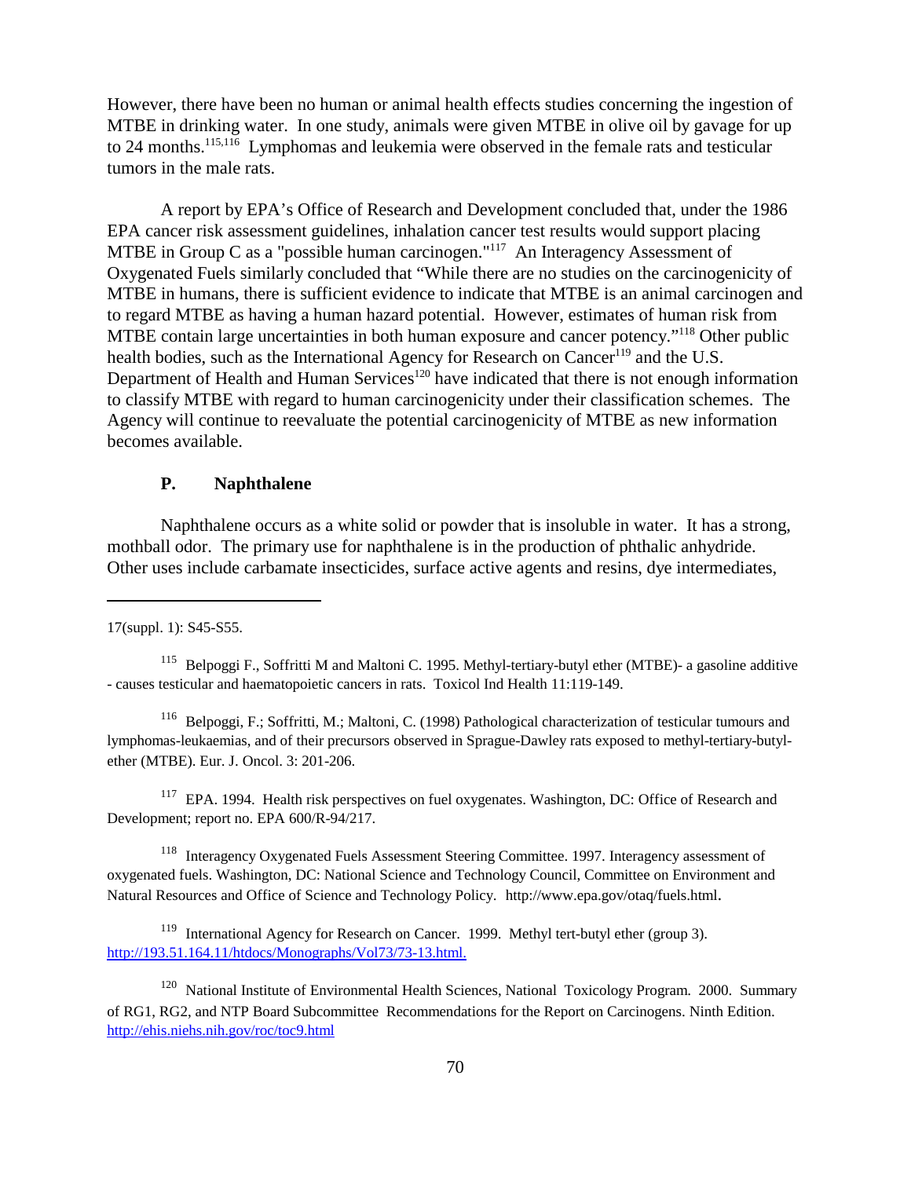However, there have been no human or animal health effects studies concerning the ingestion of MTBE in drinking water. In one study, animals were given MTBE in olive oil by gavage for up to 24 months.[115,116] Lymphomas and leukemia were observed in the female rats and testicular tumors in the male rats.

A report by EPA's Office of Research and Development concluded that, under the 1986 EPA cancer risk assessment guidelines, inhalation cancer test results would support placing MTBE in Group C as a "possible human carcinogen."[117] An Interagency Assessment of Oxygenated Fuels similarly concluded that "While there are no studies on the carcinogenicity of MTBE in humans, there is sufficient evidence to indicate that MTBE is an animal carcinogen and to regard MTBE as having a human hazard potential. However, estimates of human risk from MTBE contain large uncertainties in both human exposure and cancer potency."[118] Other public health bodies, such as the International Agency for Research on Cancer[119] and the U.S. Department of Health and Human Services[120] have indicated that there is not enough information to classify MTBE with regard to human carcinogenicity under their classification schemes. The Agency will continue to reevaluate the potential carcinogenicity of MTBE as new information becomes available.

### P. Naphthalene

Naphthalene occurs as a white solid or powder that is insoluble in water. It has a strong, mothball odor. The primary use for naphthalene is in the production of phthalic anhydride. Other uses include carbamate insecticides, surface active agents and resins, dye intermediates,

---

17(suppl. 1): S45-S55.

[115] Belpoggi F., Soffritti M and Maltoni C. 1995. Methyl-tertiary-butyl ether (MTBE)- a gasoline additive - causes testicular and haematopoietic cancers in rats. Toxicol Ind Health 11:119-149.

[116] Belpoggi, F.; Soffritti, M.; Maltoni, C. (1998) Pathological characterization of testicular tumours and lymphomas-leukaemias, and of their precursors observed in Sprague-Dawley rats exposed to methyl-tertiary-butyl-ether (MTBE). Eur. J. Oncol. 3: 201-206.

[117] EPA. 1994. Health risk perspectives on fuel oxygenates. Washington, DC: Office of Research and Development; report no. EPA 600/R-94/217.

[118] Interagency Oxygenated Fuels Assessment Steering Committee. 1997. Interagency assessment of oxygenated fuels. Washington, DC: National Science and Technology Council, Committee on Environment and Natural Resources and Office of Science and Technology Policy. http://www.epa.gov/otaq/fuels.html.

[119] International Agency for Research on Cancer. 1999. Methyl tert-butyl ether (group 3). http://193.51.164.11/htdocs/Monographs/Vol73/73-13.html.

[120] National Institute of Environmental Health Sciences, National Toxicology Program. 2000. Summary of RG1, RG2, and NTP Board Subcommittee Recommendations for the Report on Carcinogens. Ninth Edition. http://ehis.niehs.nih.gov/roc/toc9.html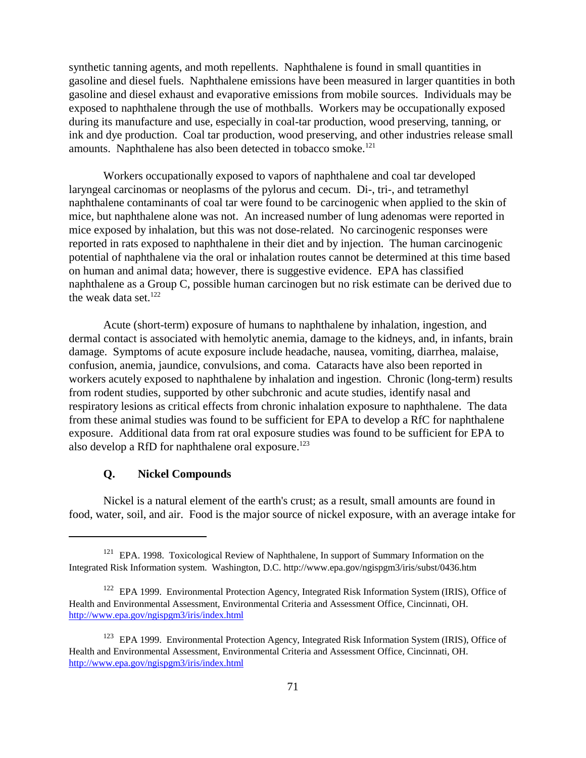synthetic tanning agents, and moth repellents. Naphthalene is found in small quantities in gasoline and diesel fuels. Naphthalene emissions have been measured in larger quantities in both gasoline and diesel exhaust and evaporative emissions from mobile sources. Individuals may be exposed to naphthalene through the use of mothballs. Workers may be occupationally exposed during its manufacture and use, especially in coal-tar production, wood preserving, tanning, or ink and dye production. Coal tar production, wood preserving, and other industries release small amounts. Naphthalene has also been detected in tobacco smoke.[121]

Workers occupationally exposed to vapors of naphthalene and coal tar developed laryngeal carcinomas or neoplasms of the pylorus and cecum. Di-, tri-, and tetramethyl naphthalene contaminants of coal tar were found to be carcinogenic when applied to the skin of mice, but naphthalene alone was not. An increased number of lung adenomas were reported in mice exposed by inhalation, but this was not dose-related. No carcinogenic responses were reported in rats exposed to naphthalene in their diet and by injection. The human carcinogenic potential of naphthalene via the oral or inhalation routes cannot be determined at this time based on human and animal data; however, there is suggestive evidence. EPA has classified naphthalene as a Group C, possible human carcinogen but no risk estimate can be derived due to the weak data set.[122]

Acute (short-term) exposure of humans to naphthalene by inhalation, ingestion, and dermal contact is associated with hemolytic anemia, damage to the kidneys, and, in infants, brain damage. Symptoms of acute exposure include headache, nausea, vomiting, diarrhea, malaise, confusion, anemia, jaundice, convulsions, and coma. Cataracts have also been reported in workers acutely exposed to naphthalene by inhalation and ingestion. Chronic (long-term) results from rodent studies, supported by other subchronic and acute studies, identify nasal and respiratory lesions as critical effects from chronic inhalation exposure to naphthalene. The data from these animal studies was found to be sufficient for EPA to develop a RfC for naphthalene exposure. Additional data from rat oral exposure studies was found to be sufficient for EPA to also develop a RfD for naphthalene oral exposure.[123]

### Q. Nickel Compounds

Nickel is a natural element of the earth's crust; as a result, small amounts are found in food, water, soil, and air. Food is the major source of nickel exposure, with an average intake for

---

[121] EPA. 1998. Toxicological Review of Naphthalene, In support of Summary Information on the Integrated Risk Information system. Washington, D.C. http://www.epa.gov/ngispgm3/iris/subst/0436.htm

[122] EPA 1999. Environmental Protection Agency, Integrated Risk Information System (IRIS), Office of Health and Environmental Assessment, Environmental Criteria and Assessment Office, Cincinnati, OH. http://www.epa.gov/ngispgm3/iris/index.html

[123] EPA 1999. Environmental Protection Agency, Integrated Risk Information System (IRIS), Office of Health and Environmental Assessment, Environmental Criteria and Assessment Office, Cincinnati, OH. http://www.epa.gov/ngispgm3/iris/index.html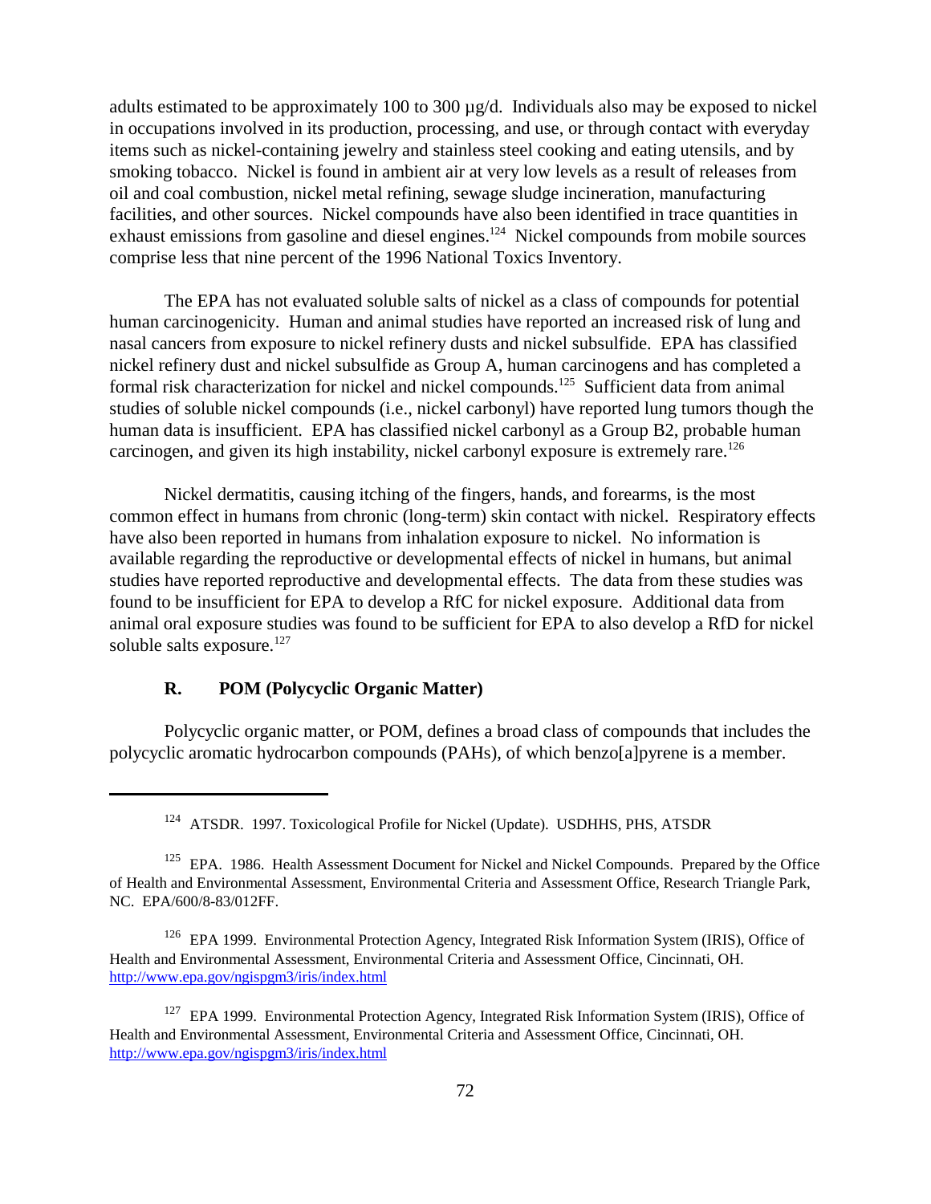adults estimated to be approximately 100 to 300 µg/d. Individuals also may be exposed to nickel in occupations involved in its production, processing, and use, or through contact with everyday items such as nickel-containing jewelry and stainless steel cooking and eating utensils, and by smoking tobacco. Nickel is found in ambient air at very low levels as a result of releases from oil and coal combustion, nickel metal refining, sewage sludge incineration, manufacturing facilities, and other sources. Nickel compounds have also been identified in trace quantities in exhaust emissions from gasoline and diesel engines.[124] Nickel compounds from mobile sources comprise less that nine percent of the 1996 National Toxics Inventory.

The EPA has not evaluated soluble salts of nickel as a class of compounds for potential human carcinogenicity. Human and animal studies have reported an increased risk of lung and nasal cancers from exposure to nickel refinery dusts and nickel subsulfide. EPA has classified nickel refinery dust and nickel subsulfide as Group A, human carcinogens and has completed a formal risk characterization for nickel and nickel compounds.[125] Sufficient data from animal studies of soluble nickel compounds (i.e., nickel carbonyl) have reported lung tumors though the human data is insufficient. EPA has classified nickel carbonyl as a Group B2, probable human carcinogen, and given its high instability, nickel carbonyl exposure is extremely rare.[126]

Nickel dermatitis, causing itching of the fingers, hands, and forearms, is the most common effect in humans from chronic (long-term) skin contact with nickel. Respiratory effects have also been reported in humans from inhalation exposure to nickel. No information is available regarding the reproductive or developmental effects of nickel in humans, but animal studies have reported reproductive and developmental effects. The data from these studies was found to be insufficient for EPA to develop a RfC for nickel exposure. Additional data from animal oral exposure studies was found to be sufficient for EPA to also develop a RfD for nickel soluble salts exposure.[127]

### R. POM (Polycyclic Organic Matter)

Polycyclic organic matter, or POM, defines a broad class of compounds that includes the polycyclic aromatic hydrocarbon compounds (PAHs), of which benzo[a]pyrene is a member.

---

[124] ATSDR. 1997. Toxicological Profile for Nickel (Update). USDHHS, PHS, ATSDR

[125] EPA. 1986. Health Assessment Document for Nickel and Nickel Compounds. Prepared by the Office of Health and Environmental Assessment, Environmental Criteria and Assessment Office, Research Triangle Park, NC. EPA/600/8-83/012FF.

[126] EPA 1999. Environmental Protection Agency, Integrated Risk Information System (IRIS), Office of Health and Environmental Assessment, Environmental Criteria and Assessment Office, Cincinnati, OH. http://www.epa.gov/ngispgm3/iris/index.html

[127] EPA 1999. Environmental Protection Agency, Integrated Risk Information System (IRIS), Office of Health and Environmental Assessment, Environmental Criteria and Assessment Office, Cincinnati, OH. http://www.epa.gov/ngispgm3/iris/index.html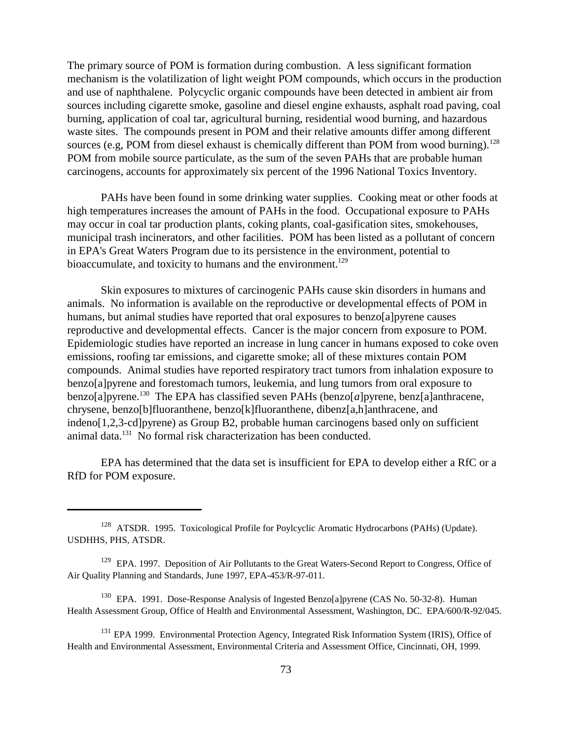The primary source of POM is formation during combustion. A less significant formation mechanism is the volatilization of light weight POM compounds, which occurs in the production and use of naphthalene. Polycyclic organic compounds have been detected in ambient air from sources including cigarette smoke, gasoline and diesel engine exhausts, asphalt road paving, coal burning, application of coal tar, agricultural burning, residential wood burning, and hazardous waste sites. The compounds present in POM and their relative amounts differ among different sources (e.g, POM from diesel exhaust is chemically different than POM from wood burning).[128] POM from mobile source particulate, as the sum of the seven PAHs that are probable human carcinogens, accounts for approximately six percent of the 1996 National Toxics Inventory.

PAHs have been found in some drinking water supplies. Cooking meat or other foods at high temperatures increases the amount of PAHs in the food. Occupational exposure to PAHs may occur in coal tar production plants, coking plants, coal-gasification sites, smokehouses, municipal trash incinerators, and other facilities. POM has been listed as a pollutant of concern in EPA's Great Waters Program due to its persistence in the environment, potential to bioaccumulate, and toxicity to humans and the environment.[129]

Skin exposures to mixtures of carcinogenic PAHs cause skin disorders in humans and animals. No information is available on the reproductive or developmental effects of POM in humans, but animal studies have reported that oral exposures to benzo[a]pyrene causes reproductive and developmental effects. Cancer is the major concern from exposure to POM. Epidemiologic studies have reported an increase in lung cancer in humans exposed to coke oven emissions, roofing tar emissions, and cigarette smoke; all of these mixtures contain POM compounds. Animal studies have reported respiratory tract tumors from inhalation exposure to benzo[a]pyrene and forestomach tumors, leukemia, and lung tumors from oral exposure to benzo[a]pyrene.[130] The EPA has classified seven PAHs (benzo[*a*]pyrene, benz[a]anthracene, chrysene, benzo[b]fluoranthene, benzo[k]fluoranthene, dibenz[a,h]anthracene, and indeno[1,2,3-cd]pyrene) as Group B2, probable human carcinogens based only on sufficient animal data.[131] No formal risk characterization has been conducted.

EPA has determined that the data set is insufficient for EPA to develop either a RfC or a RfD for POM exposure.

---

[128] ATSDR. 1995. Toxicological Profile for Poylcyclic Aromatic Hydrocarbons (PAHs) (Update). USDHHS, PHS, ATSDR.

[129] EPA. 1997. Deposition of Air Pollutants to the Great Waters-Second Report to Congress, Office of Air Quality Planning and Standards, June 1997, EPA-453/R-97-011.

[130] EPA. 1991. Dose-Response Analysis of Ingested Benzo[a]pyrene (CAS No. 50-32-8). Human Health Assessment Group, Office of Health and Environmental Assessment, Washington, DC. EPA/600/R-92/045.

[131] EPA 1999. Environmental Protection Agency, Integrated Risk Information System (IRIS), Office of Health and Environmental Assessment, Environmental Criteria and Assessment Office, Cincinnati, OH, 1999.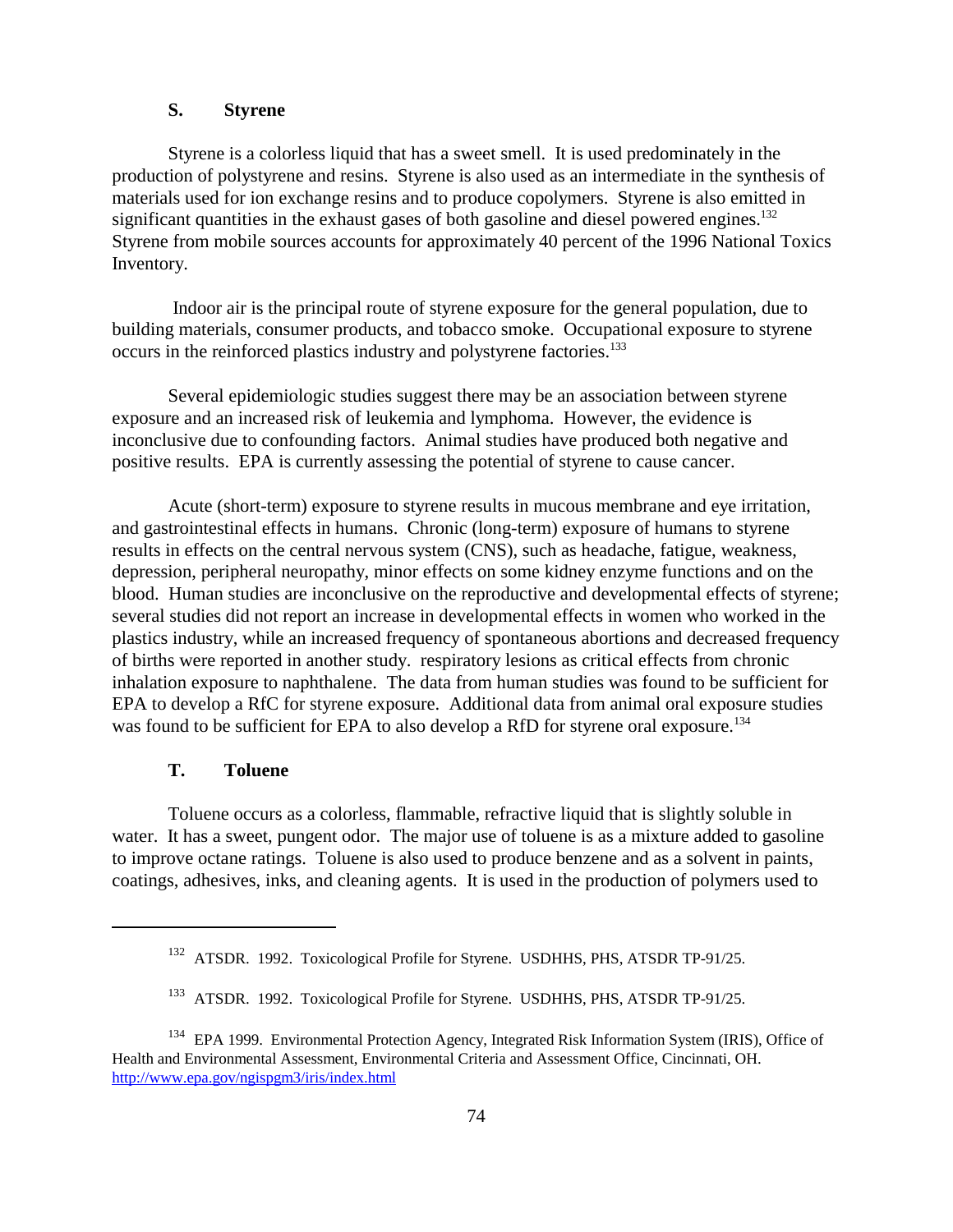### S. Styrene

Styrene is a colorless liquid that has a sweet smell. It is used predominately in the production of polystyrene and resins. Styrene is also used as an intermediate in the synthesis of materials used for ion exchange resins and to produce copolymers. Styrene is also emitted in significant quantities in the exhaust gases of both gasoline and diesel powered engines.[132] Styrene from mobile sources accounts for approximately 40 percent of the 1996 National Toxics Inventory.

Indoor air is the principal route of styrene exposure for the general population, due to building materials, consumer products, and tobacco smoke. Occupational exposure to styrene occurs in the reinforced plastics industry and polystyrene factories.[133]

Several epidemiologic studies suggest there may be an association between styrene exposure and an increased risk of leukemia and lymphoma. However, the evidence is inconclusive due to confounding factors. Animal studies have produced both negative and positive results. EPA is currently assessing the potential of styrene to cause cancer.

Acute (short-term) exposure to styrene results in mucous membrane and eye irritation, and gastrointestinal effects in humans. Chronic (long-term) exposure of humans to styrene results in effects on the central nervous system (CNS), such as headache, fatigue, weakness, depression, peripheral neuropathy, minor effects on some kidney enzyme functions and on the blood. Human studies are inconclusive on the reproductive and developmental effects of styrene; several studies did not report an increase in developmental effects in women who worked in the plastics industry, while an increased frequency of spontaneous abortions and decreased frequency of births were reported in another study. respiratory lesions as critical effects from chronic inhalation exposure to naphthalene. The data from human studies was found to be sufficient for EPA to develop a RfC for styrene exposure. Additional data from animal oral exposure studies was found to be sufficient for EPA to also develop a RfD for styrene oral exposure.[134]

### T. Toluene

Toluene occurs as a colorless, flammable, refractive liquid that is slightly soluble in water. It has a sweet, pungent odor. The major use of toluene is as a mixture added to gasoline to improve octane ratings. Toluene is also used to produce benzene and as a solvent in paints, coatings, adhesives, inks, and cleaning agents. It is used in the production of polymers used to

---

[132] ATSDR. 1992. Toxicological Profile for Styrene. USDHHS, PHS, ATSDR TP-91/25.

[133] ATSDR. 1992. Toxicological Profile for Styrene. USDHHS, PHS, ATSDR TP-91/25.

[134] EPA 1999. Environmental Protection Agency, Integrated Risk Information System (IRIS), Office of Health and Environmental Assessment, Environmental Criteria and Assessment Office, Cincinnati, OH. http://www.epa.gov/ngispgm3/iris/index.html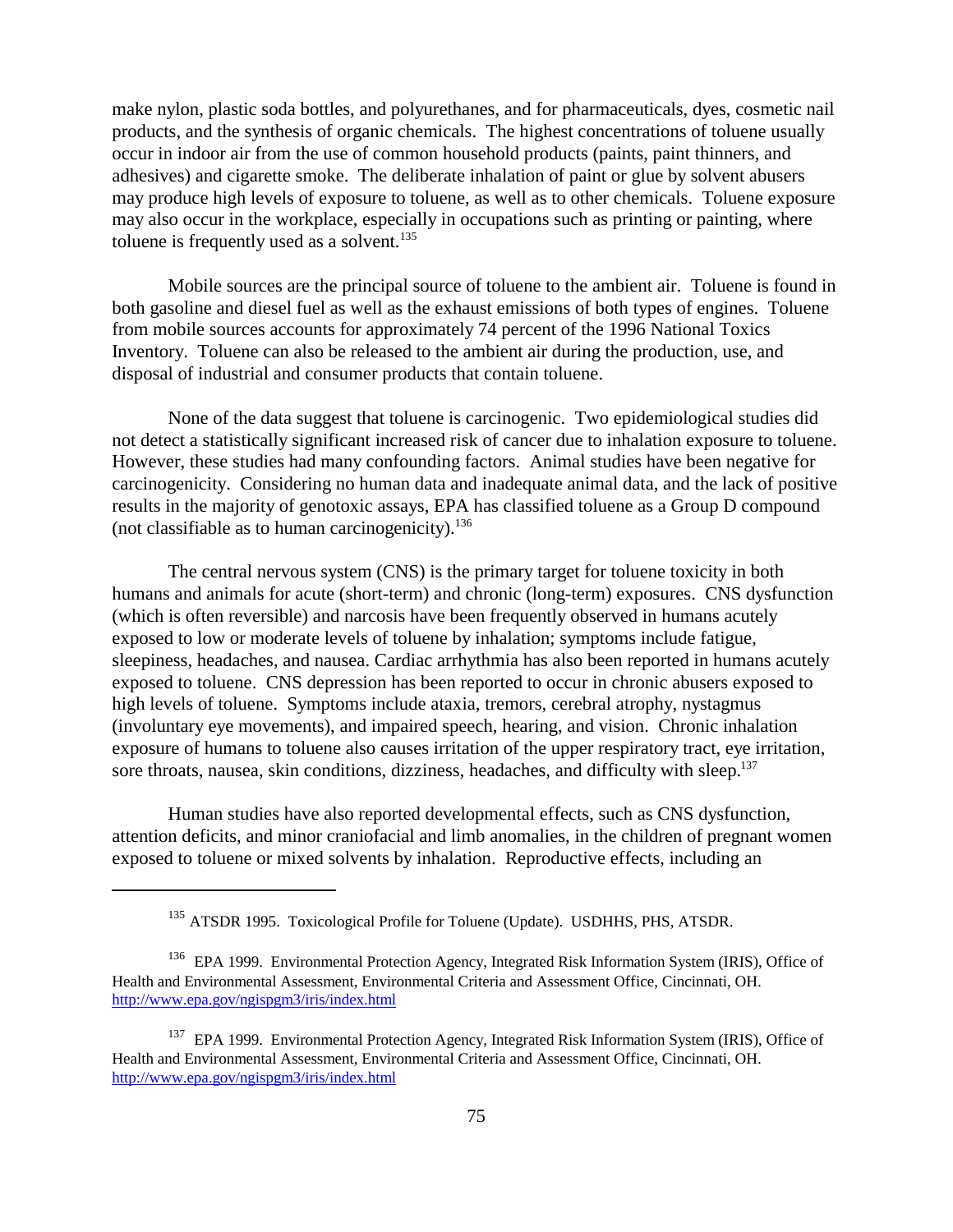make nylon, plastic soda bottles, and polyurethanes, and for pharmaceuticals, dyes, cosmetic nail products, and the synthesis of organic chemicals. The highest concentrations of toluene usually occur in indoor air from the use of common household products (paints, paint thinners, and adhesives) and cigarette smoke. The deliberate inhalation of paint or glue by solvent abusers may produce high levels of exposure to toluene, as well as to other chemicals. Toluene exposure may also occur in the workplace, especially in occupations such as printing or painting, where toluene is frequently used as a solvent.[135]

Mobile sources are the principal source of toluene to the ambient air. Toluene is found in both gasoline and diesel fuel as well as the exhaust emissions of both types of engines. Toluene from mobile sources accounts for approximately 74 percent of the 1996 National Toxics Inventory. Toluene can also be released to the ambient air during the production, use, and disposal of industrial and consumer products that contain toluene.

None of the data suggest that toluene is carcinogenic. Two epidemiological studies did not detect a statistically significant increased risk of cancer due to inhalation exposure to toluene. However, these studies had many confounding factors. Animal studies have been negative for carcinogenicity. Considering no human data and inadequate animal data, and the lack of positive results in the majority of genotoxic assays, EPA has classified toluene as a Group D compound (not classifiable as to human carcinogenicity).[136]

The central nervous system (CNS) is the primary target for toluene toxicity in both humans and animals for acute (short-term) and chronic (long-term) exposures. CNS dysfunction (which is often reversible) and narcosis have been frequently observed in humans acutely exposed to low or moderate levels of toluene by inhalation; symptoms include fatigue, sleepiness, headaches, and nausea. Cardiac arrhythmia has also been reported in humans acutely exposed to toluene. CNS depression has been reported to occur in chronic abusers exposed to high levels of toluene. Symptoms include ataxia, tremors, cerebral atrophy, nystagmus (involuntary eye movements), and impaired speech, hearing, and vision. Chronic inhalation exposure of humans to toluene also causes irritation of the upper respiratory tract, eye irritation, sore throats, nausea, skin conditions, dizziness, headaches, and difficulty with sleep.[137]

Human studies have also reported developmental effects, such as CNS dysfunction, attention deficits, and minor craniofacial and limb anomalies, in the children of pregnant women exposed to toluene or mixed solvents by inhalation. Reproductive effects, including an

---

[135] ATSDR 1995. Toxicological Profile for Toluene (Update). USDHHS, PHS, ATSDR.

[136] EPA 1999. Environmental Protection Agency, Integrated Risk Information System (IRIS), Office of Health and Environmental Assessment, Environmental Criteria and Assessment Office, Cincinnati, OH. http://www.epa.gov/ngispgm3/iris/index.html

[137] EPA 1999. Environmental Protection Agency, Integrated Risk Information System (IRIS), Office of Health and Environmental Assessment, Environmental Criteria and Assessment Office, Cincinnati, OH. http://www.epa.gov/ngispgm3/iris/index.html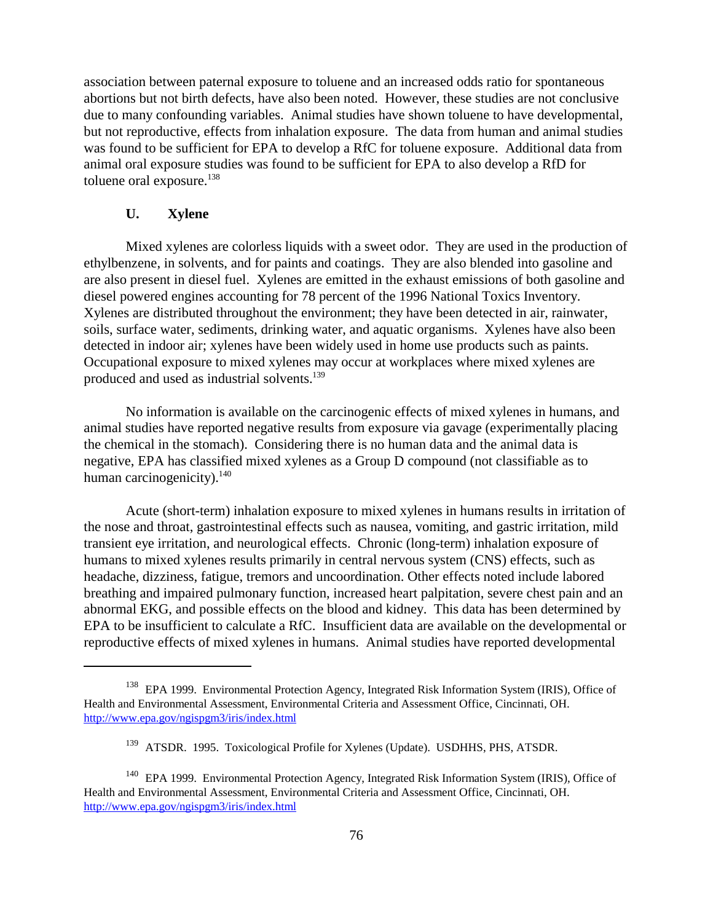association between paternal exposure to toluene and an increased odds ratio for spontaneous abortions but not birth defects, have also been noted. However, these studies are not conclusive due to many confounding variables. Animal studies have shown toluene to have developmental, but not reproductive, effects from inhalation exposure. The data from human and animal studies was found to be sufficient for EPA to develop a RfC for toluene exposure. Additional data from animal oral exposure studies was found to be sufficient for EPA to also develop a RfD for toluene oral exposure.[138]

### U. Xylene

Mixed xylenes are colorless liquids with a sweet odor. They are used in the production of ethylbenzene, in solvents, and for paints and coatings. They are also blended into gasoline and are also present in diesel fuel. Xylenes are emitted in the exhaust emissions of both gasoline and diesel powered engines accounting for 78 percent of the 1996 National Toxics Inventory. Xylenes are distributed throughout the environment; they have been detected in air, rainwater, soils, surface water, sediments, drinking water, and aquatic organisms. Xylenes have also been detected in indoor air; xylenes have been widely used in home use products such as paints. Occupational exposure to mixed xylenes may occur at workplaces where mixed xylenes are produced and used as industrial solvents.[139]

No information is available on the carcinogenic effects of mixed xylenes in humans, and animal studies have reported negative results from exposure via gavage (experimentally placing the chemical in the stomach). Considering there is no human data and the animal data is negative, EPA has classified mixed xylenes as a Group D compound (not classifiable as to human carcinogenicity).[140]

Acute (short-term) inhalation exposure to mixed xylenes in humans results in irritation of the nose and throat, gastrointestinal effects such as nausea, vomiting, and gastric irritation, mild transient eye irritation, and neurological effects. Chronic (long-term) inhalation exposure of humans to mixed xylenes results primarily in central nervous system (CNS) effects, such as headache, dizziness, fatigue, tremors and uncoordination. Other effects noted include labored breathing and impaired pulmonary function, increased heart palpitation, severe chest pain and an abnormal EKG, and possible effects on the blood and kidney. This data has been determined by EPA to be insufficient to calculate a RfC. Insufficient data are available on the developmental or reproductive effects of mixed xylenes in humans. Animal studies have reported developmental

---

[138] EPA 1999. Environmental Protection Agency, Integrated Risk Information System (IRIS), Office of Health and Environmental Assessment, Environmental Criteria and Assessment Office, Cincinnati, OH. http://www.epa.gov/ngispgm3/iris/index.html

[139] ATSDR. 1995. Toxicological Profile for Xylenes (Update). USDHHS, PHS, ATSDR.

[140] EPA 1999. Environmental Protection Agency, Integrated Risk Information System (IRIS), Office of Health and Environmental Assessment, Environmental Criteria and Assessment Office, Cincinnati, OH. http://www.epa.gov/ngispgm3/iris/index.html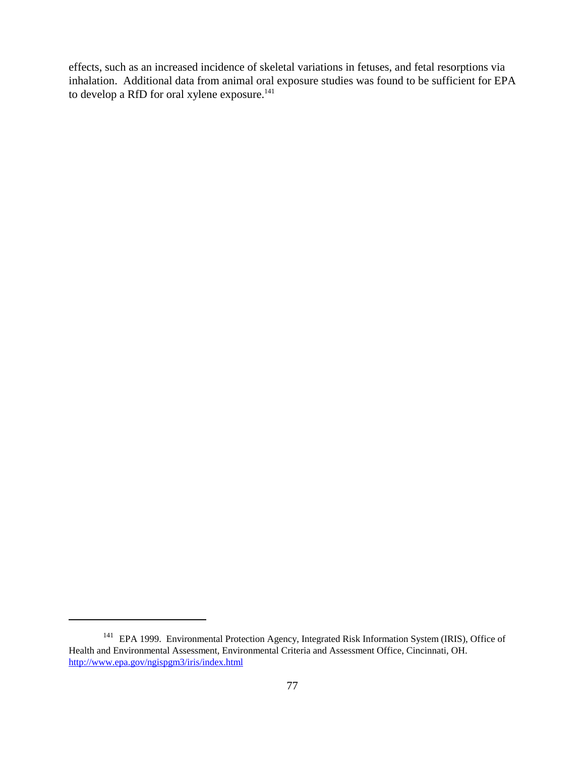effects, such as an increased incidence of skeletal variations in fetuses, and fetal resorptions via inhalation. Additional data from animal oral exposure studies was found to be sufficient for EPA to develop a RfD for oral xylene exposure.[141]

---

[141] EPA 1999. Environmental Protection Agency, Integrated Risk Information System (IRIS), Office of Health and Environmental Assessment, Environmental Criteria and Assessment Office, Cincinnati, OH. http://www.epa.gov/ngispgm3/iris/index.html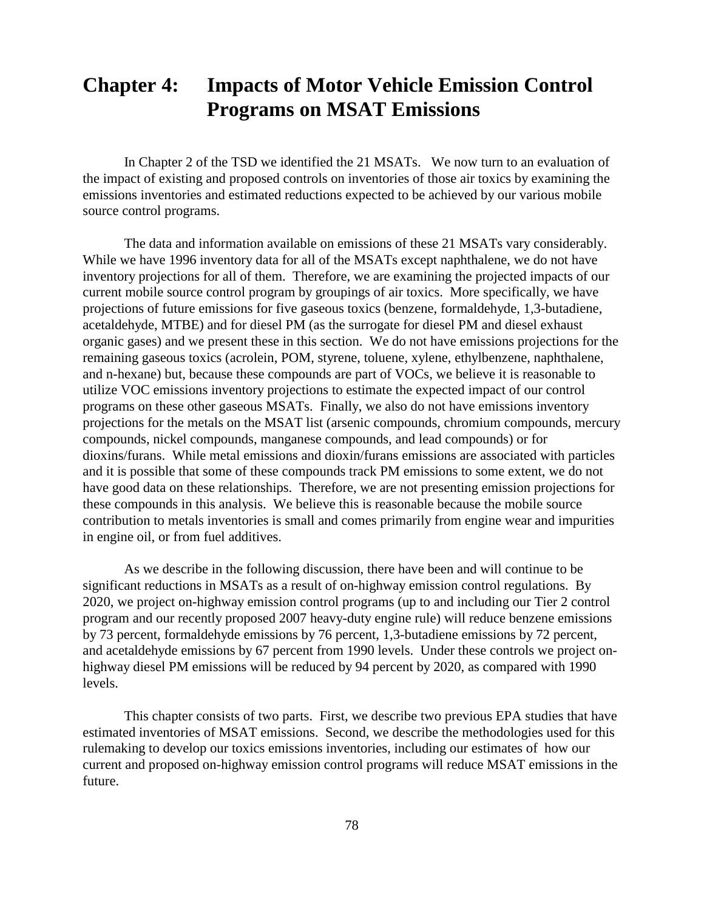# Chapter 4: Impacts of Motor Vehicle Emission Control Programs on MSAT Emissions

In Chapter 2 of the TSD we identified the 21 MSATs. We now turn to an evaluation of the impact of existing and proposed controls on inventories of those air toxics by examining the emissions inventories and estimated reductions expected to be achieved by our various mobile source control programs.

The data and information available on emissions of these 21 MSATs vary considerably. While we have 1996 inventory data for all of the MSATs except naphthalene, we do not have inventory projections for all of them. Therefore, we are examining the projected impacts of our current mobile source control program by groupings of air toxics. More specifically, we have projections of future emissions for five gaseous toxics (benzene, formaldehyde, 1,3-butadiene, acetaldehyde, MTBE) and for diesel PM (as the surrogate for diesel PM and diesel exhaust organic gases) and we present these in this section. We do not have emissions projections for the remaining gaseous toxics (acrolein, POM, styrene, toluene, xylene, ethylbenzene, naphthalene, and n-hexane) but, because these compounds are part of VOCs, we believe it is reasonable to utilize VOC emissions inventory projections to estimate the expected impact of our control programs on these other gaseous MSATs. Finally, we also do not have emissions inventory projections for the metals on the MSAT list (arsenic compounds, chromium compounds, mercury compounds, nickel compounds, manganese compounds, and lead compounds) or for dioxins/furans. While metal emissions and dioxin/furans emissions are associated with particles and it is possible that some of these compounds track PM emissions to some extent, we do not have good data on these relationships. Therefore, we are not presenting emission projections for these compounds in this analysis. We believe this is reasonable because the mobile source contribution to metals inventories is small and comes primarily from engine wear and impurities in engine oil, or from fuel additives.

As we describe in the following discussion, there have been and will continue to be significant reductions in MSATs as a result of on-highway emission control regulations. By 2020, we project on-highway emission control programs (up to and including our Tier 2 control program and our recently proposed 2007 heavy-duty engine rule) will reduce benzene emissions by 73 percent, formaldehyde emissions by 76 percent, 1,3-butadiene emissions by 72 percent, and acetaldehyde emissions by 67 percent from 1990 levels. Under these controls we project on-highway diesel PM emissions will be reduced by 94 percent by 2020, as compared with 1990 levels.

This chapter consists of two parts. First, we describe two previous EPA studies that have estimated inventories of MSAT emissions. Second, we describe the methodologies used for this rulemaking to develop our toxics emissions inventories, including our estimates of how our current and proposed on-highway emission control programs will reduce MSAT emissions in the future.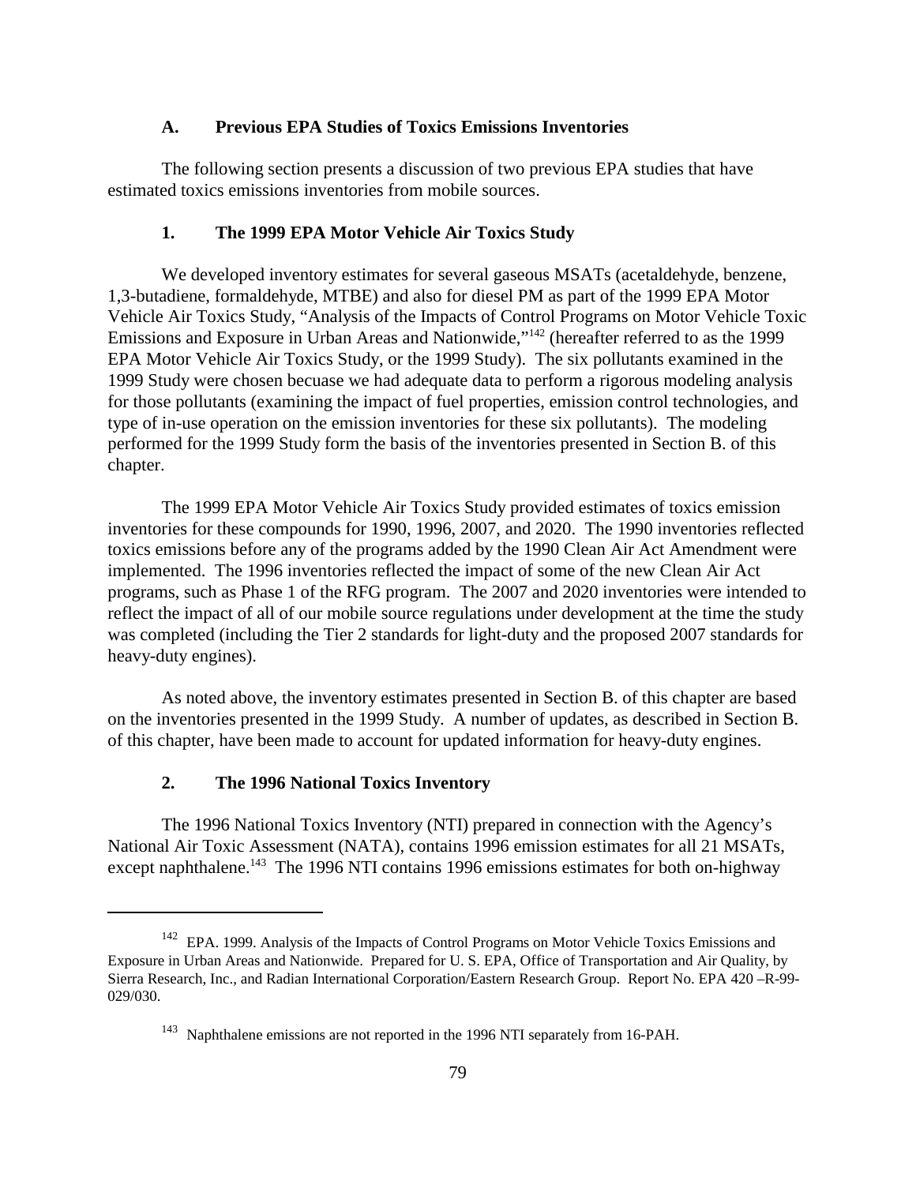### A. Previous EPA Studies of Toxics Emissions Inventories

The following section presents a discussion of two previous EPA studies that have estimated toxics emissions inventories from mobile sources.

#### 1. The 1999 EPA Motor Vehicle Air Toxics Study

We developed inventory estimates for several gaseous MSATs (acetaldehyde, benzene, 1,3-butadiene, formaldehyde, MTBE) and also for diesel PM as part of the 1999 EPA Motor Vehicle Air Toxics Study, "Analysis of the Impacts of Control Programs on Motor Vehicle Toxic Emissions and Exposure in Urban Areas and Nationwide,"[142] (hereafter referred to as the 1999 EPA Motor Vehicle Air Toxics Study, or the 1999 Study). The six pollutants examined in the 1999 Study were chosen becuase we had adequate data to perform a rigorous modeling analysis for those pollutants (examining the impact of fuel properties, emission control technologies, and type of in-use operation on the emission inventories for these six pollutants). The modeling performed for the 1999 Study form the basis of the inventories presented in Section B. of this chapter.

The 1999 EPA Motor Vehicle Air Toxics Study provided estimates of toxics emission inventories for these compounds for 1990, 1996, 2007, and 2020. The 1990 inventories reflected toxics emissions before any of the programs added by the 1990 Clean Air Act Amendment were implemented. The 1996 inventories reflected the impact of some of the new Clean Air Act programs, such as Phase 1 of the RFG program. The 2007 and 2020 inventories were intended to reflect the impact of all of our mobile source regulations under development at the time the study was completed (including the Tier 2 standards for light-duty and the proposed 2007 standards for heavy-duty engines).

As noted above, the inventory estimates presented in Section B. of this chapter are based on the inventories presented in the 1999 Study. A number of updates, as described in Section B. of this chapter, have been made to account for updated information for heavy-duty engines.

#### 2. The 1996 National Toxics Inventory

The 1996 National Toxics Inventory (NTI) prepared in connection with the Agency's National Air Toxic Assessment (NATA), contains 1996 emission estimates for all 21 MSATs, except naphthalene.[143] The 1996 NTI contains 1996 emissions estimates for both on-highway

---

[142] EPA. 1999. Analysis of the Impacts of Control Programs on Motor Vehicle Toxics Emissions and Exposure in Urban Areas and Nationwide. Prepared for U. S. EPA, Office of Transportation and Air Quality, by Sierra Research, Inc., and Radian International Corporation/Eastern Research Group. Report No. EPA 420 –R-99-029/030.

[143] Naphthalene emissions are not reported in the 1996 NTI separately from 16-PAH.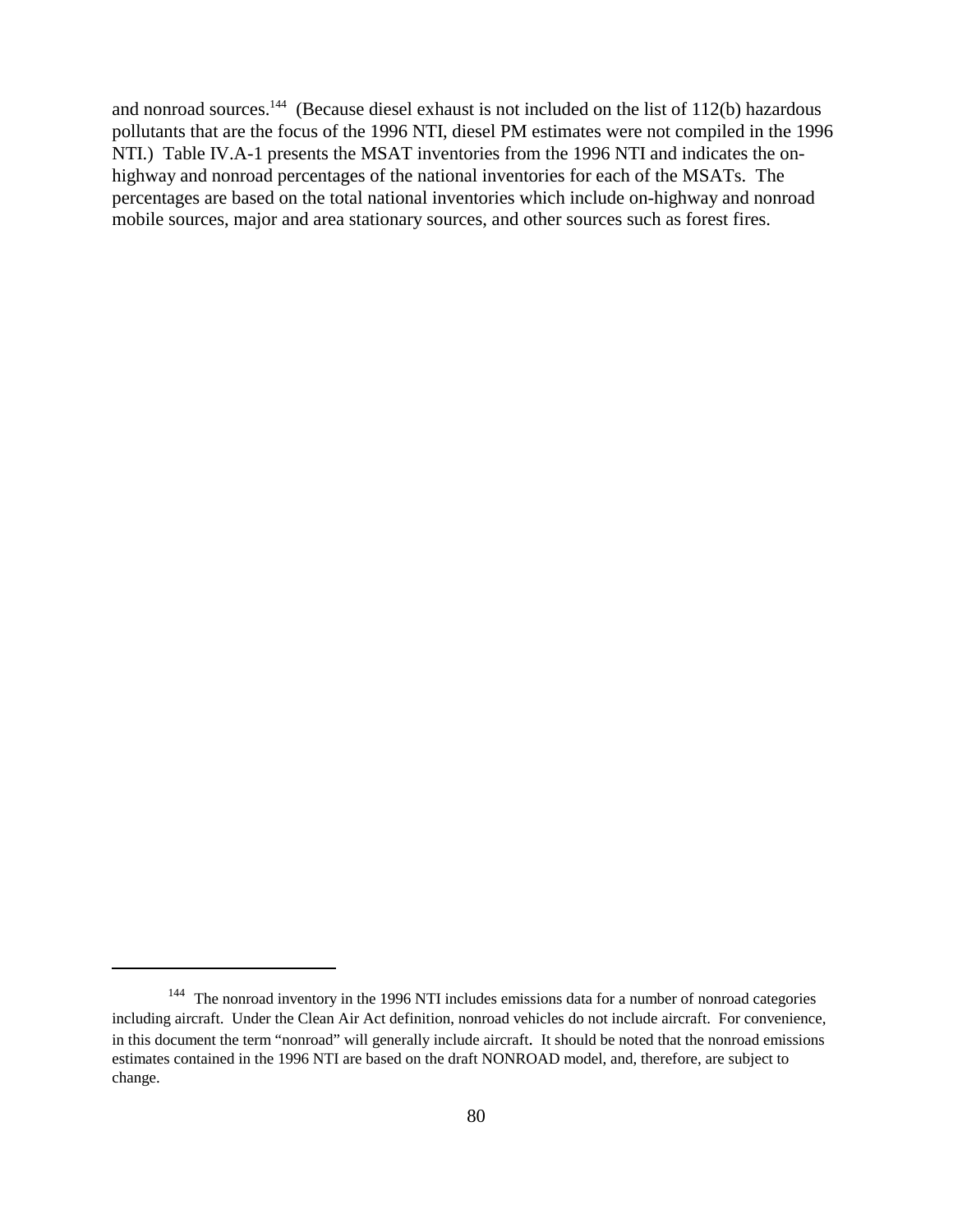and nonroad sources.[144] (Because diesel exhaust is not included on the list of 112(b) hazardous pollutants that are the focus of the 1996 NTI, diesel PM estimates were not compiled in the 1996 NTI.) Table IV.A-1 presents the MSAT inventories from the 1996 NTI and indicates the on-highway and nonroad percentages of the national inventories for each of the MSATs. The percentages are based on the total national inventories which include on-highway and nonroad mobile sources, major and area stationary sources, and other sources such as forest fires.

---

[144] The nonroad inventory in the 1996 NTI includes emissions data for a number of nonroad categories including aircraft. Under the Clean Air Act definition, nonroad vehicles do not include aircraft. For convenience, in this document the term "nonroad" will generally include aircraft. It should be noted that the nonroad emissions estimates contained in the 1996 NTI are based on the draft NONROAD model, and, therefore, are subject to change.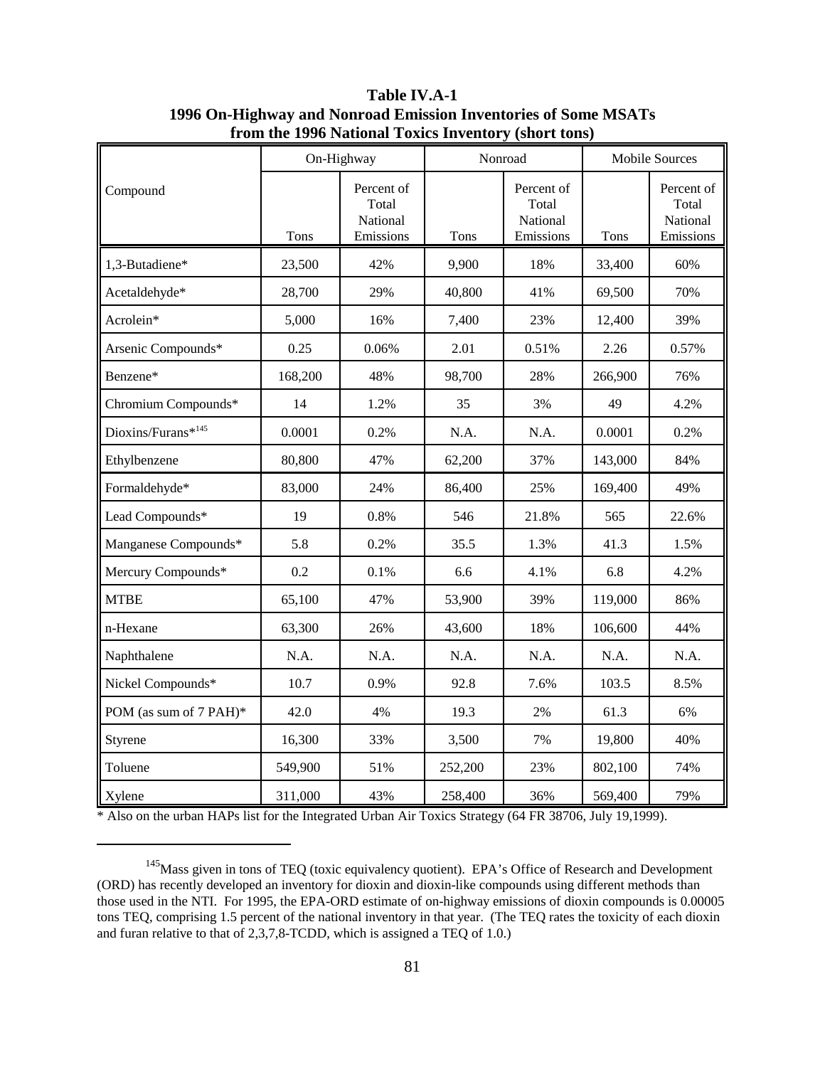**Table IV.A-1**
**1996 On-Highway and Nonroad Emission Inventories of Some MSATs from the 1996 National Toxics Inventory (short tons)**

| Compound | On-Highway | | Nonroad | | Mobile Sources | |
|---|---|---|---|---|---|---|
| | Tons | Percent of Total National Emissions | Tons | Percent of Total National Emissions | Tons | Percent of Total National Emissions |
| 1,3-Butadiene* | 23,500 | 42% | 9,900 | 18% | 33,400 | 60% |
| Acetaldehyde* | 28,700 | 29% | 40,800 | 41% | 69,500 | 70% |
| Acrolein* | 5,000 | 16% | 7,400 | 23% | 12,400 | 39% |
| Arsenic Compounds* | 0.25 | 0.06% | 2.01 | 0.51% | 2.26 | 0.57% |
| Benzene* | 168,200 | 48% | 98,700 | 28% | 266,900 | 76% |
| Chromium Compounds* | 14 | 1.2% | 35 | 3% | 49 | 4.2% |
| Dioxins/Furans*[145] | 0.0001 | 0.2% | N.A. | N.A. | 0.0001 | 0.2% |
| Ethylbenzene | 80,800 | 47% | 62,200 | 37% | 143,000 | 84% |
| Formaldehyde* | 83,000 | 24% | 86,400 | 25% | 169,400 | 49% |
| Lead Compounds* | 19 | 0.8% | 546 | 21.8% | 565 | 22.6% |
| Manganese Compounds* | 5.8 | 0.2% | 35.5 | 1.3% | 41.3 | 1.5% |
| Mercury Compounds* | 0.2 | 0.1% | 6.6 | 4.1% | 6.8 | 4.2% |
| MTBE | 65,100 | 47% | 53,900 | 39% | 119,000 | 86% |
| n-Hexane | 63,300 | 26% | 43,600 | 18% | 106,600 | 44% |
| Naphthalene | N.A. | N.A. | N.A. | N.A. | N.A. | N.A. |
| Nickel Compounds* | 10.7 | 0.9% | 92.8 | 7.6% | 103.5 | 8.5% |
| POM (as sum of 7 PAH)* | 42.0 | 4% | 19.3 | 2% | 61.3 | 6% |
| Styrene | 16,300 | 33% | 3,500 | 7% | 19,800 | 40% |
| Toluene | 549,900 | 51% | 252,200 | 23% | 802,100 | 74% |
| Xylene | 311,000 | 43% | 258,400 | 36% | 569,400 | 79% |

* Also on the urban HAPs list for the Integrated Urban Air Toxics Strategy (64 FR 38706, July 19,1999).

---

[145] Mass given in tons of TEQ (toxic equivalency quotient). EPA's Office of Research and Development (ORD) has recently developed an inventory for dioxin and dioxin-like compounds using different methods than those used in the NTI. For 1995, the EPA-ORD estimate of on-highway emissions of dioxin compounds is 0.00005 tons TEQ, comprising 1.5 percent of the national inventory in that year. (The TEQ rates the toxicity of each dioxin and furan relative to that of 2,3,7,8-TCDD, which is assigned a TEQ of 1.0.)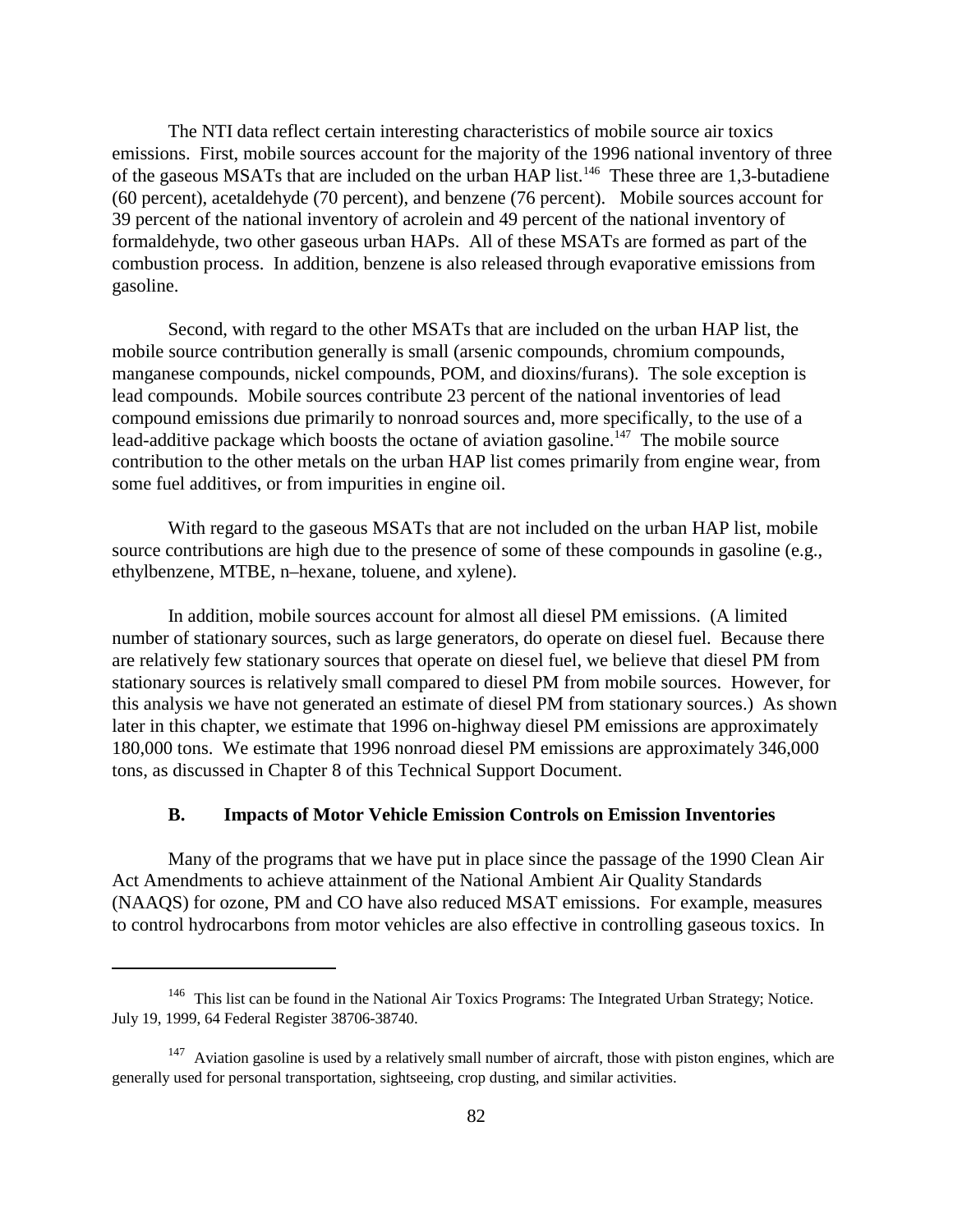The NTI data reflect certain interesting characteristics of mobile source air toxics emissions. First, mobile sources account for the majority of the 1996 national inventory of three of the gaseous MSATs that are included on the urban HAP list.[146] These three are 1,3-butadiene (60 percent), acetaldehyde (70 percent), and benzene (76 percent). Mobile sources account for 39 percent of the national inventory of acrolein and 49 percent of the national inventory of formaldehyde, two other gaseous urban HAPs. All of these MSATs are formed as part of the combustion process. In addition, benzene is also released through evaporative emissions from gasoline.

Second, with regard to the other MSATs that are included on the urban HAP list, the mobile source contribution generally is small (arsenic compounds, chromium compounds, manganese compounds, nickel compounds, POM, and dioxins/furans). The sole exception is lead compounds. Mobile sources contribute 23 percent of the national inventories of lead compound emissions due primarily to nonroad sources and, more specifically, to the use of a lead-additive package which boosts the octane of aviation gasoline.[147] The mobile source contribution to the other metals on the urban HAP list comes primarily from engine wear, from some fuel additives, or from impurities in engine oil.

With regard to the gaseous MSATs that are not included on the urban HAP list, mobile source contributions are high due to the presence of some of these compounds in gasoline (e.g., ethylbenzene, MTBE, n–hexane, toluene, and xylene).

In addition, mobile sources account for almost all diesel PM emissions. (A limited number of stationary sources, such as large generators, do operate on diesel fuel. Because there are relatively few stationary sources that operate on diesel fuel, we believe that diesel PM from stationary sources is relatively small compared to diesel PM from mobile sources. However, for this analysis we have not generated an estimate of diesel PM from stationary sources.) As shown later in this chapter, we estimate that 1996 on-highway diesel PM emissions are approximately 180,000 tons. We estimate that 1996 nonroad diesel PM emissions are approximately 346,000 tons, as discussed in Chapter 8 of this Technical Support Document.

### B. Impacts of Motor Vehicle Emission Controls on Emission Inventories

Many of the programs that we have put in place since the passage of the 1990 Clean Air Act Amendments to achieve attainment of the National Ambient Air Quality Standards (NAAQS) for ozone, PM and CO have also reduced MSAT emissions. For example, measures to control hydrocarbons from motor vehicles are also effective in controlling gaseous toxics. In

---

[146] This list can be found in the National Air Toxics Programs: The Integrated Urban Strategy; Notice. July 19, 1999, 64 Federal Register 38706-38740.

[147] Aviation gasoline is used by a relatively small number of aircraft, those with piston engines, which are generally used for personal transportation, sightseeing, crop dusting, and similar activities.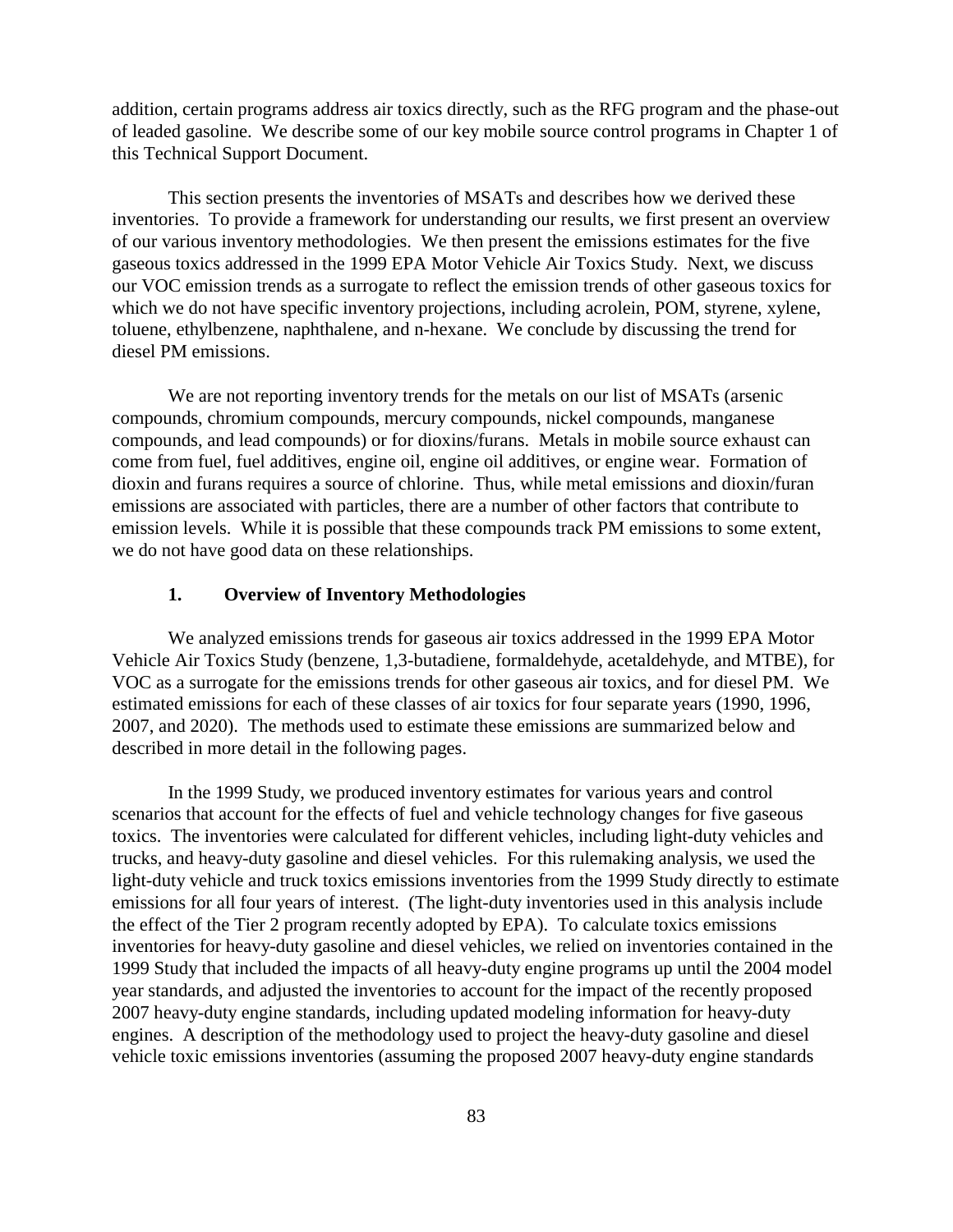addition, certain programs address air toxics directly, such as the RFG program and the phase-out of leaded gasoline. We describe some of our key mobile source control programs in Chapter 1 of this Technical Support Document.

This section presents the inventories of MSATs and describes how we derived these inventories. To provide a framework for understanding our results, we first present an overview of our various inventory methodologies. We then present the emissions estimates for the five gaseous toxics addressed in the 1999 EPA Motor Vehicle Air Toxics Study. Next, we discuss our VOC emission trends as a surrogate to reflect the emission trends of other gaseous toxics for which we do not have specific inventory projections, including acrolein, POM, styrene, xylene, toluene, ethylbenzene, naphthalene, and n-hexane. We conclude by discussing the trend for diesel PM emissions.

We are not reporting inventory trends for the metals on our list of MSATs (arsenic compounds, chromium compounds, mercury compounds, nickel compounds, manganese compounds, and lead compounds) or for dioxins/furans. Metals in mobile source exhaust can come from fuel, fuel additives, engine oil, engine oil additives, or engine wear. Formation of dioxin and furans requires a source of chlorine. Thus, while metal emissions and dioxin/furan emissions are associated with particles, there are a number of other factors that contribute to emission levels. While it is possible that these compounds track PM emissions to some extent, we do not have good data on these relationships.

### 1. Overview of Inventory Methodologies

We analyzed emissions trends for gaseous air toxics addressed in the 1999 EPA Motor Vehicle Air Toxics Study (benzene, 1,3-butadiene, formaldehyde, acetaldehyde, and MTBE), for VOC as a surrogate for the emissions trends for other gaseous air toxics, and for diesel PM. We estimated emissions for each of these classes of air toxics for four separate years (1990, 1996, 2007, and 2020). The methods used to estimate these emissions are summarized below and described in more detail in the following pages.

In the 1999 Study, we produced inventory estimates for various years and control scenarios that account for the effects of fuel and vehicle technology changes for five gaseous toxics. The inventories were calculated for different vehicles, including light-duty vehicles and trucks, and heavy-duty gasoline and diesel vehicles. For this rulemaking analysis, we used the light-duty vehicle and truck toxics emissions inventories from the 1999 Study directly to estimate emissions for all four years of interest. (The light-duty inventories used in this analysis include the effect of the Tier 2 program recently adopted by EPA). To calculate toxics emissions inventories for heavy-duty gasoline and diesel vehicles, we relied on inventories contained in the 1999 Study that included the impacts of all heavy-duty engine programs up until the 2004 model year standards, and adjusted the inventories to account for the impact of the recently proposed 2007 heavy-duty engine standards, including updated modeling information for heavy-duty engines. A description of the methodology used to project the heavy-duty gasoline and diesel vehicle toxic emissions inventories (assuming the proposed 2007 heavy-duty engine standards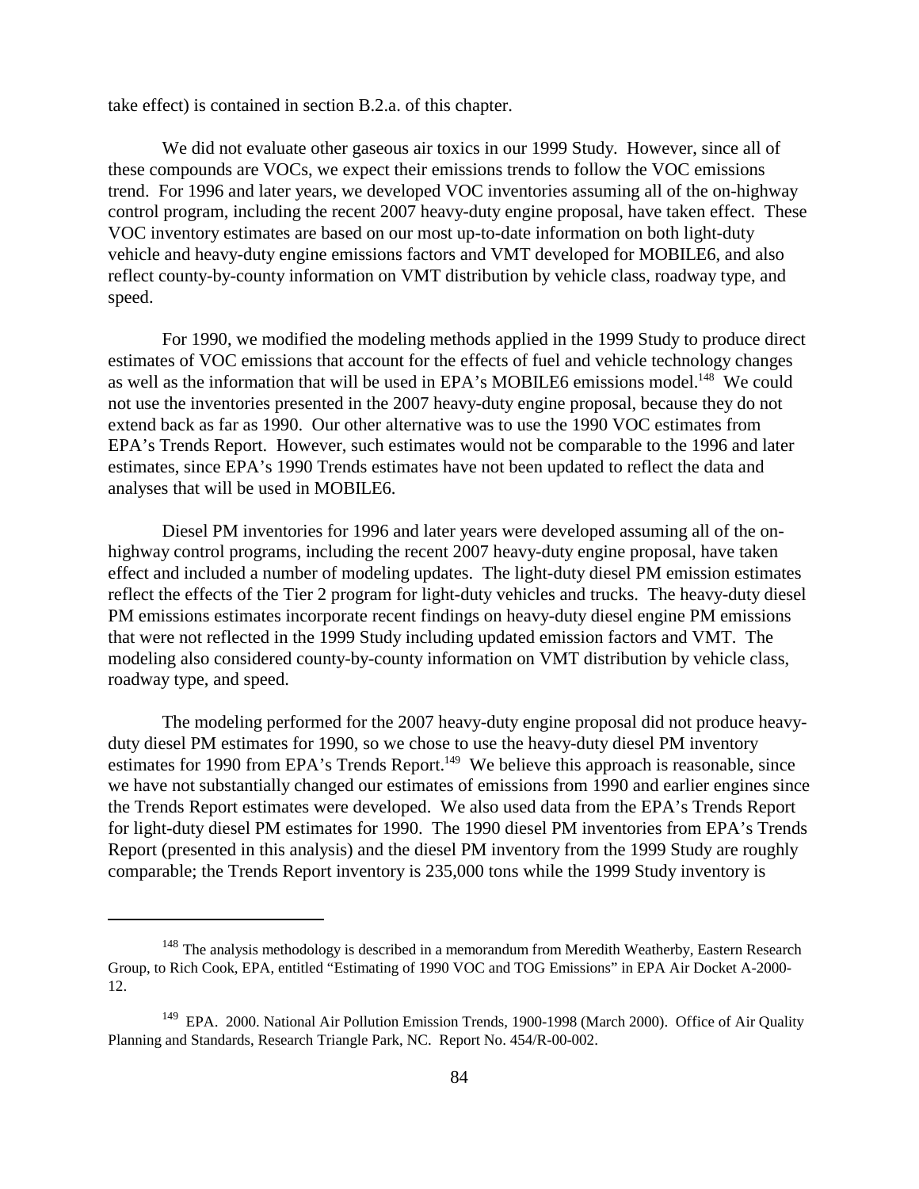take effect) is contained in section B.2.a. of this chapter.

We did not evaluate other gaseous air toxics in our 1999 Study. However, since all of these compounds are VOCs, we expect their emissions trends to follow the VOC emissions trend. For 1996 and later years, we developed VOC inventories assuming all of the on-highway control program, including the recent 2007 heavy-duty engine proposal, have taken effect. These VOC inventory estimates are based on our most up-to-date information on both light-duty vehicle and heavy-duty engine emissions factors and VMT developed for MOBILE6, and also reflect county-by-county information on VMT distribution by vehicle class, roadway type, and speed.

For 1990, we modified the modeling methods applied in the 1999 Study to produce direct estimates of VOC emissions that account for the effects of fuel and vehicle technology changes as well as the information that will be used in EPA's MOBILE6 emissions model.[148] We could not use the inventories presented in the 2007 heavy-duty engine proposal, because they do not extend back as far as 1990. Our other alternative was to use the 1990 VOC estimates from EPA's Trends Report. However, such estimates would not be comparable to the 1996 and later estimates, since EPA's 1990 Trends estimates have not been updated to reflect the data and analyses that will be used in MOBILE6.

Diesel PM inventories for 1996 and later years were developed assuming all of the on-highway control programs, including the recent 2007 heavy-duty engine proposal, have taken effect and included a number of modeling updates. The light-duty diesel PM emission estimates reflect the effects of the Tier 2 program for light-duty vehicles and trucks. The heavy-duty diesel PM emissions estimates incorporate recent findings on heavy-duty diesel engine PM emissions that were not reflected in the 1999 Study including updated emission factors and VMT. The modeling also considered county-by-county information on VMT distribution by vehicle class, roadway type, and speed.

The modeling performed for the 2007 heavy-duty engine proposal did not produce heavy-duty diesel PM estimates for 1990, so we chose to use the heavy-duty diesel PM inventory estimates for 1990 from EPA's Trends Report.[149] We believe this approach is reasonable, since we have not substantially changed our estimates of emissions from 1990 and earlier engines since the Trends Report estimates were developed. We also used data from the EPA's Trends Report for light-duty diesel PM estimates for 1990. The 1990 diesel PM inventories from EPA's Trends Report (presented in this analysis) and the diesel PM inventory from the 1999 Study are roughly comparable; the Trends Report inventory is 235,000 tons while the 1999 Study inventory is

---

[148] The analysis methodology is described in a memorandum from Meredith Weatherby, Eastern Research Group, to Rich Cook, EPA, entitled "Estimating of 1990 VOC and TOG Emissions" in EPA Air Docket A-2000-12.

[149] EPA. 2000. National Air Pollution Emission Trends, 1900-1998 (March 2000). Office of Air Quality Planning and Standards, Research Triangle Park, NC. Report No. 454/R-00-002.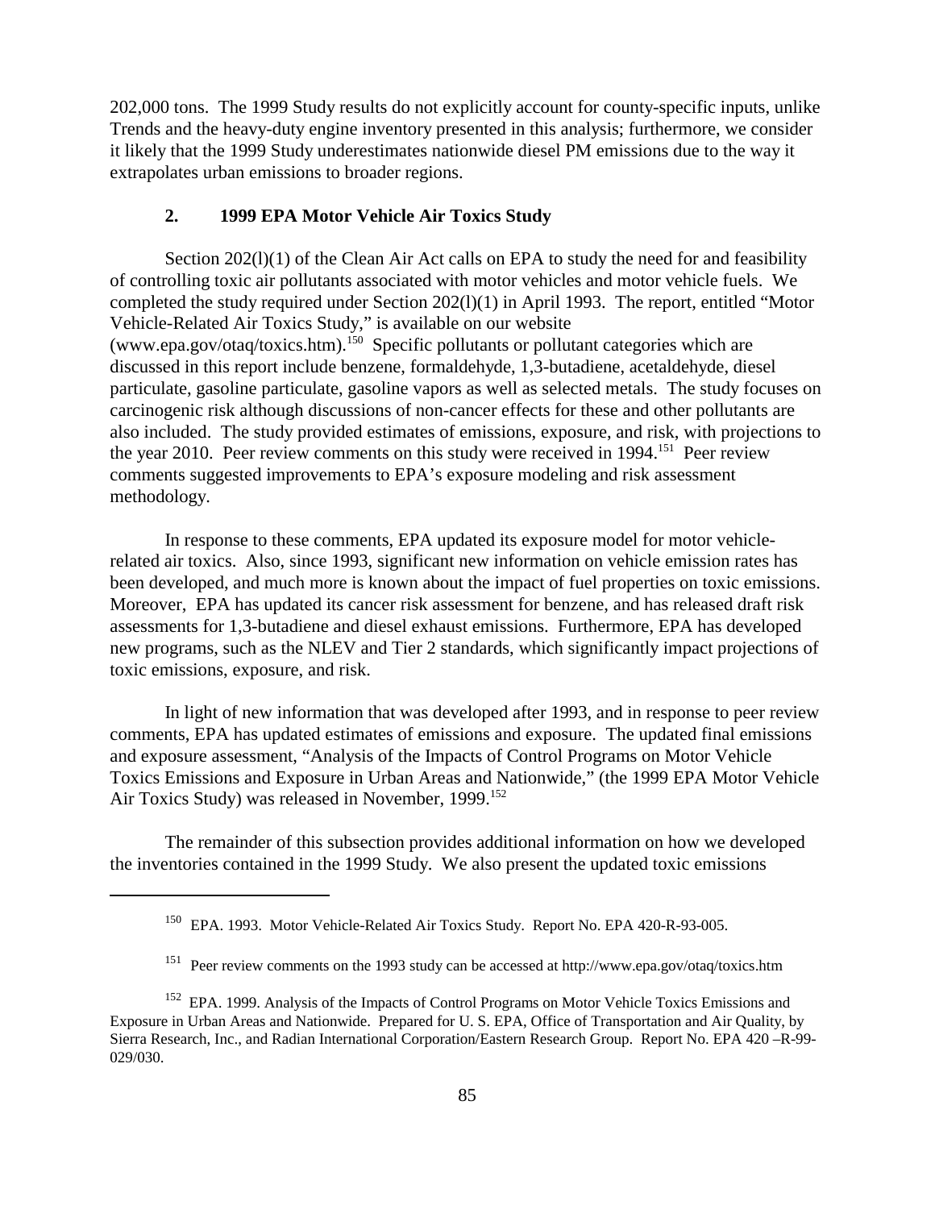202,000 tons. The 1999 Study results do not explicitly account for county-specific inputs, unlike Trends and the heavy-duty engine inventory presented in this analysis; furthermore, we consider it likely that the 1999 Study underestimates nationwide diesel PM emissions due to the way it extrapolates urban emissions to broader regions.

### 2. 1999 EPA Motor Vehicle Air Toxics Study

Section 202(l)(1) of the Clean Air Act calls on EPA to study the need for and feasibility of controlling toxic air pollutants associated with motor vehicles and motor vehicle fuels. We completed the study required under Section 202(l)(1) in April 1993. The report, entitled "Motor Vehicle-Related Air Toxics Study," is available on our website (www.epa.gov/otaq/toxics.htm).[150] Specific pollutants or pollutant categories which are discussed in this report include benzene, formaldehyde, 1,3-butadiene, acetaldehyde, diesel particulate, gasoline particulate, gasoline vapors as well as selected metals. The study focuses on carcinogenic risk although discussions of non-cancer effects for these and other pollutants are also included. The study provided estimates of emissions, exposure, and risk, with projections to the year 2010. Peer review comments on this study were received in 1994.[151] Peer review comments suggested improvements to EPA's exposure modeling and risk assessment methodology.

In response to these comments, EPA updated its exposure model for motor vehicle-related air toxics. Also, since 1993, significant new information on vehicle emission rates has been developed, and much more is known about the impact of fuel properties on toxic emissions. Moreover, EPA has updated its cancer risk assessment for benzene, and has released draft risk assessments for 1,3-butadiene and diesel exhaust emissions. Furthermore, EPA has developed new programs, such as the NLEV and Tier 2 standards, which significantly impact projections of toxic emissions, exposure, and risk.

In light of new information that was developed after 1993, and in response to peer review comments, EPA has updated estimates of emissions and exposure. The updated final emissions and exposure assessment, "Analysis of the Impacts of Control Programs on Motor Vehicle Toxics Emissions and Exposure in Urban Areas and Nationwide," (the 1999 EPA Motor Vehicle Air Toxics Study) was released in November, 1999.[152]

The remainder of this subsection provides additional information on how we developed the inventories contained in the 1999 Study. We also present the updated toxic emissions

---

[150] EPA. 1993. Motor Vehicle-Related Air Toxics Study. Report No. EPA 420-R-93-005.

[151] Peer review comments on the 1993 study can be accessed at http://www.epa.gov/otaq/toxics.htm

[152] EPA. 1999. Analysis of the Impacts of Control Programs on Motor Vehicle Toxics Emissions and Exposure in Urban Areas and Nationwide. Prepared for U. S. EPA, Office of Transportation and Air Quality, by Sierra Research, Inc., and Radian International Corporation/Eastern Research Group. Report No. EPA 420 –R-99-029/030.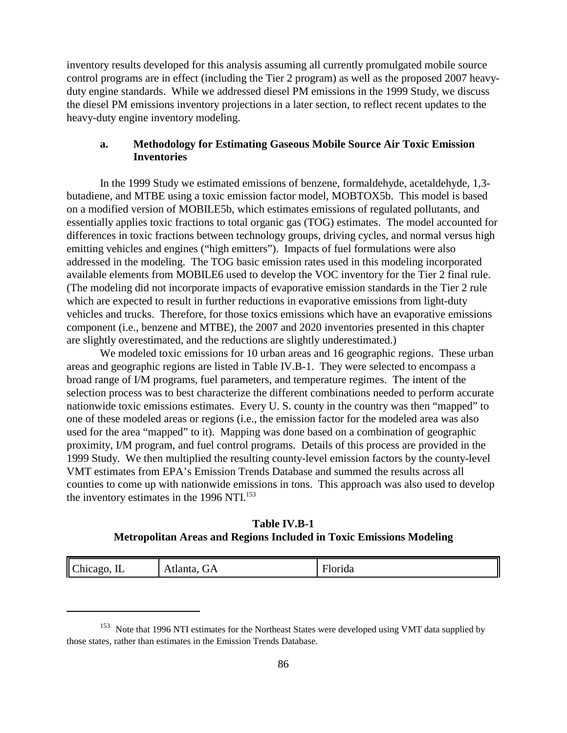inventory results developed for this analysis assuming all currently promulgated mobile source control programs are in effect (including the Tier 2 program) as well as the proposed 2007 heavy-duty engine standards. While we addressed diesel PM emissions in the 1999 Study, we discuss the diesel PM emissions inventory projections in a later section, to reflect recent updates to the heavy-duty engine inventory modeling.

### a. Methodology for Estimating Gaseous Mobile Source Air Toxic Emission Inventories

In the 1999 Study we estimated emissions of benzene, formaldehyde, acetaldehyde, 1,3-butadiene, and MTBE using a toxic emission factor model, MOBTOX5b. This model is based on a modified version of MOBILE5b, which estimates emissions of regulated pollutants, and essentially applies toxic fractions to total organic gas (TOG) estimates. The model accounted for differences in toxic fractions between technology groups, driving cycles, and normal versus high emitting vehicles and engines ("high emitters"). Impacts of fuel formulations were also addressed in the modeling. The TOG basic emission rates used in this modeling incorporated available elements from MOBILE6 used to develop the VOC inventory for the Tier 2 final rule. (The modeling did not incorporate impacts of evaporative emission standards in the Tier 2 rule which are expected to result in further reductions in evaporative emissions from light-duty vehicles and trucks. Therefore, for those toxics emissions which have an evaporative emissions component (i.e., benzene and MTBE), the 2007 and 2020 inventories presented in this chapter are slightly overestimated, and the reductions are slightly underestimated.)

We modeled toxic emissions for 10 urban areas and 16 geographic regions. These urban areas and geographic regions are listed in Table IV.B-1. They were selected to encompass a broad range of I/M programs, fuel parameters, and temperature regimes. The intent of the selection process was to best characterize the different combinations needed to perform accurate nationwide toxic emissions estimates. Every U. S. county in the country was then "mapped" to one of these modeled areas or regions (i.e., the emission factor for the modeled area was also used for the area "mapped" to it). Mapping was done based on a combination of geographic proximity, I/M program, and fuel control programs. Details of this process are provided in the 1999 Study. We then multiplied the resulting county-level emission factors by the county-level VMT estimates from EPA's Emission Trends Database and summed the results across all counties to come up with nationwide emissions in tons. This approach was also used to develop the inventory estimates in the 1996 NTI.[153]

**Table IV.B-1**
**Metropolitan Areas and Regions Included in Toxic Emissions Modeling**

| Chicago, IL | Atlanta, GA | Florida |
|---|---|---|

[153] Note that 1996 NTI estimates for the Northeast States were developed using VMT data supplied by those states, rather than estimates in the Emission Trends Database.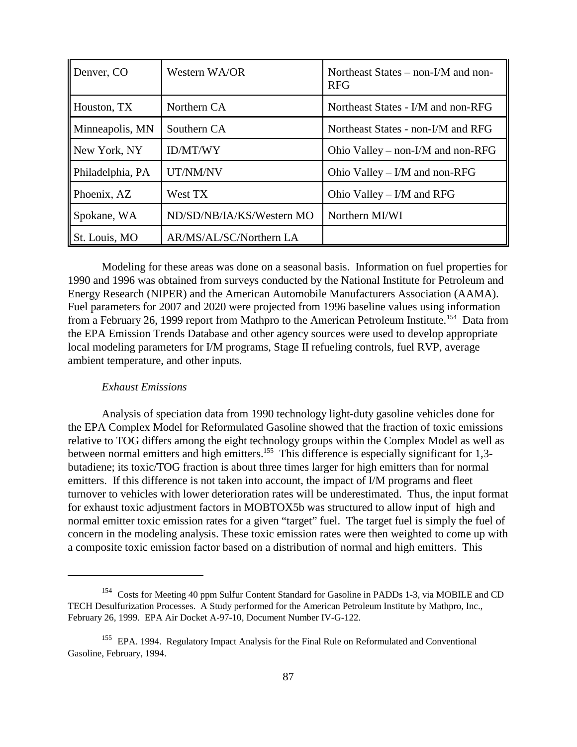| Denver, CO | Western WA/OR | Northeast States – non-I/M and non-RFG |
|---|---|---|
| Houston, TX | Northern CA | Northeast States - I/M and non-RFG |
| Minneapolis, MN | Southern CA | Northeast States - non-I/M and RFG |
| New York, NY | ID/MT/WY | Ohio Valley – non-I/M and non-RFG |
| Philadelphia, PA | UT/NM/NV | Ohio Valley – I/M and non-RFG |
| Phoenix, AZ | West TX | Ohio Valley – I/M and RFG |
| Spokane, WA | ND/SD/NB/IA/KS/Western MO | Northern MI/WI |
| St. Louis, MO | AR/MS/AL/SC/Northern LA | |

Modeling for these areas was done on a seasonal basis. Information on fuel properties for 1990 and 1996 was obtained from surveys conducted by the National Institute for Petroleum and Energy Research (NIPER) and the American Automobile Manufacturers Association (AAMA). Fuel parameters for 2007 and 2020 were projected from 1996 baseline values using information from a February 26, 1999 report from Mathpro to the American Petroleum Institute.[154] Data from the EPA Emission Trends Database and other agency sources were used to develop appropriate local modeling parameters for I/M programs, Stage II refueling controls, fuel RVP, average ambient temperature, and other inputs.

*Exhaust Emissions*

Analysis of speciation data from 1990 technology light-duty gasoline vehicles done for the EPA Complex Model for Reformulated Gasoline showed that the fraction of toxic emissions relative to TOG differs among the eight technology groups within the Complex Model as well as between normal emitters and high emitters.[155] This difference is especially significant for 1,3-butadiene; its toxic/TOG fraction is about three times larger for high emitters than for normal emitters. If this difference is not taken into account, the impact of I/M programs and fleet turnover to vehicles with lower deterioration rates will be underestimated. Thus, the input format for exhaust toxic adjustment factors in MOBTOX5b was structured to allow input of high and normal emitter toxic emission rates for a given "target" fuel. The target fuel is simply the fuel of concern in the modeling analysis. These toxic emission rates were then weighted to come up with a composite toxic emission factor based on a distribution of normal and high emitters. This

---

[154] Costs for Meeting 40 ppm Sulfur Content Standard for Gasoline in PADDs 1-3, via MOBILE and CD TECH Desulfurization Processes. A Study performed for the American Petroleum Institute by Mathpro, Inc., February 26, 1999. EPA Air Docket A-97-10, Document Number IV-G-122.

[155] EPA. 1994. Regulatory Impact Analysis for the Final Rule on Reformulated and Conventional Gasoline, February, 1994.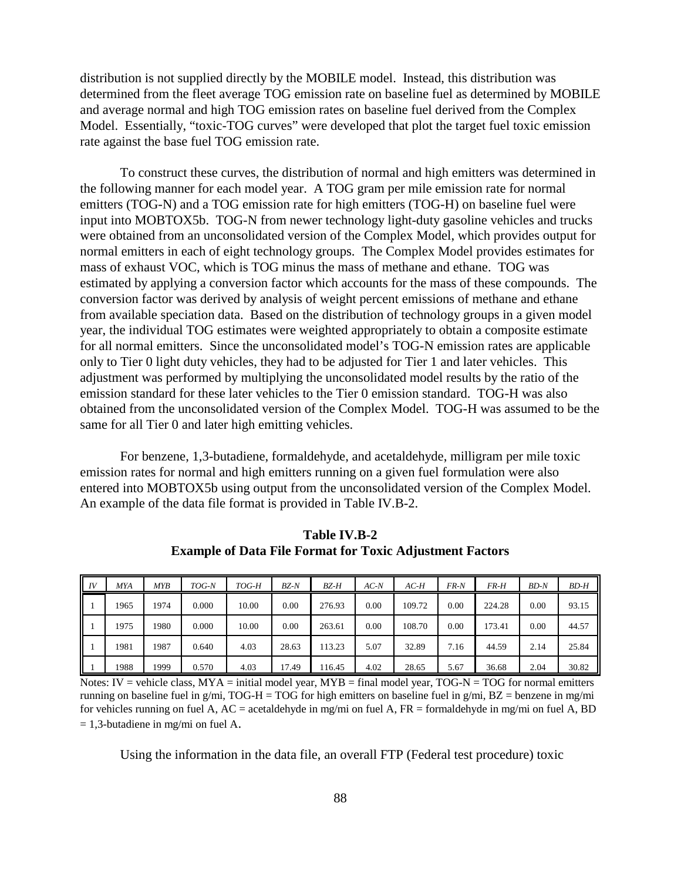distribution is not supplied directly by the MOBILE model. Instead, this distribution was determined from the fleet average TOG emission rate on baseline fuel as determined by MOBILE and average normal and high TOG emission rates on baseline fuel derived from the Complex Model. Essentially, "toxic-TOG curves" were developed that plot the target fuel toxic emission rate against the base fuel TOG emission rate.

To construct these curves, the distribution of normal and high emitters was determined in the following manner for each model year. A TOG gram per mile emission rate for normal emitters (TOG-N) and a TOG emission rate for high emitters (TOG-H) on baseline fuel were input into MOBTOX5b. TOG-N from newer technology light-duty gasoline vehicles and trucks were obtained from an unconsolidated version of the Complex Model, which provides output for normal emitters in each of eight technology groups. The Complex Model provides estimates for mass of exhaust VOC, which is TOG minus the mass of methane and ethane. TOG was estimated by applying a conversion factor which accounts for the mass of these compounds. The conversion factor was derived by analysis of weight percent emissions of methane and ethane from available speciation data. Based on the distribution of technology groups in a given model year, the individual TOG estimates were weighted appropriately to obtain a composite estimate for all normal emitters. Since the unconsolidated model's TOG-N emission rates are applicable only to Tier 0 light duty vehicles, they had to be adjusted for Tier 1 and later vehicles. This adjustment was performed by multiplying the unconsolidated model results by the ratio of the emission standard for these later vehicles to the Tier 0 emission standard. TOG-H was also obtained from the unconsolidated version of the Complex Model. TOG-H was assumed to be the same for all Tier 0 and later high emitting vehicles.

For benzene, 1,3-butadiene, formaldehyde, and acetaldehyde, milligram per mile toxic emission rates for normal and high emitters running on a given fuel formulation were also entered into MOBTOX5b using output from the unconsolidated version of the Complex Model. An example of the data file format is provided in Table IV.B-2.

**Table IV.B-2**
**Example of Data File Format for Toxic Adjustment Factors**

| *IV* | *MYA* | *MYB* | *TOG-N* | *TOG-H* | *BZ-N* | *BZ-H* | *AC-N* | *AC-H* | *FR-N* | *FR-H* | *BD-N* | *BD-H* |
|---|---|---|---|---|---|---|---|---|---|---|---|---|
| 1 | 1965 | 1974 | 0.000 | 10.00 | 0.00 | 276.93 | 0.00 | 109.72 | 0.00 | 224.28 | 0.00 | 93.15 |
| 1 | 1975 | 1980 | 0.000 | 10.00 | 0.00 | 263.61 | 0.00 | 108.70 | 0.00 | 173.41 | 0.00 | 44.57 |
| 1 | 1981 | 1987 | 0.640 | 4.03 | 28.63 | 113.23 | 5.07 | 32.89 | 7.16 | 44.59 | 2.14 | 25.84 |
| 1 | 1988 | 1999 | 0.570 | 4.03 | 17.49 | 116.45 | 4.02 | 28.65 | 5.67 | 36.68 | 2.04 | 30.82 |

Notes: IV = vehicle class, MYA = initial model year, MYB = final model year, TOG-N = TOG for normal emitters running on baseline fuel in g/mi, TOG-H = TOG for high emitters on baseline fuel in g/mi, BZ = benzene in mg/mi for vehicles running on fuel A, AC = acetaldehyde in mg/mi on fuel A, FR = formaldehyde in mg/mi on fuel A, BD = 1,3-butadiene in mg/mi on fuel A.

Using the information in the data file, an overall FTP (Federal test procedure) toxic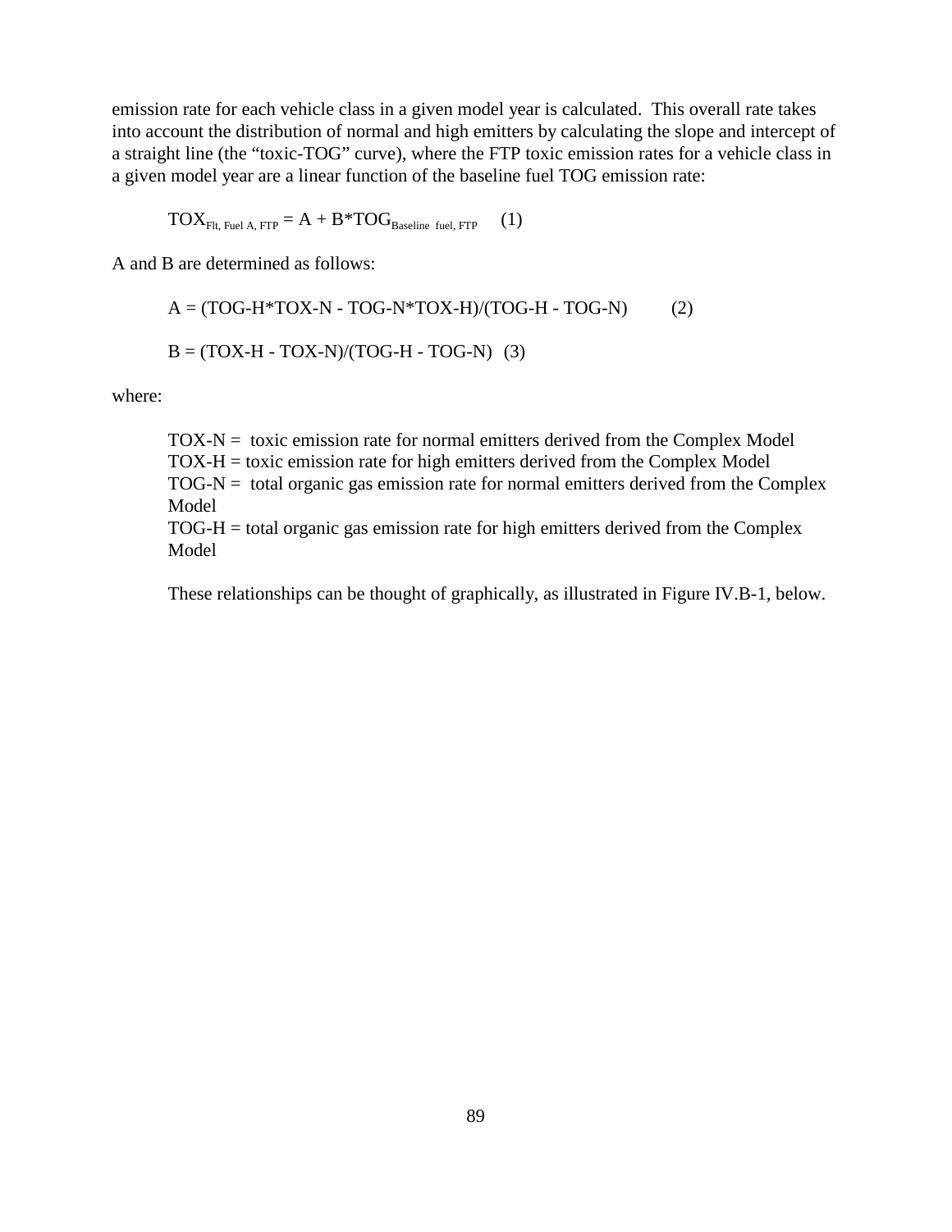emission rate for each vehicle class in a given model year is calculated. This overall rate takes into account the distribution of normal and high emitters by calculating the slope and intercept of a straight line (the "toxic-TOG" curve), where the FTP toxic emission rates for a vehicle class in a given model year are a linear function of the baseline fuel TOG emission rate:

$$TOX_{Flt,\ Fuel\ A,\ FTP} = A + B*TOG_{Baseline\ \ fuel,\ FTP} \quad (1)$$

A and B are determined as follows:

$$A = (TOG\text{-}H*TOX\text{-}N - TOG\text{-}N*TOX\text{-}H)/(TOG\text{-}H - TOG\text{-}N) \qquad (2)$$

$$B = (TOX\text{-}H - TOX\text{-}N)/(TOG\text{-}H - TOG\text{-}N) \quad (3)$$

where:

TOX-N = toxic emission rate for normal emitters derived from the Complex Model
TOX-H = toxic emission rate for high emitters derived from the Complex Model
TOG-N = total organic gas emission rate for normal emitters derived from the Complex Model
TOG-H = total organic gas emission rate for high emitters derived from the Complex Model

These relationships can be thought of graphically, as illustrated in Figure IV.B-1, below.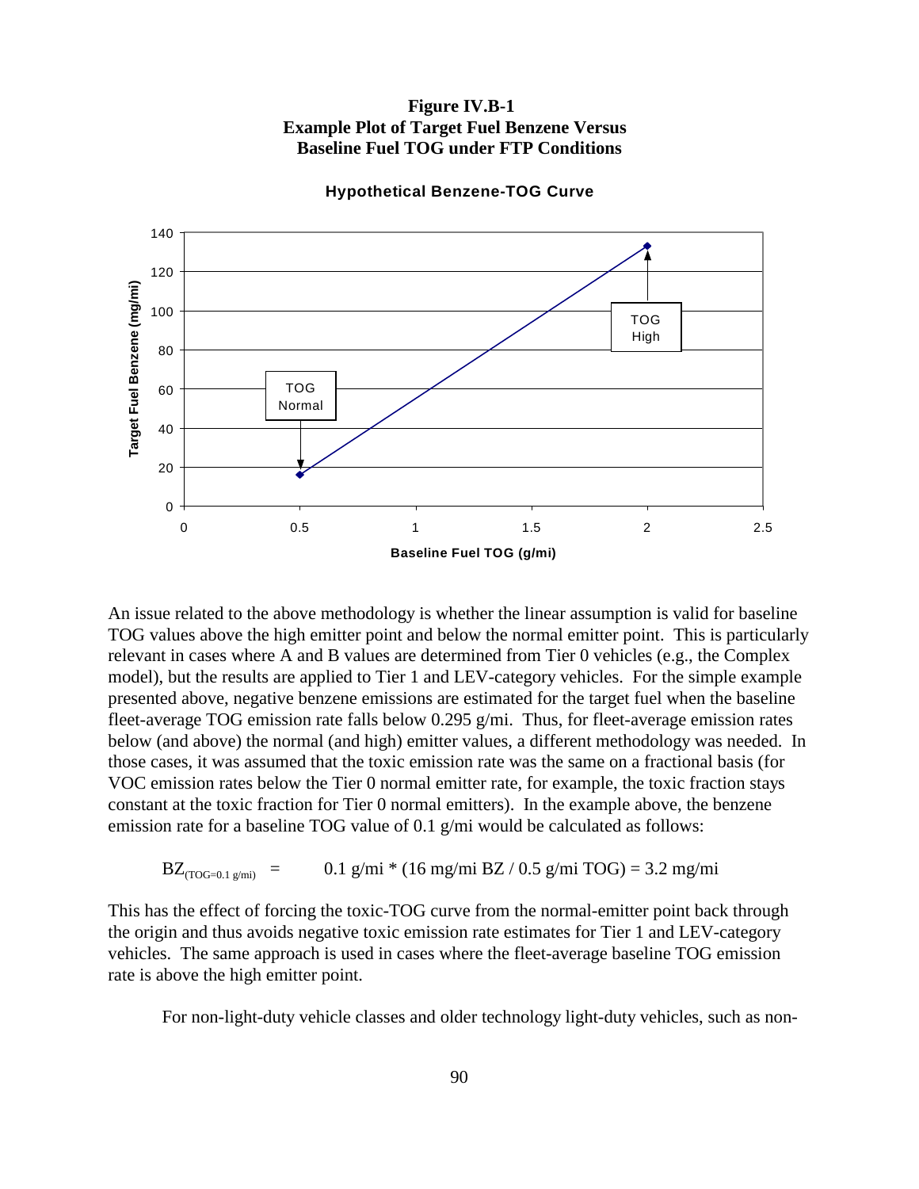**Figure IV.B-1**
**Example Plot of Target Fuel Benzene Versus Baseline Fuel TOG under FTP Conditions**

**Hypothetical Benzene-TOG Curve**

An issue related to the above methodology is whether the linear assumption is valid for baseline TOG values above the high emitter point and below the normal emitter point. This is particularly relevant in cases where A and B values are determined from Tier 0 vehicles (e.g., the Complex model), but the results are applied to Tier 1 and LEV-category vehicles. For the simple example presented above, negative benzene emissions are estimated for the target fuel when the baseline fleet-average TOG emission rate falls below 0.295 g/mi. Thus, for fleet-average emission rates below (and above) the normal (and high) emitter values, a different methodology was needed. In those cases, it was assumed that the toxic emission rate was the same on a fractional basis (for VOC emission rates below the Tier 0 normal emitter rate, for example, the toxic fraction stays constant at the toxic fraction for Tier 0 normal emitters). In the example above, the benzene emission rate for a baseline TOG value of 0.1 g/mi would be calculated as follows:

$$BZ_{(TOG=0.1\ g/mi)} = 0.1\ g/mi * (16\ mg/mi\ BZ / 0.5\ g/mi\ TOG) = 3.2\ mg/mi$$

This has the effect of forcing the toxic-TOG curve from the normal-emitter point back through the origin and thus avoids negative toxic emission rate estimates for Tier 1 and LEV-category vehicles. The same approach is used in cases where the fleet-average baseline TOG emission rate is above the high emitter point.

For non-light-duty vehicle classes and older technology light-duty vehicles, such as non-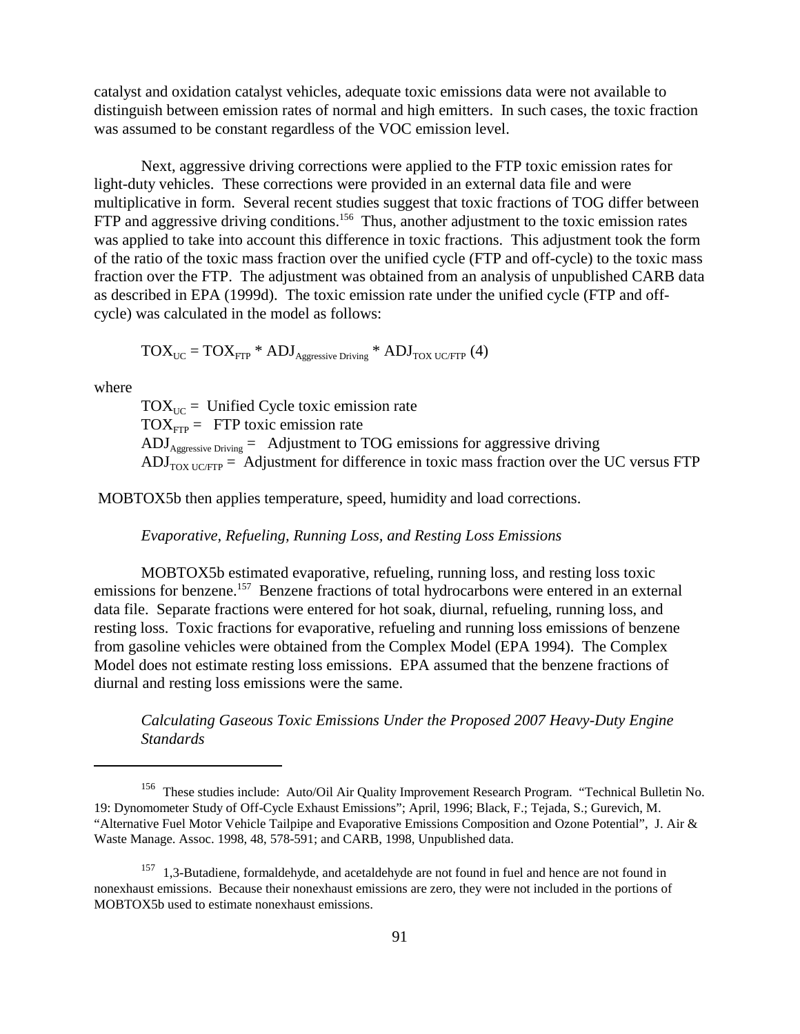catalyst and oxidation catalyst vehicles, adequate toxic emissions data were not available to distinguish between emission rates of normal and high emitters. In such cases, the toxic fraction was assumed to be constant regardless of the VOC emission level.

Next, aggressive driving corrections were applied to the FTP toxic emission rates for light-duty vehicles. These corrections were provided in an external data file and were multiplicative in form. Several recent studies suggest that toxic fractions of TOG differ between FTP and aggressive driving conditions.[156] Thus, another adjustment to the toxic emission rates was applied to take into account this difference in toxic fractions. This adjustment took the form of the ratio of the toxic mass fraction over the unified cycle (FTP and off-cycle) to the toxic mass fraction over the FTP. The adjustment was obtained from an analysis of unpublished CARB data as described in EPA (1999d). The toxic emission rate under the unified cycle (FTP and off-cycle) was calculated in the model as follows:

$$TOX_{UC} = TOX_{FTP} * ADJ_{Aggressive\ Driving} * ADJ_{TOX\ UC/FTP} \quad (4)$$

where

$TOX_{UC}$ = Unified Cycle toxic emission rate
$TOX_{FTP}$ = FTP toxic emission rate
$ADJ_{Aggressive\ Driving}$ = Adjustment to TOG emissions for aggressive driving
$ADJ_{TOX\ UC/FTP}$ = Adjustment for difference in toxic mass fraction over the UC versus FTP

MOBTOX5b then applies temperature, speed, humidity and load corrections.

*Evaporative, Refueling, Running Loss, and Resting Loss Emissions*

MOBTOX5b estimated evaporative, refueling, running loss, and resting loss toxic emissions for benzene.[157] Benzene fractions of total hydrocarbons were entered in an external data file. Separate fractions were entered for hot soak, diurnal, refueling, running loss, and resting loss. Toxic fractions for evaporative, refueling and running loss emissions of benzene from gasoline vehicles were obtained from the Complex Model (EPA 1994). The Complex Model does not estimate resting loss emissions. EPA assumed that the benzene fractions of diurnal and resting loss emissions were the same.

*Calculating Gaseous Toxic Emissions Under the Proposed 2007 Heavy-Duty Engine Standards*

---

[156] These studies include: Auto/Oil Air Quality Improvement Research Program. "Technical Bulletin No. 19: Dynomometer Study of Off-Cycle Exhaust Emissions"; April, 1996; Black, F.; Tejada, S.; Gurevich, M. "Alternative Fuel Motor Vehicle Tailpipe and Evaporative Emissions Composition and Ozone Potential", J. Air & Waste Manage. Assoc. 1998, 48, 578-591; and CARB, 1998, Unpublished data.

[157] 1,3-Butadiene, formaldehyde, and acetaldehyde are not found in fuel and hence are not found in nonexhaust emissions. Because their nonexhaust emissions are zero, they were not included in the portions of MOBTOX5b used to estimate nonexhaust emissions.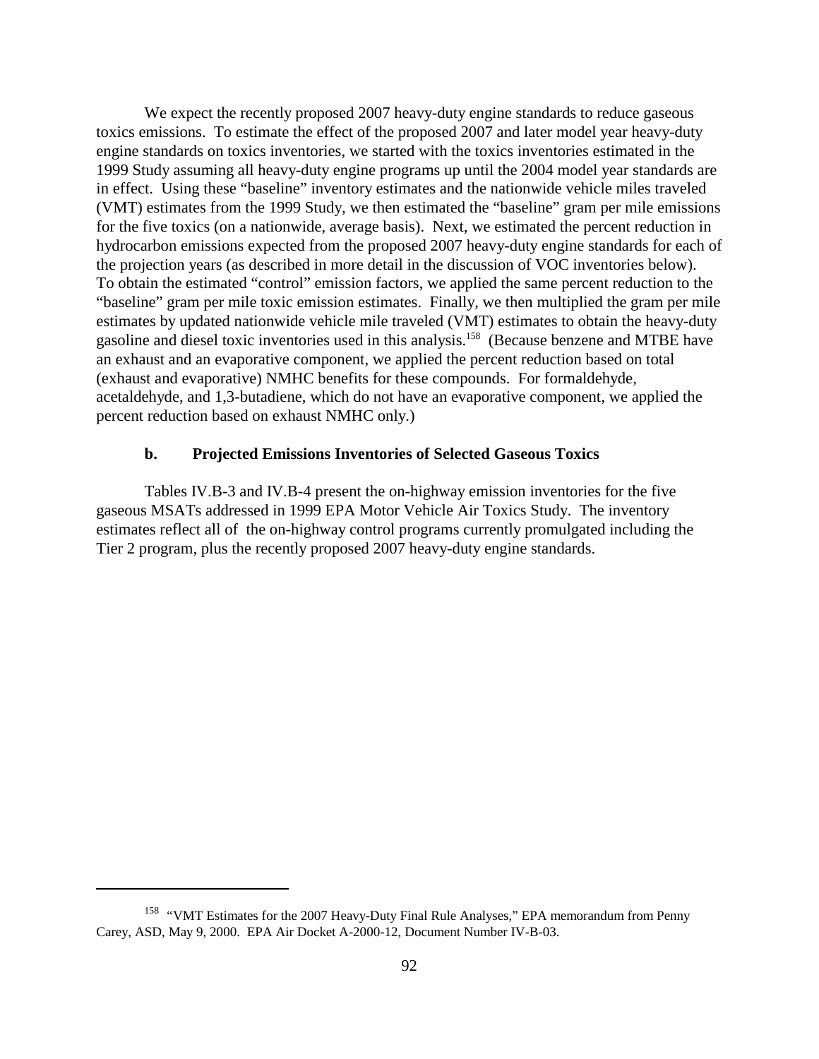We expect the recently proposed 2007 heavy-duty engine standards to reduce gaseous toxics emissions. To estimate the effect of the proposed 2007 and later model year heavy-duty engine standards on toxics inventories, we started with the toxics inventories estimated in the 1999 Study assuming all heavy-duty engine programs up until the 2004 model year standards are in effect. Using these "baseline" inventory estimates and the nationwide vehicle miles traveled (VMT) estimates from the 1999 Study, we then estimated the "baseline" gram per mile emissions for the five toxics (on a nationwide, average basis). Next, we estimated the percent reduction in hydrocarbon emissions expected from the proposed 2007 heavy-duty engine standards for each of the projection years (as described in more detail in the discussion of VOC inventories below). To obtain the estimated "control" emission factors, we applied the same percent reduction to the "baseline" gram per mile toxic emission estimates. Finally, we then multiplied the gram per mile estimates by updated nationwide vehicle mile traveled (VMT) estimates to obtain the heavy-duty gasoline and diesel toxic inventories used in this analysis.[158] (Because benzene and MTBE have an exhaust and an evaporative component, we applied the percent reduction based on total (exhaust and evaporative) NMHC benefits for these compounds. For formaldehyde, acetaldehyde, and 1,3-butadiene, which do not have an evaporative component, we applied the percent reduction based on exhaust NMHC only.)

### b. Projected Emissions Inventories of Selected Gaseous Toxics

Tables IV.B-3 and IV.B-4 present the on-highway emission inventories for the five gaseous MSATs addressed in 1999 EPA Motor Vehicle Air Toxics Study. The inventory estimates reflect all of the on-highway control programs currently promulgated including the Tier 2 program, plus the recently proposed 2007 heavy-duty engine standards.

---

[158] "VMT Estimates for the 2007 Heavy-Duty Final Rule Analyses," EPA memorandum from Penny Carey, ASD, May 9, 2000. EPA Air Docket A-2000-12, Document Number IV-B-03.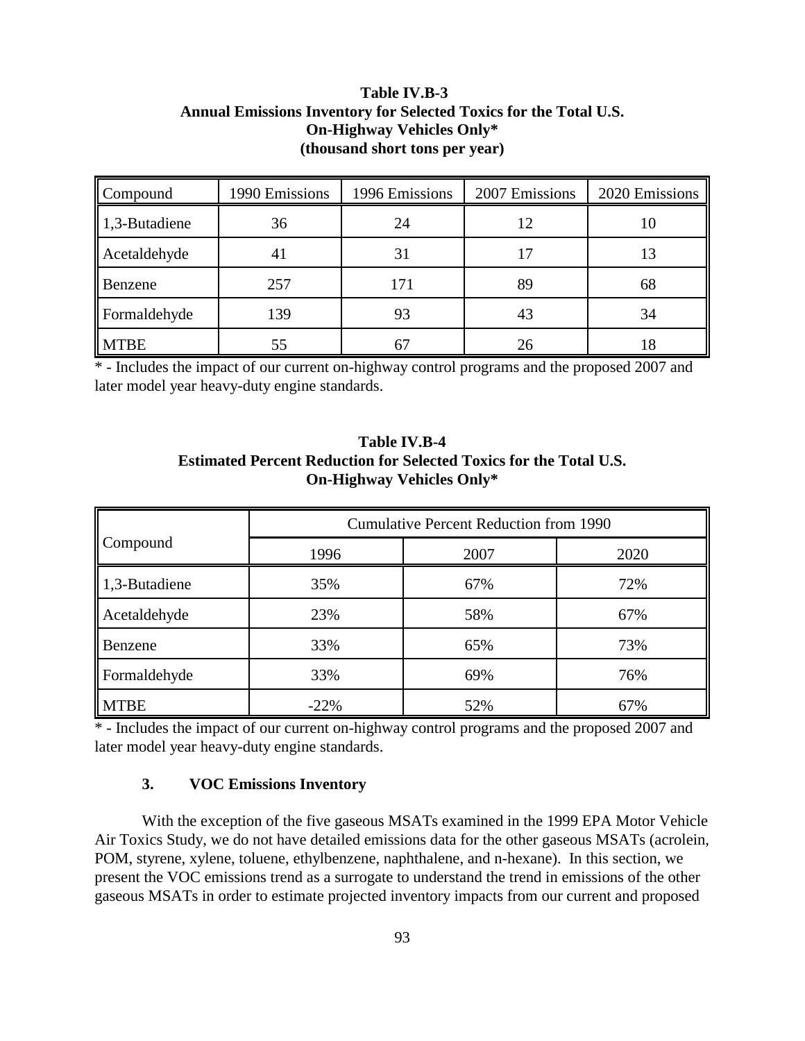**Table IV.B-3**
**Annual Emissions Inventory for Selected Toxics for the Total U.S.**
**On-Highway Vehicles Only***
**(thousand short tons per year)**

| Compound | 1990 Emissions | 1996 Emissions | 2007 Emissions | 2020 Emissions |
|---|---|---|---|---|
| 1,3-Butadiene | 36 | 24 | 12 | 10 |
| Acetaldehyde | 41 | 31 | 17 | 13 |
| Benzene | 257 | 171 | 89 | 68 |
| Formaldehyde | 139 | 93 | 43 | 34 |
| MTBE | 55 | 67 | 26 | 18 |

* - Includes the impact of our current on-highway control programs and the proposed 2007 and later model year heavy-duty engine standards.

**Table IV.B-4**
**Estimated Percent Reduction for Selected Toxics for the Total U.S.**
**On-Highway Vehicles Only***

| Compound | Cumulative Percent Reduction from 1990 | | |
|---|---|---|---|
| | 1996 | 2007 | 2020 |
| 1,3-Butadiene | 35% | 67% | 72% |
| Acetaldehyde | 23% | 58% | 67% |
| Benzene | 33% | 65% | 73% |
| Formaldehyde | 33% | 69% | 76% |
| MTBE | -22% | 52% | 67% |

* - Includes the impact of our current on-highway control programs and the proposed 2007 and later model year heavy-duty engine standards.

### 3. VOC Emissions Inventory

With the exception of the five gaseous MSATs examined in the 1999 EPA Motor Vehicle Air Toxics Study, we do not have detailed emissions data for the other gaseous MSATs (acrolein, POM, styrene, xylene, toluene, ethylbenzene, naphthalene, and n-hexane). In this section, we present the VOC emissions trend as a surrogate to understand the trend in emissions of the other gaseous MSATs in order to estimate projected inventory impacts from our current and proposed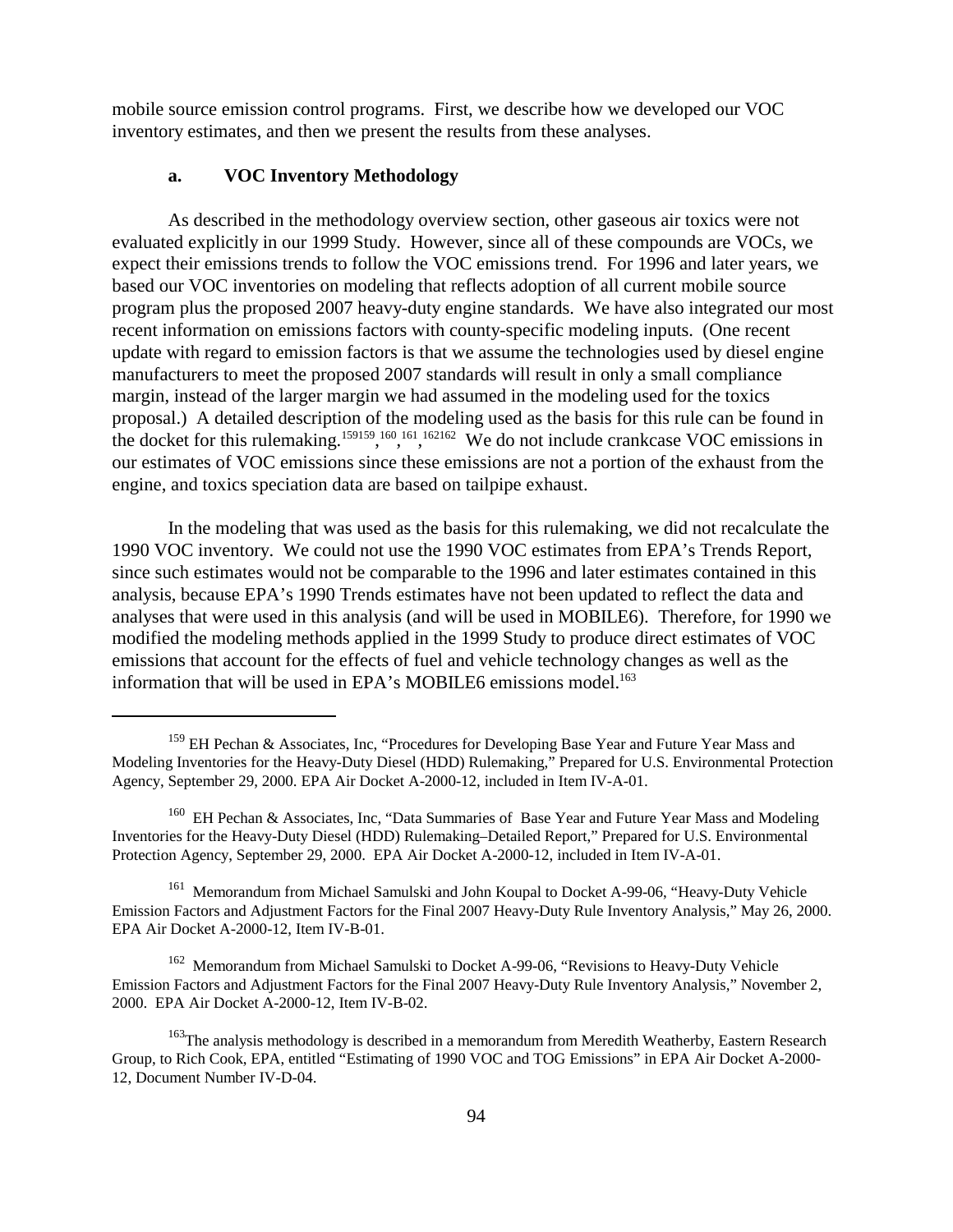mobile source emission control programs. First, we describe how we developed our VOC inventory estimates, and then we present the results from these analyses.

### a. VOC Inventory Methodology

As described in the methodology overview section, other gaseous air toxics were not evaluated explicitly in our 1999 Study. However, since all of these compounds are VOCs, we expect their emissions trends to follow the VOC emissions trend. For 1996 and later years, we based our VOC inventories on modeling that reflects adoption of all current mobile source program plus the proposed 2007 heavy-duty engine standards. We have also integrated our most recent information on emissions factors with county-specific modeling inputs. (One recent update with regard to emission factors is that we assume the technologies used by diesel engine manufacturers to meet the proposed 2007 standards will result in only a small compliance margin, instead of the larger margin we had assumed in the modeling used for the toxics proposal.) A detailed description of the modeling used as the basis for this rule can be found in the docket for this rulemaking.[159159],[160],[161],[162162] We do not include crankcase VOC emissions in our estimates of VOC emissions since these emissions are not a portion of the exhaust from the engine, and toxics speciation data are based on tailpipe exhaust.

In the modeling that was used as the basis for this rulemaking, we did not recalculate the 1990 VOC inventory. We could not use the 1990 VOC estimates from EPA's Trends Report, since such estimates would not be comparable to the 1996 and later estimates contained in this analysis, because EPA's 1990 Trends estimates have not been updated to reflect the data and analyses that were used in this analysis (and will be used in MOBILE6). Therefore, for 1990 we modified the modeling methods applied in the 1999 Study to produce direct estimates of VOC emissions that account for the effects of fuel and vehicle technology changes as well as the information that will be used in EPA's MOBILE6 emissions model.[163]

---

[159] EH Pechan & Associates, Inc, "Procedures for Developing Base Year and Future Year Mass and Modeling Inventories for the Heavy-Duty Diesel (HDD) Rulemaking," Prepared for U.S. Environmental Protection Agency, September 29, 2000. EPA Air Docket A-2000-12, included in Item IV-A-01.

[160] EH Pechan & Associates, Inc, "Data Summaries of Base Year and Future Year Mass and Modeling Inventories for the Heavy-Duty Diesel (HDD) Rulemaking–Detailed Report," Prepared for U.S. Environmental Protection Agency, September 29, 2000. EPA Air Docket A-2000-12, included in Item IV-A-01.

[161] Memorandum from Michael Samulski and John Koupal to Docket A-99-06, "Heavy-Duty Vehicle Emission Factors and Adjustment Factors for the Final 2007 Heavy-Duty Rule Inventory Analysis," May 26, 2000. EPA Air Docket A-2000-12, Item IV-B-01.

[162] Memorandum from Michael Samulski to Docket A-99-06, "Revisions to Heavy-Duty Vehicle Emission Factors and Adjustment Factors for the Final 2007 Heavy-Duty Rule Inventory Analysis," November 2, 2000. EPA Air Docket A-2000-12, Item IV-B-02.

[163] The analysis methodology is described in a memorandum from Meredith Weatherby, Eastern Research Group, to Rich Cook, EPA, entitled "Estimating of 1990 VOC and TOG Emissions" in EPA Air Docket A-2000-12, Document Number IV-D-04.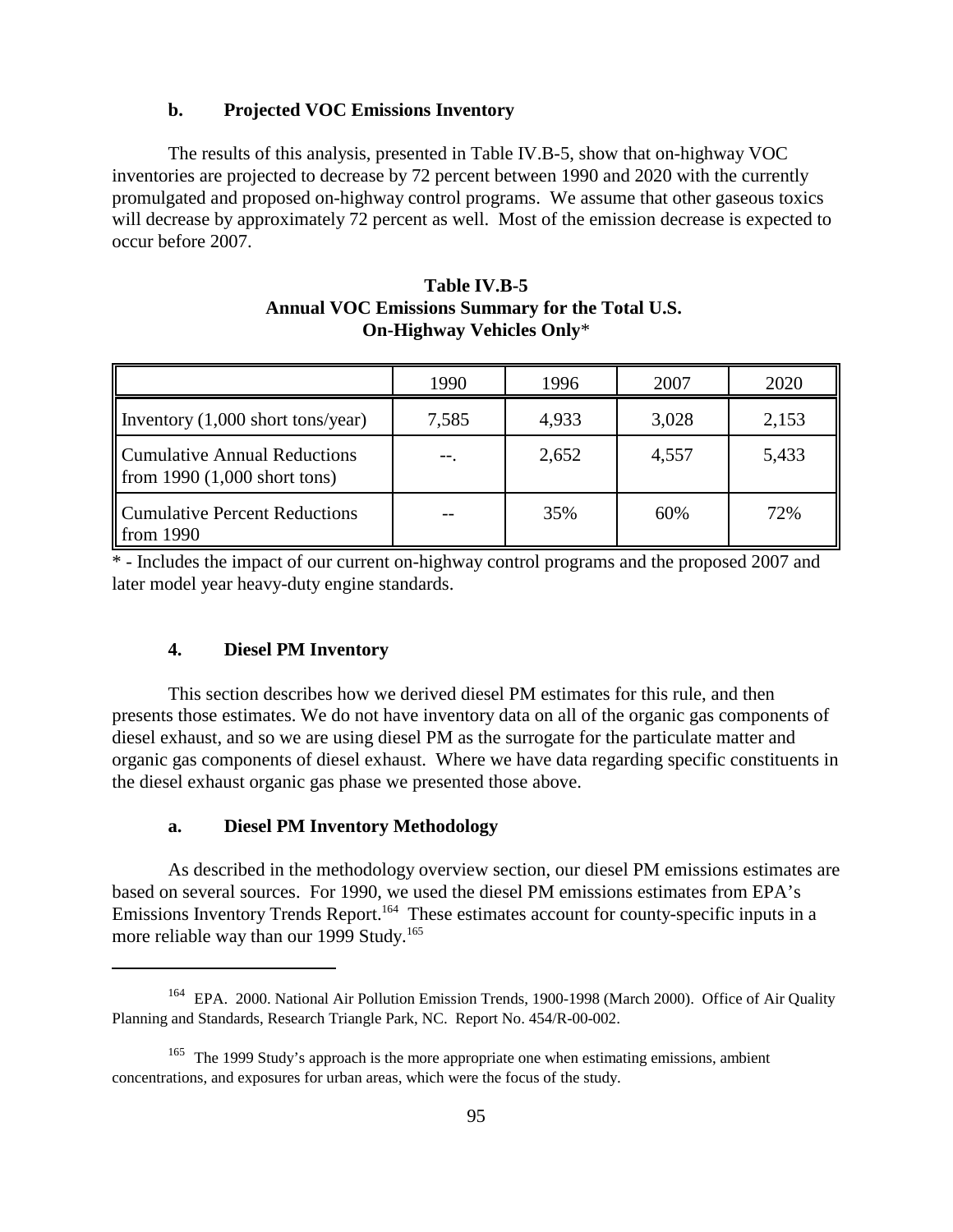### b. Projected VOC Emissions Inventory

The results of this analysis, presented in Table IV.B-5, show that on-highway VOC inventories are projected to decrease by 72 percent between 1990 and 2020 with the currently promulgated and proposed on-highway control programs. We assume that other gaseous toxics will decrease by approximately 72 percent as well. Most of the emission decrease is expected to occur before 2007.

**Table IV.B-5**
**Annual VOC Emissions Summary for the Total U.S.**
**On-Highway Vehicles Only***

| | 1990 | 1996 | 2007 | 2020 |
|---|---|---|---|---|
| Inventory (1,000 short tons/year) | 7,585 | 4,933 | 3,028 | 2,153 |
| Cumulative Annual Reductions from 1990 (1,000 short tons) | --. | 2,652 | 4,557 | 5,433 |
| Cumulative Percent Reductions from 1990 | -- | 35% | 60% | 72% |

* - Includes the impact of our current on-highway control programs and the proposed 2007 and later model year heavy-duty engine standards.

### 4. Diesel PM Inventory

This section describes how we derived diesel PM estimates for this rule, and then presents those estimates. We do not have inventory data on all of the organic gas components of diesel exhaust, and so we are using diesel PM as the surrogate for the particulate matter and organic gas components of diesel exhaust. Where we have data regarding specific constituents in the diesel exhaust organic gas phase we presented those above.

### a. Diesel PM Inventory Methodology

As described in the methodology overview section, our diesel PM emissions estimates are based on several sources. For 1990, we used the diesel PM emissions estimates from EPA's Emissions Inventory Trends Report.[164] These estimates account for county-specific inputs in a more reliable way than our 1999 Study.[165]

---

[164] EPA. 2000. National Air Pollution Emission Trends, 1900-1998 (March 2000). Office of Air Quality Planning and Standards, Research Triangle Park, NC. Report No. 454/R-00-002.

[165] The 1999 Study's approach is the more appropriate one when estimating emissions, ambient concentrations, and exposures for urban areas, which were the focus of the study.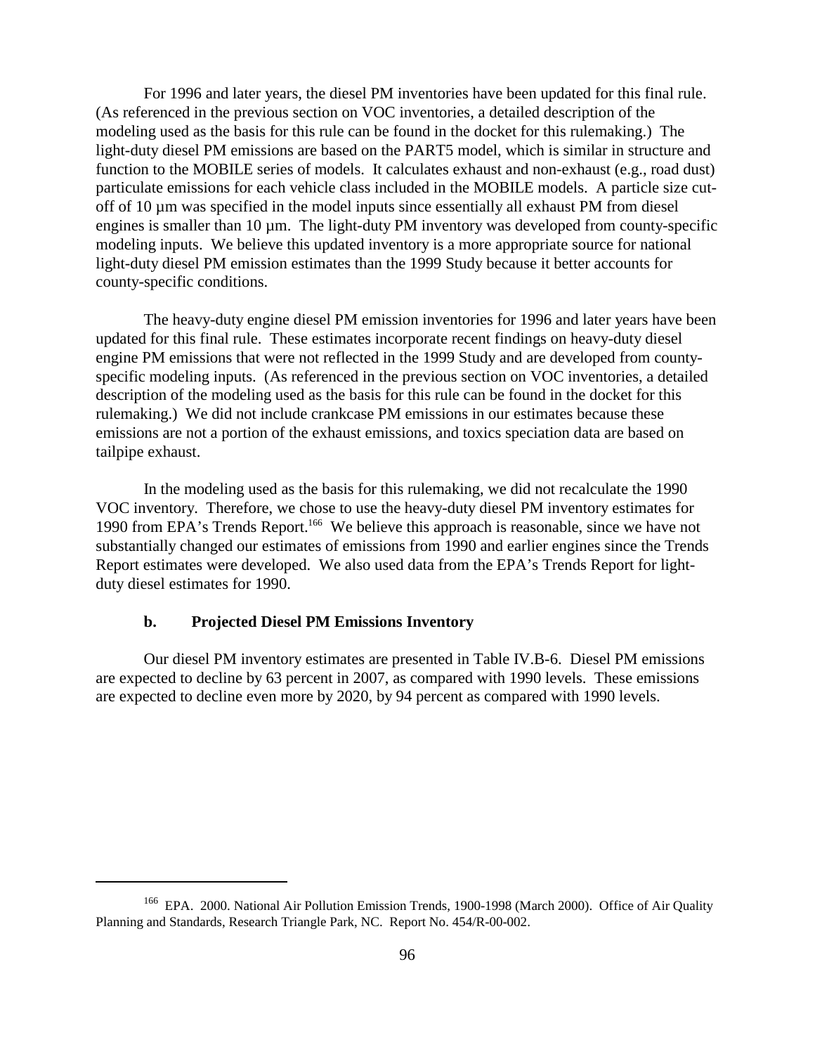For 1996 and later years, the diesel PM inventories have been updated for this final rule. (As referenced in the previous section on VOC inventories, a detailed description of the modeling used as the basis for this rule can be found in the docket for this rulemaking.) The light-duty diesel PM emissions are based on the PART5 model, which is similar in structure and function to the MOBILE series of models. It calculates exhaust and non-exhaust (e.g., road dust) particulate emissions for each vehicle class included in the MOBILE models. A particle size cut-off of 10 µm was specified in the model inputs since essentially all exhaust PM from diesel engines is smaller than 10 µm. The light-duty PM inventory was developed from county-specific modeling inputs. We believe this updated inventory is a more appropriate source for national light-duty diesel PM emission estimates than the 1999 Study because it better accounts for county-specific conditions.

The heavy-duty engine diesel PM emission inventories for 1996 and later years have been updated for this final rule. These estimates incorporate recent findings on heavy-duty diesel engine PM emissions that were not reflected in the 1999 Study and are developed from county-specific modeling inputs. (As referenced in the previous section on VOC inventories, a detailed description of the modeling used as the basis for this rule can be found in the docket for this rulemaking.) We did not include crankcase PM emissions in our estimates because these emissions are not a portion of the exhaust emissions, and toxics speciation data are based on tailpipe exhaust.

In the modeling used as the basis for this rulemaking, we did not recalculate the 1990 VOC inventory. Therefore, we chose to use the heavy-duty diesel PM inventory estimates for 1990 from EPA's Trends Report.[166] We believe this approach is reasonable, since we have not substantially changed our estimates of emissions from 1990 and earlier engines since the Trends Report estimates were developed. We also used data from the EPA's Trends Report for light-duty diesel estimates for 1990.

#### b. Projected Diesel PM Emissions Inventory

Our diesel PM inventory estimates are presented in Table IV.B-6. Diesel PM emissions are expected to decline by 63 percent in 2007, as compared with 1990 levels. These emissions are expected to decline even more by 2020, by 94 percent as compared with 1990 levels.

---

[166] EPA. 2000. National Air Pollution Emission Trends, 1900-1998 (March 2000). Office of Air Quality Planning and Standards, Research Triangle Park, NC. Report No. 454/R-00-002.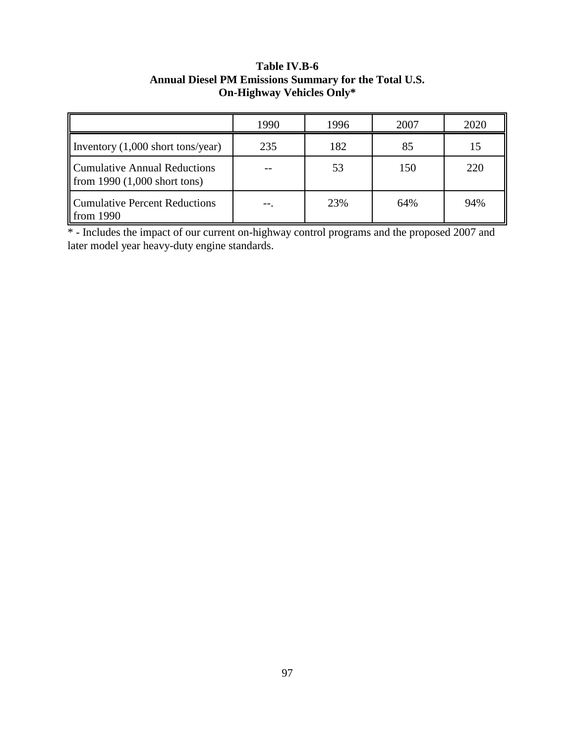**Table IV.B-6**
**Annual Diesel PM Emissions Summary for the Total U.S.**
**On-Highway Vehicles Only***

| | 1990 | 1996 | 2007 | 2020 |
|---|---|---|---|---|
| Inventory (1,000 short tons/year) | 235 | 182 | 85 | 15 |
| Cumulative Annual Reductions from 1990 (1,000 short tons) | -- | 53 | 150 | 220 |
| Cumulative Percent Reductions from 1990 | --. | 23% | 64% | 94% |

* - Includes the impact of our current on-highway control programs and the proposed 2007 and later model year heavy-duty engine standards.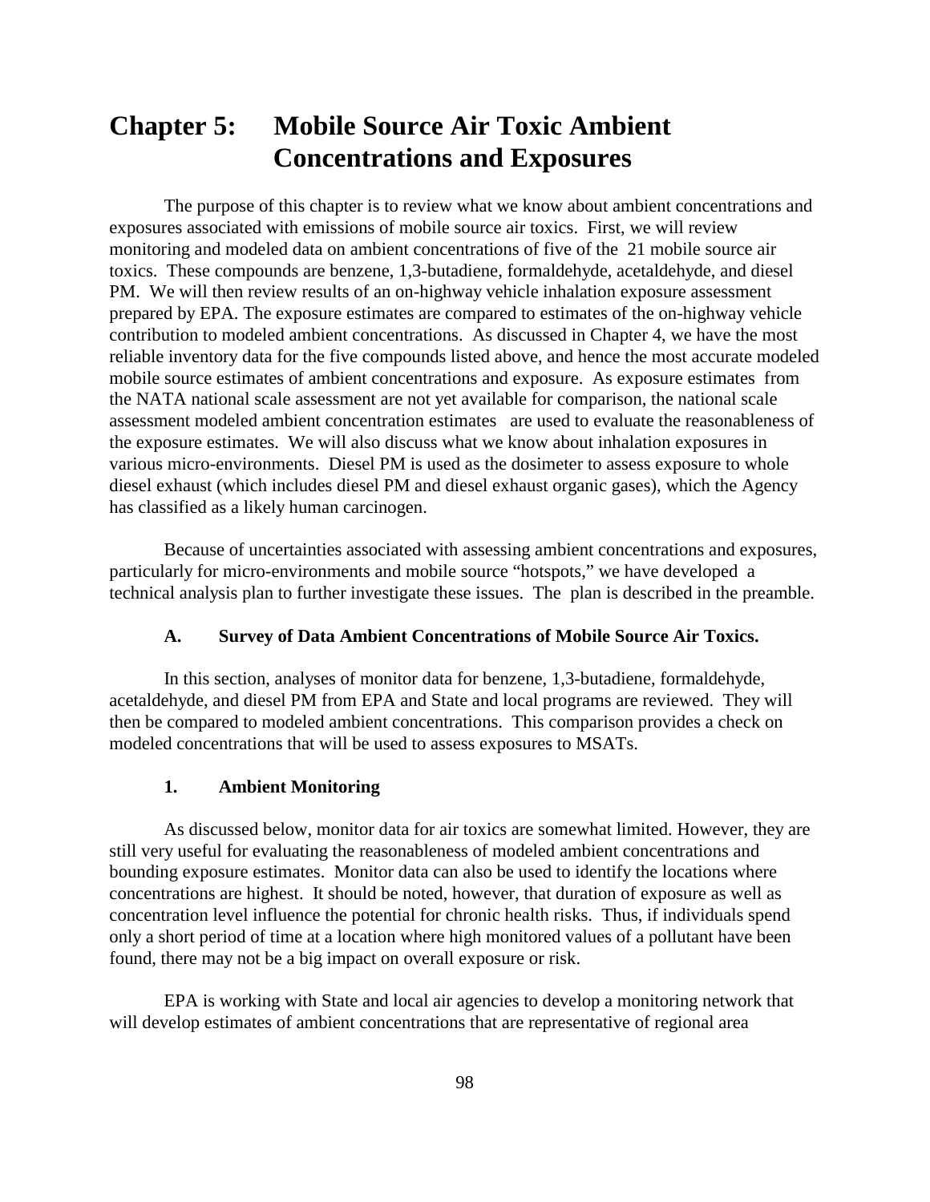# Chapter 5: Mobile Source Air Toxic Ambient Concentrations and Exposures

The purpose of this chapter is to review what we know about ambient concentrations and exposures associated with emissions of mobile source air toxics. First, we will review monitoring and modeled data on ambient concentrations of five of the 21 mobile source air toxics. These compounds are benzene, 1,3-butadiene, formaldehyde, acetaldehyde, and diesel PM. We will then review results of an on-highway vehicle inhalation exposure assessment prepared by EPA. The exposure estimates are compared to estimates of the on-highway vehicle contribution to modeled ambient concentrations. As discussed in Chapter 4, we have the most reliable inventory data for the five compounds listed above, and hence the most accurate modeled mobile source estimates of ambient concentrations and exposure. As exposure estimates from the NATA national scale assessment are not yet available for comparison, the national scale assessment modeled ambient concentration estimates are used to evaluate the reasonableness of the exposure estimates. We will also discuss what we know about inhalation exposures in various micro-environments. Diesel PM is used as the dosimeter to assess exposure to whole diesel exhaust (which includes diesel PM and diesel exhaust organic gases), which the Agency has classified as a likely human carcinogen.

Because of uncertainties associated with assessing ambient concentrations and exposures, particularly for micro-environments and mobile source "hotspots," we have developed a technical analysis plan to further investigate these issues. The plan is described in the preamble.

### A. Survey of Data Ambient Concentrations of Mobile Source Air Toxics.

In this section, analyses of monitor data for benzene, 1,3-butadiene, formaldehyde, acetaldehyde, and diesel PM from EPA and State and local programs are reviewed. They will then be compared to modeled ambient concentrations. This comparison provides a check on modeled concentrations that will be used to assess exposures to MSATs.

#### 1. Ambient Monitoring

As discussed below, monitor data for air toxics are somewhat limited. However, they are still very useful for evaluating the reasonableness of modeled ambient concentrations and bounding exposure estimates. Monitor data can also be used to identify the locations where concentrations are highest. It should be noted, however, that duration of exposure as well as concentration level influence the potential for chronic health risks. Thus, if individuals spend only a short period of time at a location where high monitored values of a pollutant have been found, there may not be a big impact on overall exposure or risk.

EPA is working with State and local air agencies to develop a monitoring network that will develop estimates of ambient concentrations that are representative of regional area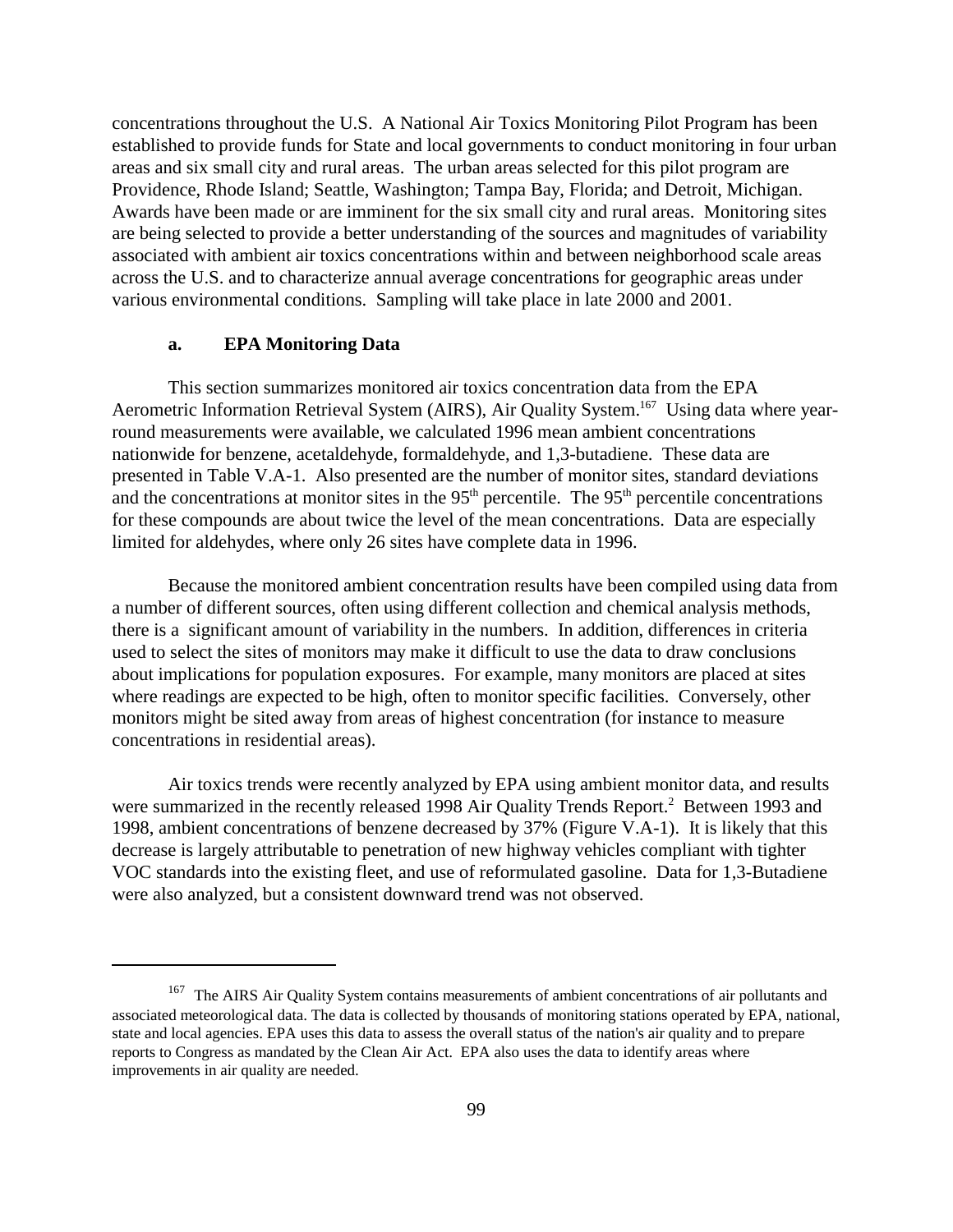concentrations throughout the U.S. A National Air Toxics Monitoring Pilot Program has been established to provide funds for State and local governments to conduct monitoring in four urban areas and six small city and rural areas. The urban areas selected for this pilot program are Providence, Rhode Island; Seattle, Washington; Tampa Bay, Florida; and Detroit, Michigan. Awards have been made or are imminent for the six small city and rural areas. Monitoring sites are being selected to provide a better understanding of the sources and magnitudes of variability associated with ambient air toxics concentrations within and between neighborhood scale areas across the U.S. and to characterize annual average concentrations for geographic areas under various environmental conditions. Sampling will take place in late 2000 and 2001.

### a. EPA Monitoring Data

This section summarizes monitored air toxics concentration data from the EPA Aerometric Information Retrieval System (AIRS), Air Quality System.[167] Using data where year-round measurements were available, we calculated 1996 mean ambient concentrations nationwide for benzene, acetaldehyde, formaldehyde, and 1,3-butadiene. These data are presented in Table V.A-1. Also presented are the number of monitor sites, standard deviations and the concentrations at monitor sites in the 95th percentile. The 95th percentile concentrations for these compounds are about twice the level of the mean concentrations. Data are especially limited for aldehydes, where only 26 sites have complete data in 1996.

Because the monitored ambient concentration results have been compiled using data from a number of different sources, often using different collection and chemical analysis methods, there is a significant amount of variability in the numbers. In addition, differences in criteria used to select the sites of monitors may make it difficult to use the data to draw conclusions about implications for population exposures. For example, many monitors are placed at sites where readings are expected to be high, often to monitor specific facilities. Conversely, other monitors might be sited away from areas of highest concentration (for instance to measure concentrations in residential areas).

Air toxics trends were recently analyzed by EPA using ambient monitor data, and results were summarized in the recently released 1998 Air Quality Trends Report.[2] Between 1993 and 1998, ambient concentrations of benzene decreased by 37% (Figure V.A-1). It is likely that this decrease is largely attributable to penetration of new highway vehicles compliant with tighter VOC standards into the existing fleet, and use of reformulated gasoline. Data for 1,3-Butadiene were also analyzed, but a consistent downward trend was not observed.

---

[167] The AIRS Air Quality System contains measurements of ambient concentrations of air pollutants and associated meteorological data. The data is collected by thousands of monitoring stations operated by EPA, national, state and local agencies. EPA uses this data to assess the overall status of the nation's air quality and to prepare reports to Congress as mandated by the Clean Air Act. EPA also uses the data to identify areas where improvements in air quality are needed.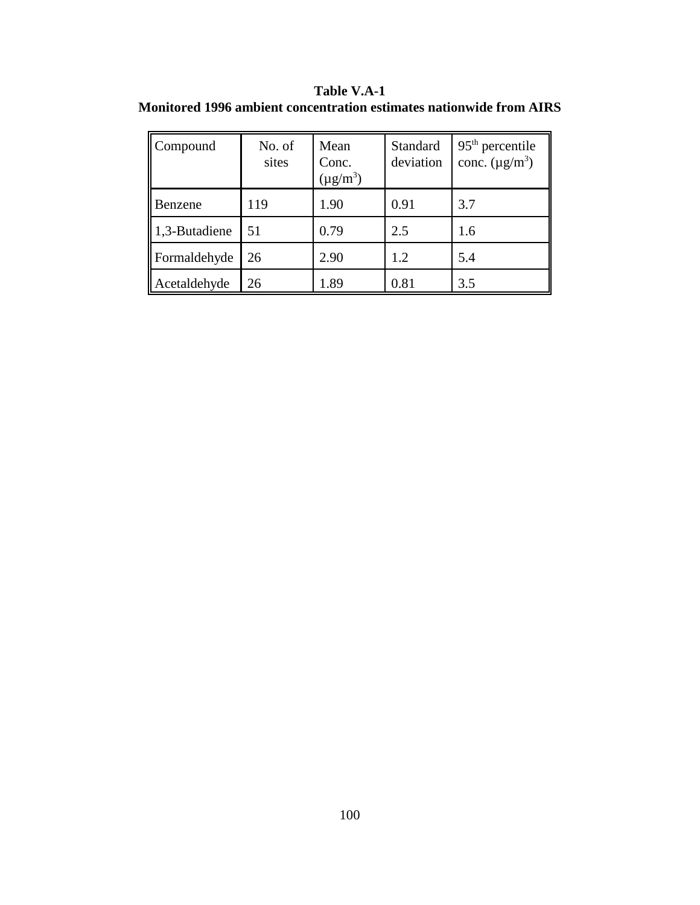**Table V.A-1**
**Monitored 1996 ambient concentration estimates nationwide from AIRS**

| Compound | No. of sites | Mean Conc. (μg/m$^3$) | Standard deviation | 95$^{th}$ percentile conc. (μg/m$^3$) |
|---|---|---|---|---|
| Benzene | 119 | 1.90 | 0.91 | 3.7 |
| 1,3-Butadiene | 51 | 0.79 | 2.5 | 1.6 |
| Formaldehyde | 26 | 2.90 | 1.2 | 5.4 |
| Acetaldehyde | 26 | 1.89 | 0.81 | 3.5 |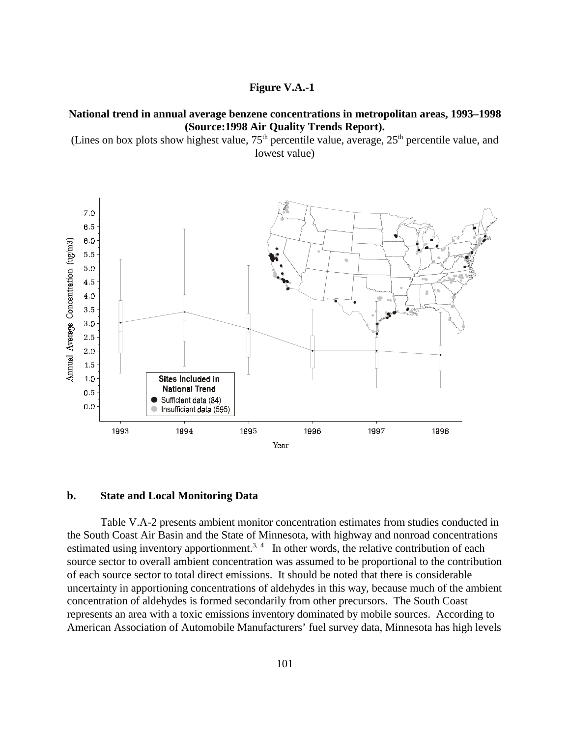**Figure V.A.-1**

**National trend in annual average benzene concentrations in metropolitan areas, 1993–1998 (Source:1998 Air Quality Trends Report).**

(Lines on box plots show highest value, 75th percentile value, average, 25th percentile value, and lowest value)

### b. State and Local Monitoring Data

Table V.A-2 presents ambient monitor concentration estimates from studies conducted in the South Coast Air Basin and the State of Minnesota, with highway and nonroad concentrations estimated using inventory apportionment.[3, 4] In other words, the relative contribution of each source sector to overall ambient concentration was assumed to be proportional to the contribution of each source sector to total direct emissions. It should be noted that there is considerable uncertainty in apportioning concentrations of aldehydes in this way, because much of the ambient concentration of aldehydes is formed secondarily from other precursors. The South Coast represents an area with a toxic emissions inventory dominated by mobile sources. According to American Association of Automobile Manufacturers' fuel survey data, Minnesota has high levels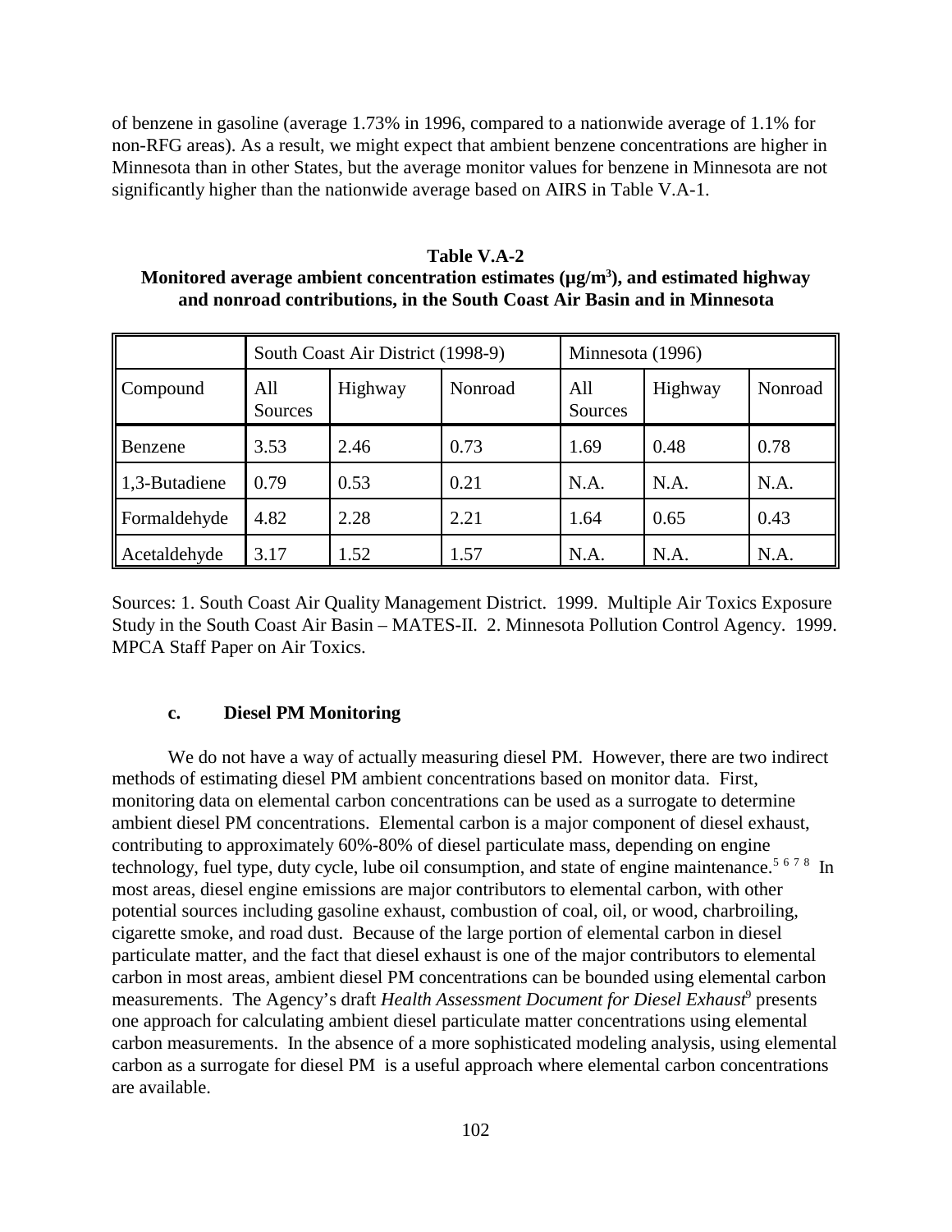of benzene in gasoline (average 1.73% in 1996, compared to a nationwide average of 1.1% for non-RFG areas). As a result, we might expect that ambient benzene concentrations are higher in Minnesota than in other States, but the average monitor values for benzene in Minnesota are not significantly higher than the nationwide average based on AIRS in Table V.A-1.

**Table V.A-2**
**Monitored average ambient concentration estimates (μg/m³), and estimated highway and nonroad contributions, in the South Coast Air Basin and in Minnesota**

| | South Coast Air District (1998-9) | | | Minnesota (1996) | | |
|---|---|---|---|---|---|---|
| Compound | All Sources | Highway | Nonroad | All Sources | Highway | Nonroad |
| Benzene | 3.53 | 2.46 | 0.73 | 1.69 | 0.48 | 0.78 |
| 1,3-Butadiene | 0.79 | 0.53 | 0.21 | N.A. | N.A. | N.A. |
| Formaldehyde | 4.82 | 2.28 | 2.21 | 1.64 | 0.65 | 0.43 |
| Acetaldehyde | 3.17 | 1.52 | 1.57 | N.A. | N.A. | N.A. |

Sources: 1. South Coast Air Quality Management District. 1999. Multiple Air Toxics Exposure Study in the South Coast Air Basin – MATES-II. 2. Minnesota Pollution Control Agency. 1999. MPCA Staff Paper on Air Toxics.

#### c. Diesel PM Monitoring

We do not have a way of actually measuring diesel PM. However, there are two indirect methods of estimating diesel PM ambient concentrations based on monitor data. First, monitoring data on elemental carbon concentrations can be used as a surrogate to determine ambient diesel PM concentrations. Elemental carbon is a major component of diesel exhaust, contributing to approximately 60%-80% of diesel particulate mass, depending on engine technology, fuel type, duty cycle, lube oil consumption, and state of engine maintenance.[5 6 7 8] In most areas, diesel engine emissions are major contributors to elemental carbon, with other potential sources including gasoline exhaust, combustion of coal, oil, or wood, charbroiling, cigarette smoke, and road dust. Because of the large portion of elemental carbon in diesel particulate matter, and the fact that diesel exhaust is one of the major contributors to elemental carbon in most areas, ambient diesel PM concentrations can be bounded using elemental carbon measurements. The Agency's draft *Health Assessment Document for Diesel Exhaust*[9] presents one approach for calculating ambient diesel particulate matter concentrations using elemental carbon measurements. In the absence of a more sophisticated modeling analysis, using elemental carbon as a surrogate for diesel PM is a useful approach where elemental carbon concentrations are available.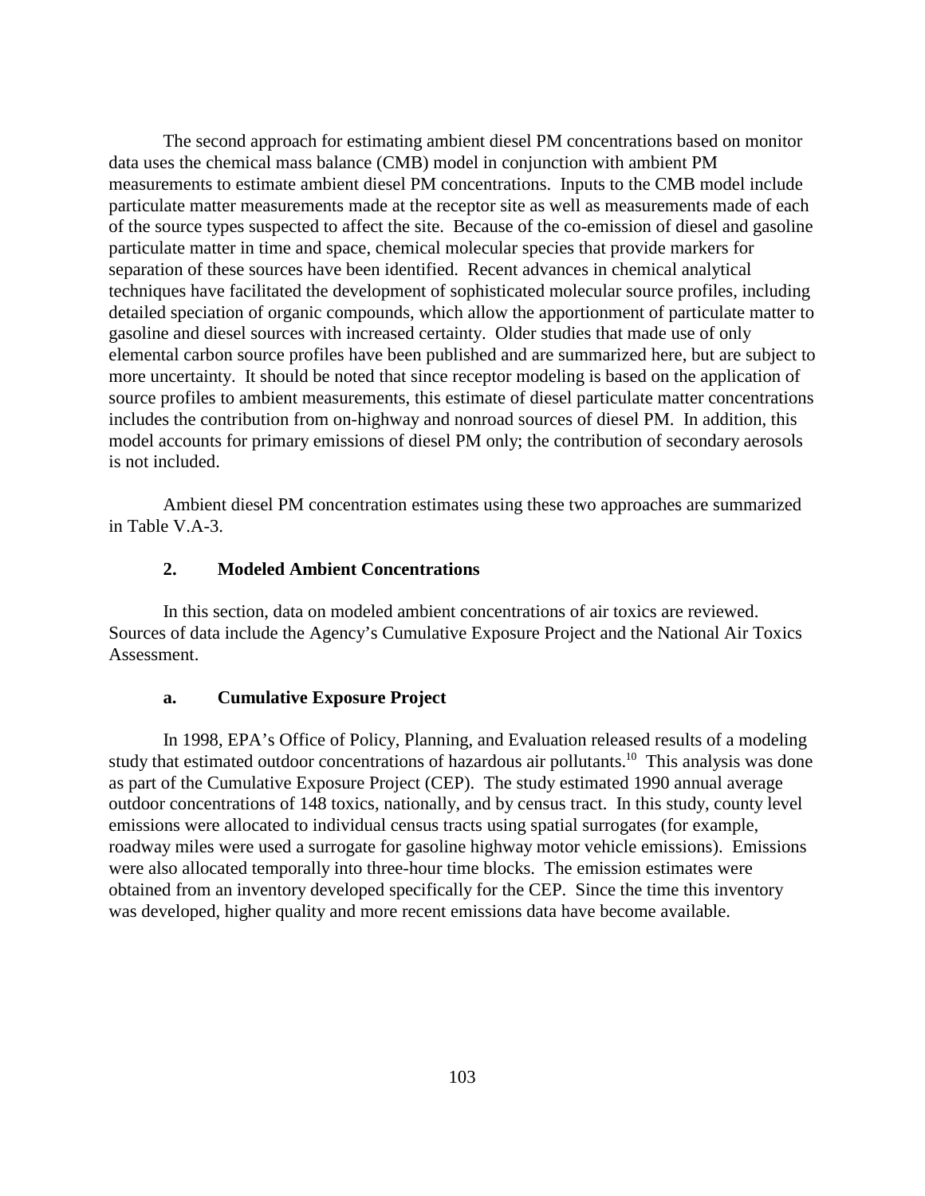The second approach for estimating ambient diesel PM concentrations based on monitor data uses the chemical mass balance (CMB) model in conjunction with ambient PM measurements to estimate ambient diesel PM concentrations. Inputs to the CMB model include particulate matter measurements made at the receptor site as well as measurements made of each of the source types suspected to affect the site. Because of the co-emission of diesel and gasoline particulate matter in time and space, chemical molecular species that provide markers for separation of these sources have been identified. Recent advances in chemical analytical techniques have facilitated the development of sophisticated molecular source profiles, including detailed speciation of organic compounds, which allow the apportionment of particulate matter to gasoline and diesel sources with increased certainty. Older studies that made use of only elemental carbon source profiles have been published and are summarized here, but are subject to more uncertainty. It should be noted that since receptor modeling is based on the application of source profiles to ambient measurements, this estimate of diesel particulate matter concentrations includes the contribution from on-highway and nonroad sources of diesel PM. In addition, this model accounts for primary emissions of diesel PM only; the contribution of secondary aerosols is not included.

Ambient diesel PM concentration estimates using these two approaches are summarized in Table V.A-3.

### 2. Modeled Ambient Concentrations

In this section, data on modeled ambient concentrations of air toxics are reviewed. Sources of data include the Agency's Cumulative Exposure Project and the National Air Toxics Assessment.

#### a. Cumulative Exposure Project

In 1998, EPA's Office of Policy, Planning, and Evaluation released results of a modeling study that estimated outdoor concentrations of hazardous air pollutants.[10] This analysis was done as part of the Cumulative Exposure Project (CEP). The study estimated 1990 annual average outdoor concentrations of 148 toxics, nationally, and by census tract. In this study, county level emissions were allocated to individual census tracts using spatial surrogates (for example, roadway miles were used a surrogate for gasoline highway motor vehicle emissions). Emissions were also allocated temporally into three-hour time blocks. The emission estimates were obtained from an inventory developed specifically for the CEP. Since the time this inventory was developed, higher quality and more recent emissions data have become available.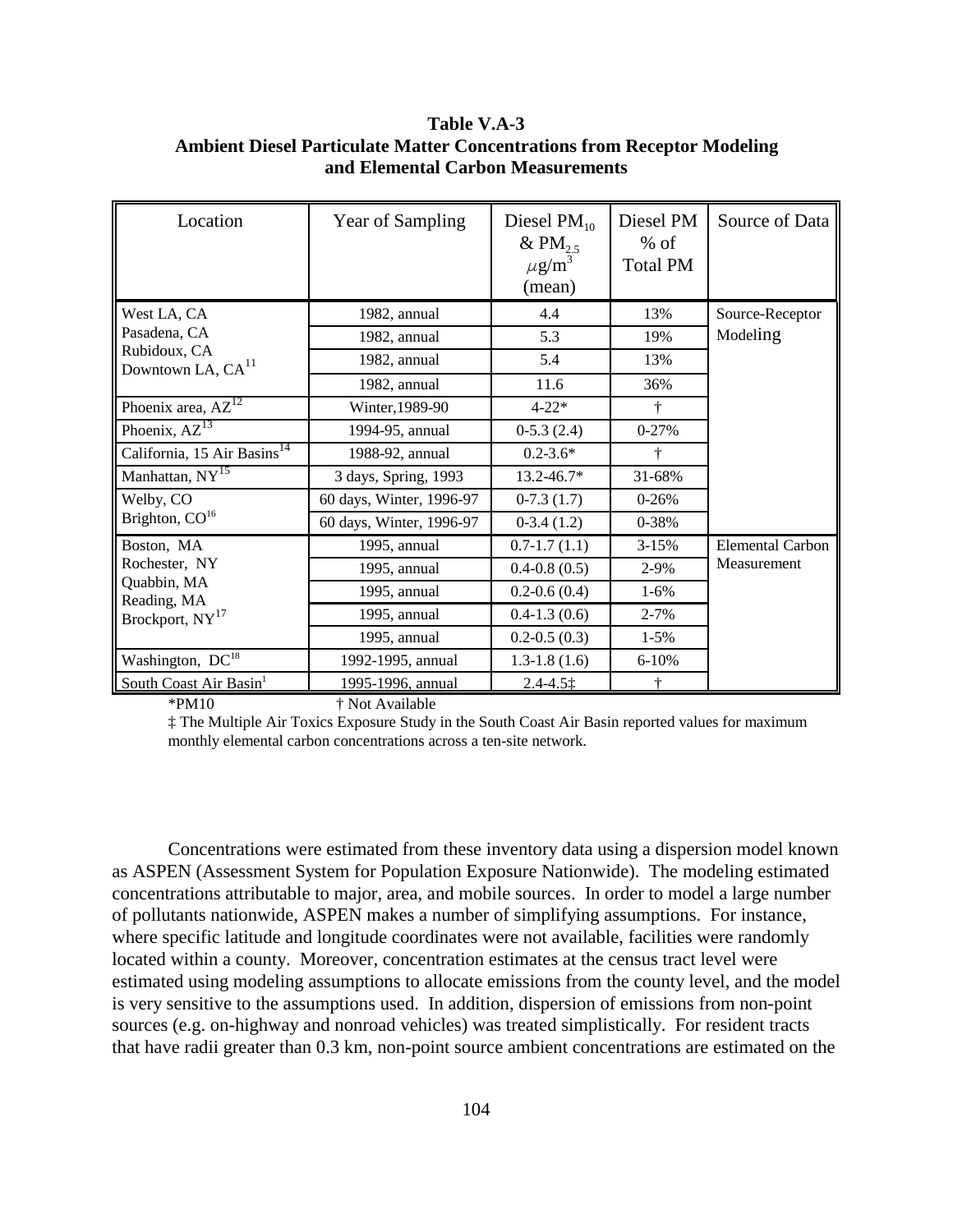**Table V.A-3**
**Ambient Diesel Particulate Matter Concentrations from Receptor Modeling and Elemental Carbon Measurements**

| Location | Year of Sampling | Diesel $PM_{10}$ & $PM_{2.5}$ $\mu g/m^3$ (mean) | Diesel PM % of Total PM | Source of Data |
|---|---|---|---|---|
| West LA, CA | 1982, annual | 4.4 | 13% | Source-Receptor Modeling |
| Pasadena, CA | 1982, annual | 5.3 | 19% | |
| Rubidoux, CA | 1982, annual | 5.4 | 13% | |
| Downtown LA, CA[11] | 1982, annual | 11.6 | 36% | |
| Phoenix area, AZ[12] | Winter,1989-90 | 4-22* | † | |
| Phoenix, AZ[13] | 1994-95, annual | 0-5.3 (2.4) | 0-27% | |
| California, 15 Air Basins[14] | 1988-92, annual | 0.2-3.6* | † | |
| Manhattan, NY[15] | 3 days, Spring, 1993 | 13.2-46.7* | 31-68% | |
| Welby, CO | 60 days, Winter, 1996-97 | 0-7.3 (1.7) | 0-26% | |
| Brighton, CO[16] | 60 days, Winter, 1996-97 | 0-3.4 (1.2) | 0-38% | |
| Boston, MA | 1995, annual | 0.7-1.7 (1.1) | 3-15% | Elemental Carbon Measurement |
| Rochester, NY | 1995, annual | 0.4-0.8 (0.5) | 2-9% | |
| Quabbin, MA | 1995, annual | 0.2-0.6 (0.4) | 1-6% | |
| Reading, MA | 1995, annual | 0.4-1.3 (0.6) | 2-7% | |
| Brockport, NY[17] | 1995, annual | 0.2-0.5 (0.3) | 1-5% | |
| Washington, DC[18] | 1992-1995, annual | 1.3-1.8 (1.6) | 6-10% | |
| South Coast Air Basin[1] | 1995-1996, annual | 2.4-4.5‡ | † | |

*PM10 † Not Available

‡ The Multiple Air Toxics Exposure Study in the South Coast Air Basin reported values for maximum monthly elemental carbon concentrations across a ten-site network.

Concentrations were estimated from these inventory data using a dispersion model known as ASPEN (Assessment System for Population Exposure Nationwide). The modeling estimated concentrations attributable to major, area, and mobile sources. In order to model a large number of pollutants nationwide, ASPEN makes a number of simplifying assumptions. For instance, where specific latitude and longitude coordinates were not available, facilities were randomly located within a county. Moreover, concentration estimates at the census tract level were estimated using modeling assumptions to allocate emissions from the county level, and the model is very sensitive to the assumptions used. In addition, dispersion of emissions from non-point sources (e.g. on-highway and nonroad vehicles) was treated simplistically. For resident tracts that have radii greater than 0.3 km, non-point source ambient concentrations are estimated on the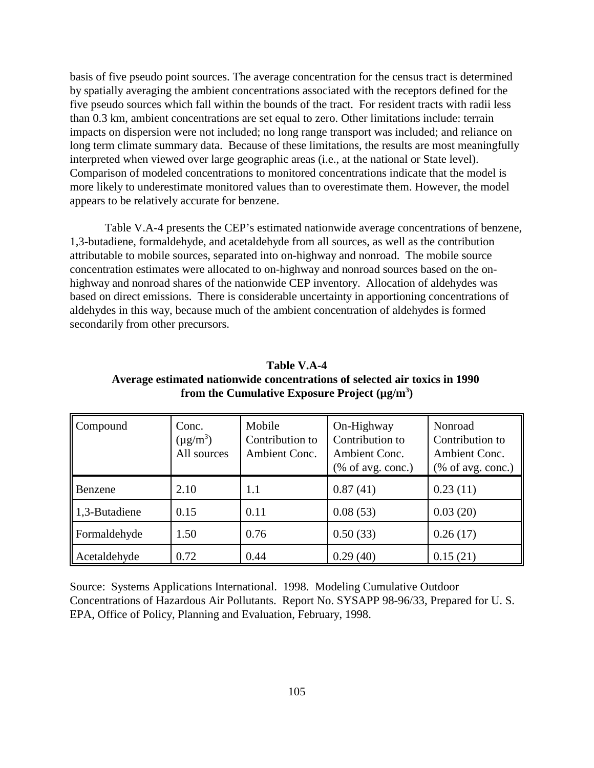basis of five pseudo point sources. The average concentration for the census tract is determined by spatially averaging the ambient concentrations associated with the receptors defined for the five pseudo sources which fall within the bounds of the tract. For resident tracts with radii less than 0.3 km, ambient concentrations are set equal to zero. Other limitations include: terrain impacts on dispersion were not included; no long range transport was included; and reliance on long term climate summary data. Because of these limitations, the results are most meaningfully interpreted when viewed over large geographic areas (i.e., at the national or State level). Comparison of modeled concentrations to monitored concentrations indicate that the model is more likely to underestimate monitored values than to overestimate them. However, the model appears to be relatively accurate for benzene.

Table V.A-4 presents the CEP's estimated nationwide average concentrations of benzene, 1,3-butadiene, formaldehyde, and acetaldehyde from all sources, as well as the contribution attributable to mobile sources, separated into on-highway and nonroad. The mobile source concentration estimates were allocated to on-highway and nonroad sources based on the on-highway and nonroad shares of the nationwide CEP inventory. Allocation of aldehydes was based on direct emissions. There is considerable uncertainty in apportioning concentrations of aldehydes in this way, because much of the ambient concentration of aldehydes is formed secondarily from other precursors.

**Table V.A-4**
**Average estimated nationwide concentrations of selected air toxics in 1990 from the Cumulative Exposure Project (μg/m$^3$)**

| Compound | Conc. (μg/m$^3$) All sources | Mobile Contribution to Ambient Conc. | On-Highway Contribution to Ambient Conc. (% of avg. conc.) | Nonroad Contribution to Ambient Conc. (% of avg. conc.) |
|---|---|---|---|---|
| Benzene | 2.10 | 1.1 | 0.87 (41) | 0.23 (11) |
| 1,3-Butadiene | 0.15 | 0.11 | 0.08 (53) | 0.03 (20) |
| Formaldehyde | 1.50 | 0.76 | 0.50 (33) | 0.26 (17) |
| Acetaldehyde | 0.72 | 0.44 | 0.29 (40) | 0.15 (21) |

Source: Systems Applications International. 1998. Modeling Cumulative Outdoor Concentrations of Hazardous Air Pollutants. Report No. SYSAPP 98-96/33, Prepared for U. S. EPA, Office of Policy, Planning and Evaluation, February, 1998.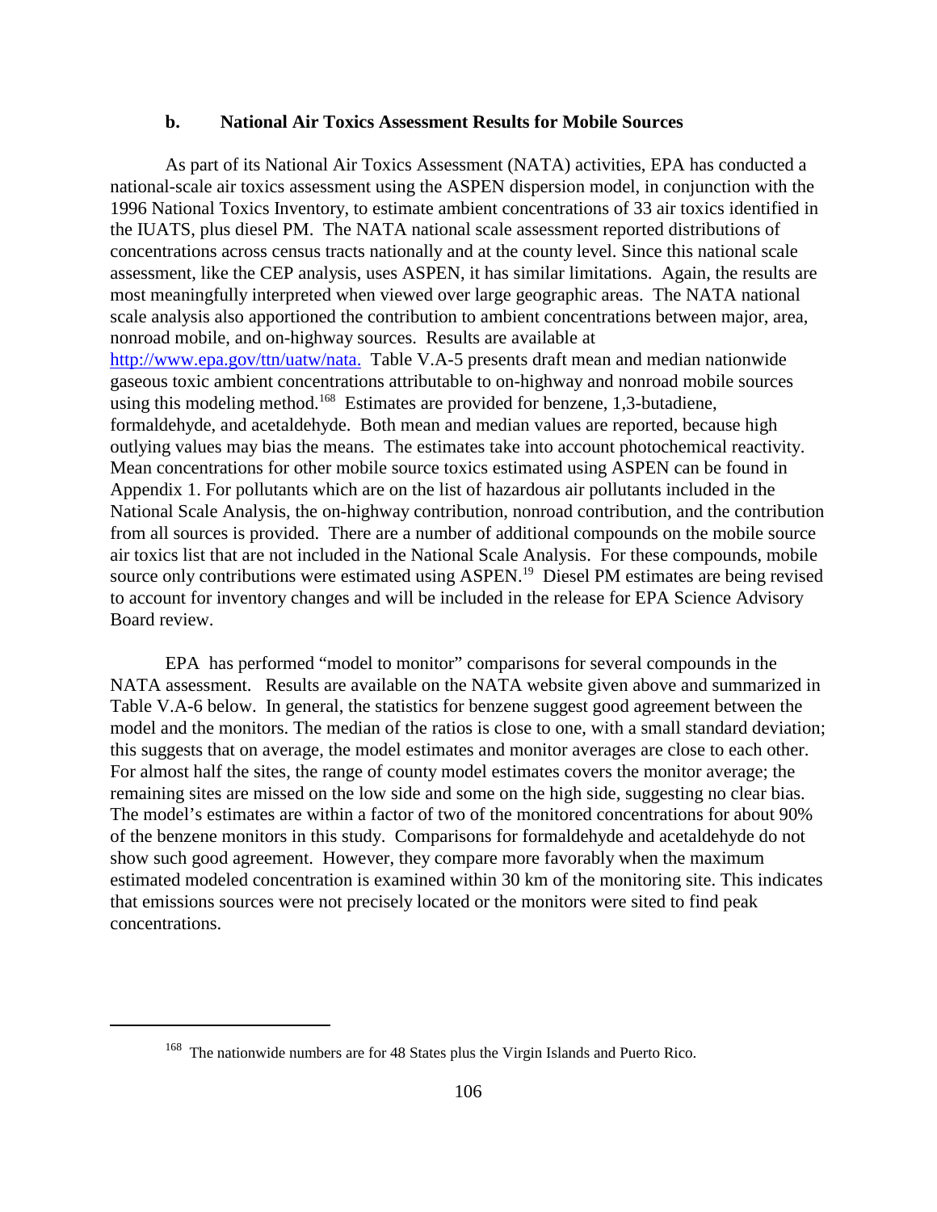### b. National Air Toxics Assessment Results for Mobile Sources

As part of its National Air Toxics Assessment (NATA) activities, EPA has conducted a national-scale air toxics assessment using the ASPEN dispersion model, in conjunction with the 1996 National Toxics Inventory, to estimate ambient concentrations of 33 air toxics identified in the IUATS, plus diesel PM. The NATA national scale assessment reported distributions of concentrations across census tracts nationally and at the county level. Since this national scale assessment, like the CEP analysis, uses ASPEN, it has similar limitations. Again, the results are most meaningfully interpreted when viewed over large geographic areas. The NATA national scale analysis also apportioned the contribution to ambient concentrations between major, area, nonroad mobile, and on-highway sources. Results are available at http://www.epa.gov/ttn/uatw/nata. Table V.A-5 presents draft mean and median nationwide gaseous toxic ambient concentrations attributable to on-highway and nonroad mobile sources using this modeling method.[168] Estimates are provided for benzene, 1,3-butadiene, formaldehyde, and acetaldehyde. Both mean and median values are reported, because high outlying values may bias the means. The estimates take into account photochemical reactivity. Mean concentrations for other mobile source toxics estimated using ASPEN can be found in Appendix 1. For pollutants which are on the list of hazardous air pollutants included in the National Scale Analysis, the on-highway contribution, nonroad contribution, and the contribution from all sources is provided. There are a number of additional compounds on the mobile source air toxics list that are not included in the National Scale Analysis. For these compounds, mobile source only contributions were estimated using ASPEN.[19] Diesel PM estimates are being revised to account for inventory changes and will be included in the release for EPA Science Advisory Board review.

EPA has performed "model to monitor" comparisons for several compounds in the NATA assessment. Results are available on the NATA website given above and summarized in Table V.A-6 below. In general, the statistics for benzene suggest good agreement between the model and the monitors. The median of the ratios is close to one, with a small standard deviation; this suggests that on average, the model estimates and monitor averages are close to each other. For almost half the sites, the range of county model estimates covers the monitor average; the remaining sites are missed on the low side and some on the high side, suggesting no clear bias. The model's estimates are within a factor of two of the monitored concentrations for about 90% of the benzene monitors in this study. Comparisons for formaldehyde and acetaldehyde do not show such good agreement. However, they compare more favorably when the maximum estimated modeled concentration is examined within 30 km of the monitoring site. This indicates that emissions sources were not precisely located or the monitors were sited to find peak concentrations.

---

[168] The nationwide numbers are for 48 States plus the Virgin Islands and Puerto Rico.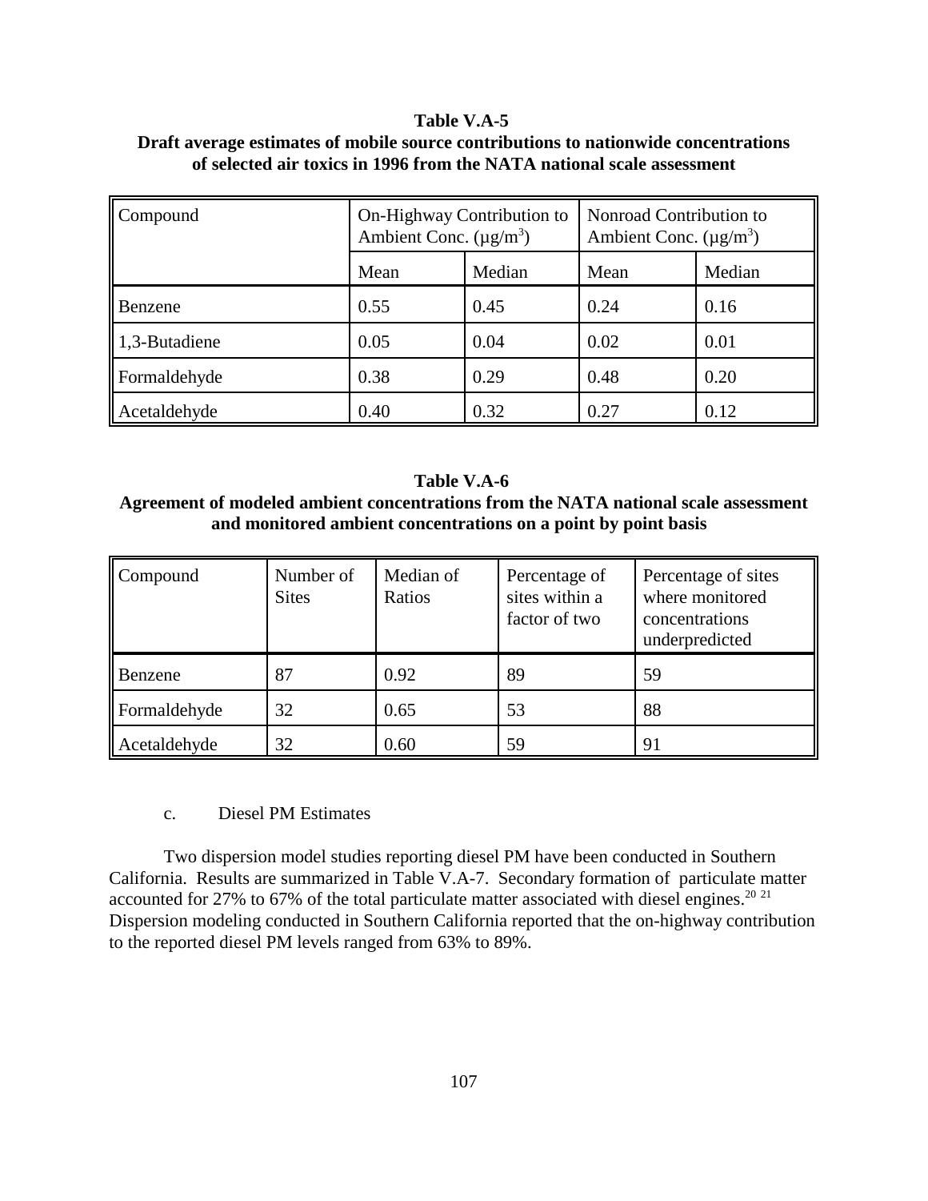**Table V.A-5**
**Draft average estimates of mobile source contributions to nationwide concentrations of selected air toxics in 1996 from the NATA national scale assessment**

| Compound | On-Highway Contribution to Ambient Conc. ($\mu g/m^3$) | | Nonroad Contribution to Ambient Conc. ($\mu g/m^3$) | |
|---|---|---|---|---|
| | Mean | Median | Mean | Median |
| Benzene | 0.55 | 0.45 | 0.24 | 0.16 |
| 1,3-Butadiene | 0.05 | 0.04 | 0.02 | 0.01 |
| Formaldehyde | 0.38 | 0.29 | 0.48 | 0.20 |
| Acetaldehyde | 0.40 | 0.32 | 0.27 | 0.12 |

**Table V.A-6**
**Agreement of modeled ambient concentrations from the NATA national scale assessment and monitored ambient concentrations on a point by point basis**

| Compound | Number of Sites | Median of Ratios | Percentage of sites within a factor of two | Percentage of sites where monitored concentrations underpredicted |
|---|---|---|---|---|
| Benzene | 87 | 0.92 | 89 | 59 |
| Formaldehyde | 32 | 0.65 | 53 | 88 |
| Acetaldehyde | 32 | 0.60 | 59 | 91 |

c. Diesel PM Estimates

Two dispersion model studies reporting diesel PM have been conducted in Southern California. Results are summarized in Table V.A-7. Secondary formation of particulate matter accounted for 27% to 67% of the total particulate matter associated with diesel engines.[20][21] Dispersion modeling conducted in Southern California reported that the on-highway contribution to the reported diesel PM levels ranged from 63% to 89%.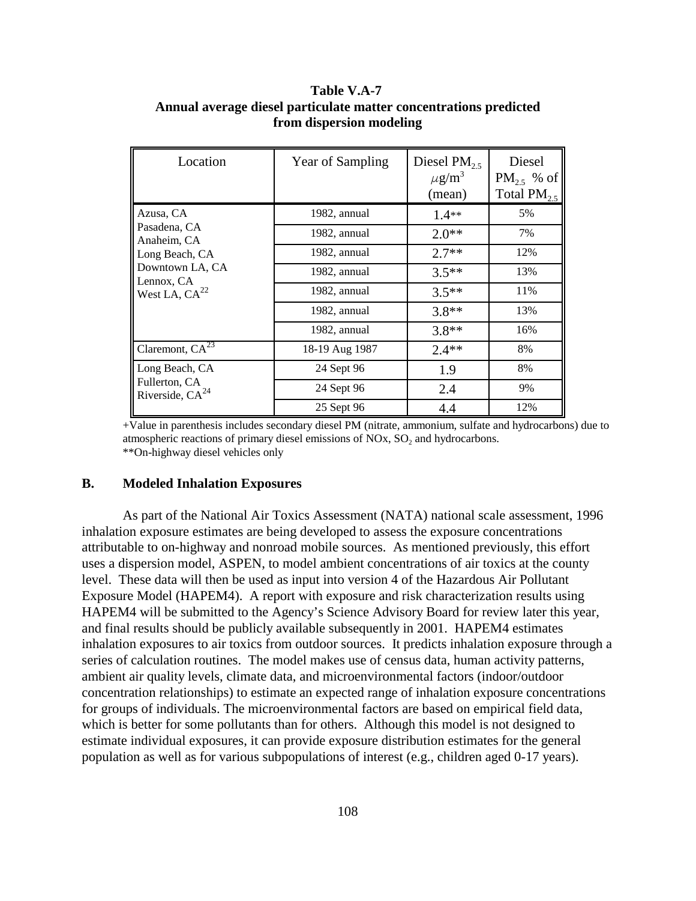**Table V.A-7**
**Annual average diesel particulate matter concentrations predicted from dispersion modeling**

| Location | Year of Sampling | Diesel $PM_{2.5}$ $\mu g/m^3$ (mean) | Diesel $PM_{2.5}$ % of Total $PM_{2.5}$ |
|---|---|---|---|
| Azusa, CA | 1982, annual | 1.4** | 5% |
| Pasadena, CA | 1982, annual | 2.0** | 7% |
| Anaheim, CA | 1982, annual | 2.7** | 12% |
| Long Beach, CA | 1982, annual | 3.5** | 13% |
| Downtown LA, CA | 1982, annual | 3.5** | 11% |
| Lennox, CA | 1982, annual | 3.8** | 13% |
| West LA, CA[22] | 1982, annual | 3.8** | 16% |
| Claremont, CA[23] | 18-19 Aug 1987 | 2.4** | 8% |
| Long Beach, CA | 24 Sept 96 | 1.9 | 8% |
| Fullerton, CA | 24 Sept 96 | 2.4 | 9% |
| Riverside, CA[24] | 25 Sept 96 | 4.4 | 12% |

+Value in parenthesis includes secondary diesel PM (nitrate, ammonium, sulfate and hydrocarbons) due to atmospheric reactions of primary diesel emissions of NOx, $SO_2$ and hydrocarbons.
**On-highway diesel vehicles only

## B. Modeled Inhalation Exposures

As part of the National Air Toxics Assessment (NATA) national scale assessment, 1996 inhalation exposure estimates are being developed to assess the exposure concentrations attributable to on-highway and nonroad mobile sources. As mentioned previously, this effort uses a dispersion model, ASPEN, to model ambient concentrations of air toxics at the county level. These data will then be used as input into version 4 of the Hazardous Air Pollutant Exposure Model (HAPEM4). A report with exposure and risk characterization results using HAPEM4 will be submitted to the Agency's Science Advisory Board for review later this year, and final results should be publicly available subsequently in 2001. HAPEM4 estimates inhalation exposures to air toxics from outdoor sources. It predicts inhalation exposure through a series of calculation routines. The model makes use of census data, human activity patterns, ambient air quality levels, climate data, and microenvironmental factors (indoor/outdoor concentration relationships) to estimate an expected range of inhalation exposure concentrations for groups of individuals. The microenvironmental factors are based on empirical field data, which is better for some pollutants than for others. Although this model is not designed to estimate individual exposures, it can provide exposure distribution estimates for the general population as well as for various subpopulations of interest (e.g., children aged 0-17 years).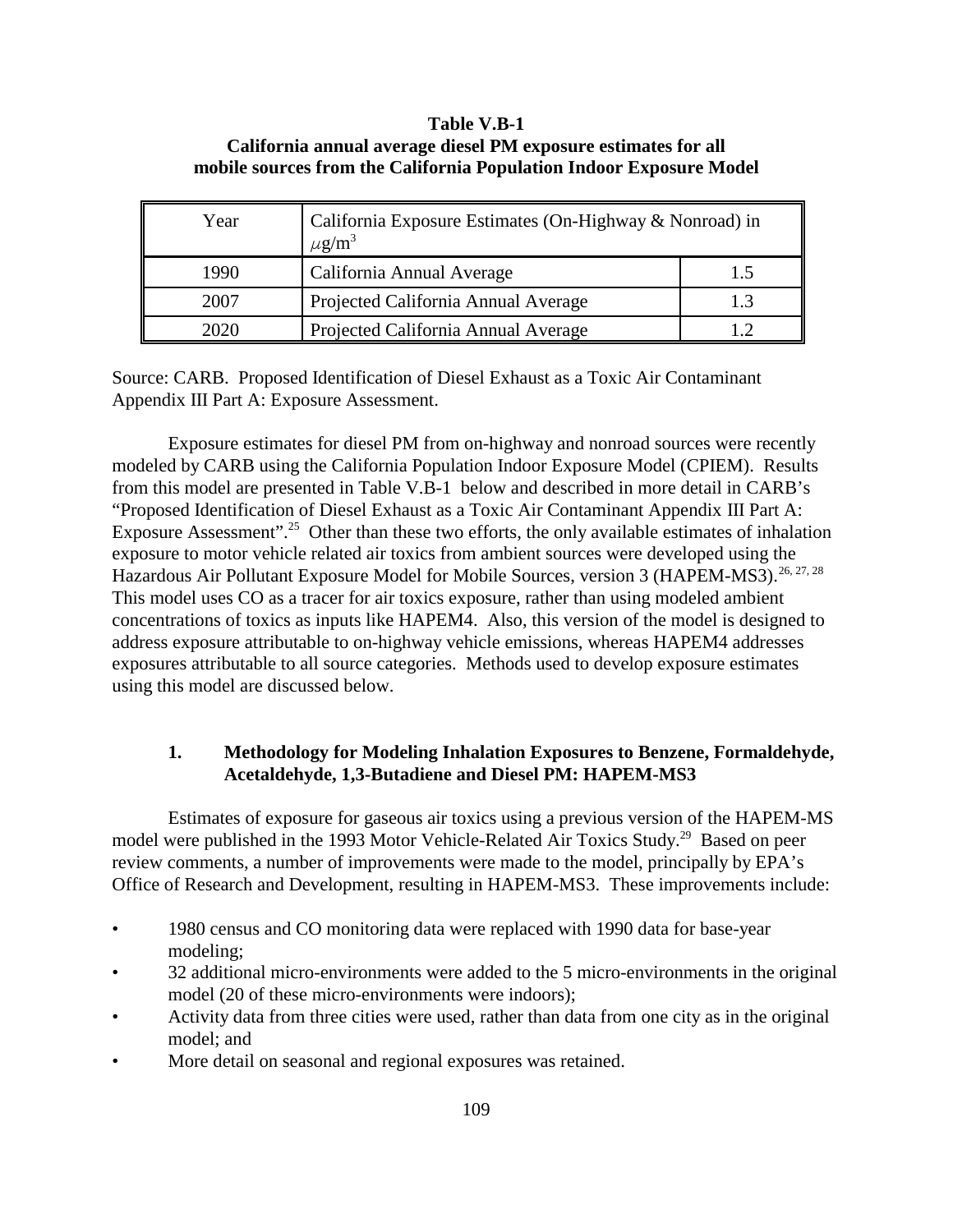**Table V.B-1**
**California annual average diesel PM exposure estimates for all mobile sources from the California Population Indoor Exposure Model**

| Year | California Exposure Estimates (On-Highway & Nonroad) in $\mu g/m^3$ | |
|---|---|---|
| 1990 | California Annual Average | 1.5 |
| 2007 | Projected California Annual Average | 1.3 |
| 2020 | Projected California Annual Average | 1.2 |

Source: CARB. Proposed Identification of Diesel Exhaust as a Toxic Air Contaminant Appendix III Part A: Exposure Assessment.

Exposure estimates for diesel PM from on-highway and nonroad sources were recently modeled by CARB using the California Population Indoor Exposure Model (CPIEM). Results from this model are presented in Table V.B-1 below and described in more detail in CARB's "Proposed Identification of Diesel Exhaust as a Toxic Air Contaminant Appendix III Part A: Exposure Assessment".[25] Other than these two efforts, the only available estimates of inhalation exposure to motor vehicle related air toxics from ambient sources were developed using the Hazardous Air Pollutant Exposure Model for Mobile Sources, version 3 (HAPEM-MS3).[26, 27, 28] This model uses CO as a tracer for air toxics exposure, rather than using modeled ambient concentrations of toxics as inputs like HAPEM4. Also, this version of the model is designed to address exposure attributable to on-highway vehicle emissions, whereas HAPEM4 addresses exposures attributable to all source categories. Methods used to develop exposure estimates using this model are discussed below.

### 1. Methodology for Modeling Inhalation Exposures to Benzene, Formaldehyde, Acetaldehyde, 1,3-Butadiene and Diesel PM: HAPEM-MS3

Estimates of exposure for gaseous air toxics using a previous version of the HAPEM-MS model were published in the 1993 Motor Vehicle-Related Air Toxics Study.[29] Based on peer review comments, a number of improvements were made to the model, principally by EPA's Office of Research and Development, resulting in HAPEM-MS3. These improvements include:

- 1980 census and CO monitoring data were replaced with 1990 data for base-year modeling;
- 32 additional micro-environments were added to the 5 micro-environments in the original model (20 of these micro-environments were indoors);
- Activity data from three cities were used, rather than data from one city as in the original model; and
- More detail on seasonal and regional exposures was retained.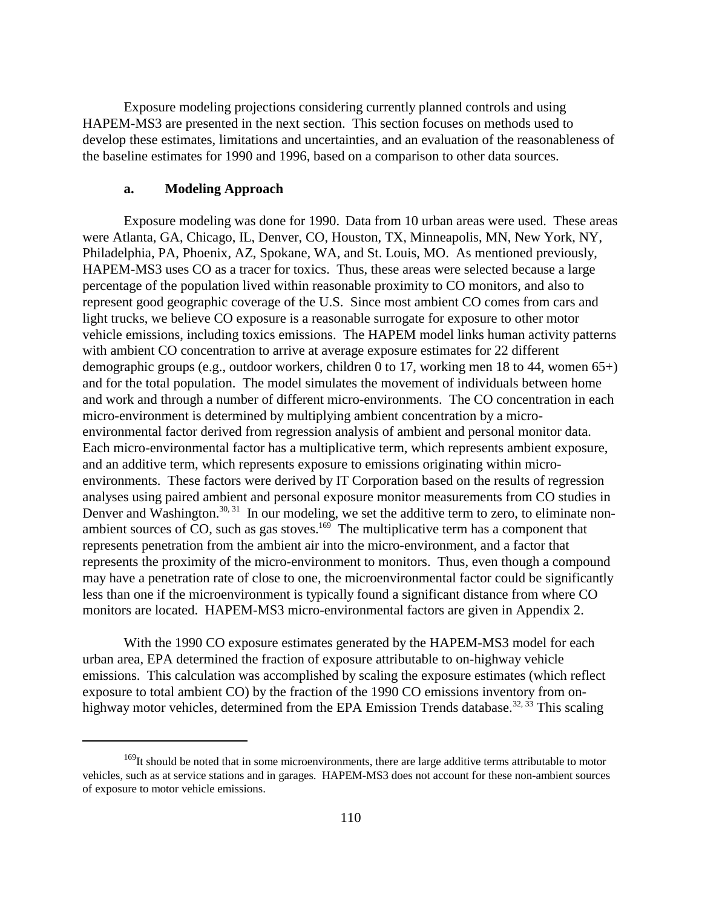Exposure modeling projections considering currently planned controls and using HAPEM-MS3 are presented in the next section. This section focuses on methods used to develop these estimates, limitations and uncertainties, and an evaluation of the reasonableness of the baseline estimates for 1990 and 1996, based on a comparison to other data sources.

### a. Modeling Approach

Exposure modeling was done for 1990. Data from 10 urban areas were used. These areas were Atlanta, GA, Chicago, IL, Denver, CO, Houston, TX, Minneapolis, MN, New York, NY, Philadelphia, PA, Phoenix, AZ, Spokane, WA, and St. Louis, MO. As mentioned previously, HAPEM-MS3 uses CO as a tracer for toxics. Thus, these areas were selected because a large percentage of the population lived within reasonable proximity to CO monitors, and also to represent good geographic coverage of the U.S. Since most ambient CO comes from cars and light trucks, we believe CO exposure is a reasonable surrogate for exposure to other motor vehicle emissions, including toxics emissions. The HAPEM model links human activity patterns with ambient CO concentration to arrive at average exposure estimates for 22 different demographic groups (e.g., outdoor workers, children 0 to 17, working men 18 to 44, women 65+) and for the total population. The model simulates the movement of individuals between home and work and through a number of different micro-environments. The CO concentration in each micro-environment is determined by multiplying ambient concentration by a micro-environmental factor derived from regression analysis of ambient and personal monitor data. Each micro-environmental factor has a multiplicative term, which represents ambient exposure, and an additive term, which represents exposure to emissions originating within micro-environments. These factors were derived by IT Corporation based on the results of regression analyses using paired ambient and personal exposure monitor measurements from CO studies in Denver and Washington.[30, 31] In our modeling, we set the additive term to zero, to eliminate non-ambient sources of CO, such as gas stoves.[169] The multiplicative term has a component that represents penetration from the ambient air into the micro-environment, and a factor that represents the proximity of the micro-environment to monitors. Thus, even though a compound may have a penetration rate of close to one, the microenvironmental factor could be significantly less than one if the microenvironment is typically found a significant distance from where CO monitors are located. HAPEM-MS3 micro-environmental factors are given in Appendix 2.

With the 1990 CO exposure estimates generated by the HAPEM-MS3 model for each urban area, EPA determined the fraction of exposure attributable to on-highway vehicle emissions. This calculation was accomplished by scaling the exposure estimates (which reflect exposure to total ambient CO) by the fraction of the 1990 CO emissions inventory from on-highway motor vehicles, determined from the EPA Emission Trends database.[32, 33] This scaling

---

[169] It should be noted that in some microenvironments, there are large additive terms attributable to motor vehicles, such as at service stations and in garages. HAPEM-MS3 does not account for these non-ambient sources of exposure to motor vehicle emissions.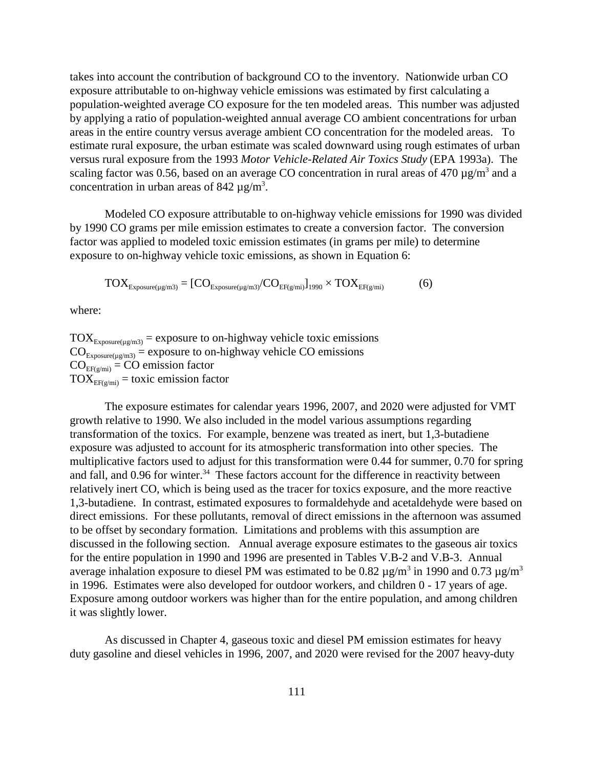takes into account the contribution of background CO to the inventory. Nationwide urban CO exposure attributable to on-highway vehicle emissions was estimated by first calculating a population-weighted average CO exposure for the ten modeled areas. This number was adjusted by applying a ratio of population-weighted annual average CO ambient concentrations for urban areas in the entire country versus average ambient CO concentration for the modeled areas. To estimate rural exposure, the urban estimate was scaled downward using rough estimates of urban versus rural exposure from the 1993 *Motor Vehicle-Related Air Toxics Study* (EPA 1993a). The scaling factor was 0.56, based on an average CO concentration in rural areas of 470 $\mu g/m^3$ and a concentration in urban areas of 842 $\mu g/m^3$.

Modeled CO exposure attributable to on-highway vehicle emissions for 1990 was divided by 1990 CO grams per mile emission estimates to create a conversion factor. The conversion factor was applied to modeled toxic emission estimates (in grams per mile) to determine exposure to on-highway vehicle toxic emissions, as shown in Equation 6:

$$TOX_{Exposure(\mu g/m3)} = [CO_{Exposure(\mu g/m3)}/CO_{EF(g/mi)}]_{1990} \times TOX_{EF(g/mi)} \qquad (6)$$

where:

$TOX_{Exposure(\mu g/m3)}$ = exposure to on-highway vehicle toxic emissions
$CO_{Exposure(\mu g/m3)}$ = exposure to on-highway vehicle CO emissions
$CO_{EF(g/mi)}$ = CO emission factor
$TOX_{EF(g/mi)}$ = toxic emission factor

The exposure estimates for calendar years 1996, 2007, and 2020 were adjusted for VMT growth relative to 1990. We also included in the model various assumptions regarding transformation of the toxics. For example, benzene was treated as inert, but 1,3-butadiene exposure was adjusted to account for its atmospheric transformation into other species. The multiplicative factors used to adjust for this transformation were 0.44 for summer, 0.70 for spring and fall, and 0.96 for winter.[34] These factors account for the difference in reactivity between relatively inert CO, which is being used as the tracer for toxics exposure, and the more reactive 1,3-butadiene. In contrast, estimated exposures to formaldehyde and acetaldehyde were based on direct emissions. For these pollutants, removal of direct emissions in the afternoon was assumed to be offset by secondary formation. Limitations and problems with this assumption are discussed in the following section. Annual average exposure estimates to the gaseous air toxics for the entire population in 1990 and 1996 are presented in Tables V.B-2 and V.B-3. Annual average inhalation exposure to diesel PM was estimated to be 0.82 $\mu g/m^3$ in 1990 and 0.73 $\mu g/m^3$ in 1996. Estimates were also developed for outdoor workers, and children 0 - 17 years of age. Exposure among outdoor workers was higher than for the entire population, and among children it was slightly lower.

As discussed in Chapter 4, gaseous toxic and diesel PM emission estimates for heavy duty gasoline and diesel vehicles in 1996, 2007, and 2020 were revised for the 2007 heavy-duty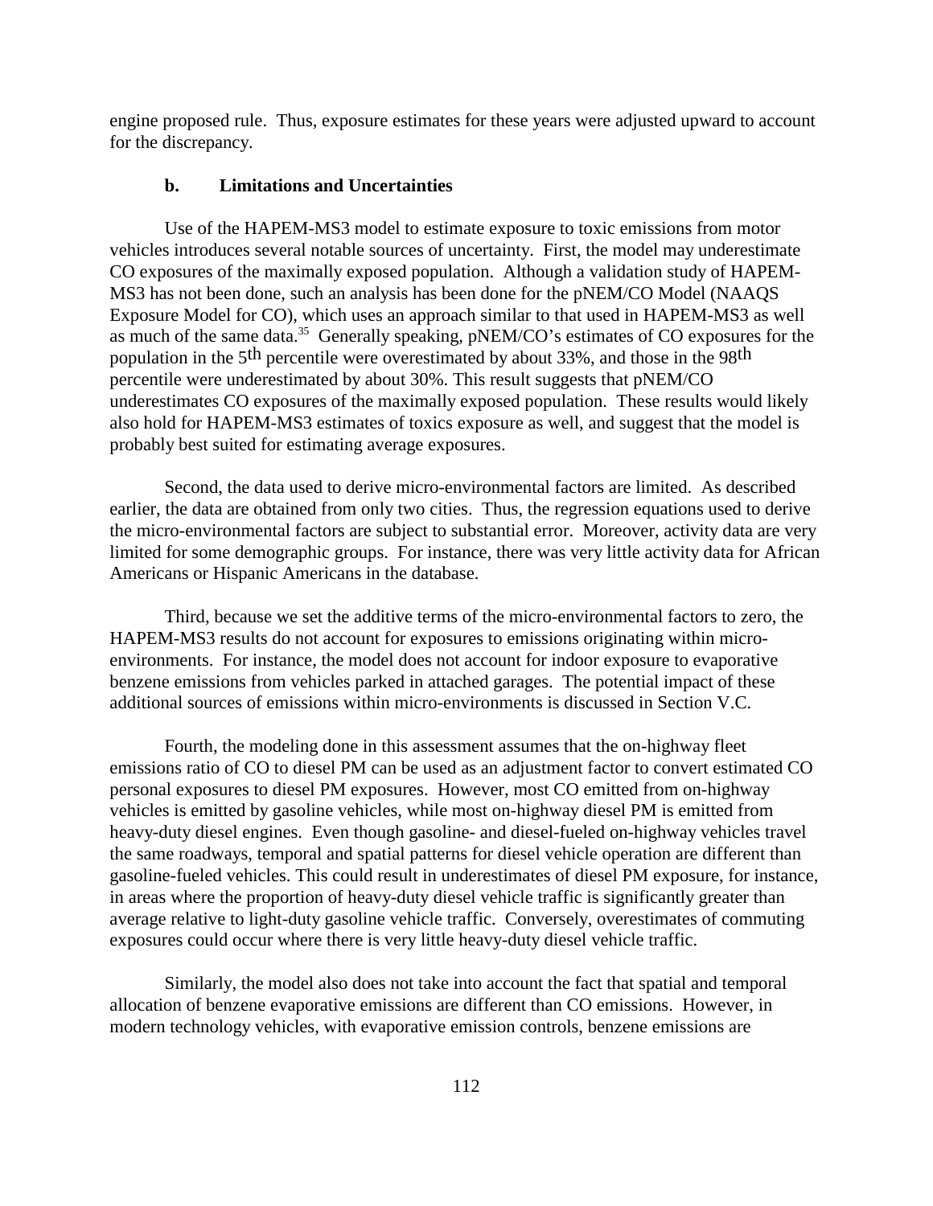engine proposed rule.  Thus, exposure estimates for these years were adjusted upward to account for the discrepancy.

### b. Limitations and Uncertainties

Use of the HAPEM-MS3 model to estimate exposure to toxic emissions from motor vehicles introduces several notable sources of uncertainty.  First, the model may underestimate CO exposures of the maximally exposed population.  Although a validation study of HAPEM-MS3 has not been done, such an analysis has been done for the pNEM/CO Model (NAAQS Exposure Model for CO), which uses an approach similar to that used in HAPEM-MS3 as well as much of the same data.[35]  Generally speaking, pNEM/CO's estimates of CO exposures for the population in the 5th percentile were overestimated by about 33%, and those in the 98th percentile were underestimated by about 30%. This result suggests that pNEM/CO underestimates CO exposures of the maximally exposed population.  These results would likely also hold for HAPEM-MS3 estimates of toxics exposure as well, and suggest that the model is probably best suited for estimating average exposures.

Second, the data used to derive micro-environmental factors are limited.  As described earlier, the data are obtained from only two cities.  Thus, the regression equations used to derive the micro-environmental factors are subject to substantial error.  Moreover, activity data are very limited for some demographic groups.  For instance, there was very little activity data for African Americans or Hispanic Americans in the database.

Third, because we set the additive terms of the micro-environmental factors to zero, the HAPEM-MS3 results do not account for exposures to emissions originating within micro-environments.  For instance, the model does not account for indoor exposure to evaporative benzene emissions from vehicles parked in attached garages.  The potential impact of these additional sources of emissions within micro-environments is discussed in Section V.C.

Fourth, the modeling done in this assessment assumes that the on-highway fleet emissions ratio of CO to diesel PM can be used as an adjustment factor to convert estimated CO personal exposures to diesel PM exposures.  However, most CO emitted from on-highway vehicles is emitted by gasoline vehicles, while most on-highway diesel PM is emitted from heavy-duty diesel engines.  Even though gasoline- and diesel-fueled on-highway vehicles travel the same roadways, temporal and spatial patterns for diesel vehicle operation are different than gasoline-fueled vehicles. This could result in underestimates of diesel PM exposure, for instance, in areas where the proportion of heavy-duty diesel vehicle traffic is significantly greater than average relative to light-duty gasoline vehicle traffic.  Conversely, overestimates of commuting exposures could occur where there is very little heavy-duty diesel vehicle traffic.

Similarly, the model also does not take into account the fact that spatial and temporal allocation of benzene evaporative emissions are different than CO emissions.  However, in modern technology vehicles, with evaporative emission controls, benzene emissions are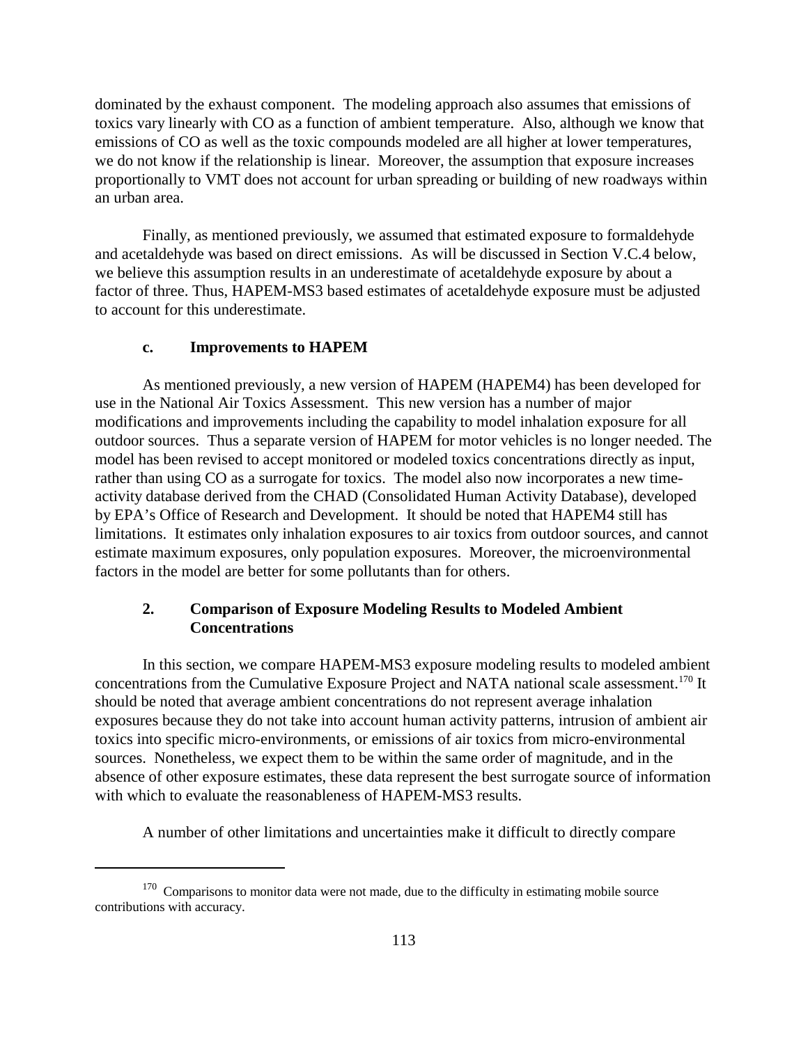dominated by the exhaust component. The modeling approach also assumes that emissions of toxics vary linearly with CO as a function of ambient temperature. Also, although we know that emissions of CO as well as the toxic compounds modeled are all higher at lower temperatures, we do not know if the relationship is linear. Moreover, the assumption that exposure increases proportionally to VMT does not account for urban spreading or building of new roadways within an urban area.

Finally, as mentioned previously, we assumed that estimated exposure to formaldehyde and acetaldehyde was based on direct emissions. As will be discussed in Section V.C.4 below, we believe this assumption results in an underestimate of acetaldehyde exposure by about a factor of three. Thus, HAPEM-MS3 based estimates of acetaldehyde exposure must be adjusted to account for this underestimate.

### c. Improvements to HAPEM

As mentioned previously, a new version of HAPEM (HAPEM4) has been developed for use in the National Air Toxics Assessment. This new version has a number of major modifications and improvements including the capability to model inhalation exposure for all outdoor sources. Thus a separate version of HAPEM for motor vehicles is no longer needed. The model has been revised to accept monitored or modeled toxics concentrations directly as input, rather than using CO as a surrogate for toxics. The model also now incorporates a new time-activity database derived from the CHAD (Consolidated Human Activity Database), developed by EPA's Office of Research and Development. It should be noted that HAPEM4 still has limitations. It estimates only inhalation exposures to air toxics from outdoor sources, and cannot estimate maximum exposures, only population exposures. Moreover, the microenvironmental factors in the model are better for some pollutants than for others.

## 2. Comparison of Exposure Modeling Results to Modeled Ambient Concentrations

In this section, we compare HAPEM-MS3 exposure modeling results to modeled ambient concentrations from the Cumulative Exposure Project and NATA national scale assessment.[170] It should be noted that average ambient concentrations do not represent average inhalation exposures because they do not take into account human activity patterns, intrusion of ambient air toxics into specific micro-environments, or emissions of air toxics from micro-environmental sources. Nonetheless, we expect them to be within the same order of magnitude, and in the absence of other exposure estimates, these data represent the best surrogate source of information with which to evaluate the reasonableness of HAPEM-MS3 results.

A number of other limitations and uncertainties make it difficult to directly compare

---

[170] Comparisons to monitor data were not made, due to the difficulty in estimating mobile source contributions with accuracy.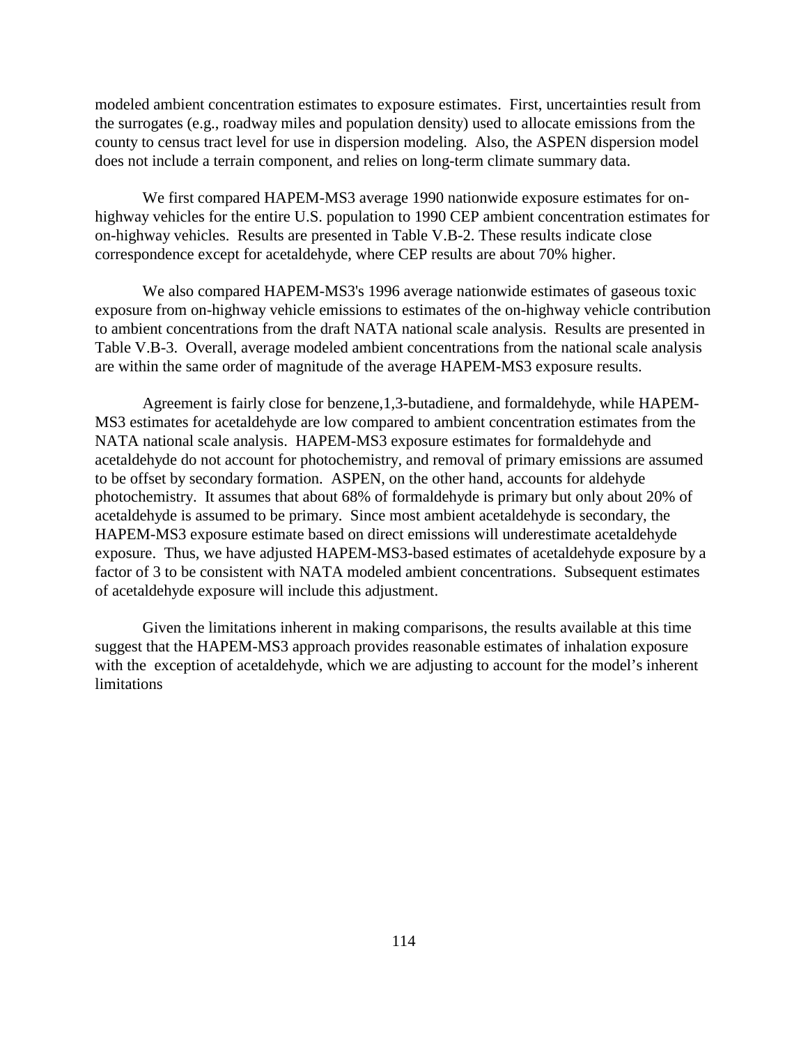modeled ambient concentration estimates to exposure estimates. First, uncertainties result from the surrogates (e.g., roadway miles and population density) used to allocate emissions from the county to census tract level for use in dispersion modeling. Also, the ASPEN dispersion model does not include a terrain component, and relies on long-term climate summary data.

We first compared HAPEM-MS3 average 1990 nationwide exposure estimates for on-highway vehicles for the entire U.S. population to 1990 CEP ambient concentration estimates for on-highway vehicles. Results are presented in Table V.B-2. These results indicate close correspondence except for acetaldehyde, where CEP results are about 70% higher.

We also compared HAPEM-MS3's 1996 average nationwide estimates of gaseous toxic exposure from on-highway vehicle emissions to estimates of the on-highway vehicle contribution to ambient concentrations from the draft NATA national scale analysis. Results are presented in Table V.B-3. Overall, average modeled ambient concentrations from the national scale analysis are within the same order of magnitude of the average HAPEM-MS3 exposure results.

Agreement is fairly close for benzene,1,3-butadiene, and formaldehyde, while HAPEM-MS3 estimates for acetaldehyde are low compared to ambient concentration estimates from the NATA national scale analysis. HAPEM-MS3 exposure estimates for formaldehyde and acetaldehyde do not account for photochemistry, and removal of primary emissions are assumed to be offset by secondary formation. ASPEN, on the other hand, accounts for aldehyde photochemistry. It assumes that about 68% of formaldehyde is primary but only about 20% of acetaldehyde is assumed to be primary. Since most ambient acetaldehyde is secondary, the HAPEM-MS3 exposure estimate based on direct emissions will underestimate acetaldehyde exposure. Thus, we have adjusted HAPEM-MS3-based estimates of acetaldehyde exposure by a factor of 3 to be consistent with NATA modeled ambient concentrations. Subsequent estimates of acetaldehyde exposure will include this adjustment.

Given the limitations inherent in making comparisons, the results available at this time suggest that the HAPEM-MS3 approach provides reasonable estimates of inhalation exposure with the exception of acetaldehyde, which we are adjusting to account for the model's inherent limitations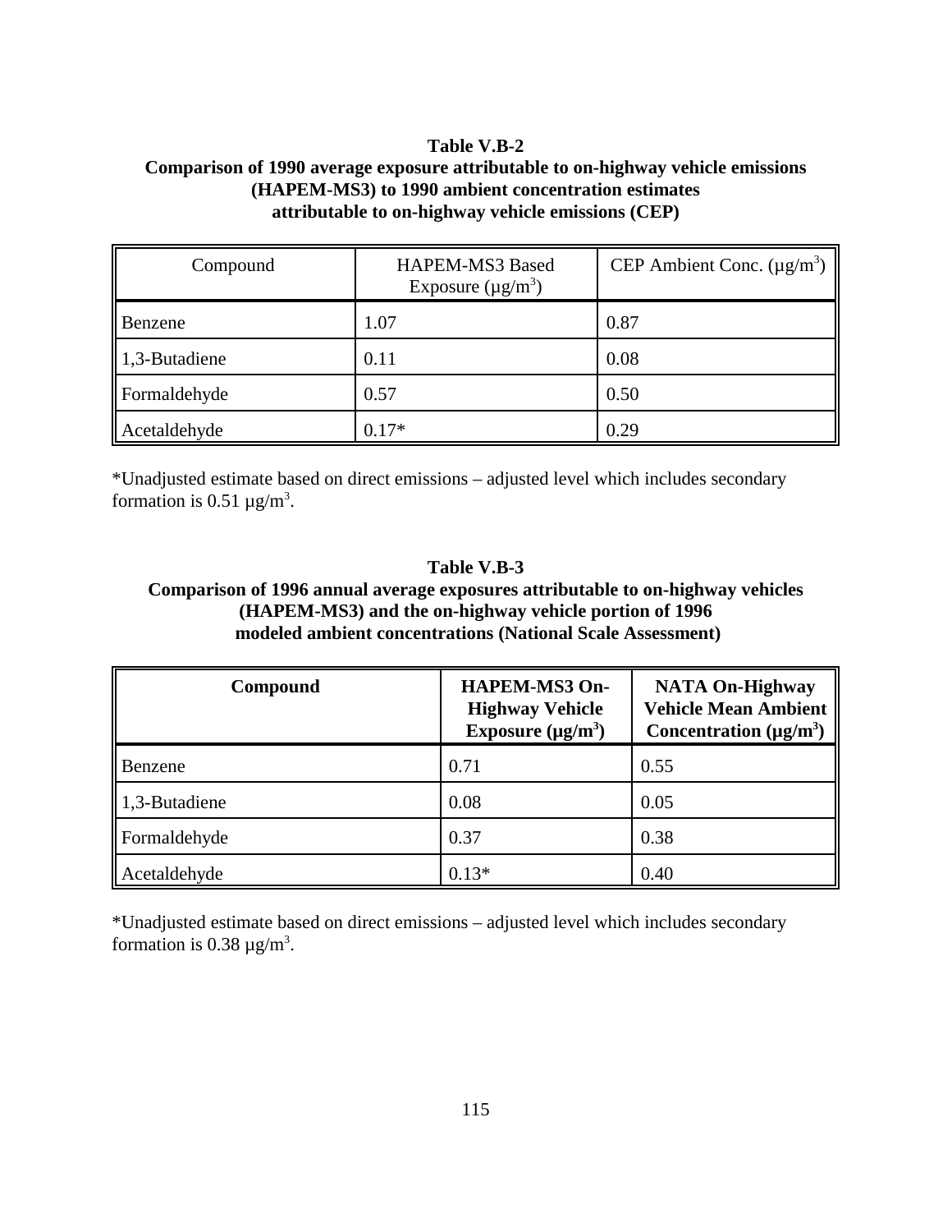**Table V.B-2**
**Comparison of 1990 average exposure attributable to on-highway vehicle emissions (HAPEM-MS3) to 1990 ambient concentration estimates attributable to on-highway vehicle emissions (CEP)**

| Compound | HAPEM-MS3 Based Exposure (µg/m$^3$) | CEP Ambient Conc. (µg/m$^3$) |
|---|---|---|
| Benzene | 1.07 | 0.87 |
| 1,3-Butadiene | 0.11 | 0.08 |
| Formaldehyde | 0.57 | 0.50 |
| Acetaldehyde | 0.17* | 0.29 |

*Unadjusted estimate based on direct emissions – adjusted level which includes secondary formation is 0.51 µg/m$^3$.

**Table V.B-3**
**Comparison of 1996 annual average exposures attributable to on-highway vehicles (HAPEM-MS3) and the on-highway vehicle portion of 1996 modeled ambient concentrations (National Scale Assessment)**

| **Compound** | **HAPEM-MS3 On-Highway Vehicle Exposure (µg/m$^3$)** | **NATA On-Highway Vehicle Mean Ambient Concentration (µg/m$^3$)** |
|---|---|---|
| Benzene | 0.71 | 0.55 |
| 1,3-Butadiene | 0.08 | 0.05 |
| Formaldehyde | 0.37 | 0.38 |
| Acetaldehyde | 0.13* | 0.40 |

*Unadjusted estimate based on direct emissions – adjusted level which includes secondary formation is 0.38 µg/m$^3$.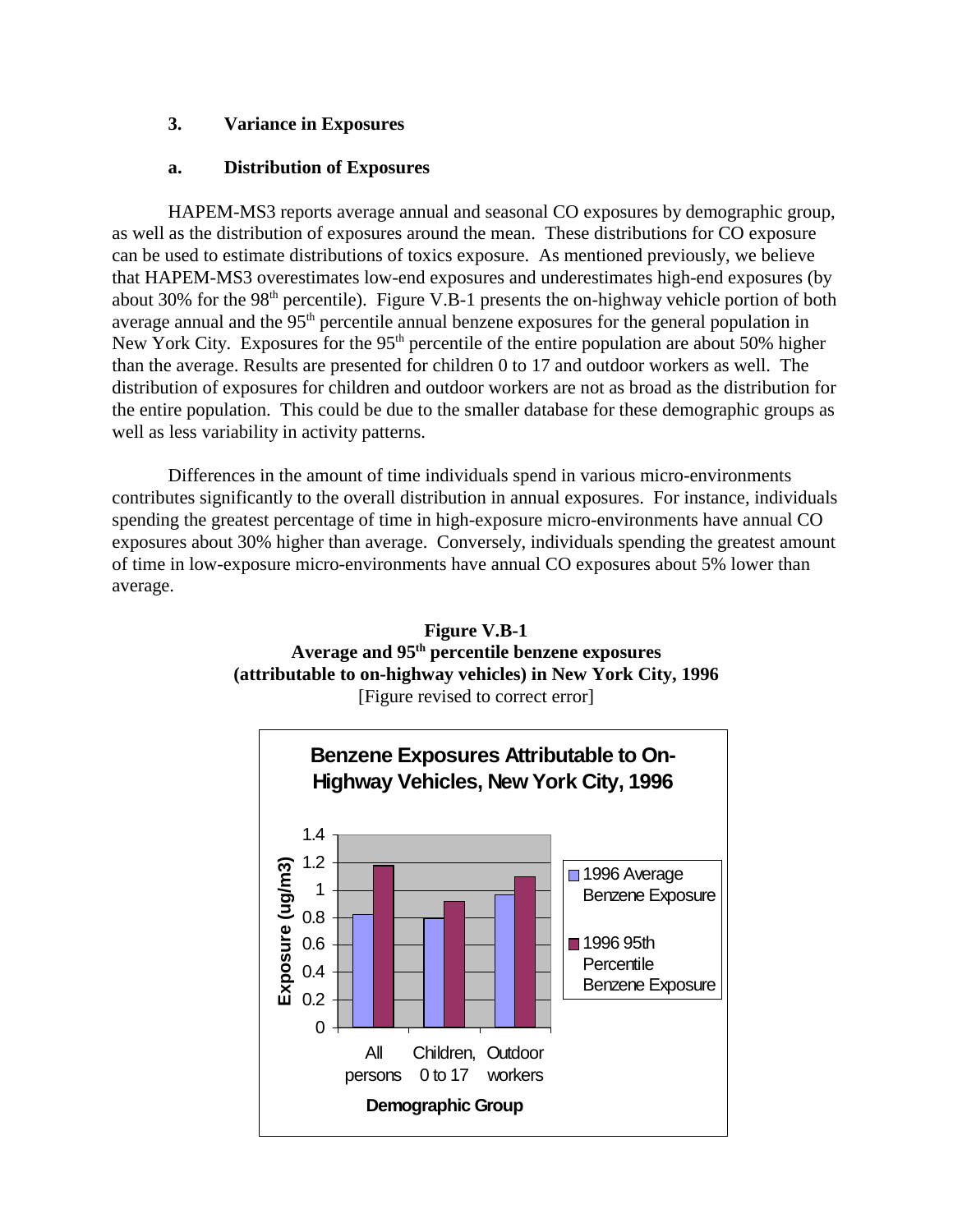### 3. Variance in Exposures

#### a. Distribution of Exposures

HAPEM-MS3 reports average annual and seasonal CO exposures by demographic group, as well as the distribution of exposures around the mean. These distributions for CO exposure can be used to estimate distributions of toxics exposure. As mentioned previously, we believe that HAPEM-MS3 overestimates low-end exposures and underestimates high-end exposures (by about 30% for the 98th percentile). Figure V.B-1 presents the on-highway vehicle portion of both average annual and the 95th percentile annual benzene exposures for the general population in New York City. Exposures for the 95th percentile of the entire population are about 50% higher than the average. Results are presented for children 0 to 17 and outdoor workers as well. The distribution of exposures for children and outdoor workers are not as broad as the distribution for the entire population. This could be due to the smaller database for these demographic groups as well as less variability in activity patterns.

Differences in the amount of time individuals spend in various micro-environments contributes significantly to the overall distribution in annual exposures. For instance, individuals spending the greatest percentage of time in high-exposure micro-environments have annual CO exposures about 30% higher than average. Conversely, individuals spending the greatest amount of time in low-exposure micro-environments have annual CO exposures about 5% lower than average.

**Figure V.B-1**
**Average and 95th percentile benzene exposures (attributable to on-highway vehicles) in New York City, 1996**
[Figure revised to correct error]

**Benzene Exposures Attributable to On-Highway Vehicles, New York City, 1996**

Exposure (ug/m3) by Demographic Group: All persons; Children, 0 to 17; Outdoor workers

Legend: 1996 Average Benzene Exposure; 1996 95th Percentile Benzene Exposure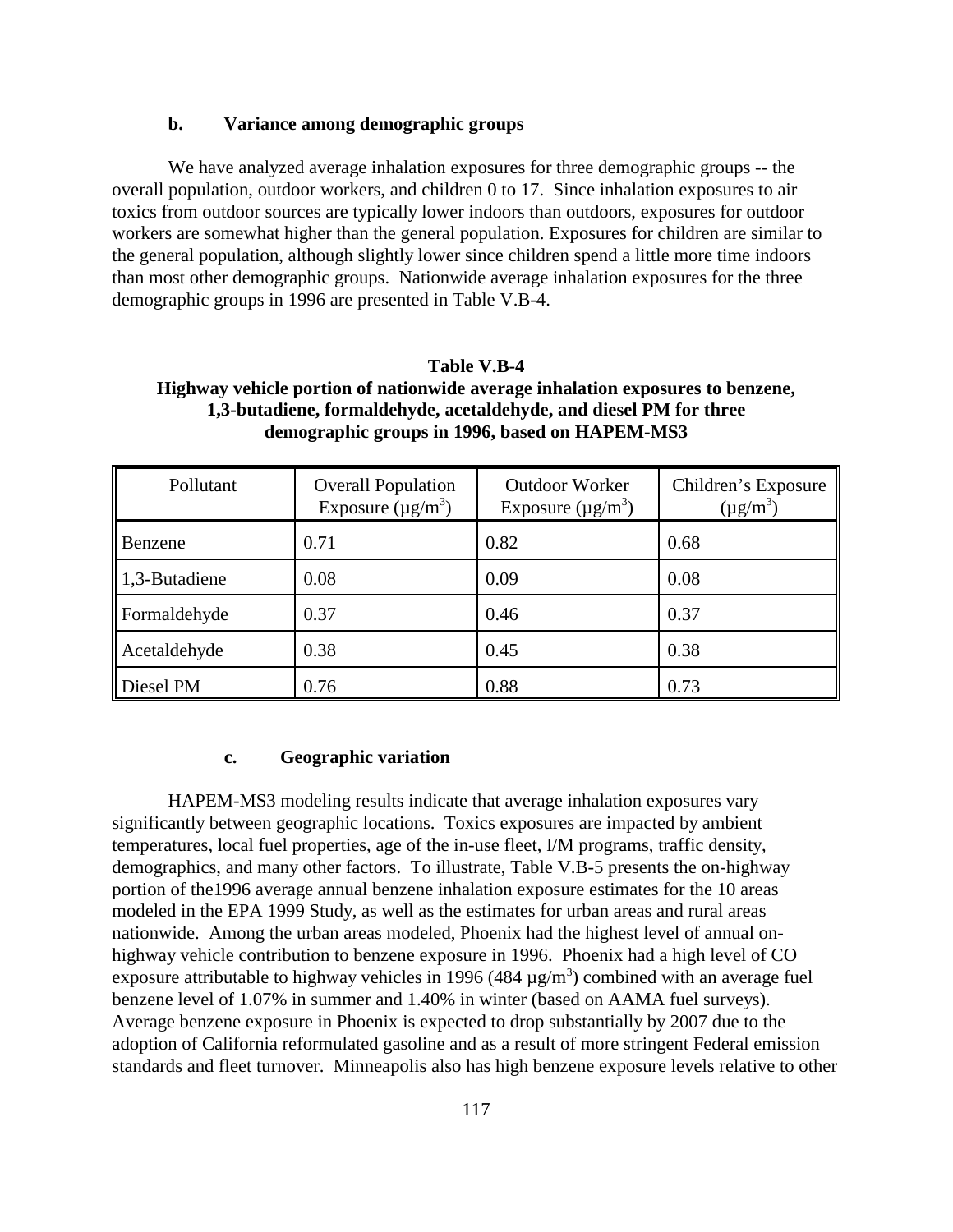### b. Variance among demographic groups

We have analyzed average inhalation exposures for three demographic groups -- the overall population, outdoor workers, and children 0 to 17. Since inhalation exposures to air toxics from outdoor sources are typically lower indoors than outdoors, exposures for outdoor workers are somewhat higher than the general population. Exposures for children are similar to the general population, although slightly lower since children spend a little more time indoors than most other demographic groups. Nationwide average inhalation exposures for the three demographic groups in 1996 are presented in Table V.B-4.

**Table V.B-4**
**Highway vehicle portion of nationwide average inhalation exposures to benzene, 1,3-butadiene, formaldehyde, acetaldehyde, and diesel PM for three demographic groups in 1996, based on HAPEM-MS3**

| Pollutant | Overall Population Exposure ($\mu g/m^3$) | Outdoor Worker Exposure ($\mu g/m^3$) | Children's Exposure ($\mu g/m^3$) |
|---|---|---|---|
| Benzene | 0.71 | 0.82 | 0.68 |
| 1,3-Butadiene | 0.08 | 0.09 | 0.08 |
| Formaldehyde | 0.37 | 0.46 | 0.37 |
| Acetaldehyde | 0.38 | 0.45 | 0.38 |
| Diesel PM | 0.76 | 0.88 | 0.73 |

### c. Geographic variation

HAPEM-MS3 modeling results indicate that average inhalation exposures vary significantly between geographic locations. Toxics exposures are impacted by ambient temperatures, local fuel properties, age of the in-use fleet, I/M programs, traffic density, demographics, and many other factors. To illustrate, Table V.B-5 presents the on-highway portion of the1996 average annual benzene inhalation exposure estimates for the 10 areas modeled in the EPA 1999 Study, as well as the estimates for urban areas and rural areas nationwide. Among the urban areas modeled, Phoenix had the highest level of annual on-highway vehicle contribution to benzene exposure in 1996. Phoenix had a high level of CO exposure attributable to highway vehicles in 1996 (484 $\mu g/m^3$) combined with an average fuel benzene level of 1.07% in summer and 1.40% in winter (based on AAMA fuel surveys). Average benzene exposure in Phoenix is expected to drop substantially by 2007 due to the adoption of California reformulated gasoline and as a result of more stringent Federal emission standards and fleet turnover. Minneapolis also has high benzene exposure levels relative to other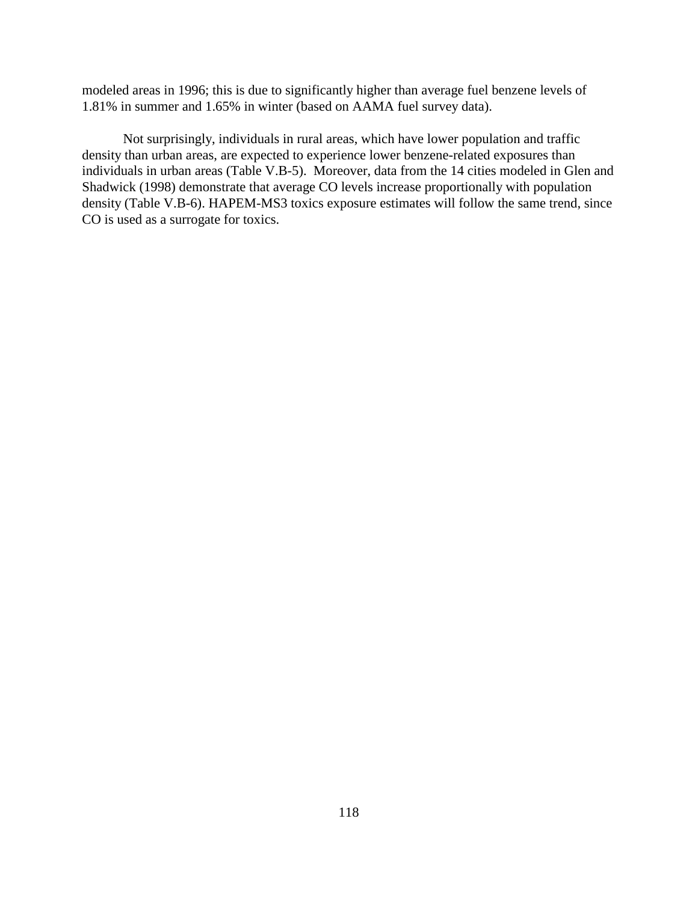modeled areas in 1996; this is due to significantly higher than average fuel benzene levels of 1.81% in summer and 1.65% in winter (based on AAMA fuel survey data).

Not surprisingly, individuals in rural areas, which have lower population and traffic density than urban areas, are expected to experience lower benzene-related exposures than individuals in urban areas (Table V.B-5). Moreover, data from the 14 cities modeled in Glen and Shadwick (1998) demonstrate that average CO levels increase proportionally with population density (Table V.B-6). HAPEM-MS3 toxics exposure estimates will follow the same trend, since CO is used as a surrogate for toxics.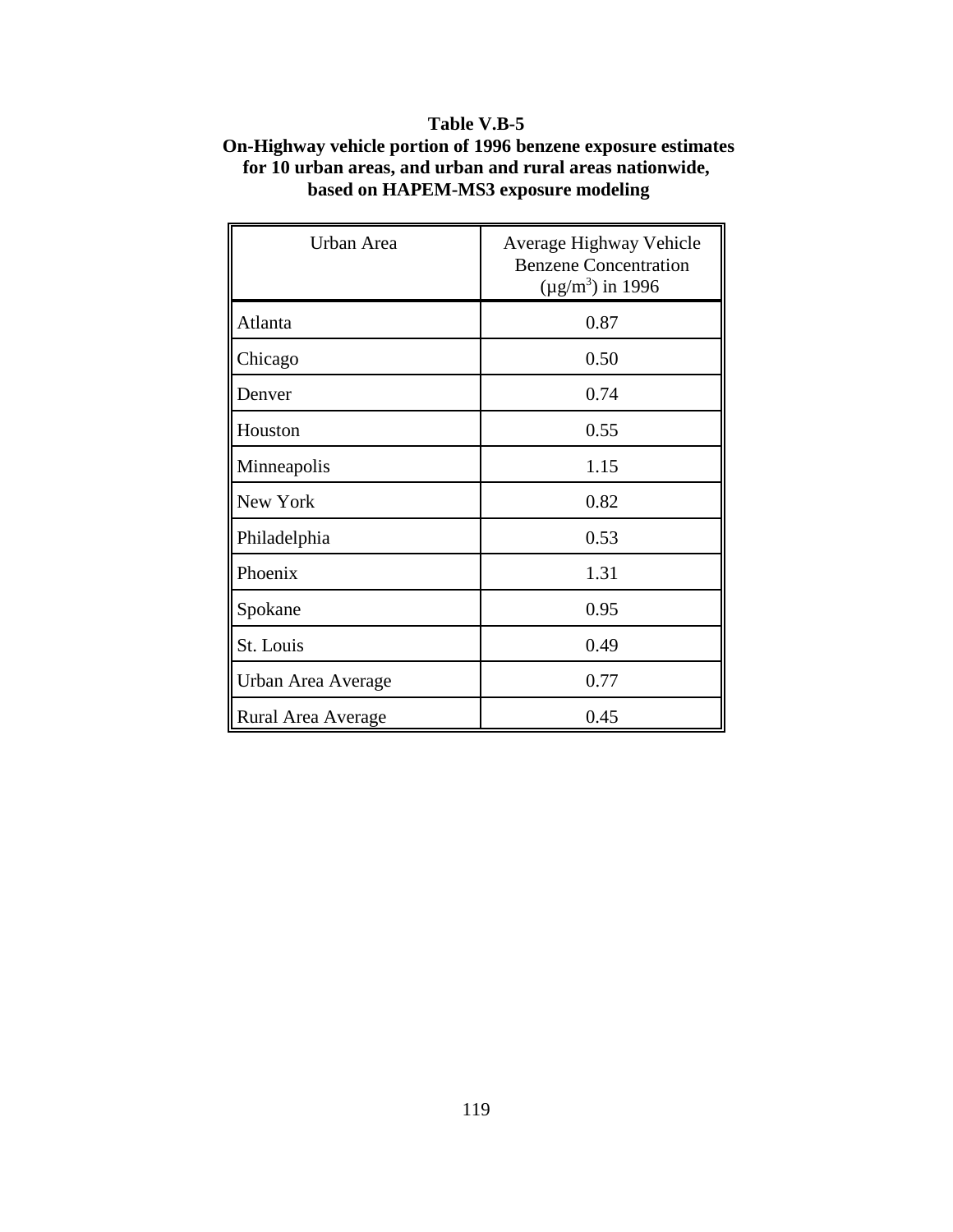**Table V.B-5**
**On-Highway vehicle portion of 1996 benzene exposure estimates for 10 urban areas, and urban and rural areas nationwide, based on HAPEM-MS3 exposure modeling**

| Urban Area | Average Highway Vehicle Benzene Concentration ($\mu g/m^3$) in 1996 |
|---|---|
| Atlanta | 0.87 |
| Chicago | 0.50 |
| Denver | 0.74 |
| Houston | 0.55 |
| Minneapolis | 1.15 |
| New York | 0.82 |
| Philadelphia | 0.53 |
| Phoenix | 1.31 |
| Spokane | 0.95 |
| St. Louis | 0.49 |
| Urban Area Average | 0.77 |
| Rural Area Average | 0.45 |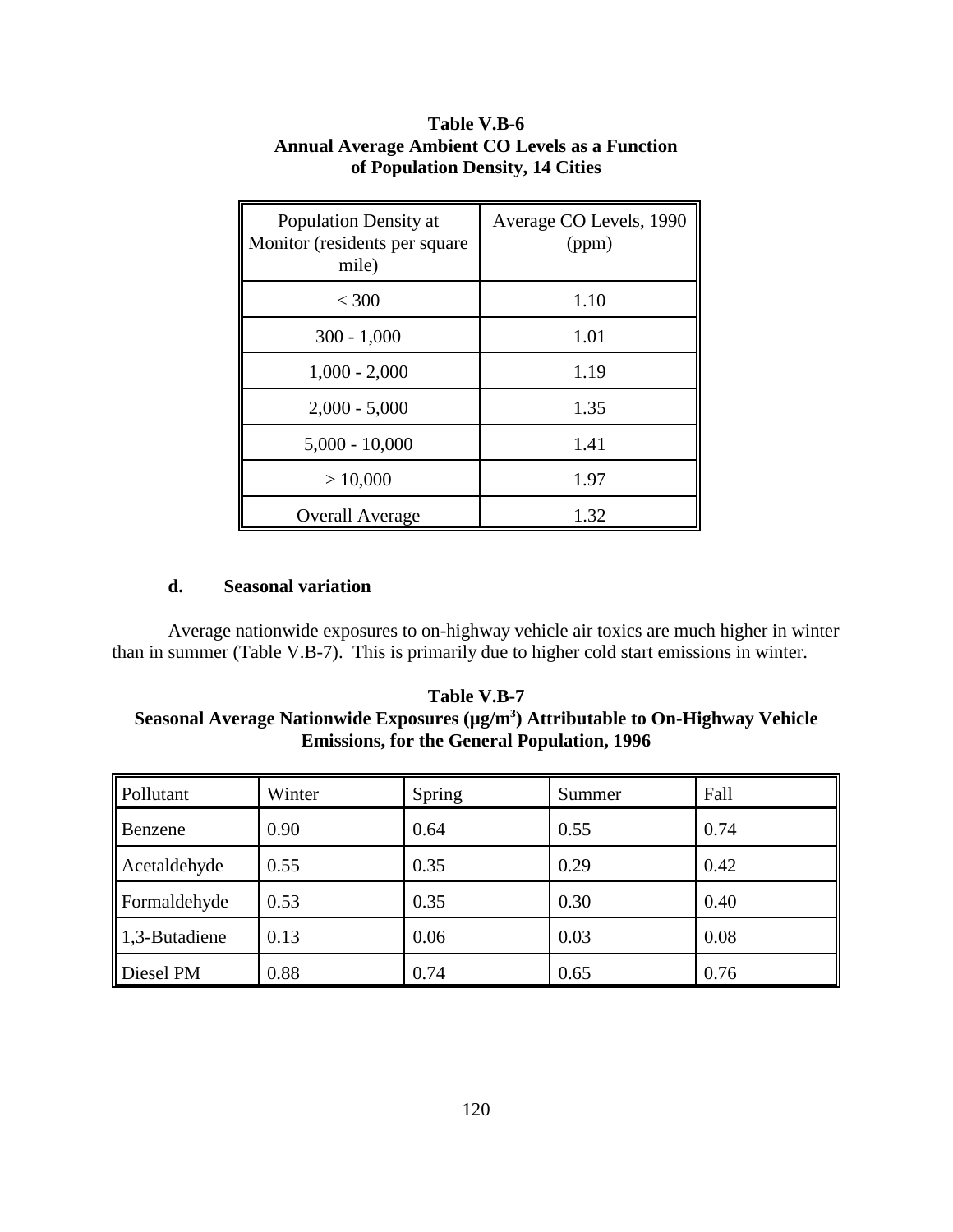**Table V.B-6**
**Annual Average Ambient CO Levels as a Function of Population Density, 14 Cities**

| Population Density at Monitor (residents per square mile) | Average CO Levels, 1990 (ppm) |
|---|---|
| < 300 | 1.10 |
| 300 - 1,000 | 1.01 |
| 1,000 - 2,000 | 1.19 |
| 2,000 - 5,000 | 1.35 |
| 5,000 - 10,000 | 1.41 |
| > 10,000 | 1.97 |
| Overall Average | 1.32 |

#### d. Seasonal variation

Average nationwide exposures to on-highway vehicle air toxics are much higher in winter than in summer (Table V.B-7). This is primarily due to higher cold start emissions in winter.

**Table V.B-7**
**Seasonal Average Nationwide Exposures (µg/m$^3$) Attributable to On-Highway Vehicle Emissions, for the General Population, 1996**

| Pollutant | Winter | Spring | Summer | Fall |
|---|---|---|---|---|
| Benzene | 0.90 | 0.64 | 0.55 | 0.74 |
| Acetaldehyde | 0.55 | 0.35 | 0.29 | 0.42 |
| Formaldehyde | 0.53 | 0.35 | 0.30 | 0.40 |
| 1,3-Butadiene | 0.13 | 0.06 | 0.03 | 0.08 |
| Diesel PM | 0.88 | 0.74 | 0.65 | 0.76 |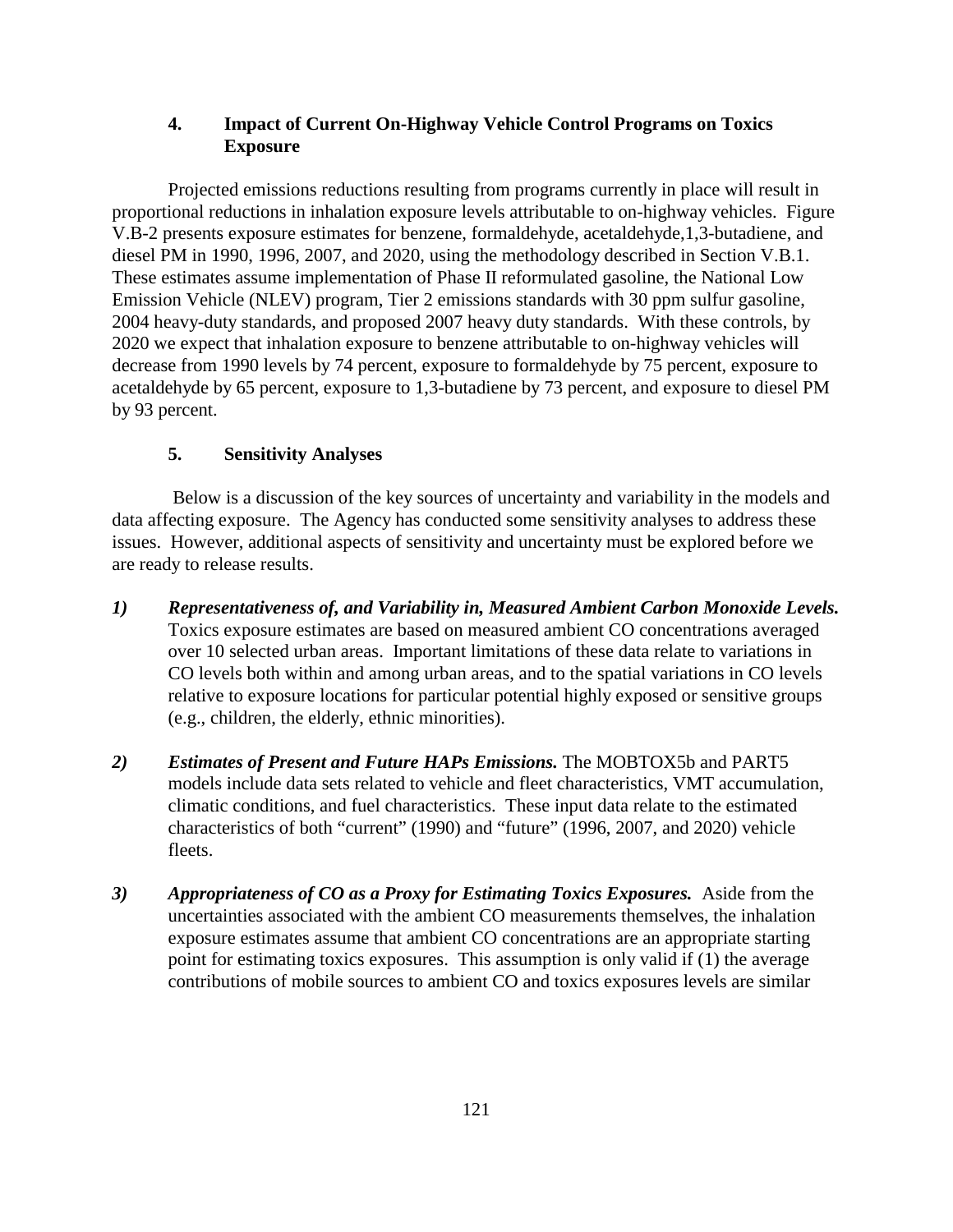### 4. Impact of Current On-Highway Vehicle Control Programs on Toxics Exposure

Projected emissions reductions resulting from programs currently in place will result in proportional reductions in inhalation exposure levels attributable to on-highway vehicles. Figure V.B-2 presents exposure estimates for benzene, formaldehyde, acetaldehyde,1,3-butadiene, and diesel PM in 1990, 1996, 2007, and 2020, using the methodology described in Section V.B.1. These estimates assume implementation of Phase II reformulated gasoline, the National Low Emission Vehicle (NLEV) program, Tier 2 emissions standards with 30 ppm sulfur gasoline, 2004 heavy-duty standards, and proposed 2007 heavy duty standards. With these controls, by 2020 we expect that inhalation exposure to benzene attributable to on-highway vehicles will decrease from 1990 levels by 74 percent, exposure to formaldehyde by 75 percent, exposure to acetaldehyde by 65 percent, exposure to 1,3-butadiene by 73 percent, and exposure to diesel PM by 93 percent.

### 5. Sensitivity Analyses

Below is a discussion of the key sources of uncertainty and variability in the models and data affecting exposure. The Agency has conducted some sensitivity analyses to address these issues. However, additional aspects of sensitivity and uncertainty must be explored before we are ready to release results.

1) ***Representativeness of, and Variability in, Measured Ambient Carbon Monoxide Levels.*** Toxics exposure estimates are based on measured ambient CO concentrations averaged over 10 selected urban areas. Important limitations of these data relate to variations in CO levels both within and among urban areas, and to the spatial variations in CO levels relative to exposure locations for particular potential highly exposed or sensitive groups (e.g., children, the elderly, ethnic minorities).

2) ***Estimates of Present and Future HAPs Emissions.*** The MOBTOX5b and PART5 models include data sets related to vehicle and fleet characteristics, VMT accumulation, climatic conditions, and fuel characteristics. These input data relate to the estimated characteristics of both "current" (1990) and "future" (1996, 2007, and 2020) vehicle fleets.

3) ***Appropriateness of CO as a Proxy for Estimating Toxics Exposures.*** Aside from the uncertainties associated with the ambient CO measurements themselves, the inhalation exposure estimates assume that ambient CO concentrations are an appropriate starting point for estimating toxics exposures. This assumption is only valid if (1) the average contributions of mobile sources to ambient CO and toxics exposures levels are similar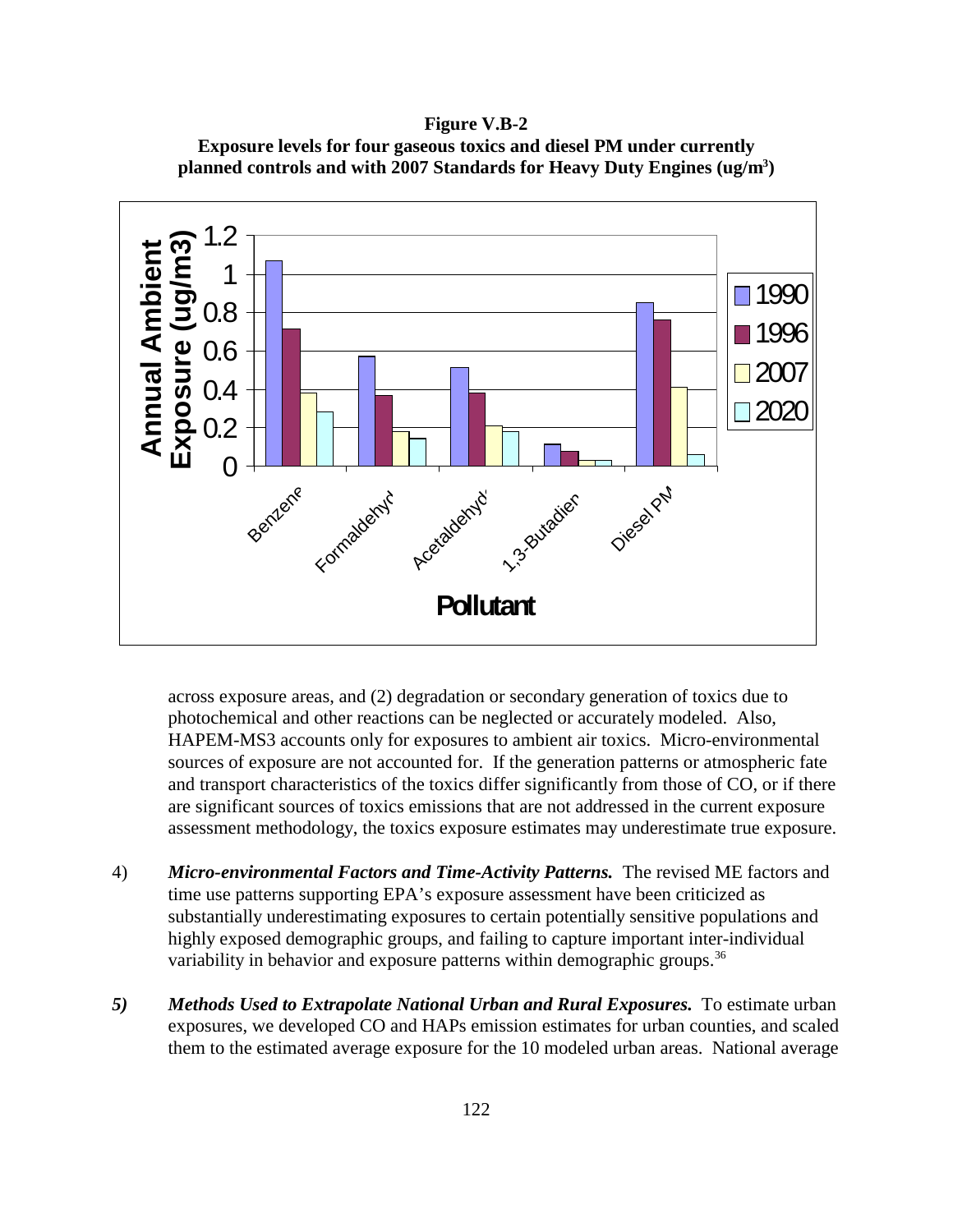**Figure V.B-2**
**Exposure levels for four gaseous toxics and diesel PM under currently planned controls and with 2007 Standards for Heavy Duty Engines (ug/m³)**

across exposure areas, and (2) degradation or secondary generation of toxics due to photochemical and other reactions can be neglected or accurately modeled. Also, HAPEM-MS3 accounts only for exposures to ambient air toxics. Micro-environmental sources of exposure are not accounted for. If the generation patterns or atmospheric fate and transport characteristics of the toxics differ significantly from those of CO, or if there are significant sources of toxics emissions that are not addressed in the current exposure assessment methodology, the toxics exposure estimates may underestimate true exposure.

4) ***Micro-environmental Factors and Time-Activity Patterns.*** The revised ME factors and time use patterns supporting EPA's exposure assessment have been criticized as substantially underestimating exposures to certain potentially sensitive populations and highly exposed demographic groups, and failing to capture important inter-individual variability in behavior and exposure patterns within demographic groups.[36]

***5) Methods Used to Extrapolate National Urban and Rural Exposures.*** To estimate urban exposures, we developed CO and HAPs emission estimates for urban counties, and scaled them to the estimated average exposure for the 10 modeled urban areas. National average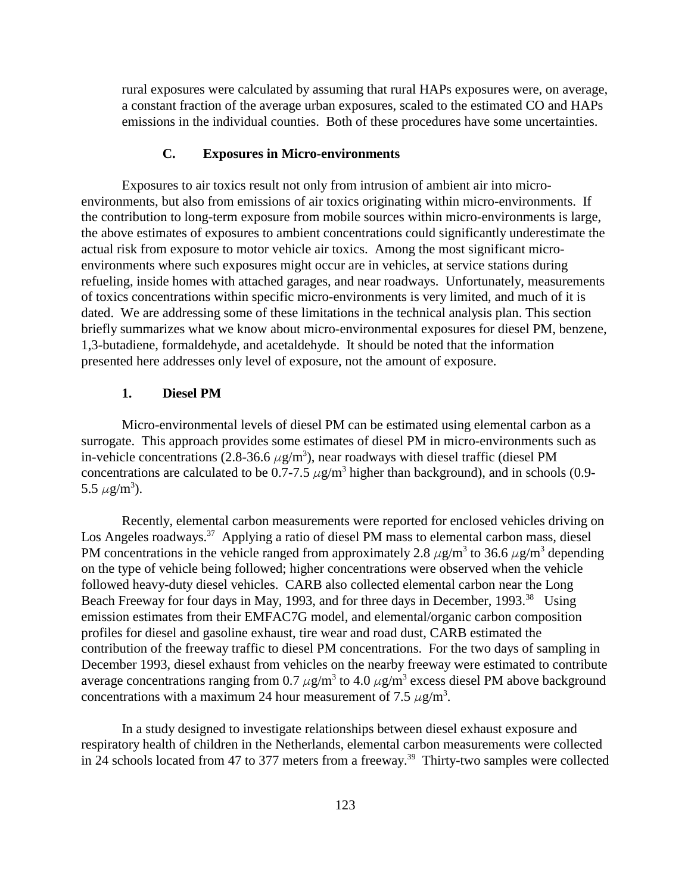rural exposures were calculated by assuming that rural HAPs exposures were, on average, a constant fraction of the average urban exposures, scaled to the estimated CO and HAPs emissions in the individual counties. Both of these procedures have some uncertainties.

### C. Exposures in Micro-environments

Exposures to air toxics result not only from intrusion of ambient air into micro-environments, but also from emissions of air toxics originating within micro-environments. If the contribution to long-term exposure from mobile sources within micro-environments is large, the above estimates of exposures to ambient concentrations could significantly underestimate the actual risk from exposure to motor vehicle air toxics. Among the most significant micro-environments where such exposures might occur are in vehicles, at service stations during refueling, inside homes with attached garages, and near roadways. Unfortunately, measurements of toxics concentrations within specific micro-environments is very limited, and much of it is dated. We are addressing some of these limitations in the technical analysis plan. This section briefly summarizes what we know about micro-environmental exposures for diesel PM, benzene, 1,3-butadiene, formaldehyde, and acetaldehyde. It should be noted that the information presented here addresses only level of exposure, not the amount of exposure.

#### 1. Diesel PM

Micro-environmental levels of diesel PM can be estimated using elemental carbon as a surrogate. This approach provides some estimates of diesel PM in micro-environments such as in-vehicle concentrations (2.8-36.6 $\mu g/m^3$), near roadways with diesel traffic (diesel PM concentrations are calculated to be 0.7-7.5 $\mu g/m^3$ higher than background), and in schools (0.9-5.5 $\mu g/m^3$).

Recently, elemental carbon measurements were reported for enclosed vehicles driving on Los Angeles roadways.[37] Applying a ratio of diesel PM mass to elemental carbon mass, diesel PM concentrations in the vehicle ranged from approximately 2.8 $\mu g/m^3$ to 36.6 $\mu g/m^3$ depending on the type of vehicle being followed; higher concentrations were observed when the vehicle followed heavy-duty diesel vehicles. CARB also collected elemental carbon near the Long Beach Freeway for four days in May, 1993, and for three days in December, 1993.[38] Using emission estimates from their EMFAC7G model, and elemental/organic carbon composition profiles for diesel and gasoline exhaust, tire wear and road dust, CARB estimated the contribution of the freeway traffic to diesel PM concentrations. For the two days of sampling in December 1993, diesel exhaust from vehicles on the nearby freeway were estimated to contribute average concentrations ranging from 0.7 $\mu g/m^3$ to 4.0 $\mu g/m^3$ excess diesel PM above background concentrations with a maximum 24 hour measurement of 7.5 $\mu g/m^3$.

In a study designed to investigate relationships between diesel exhaust exposure and respiratory health of children in the Netherlands, elemental carbon measurements were collected in 24 schools located from 47 to 377 meters from a freeway.[39] Thirty-two samples were collected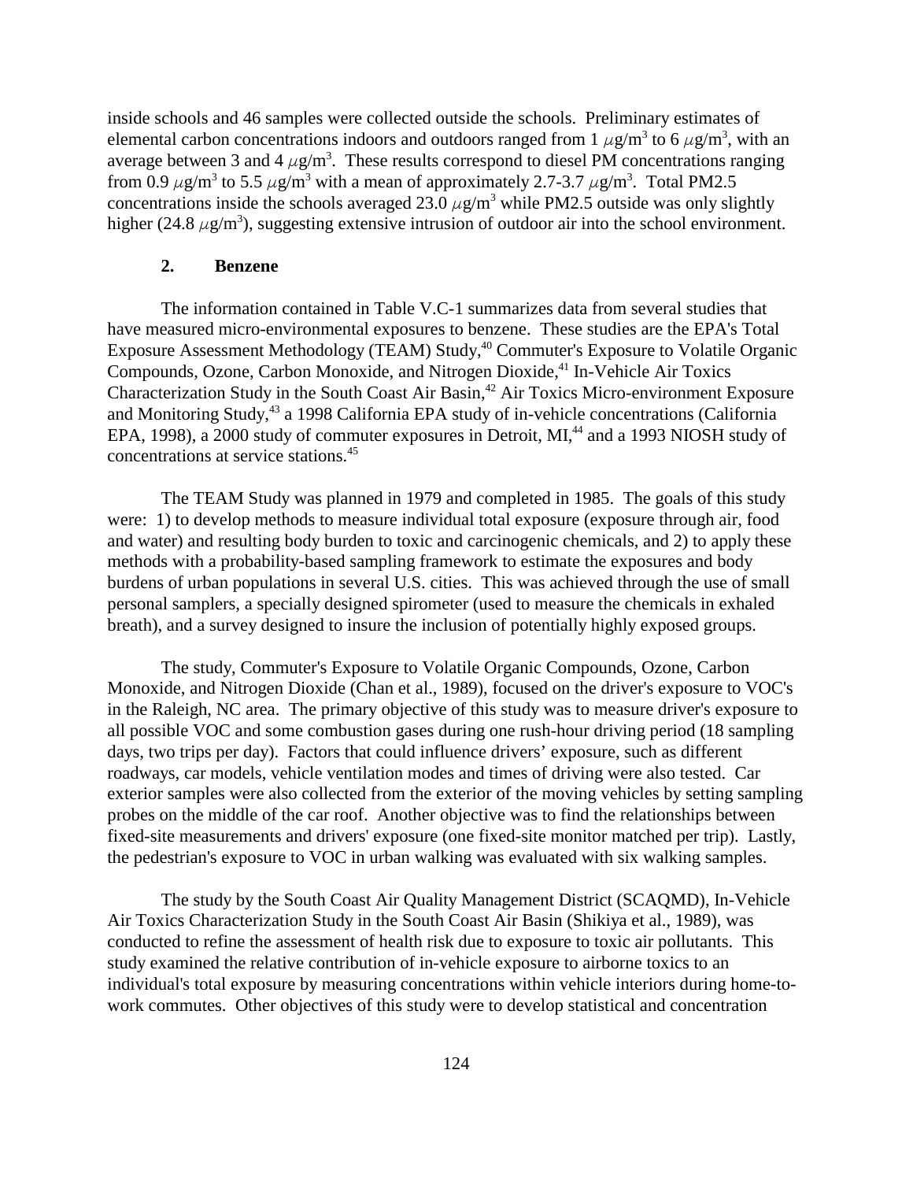inside schools and 46 samples were collected outside the schools. Preliminary estimates of elemental carbon concentrations indoors and outdoors ranged from 1 $\mu g/m^3$ to 6 $\mu g/m^3$, with an average between 3 and 4 $\mu g/m^3$. These results correspond to diesel PM concentrations ranging from 0.9 $\mu g/m^3$ to 5.5 $\mu g/m^3$ with a mean of approximately 2.7-3.7 $\mu g/m^3$. Total PM2.5 concentrations inside the schools averaged 23.0 $\mu g/m^3$ while PM2.5 outside was only slightly higher (24.8 $\mu g/m^3$), suggesting extensive intrusion of outdoor air into the school environment.

### 2. Benzene

The information contained in Table V.C-1 summarizes data from several studies that have measured micro-environmental exposures to benzene. These studies are the EPA's Total Exposure Assessment Methodology (TEAM) Study,[40] Commuter's Exposure to Volatile Organic Compounds, Ozone, Carbon Monoxide, and Nitrogen Dioxide,[41] In-Vehicle Air Toxics Characterization Study in the South Coast Air Basin,[42] Air Toxics Micro-environment Exposure and Monitoring Study,[43] a 1998 California EPA study of in-vehicle concentrations (California EPA, 1998), a 2000 study of commuter exposures in Detroit, MI,[44] and a 1993 NIOSH study of concentrations at service stations.[45]

The TEAM Study was planned in 1979 and completed in 1985. The goals of this study were: 1) to develop methods to measure individual total exposure (exposure through air, food and water) and resulting body burden to toxic and carcinogenic chemicals, and 2) to apply these methods with a probability-based sampling framework to estimate the exposures and body burdens of urban populations in several U.S. cities. This was achieved through the use of small personal samplers, a specially designed spirometer (used to measure the chemicals in exhaled breath), and a survey designed to insure the inclusion of potentially highly exposed groups.

The study, Commuter's Exposure to Volatile Organic Compounds, Ozone, Carbon Monoxide, and Nitrogen Dioxide (Chan et al., 1989), focused on the driver's exposure to VOC's in the Raleigh, NC area. The primary objective of this study was to measure driver's exposure to all possible VOC and some combustion gases during one rush-hour driving period (18 sampling days, two trips per day). Factors that could influence drivers' exposure, such as different roadways, car models, vehicle ventilation modes and times of driving were also tested. Car exterior samples were also collected from the exterior of the moving vehicles by setting sampling probes on the middle of the car roof. Another objective was to find the relationships between fixed-site measurements and drivers' exposure (one fixed-site monitor matched per trip). Lastly, the pedestrian's exposure to VOC in urban walking was evaluated with six walking samples.

The study by the South Coast Air Quality Management District (SCAQMD), In-Vehicle Air Toxics Characterization Study in the South Coast Air Basin (Shikiya et al., 1989), was conducted to refine the assessment of health risk due to exposure to toxic air pollutants. This study examined the relative contribution of in-vehicle exposure to airborne toxics to an individual's total exposure by measuring concentrations within vehicle interiors during home-to-work commutes. Other objectives of this study were to develop statistical and concentration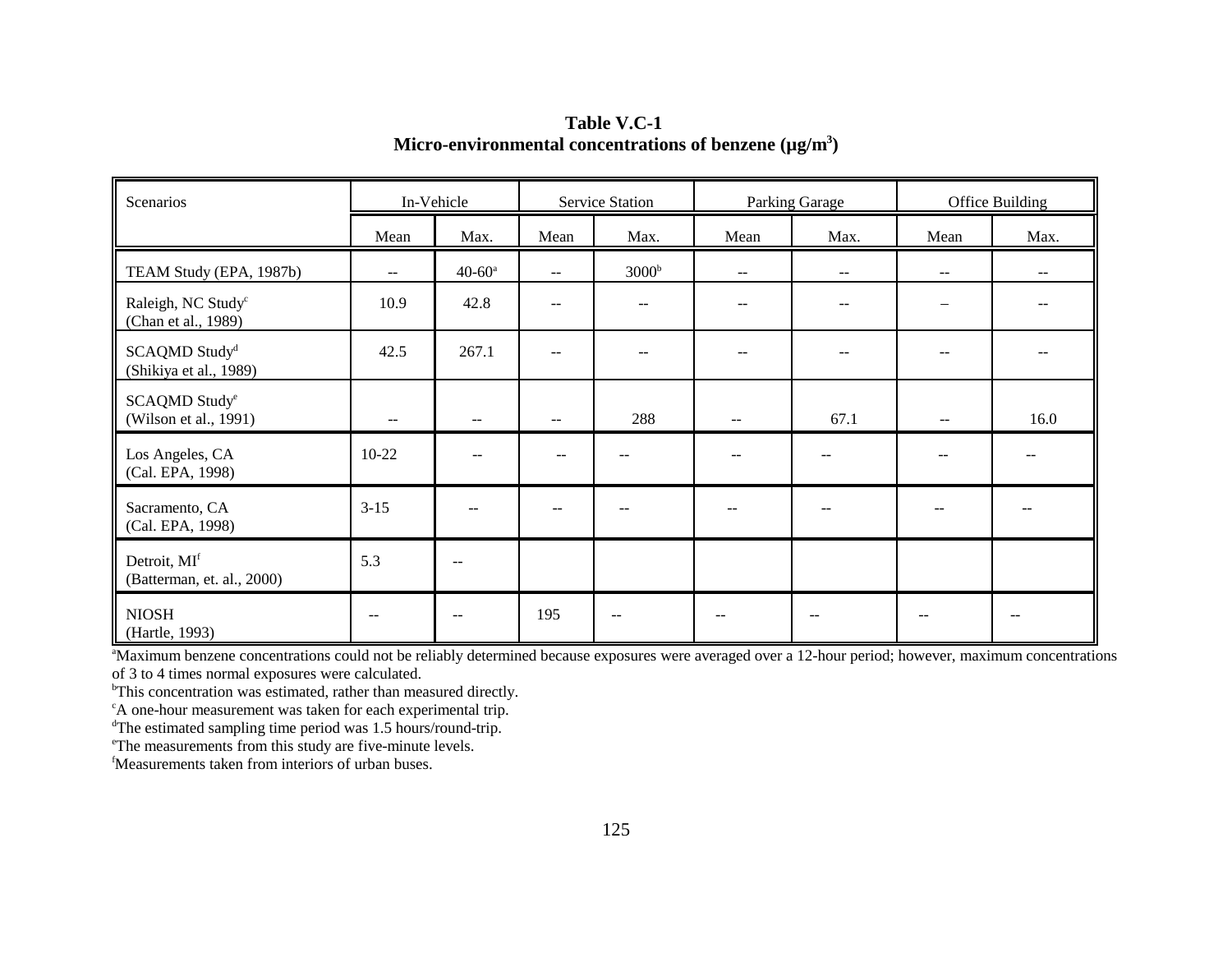**Table V.C-1**
**Micro-environmental concentrations of benzene (μg/m³)**

| Scenarios | In-Vehicle | | Service Station | | Parking Garage | | Office Building | |
|---|---|---|---|---|---|---|---|---|
| | Mean | Max. | Mean | Max. | Mean | Max. | Mean | Max. |
| TEAM Study (EPA, 1987b) | -- | 40-60[a] | -- | 3000[b] | -- | -- | -- | -- |
| Raleigh, NC Study[c] (Chan et al., 1989) | 10.9 | 42.8 | -- | -- | -- | -- | – | -- |
| SCAQMD Study[d] (Shikiya et al., 1989) | 42.5 | 267.1 | -- | -- | -- | -- | -- | -- |
| SCAQMD Study[e] (Wilson et al., 1991) | -- | -- | -- | 288 | -- | 67.1 | -- | 16.0 |
| Los Angeles, CA (Cal. EPA, 1998) | 10-22 | -- | -- | -- | -- | -- | -- | -- |
| Sacramento, CA (Cal. EPA, 1998) | 3-15 | -- | -- | -- | -- | -- | -- | -- |
| Detroit, MI[f] (Batterman, et. al., 2000) | 5.3 | -- | | | | | | |
| NIOSH (Hartle, 1993) | -- | -- | 195 | -- | -- | -- | -- | -- |

[a]Maximum benzene concentrations could not be reliably determined because exposures were averaged over a 12-hour period; however, maximum concentrations of 3 to 4 times normal exposures were calculated.
[b]This concentration was estimated, rather than measured directly.
[c]A one-hour measurement was taken for each experimental trip.
[d]The estimated sampling time period was 1.5 hours/round-trip.
[e]The measurements from this study are five-minute levels.
[f]Measurements taken from interiors of urban buses.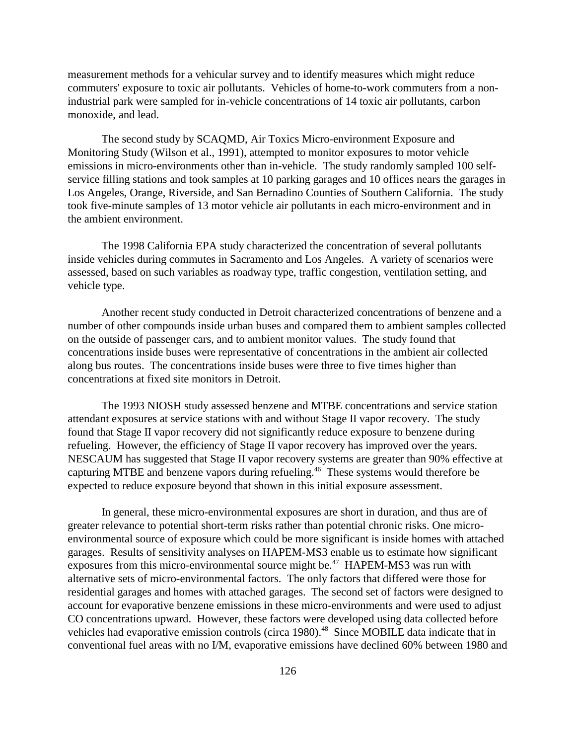measurement methods for a vehicular survey and to identify measures which might reduce commuters' exposure to toxic air pollutants. Vehicles of home-to-work commuters from a non-industrial park were sampled for in-vehicle concentrations of 14 toxic air pollutants, carbon monoxide, and lead.

The second study by SCAQMD, Air Toxics Micro-environment Exposure and Monitoring Study (Wilson et al., 1991), attempted to monitor exposures to motor vehicle emissions in micro-environments other than in-vehicle. The study randomly sampled 100 self-service filling stations and took samples at 10 parking garages and 10 offices nears the garages in Los Angeles, Orange, Riverside, and San Bernadino Counties of Southern California. The study took five-minute samples of 13 motor vehicle air pollutants in each micro-environment and in the ambient environment.

The 1998 California EPA study characterized the concentration of several pollutants inside vehicles during commutes in Sacramento and Los Angeles. A variety of scenarios were assessed, based on such variables as roadway type, traffic congestion, ventilation setting, and vehicle type.

Another recent study conducted in Detroit characterized concentrations of benzene and a number of other compounds inside urban buses and compared them to ambient samples collected on the outside of passenger cars, and to ambient monitor values. The study found that concentrations inside buses were representative of concentrations in the ambient air collected along bus routes. The concentrations inside buses were three to five times higher than concentrations at fixed site monitors in Detroit.

The 1993 NIOSH study assessed benzene and MTBE concentrations and service station attendant exposures at service stations with and without Stage II vapor recovery. The study found that Stage II vapor recovery did not significantly reduce exposure to benzene during refueling. However, the efficiency of Stage II vapor recovery has improved over the years. NESCAUM has suggested that Stage II vapor recovery systems are greater than 90% effective at capturing MTBE and benzene vapors during refueling.[46] These systems would therefore be expected to reduce exposure beyond that shown in this initial exposure assessment.

In general, these micro-environmental exposures are short in duration, and thus are of greater relevance to potential short-term risks rather than potential chronic risks. One micro-environmental source of exposure which could be more significant is inside homes with attached garages. Results of sensitivity analyses on HAPEM-MS3 enable us to estimate how significant exposures from this micro-environmental source might be.[47] HAPEM-MS3 was run with alternative sets of micro-environmental factors. The only factors that differed were those for residential garages and homes with attached garages. The second set of factors were designed to account for evaporative benzene emissions in these micro-environments and were used to adjust CO concentrations upward. However, these factors were developed using data collected before vehicles had evaporative emission controls (circa 1980).[48] Since MOBILE data indicate that in conventional fuel areas with no I/M, evaporative emissions have declined 60% between 1980 and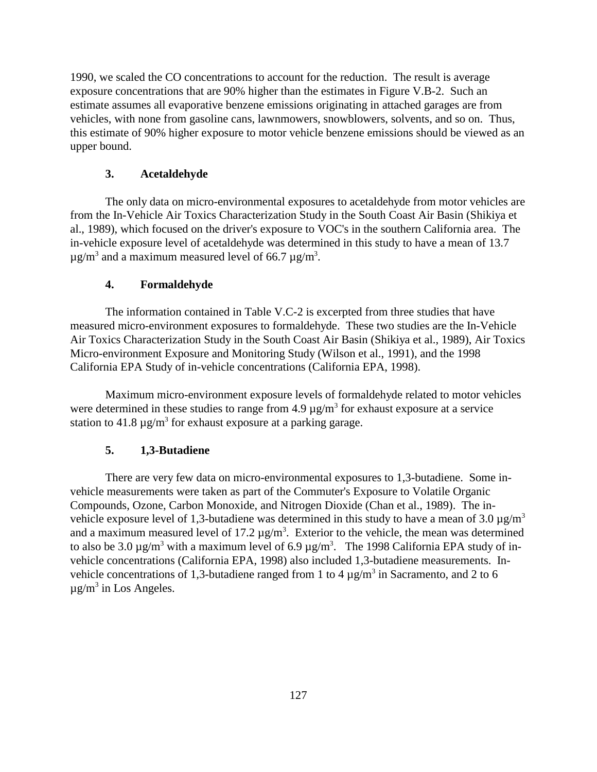1990, we scaled the CO concentrations to account for the reduction. The result is average exposure concentrations that are 90% higher than the estimates in Figure V.B-2. Such an estimate assumes all evaporative benzene emissions originating in attached garages are from vehicles, with none from gasoline cans, lawnmowers, snowblowers, solvents, and so on. Thus, this estimate of 90% higher exposure to motor vehicle benzene emissions should be viewed as an upper bound.

### 3. Acetaldehyde

The only data on micro-environmental exposures to acetaldehyde from motor vehicles are from the In-Vehicle Air Toxics Characterization Study in the South Coast Air Basin (Shikiya et al., 1989), which focused on the driver's exposure to VOC's in the southern California area. The in-vehicle exposure level of acetaldehyde was determined in this study to have a mean of 13.7 $\mu g/m^3$ and a maximum measured level of 66.7 $\mu g/m^3$.

### 4. Formaldehyde

The information contained in Table V.C-2 is excerpted from three studies that have measured micro-environment exposures to formaldehyde. These two studies are the In-Vehicle Air Toxics Characterization Study in the South Coast Air Basin (Shikiya et al., 1989), Air Toxics Micro-environment Exposure and Monitoring Study (Wilson et al., 1991), and the 1998 California EPA Study of in-vehicle concentrations (California EPA, 1998).

Maximum micro-environment exposure levels of formaldehyde related to motor vehicles were determined in these studies to range from 4.9 $\mu g/m^3$ for exhaust exposure at a service station to 41.8 $\mu g/m^3$ for exhaust exposure at a parking garage.

### 5. 1,3-Butadiene

There are very few data on micro-environmental exposures to 1,3-butadiene. Some in-vehicle measurements were taken as part of the Commuter's Exposure to Volatile Organic Compounds, Ozone, Carbon Monoxide, and Nitrogen Dioxide (Chan et al., 1989). The in-vehicle exposure level of 1,3-butadiene was determined in this study to have a mean of 3.0 $\mu g/m^3$ and a maximum measured level of 17.2 $\mu g/m^3$. Exterior to the vehicle, the mean was determined to also be 3.0 $\mu g/m^3$ with a maximum level of 6.9 $\mu g/m^3$. The 1998 California EPA study of in-vehicle concentrations (California EPA, 1998) also included 1,3-butadiene measurements. In-vehicle concentrations of 1,3-butadiene ranged from 1 to 4 $\mu g/m^3$ in Sacramento, and 2 to 6 $\mu g/m^3$ in Los Angeles.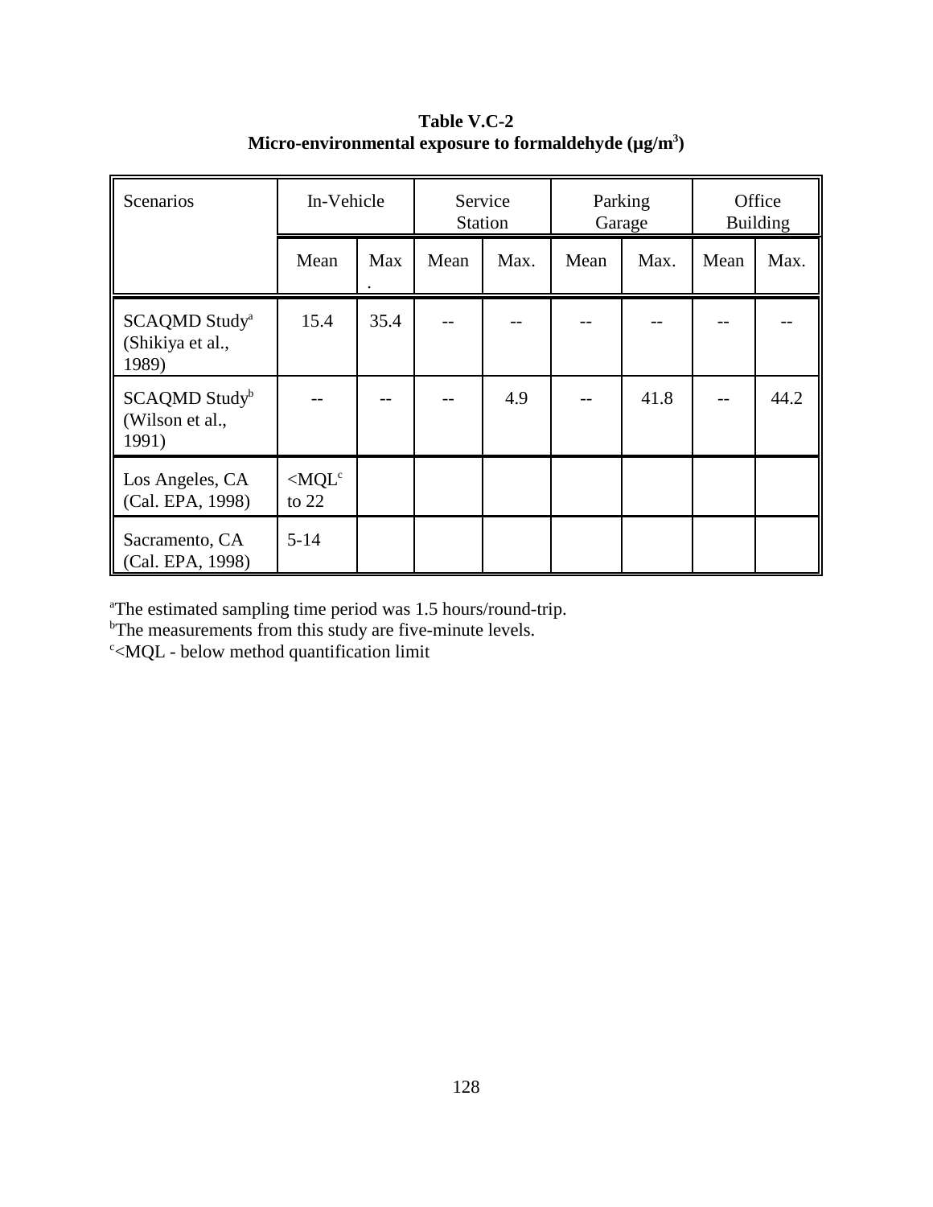**Table V.C-2**
**Micro-environmental exposure to formaldehyde (µg/m³)**

| Scenarios | In-Vehicle | | Service Station | | Parking Garage | | Office Building | |
|---|---|---|---|---|---|---|---|---|
| | Mean | Max. | Mean | Max. | Mean | Max. | Mean | Max. |
| SCAQMD Study[a] (Shikiya et al., 1989) | 15.4 | 35.4 | -- | -- | -- | -- | -- | -- |
| SCAQMD Study[b] (Wilson et al., 1991) | -- | -- | -- | 4.9 | -- | 41.8 | -- | 44.2 |
| Los Angeles, CA (Cal. EPA, 1998) | <MQL[c] to 22 | | | | | | | |
| Sacramento, CA (Cal. EPA, 1998) | 5-14 | | | | | | | |

[a]The estimated sampling time period was 1.5 hours/round-trip.
[b]The measurements from this study are five-minute levels.
[c]<MQL - below method quantification limit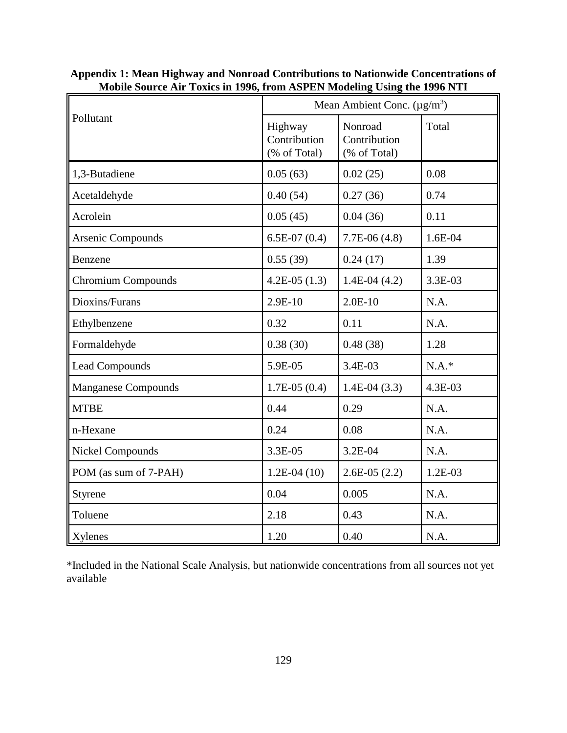**Appendix 1: Mean Highway and Nonroad Contributions to Nationwide Concentrations of Mobile Source Air Toxics in 1996, from ASPEN Modeling Using the 1996 NTI**

| Pollutant | Mean Ambient Conc. ($\mu g/m^3$) | | |
|---|---|---|---|
| | Highway Contribution (% of Total) | Nonroad Contribution (% of Total) | Total |
| 1,3-Butadiene | 0.05 (63) | 0.02 (25) | 0.08 |
| Acetaldehyde | 0.40 (54) | 0.27 (36) | 0.74 |
| Acrolein | 0.05 (45) | 0.04 (36) | 0.11 |
| Arsenic Compounds | 6.5E-07 (0.4) | 7.7E-06 (4.8) | 1.6E-04 |
| Benzene | 0.55 (39) | 0.24 (17) | 1.39 |
| Chromium Compounds | 4.2E-05 (1.3) | 1.4E-04 (4.2) | 3.3E-03 |
| Dioxins/Furans | 2.9E-10 | 2.0E-10 | N.A. |
| Ethylbenzene | 0.32 | 0.11 | N.A. |
| Formaldehyde | 0.38 (30) | 0.48 (38) | 1.28 |
| Lead Compounds | 5.9E-05 | 3.4E-03 | N.A.* |
| Manganese Compounds | 1.7E-05 (0.4) | 1.4E-04 (3.3) | 4.3E-03 |
| MTBE | 0.44 | 0.29 | N.A. |
| n-Hexane | 0.24 | 0.08 | N.A. |
| Nickel Compounds | 3.3E-05 | 3.2E-04 | N.A. |
| POM (as sum of 7-PAH) | 1.2E-04 (10) | 2.6E-05 (2.2) | 1.2E-03 |
| Styrene | 0.04 | 0.005 | N.A. |
| Toluene | 2.18 | 0.43 | N.A. |
| Xylenes | 1.20 | 0.40 | N.A. |

*Included in the National Scale Analysis, but nationwide concentrations from all sources not yet available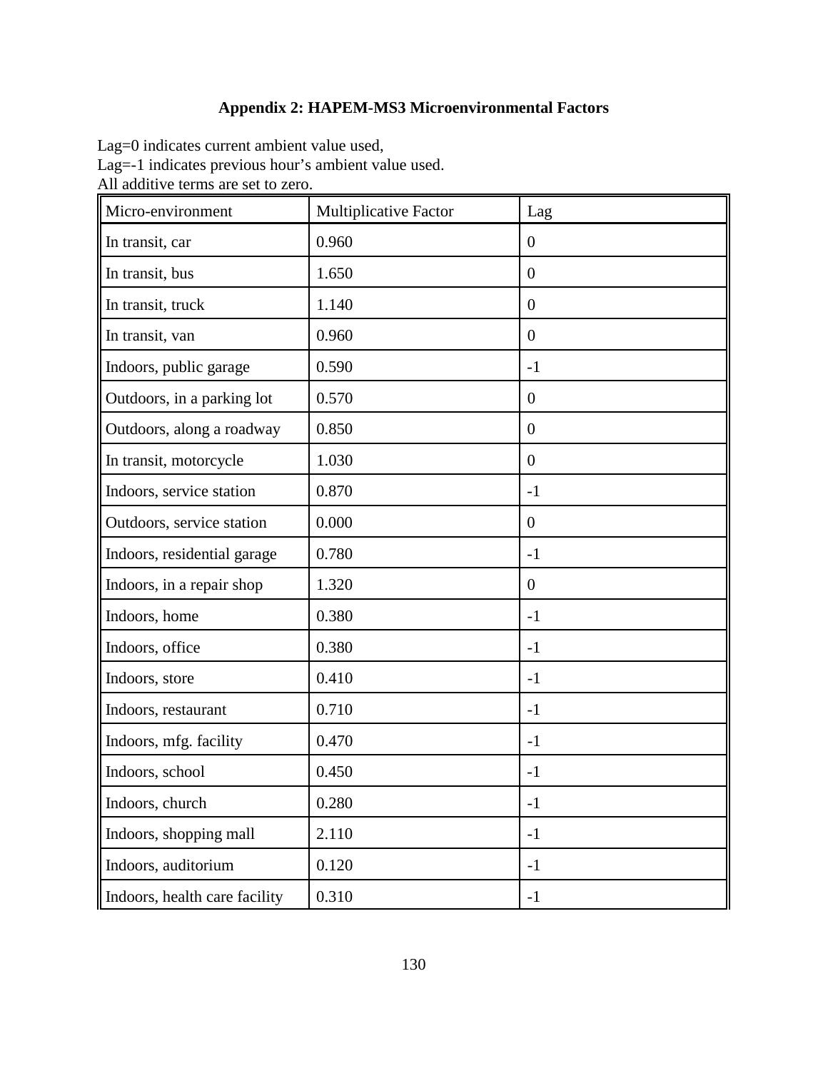## Appendix 2: HAPEM-MS3 Microenvironmental Factors

Lag=0 indicates current ambient value used,
Lag=-1 indicates previous hour's ambient value used.
All additive terms are set to zero.

| Micro-environment | Multiplicative Factor | Lag |
|---|---|---|
| In transit, car | 0.960 | 0 |
| In transit, bus | 1.650 | 0 |
| In transit, truck | 1.140 | 0 |
| In transit, van | 0.960 | 0 |
| Indoors, public garage | 0.590 | -1 |
| Outdoors, in a parking lot | 0.570 | 0 |
| Outdoors, along a roadway | 0.850 | 0 |
| In transit, motorcycle | 1.030 | 0 |
| Indoors, service station | 0.870 | -1 |
| Outdoors, service station | 0.000 | 0 |
| Indoors, residential garage | 0.780 | -1 |
| Indoors, in a repair shop | 1.320 | 0 |
| Indoors, home | 0.380 | -1 |
| Indoors, office | 0.380 | -1 |
| Indoors, store | 0.410 | -1 |
| Indoors, restaurant | 0.710 | -1 |
| Indoors, mfg. facility | 0.470 | -1 |
| Indoors, school | 0.450 | -1 |
| Indoors, church | 0.280 | -1 |
| Indoors, shopping mall | 2.110 | -1 |
| Indoors, auditorium | 0.120 | -1 |
| Indoors, health care facility | 0.310 | -1 |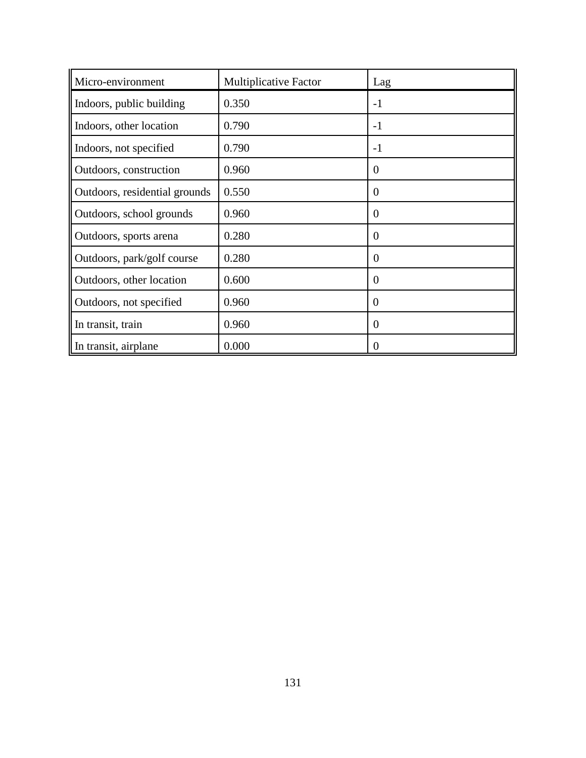| Micro-environment | Multiplicative Factor | Lag |
| --- | --- | --- |
| Indoors, public building | 0.350 | -1 |
| Indoors, other location | 0.790 | -1 |
| Indoors, not specified | 0.790 | -1 |
| Outdoors, construction | 0.960 | 0 |
| Outdoors, residential grounds | 0.550 | 0 |
| Outdoors, school grounds | 0.960 | 0 |
| Outdoors, sports arena | 0.280 | 0 |
| Outdoors, park/golf course | 0.280 | 0 |
| Outdoors, other location | 0.600 | 0 |
| Outdoors, not specified | 0.960 | 0 |
| In transit, train | 0.960 | 0 |
| In transit, airplane | 0.000 | 0 |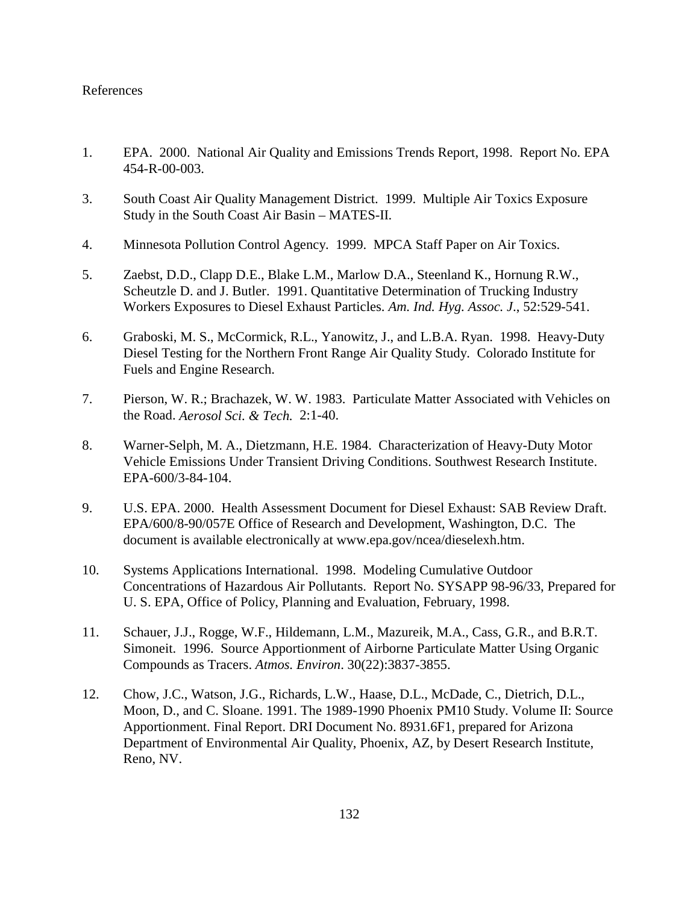References

1. EPA. 2000. National Air Quality and Emissions Trends Report, 1998. Report No. EPA 454-R-00-003.

3. South Coast Air Quality Management District. 1999. Multiple Air Toxics Exposure Study in the South Coast Air Basin – MATES-II.

4. Minnesota Pollution Control Agency. 1999. MPCA Staff Paper on Air Toxics.

5. Zaebst, D.D., Clapp D.E., Blake L.M., Marlow D.A., Steenland K., Hornung R.W., Scheutzle D. and J. Butler. 1991. Quantitative Determination of Trucking Industry Workers Exposures to Diesel Exhaust Particles. *Am. Ind. Hyg. Assoc. J.*, 52:529-541.

6. Graboski, M. S., McCormick, R.L., Yanowitz, J., and L.B.A. Ryan. 1998. Heavy-Duty Diesel Testing for the Northern Front Range Air Quality Study. Colorado Institute for Fuels and Engine Research.

7. Pierson, W. R.; Brachazek, W. W. 1983. Particulate Matter Associated with Vehicles on the Road. *Aerosol Sci. & Tech.* 2:1-40.

8. Warner-Selph, M. A., Dietzmann, H.E. 1984. Characterization of Heavy-Duty Motor Vehicle Emissions Under Transient Driving Conditions. Southwest Research Institute. EPA-600/3-84-104.

9. U.S. EPA. 2000. Health Assessment Document for Diesel Exhaust: SAB Review Draft. EPA/600/8-90/057E Office of Research and Development, Washington, D.C. The document is available electronically at www.epa.gov/ncea/dieselexh.htm.

10. Systems Applications International. 1998. Modeling Cumulative Outdoor Concentrations of Hazardous Air Pollutants. Report No. SYSAPP 98-96/33, Prepared for U. S. EPA, Office of Policy, Planning and Evaluation, February, 1998.

11. Schauer, J.J., Rogge, W.F., Hildemann, L.M., Mazureik, M.A., Cass, G.R., and B.R.T. Simoneit. 1996. Source Apportionment of Airborne Particulate Matter Using Organic Compounds as Tracers. *Atmos. Environ*. 30(22):3837-3855.

12. Chow, J.C., Watson, J.G., Richards, L.W., Haase, D.L., McDade, C., Dietrich, D.L., Moon, D., and C. Sloane. 1991. The 1989-1990 Phoenix PM10 Study. Volume II: Source Apportionment. Final Report. DRI Document No. 8931.6F1, prepared for Arizona Department of Environmental Air Quality, Phoenix, AZ, by Desert Research Institute, Reno, NV.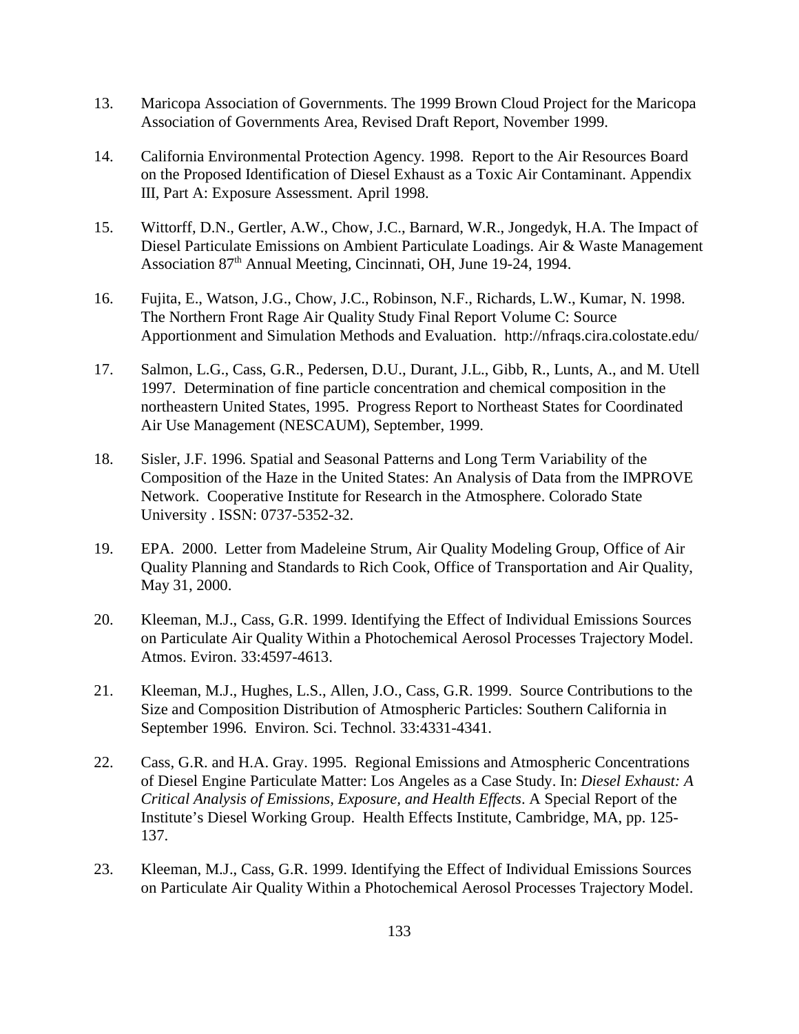13. Maricopa Association of Governments. The 1999 Brown Cloud Project for the Maricopa Association of Governments Area, Revised Draft Report, November 1999.

14. California Environmental Protection Agency. 1998. Report to the Air Resources Board on the Proposed Identification of Diesel Exhaust as a Toxic Air Contaminant. Appendix III, Part A: Exposure Assessment. April 1998.

15. Wittorff, D.N., Gertler, A.W., Chow, J.C., Barnard, W.R., Jongedyk, H.A. The Impact of Diesel Particulate Emissions on Ambient Particulate Loadings. Air & Waste Management Association 87th Annual Meeting, Cincinnati, OH, June 19-24, 1994.

16. Fujita, E., Watson, J.G., Chow, J.C., Robinson, N.F., Richards, L.W., Kumar, N. 1998. The Northern Front Rage Air Quality Study Final Report Volume C: Source Apportionment and Simulation Methods and Evaluation. http://nfraqs.cira.colostate.edu/

17. Salmon, L.G., Cass, G.R., Pedersen, D.U., Durant, J.L., Gibb, R., Lunts, A., and M. Utell 1997. Determination of fine particle concentration and chemical composition in the northeastern United States, 1995. Progress Report to Northeast States for Coordinated Air Use Management (NESCAUM), September, 1999.

18. Sisler, J.F. 1996. Spatial and Seasonal Patterns and Long Term Variability of the Composition of the Haze in the United States: An Analysis of Data from the IMPROVE Network. Cooperative Institute for Research in the Atmosphere. Colorado State University . ISSN: 0737-5352-32.

19. EPA. 2000. Letter from Madeleine Strum, Air Quality Modeling Group, Office of Air Quality Planning and Standards to Rich Cook, Office of Transportation and Air Quality, May 31, 2000.

20. Kleeman, M.J., Cass, G.R. 1999. Identifying the Effect of Individual Emissions Sources on Particulate Air Quality Within a Photochemical Aerosol Processes Trajectory Model. Atmos. Eviron. 33:4597-4613.

21. Kleeman, M.J., Hughes, L.S., Allen, J.O., Cass, G.R. 1999. Source Contributions to the Size and Composition Distribution of Atmospheric Particles: Southern California in September 1996. Environ. Sci. Technol. 33:4331-4341.

22. Cass, G.R. and H.A. Gray. 1995. Regional Emissions and Atmospheric Concentrations of Diesel Engine Particulate Matter: Los Angeles as a Case Study. In: *Diesel Exhaust: A Critical Analysis of Emissions, Exposure, and Health Effects*. A Special Report of the Institute's Diesel Working Group. Health Effects Institute, Cambridge, MA, pp. 125-137.

23. Kleeman, M.J., Cass, G.R. 1999. Identifying the Effect of Individual Emissions Sources on Particulate Air Quality Within a Photochemical Aerosol Processes Trajectory Model.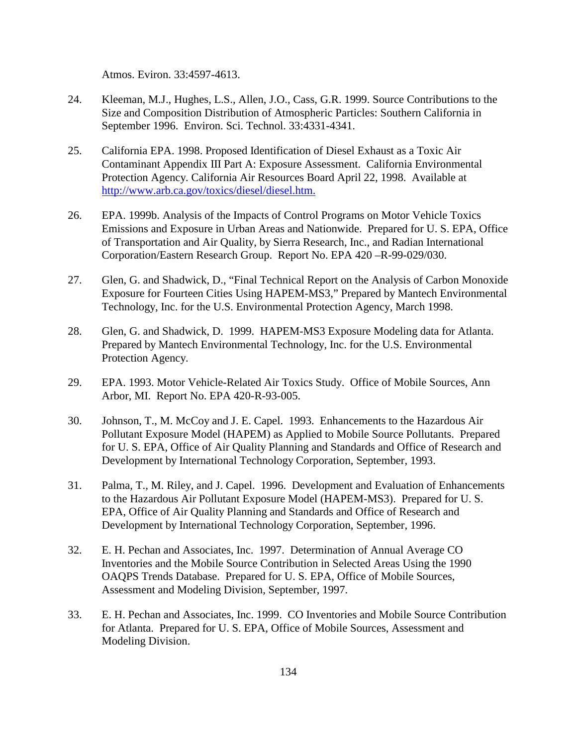Atmos. Eviron. 33:4597-4613.

24. Kleeman, M.J., Hughes, L.S., Allen, J.O., Cass, G.R. 1999. Source Contributions to the Size and Composition Distribution of Atmospheric Particles: Southern California in September 1996. Environ. Sci. Technol. 33:4331-4341.

25. California EPA. 1998. Proposed Identification of Diesel Exhaust as a Toxic Air Contaminant Appendix III Part A: Exposure Assessment. California Environmental Protection Agency. California Air Resources Board April 22, 1998. Available at http://www.arb.ca.gov/toxics/diesel/diesel.htm.

26. EPA. 1999b. Analysis of the Impacts of Control Programs on Motor Vehicle Toxics Emissions and Exposure in Urban Areas and Nationwide. Prepared for U. S. EPA, Office of Transportation and Air Quality, by Sierra Research, Inc., and Radian International Corporation/Eastern Research Group. Report No. EPA 420 –R-99-029/030.

27. Glen, G. and Shadwick, D., "Final Technical Report on the Analysis of Carbon Monoxide Exposure for Fourteen Cities Using HAPEM-MS3," Prepared by Mantech Environmental Technology, Inc. for the U.S. Environmental Protection Agency, March 1998.

28. Glen, G. and Shadwick, D. 1999. HAPEM-MS3 Exposure Modeling data for Atlanta. Prepared by Mantech Environmental Technology, Inc. for the U.S. Environmental Protection Agency.

29. EPA. 1993. Motor Vehicle-Related Air Toxics Study. Office of Mobile Sources, Ann Arbor, MI. Report No. EPA 420-R-93-005.

30. Johnson, T., M. McCoy and J. E. Capel. 1993. Enhancements to the Hazardous Air Pollutant Exposure Model (HAPEM) as Applied to Mobile Source Pollutants. Prepared for U. S. EPA, Office of Air Quality Planning and Standards and Office of Research and Development by International Technology Corporation, September, 1993.

31. Palma, T., M. Riley, and J. Capel. 1996. Development and Evaluation of Enhancements to the Hazardous Air Pollutant Exposure Model (HAPEM-MS3). Prepared for U. S. EPA, Office of Air Quality Planning and Standards and Office of Research and Development by International Technology Corporation, September, 1996.

32. E. H. Pechan and Associates, Inc. 1997. Determination of Annual Average CO Inventories and the Mobile Source Contribution in Selected Areas Using the 1990 OAQPS Trends Database. Prepared for U. S. EPA, Office of Mobile Sources, Assessment and Modeling Division, September, 1997.

33. E. H. Pechan and Associates, Inc. 1999. CO Inventories and Mobile Source Contribution for Atlanta. Prepared for U. S. EPA, Office of Mobile Sources, Assessment and Modeling Division.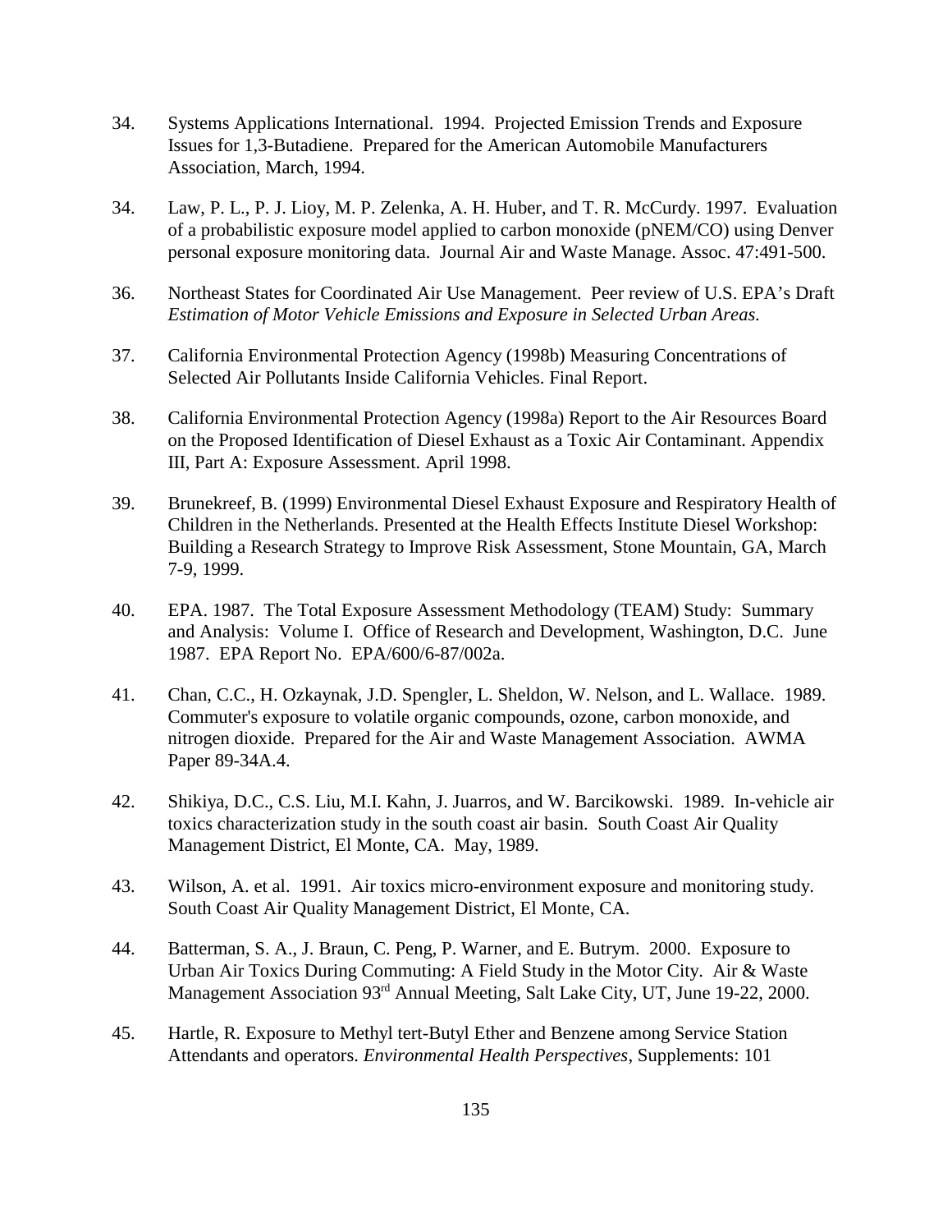34. Systems Applications International. 1994. Projected Emission Trends and Exposure Issues for 1,3-Butadiene. Prepared for the American Automobile Manufacturers Association, March, 1994.

34. Law, P. L., P. J. Lioy, M. P. Zelenka, A. H. Huber, and T. R. McCurdy. 1997. Evaluation of a probabilistic exposure model applied to carbon monoxide (pNEM/CO) using Denver personal exposure monitoring data. Journal Air and Waste Manage. Assoc. 47:491-500.

36. Northeast States for Coordinated Air Use Management. Peer review of U.S. EPA's Draft *Estimation of Motor Vehicle Emissions and Exposure in Selected Urban Areas.*

37. California Environmental Protection Agency (1998b) Measuring Concentrations of Selected Air Pollutants Inside California Vehicles. Final Report.

38. California Environmental Protection Agency (1998a) Report to the Air Resources Board on the Proposed Identification of Diesel Exhaust as a Toxic Air Contaminant. Appendix III, Part A: Exposure Assessment. April 1998.

39. Brunekreef, B. (1999) Environmental Diesel Exhaust Exposure and Respiratory Health of Children in the Netherlands. Presented at the Health Effects Institute Diesel Workshop: Building a Research Strategy to Improve Risk Assessment, Stone Mountain, GA, March 7-9, 1999.

40. EPA. 1987. The Total Exposure Assessment Methodology (TEAM) Study: Summary and Analysis: Volume I. Office of Research and Development, Washington, D.C. June 1987. EPA Report No. EPA/600/6-87/002a.

41. Chan, C.C., H. Ozkaynak, J.D. Spengler, L. Sheldon, W. Nelson, and L. Wallace. 1989. Commuter's exposure to volatile organic compounds, ozone, carbon monoxide, and nitrogen dioxide. Prepared for the Air and Waste Management Association. AWMA Paper 89-34A.4.

42. Shikiya, D.C., C.S. Liu, M.I. Kahn, J. Juarros, and W. Barcikowski. 1989. In-vehicle air toxics characterization study in the south coast air basin. South Coast Air Quality Management District, El Monte, CA. May, 1989.

43. Wilson, A. et al. 1991. Air toxics micro-environment exposure and monitoring study. South Coast Air Quality Management District, El Monte, CA.

44. Batterman, S. A., J. Braun, C. Peng, P. Warner, and E. Butrym. 2000. Exposure to Urban Air Toxics During Commuting: A Field Study in the Motor City. Air & Waste Management Association 93rd Annual Meeting, Salt Lake City, UT, June 19-22, 2000.

45. Hartle, R. Exposure to Methyl tert-Butyl Ether and Benzene among Service Station Attendants and operators. *Environmental Health Perspectives*, Supplements: 101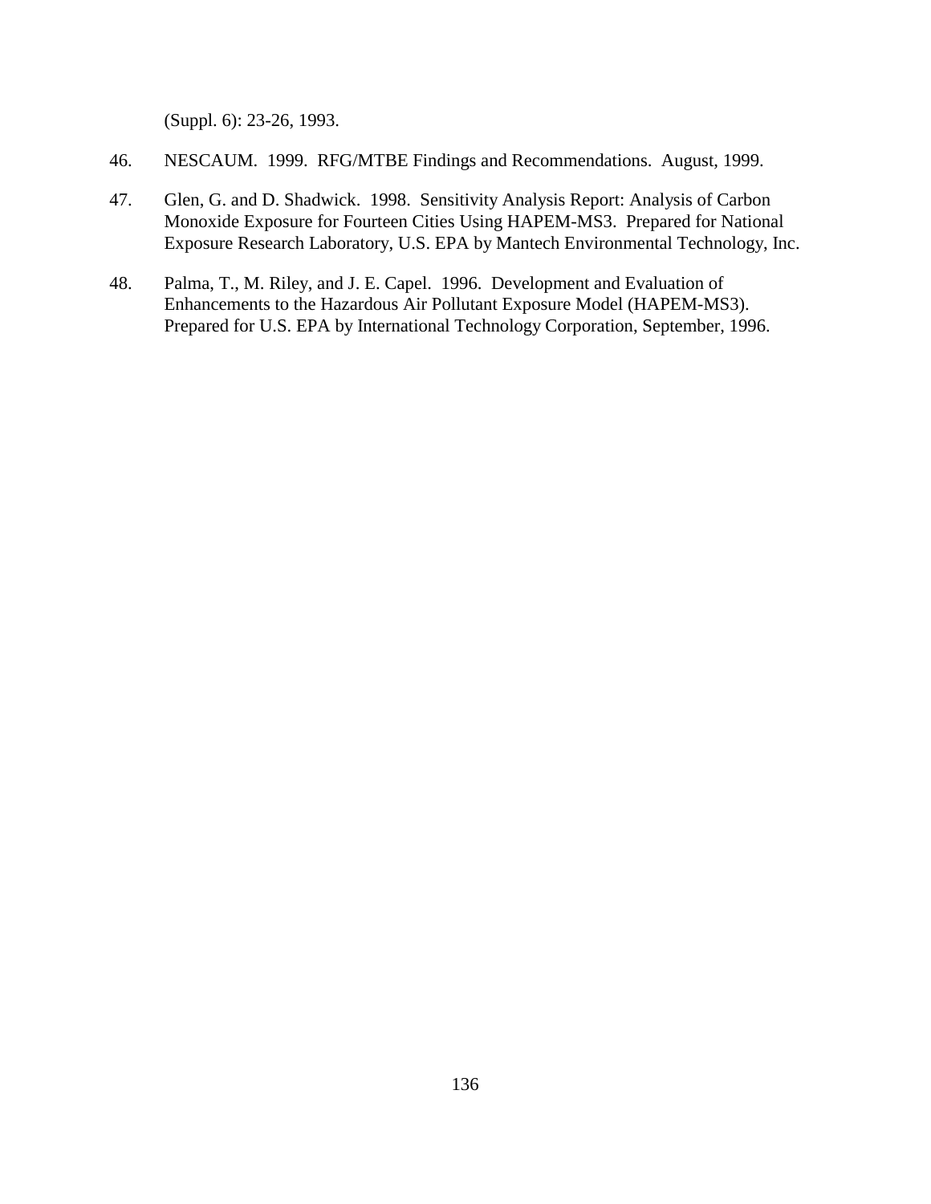(Suppl. 6): 23-26, 1993.

46. NESCAUM. 1999. RFG/MTBE Findings and Recommendations. August, 1999.

47. Glen, G. and D. Shadwick. 1998. Sensitivity Analysis Report: Analysis of Carbon Monoxide Exposure for Fourteen Cities Using HAPEM-MS3. Prepared for National Exposure Research Laboratory, U.S. EPA by Mantech Environmental Technology, Inc.

48. Palma, T., M. Riley, and J. E. Capel. 1996. Development and Evaluation of Enhancements to the Hazardous Air Pollutant Exposure Model (HAPEM-MS3). Prepared for U.S. EPA by International Technology Corporation, September, 1996.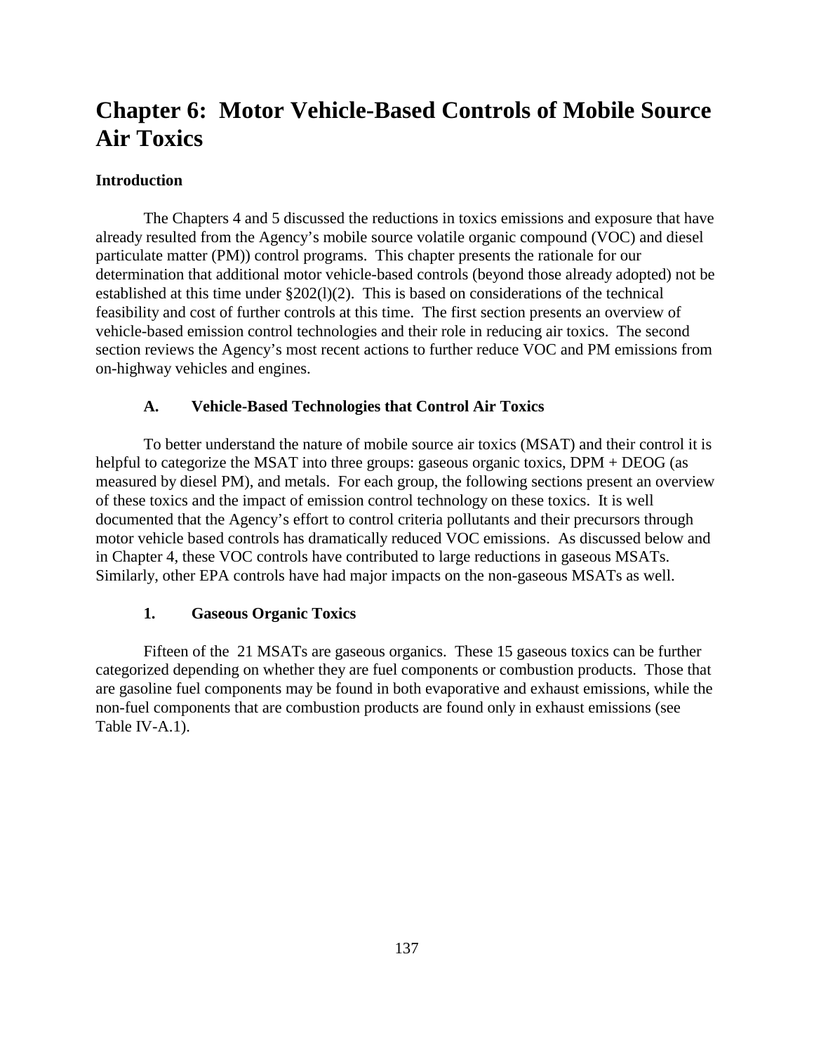# Chapter 6: Motor Vehicle-Based Controls of Mobile Source Air Toxics

**Introduction**

The Chapters 4 and 5 discussed the reductions in toxics emissions and exposure that have already resulted from the Agency's mobile source volatile organic compound (VOC) and diesel particulate matter (PM)) control programs. This chapter presents the rationale for our determination that additional motor vehicle-based controls (beyond those already adopted) not be established at this time under §202(l)(2). This is based on considerations of the technical feasibility and cost of further controls at this time. The first section presents an overview of vehicle-based emission control technologies and their role in reducing air toxics. The second section reviews the Agency's most recent actions to further reduce VOC and PM emissions from on-highway vehicles and engines.

## A. Vehicle-Based Technologies that Control Air Toxics

To better understand the nature of mobile source air toxics (MSAT) and their control it is helpful to categorize the MSAT into three groups: gaseous organic toxics, DPM + DEOG (as measured by diesel PM), and metals. For each group, the following sections present an overview of these toxics and the impact of emission control technology on these toxics. It is well documented that the Agency's effort to control criteria pollutants and their precursors through motor vehicle based controls has dramatically reduced VOC emissions. As discussed below and in Chapter 4, these VOC controls have contributed to large reductions in gaseous MSATs. Similarly, other EPA controls have had major impacts on the non-gaseous MSATs as well.

### 1. Gaseous Organic Toxics

Fifteen of the 21 MSATs are gaseous organics. These 15 gaseous toxics can be further categorized depending on whether they are fuel components or combustion products. Those that are gasoline fuel components may be found in both evaporative and exhaust emissions, while the non-fuel components that are combustion products are found only in exhaust emissions (see Table IV-A.1).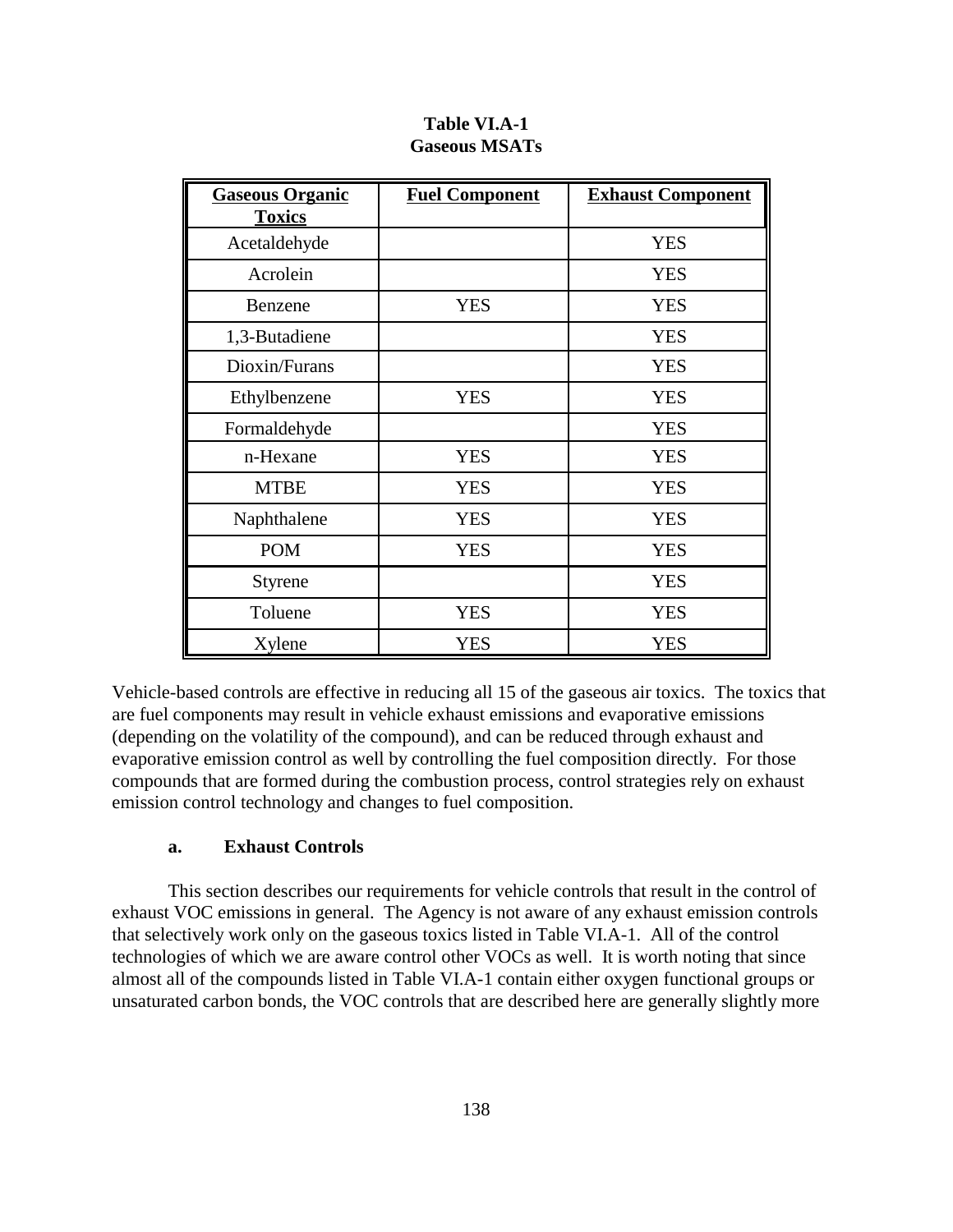**Table VI.A-1**
**Gaseous MSATs**

| Gaseous Organic Toxics | Fuel Component | Exhaust Component |
|---|---|---|
| Acetaldehyde | | YES |
| Acrolein | | YES |
| Benzene | YES | YES |
| 1,3-Butadiene | | YES |
| Dioxin/Furans | | YES |
| Ethylbenzene | YES | YES |
| Formaldehyde | | YES |
| n-Hexane | YES | YES |
| MTBE | YES | YES |
| Naphthalene | YES | YES |
| POM | YES | YES |
| Styrene | | YES |
| Toluene | YES | YES |
| Xylene | YES | YES |

Vehicle-based controls are effective in reducing all 15 of the gaseous air toxics. The toxics that are fuel components may result in vehicle exhaust emissions and evaporative emissions (depending on the volatility of the compound), and can be reduced through exhaust and evaporative emission control as well by controlling the fuel composition directly. For those compounds that are formed during the combustion process, control strategies rely on exhaust emission control technology and changes to fuel composition.

#### a. Exhaust Controls

This section describes our requirements for vehicle controls that result in the control of exhaust VOC emissions in general. The Agency is not aware of any exhaust emission controls that selectively work only on the gaseous toxics listed in Table VI.A-1. All of the control technologies of which we are aware control other VOCs as well. It is worth noting that since almost all of the compounds listed in Table VI.A-1 contain either oxygen functional groups or unsaturated carbon bonds, the VOC controls that are described here are generally slightly more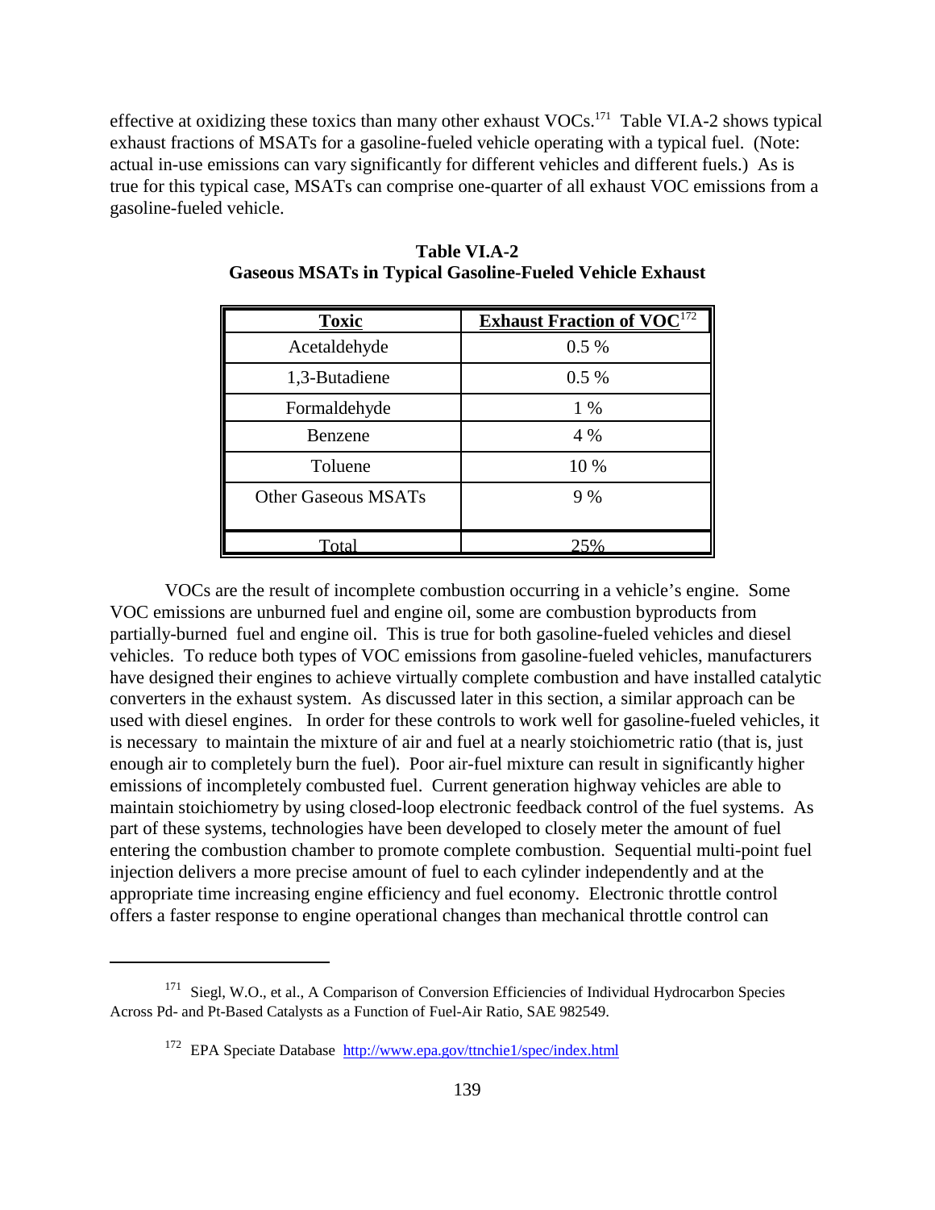effective at oxidizing these toxics than many other exhaust VOCs.[171] Table VI.A-2 shows typical exhaust fractions of MSATs for a gasoline-fueled vehicle operating with a typical fuel. (Note: actual in-use emissions can vary significantly for different vehicles and different fuels.) As is true for this typical case, MSATs can comprise one-quarter of all exhaust VOC emissions from a gasoline-fueled vehicle.

**Table VI.A-2**
**Gaseous MSATs in Typical Gasoline-Fueled Vehicle Exhaust**

| Toxic | Exhaust Fraction of VOC[172] |
|---|---|
| Acetaldehyde | 0.5 % |
| 1,3-Butadiene | 0.5 % |
| Formaldehyde | 1 % |
| Benzene | 4 % |
| Toluene | 10 % |
| Other Gaseous MSATs | 9 % |
| Total | 25% |

VOCs are the result of incomplete combustion occurring in a vehicle's engine. Some VOC emissions are unburned fuel and engine oil, some are combustion byproducts from partially-burned fuel and engine oil. This is true for both gasoline-fueled vehicles and diesel vehicles. To reduce both types of VOC emissions from gasoline-fueled vehicles, manufacturers have designed their engines to achieve virtually complete combustion and have installed catalytic converters in the exhaust system. As discussed later in this section, a similar approach can be used with diesel engines. In order for these controls to work well for gasoline-fueled vehicles, it is necessary to maintain the mixture of air and fuel at a nearly stoichiometric ratio (that is, just enough air to completely burn the fuel). Poor air-fuel mixture can result in significantly higher emissions of incompletely combusted fuel. Current generation highway vehicles are able to maintain stoichiometry by using closed-loop electronic feedback control of the fuel systems. As part of these systems, technologies have been developed to closely meter the amount of fuel entering the combustion chamber to promote complete combustion. Sequential multi-point fuel injection delivers a more precise amount of fuel to each cylinder independently and at the appropriate time increasing engine efficiency and fuel economy. Electronic throttle control offers a faster response to engine operational changes than mechanical throttle control can

---

[171] Siegl, W.O., et al., A Comparison of Conversion Efficiencies of Individual Hydrocarbon Species Across Pd- and Pt-Based Catalysts as a Function of Fuel-Air Ratio, SAE 982549.

[172] EPA Speciate Database http://www.epa.gov/ttnchie1/spec/index.html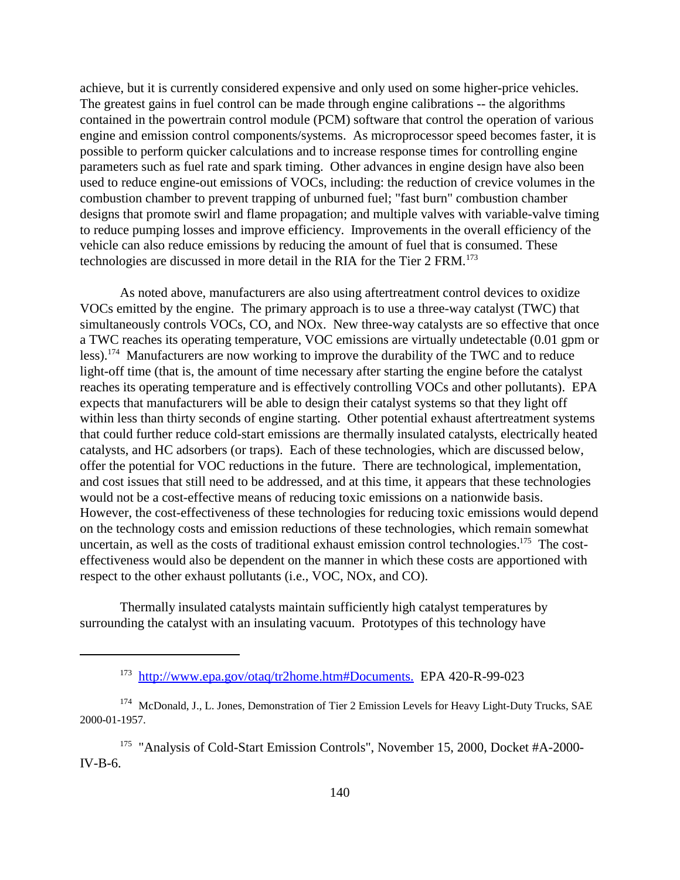achieve, but it is currently considered expensive and only used on some higher-price vehicles. The greatest gains in fuel control can be made through engine calibrations -- the algorithms contained in the powertrain control module (PCM) software that control the operation of various engine and emission control components/systems. As microprocessor speed becomes faster, it is possible to perform quicker calculations and to increase response times for controlling engine parameters such as fuel rate and spark timing. Other advances in engine design have also been used to reduce engine-out emissions of VOCs, including: the reduction of crevice volumes in the combustion chamber to prevent trapping of unburned fuel; "fast burn" combustion chamber designs that promote swirl and flame propagation; and multiple valves with variable-valve timing to reduce pumping losses and improve efficiency. Improvements in the overall efficiency of the vehicle can also reduce emissions by reducing the amount of fuel that is consumed. These technologies are discussed in more detail in the RIA for the Tier 2 FRM.[173]

As noted above, manufacturers are also using aftertreatment control devices to oxidize VOCs emitted by the engine. The primary approach is to use a three-way catalyst (TWC) that simultaneously controls VOCs, CO, and NOx. New three-way catalysts are so effective that once a TWC reaches its operating temperature, VOC emissions are virtually undetectable (0.01 gpm or less).[174] Manufacturers are now working to improve the durability of the TWC and to reduce light-off time (that is, the amount of time necessary after starting the engine before the catalyst reaches its operating temperature and is effectively controlling VOCs and other pollutants). EPA expects that manufacturers will be able to design their catalyst systems so that they light off within less than thirty seconds of engine starting. Other potential exhaust aftertreatment systems that could further reduce cold-start emissions are thermally insulated catalysts, electrically heated catalysts, and HC adsorbers (or traps). Each of these technologies, which are discussed below, offer the potential for VOC reductions in the future. There are technological, implementation, and cost issues that still need to be addressed, and at this time, it appears that these technologies would not be a cost-effective means of reducing toxic emissions on a nationwide basis. However, the cost-effectiveness of these technologies for reducing toxic emissions would depend on the technology costs and emission reductions of these technologies, which remain somewhat uncertain, as well as the costs of traditional exhaust emission control technologies.[175] The cost-effectiveness would also be dependent on the manner in which these costs are apportioned with respect to the other exhaust pollutants (i.e., VOC, NOx, and CO).

Thermally insulated catalysts maintain sufficiently high catalyst temperatures by surrounding the catalyst with an insulating vacuum. Prototypes of this technology have

---

[173] http://www.epa.gov/otaq/tr2home.htm#Documents. EPA 420-R-99-023

[174] McDonald, J., L. Jones, Demonstration of Tier 2 Emission Levels for Heavy Light-Duty Trucks, SAE 2000-01-1957.

[175] "Analysis of Cold-Start Emission Controls", November 15, 2000, Docket #A-2000-IV-B-6.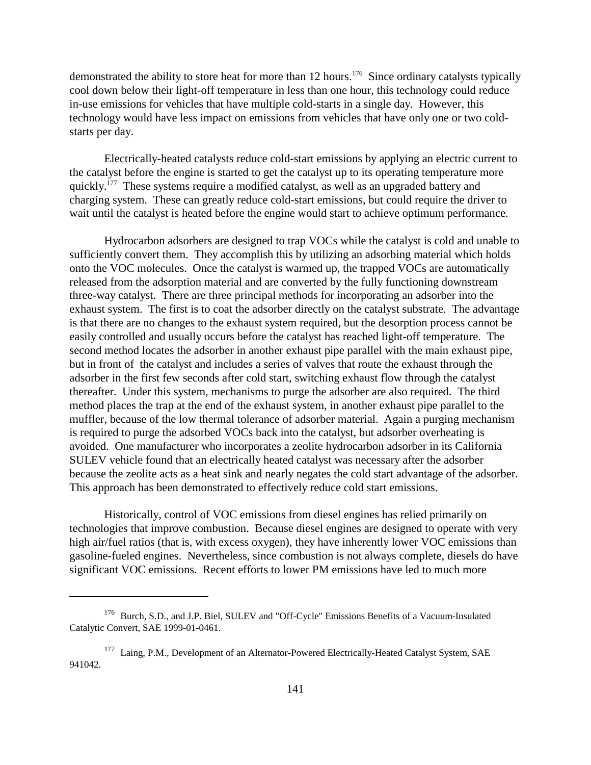demonstrated the ability to store heat for more than 12 hours.[176] Since ordinary catalysts typically cool down below their light-off temperature in less than one hour, this technology could reduce in-use emissions for vehicles that have multiple cold-starts in a single day. However, this technology would have less impact on emissions from vehicles that have only one or two cold-starts per day.

Electrically-heated catalysts reduce cold-start emissions by applying an electric current to the catalyst before the engine is started to get the catalyst up to its operating temperature more quickly.[177] These systems require a modified catalyst, as well as an upgraded battery and charging system. These can greatly reduce cold-start emissions, but could require the driver to wait until the catalyst is heated before the engine would start to achieve optimum performance.

Hydrocarbon adsorbers are designed to trap VOCs while the catalyst is cold and unable to sufficiently convert them. They accomplish this by utilizing an adsorbing material which holds onto the VOC molecules. Once the catalyst is warmed up, the trapped VOCs are automatically released from the adsorption material and are converted by the fully functioning downstream three-way catalyst. There are three principal methods for incorporating an adsorber into the exhaust system. The first is to coat the adsorber directly on the catalyst substrate. The advantage is that there are no changes to the exhaust system required, but the desorption process cannot be easily controlled and usually occurs before the catalyst has reached light-off temperature. The second method locates the adsorber in another exhaust pipe parallel with the main exhaust pipe, but in front of the catalyst and includes a series of valves that route the exhaust through the adsorber in the first few seconds after cold start, switching exhaust flow through the catalyst thereafter. Under this system, mechanisms to purge the adsorber are also required. The third method places the trap at the end of the exhaust system, in another exhaust pipe parallel to the muffler, because of the low thermal tolerance of adsorber material. Again a purging mechanism is required to purge the adsorbed VOCs back into the catalyst, but adsorber overheating is avoided. One manufacturer who incorporates a zeolite hydrocarbon adsorber in its California SULEV vehicle found that an electrically heated catalyst was necessary after the adsorber because the zeolite acts as a heat sink and nearly negates the cold start advantage of the adsorber. This approach has been demonstrated to effectively reduce cold start emissions.

Historically, control of VOC emissions from diesel engines has relied primarily on technologies that improve combustion. Because diesel engines are designed to operate with very high air/fuel ratios (that is, with excess oxygen), they have inherently lower VOC emissions than gasoline-fueled engines. Nevertheless, since combustion is not always complete, diesels do have significant VOC emissions. Recent efforts to lower PM emissions have led to much more

---

[176] Burch, S.D., and J.P. Biel, SULEV and "Off-Cycle" Emissions Benefits of a Vacuum-Insulated Catalytic Convert, SAE 1999-01-0461.

[177] Laing, P.M., Development of an Alternator-Powered Electrically-Heated Catalyst System, SAE 941042.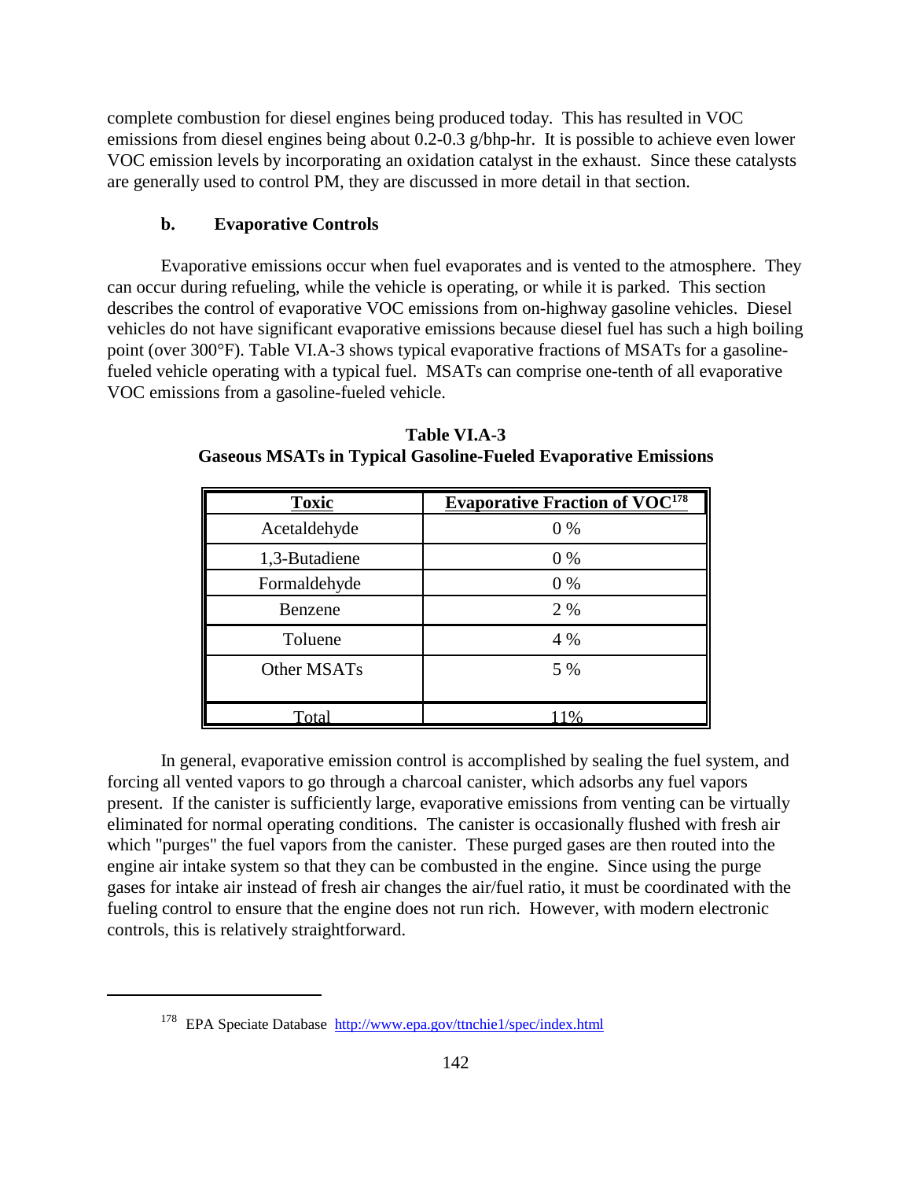complete combustion for diesel engines being produced today. This has resulted in VOC emissions from diesel engines being about 0.2-0.3 g/bhp-hr. It is possible to achieve even lower VOC emission levels by incorporating an oxidation catalyst in the exhaust. Since these catalysts are generally used to control PM, they are discussed in more detail in that section.

#### b. Evaporative Controls

Evaporative emissions occur when fuel evaporates and is vented to the atmosphere. They can occur during refueling, while the vehicle is operating, or while it is parked. This section describes the control of evaporative VOC emissions from on-highway gasoline vehicles. Diesel vehicles do not have significant evaporative emissions because diesel fuel has such a high boiling point (over 300°F). Table VI.A-3 shows typical evaporative fractions of MSATs for a gasoline-fueled vehicle operating with a typical fuel. MSATs can comprise one-tenth of all evaporative VOC emissions from a gasoline-fueled vehicle.

**Table VI.A-3**
**Gaseous MSATs in Typical Gasoline-Fueled Evaporative Emissions**

| Toxic | Evaporative Fraction of VOC[178] |
|---|---|
| Acetaldehyde | 0 % |
| 1,3-Butadiene | 0 % |
| Formaldehyde | 0 % |
| Benzene | 2 % |
| Toluene | 4 % |
| Other MSATs | 5 % |
| Total | 11% |

In general, evaporative emission control is accomplished by sealing the fuel system, and forcing all vented vapors to go through a charcoal canister, which adsorbs any fuel vapors present. If the canister is sufficiently large, evaporative emissions from venting can be virtually eliminated for normal operating conditions. The canister is occasionally flushed with fresh air which "purges" the fuel vapors from the canister. These purged gases are then routed into the engine air intake system so that they can be combusted in the engine. Since using the purge gases for intake air instead of fresh air changes the air/fuel ratio, it must be coordinated with the fueling control to ensure that the engine does not run rich. However, with modern electronic controls, this is relatively straightforward.

---

[178] EPA Speciate Database http://www.epa.gov/ttnchie1/spec/index.html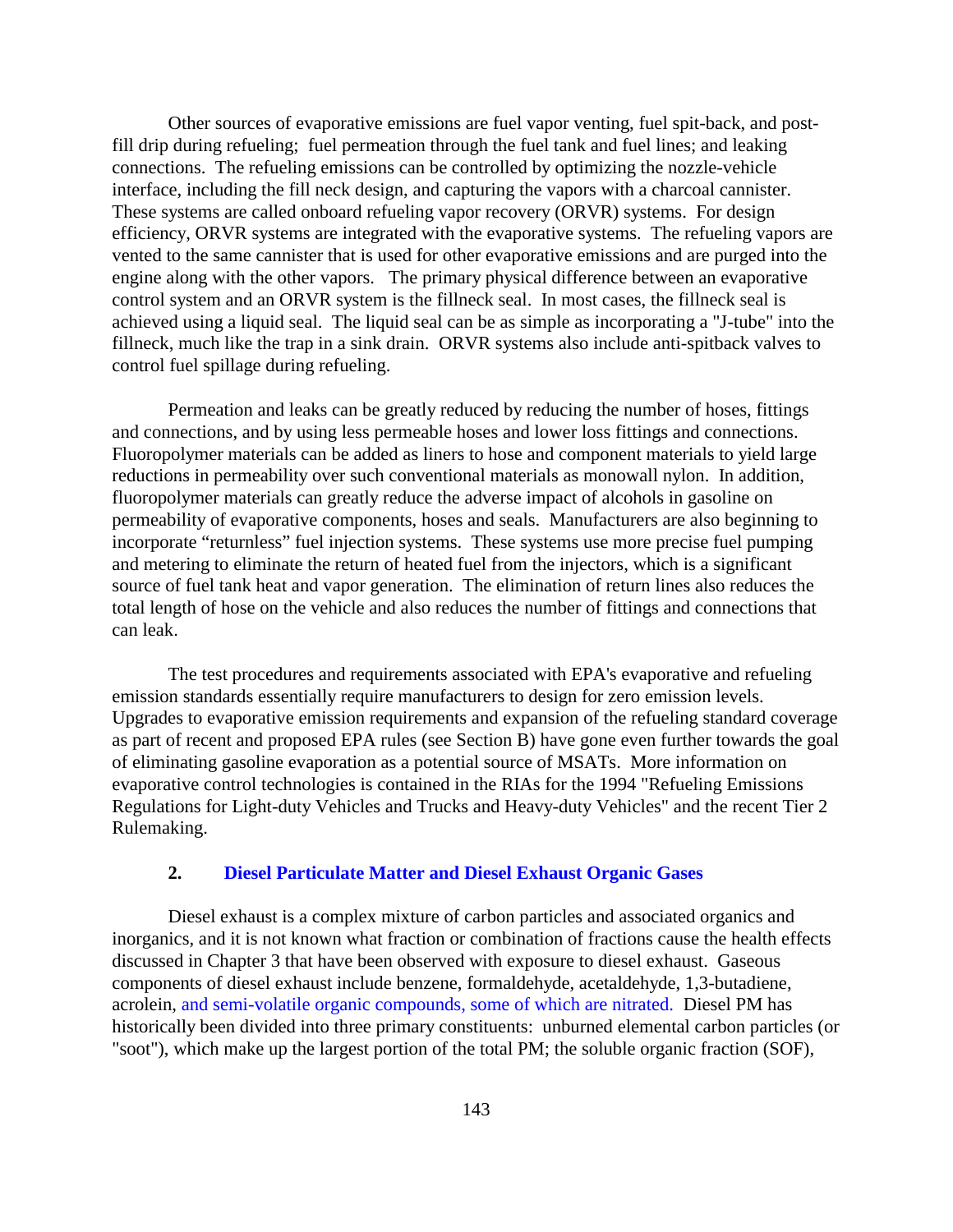Other sources of evaporative emissions are fuel vapor venting, fuel spit-back, and post-fill drip during refueling; fuel permeation through the fuel tank and fuel lines; and leaking connections. The refueling emissions can be controlled by optimizing the nozzle-vehicle interface, including the fill neck design, and capturing the vapors with a charcoal cannister. These systems are called onboard refueling vapor recovery (ORVR) systems. For design efficiency, ORVR systems are integrated with the evaporative systems. The refueling vapors are vented to the same cannister that is used for other evaporative emissions and are purged into the engine along with the other vapors. The primary physical difference between an evaporative control system and an ORVR system is the fillneck seal. In most cases, the fillneck seal is achieved using a liquid seal. The liquid seal can be as simple as incorporating a "J-tube" into the fillneck, much like the trap in a sink drain. ORVR systems also include anti-spitback valves to control fuel spillage during refueling.

Permeation and leaks can be greatly reduced by reducing the number of hoses, fittings and connections, and by using less permeable hoses and lower loss fittings and connections. Fluoropolymer materials can be added as liners to hose and component materials to yield large reductions in permeability over such conventional materials as monowall nylon. In addition, fluoropolymer materials can greatly reduce the adverse impact of alcohols in gasoline on permeability of evaporative components, hoses and seals. Manufacturers are also beginning to incorporate "returnless" fuel injection systems. These systems use more precise fuel pumping and metering to eliminate the return of heated fuel from the injectors, which is a significant source of fuel tank heat and vapor generation. The elimination of return lines also reduces the total length of hose on the vehicle and also reduces the number of fittings and connections that can leak.

The test procedures and requirements associated with EPA's evaporative and refueling emission standards essentially require manufacturers to design for zero emission levels. Upgrades to evaporative emission requirements and expansion of the refueling standard coverage as part of recent and proposed EPA rules (see Section B) have gone even further towards the goal of eliminating gasoline evaporation as a potential source of MSATs. More information on evaporative control technologies is contained in the RIAs for the 1994 "Refueling Emissions Regulations for Light-duty Vehicles and Trucks and Heavy-duty Vehicles" and the recent Tier 2 Rulemaking.

### 2. Diesel Particulate Matter and Diesel Exhaust Organic Gases

Diesel exhaust is a complex mixture of carbon particles and associated organics and inorganics, and it is not known what fraction or combination of fractions cause the health effects discussed in Chapter 3 that have been observed with exposure to diesel exhaust. Gaseous components of diesel exhaust include benzene, formaldehyde, acetaldehyde, 1,3-butadiene, acrolein, and semi-volatile organic compounds, some of which are nitrated. Diesel PM has historically been divided into three primary constituents: unburned elemental carbon particles (or "soot"), which make up the largest portion of the total PM; the soluble organic fraction (SOF),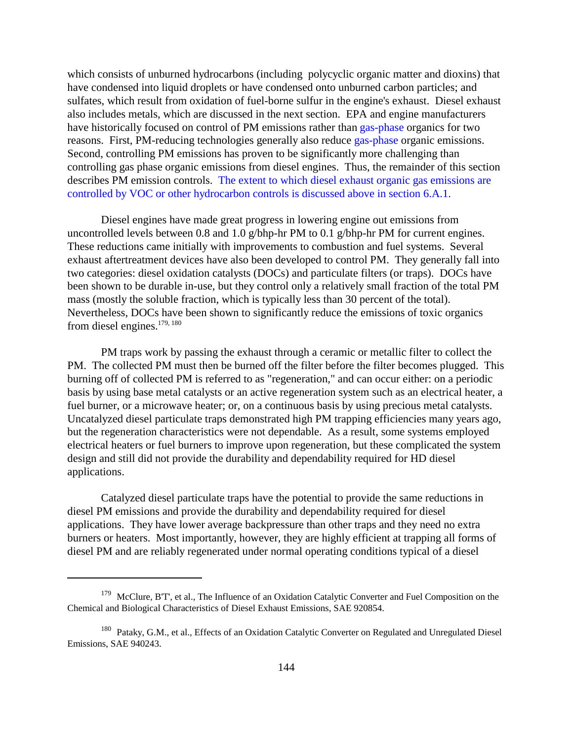which consists of unburned hydrocarbons (including polycyclic organic matter and dioxins) that have condensed into liquid droplets or have condensed onto unburned carbon particles; and sulfates, which result from oxidation of fuel-borne sulfur in the engine's exhaust. Diesel exhaust also includes metals, which are discussed in the next section. EPA and engine manufacturers have historically focused on control of PM emissions rather than gas-phase organics for two reasons. First, PM-reducing technologies generally also reduce gas-phase organic emissions. Second, controlling PM emissions has proven to be significantly more challenging than controlling gas phase organic emissions from diesel engines. Thus, the remainder of this section describes PM emission controls. The extent to which diesel exhaust organic gas emissions are controlled by VOC or other hydrocarbon controls is discussed above in section 6.A.1.

Diesel engines have made great progress in lowering engine out emissions from uncontrolled levels between 0.8 and 1.0 g/bhp-hr PM to 0.1 g/bhp-hr PM for current engines. These reductions came initially with improvements to combustion and fuel systems. Several exhaust aftertreatment devices have also been developed to control PM. They generally fall into two categories: diesel oxidation catalysts (DOCs) and particulate filters (or traps). DOCs have been shown to be durable in-use, but they control only a relatively small fraction of the total PM mass (mostly the soluble fraction, which is typically less than 30 percent of the total). Nevertheless, DOCs have been shown to significantly reduce the emissions of toxic organics from diesel engines.[179, 180]

PM traps work by passing the exhaust through a ceramic or metallic filter to collect the PM. The collected PM must then be burned off the filter before the filter becomes plugged. This burning off of collected PM is referred to as "regeneration," and can occur either: on a periodic basis by using base metal catalysts or an active regeneration system such as an electrical heater, a fuel burner, or a microwave heater; or, on a continuous basis by using precious metal catalysts. Uncatalyzed diesel particulate traps demonstrated high PM trapping efficiencies many years ago, but the regeneration characteristics were not dependable. As a result, some systems employed electrical heaters or fuel burners to improve upon regeneration, but these complicated the system design and still did not provide the durability and dependability required for HD diesel applications.

Catalyzed diesel particulate traps have the potential to provide the same reductions in diesel PM emissions and provide the durability and dependability required for diesel applications. They have lower average backpressure than other traps and they need no extra burners or heaters. Most importantly, however, they are highly efficient at trapping all forms of diesel PM and are reliably regenerated under normal operating conditions typical of a diesel

---

[179] McClure, B'T', et al., The Influence of an Oxidation Catalytic Converter and Fuel Composition on the Chemical and Biological Characteristics of Diesel Exhaust Emissions, SAE 920854.

[180] Pataky, G.M., et al., Effects of an Oxidation Catalytic Converter on Regulated and Unregulated Diesel Emissions, SAE 940243.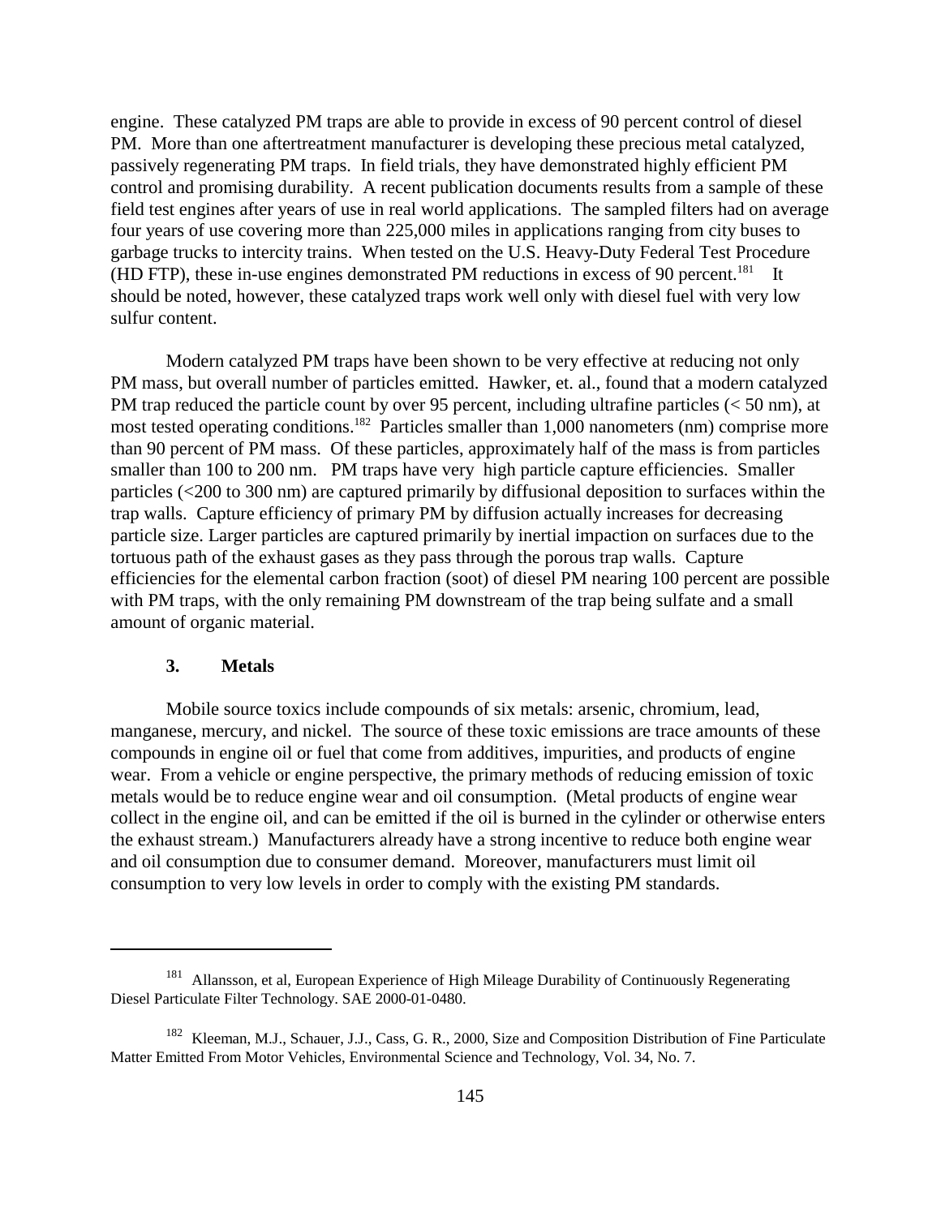engine. These catalyzed PM traps are able to provide in excess of 90 percent control of diesel PM. More than one aftertreatment manufacturer is developing these precious metal catalyzed, passively regenerating PM traps. In field trials, they have demonstrated highly efficient PM control and promising durability. A recent publication documents results from a sample of these field test engines after years of use in real world applications. The sampled filters had on average four years of use covering more than 225,000 miles in applications ranging from city buses to garbage trucks to intercity trains. When tested on the U.S. Heavy-Duty Federal Test Procedure (HD FTP), these in-use engines demonstrated PM reductions in excess of 90 percent.[181] It should be noted, however, these catalyzed traps work well only with diesel fuel with very low sulfur content.

Modern catalyzed PM traps have been shown to be very effective at reducing not only PM mass, but overall number of particles emitted. Hawker, et. al., found that a modern catalyzed PM trap reduced the particle count by over 95 percent, including ultrafine particles (< 50 nm), at most tested operating conditions.[182] Particles smaller than 1,000 nanometers (nm) comprise more than 90 percent of PM mass. Of these particles, approximately half of the mass is from particles smaller than 100 to 200 nm. PM traps have very high particle capture efficiencies. Smaller particles (<200 to 300 nm) are captured primarily by diffusional deposition to surfaces within the trap walls. Capture efficiency of primary PM by diffusion actually increases for decreasing particle size. Larger particles are captured primarily by inertial impaction on surfaces due to the tortuous path of the exhaust gases as they pass through the porous trap walls. Capture efficiencies for the elemental carbon fraction (soot) of diesel PM nearing 100 percent are possible with PM traps, with the only remaining PM downstream of the trap being sulfate and a small amount of organic material.

### 3. Metals

Mobile source toxics include compounds of six metals: arsenic, chromium, lead, manganese, mercury, and nickel. The source of these toxic emissions are trace amounts of these compounds in engine oil or fuel that come from additives, impurities, and products of engine wear. From a vehicle or engine perspective, the primary methods of reducing emission of toxic metals would be to reduce engine wear and oil consumption. (Metal products of engine wear collect in the engine oil, and can be emitted if the oil is burned in the cylinder or otherwise enters the exhaust stream.) Manufacturers already have a strong incentive to reduce both engine wear and oil consumption due to consumer demand. Moreover, manufacturers must limit oil consumption to very low levels in order to comply with the existing PM standards.

---

[181] Allansson, et al, European Experience of High Mileage Durability of Continuously Regenerating Diesel Particulate Filter Technology. SAE 2000-01-0480.

[182] Kleeman, M.J., Schauer, J.J., Cass, G. R., 2000, Size and Composition Distribution of Fine Particulate Matter Emitted From Motor Vehicles, Environmental Science and Technology, Vol. 34, No. 7.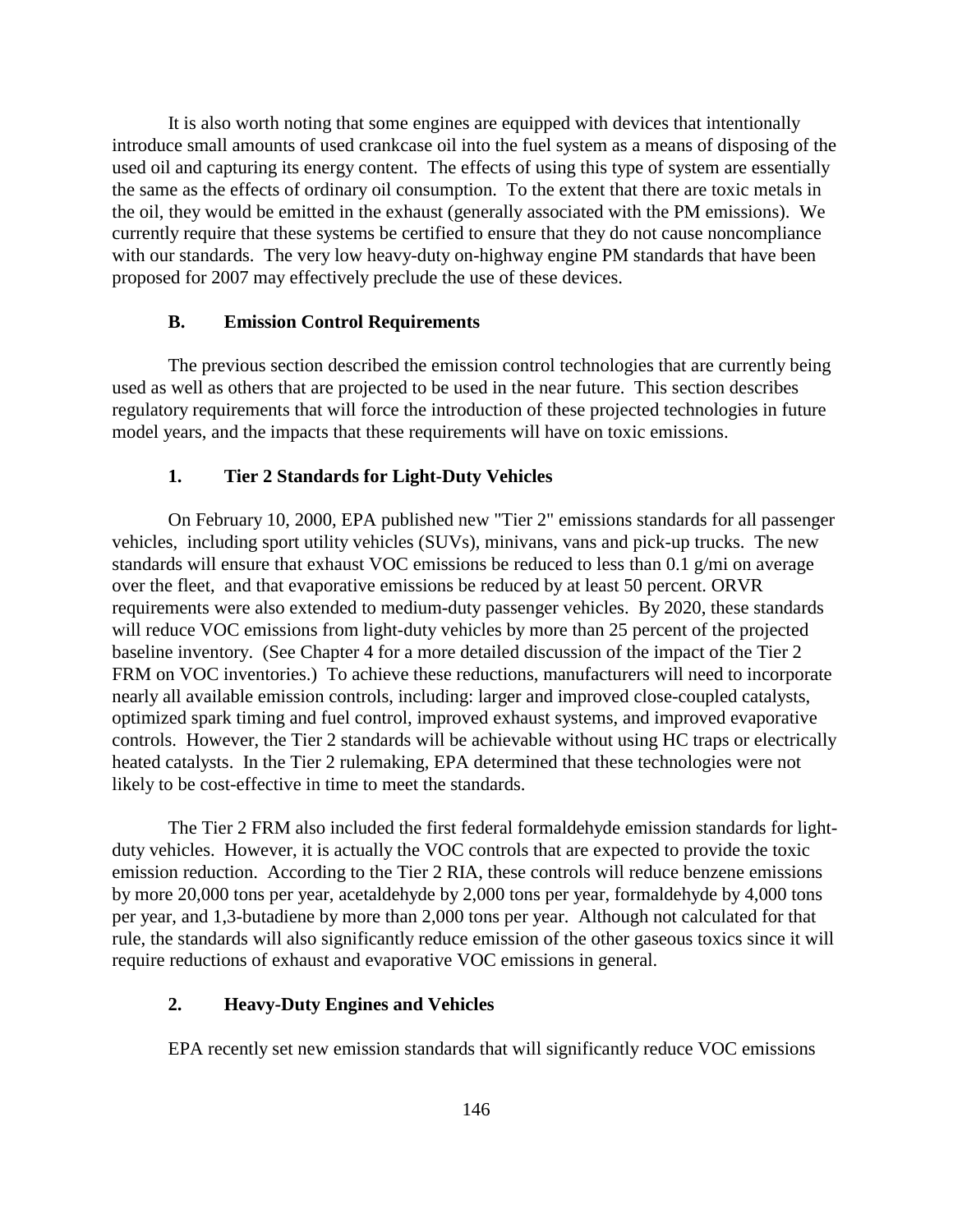It is also worth noting that some engines are equipped with devices that intentionally introduce small amounts of used crankcase oil into the fuel system as a means of disposing of the used oil and capturing its energy content. The effects of using this type of system are essentially the same as the effects of ordinary oil consumption. To the extent that there are toxic metals in the oil, they would be emitted in the exhaust (generally associated with the PM emissions). We currently require that these systems be certified to ensure that they do not cause noncompliance with our standards. The very low heavy-duty on-highway engine PM standards that have been proposed for 2007 may effectively preclude the use of these devices.

### B. Emission Control Requirements

The previous section described the emission control technologies that are currently being used as well as others that are projected to be used in the near future. This section describes regulatory requirements that will force the introduction of these projected technologies in future model years, and the impacts that these requirements will have on toxic emissions.

#### 1. Tier 2 Standards for Light-Duty Vehicles

On February 10, 2000, EPA published new "Tier 2" emissions standards for all passenger vehicles, including sport utility vehicles (SUVs), minivans, vans and pick-up trucks. The new standards will ensure that exhaust VOC emissions be reduced to less than 0.1 g/mi on average over the fleet, and that evaporative emissions be reduced by at least 50 percent. ORVR requirements were also extended to medium-duty passenger vehicles. By 2020, these standards will reduce VOC emissions from light-duty vehicles by more than 25 percent of the projected baseline inventory. (See Chapter 4 for a more detailed discussion of the impact of the Tier 2 FRM on VOC inventories.) To achieve these reductions, manufacturers will need to incorporate nearly all available emission controls, including: larger and improved close-coupled catalysts, optimized spark timing and fuel control, improved exhaust systems, and improved evaporative controls. However, the Tier 2 standards will be achievable without using HC traps or electrically heated catalysts. In the Tier 2 rulemaking, EPA determined that these technologies were not likely to be cost-effective in time to meet the standards.

The Tier 2 FRM also included the first federal formaldehyde emission standards for light-duty vehicles. However, it is actually the VOC controls that are expected to provide the toxic emission reduction. According to the Tier 2 RIA, these controls will reduce benzene emissions by more 20,000 tons per year, acetaldehyde by 2,000 tons per year, formaldehyde by 4,000 tons per year, and 1,3-butadiene by more than 2,000 tons per year. Although not calculated for that rule, the standards will also significantly reduce emission of the other gaseous toxics since it will require reductions of exhaust and evaporative VOC emissions in general.

#### 2. Heavy-Duty Engines and Vehicles

EPA recently set new emission standards that will significantly reduce VOC emissions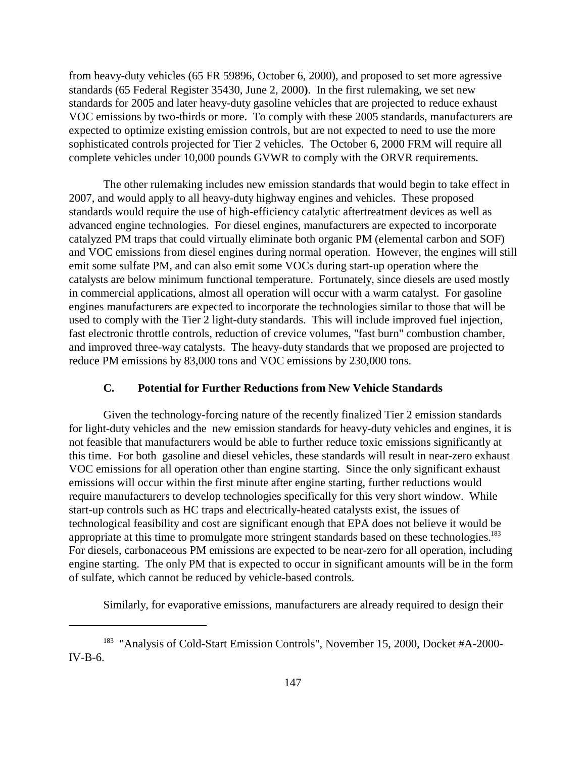from heavy-duty vehicles (65 FR 59896, October 6, 2000), and proposed to set more agressive standards (65 Federal Register 35430, June 2, 2000**)**. In the first rulemaking, we set new standards for 2005 and later heavy-duty gasoline vehicles that are projected to reduce exhaust VOC emissions by two-thirds or more. To comply with these 2005 standards, manufacturers are expected to optimize existing emission controls, but are not expected to need to use the more sophisticated controls projected for Tier 2 vehicles. The October 6, 2000 FRM will require all complete vehicles under 10,000 pounds GVWR to comply with the ORVR requirements.

The other rulemaking includes new emission standards that would begin to take effect in 2007, and would apply to all heavy-duty highway engines and vehicles. These proposed standards would require the use of high-efficiency catalytic aftertreatment devices as well as advanced engine technologies. For diesel engines, manufacturers are expected to incorporate catalyzed PM traps that could virtually eliminate both organic PM (elemental carbon and SOF) and VOC emissions from diesel engines during normal operation. However, the engines will still emit some sulfate PM, and can also emit some VOCs during start-up operation where the catalysts are below minimum functional temperature. Fortunately, since diesels are used mostly in commercial applications, almost all operation will occur with a warm catalyst. For gasoline engines manufacturers are expected to incorporate the technologies similar to those that will be used to comply with the Tier 2 light-duty standards. This will include improved fuel injection, fast electronic throttle controls, reduction of crevice volumes, "fast burn" combustion chamber, and improved three-way catalysts. The heavy-duty standards that we proposed are projected to reduce PM emissions by 83,000 tons and VOC emissions by 230,000 tons.

### C. Potential for Further Reductions from New Vehicle Standards

Given the technology-forcing nature of the recently finalized Tier 2 emission standards for light-duty vehicles and the new emission standards for heavy-duty vehicles and engines, it is not feasible that manufacturers would be able to further reduce toxic emissions significantly at this time. For both gasoline and diesel vehicles, these standards will result in near-zero exhaust VOC emissions for all operation other than engine starting. Since the only significant exhaust emissions will occur within the first minute after engine starting, further reductions would require manufacturers to develop technologies specifically for this very short window. While start-up controls such as HC traps and electrically-heated catalysts exist, the issues of technological feasibility and cost are significant enough that EPA does not believe it would be appropriate at this time to promulgate more stringent standards based on these technologies.[183] For diesels, carbonaceous PM emissions are expected to be near-zero for all operation, including engine starting. The only PM that is expected to occur in significant amounts will be in the form of sulfate, which cannot be reduced by vehicle-based controls.

Similarly, for evaporative emissions, manufacturers are already required to design their

---

[183] "Analysis of Cold-Start Emission Controls", November 15, 2000, Docket #A-2000-IV-B-6.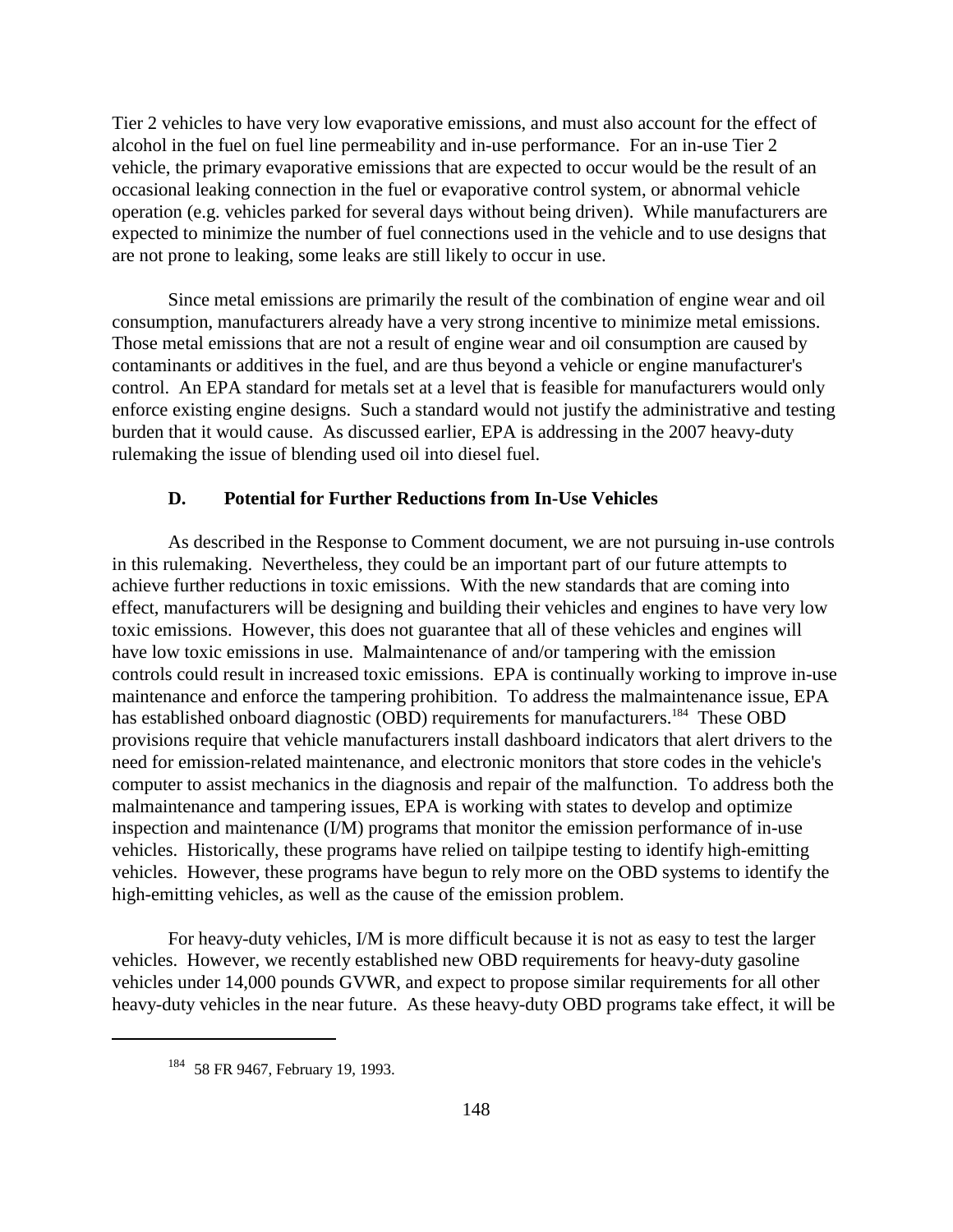Tier 2 vehicles to have very low evaporative emissions, and must also account for the effect of alcohol in the fuel on fuel line permeability and in-use performance. For an in-use Tier 2 vehicle, the primary evaporative emissions that are expected to occur would be the result of an occasional leaking connection in the fuel or evaporative control system, or abnormal vehicle operation (e.g. vehicles parked for several days without being driven). While manufacturers are expected to minimize the number of fuel connections used in the vehicle and to use designs that are not prone to leaking, some leaks are still likely to occur in use.

Since metal emissions are primarily the result of the combination of engine wear and oil consumption, manufacturers already have a very strong incentive to minimize metal emissions. Those metal emissions that are not a result of engine wear and oil consumption are caused by contaminants or additives in the fuel, and are thus beyond a vehicle or engine manufacturer's control. An EPA standard for metals set at a level that is feasible for manufacturers would only enforce existing engine designs. Such a standard would not justify the administrative and testing burden that it would cause. As discussed earlier, EPA is addressing in the 2007 heavy-duty rulemaking the issue of blending used oil into diesel fuel.

### D. Potential for Further Reductions from In-Use Vehicles

As described in the Response to Comment document, we are not pursuing in-use controls in this rulemaking. Nevertheless, they could be an important part of our future attempts to achieve further reductions in toxic emissions. With the new standards that are coming into effect, manufacturers will be designing and building their vehicles and engines to have very low toxic emissions. However, this does not guarantee that all of these vehicles and engines will have low toxic emissions in use. Malmaintenance of and/or tampering with the emission controls could result in increased toxic emissions. EPA is continually working to improve in-use maintenance and enforce the tampering prohibition. To address the malmaintenance issue, EPA has established onboard diagnostic (OBD) requirements for manufacturers.[184] These OBD provisions require that vehicle manufacturers install dashboard indicators that alert drivers to the need for emission-related maintenance, and electronic monitors that store codes in the vehicle's computer to assist mechanics in the diagnosis and repair of the malfunction. To address both the malmaintenance and tampering issues, EPA is working with states to develop and optimize inspection and maintenance (I/M) programs that monitor the emission performance of in-use vehicles. Historically, these programs have relied on tailpipe testing to identify high-emitting vehicles. However, these programs have begun to rely more on the OBD systems to identify the high-emitting vehicles, as well as the cause of the emission problem.

For heavy-duty vehicles, I/M is more difficult because it is not as easy to test the larger vehicles. However, we recently established new OBD requirements for heavy-duty gasoline vehicles under 14,000 pounds GVWR, and expect to propose similar requirements for all other heavy-duty vehicles in the near future. As these heavy-duty OBD programs take effect, it will be

---

[184] 58 FR 9467, February 19, 1993.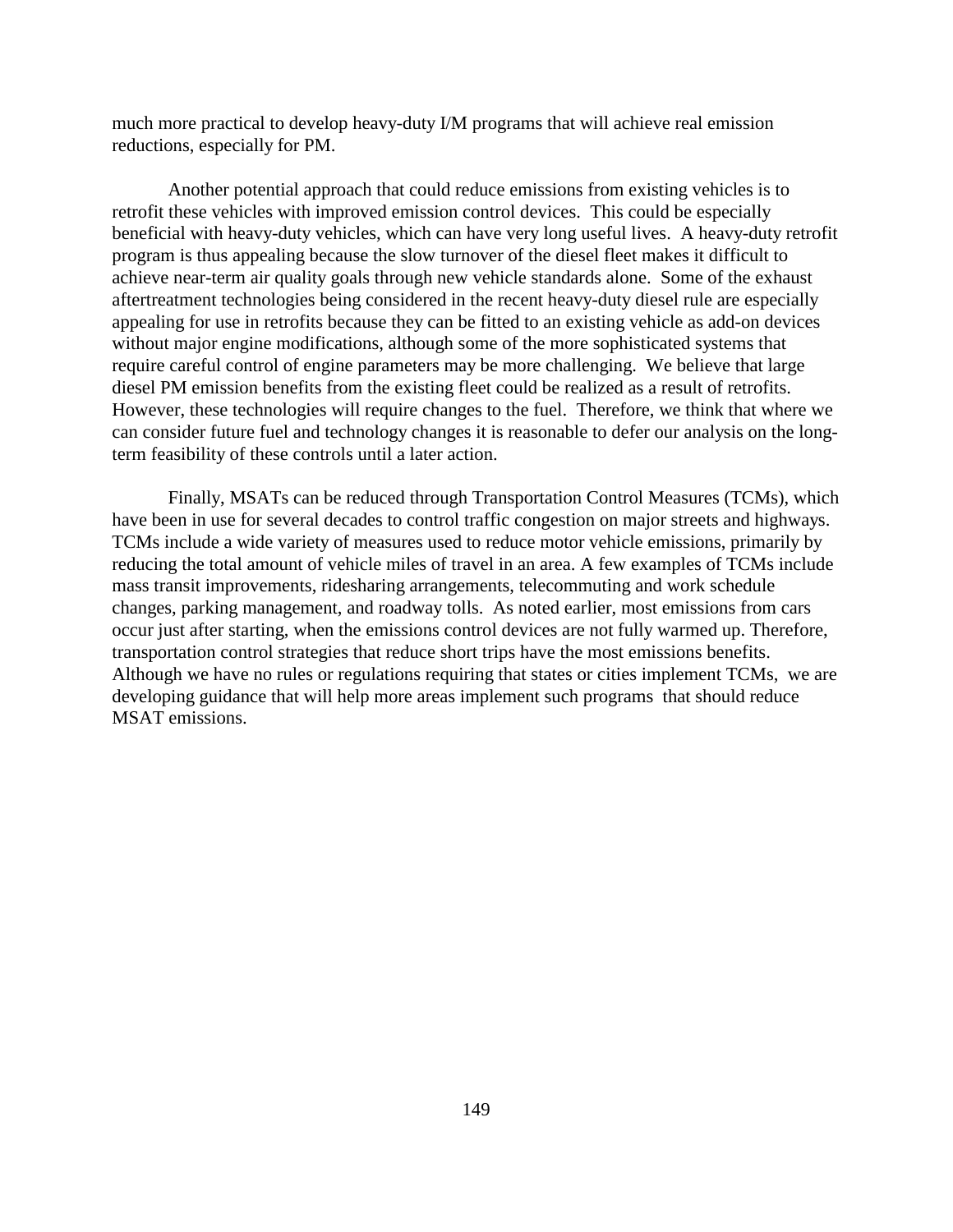much more practical to develop heavy-duty I/M programs that will achieve real emission reductions, especially for PM.

Another potential approach that could reduce emissions from existing vehicles is to retrofit these vehicles with improved emission control devices. This could be especially beneficial with heavy-duty vehicles, which can have very long useful lives. A heavy-duty retrofit program is thus appealing because the slow turnover of the diesel fleet makes it difficult to achieve near-term air quality goals through new vehicle standards alone. Some of the exhaust aftertreatment technologies being considered in the recent heavy-duty diesel rule are especially appealing for use in retrofits because they can be fitted to an existing vehicle as add-on devices without major engine modifications, although some of the more sophisticated systems that require careful control of engine parameters may be more challenging. We believe that large diesel PM emission benefits from the existing fleet could be realized as a result of retrofits. However, these technologies will require changes to the fuel. Therefore, we think that where we can consider future fuel and technology changes it is reasonable to defer our analysis on the long-term feasibility of these controls until a later action.

Finally, MSATs can be reduced through Transportation Control Measures (TCMs), which have been in use for several decades to control traffic congestion on major streets and highways. TCMs include a wide variety of measures used to reduce motor vehicle emissions, primarily by reducing the total amount of vehicle miles of travel in an area. A few examples of TCMs include mass transit improvements, ridesharing arrangements, telecommuting and work schedule changes, parking management, and roadway tolls. As noted earlier, most emissions from cars occur just after starting, when the emissions control devices are not fully warmed up. Therefore, transportation control strategies that reduce short trips have the most emissions benefits. Although we have no rules or regulations requiring that states or cities implement TCMs, we are developing guidance that will help more areas implement such programs that should reduce MSAT emissions.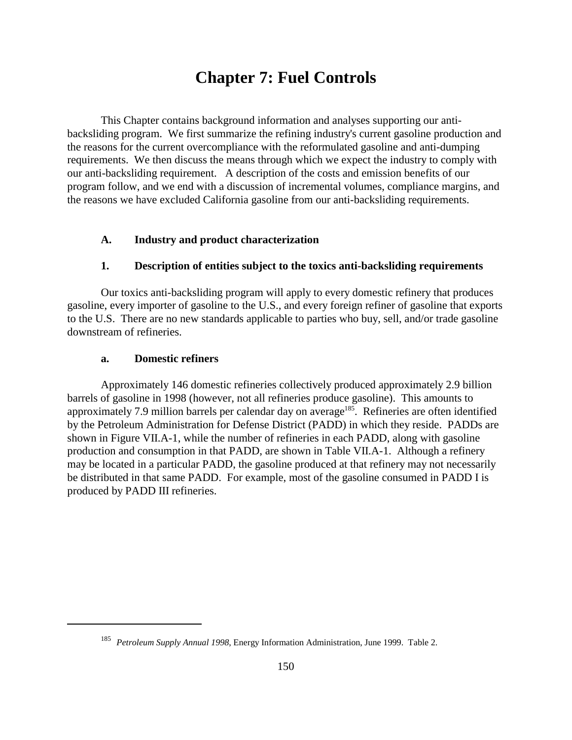# Chapter 7: Fuel Controls

This Chapter contains background information and analyses supporting our anti-backsliding program. We first summarize the refining industry's current gasoline production and the reasons for the current overcompliance with the reformulated gasoline and anti-dumping requirements. We then discuss the means through which we expect the industry to comply with our anti-backsliding requirement. A description of the costs and emission benefits of our program follow, and we end with a discussion of incremental volumes, compliance margins, and the reasons we have excluded California gasoline from our anti-backsliding requirements.

## A. Industry and product characterization

### 1. Description of entities subject to the toxics anti-backsliding requirements

Our toxics anti-backsliding program will apply to every domestic refinery that produces gasoline, every importer of gasoline to the U.S., and every foreign refiner of gasoline that exports to the U.S. There are no new standards applicable to parties who buy, sell, and/or trade gasoline downstream of refineries.

#### a. Domestic refiners

Approximately 146 domestic refineries collectively produced approximately 2.9 billion barrels of gasoline in 1998 (however, not all refineries produce gasoline). This amounts to approximately 7.9 million barrels per calendar day on average[185]. Refineries are often identified by the Petroleum Administration for Defense District (PADD) in which they reside. PADDs are shown in Figure VII.A-1, while the number of refineries in each PADD, along with gasoline production and consumption in that PADD, are shown in Table VII.A-1. Although a refinery may be located in a particular PADD, the gasoline produced at that refinery may not necessarily be distributed in that same PADD. For example, most of the gasoline consumed in PADD I is produced by PADD III refineries.

---

[185] *Petroleum Supply Annual 1998*, Energy Information Administration, June 1999. Table 2.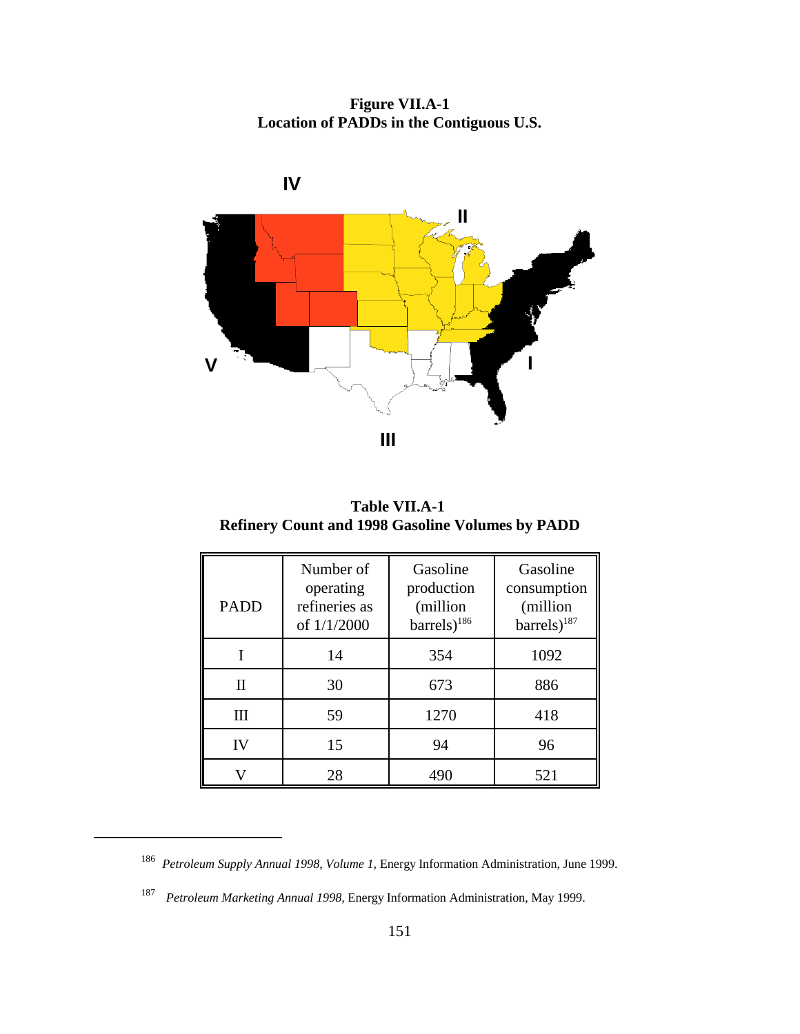**Figure VII.A-1**
**Location of PADDs in the Contiguous U.S.**

**Table VII.A-1**
**Refinery Count and 1998 Gasoline Volumes by PADD**

| PADD | Number of operating refineries as of 1/1/2000 | Gasoline production (million barrels)[186] | Gasoline consumption (million barrels)[187] |
|---|---|---|---|
| I | 14 | 354 | 1092 |
| II | 30 | 673 | 886 |
| III | 59 | 1270 | 418 |
| IV | 15 | 94 | 96 |
| V | 28 | 490 | 521 |

---

[186] *Petroleum Supply Annual 1998, Volume 1*, Energy Information Administration, June 1999.

[187] *Petroleum Marketing Annual 1998,* Energy Information Administration, May 1999.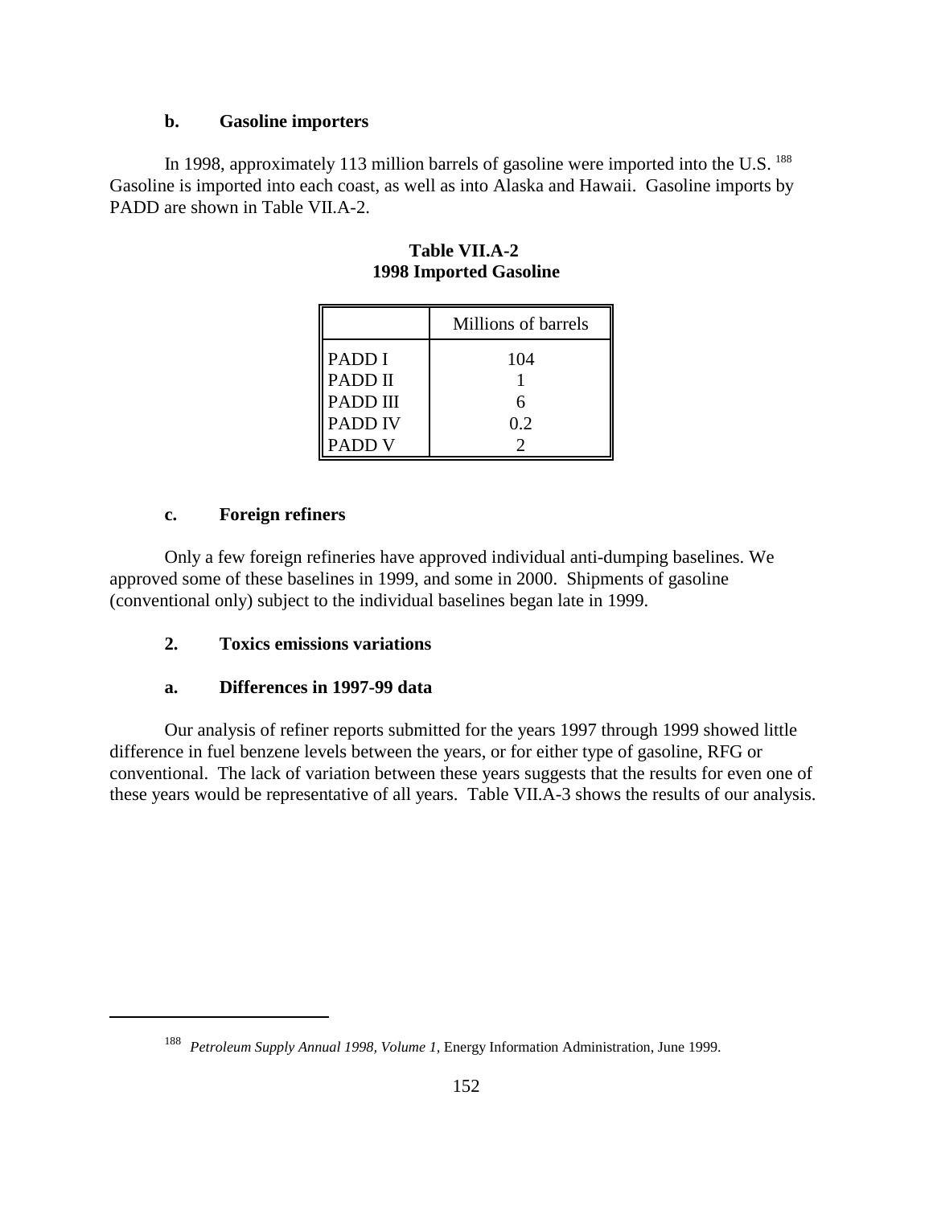#### b. Gasoline importers

In 1998, approximately 113 million barrels of gasoline were imported into the U.S. [188] Gasoline is imported into each coast, as well as into Alaska and Hawaii. Gasoline imports by PADD are shown in Table VII.A-2.

**Table VII.A-2**
**1998 Imported Gasoline**

| | Millions of barrels |
|---|---|
| PADD I | 104 |
| PADD II | 1 |
| PADD III | 6 |
| PADD IV | 0.2 |
| PADD V | 2 |

#### c. Foreign refiners

Only a few foreign refineries have approved individual anti-dumping baselines. We approved some of these baselines in 1999, and some in 2000. Shipments of gasoline (conventional only) subject to the individual baselines began late in 1999.

### 2. Toxics emissions variations

#### a. Differences in 1997-99 data

Our analysis of refiner reports submitted for the years 1997 through 1999 showed little difference in fuel benzene levels between the years, or for either type of gasoline, RFG or conventional. The lack of variation between these years suggests that the results for even one of these years would be representative of all years. Table VII.A-3 shows the results of our analysis.

---

[188] *Petroleum Supply Annual 1998, Volume 1*, Energy Information Administration, June 1999.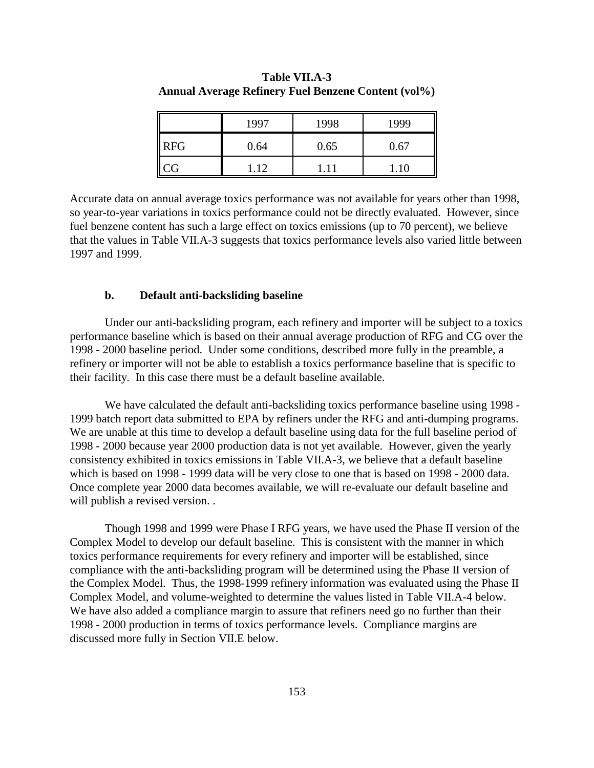**Table VII.A-3**
**Annual Average Refinery Fuel Benzene Content (vol%)**

| | 1997 | 1998 | 1999 |
|---|---|---|---|
| RFG | 0.64 | 0.65 | 0.67 |
| CG | 1.12 | 1.11 | 1.10 |

Accurate data on annual average toxics performance was not available for years other than 1998, so year-to-year variations in toxics performance could not be directly evaluated. However, since fuel benzene content has such a large effect on toxics emissions (up to 70 percent), we believe that the values in Table VII.A-3 suggests that toxics performance levels also varied little between 1997 and 1999.

### b. Default anti-backsliding baseline

Under our anti-backsliding program, each refinery and importer will be subject to a toxics performance baseline which is based on their annual average production of RFG and CG over the 1998 - 2000 baseline period. Under some conditions, described more fully in the preamble, a refinery or importer will not be able to establish a toxics performance baseline that is specific to their facility. In this case there must be a default baseline available.

We have calculated the default anti-backsliding toxics performance baseline using 1998 - 1999 batch report data submitted to EPA by refiners under the RFG and anti-dumping programs. We are unable at this time to develop a default baseline using data for the full baseline period of 1998 - 2000 because year 2000 production data is not yet available. However, given the yearly consistency exhibited in toxics emissions in Table VII.A-3, we believe that a default baseline which is based on 1998 - 1999 data will be very close to one that is based on 1998 - 2000 data. Once complete year 2000 data becomes available, we will re-evaluate our default baseline and will publish a revised version. .

Though 1998 and 1999 were Phase I RFG years, we have used the Phase II version of the Complex Model to develop our default baseline. This is consistent with the manner in which toxics performance requirements for every refinery and importer will be established, since compliance with the anti-backsliding program will be determined using the Phase II version of the Complex Model. Thus, the 1998-1999 refinery information was evaluated using the Phase II Complex Model, and volume-weighted to determine the values listed in Table VII.A-4 below. We have also added a compliance margin to assure that refiners need go no further than their 1998 - 2000 production in terms of toxics performance levels. Compliance margins are discussed more fully in Section VII.E below.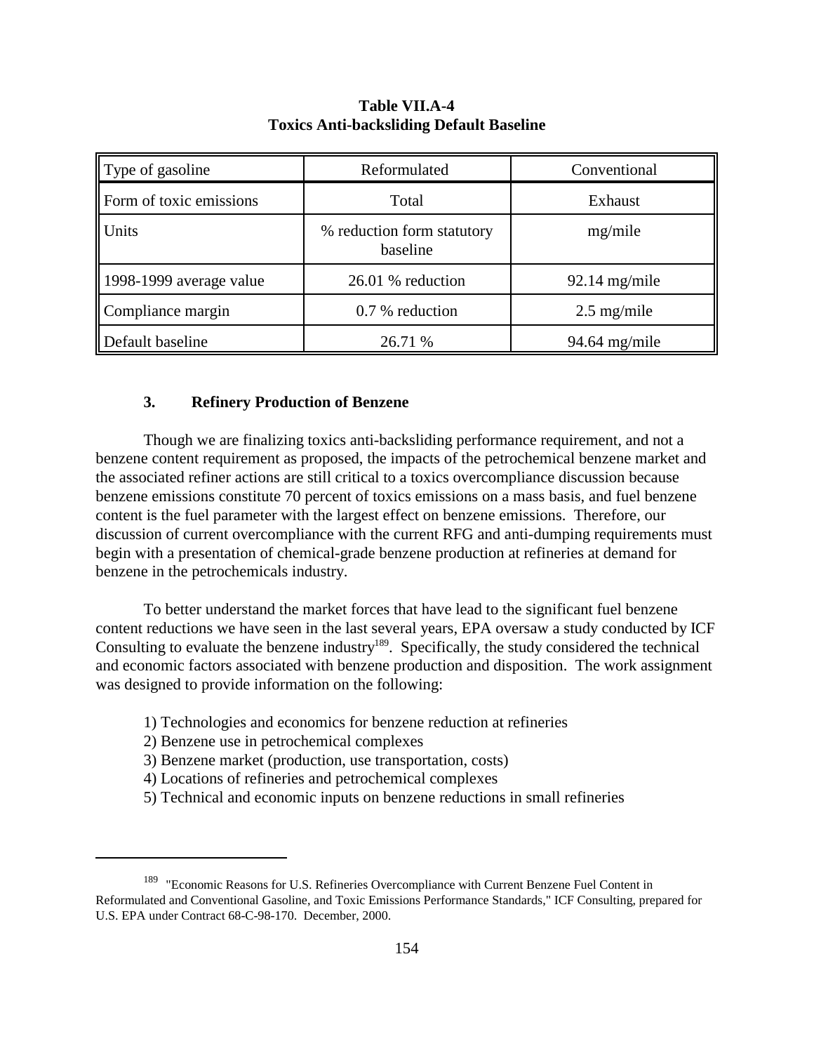**Table VII.A-4**
**Toxics Anti-backsliding Default Baseline**

| Type of gasoline | Reformulated | Conventional |
|---|---|---|
| Form of toxic emissions | Total | Exhaust |
| Units | % reduction form statutory baseline | mg/mile |
| 1998-1999 average value | 26.01 % reduction | 92.14 mg/mile |
| Compliance margin | 0.7 % reduction | 2.5 mg/mile |
| Default baseline | 26.71 % | 94.64 mg/mile |

### 3. Refinery Production of Benzene

Though we are finalizing toxics anti-backsliding performance requirement, and not a benzene content requirement as proposed, the impacts of the petrochemical benzene market and the associated refiner actions are still critical to a toxics overcompliance discussion because benzene emissions constitute 70 percent of toxics emissions on a mass basis, and fuel benzene content is the fuel parameter with the largest effect on benzene emissions. Therefore, our discussion of current overcompliance with the current RFG and anti-dumping requirements must begin with a presentation of chemical-grade benzene production at refineries at demand for benzene in the petrochemicals industry.

To better understand the market forces that have lead to the significant fuel benzene content reductions we have seen in the last several years, EPA oversaw a study conducted by ICF Consulting to evaluate the benzene industry[189]. Specifically, the study considered the technical and economic factors associated with benzene production and disposition. The work assignment was designed to provide information on the following:

1) Technologies and economics for benzene reduction at refineries
2) Benzene use in petrochemical complexes
3) Benzene market (production, use transportation, costs)
4) Locations of refineries and petrochemical complexes
5) Technical and economic inputs on benzene reductions in small refineries

---

[189] "Economic Reasons for U.S. Refineries Overcompliance with Current Benzene Fuel Content in Reformulated and Conventional Gasoline, and Toxic Emissions Performance Standards," ICF Consulting, prepared for U.S. EPA under Contract 68-C-98-170. December, 2000.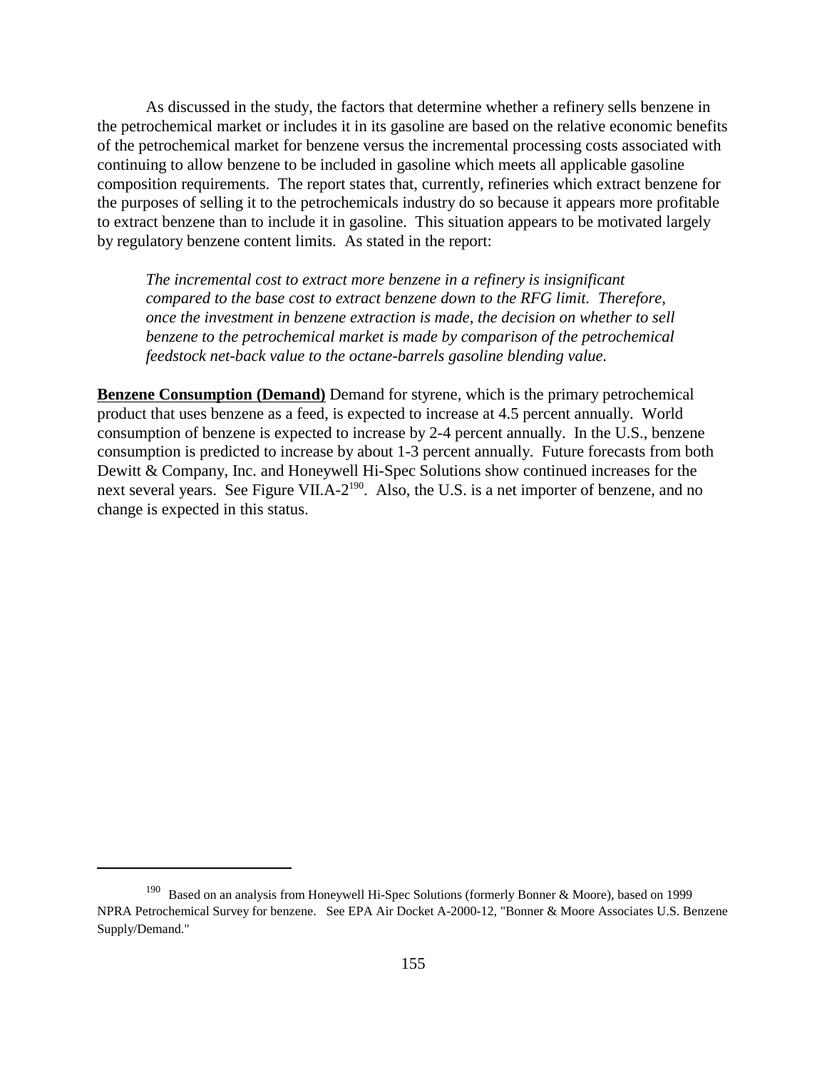As discussed in the study, the factors that determine whether a refinery sells benzene in the petrochemical market or includes it in its gasoline are based on the relative economic benefits of the petrochemical market for benzene versus the incremental processing costs associated with continuing to allow benzene to be included in gasoline which meets all applicable gasoline composition requirements. The report states that, currently, refineries which extract benzene for the purposes of selling it to the petrochemicals industry do so because it appears more profitable to extract benzene than to include it in gasoline. This situation appears to be motivated largely by regulatory benzene content limits. As stated in the report:

> *The incremental cost to extract more benzene in a refinery is insignificant compared to the base cost to extract benzene down to the RFG limit. Therefore, once the investment in benzene extraction is made, the decision on whether to sell benzene to the petrochemical market is made by comparison of the petrochemical feedstock net-back value to the octane-barrels gasoline blending value.*

**Benzene Consumption (Demand)** Demand for styrene, which is the primary petrochemical product that uses benzene as a feed, is expected to increase at 4.5 percent annually. World consumption of benzene is expected to increase by 2-4 percent annually. In the U.S., benzene consumption is predicted to increase by about 1-3 percent annually. Future forecasts from both Dewitt & Company, Inc. and Honeywell Hi-Spec Solutions show continued increases for the next several years. See Figure VII.A-2[190]. Also, the U.S. is a net importer of benzene, and no change is expected in this status.

---

[190] Based on an analysis from Honeywell Hi-Spec Solutions (formerly Bonner & Moore), based on 1999 NPRA Petrochemical Survey for benzene. See EPA Air Docket A-2000-12, "Bonner & Moore Associates U.S. Benzene Supply/Demand."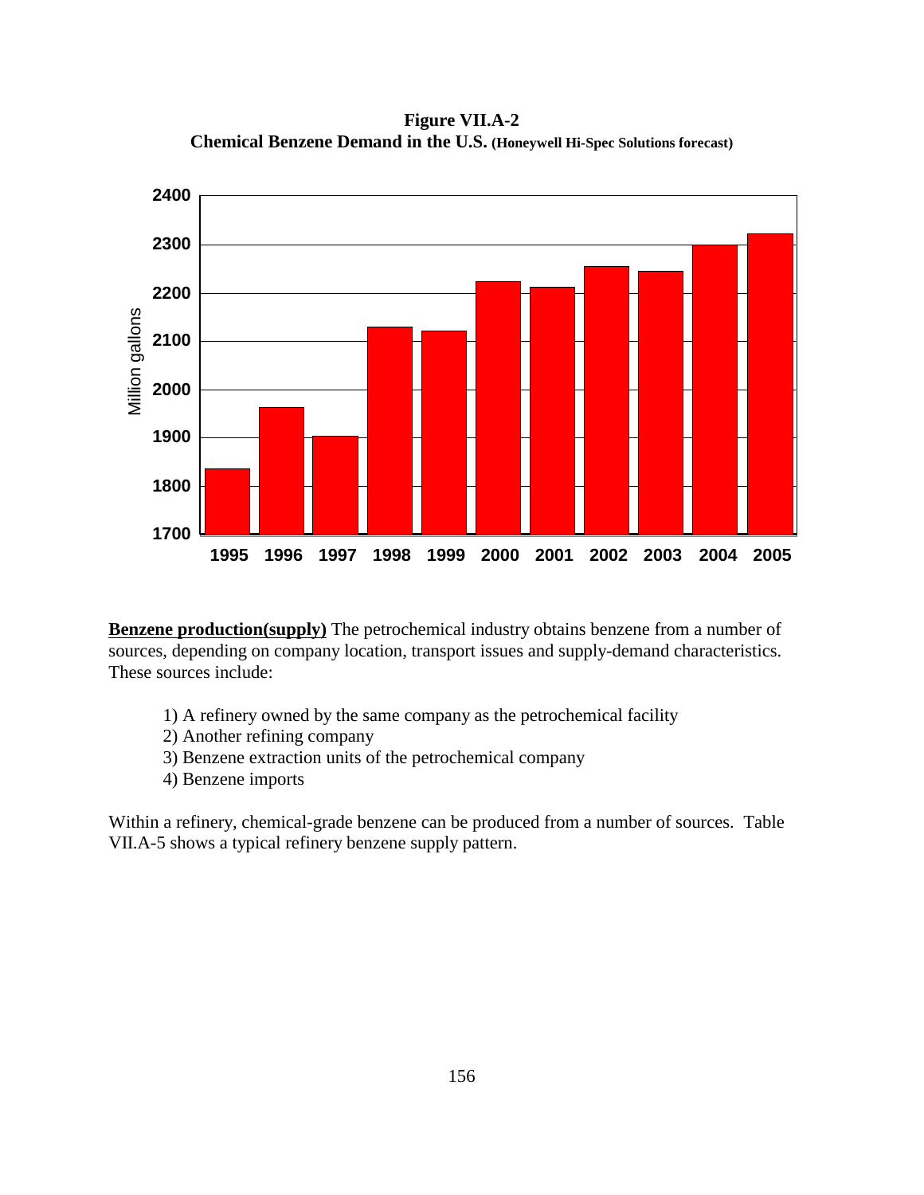**Figure VII.A-2**
**Chemical Benzene Demand in the U.S. (Honeywell Hi-Spec Solutions forecast)**

**Benzene production(supply)** The petrochemical industry obtains benzene from a number of sources, depending on company location, transport issues and supply-demand characteristics. These sources include:

1) A refinery owned by the same company as the petrochemical facility
2) Another refining company
3) Benzene extraction units of the petrochemical company
4) Benzene imports

Within a refinery, chemical-grade benzene can be produced from a number of sources. Table VII.A-5 shows a typical refinery benzene supply pattern.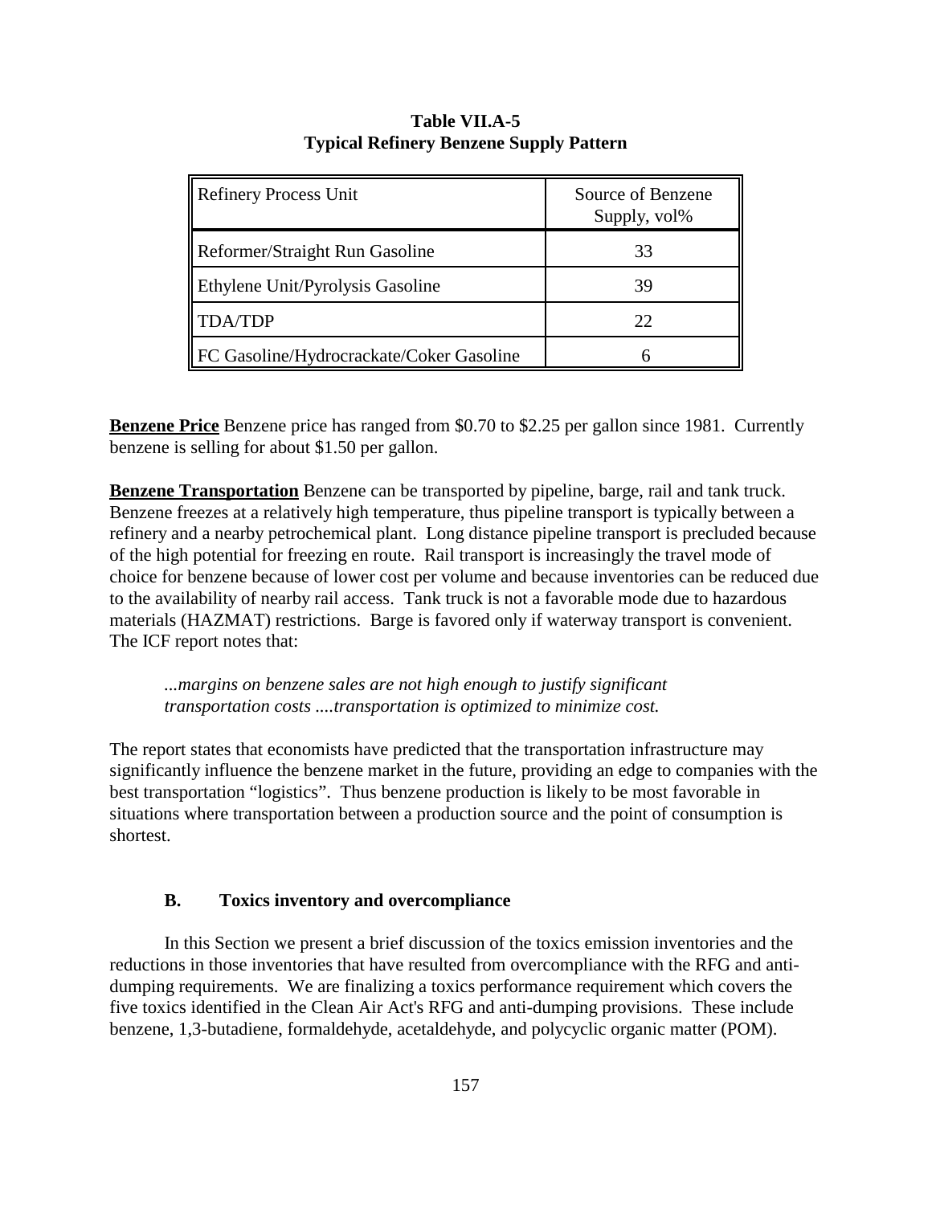**Table VII.A-5**
**Typical Refinery Benzene Supply Pattern**

| Refinery Process Unit | Source of Benzene Supply, vol% |
|---|---|
| Reformer/Straight Run Gasoline | 33 |
| Ethylene Unit/Pyrolysis Gasoline | 39 |
| TDA/TDP | 22 |
| FC Gasoline/Hydrocrackate/Coker Gasoline | 6 |

**Benzene Price** Benzene price has ranged from $0.70 to $2.25 per gallon since 1981. Currently benzene is selling for about $1.50 per gallon.

**Benzene Transportation** Benzene can be transported by pipeline, barge, rail and tank truck. Benzene freezes at a relatively high temperature, thus pipeline transport is typically between a refinery and a nearby petrochemical plant. Long distance pipeline transport is precluded because of the high potential for freezing en route. Rail transport is increasingly the travel mode of choice for benzene because of lower cost per volume and because inventories can be reduced due to the availability of nearby rail access. Tank truck is not a favorable mode due to hazardous materials (HAZMAT) restrictions. Barge is favored only if waterway transport is convenient. The ICF report notes that:

> *...margins on benzene sales are not high enough to justify significant transportation costs ....transportation is optimized to minimize cost.*

The report states that economists have predicted that the transportation infrastructure may significantly influence the benzene market in the future, providing an edge to companies with the best transportation "logistics". Thus benzene production is likely to be most favorable in situations where transportation between a production source and the point of consumption is shortest.

### B. Toxics inventory and overcompliance

In this Section we present a brief discussion of the toxics emission inventories and the reductions in those inventories that have resulted from overcompliance with the RFG and anti-dumping requirements. We are finalizing a toxics performance requirement which covers the five toxics identified in the Clean Air Act's RFG and anti-dumping provisions. These include benzene, 1,3-butadiene, formaldehyde, acetaldehyde, and polycyclic organic matter (POM).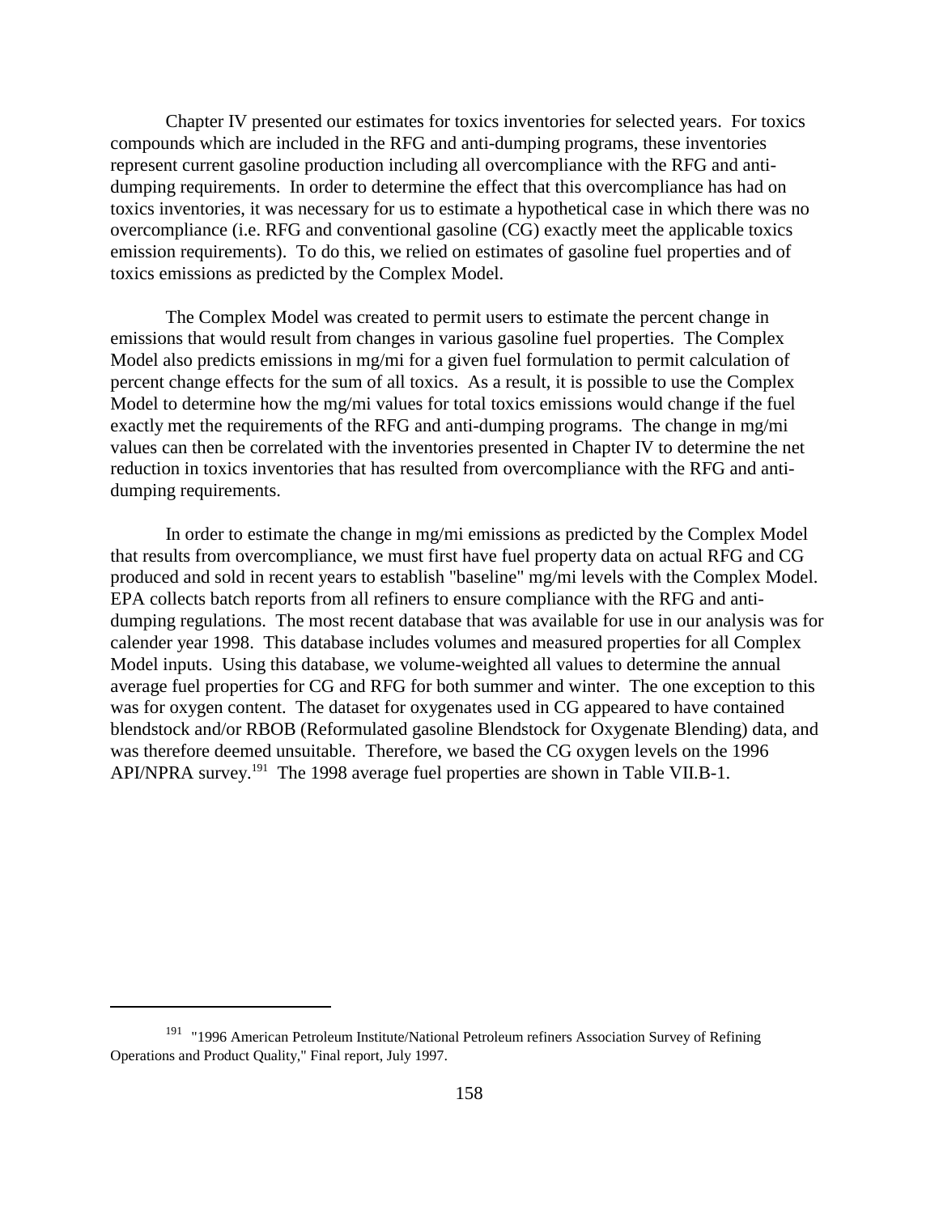Chapter IV presented our estimates for toxics inventories for selected years. For toxics compounds which are included in the RFG and anti-dumping programs, these inventories represent current gasoline production including all overcompliance with the RFG and anti-dumping requirements. In order to determine the effect that this overcompliance has had on toxics inventories, it was necessary for us to estimate a hypothetical case in which there was no overcompliance (i.e. RFG and conventional gasoline (CG) exactly meet the applicable toxics emission requirements). To do this, we relied on estimates of gasoline fuel properties and of toxics emissions as predicted by the Complex Model.

The Complex Model was created to permit users to estimate the percent change in emissions that would result from changes in various gasoline fuel properties. The Complex Model also predicts emissions in mg/mi for a given fuel formulation to permit calculation of percent change effects for the sum of all toxics. As a result, it is possible to use the Complex Model to determine how the mg/mi values for total toxics emissions would change if the fuel exactly met the requirements of the RFG and anti-dumping programs. The change in mg/mi values can then be correlated with the inventories presented in Chapter IV to determine the net reduction in toxics inventories that has resulted from overcompliance with the RFG and anti-dumping requirements.

In order to estimate the change in mg/mi emissions as predicted by the Complex Model that results from overcompliance, we must first have fuel property data on actual RFG and CG produced and sold in recent years to establish "baseline" mg/mi levels with the Complex Model. EPA collects batch reports from all refiners to ensure compliance with the RFG and anti-dumping regulations. The most recent database that was available for use in our analysis was for calender year 1998. This database includes volumes and measured properties for all Complex Model inputs. Using this database, we volume-weighted all values to determine the annual average fuel properties for CG and RFG for both summer and winter. The one exception to this was for oxygen content. The dataset for oxygenates used in CG appeared to have contained blendstock and/or RBOB (Reformulated gasoline Blendstock for Oxygenate Blending) data, and was therefore deemed unsuitable. Therefore, we based the CG oxygen levels on the 1996 API/NPRA survey.[191] The 1998 average fuel properties are shown in Table VII.B-1.

[191] "1996 American Petroleum Institute/National Petroleum refiners Association Survey of Refining Operations and Product Quality," Final report, July 1997.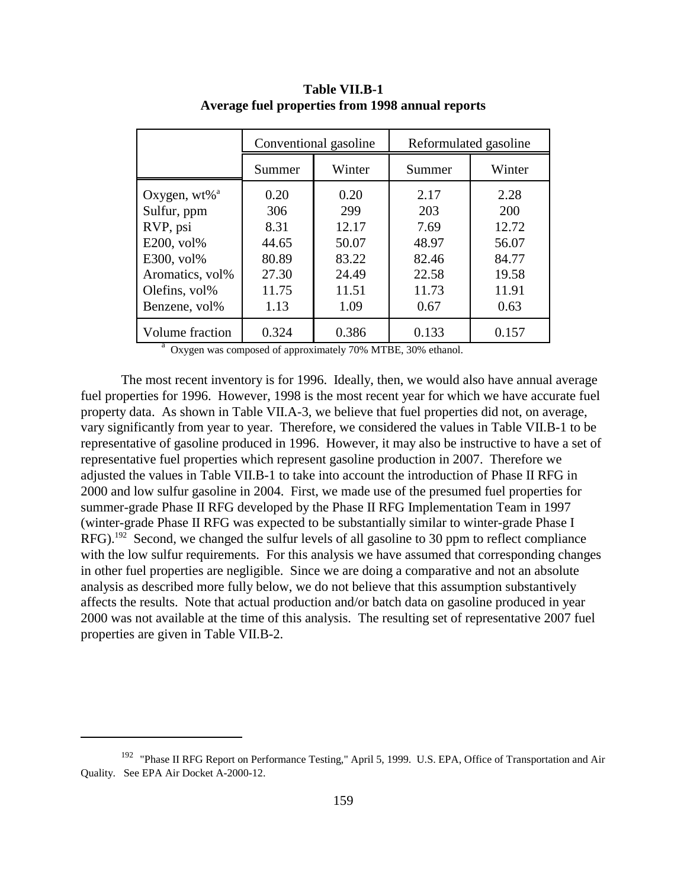**Table VII.B-1**
**Average fuel properties from 1998 annual reports**

| | Conventional gasoline | | Reformulated gasoline | |
|---|---|---|---|---|
| | Summer | Winter | Summer | Winter |
| Oxygen, wt%[a] | 0.20 | 0.20 | 2.17 | 2.28 |
| Sulfur, ppm | 306 | 299 | 203 | 200 |
| RVP, psi | 8.31 | 12.17 | 7.69 | 12.72 |
| E200, vol% | 44.65 | 50.07 | 48.97 | 56.07 |
| E300, vol% | 80.89 | 83.22 | 82.46 | 84.77 |
| Aromatics, vol% | 27.30 | 24.49 | 22.58 | 19.58 |
| Olefins, vol% | 11.75 | 11.51 | 11.73 | 11.91 |
| Benzene, vol% | 1.13 | 1.09 | 0.67 | 0.63 |
| Volume fraction | 0.324 | 0.386 | 0.133 | 0.157 |

[a] Oxygen was composed of approximately 70% MTBE, 30% ethanol.

The most recent inventory is for 1996. Ideally, then, we would also have annual average fuel properties for 1996. However, 1998 is the most recent year for which we have accurate fuel property data. As shown in Table VII.A-3, we believe that fuel properties did not, on average, vary significantly from year to year. Therefore, we considered the values in Table VII.B-1 to be representative of gasoline produced in 1996. However, it may also be instructive to have a set of representative fuel properties which represent gasoline production in 2007. Therefore we adjusted the values in Table VII.B-1 to take into account the introduction of Phase II RFG in 2000 and low sulfur gasoline in 2004. First, we made use of the presumed fuel properties for summer-grade Phase II RFG developed by the Phase II RFG Implementation Team in 1997 (winter-grade Phase II RFG was expected to be substantially similar to winter-grade Phase I RFG).[192] Second, we changed the sulfur levels of all gasoline to 30 ppm to reflect compliance with the low sulfur requirements. For this analysis we have assumed that corresponding changes in other fuel properties are negligible. Since we are doing a comparative and not an absolute analysis as described more fully below, we do not believe that this assumption substantively affects the results. Note that actual production and/or batch data on gasoline produced in year 2000 was not available at the time of this analysis. The resulting set of representative 2007 fuel properties are given in Table VII.B-2.

[192] "Phase II RFG Report on Performance Testing," April 5, 1999. U.S. EPA, Office of Transportation and Air Quality. See EPA Air Docket A-2000-12.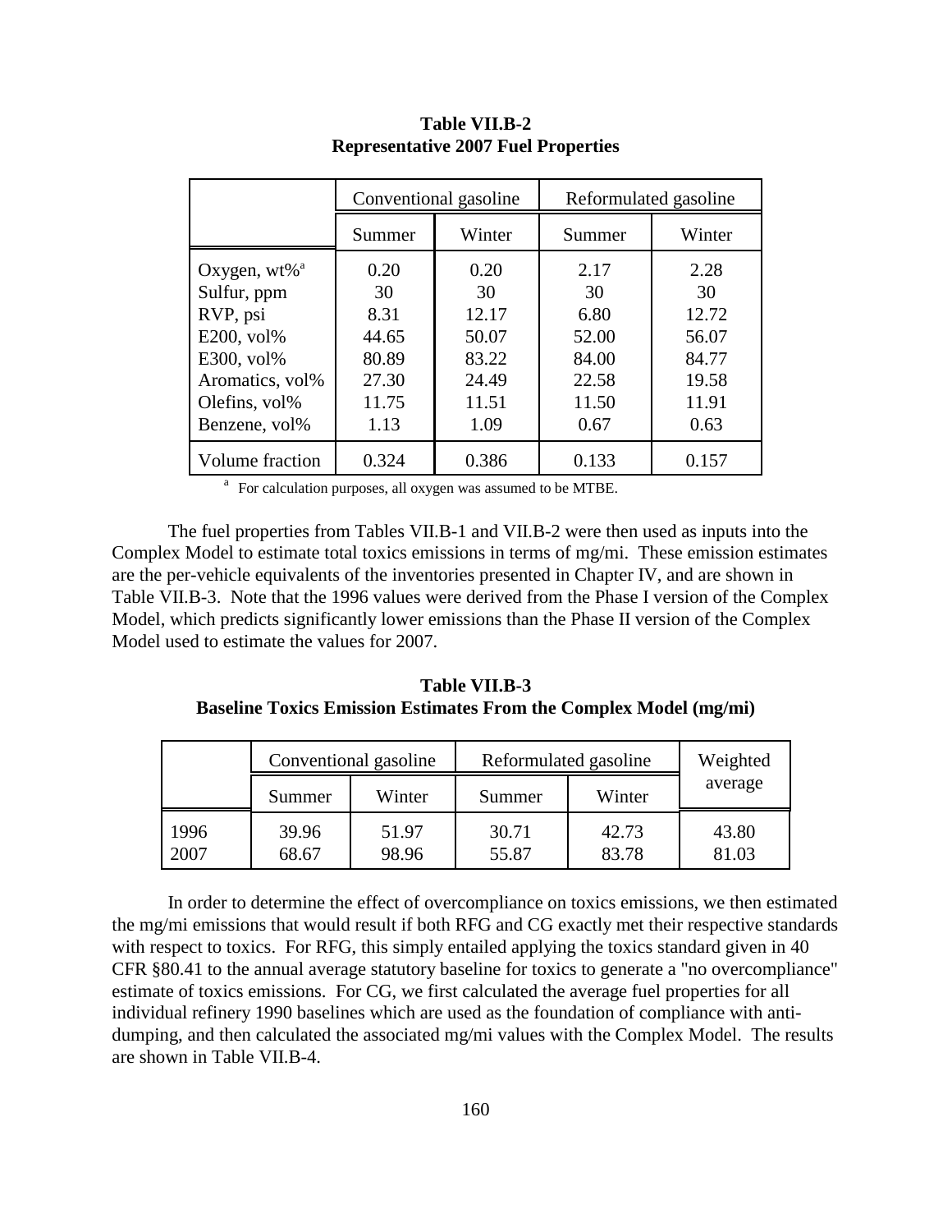**Table VII.B-2**
**Representative 2007 Fuel Properties**

| | Conventional gasoline | | Reformulated gasoline | |
|---|---|---|---|---|
| | Summer | Winter | Summer | Winter |
| Oxygen, wt%[a] | 0.20 | 0.20 | 2.17 | 2.28 |
| Sulfur, ppm | 30 | 30 | 30 | 30 |
| RVP, psi | 8.31 | 12.17 | 6.80 | 12.72 |
| E200, vol% | 44.65 | 50.07 | 52.00 | 56.07 |
| E300, vol% | 80.89 | 83.22 | 84.00 | 84.77 |
| Aromatics, vol% | 27.30 | 24.49 | 22.58 | 19.58 |
| Olefins, vol% | 11.75 | 11.51 | 11.50 | 11.91 |
| Benzene, vol% | 1.13 | 1.09 | 0.67 | 0.63 |
| Volume fraction | 0.324 | 0.386 | 0.133 | 0.157 |

[a] For calculation purposes, all oxygen was assumed to be MTBE.

The fuel properties from Tables VII.B-1 and VII.B-2 were then used as inputs into the Complex Model to estimate total toxics emissions in terms of mg/mi. These emission estimates are the per-vehicle equivalents of the inventories presented in Chapter IV, and are shown in Table VII.B-3. Note that the 1996 values were derived from the Phase I version of the Complex Model, which predicts significantly lower emissions than the Phase II version of the Complex Model used to estimate the values for 2007.

**Table VII.B-3**
**Baseline Toxics Emission Estimates From the Complex Model (mg/mi)**

| | Conventional gasoline | | Reformulated gasoline | | Weighted average |
|---|---|---|---|---|---|
| | Summer | Winter | Summer | Winter | |
| 1996 | 39.96 | 51.97 | 30.71 | 42.73 | 43.80 |
| 2007 | 68.67 | 98.96 | 55.87 | 83.78 | 81.03 |

In order to determine the effect of overcompliance on toxics emissions, we then estimated the mg/mi emissions that would result if both RFG and CG exactly met their respective standards with respect to toxics. For RFG, this simply entailed applying the toxics standard given in 40 CFR §80.41 to the annual average statutory baseline for toxics to generate a "no overcompliance" estimate of toxics emissions. For CG, we first calculated the average fuel properties for all individual refinery 1990 baselines which are used as the foundation of compliance with anti-dumping, and then calculated the associated mg/mi values with the Complex Model. The results are shown in Table VII.B-4.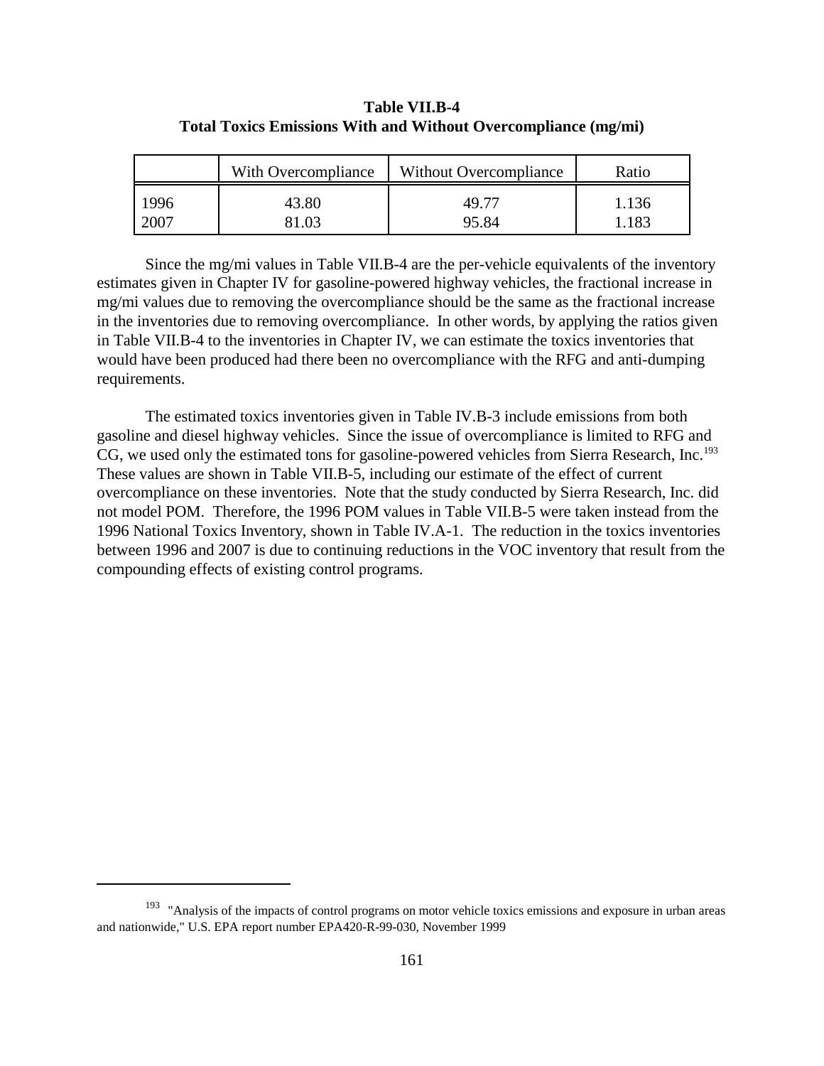**Table VII.B-4**
**Total Toxics Emissions With and Without Overcompliance (mg/mi)**

| | With Overcompliance | Without Overcompliance | Ratio |
|---|---|---|---|
| 1996 | 43.80 | 49.77 | 1.136 |
| 2007 | 81.03 | 95.84 | 1.183 |

Since the mg/mi values in Table VII.B-4 are the per-vehicle equivalents of the inventory estimates given in Chapter IV for gasoline-powered highway vehicles, the fractional increase in mg/mi values due to removing the overcompliance should be the same as the fractional increase in the inventories due to removing overcompliance. In other words, by applying the ratios given in Table VII.B-4 to the inventories in Chapter IV, we can estimate the toxics inventories that would have been produced had there been no overcompliance with the RFG and anti-dumping requirements.

The estimated toxics inventories given in Table IV.B-3 include emissions from both gasoline and diesel highway vehicles. Since the issue of overcompliance is limited to RFG and CG, we used only the estimated tons for gasoline-powered vehicles from Sierra Research, Inc.[193] These values are shown in Table VII.B-5, including our estimate of the effect of current overcompliance on these inventories. Note that the study conducted by Sierra Research, Inc. did not model POM. Therefore, the 1996 POM values in Table VII.B-5 were taken instead from the 1996 National Toxics Inventory, shown in Table IV.A-1. The reduction in the toxics inventories between 1996 and 2007 is due to continuing reductions in the VOC inventory that result from the compounding effects of existing control programs.

---

[193] "Analysis of the impacts of control programs on motor vehicle toxics emissions and exposure in urban areas and nationwide," U.S. EPA report number EPA420-R-99-030, November 1999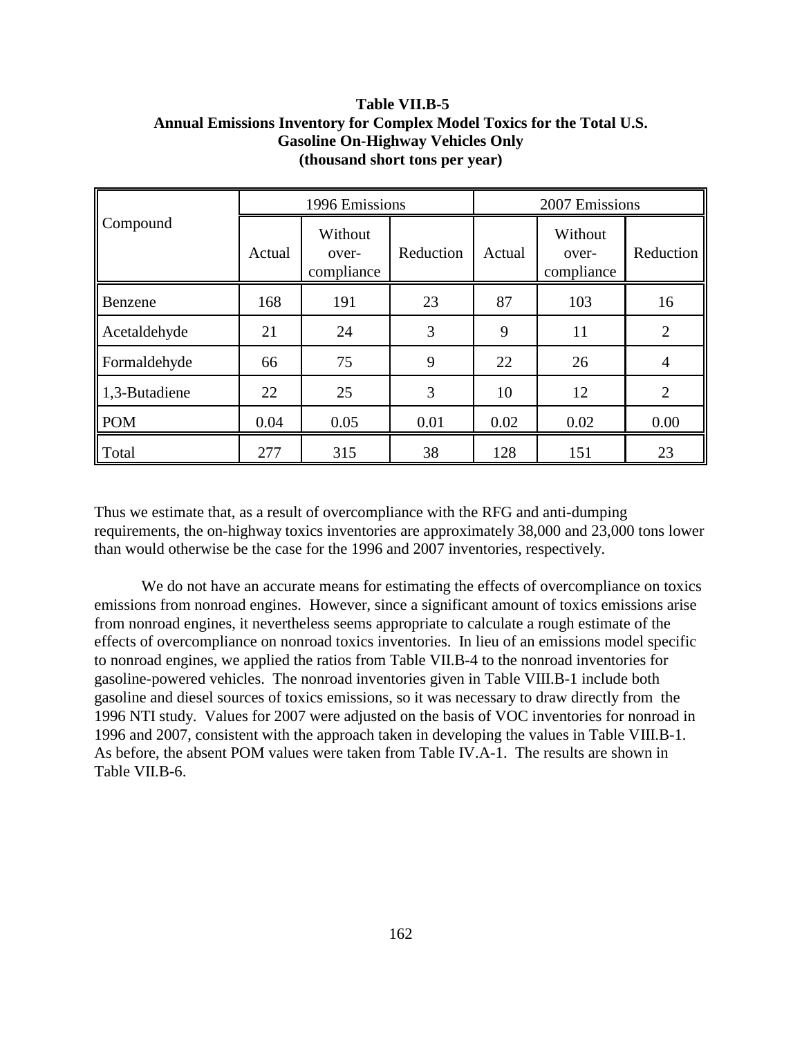**Table VII.B-5**
**Annual Emissions Inventory for Complex Model Toxics for the Total U.S.**
**Gasoline On-Highway Vehicles Only**
**(thousand short tons per year)**

| Compound | 1996 Emissions | | | 2007 Emissions | | |
|---|---|---|---|---|---|---|
| | Actual | Without over-compliance | Reduction | Actual | Without over-compliance | Reduction |
| Benzene | 168 | 191 | 23 | 87 | 103 | 16 |
| Acetaldehyde | 21 | 24 | 3 | 9 | 11 | 2 |
| Formaldehyde | 66 | 75 | 9 | 22 | 26 | 4 |
| 1,3-Butadiene | 22 | 25 | 3 | 10 | 12 | 2 |
| POM | 0.04 | 0.05 | 0.01 | 0.02 | 0.02 | 0.00 |
| Total | 277 | 315 | 38 | 128 | 151 | 23 |

Thus we estimate that, as a result of overcompliance with the RFG and anti-dumping requirements, the on-highway toxics inventories are approximately 38,000 and 23,000 tons lower than would otherwise be the case for the 1996 and 2007 inventories, respectively.

We do not have an accurate means for estimating the effects of overcompliance on toxics emissions from nonroad engines. However, since a significant amount of toxics emissions arise from nonroad engines, it nevertheless seems appropriate to calculate a rough estimate of the effects of overcompliance on nonroad toxics inventories. In lieu of an emissions model specific to nonroad engines, we applied the ratios from Table VII.B-4 to the nonroad inventories for gasoline-powered vehicles. The nonroad inventories given in Table VIII.B-1 include both gasoline and diesel sources of toxics emissions, so it was necessary to draw directly from the 1996 NTI study. Values for 2007 were adjusted on the basis of VOC inventories for nonroad in 1996 and 2007, consistent with the approach taken in developing the values in Table VIII.B-1. As before, the absent POM values were taken from Table IV.A-1. The results are shown in Table VII.B-6.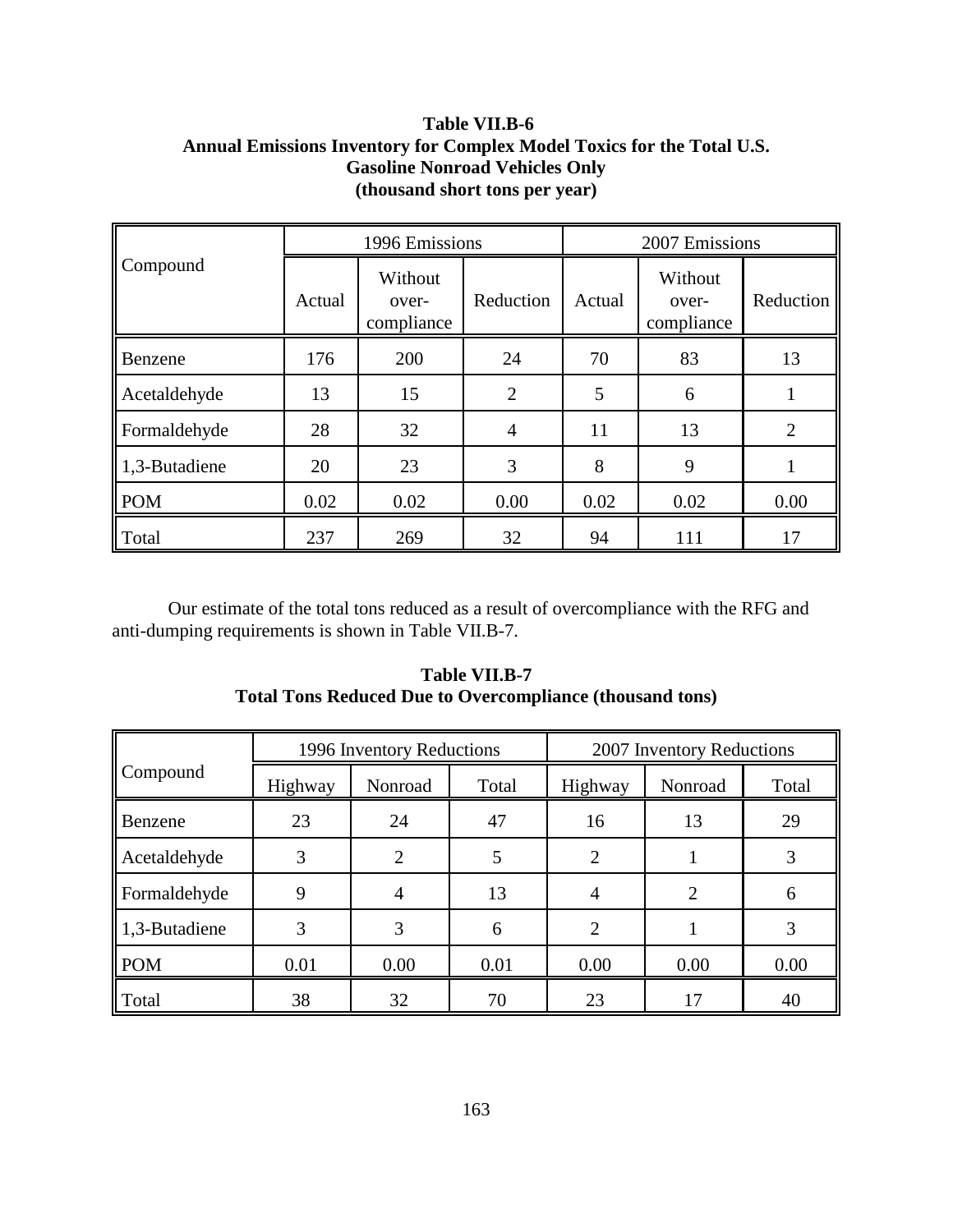**Table VII.B-6**
**Annual Emissions Inventory for Complex Model Toxics for the Total U.S.**
**Gasoline Nonroad Vehicles Only**
**(thousand short tons per year)**

| Compound | 1996 Emissions | | | 2007 Emissions | | |
|---|---|---|---|---|---|---|
| | Actual | Without over-compliance | Reduction | Actual | Without over-compliance | Reduction |
| Benzene | 176 | 200 | 24 | 70 | 83 | 13 |
| Acetaldehyde | 13 | 15 | 2 | 5 | 6 | 1 |
| Formaldehyde | 28 | 32 | 4 | 11 | 13 | 2 |
| 1,3-Butadiene | 20 | 23 | 3 | 8 | 9 | 1 |
| POM | 0.02 | 0.02 | 0.00 | 0.02 | 0.02 | 0.00 |
| Total | 237 | 269 | 32 | 94 | 111 | 17 |

Our estimate of the total tons reduced as a result of overcompliance with the RFG and anti-dumping requirements is shown in Table VII.B-7.

**Table VII.B-7**
**Total Tons Reduced Due to Overcompliance (thousand tons)**

| Compound | 1996 Inventory Reductions | | | 2007 Inventory Reductions | | |
|---|---|---|---|---|---|---|
| | Highway | Nonroad | Total | Highway | Nonroad | Total |
| Benzene | 23 | 24 | 47 | 16 | 13 | 29 |
| Acetaldehyde | 3 | 2 | 5 | 2 | 1 | 3 |
| Formaldehyde | 9 | 4 | 13 | 4 | 2 | 6 |
| 1,3-Butadiene | 3 | 3 | 6 | 2 | 1 | 3 |
| POM | 0.01 | 0.00 | 0.01 | 0.00 | 0.00 | 0.00 |
| Total | 38 | 32 | 70 | 23 | 17 | 40 |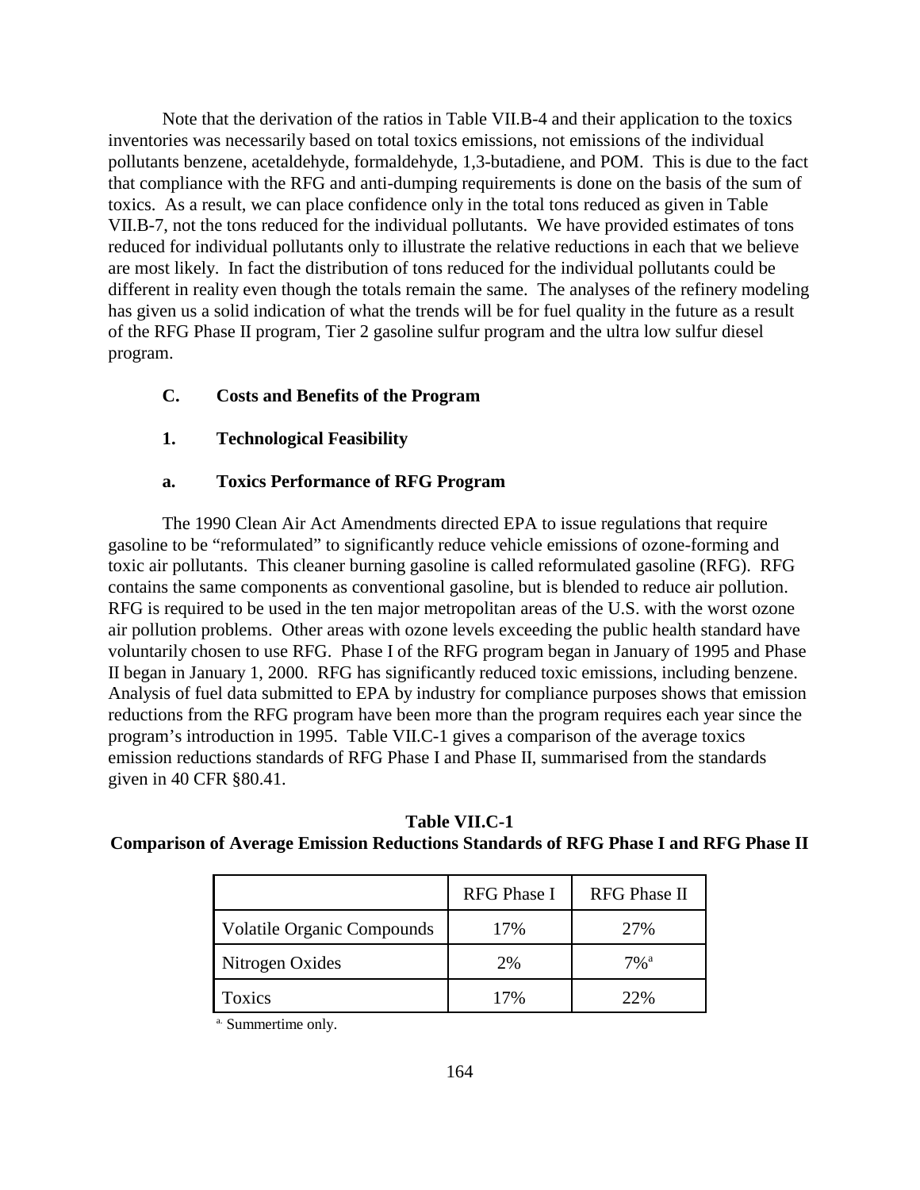Note that the derivation of the ratios in Table VII.B-4 and their application to the toxics inventories was necessarily based on total toxics emissions, not emissions of the individual pollutants benzene, acetaldehyde, formaldehyde, 1,3-butadiene, and POM. This is due to the fact that compliance with the RFG and anti-dumping requirements is done on the basis of the sum of toxics. As a result, we can place confidence only in the total tons reduced as given in Table VII.B-7, not the tons reduced for the individual pollutants. We have provided estimates of tons reduced for individual pollutants only to illustrate the relative reductions in each that we believe are most likely. In fact the distribution of tons reduced for the individual pollutants could be different in reality even though the totals remain the same. The analyses of the refinery modeling has given us a solid indication of what the trends will be for fuel quality in the future as a result of the RFG Phase II program, Tier 2 gasoline sulfur program and the ultra low sulfur diesel program.

## C. Costs and Benefits of the Program

### 1. Technological Feasibility

#### a. Toxics Performance of RFG Program

The 1990 Clean Air Act Amendments directed EPA to issue regulations that require gasoline to be "reformulated" to significantly reduce vehicle emissions of ozone-forming and toxic air pollutants. This cleaner burning gasoline is called reformulated gasoline (RFG). RFG contains the same components as conventional gasoline, but is blended to reduce air pollution. RFG is required to be used in the ten major metropolitan areas of the U.S. with the worst ozone air pollution problems. Other areas with ozone levels exceeding the public health standard have voluntarily chosen to use RFG. Phase I of the RFG program began in January of 1995 and Phase II began in January 1, 2000. RFG has significantly reduced toxic emissions, including benzene. Analysis of fuel data submitted to EPA by industry for compliance purposes shows that emission reductions from the RFG program have been more than the program requires each year since the program's introduction in 1995. Table VII.C-1 gives a comparison of the average toxics emission reductions standards of RFG Phase I and Phase II, summarised from the standards given in 40 CFR §80.41.

**Table VII.C-1**
**Comparison of Average Emission Reductions Standards of RFG Phase I and RFG Phase II**

| | RFG Phase I | RFG Phase II |
|---|---|---|
| Volatile Organic Compounds | 17% | 27% |
| Nitrogen Oxides | 2% | 7%[a] |
| Toxics | 17% | 22% |

[a] Summertime only.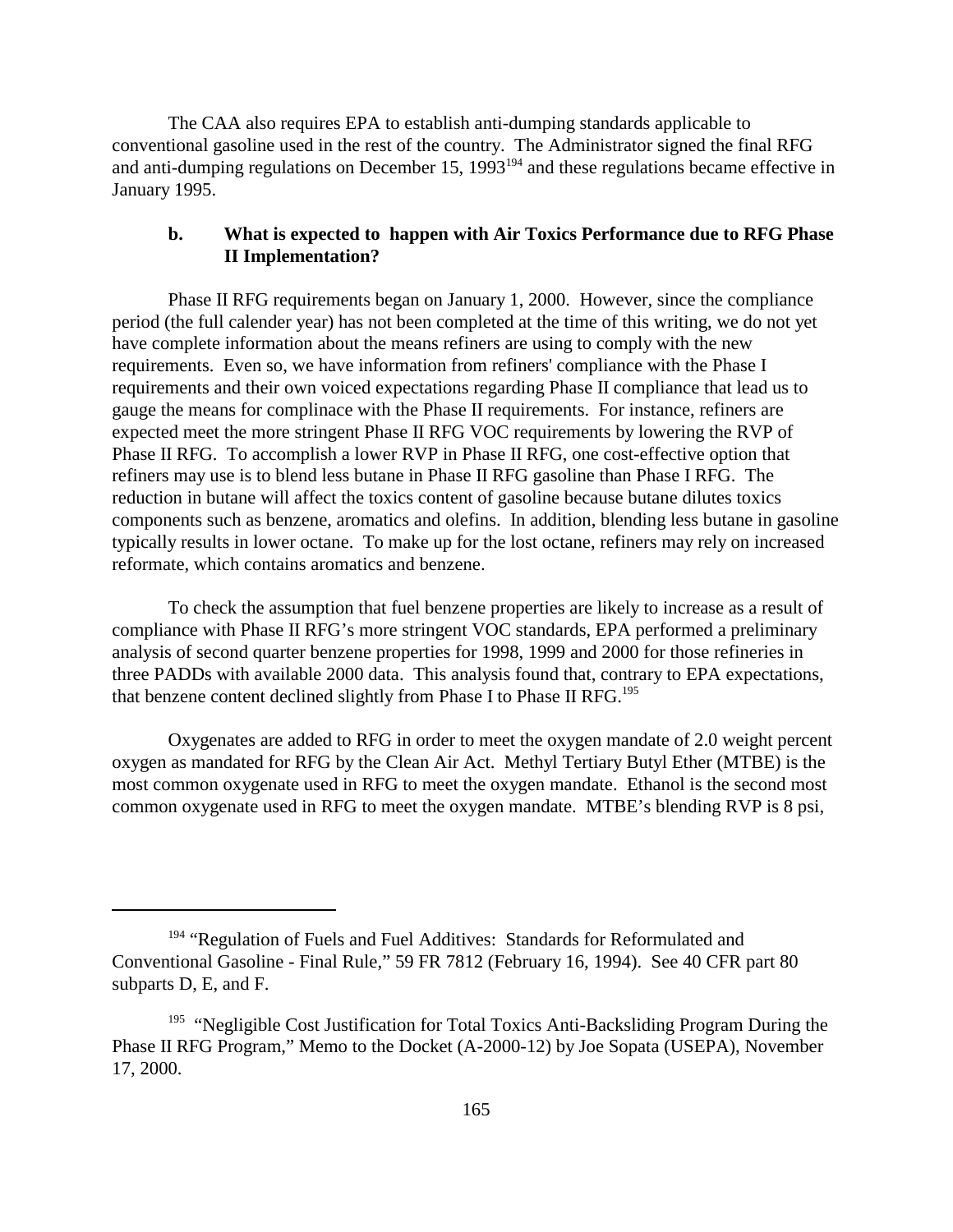The CAA also requires EPA to establish anti-dumping standards applicable to conventional gasoline used in the rest of the country. The Administrator signed the final RFG and anti-dumping regulations on December 15, 1993[194] and these regulations became effective in January 1995.

### b. What is expected to happen with Air Toxics Performance due to RFG Phase II Implementation?

Phase II RFG requirements began on January 1, 2000. However, since the compliance period (the full calender year) has not been completed at the time of this writing, we do not yet have complete information about the means refiners are using to comply with the new requirements. Even so, we have information from refiners' compliance with the Phase I requirements and their own voiced expectations regarding Phase II compliance that lead us to gauge the means for complinace with the Phase II requirements. For instance, refiners are expected meet the more stringent Phase II RFG VOC requirements by lowering the RVP of Phase II RFG. To accomplish a lower RVP in Phase II RFG, one cost-effective option that refiners may use is to blend less butane in Phase II RFG gasoline than Phase I RFG. The reduction in butane will affect the toxics content of gasoline because butane dilutes toxics components such as benzene, aromatics and olefins. In addition, blending less butane in gasoline typically results in lower octane. To make up for the lost octane, refiners may rely on increased reformate, which contains aromatics and benzene.

To check the assumption that fuel benzene properties are likely to increase as a result of compliance with Phase II RFG's more stringent VOC standards, EPA performed a preliminary analysis of second quarter benzene properties for 1998, 1999 and 2000 for those refineries in three PADDs with available 2000 data. This analysis found that, contrary to EPA expectations, that benzene content declined slightly from Phase I to Phase II RFG.[195]

Oxygenates are added to RFG in order to meet the oxygen mandate of 2.0 weight percent oxygen as mandated for RFG by the Clean Air Act. Methyl Tertiary Butyl Ether (MTBE) is the most common oxygenate used in RFG to meet the oxygen mandate. Ethanol is the second most common oxygenate used in RFG to meet the oxygen mandate. MTBE's blending RVP is 8 psi,

---

[194] "Regulation of Fuels and Fuel Additives: Standards for Reformulated and Conventional Gasoline - Final Rule," 59 FR 7812 (February 16, 1994). See 40 CFR part 80 subparts D, E, and F.

[195] "Negligible Cost Justification for Total Toxics Anti-Backsliding Program During the Phase II RFG Program," Memo to the Docket (A-2000-12) by Joe Sopata (USEPA), November 17, 2000.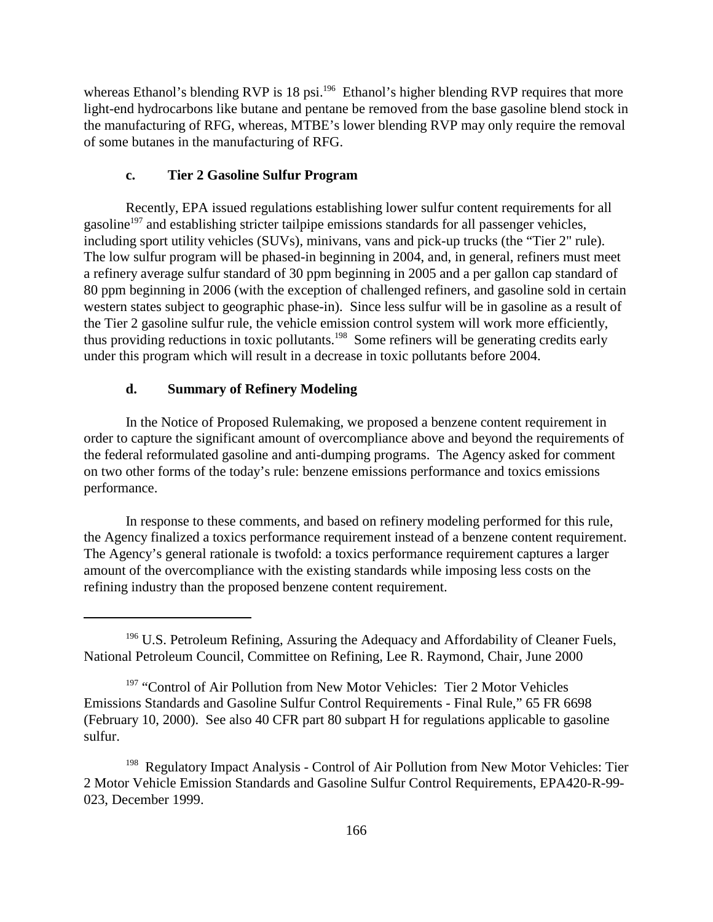whereas Ethanol's blending RVP is 18 psi.[196] Ethanol's higher blending RVP requires that more light-end hydrocarbons like butane and pentane be removed from the base gasoline blend stock in the manufacturing of RFG, whereas, MTBE's lower blending RVP may only require the removal of some butanes in the manufacturing of RFG.

#### c. Tier 2 Gasoline Sulfur Program

Recently, EPA issued regulations establishing lower sulfur content requirements for all gasoline[197] and establishing stricter tailpipe emissions standards for all passenger vehicles, including sport utility vehicles (SUVs), minivans, vans and pick-up trucks (the "Tier 2" rule). The low sulfur program will be phased-in beginning in 2004, and, in general, refiners must meet a refinery average sulfur standard of 30 ppm beginning in 2005 and a per gallon cap standard of 80 ppm beginning in 2006 (with the exception of challenged refiners, and gasoline sold in certain western states subject to geographic phase-in). Since less sulfur will be in gasoline as a result of the Tier 2 gasoline sulfur rule, the vehicle emission control system will work more efficiently, thus providing reductions in toxic pollutants.[198] Some refiners will be generating credits early under this program which will result in a decrease in toxic pollutants before 2004.

#### d. Summary of Refinery Modeling

In the Notice of Proposed Rulemaking, we proposed a benzene content requirement in order to capture the significant amount of overcompliance above and beyond the requirements of the federal reformulated gasoline and anti-dumping programs. The Agency asked for comment on two other forms of the today's rule: benzene emissions performance and toxics emissions performance.

In response to these comments, and based on refinery modeling performed for this rule, the Agency finalized a toxics performance requirement instead of a benzene content requirement. The Agency's general rationale is twofold: a toxics performance requirement captures a larger amount of the overcompliance with the existing standards while imposing less costs on the refining industry than the proposed benzene content requirement.

---

[196] U.S. Petroleum Refining, Assuring the Adequacy and Affordability of Cleaner Fuels, National Petroleum Council, Committee on Refining, Lee R. Raymond, Chair, June 2000

[197] "Control of Air Pollution from New Motor Vehicles: Tier 2 Motor Vehicles Emissions Standards and Gasoline Sulfur Control Requirements - Final Rule," 65 FR 6698 (February 10, 2000). See also 40 CFR part 80 subpart H for regulations applicable to gasoline sulfur.

[198] Regulatory Impact Analysis - Control of Air Pollution from New Motor Vehicles: Tier 2 Motor Vehicle Emission Standards and Gasoline Sulfur Control Requirements, EPA420-R-99-023, December 1999.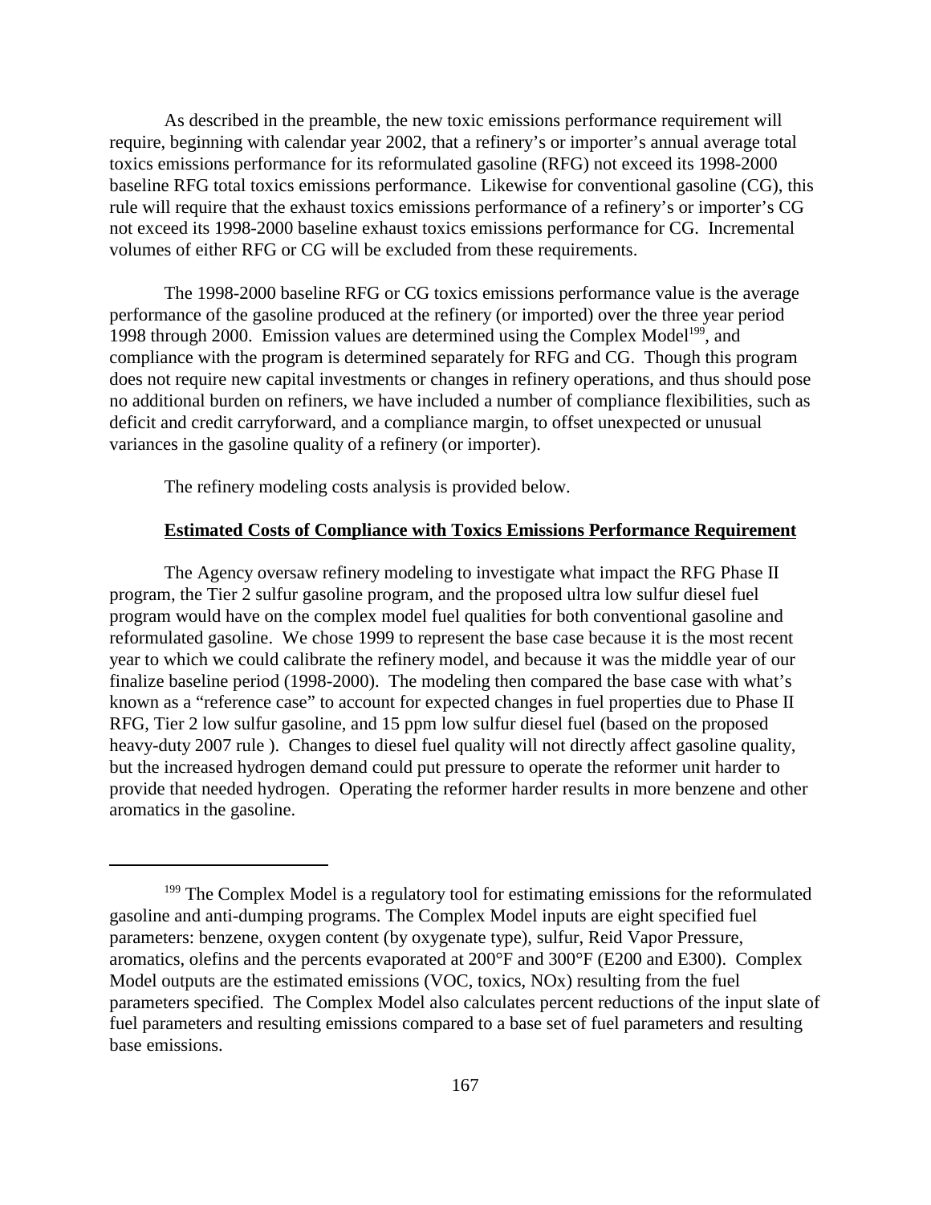As described in the preamble, the new toxic emissions performance requirement will require, beginning with calendar year 2002, that a refinery's or importer's annual average total toxics emissions performance for its reformulated gasoline (RFG) not exceed its 1998-2000 baseline RFG total toxics emissions performance. Likewise for conventional gasoline (CG), this rule will require that the exhaust toxics emissions performance of a refinery's or importer's CG not exceed its 1998-2000 baseline exhaust toxics emissions performance for CG. Incremental volumes of either RFG or CG will be excluded from these requirements.

The 1998-2000 baseline RFG or CG toxics emissions performance value is the average performance of the gasoline produced at the refinery (or imported) over the three year period 1998 through 2000. Emission values are determined using the Complex Model[199], and compliance with the program is determined separately for RFG and CG. Though this program does not require new capital investments or changes in refinery operations, and thus should pose no additional burden on refiners, we have included a number of compliance flexibilities, such as deficit and credit carryforward, and a compliance margin, to offset unexpected or unusual variances in the gasoline quality of a refinery (or importer).

The refinery modeling costs analysis is provided below.

**Estimated Costs of Compliance with Toxics Emissions Performance Requirement**

The Agency oversaw refinery modeling to investigate what impact the RFG Phase II program, the Tier 2 sulfur gasoline program, and the proposed ultra low sulfur diesel fuel program would have on the complex model fuel qualities for both conventional gasoline and reformulated gasoline. We chose 1999 to represent the base case because it is the most recent year to which we could calibrate the refinery model, and because it was the middle year of our finalize baseline period (1998-2000). The modeling then compared the base case with what's known as a "reference case" to account for expected changes in fuel properties due to Phase II RFG, Tier 2 low sulfur gasoline, and 15 ppm low sulfur diesel fuel (based on the proposed heavy-duty 2007 rule ). Changes to diesel fuel quality will not directly affect gasoline quality, but the increased hydrogen demand could put pressure to operate the reformer unit harder to provide that needed hydrogen. Operating the reformer harder results in more benzene and other aromatics in the gasoline.

---

[199] The Complex Model is a regulatory tool for estimating emissions for the reformulated gasoline and anti-dumping programs. The Complex Model inputs are eight specified fuel parameters: benzene, oxygen content (by oxygenate type), sulfur, Reid Vapor Pressure, aromatics, olefins and the percents evaporated at 200°F and 300°F (E200 and E300). Complex Model outputs are the estimated emissions (VOC, toxics, NOx) resulting from the fuel parameters specified. The Complex Model also calculates percent reductions of the input slate of fuel parameters and resulting emissions compared to a base set of fuel parameters and resulting base emissions.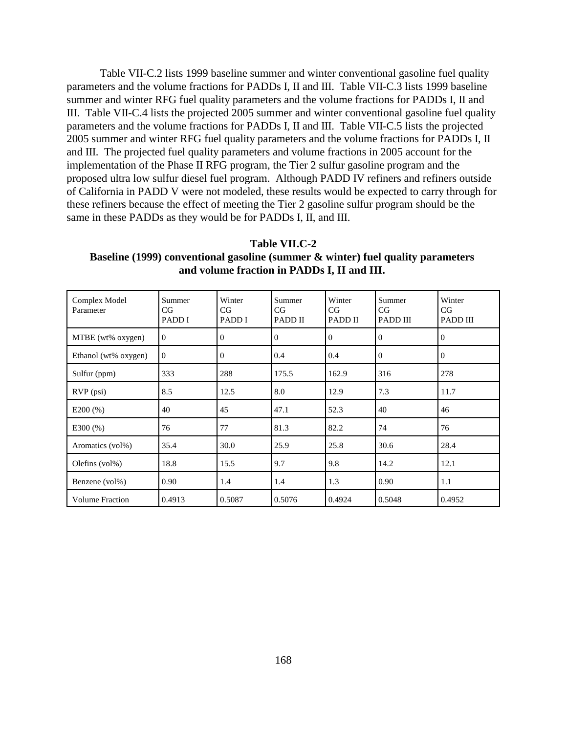Table VII-C.2 lists 1999 baseline summer and winter conventional gasoline fuel quality parameters and the volume fractions for PADDs I, II and III. Table VII-C.3 lists 1999 baseline summer and winter RFG fuel quality parameters and the volume fractions for PADDs I, II and III. Table VII-C.4 lists the projected 2005 summer and winter conventional gasoline fuel quality parameters and the volume fractions for PADDs I, II and III. Table VII-C.5 lists the projected 2005 summer and winter RFG fuel quality parameters and the volume fractions for PADDs I, II and III. The projected fuel quality parameters and volume fractions in 2005 account for the implementation of the Phase II RFG program, the Tier 2 sulfur gasoline program and the proposed ultra low sulfur diesel fuel program. Although PADD IV refiners and refiners outside of California in PADD V were not modeled, these results would be expected to carry through for these refiners because the effect of meeting the Tier 2 gasoline sulfur program should be the same in these PADDs as they would be for PADDs I, II, and III.

**Table VII.C-2**
**Baseline (1999) conventional gasoline (summer & winter) fuel quality parameters and volume fraction in PADDs I, II and III.**

| Complex Model Parameter | Summer CG PADD I | Winter CG PADD I | Summer CG PADD II | Winter CG PADD II | Summer CG PADD III | Winter CG PADD III |
|---|---|---|---|---|---|---|
| MTBE (wt% oxygen) | 0 | 0 | 0 | 0 | 0 | 0 |
| Ethanol (wt% oxygen) | 0 | 0 | 0.4 | 0.4 | 0 | 0 |
| Sulfur (ppm) | 333 | 288 | 175.5 | 162.9 | 316 | 278 |
| RVP (psi) | 8.5 | 12.5 | 8.0 | 12.9 | 7.3 | 11.7 |
| E200 (%) | 40 | 45 | 47.1 | 52.3 | 40 | 46 |
| E300 (%) | 76 | 77 | 81.3 | 82.2 | 74 | 76 |
| Aromatics (vol%) | 35.4 | 30.0 | 25.9 | 25.8 | 30.6 | 28.4 |
| Olefins (vol%) | 18.8 | 15.5 | 9.7 | 9.8 | 14.2 | 12.1 |
| Benzene (vol%) | 0.90 | 1.4 | 1.4 | 1.3 | 0.90 | 1.1 |
| Volume Fraction | 0.4913 | 0.5087 | 0.5076 | 0.4924 | 0.5048 | 0.4952 |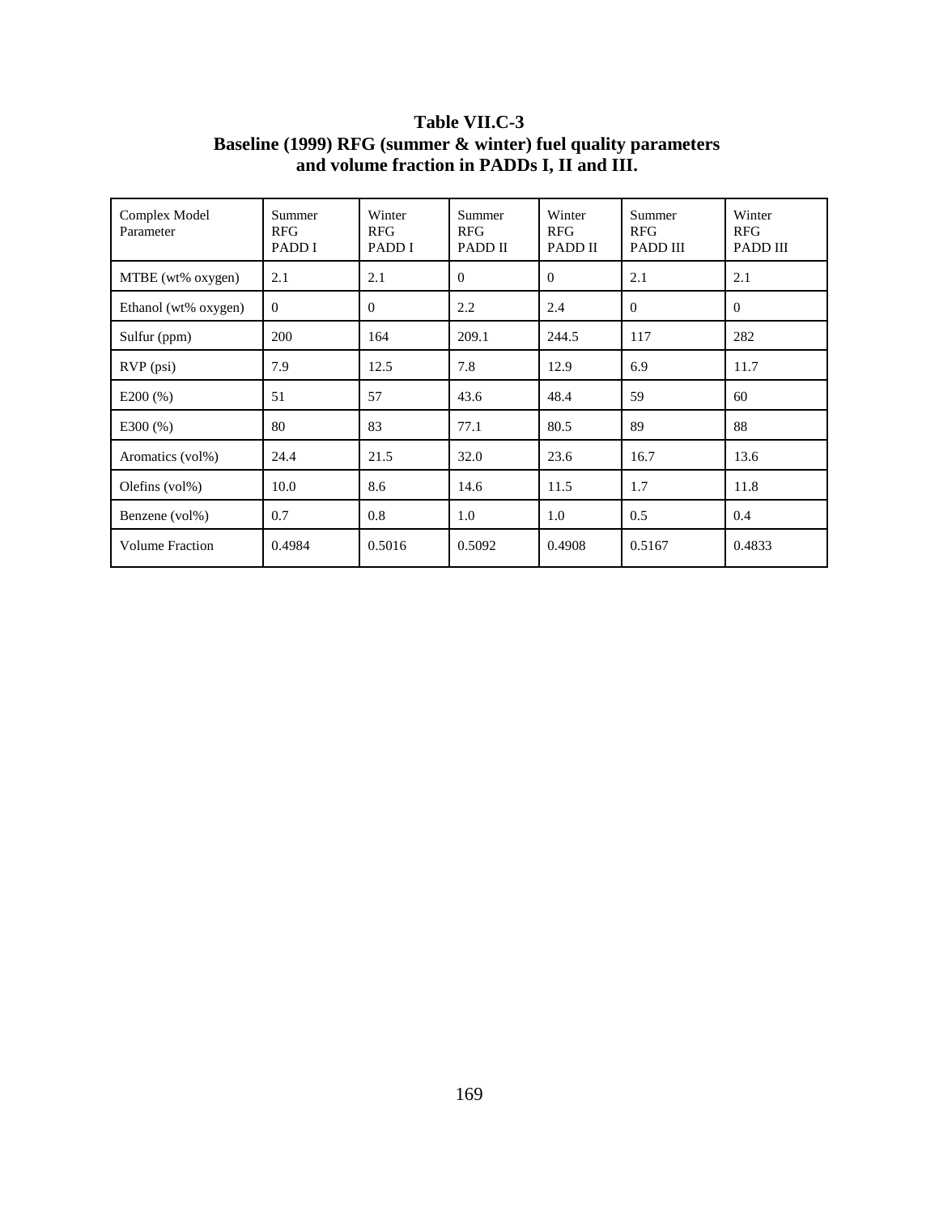**Table VII.C-3**
**Baseline (1999) RFG (summer & winter) fuel quality parameters and volume fraction in PADDs I, II and III.**

| Complex Model Parameter | Summer RFG PADD I | Winter RFG PADD I | Summer RFG PADD II | Winter RFG PADD II | Summer RFG PADD III | Winter RFG PADD III |
|---|---|---|---|---|---|---|
| MTBE (wt% oxygen) | 2.1 | 2.1 | 0 | 0 | 2.1 | 2.1 |
| Ethanol (wt% oxygen) | 0 | 0 | 2.2 | 2.4 | 0 | 0 |
| Sulfur (ppm) | 200 | 164 | 209.1 | 244.5 | 117 | 282 |
| RVP (psi) | 7.9 | 12.5 | 7.8 | 12.9 | 6.9 | 11.7 |
| E200 (%) | 51 | 57 | 43.6 | 48.4 | 59 | 60 |
| E300 (%) | 80 | 83 | 77.1 | 80.5 | 89 | 88 |
| Aromatics (vol%) | 24.4 | 21.5 | 32.0 | 23.6 | 16.7 | 13.6 |
| Olefins (vol%) | 10.0 | 8.6 | 14.6 | 11.5 | 1.7 | 11.8 |
| Benzene (vol%) | 0.7 | 0.8 | 1.0 | 1.0 | 0.5 | 0.4 |
| Volume Fraction | 0.4984 | 0.5016 | 0.5092 | 0.4908 | 0.5167 | 0.4833 |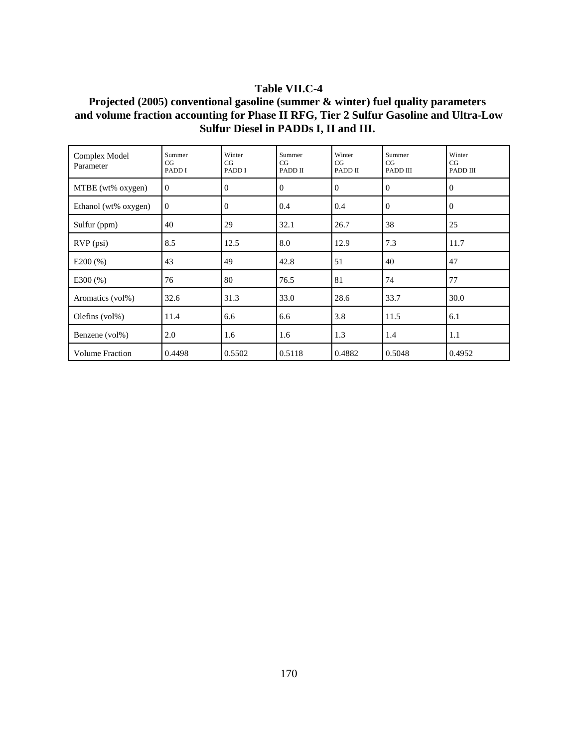**Table VII.C-4**
**Projected (2005) conventional gasoline (summer & winter) fuel quality parameters and volume fraction accounting for Phase II RFG, Tier 2 Sulfur Gasoline and Ultra-Low Sulfur Diesel in PADDs I, II and III.**

| Complex Model Parameter | Summer CG PADD I | Winter CG PADD I | Summer CG PADD II | Winter CG PADD II | Summer CG PADD III | Winter CG PADD III |
|---|---|---|---|---|---|---|
| MTBE (wt% oxygen) | 0 | 0 | 0 | 0 | 0 | 0 |
| Ethanol (wt% oxygen) | 0 | 0 | 0.4 | 0.4 | 0 | 0 |
| Sulfur (ppm) | 40 | 29 | 32.1 | 26.7 | 38 | 25 |
| RVP (psi) | 8.5 | 12.5 | 8.0 | 12.9 | 7.3 | 11.7 |
| E200 (%) | 43 | 49 | 42.8 | 51 | 40 | 47 |
| E300 (%) | 76 | 80 | 76.5 | 81 | 74 | 77 |
| Aromatics (vol%) | 32.6 | 31.3 | 33.0 | 28.6 | 33.7 | 30.0 |
| Olefins (vol%) | 11.4 | 6.6 | 6.6 | 3.8 | 11.5 | 6.1 |
| Benzene (vol%) | 2.0 | 1.6 | 1.6 | 1.3 | 1.4 | 1.1 |
| Volume Fraction | 0.4498 | 0.5502 | 0.5118 | 0.4882 | 0.5048 | 0.4952 |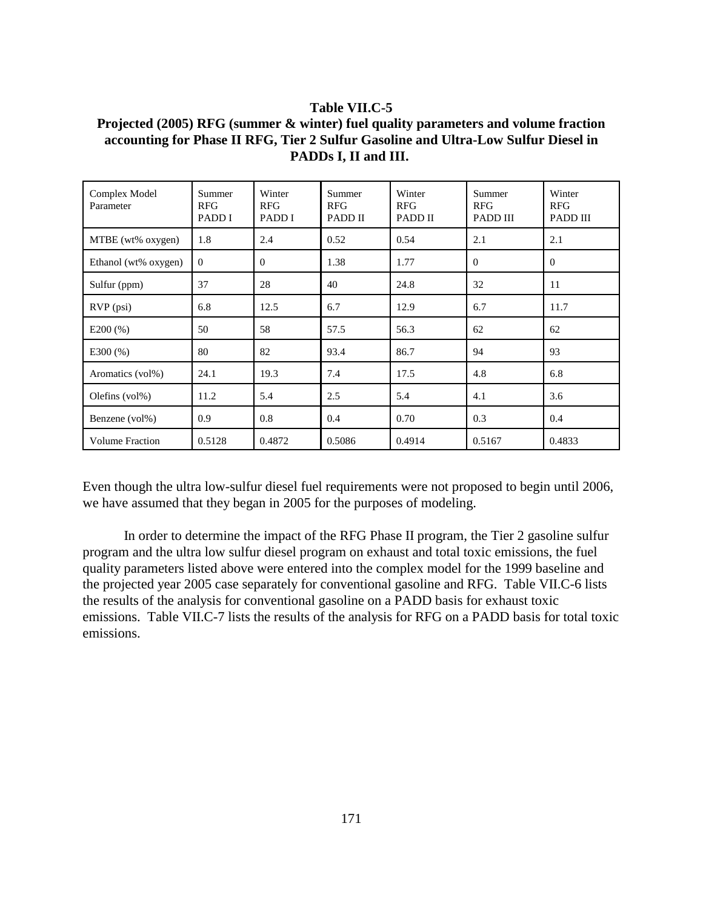**Table VII.C-5**
**Projected (2005) RFG (summer & winter) fuel quality parameters and volume fraction accounting for Phase II RFG, Tier 2 Sulfur Gasoline and Ultra-Low Sulfur Diesel in PADDs I, II and III.**

| Complex Model Parameter | Summer RFG PADD I | Winter RFG PADD I | Summer RFG PADD II | Winter RFG PADD II | Summer RFG PADD III | Winter RFG PADD III |
|---|---|---|---|---|---|---|
| MTBE (wt% oxygen) | 1.8 | 2.4 | 0.52 | 0.54 | 2.1 | 2.1 |
| Ethanol (wt% oxygen) | 0 | 0 | 1.38 | 1.77 | 0 | 0 |
| Sulfur (ppm) | 37 | 28 | 40 | 24.8 | 32 | 11 |
| RVP (psi) | 6.8 | 12.5 | 6.7 | 12.9 | 6.7 | 11.7 |
| E200 (%) | 50 | 58 | 57.5 | 56.3 | 62 | 62 |
| E300 (%) | 80 | 82 | 93.4 | 86.7 | 94 | 93 |
| Aromatics (vol%) | 24.1 | 19.3 | 7.4 | 17.5 | 4.8 | 6.8 |
| Olefins (vol%) | 11.2 | 5.4 | 2.5 | 5.4 | 4.1 | 3.6 |
| Benzene (vol%) | 0.9 | 0.8 | 0.4 | 0.70 | 0.3 | 0.4 |
| Volume Fraction | 0.5128 | 0.4872 | 0.5086 | 0.4914 | 0.5167 | 0.4833 |

Even though the ultra low-sulfur diesel fuel requirements were not proposed to begin until 2006, we have assumed that they began in 2005 for the purposes of modeling.

In order to determine the impact of the RFG Phase II program, the Tier 2 gasoline sulfur program and the ultra low sulfur diesel program on exhaust and total toxic emissions, the fuel quality parameters listed above were entered into the complex model for the 1999 baseline and the projected year 2005 case separately for conventional gasoline and RFG. Table VII.C-6 lists the results of the analysis for conventional gasoline on a PADD basis for exhaust toxic emissions. Table VII.C-7 lists the results of the analysis for RFG on a PADD basis for total toxic emissions.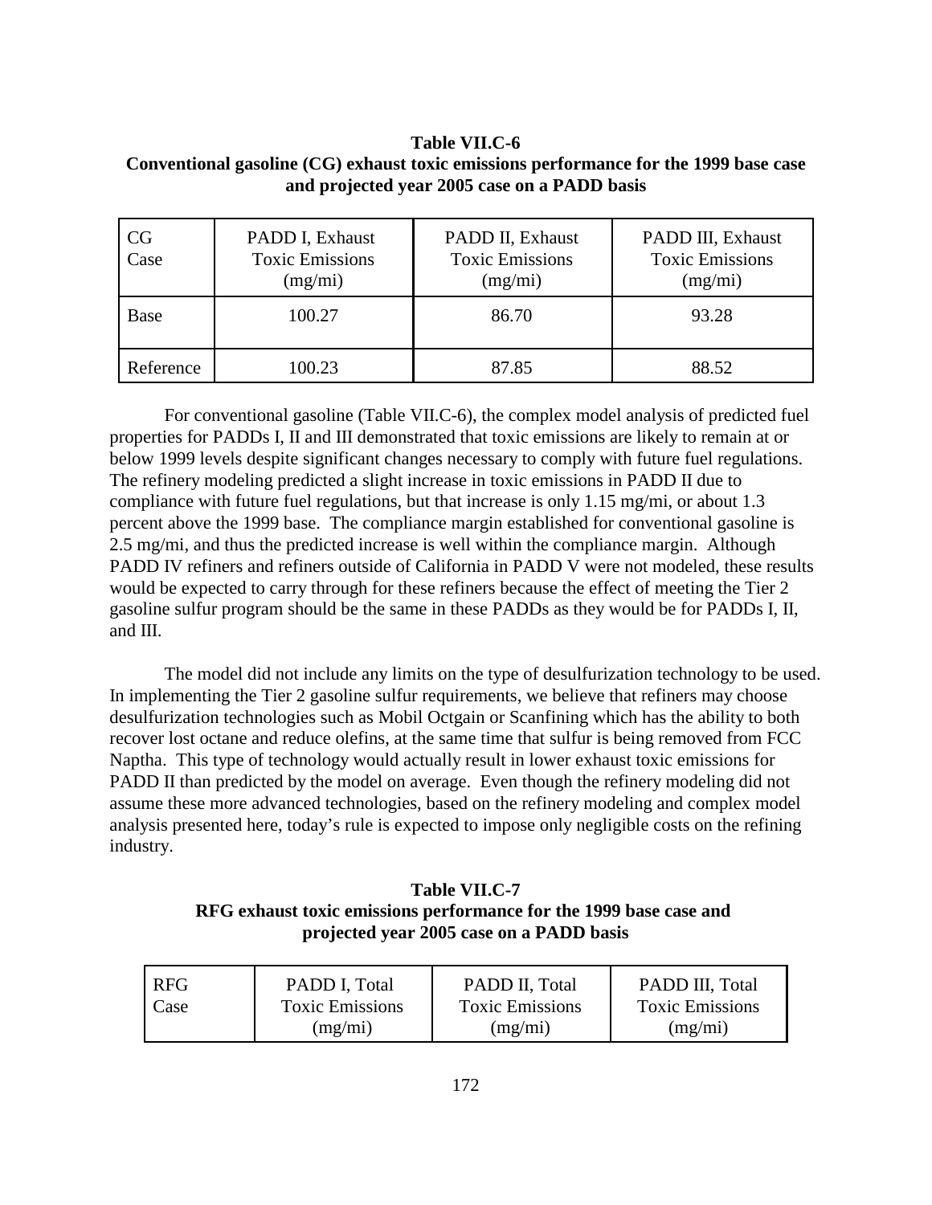**Table VII.C-6**
**Conventional gasoline (CG) exhaust toxic emissions performance for the 1999 base case and projected year 2005 case on a PADD basis**

| CG Case | PADD I, Exhaust Toxic Emissions (mg/mi) | PADD II, Exhaust Toxic Emissions (mg/mi) | PADD III, Exhaust Toxic Emissions (mg/mi) |
|---|---|---|---|
| Base | 100.27 | 86.70 | 93.28 |
| Reference | 100.23 | 87.85 | 88.52 |

For conventional gasoline (Table VII.C-6), the complex model analysis of predicted fuel properties for PADDs I, II and III demonstrated that toxic emissions are likely to remain at or below 1999 levels despite significant changes necessary to comply with future fuel regulations. The refinery modeling predicted a slight increase in toxic emissions in PADD II due to compliance with future fuel regulations, but that increase is only 1.15 mg/mi, or about 1.3 percent above the 1999 base. The compliance margin established for conventional gasoline is 2.5 mg/mi, and thus the predicted increase is well within the compliance margin. Although PADD IV refiners and refiners outside of California in PADD V were not modeled, these results would be expected to carry through for these refiners because the effect of meeting the Tier 2 gasoline sulfur program should be the same in these PADDs as they would be for PADDs I, II, and III.

The model did not include any limits on the type of desulfurization technology to be used. In implementing the Tier 2 gasoline sulfur requirements, we believe that refiners may choose desulfurization technologies such as Mobil Octgain or Scanfining which has the ability to both recover lost octane and reduce olefins, at the same time that sulfur is being removed from FCC Naptha. This type of technology would actually result in lower exhaust toxic emissions for PADD II than predicted by the model on average. Even though the refinery modeling did not assume these more advanced technologies, based on the refinery modeling and complex model analysis presented here, today's rule is expected to impose only negligible costs on the refining industry.

**Table VII.C-7**
**RFG exhaust toxic emissions performance for the 1999 base case and projected year 2005 case on a PADD basis**

| RFG Case | PADD I, Total Toxic Emissions (mg/mi) | PADD II, Total Toxic Emissions (mg/mi) | PADD III, Total Toxic Emissions (mg/mi) |
|---|---|---|---|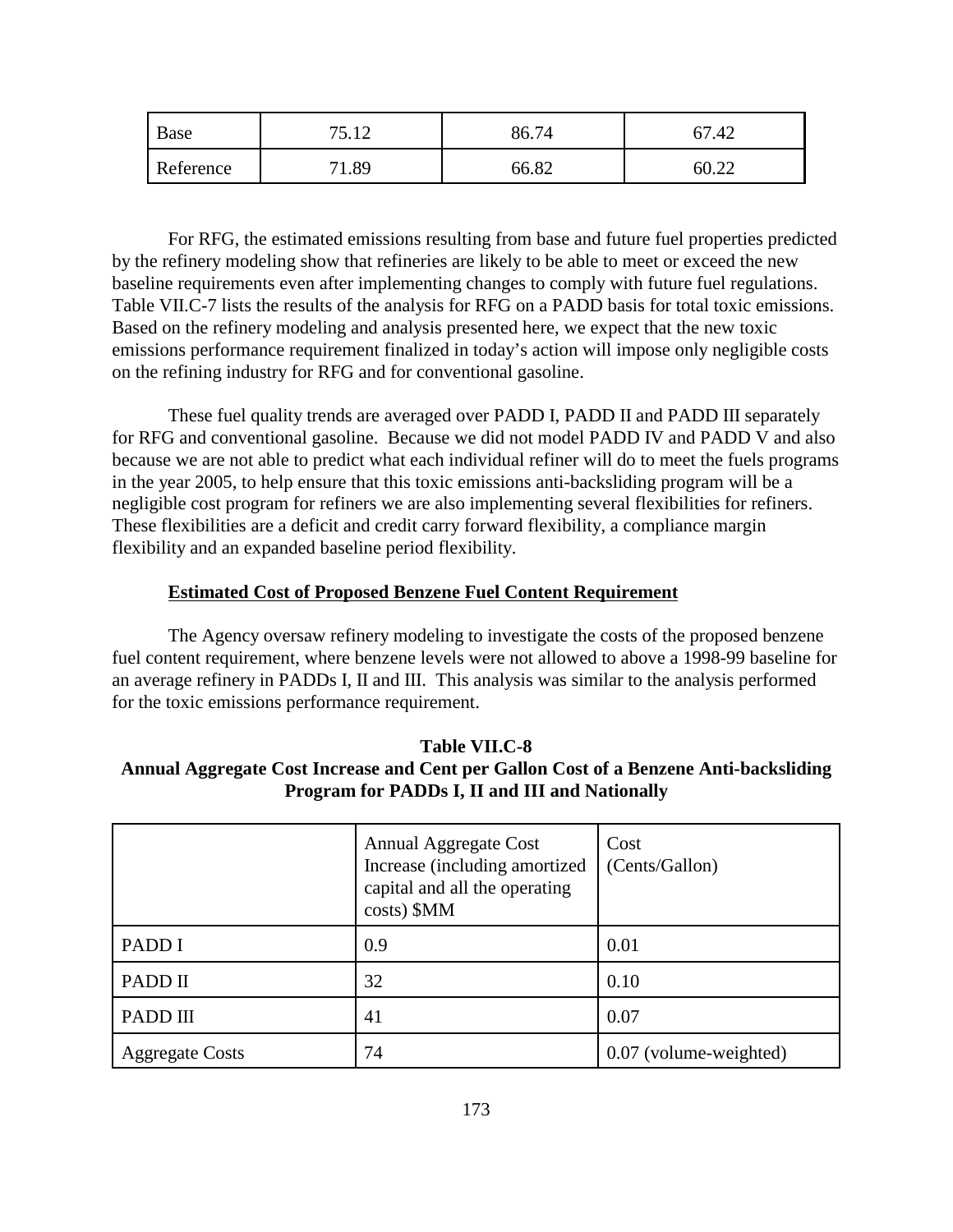| Base | 75.12 | 86.74 | 67.42 |
|---|---|---|---|
| Reference | 71.89 | 66.82 | 60.22 |

For RFG, the estimated emissions resulting from base and future fuel properties predicted by the refinery modeling show that refineries are likely to be able to meet or exceed the new baseline requirements even after implementing changes to comply with future fuel regulations. Table VII.C-7 lists the results of the analysis for RFG on a PADD basis for total toxic emissions. Based on the refinery modeling and analysis presented here, we expect that the new toxic emissions performance requirement finalized in today's action will impose only negligible costs on the refining industry for RFG and for conventional gasoline.

These fuel quality trends are averaged over PADD I, PADD II and PADD III separately for RFG and conventional gasoline. Because we did not model PADD IV and PADD V and also because we are not able to predict what each individual refiner will do to meet the fuels programs in the year 2005, to help ensure that this toxic emissions anti-backsliding program will be a negligible cost program for refiners we are also implementing several flexibilities for refiners. These flexibilities are a deficit and credit carry forward flexibility, a compliance margin flexibility and an expanded baseline period flexibility.

**Estimated Cost of Proposed Benzene Fuel Content Requirement**

The Agency oversaw refinery modeling to investigate the costs of the proposed benzene fuel content requirement, where benzene levels were not allowed to above a 1998-99 baseline for an average refinery in PADDs I, II and III. This analysis was similar to the analysis performed for the toxic emissions performance requirement.

**Table VII.C-8**
**Annual Aggregate Cost Increase and Cent per Gallon Cost of a Benzene Anti-backsliding Program for PADDs I, II and III and Nationally**

| | Annual Aggregate Cost Increase (including amortized capital and all the operating costs) $MM | Cost (Cents/Gallon) |
|---|---|---|
| PADD I | 0.9 | 0.01 |
| PADD II | 32 | 0.10 |
| PADD III | 41 | 0.07 |
| Aggregate Costs | 74 | 0.07 (volume-weighted) |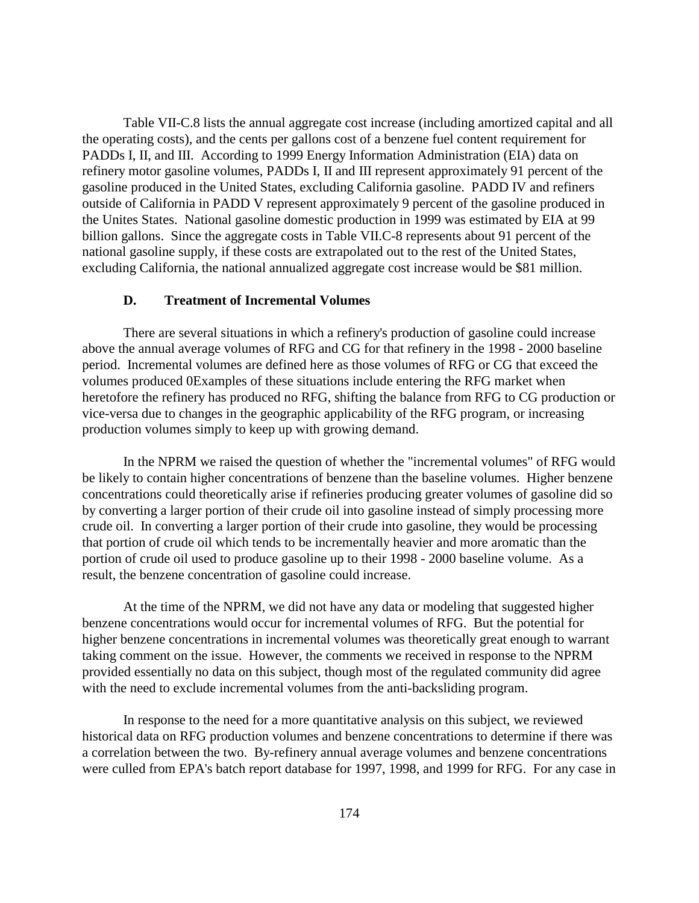Table VII-C.8 lists the annual aggregate cost increase (including amortized capital and all the operating costs), and the cents per gallons cost of a benzene fuel content requirement for PADDs I, II, and III. According to 1999 Energy Information Administration (EIA) data on refinery motor gasoline volumes, PADDs I, II and III represent approximately 91 percent of the gasoline produced in the United States, excluding California gasoline. PADD IV and refiners outside of California in PADD V represent approximately 9 percent of the gasoline produced in the Unites States. National gasoline domestic production in 1999 was estimated by EIA at 99 billion gallons. Since the aggregate costs in Table VII.C-8 represents about 91 percent of the national gasoline supply, if these costs are extrapolated out to the rest of the United States, excluding California, the national annualized aggregate cost increase would be $81 million.

### D. Treatment of Incremental Volumes

There are several situations in which a refinery's production of gasoline could increase above the annual average volumes of RFG and CG for that refinery in the 1998 - 2000 baseline period. Incremental volumes are defined here as those volumes of RFG or CG that exceed the volumes produced 0Examples of these situations include entering the RFG market when heretofore the refinery has produced no RFG, shifting the balance from RFG to CG production or vice-versa due to changes in the geographic applicability of the RFG program, or increasing production volumes simply to keep up with growing demand.

In the NPRM we raised the question of whether the "incremental volumes" of RFG would be likely to contain higher concentrations of benzene than the baseline volumes. Higher benzene concentrations could theoretically arise if refineries producing greater volumes of gasoline did so by converting a larger portion of their crude oil into gasoline instead of simply processing more crude oil. In converting a larger portion of their crude into gasoline, they would be processing that portion of crude oil which tends to be incrementally heavier and more aromatic than the portion of crude oil used to produce gasoline up to their 1998 - 2000 baseline volume. As a result, the benzene concentration of gasoline could increase.

At the time of the NPRM, we did not have any data or modeling that suggested higher benzene concentrations would occur for incremental volumes of RFG. But the potential for higher benzene concentrations in incremental volumes was theoretically great enough to warrant taking comment on the issue. However, the comments we received in response to the NPRM provided essentially no data on this subject, though most of the regulated community did agree with the need to exclude incremental volumes from the anti-backsliding program.

In response to the need for a more quantitative analysis on this subject, we reviewed historical data on RFG production volumes and benzene concentrations to determine if there was a correlation between the two. By-refinery annual average volumes and benzene concentrations were culled from EPA's batch report database for 1997, 1998, and 1999 for RFG. For any case in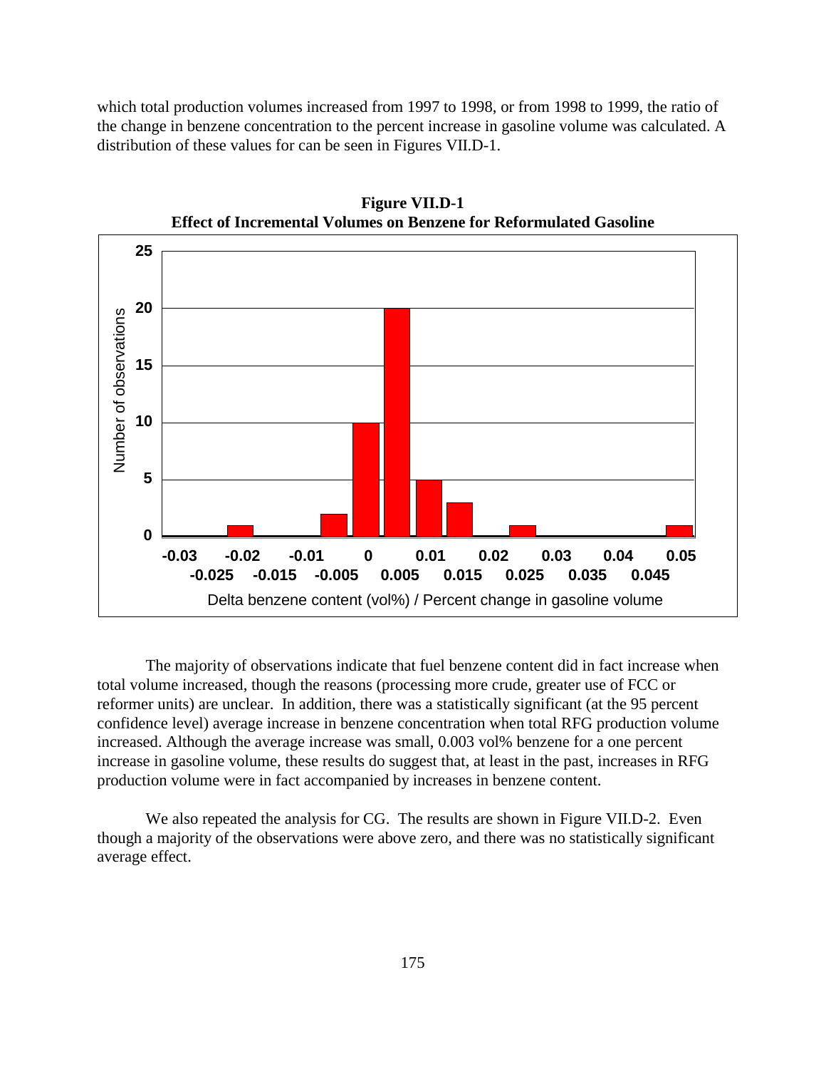which total production volumes increased from 1997 to 1998, or from 1998 to 1999, the ratio of the change in benzene concentration to the percent increase in gasoline volume was calculated. A distribution of these values for can be seen in Figures VII.D-1.

**Figure VII.D-1**
**Effect of Incremental Volumes on Benzene for Reformulated Gasoline**

The majority of observations indicate that fuel benzene content did in fact increase when total volume increased, though the reasons (processing more crude, greater use of FCC or reformer units) are unclear. In addition, there was a statistically significant (at the 95 percent confidence level) average increase in benzene concentration when total RFG production volume increased. Although the average increase was small, 0.003 vol% benzene for a one percent increase in gasoline volume, these results do suggest that, at least in the past, increases in RFG production volume were in fact accompanied by increases in benzene content.

We also repeated the analysis for CG. The results are shown in Figure VII.D-2. Even though a majority of the observations were above zero, and there was no statistically significant average effect.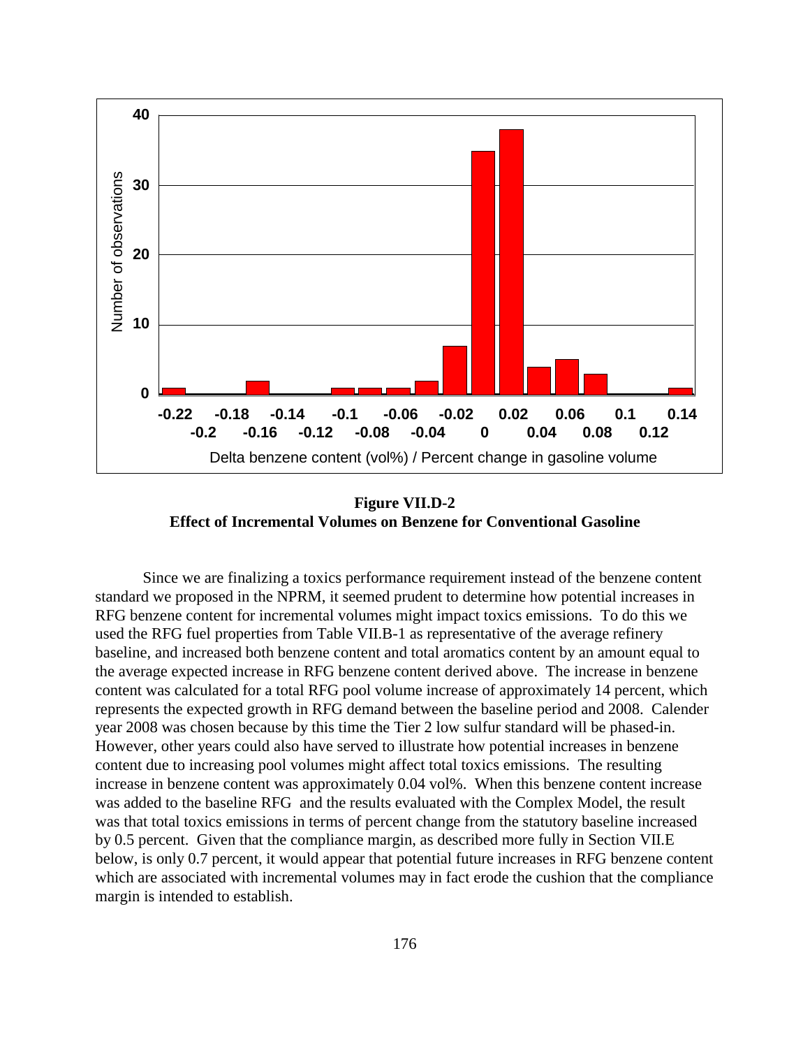**Figure VII.D-2**
**Effect of Incremental Volumes on Benzene for Conventional Gasoline**

Since we are finalizing a toxics performance requirement instead of the benzene content standard we proposed in the NPRM, it seemed prudent to determine how potential increases in RFG benzene content for incremental volumes might impact toxics emissions. To do this we used the RFG fuel properties from Table VII.B-1 as representative of the average refinery baseline, and increased both benzene content and total aromatics content by an amount equal to the average expected increase in RFG benzene content derived above. The increase in benzene content was calculated for a total RFG pool volume increase of approximately 14 percent, which represents the expected growth in RFG demand between the baseline period and 2008. Calender year 2008 was chosen because by this time the Tier 2 low sulfur standard will be phased-in. However, other years could also have served to illustrate how potential increases in benzene content due to increasing pool volumes might affect total toxics emissions. The resulting increase in benzene content was approximately 0.04 vol%. When this benzene content increase was added to the baseline RFG and the results evaluated with the Complex Model, the result was that total toxics emissions in terms of percent change from the statutory baseline increased by 0.5 percent. Given that the compliance margin, as described more fully in Section VII.E below, is only 0.7 percent, it would appear that potential future increases in RFG benzene content which are associated with incremental volumes may in fact erode the cushion that the compliance margin is intended to establish.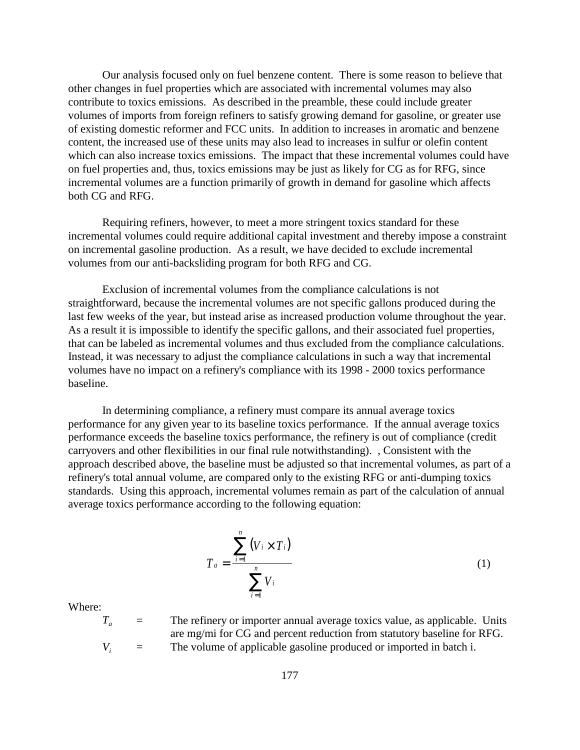Our analysis focused only on fuel benzene content. There is some reason to believe that other changes in fuel properties which are associated with incremental volumes may also contribute to toxics emissions. As described in the preamble, these could include greater volumes of imports from foreign refiners to satisfy growing demand for gasoline, or greater use of existing domestic reformer and FCC units. In addition to increases in aromatic and benzene content, the increased use of these units may also lead to increases in sulfur or olefin content which can also increase toxics emissions. The impact that these incremental volumes could have on fuel properties and, thus, toxics emissions may be just as likely for CG as for RFG, since incremental volumes are a function primarily of growth in demand for gasoline which affects both CG and RFG.

Requiring refiners, however, to meet a more stringent toxics standard for these incremental volumes could require additional capital investment and thereby impose a constraint on incremental gasoline production. As a result, we have decided to exclude incremental volumes from our anti-backsliding program for both RFG and CG.

Exclusion of incremental volumes from the compliance calculations is not straightforward, because the incremental volumes are not specific gallons produced during the last few weeks of the year, but instead arise as increased production volume throughout the year. As a result it is impossible to identify the specific gallons, and their associated fuel properties, that can be labeled as incremental volumes and thus excluded from the compliance calculations. Instead, it was necessary to adjust the compliance calculations in such a way that incremental volumes have no impact on a refinery's compliance with its 1998 - 2000 toxics performance baseline.

In determining compliance, a refinery must compare its annual average toxics performance for any given year to its baseline toxics performance. If the annual average toxics performance exceeds the baseline toxics performance, the refinery is out of compliance (credit carryovers and other flexibilities in our final rule notwithstanding). , Consistent with the approach described above, the baseline must be adjusted so that incremental volumes, as part of a refinery's total annual volume, are compared only to the existing RFG or anti-dumping toxics standards. Using this approach, incremental volumes remain as part of the calculation of annual average toxics performance according to the following equation:

$$T_a = \frac{\sum_{i=1}^{n} (V_i \times T_i)}{\sum_{i=1}^{n} V_i} \qquad (1)$$

Where:

$T_a$ = The refinery or importer annual average toxics value, as applicable. Units are mg/mi for CG and percent reduction from statutory baseline for RFG.

$V_i$ = The volume of applicable gasoline produced or imported in batch i.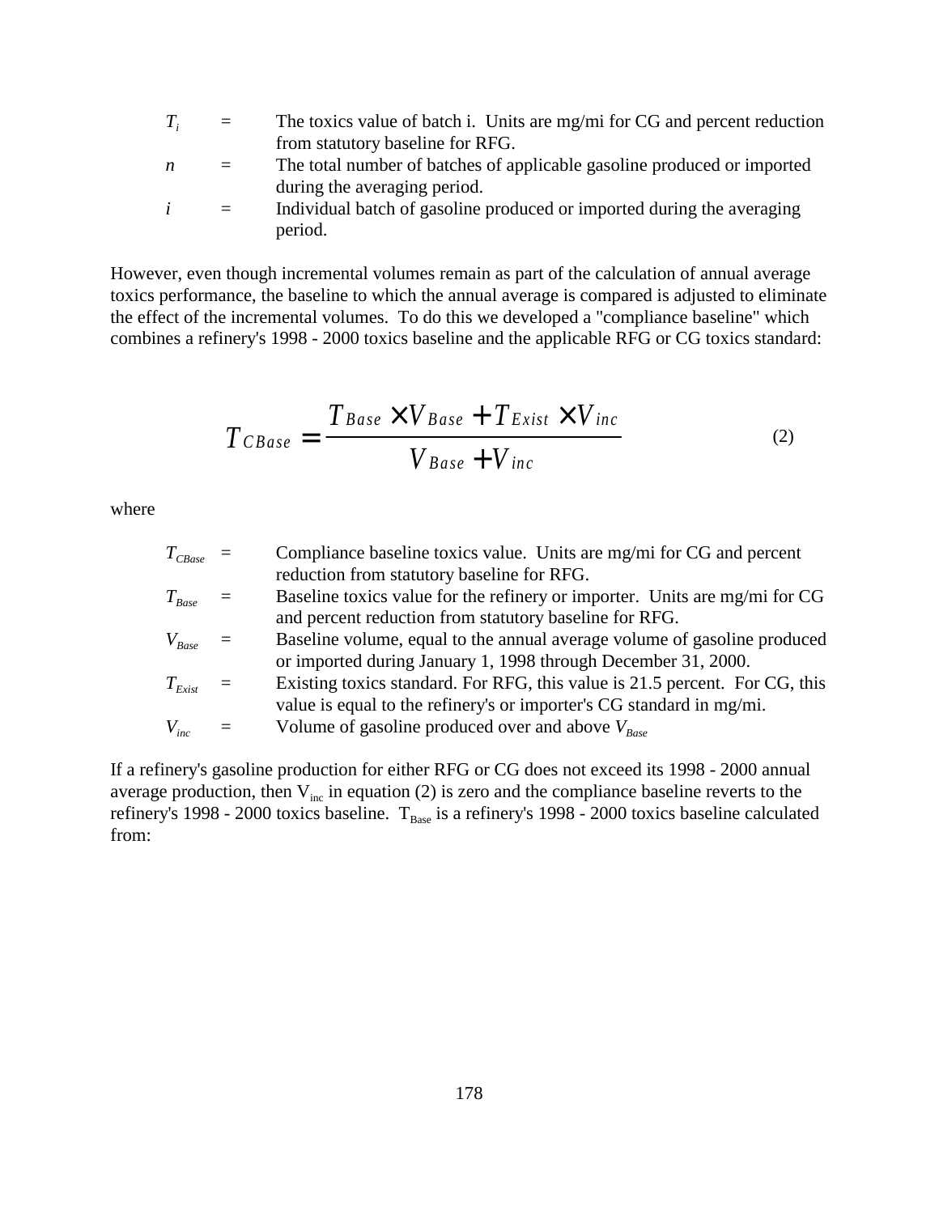$T_i$ = The toxics value of batch i. Units are mg/mi for CG and percent reduction from statutory baseline for RFG.

$n$ = The total number of batches of applicable gasoline produced or imported during the averaging period.

$i$ = Individual batch of gasoline produced or imported during the averaging period.

However, even though incremental volumes remain as part of the calculation of annual average toxics performance, the baseline to which the annual average is compared is adjusted to eliminate the effect of the incremental volumes. To do this we developed a "compliance baseline" which combines a refinery's 1998 - 2000 toxics baseline and the applicable RFG or CG toxics standard:

$$T_{CBase} = \frac{T_{Base} \times V_{Base} + T_{Exist} \times V_{inc}}{V_{Base} + V_{inc}} \tag{2}$$

where

$T_{CBase}$ = Compliance baseline toxics value. Units are mg/mi for CG and percent reduction from statutory baseline for RFG.

$T_{Base}$ = Baseline toxics value for the refinery or importer. Units are mg/mi for CG and percent reduction from statutory baseline for RFG.

$V_{Base}$ = Baseline volume, equal to the annual average volume of gasoline produced or imported during January 1, 1998 through December 31, 2000.

$T_{Exist}$ = Existing toxics standard. For RFG, this value is 21.5 percent. For CG, this value is equal to the refinery's or importer's CG standard in mg/mi.

$V_{inc}$ = Volume of gasoline produced over and above $V_{Base}$

If a refinery's gasoline production for either RFG or CG does not exceed its 1998 - 2000 annual average production, then $V_{inc}$ in equation (2) is zero and the compliance baseline reverts to the refinery's 1998 - 2000 toxics baseline. $T_{Base}$ is a refinery's 1998 - 2000 toxics baseline calculated from: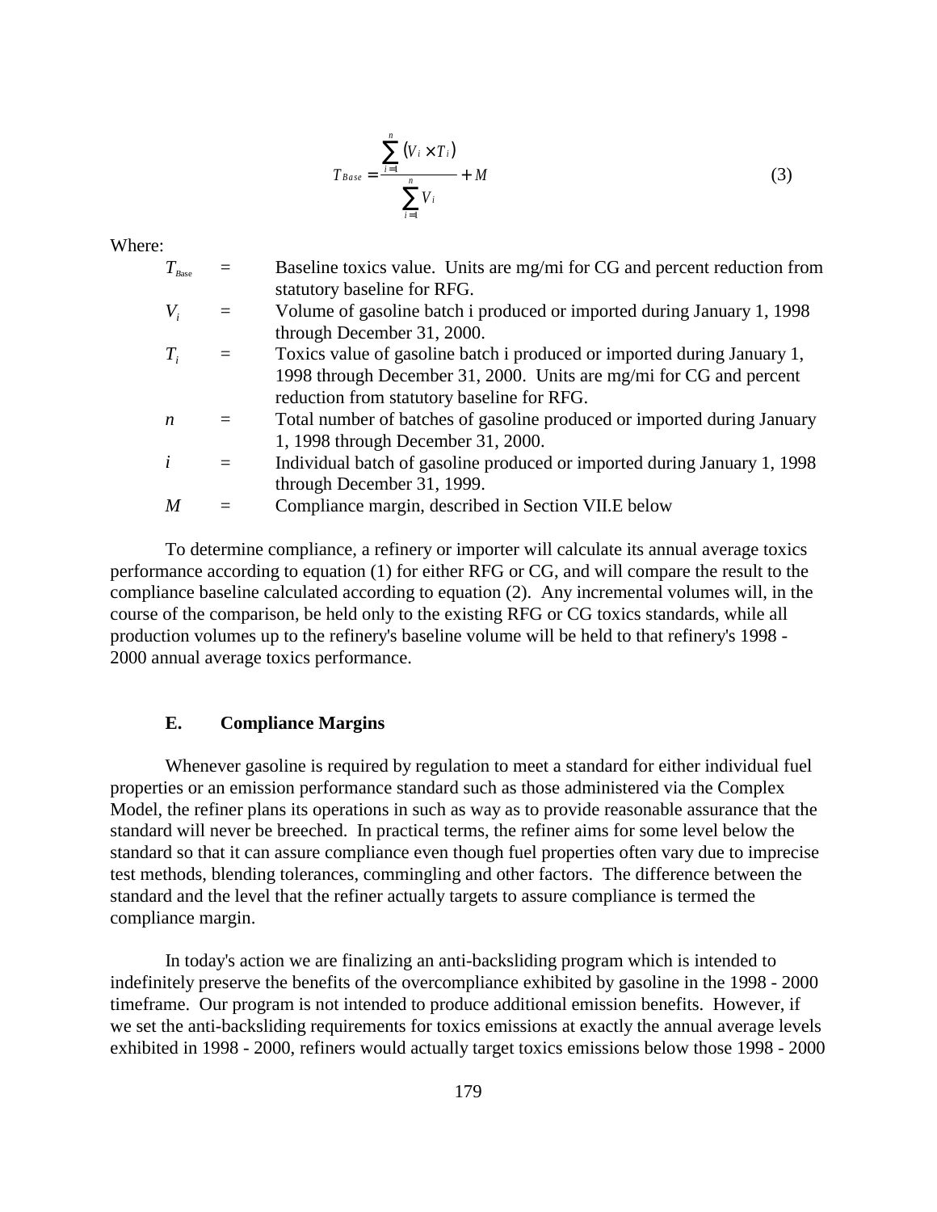$$T_{Base} = \frac{\sum_{i=1}^{n} (V_i \times T_i)}{\sum_{i=1}^{n} V_i} + M \tag{3}$$

Where:

| | | |
|---|---|---|
| $T_{Base}$ | = | Baseline toxics value. Units are mg/mi for CG and percent reduction from statutory baseline for RFG. |
| $V_i$ | = | Volume of gasoline batch i produced or imported during January 1, 1998 through December 31, 2000. |
| $T_i$ | = | Toxics value of gasoline batch i produced or imported during January 1, 1998 through December 31, 2000. Units are mg/mi for CG and percent reduction from statutory baseline for RFG. |
| $n$ | = | Total number of batches of gasoline produced or imported during January 1, 1998 through December 31, 2000. |
| $i$ | = | Individual batch of gasoline produced or imported during January 1, 1998 through December 31, 1999. |
| $M$ | = | Compliance margin, described in Section VII.E below |

To determine compliance, a refinery or importer will calculate its annual average toxics performance according to equation (1) for either RFG or CG, and will compare the result to the compliance baseline calculated according to equation (2). Any incremental volumes will, in the course of the comparison, be held only to the existing RFG or CG toxics standards, while all production volumes up to the refinery's baseline volume will be held to that refinery's 1998 - 2000 annual average toxics performance.

### E. Compliance Margins

Whenever gasoline is required by regulation to meet a standard for either individual fuel properties or an emission performance standard such as those administered via the Complex Model, the refiner plans its operations in such as way as to provide reasonable assurance that the standard will never be breeched. In practical terms, the refiner aims for some level below the standard so that it can assure compliance even though fuel properties often vary due to imprecise test methods, blending tolerances, commingling and other factors. The difference between the standard and the level that the refiner actually targets to assure compliance is termed the compliance margin.

In today's action we are finalizing an anti-backsliding program which is intended to indefinitely preserve the benefits of the overcompliance exhibited by gasoline in the 1998 - 2000 timeframe. Our program is not intended to produce additional emission benefits. However, if we set the anti-backsliding requirements for toxics emissions at exactly the annual average levels exhibited in 1998 - 2000, refiners would actually target toxics emissions below those 1998 - 2000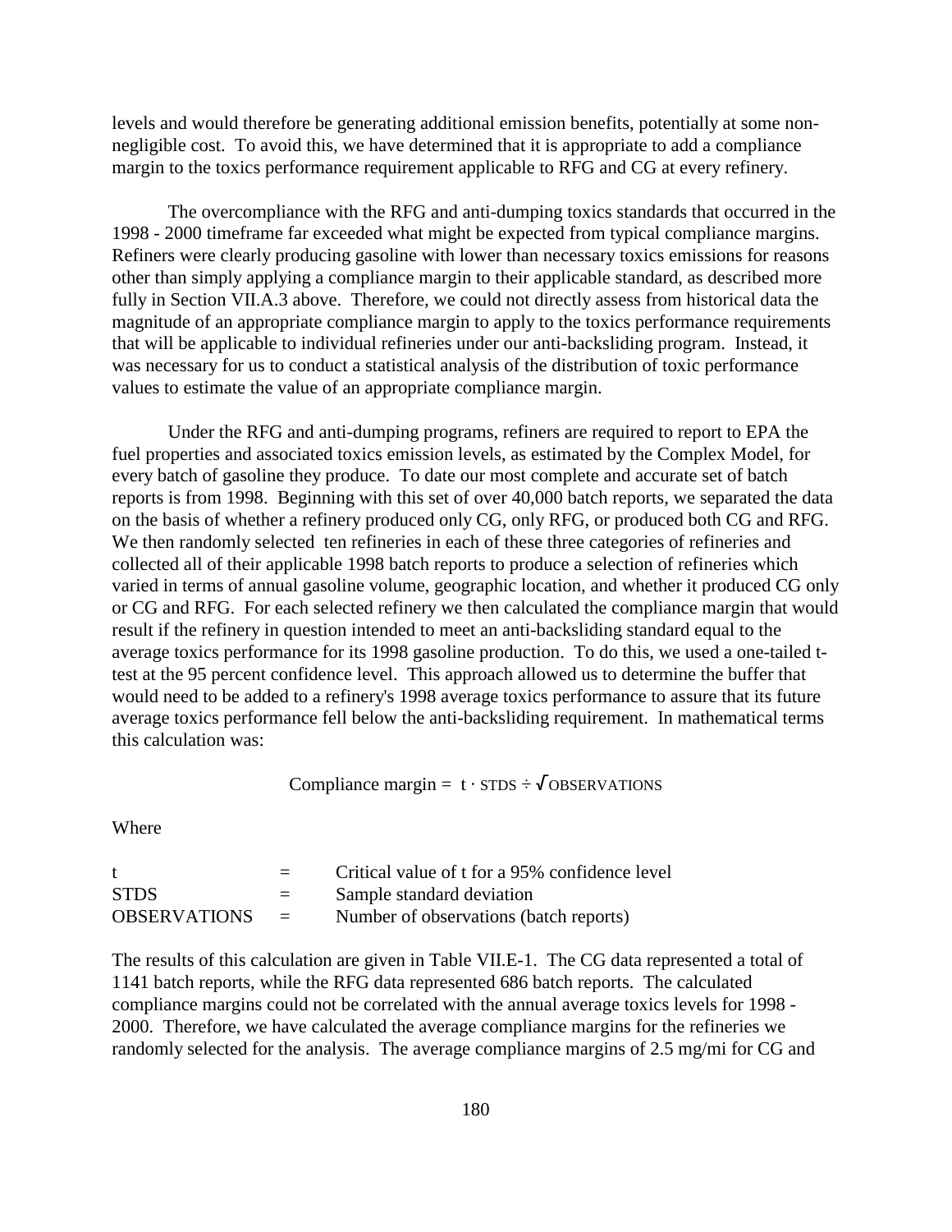levels and would therefore be generating additional emission benefits, potentially at some non-negligible cost. To avoid this, we have determined that it is appropriate to add a compliance margin to the toxics performance requirement applicable to RFG and CG at every refinery.

The overcompliance with the RFG and anti-dumping toxics standards that occurred in the 1998 - 2000 timeframe far exceeded what might be expected from typical compliance margins. Refiners were clearly producing gasoline with lower than necessary toxics emissions for reasons other than simply applying a compliance margin to their applicable standard, as described more fully in Section VII.A.3 above. Therefore, we could not directly assess from historical data the magnitude of an appropriate compliance margin to apply to the toxics performance requirements that will be applicable to individual refineries under our anti-backsliding program. Instead, it was necessary for us to conduct a statistical analysis of the distribution of toxic performance values to estimate the value of an appropriate compliance margin.

Under the RFG and anti-dumping programs, refiners are required to report to EPA the fuel properties and associated toxics emission levels, as estimated by the Complex Model, for every batch of gasoline they produce. To date our most complete and accurate set of batch reports is from 1998. Beginning with this set of over 40,000 batch reports, we separated the data on the basis of whether a refinery produced only CG, only RFG, or produced both CG and RFG. We then randomly selected ten refineries in each of these three categories of refineries and collected all of their applicable 1998 batch reports to produce a selection of refineries which varied in terms of annual gasoline volume, geographic location, and whether it produced CG only or CG and RFG. For each selected refinery we then calculated the compliance margin that would result if the refinery in question intended to meet an anti-backsliding standard equal to the average toxics performance for its 1998 gasoline production. To do this, we used a one-tailed t-test at the 95 percent confidence level. This approach allowed us to determine the buffer that would need to be added to a refinery's 1998 average toxics performance to assure that its future average toxics performance fell below the anti-backsliding requirement. In mathematical terms this calculation was:

$$\text{Compliance margin} = t \cdot \text{STDS} \div \sqrt{\text{OBSERVATIONS}}$$

Where

| | | |
|---|---|---|
| t | = | Critical value of t for a 95% confidence level |
| STDS | = | Sample standard deviation |
| OBSERVATIONS | = | Number of observations (batch reports) |

The results of this calculation are given in Table VII.E-1. The CG data represented a total of 1141 batch reports, while the RFG data represented 686 batch reports. The calculated compliance margins could not be correlated with the annual average toxics levels for 1998 - 2000. Therefore, we have calculated the average compliance margins for the refineries we randomly selected for the analysis. The average compliance margins of 2.5 mg/mi for CG and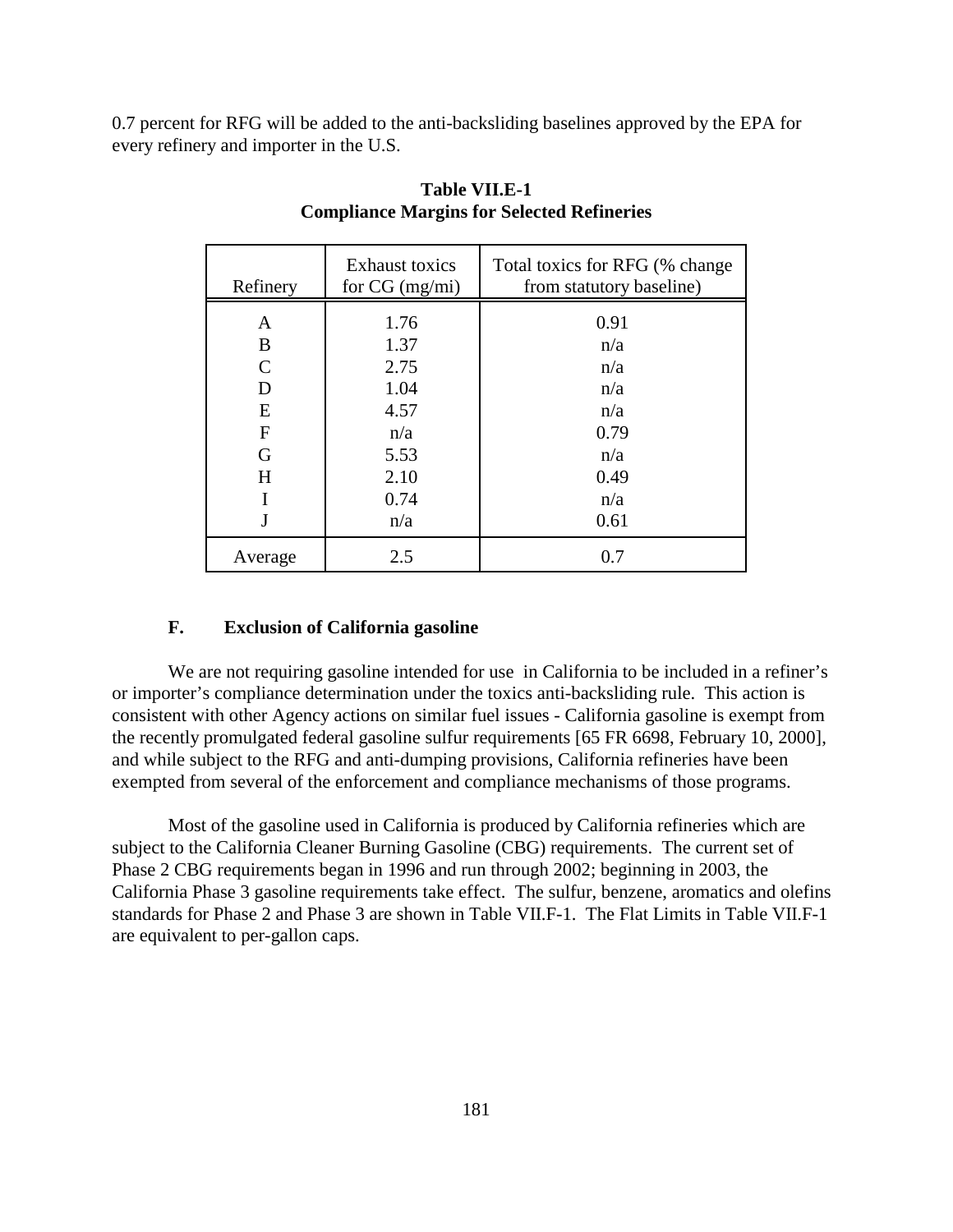0.7 percent for RFG will be added to the anti-backsliding baselines approved by the EPA for every refinery and importer in the U.S.

**Table VII.E-1**
**Compliance Margins for Selected Refineries**

| Refinery | Exhaust toxics for CG (mg/mi) | Total toxics for RFG (% change from statutory baseline) |
|---|---|---|
| A | 1.76 | 0.91 |
| B | 1.37 | n/a |
| C | 2.75 | n/a |
| D | 1.04 | n/a |
| E | 4.57 | n/a |
| F | n/a | 0.79 |
| G | 5.53 | n/a |
| H | 2.10 | 0.49 |
| I | 0.74 | n/a |
| J | n/a | 0.61 |
| Average | 2.5 | 0.7 |

### F. Exclusion of California gasoline

We are not requiring gasoline intended for use in California to be included in a refiner's or importer's compliance determination under the toxics anti-backsliding rule. This action is consistent with other Agency actions on similar fuel issues - California gasoline is exempt from the recently promulgated federal gasoline sulfur requirements [65 FR 6698, February 10, 2000], and while subject to the RFG and anti-dumping provisions, California refineries have been exempted from several of the enforcement and compliance mechanisms of those programs.

Most of the gasoline used in California is produced by California refineries which are subject to the California Cleaner Burning Gasoline (CBG) requirements. The current set of Phase 2 CBG requirements began in 1996 and run through 2002; beginning in 2003, the California Phase 3 gasoline requirements take effect. The sulfur, benzene, aromatics and olefins standards for Phase 2 and Phase 3 are shown in Table VII.F-1. The Flat Limits in Table VII.F-1 are equivalent to per-gallon caps.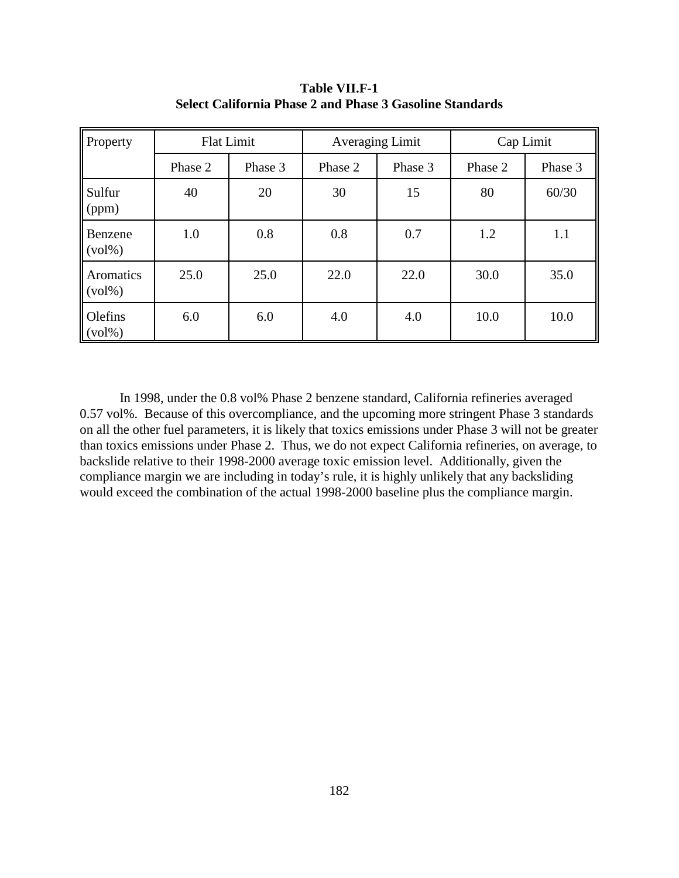**Table VII.F-1**
**Select California Phase 2 and Phase 3 Gasoline Standards**

| Property | Flat Limit | | Averaging Limit | | Cap Limit | |
|---|---|---|---|---|---|---|
| | Phase 2 | Phase 3 | Phase 2 | Phase 3 | Phase 2 | Phase 3 |
| Sulfur (ppm) | 40 | 20 | 30 | 15 | 80 | 60/30 |
| Benzene (vol%) | 1.0 | 0.8 | 0.8 | 0.7 | 1.2 | 1.1 |
| Aromatics (vol%) | 25.0 | 25.0 | 22.0 | 22.0 | 30.0 | 35.0 |
| Olefins (vol%) | 6.0 | 6.0 | 4.0 | 4.0 | 10.0 | 10.0 |

In 1998, under the 0.8 vol% Phase 2 benzene standard, California refineries averaged 0.57 vol%. Because of this overcompliance, and the upcoming more stringent Phase 3 standards on all the other fuel parameters, it is likely that toxics emissions under Phase 3 will not be greater than toxics emissions under Phase 2. Thus, we do not expect California refineries, on average, to backslide relative to their 1998-2000 average toxic emission level. Additionally, given the compliance margin we are including in today's rule, it is highly unlikely that any backsliding would exceed the combination of the actual 1998-2000 baseline plus the compliance margin.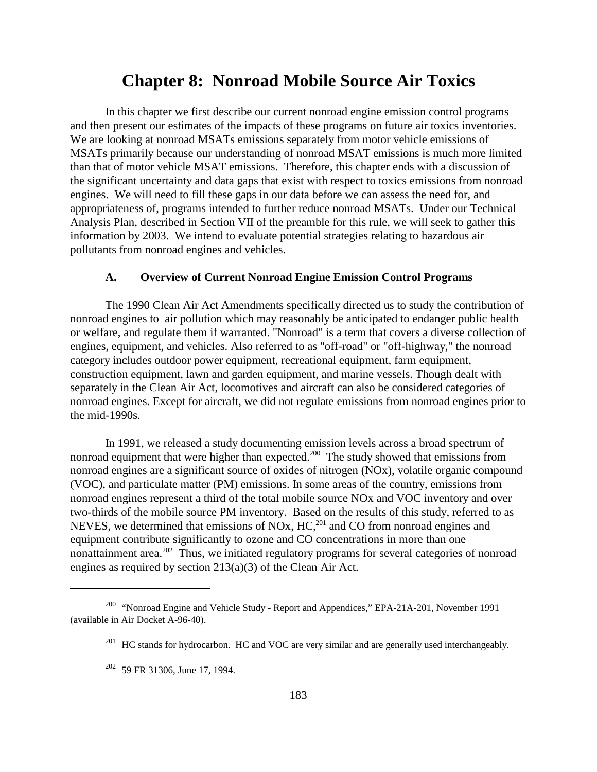# Chapter 8: Nonroad Mobile Source Air Toxics

In this chapter we first describe our current nonroad engine emission control programs and then present our estimates of the impacts of these programs on future air toxics inventories. We are looking at nonroad MSATs emissions separately from motor vehicle emissions of MSATs primarily because our understanding of nonroad MSAT emissions is much more limited than that of motor vehicle MSAT emissions. Therefore, this chapter ends with a discussion of the significant uncertainty and data gaps that exist with respect to toxics emissions from nonroad engines. We will need to fill these gaps in our data before we can assess the need for, and appropriateness of, programs intended to further reduce nonroad MSATs. Under our Technical Analysis Plan, described in Section VII of the preamble for this rule, we will seek to gather this information by 2003. We intend to evaluate potential strategies relating to hazardous air pollutants from nonroad engines and vehicles.

## A. Overview of Current Nonroad Engine Emission Control Programs

The 1990 Clean Air Act Amendments specifically directed us to study the contribution of nonroad engines to air pollution which may reasonably be anticipated to endanger public health or welfare, and regulate them if warranted. "Nonroad" is a term that covers a diverse collection of engines, equipment, and vehicles. Also referred to as "off-road" or "off-highway," the nonroad category includes outdoor power equipment, recreational equipment, farm equipment, construction equipment, lawn and garden equipment, and marine vessels. Though dealt with separately in the Clean Air Act, locomotives and aircraft can also be considered categories of nonroad engines. Except for aircraft, we did not regulate emissions from nonroad engines prior to the mid-1990s.

In 1991, we released a study documenting emission levels across a broad spectrum of nonroad equipment that were higher than expected.[200] The study showed that emissions from nonroad engines are a significant source of oxides of nitrogen (NOx), volatile organic compound (VOC), and particulate matter (PM) emissions. In some areas of the country, emissions from nonroad engines represent a third of the total mobile source NOx and VOC inventory and over two-thirds of the mobile source PM inventory. Based on the results of this study, referred to as NEVES, we determined that emissions of NOx, HC,[201] and CO from nonroad engines and equipment contribute significantly to ozone and CO concentrations in more than one nonattainment area.[202] Thus, we initiated regulatory programs for several categories of nonroad engines as required by section 213(a)(3) of the Clean Air Act.

---

[200] "Nonroad Engine and Vehicle Study - Report and Appendices," EPA-21A-201, November 1991 (available in Air Docket A-96-40).

[201] HC stands for hydrocarbon. HC and VOC are very similar and are generally used interchangeably.

[202] 59 FR 31306, June 17, 1994.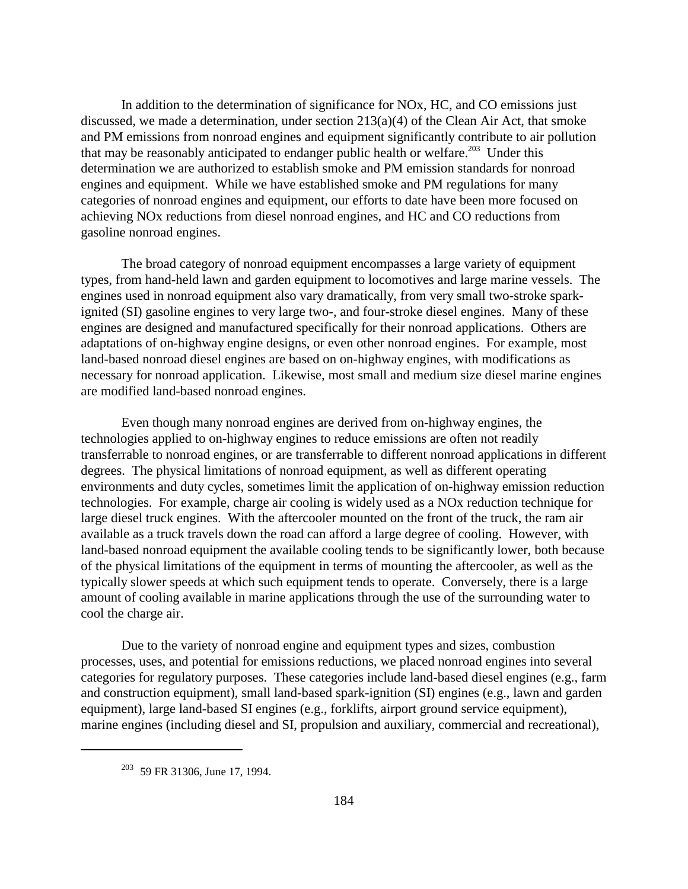In addition to the determination of significance for NOx, HC, and CO emissions just discussed, we made a determination, under section 213(a)(4) of the Clean Air Act, that smoke and PM emissions from nonroad engines and equipment significantly contribute to air pollution that may be reasonably anticipated to endanger public health or welfare.[203] Under this determination we are authorized to establish smoke and PM emission standards for nonroad engines and equipment. While we have established smoke and PM regulations for many categories of nonroad engines and equipment, our efforts to date have been more focused on achieving NOx reductions from diesel nonroad engines, and HC and CO reductions from gasoline nonroad engines.

The broad category of nonroad equipment encompasses a large variety of equipment types, from hand-held lawn and garden equipment to locomotives and large marine vessels. The engines used in nonroad equipment also vary dramatically, from very small two-stroke spark-ignited (SI) gasoline engines to very large two-, and four-stroke diesel engines. Many of these engines are designed and manufactured specifically for their nonroad applications. Others are adaptations of on-highway engine designs, or even other nonroad engines. For example, most land-based nonroad diesel engines are based on on-highway engines, with modifications as necessary for nonroad application. Likewise, most small and medium size diesel marine engines are modified land-based nonroad engines.

Even though many nonroad engines are derived from on-highway engines, the technologies applied to on-highway engines to reduce emissions are often not readily transferrable to nonroad engines, or are transferrable to different nonroad applications in different degrees. The physical limitations of nonroad equipment, as well as different operating environments and duty cycles, sometimes limit the application of on-highway emission reduction technologies. For example, charge air cooling is widely used as a NOx reduction technique for large diesel truck engines. With the aftercooler mounted on the front of the truck, the ram air available as a truck travels down the road can afford a large degree of cooling. However, with land-based nonroad equipment the available cooling tends to be significantly lower, both because of the physical limitations of the equipment in terms of mounting the aftercooler, as well as the typically slower speeds at which such equipment tends to operate. Conversely, there is a large amount of cooling available in marine applications through the use of the surrounding water to cool the charge air.

Due to the variety of nonroad engine and equipment types and sizes, combustion processes, uses, and potential for emissions reductions, we placed nonroad engines into several categories for regulatory purposes. These categories include land-based diesel engines (e.g., farm and construction equipment), small land-based spark-ignition (SI) engines (e.g., lawn and garden equipment), large land-based SI engines (e.g., forklifts, airport ground service equipment), marine engines (including diesel and SI, propulsion and auxiliary, commercial and recreational),

---

[203] 59 FR 31306, June 17, 1994.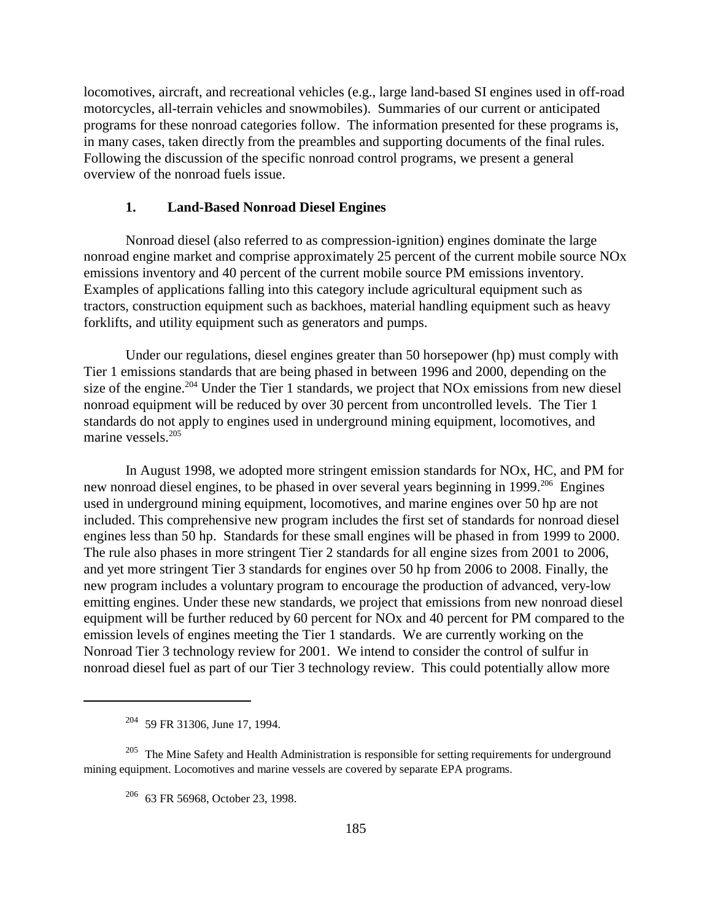locomotives, aircraft, and recreational vehicles (e.g., large land-based SI engines used in off-road motorcycles, all-terrain vehicles and snowmobiles). Summaries of our current or anticipated programs for these nonroad categories follow. The information presented for these programs is, in many cases, taken directly from the preambles and supporting documents of the final rules. Following the discussion of the specific nonroad control programs, we present a general overview of the nonroad fuels issue.

### 1. Land-Based Nonroad Diesel Engines

Nonroad diesel (also referred to as compression-ignition) engines dominate the large nonroad engine market and comprise approximately 25 percent of the current mobile source NOx emissions inventory and 40 percent of the current mobile source PM emissions inventory. Examples of applications falling into this category include agricultural equipment such as tractors, construction equipment such as backhoes, material handling equipment such as heavy forklifts, and utility equipment such as generators and pumps.

Under our regulations, diesel engines greater than 50 horsepower (hp) must comply with Tier 1 emissions standards that are being phased in between 1996 and 2000, depending on the size of the engine.[204] Under the Tier 1 standards, we project that NOx emissions from new diesel nonroad equipment will be reduced by over 30 percent from uncontrolled levels. The Tier 1 standards do not apply to engines used in underground mining equipment, locomotives, and marine vessels.[205]

In August 1998, we adopted more stringent emission standards for NOx, HC, and PM for new nonroad diesel engines, to be phased in over several years beginning in 1999.[206] Engines used in underground mining equipment, locomotives, and marine engines over 50 hp are not included. This comprehensive new program includes the first set of standards for nonroad diesel engines less than 50 hp. Standards for these small engines will be phased in from 1999 to 2000. The rule also phases in more stringent Tier 2 standards for all engine sizes from 2001 to 2006, and yet more stringent Tier 3 standards for engines over 50 hp from 2006 to 2008. Finally, the new program includes a voluntary program to encourage the production of advanced, very-low emitting engines. Under these new standards, we project that emissions from new nonroad diesel equipment will be further reduced by 60 percent for NOx and 40 percent for PM compared to the emission levels of engines meeting the Tier 1 standards. We are currently working on the Nonroad Tier 3 technology review for 2001. We intend to consider the control of sulfur in nonroad diesel fuel as part of our Tier 3 technology review. This could potentially allow more

---

[204] 59 FR 31306, June 17, 1994.

[205] The Mine Safety and Health Administration is responsible for setting requirements for underground mining equipment. Locomotives and marine vessels are covered by separate EPA programs.

[206] 63 FR 56968, October 23, 1998.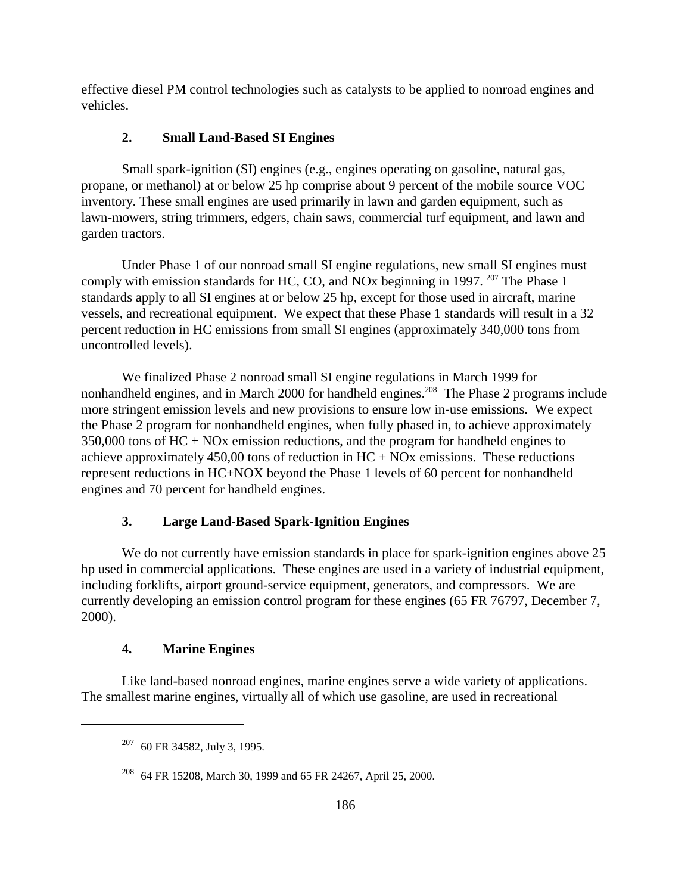effective diesel PM control technologies such as catalysts to be applied to nonroad engines and vehicles.

### 2. Small Land-Based SI Engines

Small spark-ignition (SI) engines (e.g., engines operating on gasoline, natural gas, propane, or methanol) at or below 25 hp comprise about 9 percent of the mobile source VOC inventory. These small engines are used primarily in lawn and garden equipment, such as lawn-mowers, string trimmers, edgers, chain saws, commercial turf equipment, and lawn and garden tractors.

Under Phase 1 of our nonroad small SI engine regulations, new small SI engines must comply with emission standards for HC, CO, and NOx beginning in 1997. [207] The Phase 1 standards apply to all SI engines at or below 25 hp, except for those used in aircraft, marine vessels, and recreational equipment. We expect that these Phase 1 standards will result in a 32 percent reduction in HC emissions from small SI engines (approximately 340,000 tons from uncontrolled levels).

We finalized Phase 2 nonroad small SI engine regulations in March 1999 for nonhandheld engines, and in March 2000 for handheld engines.[208] The Phase 2 programs include more stringent emission levels and new provisions to ensure low in-use emissions. We expect the Phase 2 program for nonhandheld engines, when fully phased in, to achieve approximately 350,000 tons of HC + NOx emission reductions, and the program for handheld engines to achieve approximately 450,00 tons of reduction in HC + NOx emissions. These reductions represent reductions in HC+NOX beyond the Phase 1 levels of 60 percent for nonhandheld engines and 70 percent for handheld engines.

### 3. Large Land-Based Spark-Ignition Engines

We do not currently have emission standards in place for spark-ignition engines above 25 hp used in commercial applications. These engines are used in a variety of industrial equipment, including forklifts, airport ground-service equipment, generators, and compressors. We are currently developing an emission control program for these engines (65 FR 76797, December 7, 2000).

### 4. Marine Engines

Like land-based nonroad engines, marine engines serve a wide variety of applications. The smallest marine engines, virtually all of which use gasoline, are used in recreational

---

[207] 60 FR 34582, July 3, 1995.

[208] 64 FR 15208, March 30, 1999 and 65 FR 24267, April 25, 2000.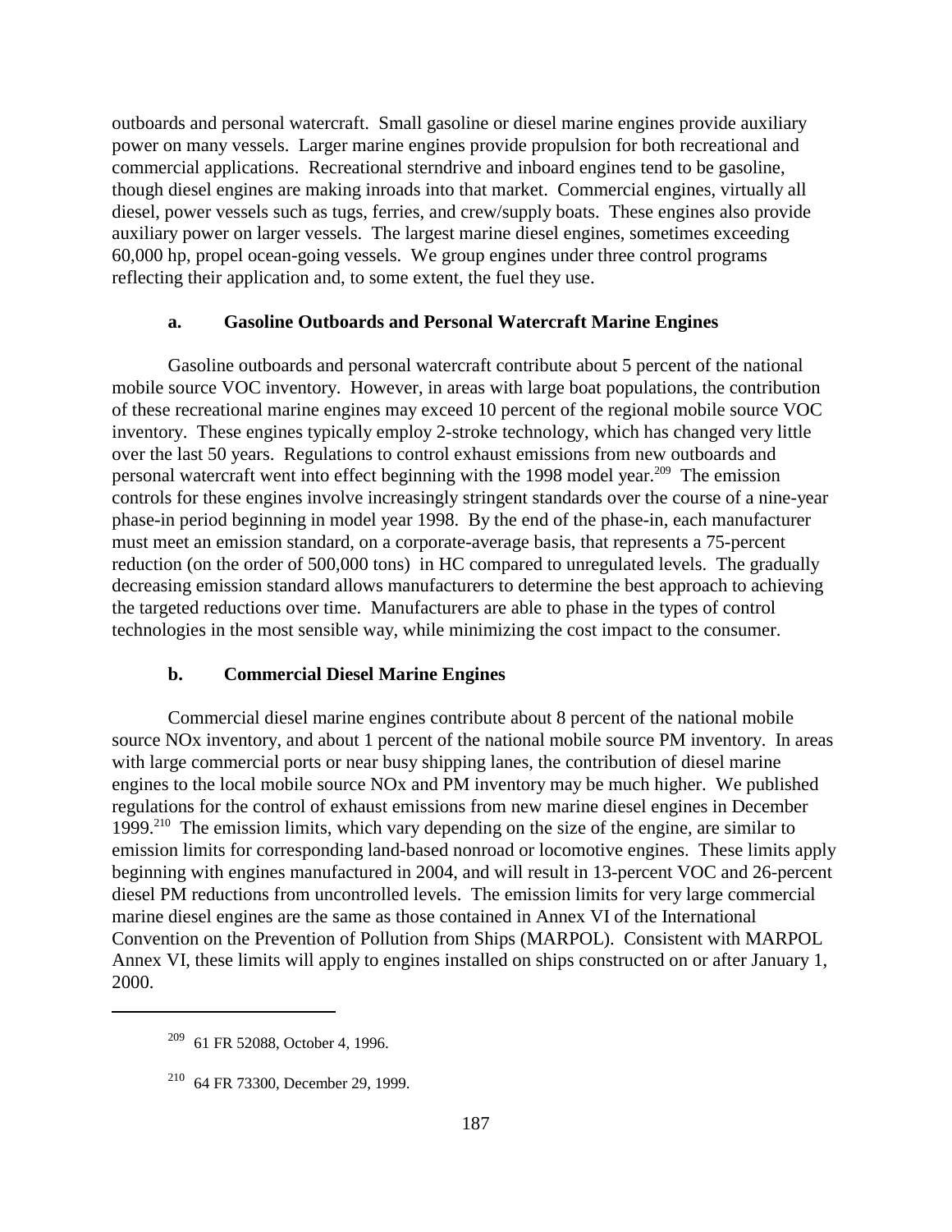outboards and personal watercraft. Small gasoline or diesel marine engines provide auxiliary power on many vessels. Larger marine engines provide propulsion for both recreational and commercial applications. Recreational sterndrive and inboard engines tend to be gasoline, though diesel engines are making inroads into that market. Commercial engines, virtually all diesel, power vessels such as tugs, ferries, and crew/supply boats. These engines also provide auxiliary power on larger vessels. The largest marine diesel engines, sometimes exceeding 60,000 hp, propel ocean-going vessels. We group engines under three control programs reflecting their application and, to some extent, the fuel they use.

#### a. Gasoline Outboards and Personal Watercraft Marine Engines

Gasoline outboards and personal watercraft contribute about 5 percent of the national mobile source VOC inventory. However, in areas with large boat populations, the contribution of these recreational marine engines may exceed 10 percent of the regional mobile source VOC inventory. These engines typically employ 2-stroke technology, which has changed very little over the last 50 years. Regulations to control exhaust emissions from new outboards and personal watercraft went into effect beginning with the 1998 model year.[209] The emission controls for these engines involve increasingly stringent standards over the course of a nine-year phase-in period beginning in model year 1998. By the end of the phase-in, each manufacturer must meet an emission standard, on a corporate-average basis, that represents a 75-percent reduction (on the order of 500,000 tons) in HC compared to unregulated levels. The gradually decreasing emission standard allows manufacturers to determine the best approach to achieving the targeted reductions over time. Manufacturers are able to phase in the types of control technologies in the most sensible way, while minimizing the cost impact to the consumer.

#### b. Commercial Diesel Marine Engines

Commercial diesel marine engines contribute about 8 percent of the national mobile source NOx inventory, and about 1 percent of the national mobile source PM inventory. In areas with large commercial ports or near busy shipping lanes, the contribution of diesel marine engines to the local mobile source NOx and PM inventory may be much higher. We published regulations for the control of exhaust emissions from new marine diesel engines in December 1999.[210] The emission limits, which vary depending on the size of the engine, are similar to emission limits for corresponding land-based nonroad or locomotive engines. These limits apply beginning with engines manufactured in 2004, and will result in 13-percent VOC and 26-percent diesel PM reductions from uncontrolled levels. The emission limits for very large commercial marine diesel engines are the same as those contained in Annex VI of the International Convention on the Prevention of Pollution from Ships (MARPOL). Consistent with MARPOL Annex VI, these limits will apply to engines installed on ships constructed on or after January 1, 2000.

---

[209] 61 FR 52088, October 4, 1996.

[210] 64 FR 73300, December 29, 1999.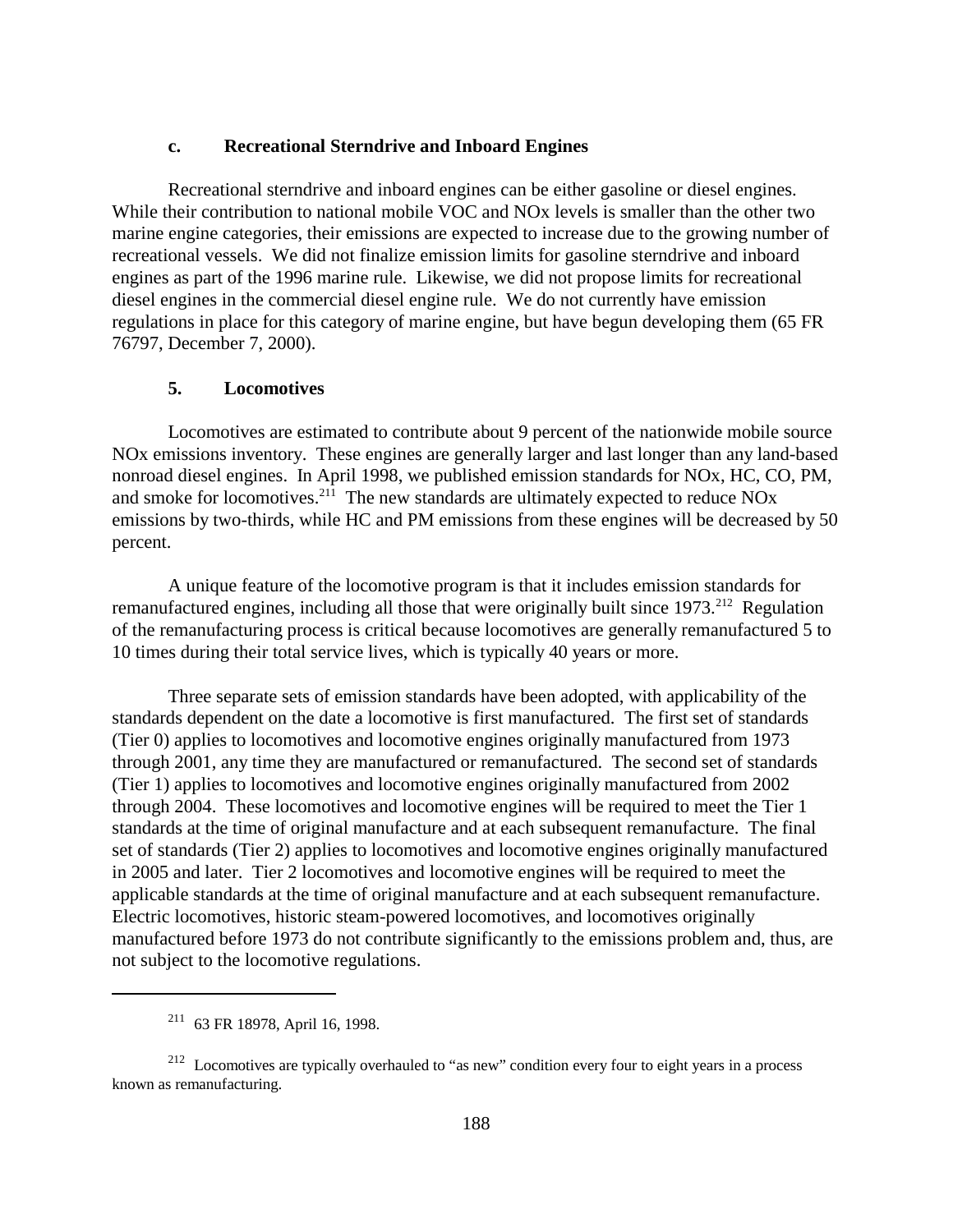### c. Recreational Sterndrive and Inboard Engines

Recreational sterndrive and inboard engines can be either gasoline or diesel engines. While their contribution to national mobile VOC and NOx levels is smaller than the other two marine engine categories, their emissions are expected to increase due to the growing number of recreational vessels. We did not finalize emission limits for gasoline sterndrive and inboard engines as part of the 1996 marine rule. Likewise, we did not propose limits for recreational diesel engines in the commercial diesel engine rule. We do not currently have emission regulations in place for this category of marine engine, but have begun developing them (65 FR 76797, December 7, 2000).

## 5. Locomotives

Locomotives are estimated to contribute about 9 percent of the nationwide mobile source NOx emissions inventory. These engines are generally larger and last longer than any land-based nonroad diesel engines. In April 1998, we published emission standards for NOx, HC, CO, PM, and smoke for locomotives.[211] The new standards are ultimately expected to reduce NOx emissions by two-thirds, while HC and PM emissions from these engines will be decreased by 50 percent.

A unique feature of the locomotive program is that it includes emission standards for remanufactured engines, including all those that were originally built since 1973.[212] Regulation of the remanufacturing process is critical because locomotives are generally remanufactured 5 to 10 times during their total service lives, which is typically 40 years or more.

Three separate sets of emission standards have been adopted, with applicability of the standards dependent on the date a locomotive is first manufactured. The first set of standards (Tier 0) applies to locomotives and locomotive engines originally manufactured from 1973 through 2001, any time they are manufactured or remanufactured. The second set of standards (Tier 1) applies to locomotives and locomotive engines originally manufactured from 2002 through 2004. These locomotives and locomotive engines will be required to meet the Tier 1 standards at the time of original manufacture and at each subsequent remanufacture. The final set of standards (Tier 2) applies to locomotives and locomotive engines originally manufactured in 2005 and later. Tier 2 locomotives and locomotive engines will be required to meet the applicable standards at the time of original manufacture and at each subsequent remanufacture. Electric locomotives, historic steam-powered locomotives, and locomotives originally manufactured before 1973 do not contribute significantly to the emissions problem and, thus, are not subject to the locomotive regulations.

---

[211] 63 FR 18978, April 16, 1998.

[212] Locomotives are typically overhauled to "as new" condition every four to eight years in a process known as remanufacturing.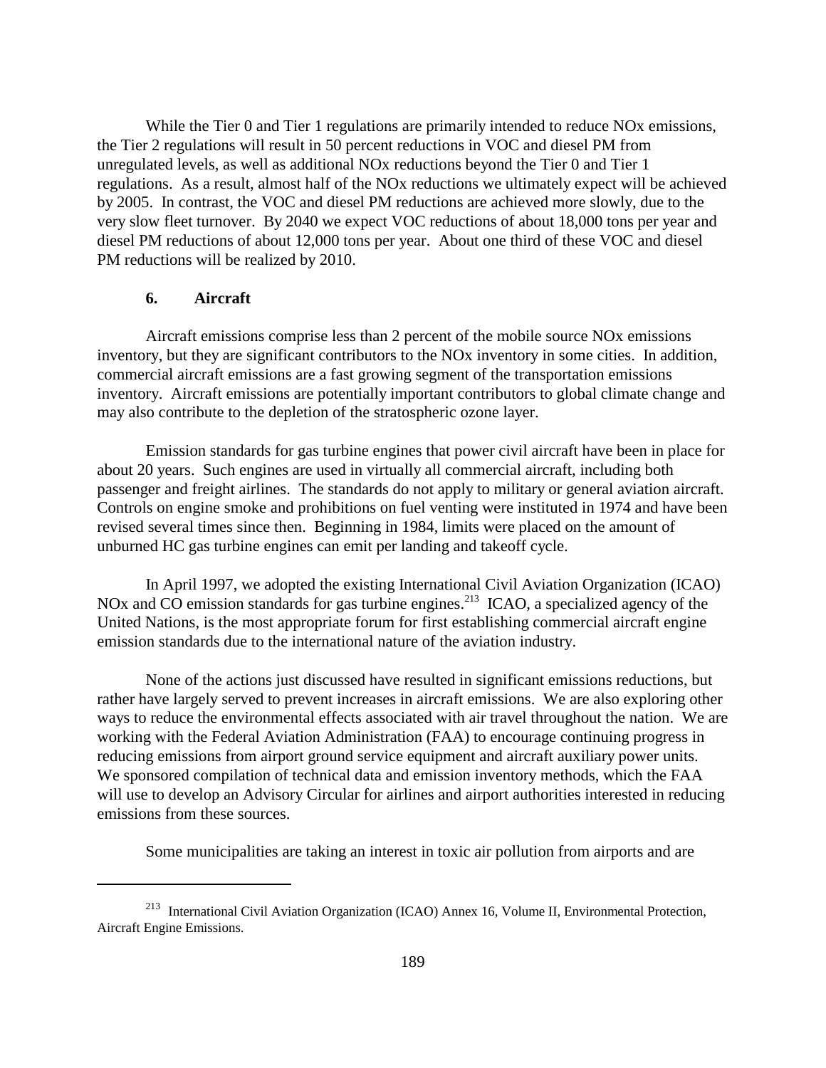While the Tier 0 and Tier 1 regulations are primarily intended to reduce NOx emissions, the Tier 2 regulations will result in 50 percent reductions in VOC and diesel PM from unregulated levels, as well as additional NOx reductions beyond the Tier 0 and Tier 1 regulations. As a result, almost half of the NOx reductions we ultimately expect will be achieved by 2005. In contrast, the VOC and diesel PM reductions are achieved more slowly, due to the very slow fleet turnover. By 2040 we expect VOC reductions of about 18,000 tons per year and diesel PM reductions of about 12,000 tons per year. About one third of these VOC and diesel PM reductions will be realized by 2010.

### 6. Aircraft

Aircraft emissions comprise less than 2 percent of the mobile source NOx emissions inventory, but they are significant contributors to the NOx inventory in some cities. In addition, commercial aircraft emissions are a fast growing segment of the transportation emissions inventory. Aircraft emissions are potentially important contributors to global climate change and may also contribute to the depletion of the stratospheric ozone layer.

Emission standards for gas turbine engines that power civil aircraft have been in place for about 20 years. Such engines are used in virtually all commercial aircraft, including both passenger and freight airlines. The standards do not apply to military or general aviation aircraft. Controls on engine smoke and prohibitions on fuel venting were instituted in 1974 and have been revised several times since then. Beginning in 1984, limits were placed on the amount of unburned HC gas turbine engines can emit per landing and takeoff cycle.

In April 1997, we adopted the existing International Civil Aviation Organization (ICAO) NOx and CO emission standards for gas turbine engines.[213] ICAO, a specialized agency of the United Nations, is the most appropriate forum for first establishing commercial aircraft engine emission standards due to the international nature of the aviation industry.

None of the actions just discussed have resulted in significant emissions reductions, but rather have largely served to prevent increases in aircraft emissions. We are also exploring other ways to reduce the environmental effects associated with air travel throughout the nation. We are working with the Federal Aviation Administration (FAA) to encourage continuing progress in reducing emissions from airport ground service equipment and aircraft auxiliary power units. We sponsored compilation of technical data and emission inventory methods, which the FAA will use to develop an Advisory Circular for airlines and airport authorities interested in reducing emissions from these sources.

Some municipalities are taking an interest in toxic air pollution from airports and are

---

[213] International Civil Aviation Organization (ICAO) Annex 16, Volume II, Environmental Protection, Aircraft Engine Emissions.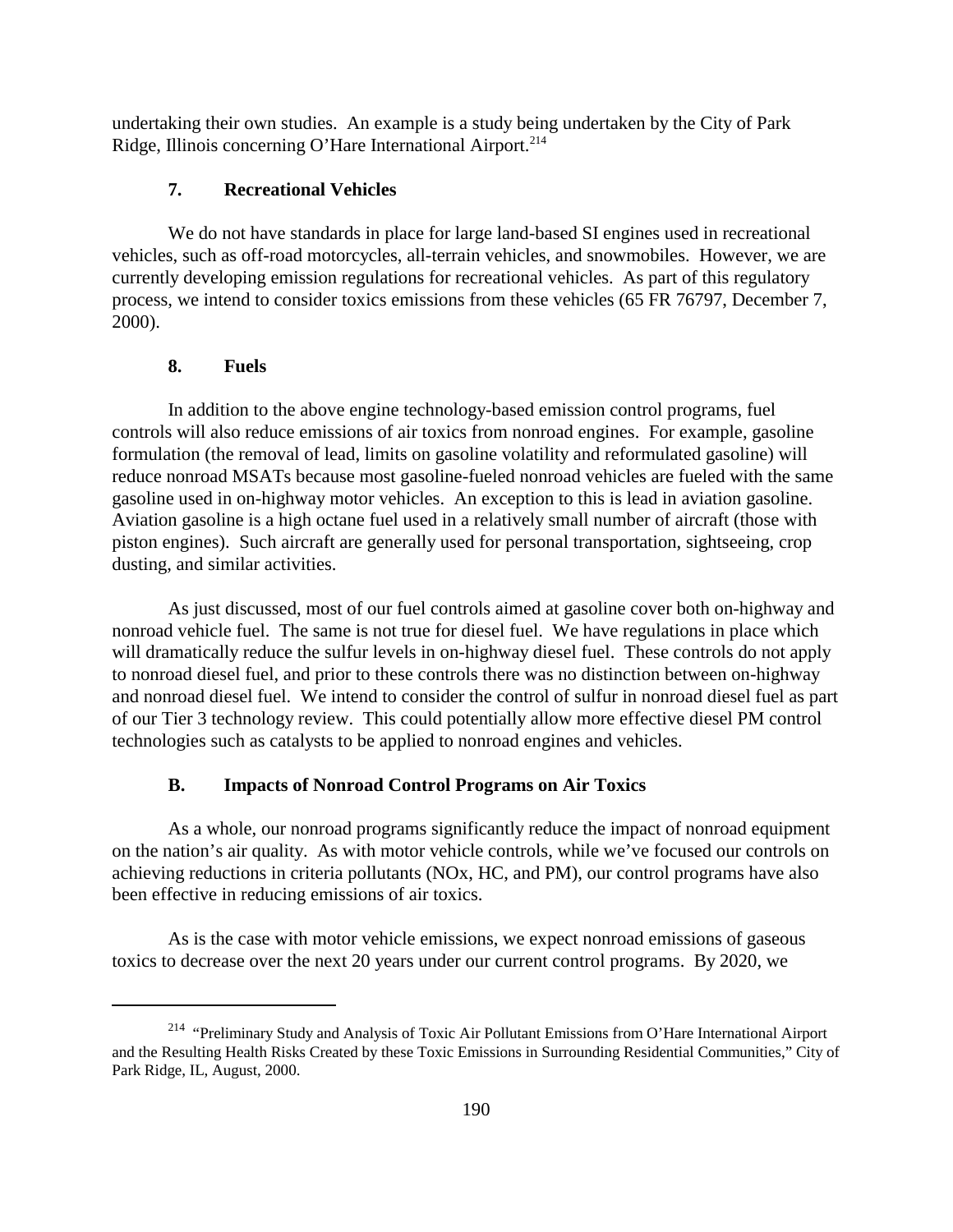undertaking their own studies. An example is a study being undertaken by the City of Park Ridge, Illinois concerning O'Hare International Airport.[214]

### 7. Recreational Vehicles

We do not have standards in place for large land-based SI engines used in recreational vehicles, such as off-road motorcycles, all-terrain vehicles, and snowmobiles. However, we are currently developing emission regulations for recreational vehicles. As part of this regulatory process, we intend to consider toxics emissions from these vehicles (65 FR 76797, December 7, 2000).

### 8. Fuels

In addition to the above engine technology-based emission control programs, fuel controls will also reduce emissions of air toxics from nonroad engines. For example, gasoline formulation (the removal of lead, limits on gasoline volatility and reformulated gasoline) will reduce nonroad MSATs because most gasoline-fueled nonroad vehicles are fueled with the same gasoline used in on-highway motor vehicles. An exception to this is lead in aviation gasoline. Aviation gasoline is a high octane fuel used in a relatively small number of aircraft (those with piston engines). Such aircraft are generally used for personal transportation, sightseeing, crop dusting, and similar activities.

As just discussed, most of our fuel controls aimed at gasoline cover both on-highway and nonroad vehicle fuel. The same is not true for diesel fuel. We have regulations in place which will dramatically reduce the sulfur levels in on-highway diesel fuel. These controls do not apply to nonroad diesel fuel, and prior to these controls there was no distinction between on-highway and nonroad diesel fuel. We intend to consider the control of sulfur in nonroad diesel fuel as part of our Tier 3 technology review. This could potentially allow more effective diesel PM control technologies such as catalysts to be applied to nonroad engines and vehicles.

## B. Impacts of Nonroad Control Programs on Air Toxics

As a whole, our nonroad programs significantly reduce the impact of nonroad equipment on the nation's air quality. As with motor vehicle controls, while we've focused our controls on achieving reductions in criteria pollutants (NOx, HC, and PM), our control programs have also been effective in reducing emissions of air toxics.

As is the case with motor vehicle emissions, we expect nonroad emissions of gaseous toxics to decrease over the next 20 years under our current control programs. By 2020, we

---

[214] "Preliminary Study and Analysis of Toxic Air Pollutant Emissions from O'Hare International Airport and the Resulting Health Risks Created by these Toxic Emissions in Surrounding Residential Communities," City of Park Ridge, IL, August, 2000.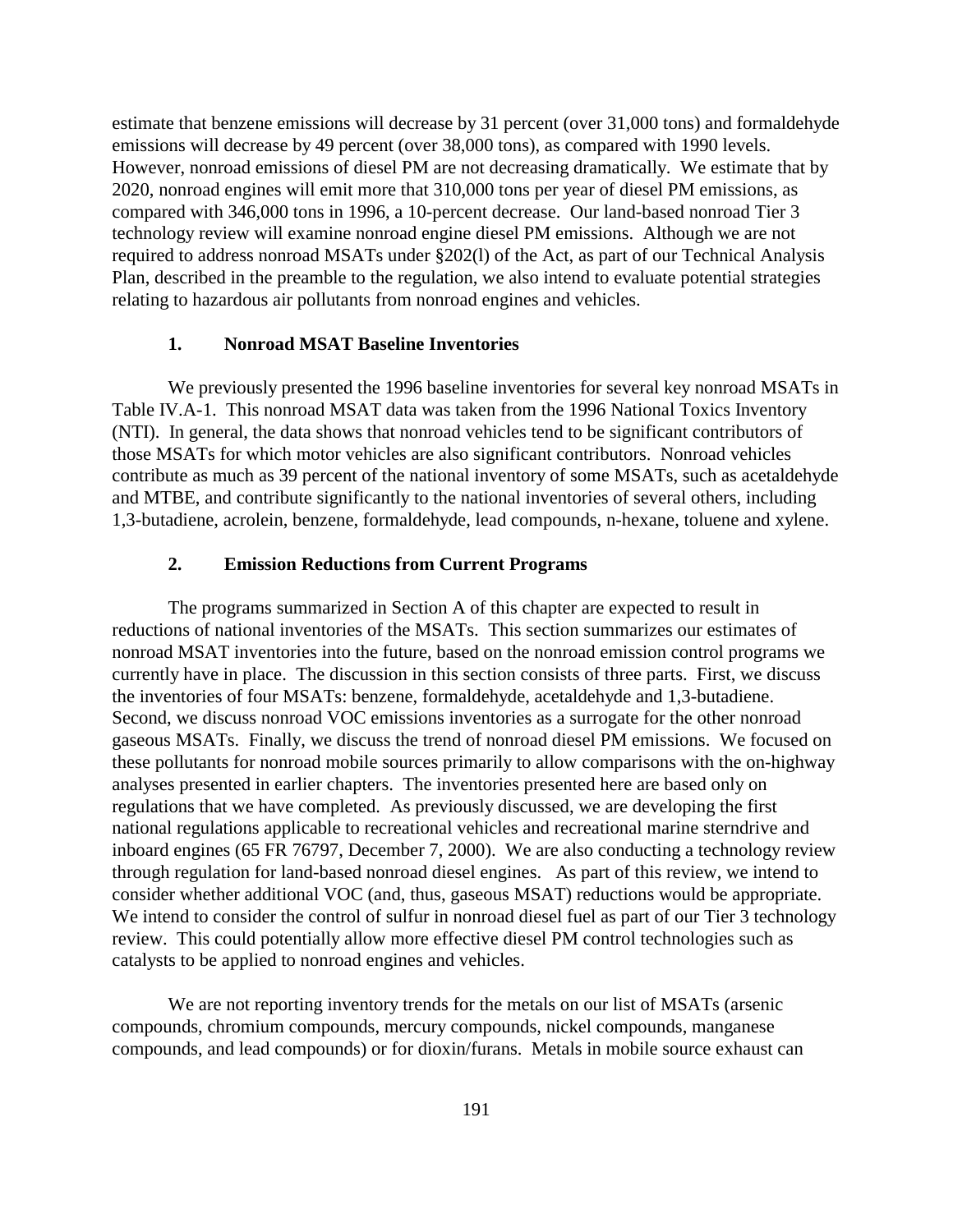estimate that benzene emissions will decrease by 31 percent (over 31,000 tons) and formaldehyde emissions will decrease by 49 percent (over 38,000 tons), as compared with 1990 levels. However, nonroad emissions of diesel PM are not decreasing dramatically. We estimate that by 2020, nonroad engines will emit more that 310,000 tons per year of diesel PM emissions, as compared with 346,000 tons in 1996, a 10-percent decrease. Our land-based nonroad Tier 3 technology review will examine nonroad engine diesel PM emissions. Although we are not required to address nonroad MSATs under §202(l) of the Act, as part of our Technical Analysis Plan, described in the preamble to the regulation, we also intend to evaluate potential strategies relating to hazardous air pollutants from nonroad engines and vehicles.

### 1. Nonroad MSAT Baseline Inventories

We previously presented the 1996 baseline inventories for several key nonroad MSATs in Table IV.A-1. This nonroad MSAT data was taken from the 1996 National Toxics Inventory (NTI). In general, the data shows that nonroad vehicles tend to be significant contributors of those MSATs for which motor vehicles are also significant contributors. Nonroad vehicles contribute as much as 39 percent of the national inventory of some MSATs, such as acetaldehyde and MTBE, and contribute significantly to the national inventories of several others, including 1,3-butadiene, acrolein, benzene, formaldehyde, lead compounds, n-hexane, toluene and xylene.

### 2. Emission Reductions from Current Programs

The programs summarized in Section A of this chapter are expected to result in reductions of national inventories of the MSATs. This section summarizes our estimates of nonroad MSAT inventories into the future, based on the nonroad emission control programs we currently have in place. The discussion in this section consists of three parts. First, we discuss the inventories of four MSATs: benzene, formaldehyde, acetaldehyde and 1,3-butadiene. Second, we discuss nonroad VOC emissions inventories as a surrogate for the other nonroad gaseous MSATs. Finally, we discuss the trend of nonroad diesel PM emissions. We focused on these pollutants for nonroad mobile sources primarily to allow comparisons with the on-highway analyses presented in earlier chapters. The inventories presented here are based only on regulations that we have completed. As previously discussed, we are developing the first national regulations applicable to recreational vehicles and recreational marine sterndrive and inboard engines (65 FR 76797, December 7, 2000). We are also conducting a technology review through regulation for land-based nonroad diesel engines. As part of this review, we intend to consider whether additional VOC (and, thus, gaseous MSAT) reductions would be appropriate. We intend to consider the control of sulfur in nonroad diesel fuel as part of our Tier 3 technology review. This could potentially allow more effective diesel PM control technologies such as catalysts to be applied to nonroad engines and vehicles.

We are not reporting inventory trends for the metals on our list of MSATs (arsenic compounds, chromium compounds, mercury compounds, nickel compounds, manganese compounds, and lead compounds) or for dioxin/furans. Metals in mobile source exhaust can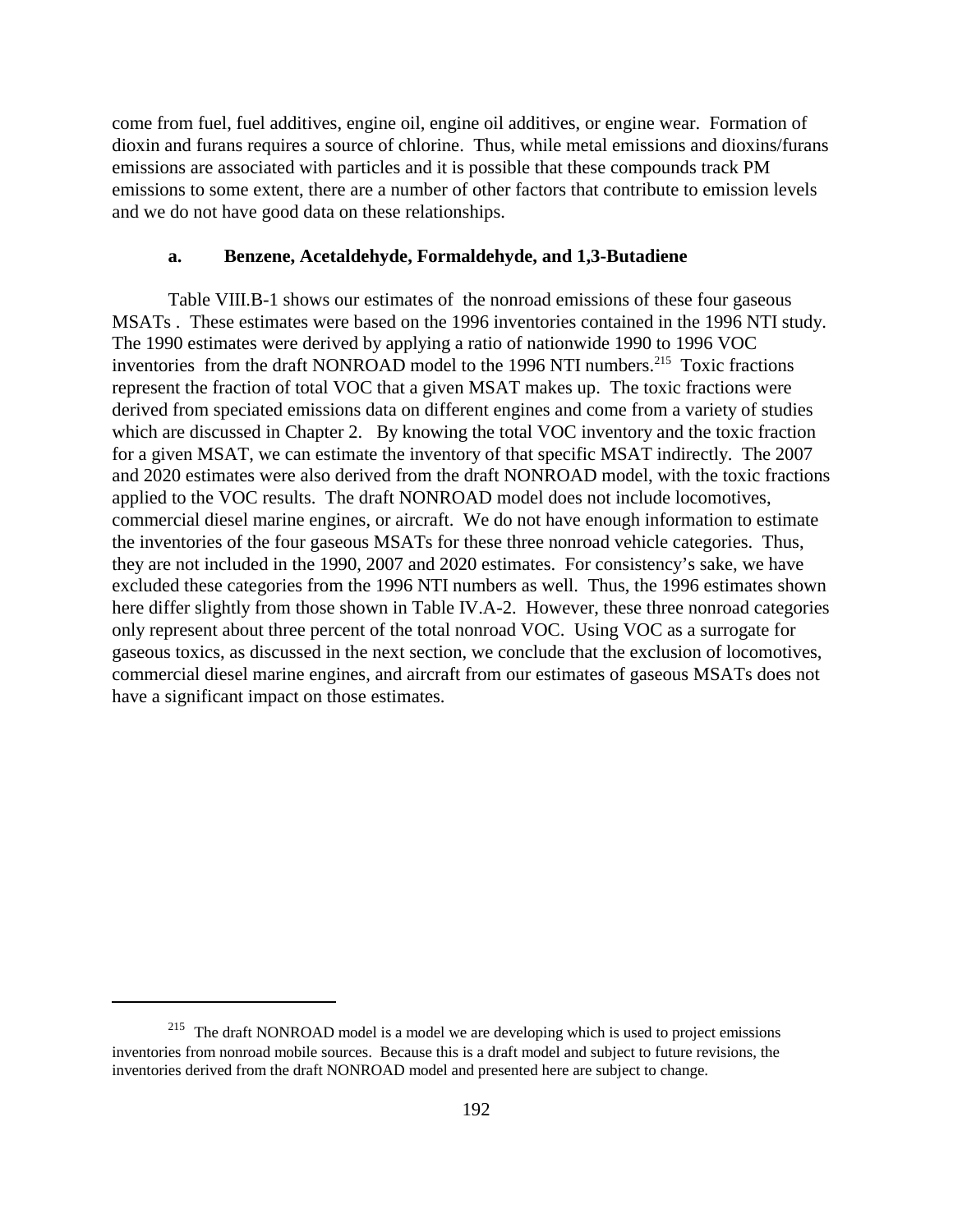come from fuel, fuel additives, engine oil, engine oil additives, or engine wear. Formation of dioxin and furans requires a source of chlorine. Thus, while metal emissions and dioxins/furans emissions are associated with particles and it is possible that these compounds track PM emissions to some extent, there are a number of other factors that contribute to emission levels and we do not have good data on these relationships.

### a. Benzene, Acetaldehyde, Formaldehyde, and 1,3-Butadiene

Table VIII.B-1 shows our estimates of the nonroad emissions of these four gaseous MSATs . These estimates were based on the 1996 inventories contained in the 1996 NTI study. The 1990 estimates were derived by applying a ratio of nationwide 1990 to 1996 VOC inventories from the draft NONROAD model to the 1996 NTI numbers.[215] Toxic fractions represent the fraction of total VOC that a given MSAT makes up. The toxic fractions were derived from speciated emissions data on different engines and come from a variety of studies which are discussed in Chapter 2. By knowing the total VOC inventory and the toxic fraction for a given MSAT, we can estimate the inventory of that specific MSAT indirectly. The 2007 and 2020 estimates were also derived from the draft NONROAD model, with the toxic fractions applied to the VOC results. The draft NONROAD model does not include locomotives, commercial diesel marine engines, or aircraft. We do not have enough information to estimate the inventories of the four gaseous MSATs for these three nonroad vehicle categories. Thus, they are not included in the 1990, 2007 and 2020 estimates. For consistency's sake, we have excluded these categories from the 1996 NTI numbers as well. Thus, the 1996 estimates shown here differ slightly from those shown in Table IV.A-2. However, these three nonroad categories only represent about three percent of the total nonroad VOC. Using VOC as a surrogate for gaseous toxics, as discussed in the next section, we conclude that the exclusion of locomotives, commercial diesel marine engines, and aircraft from our estimates of gaseous MSATs does not have a significant impact on those estimates.

---

[215] The draft NONROAD model is a model we are developing which is used to project emissions inventories from nonroad mobile sources. Because this is a draft model and subject to future revisions, the inventories derived from the draft NONROAD model and presented here are subject to change.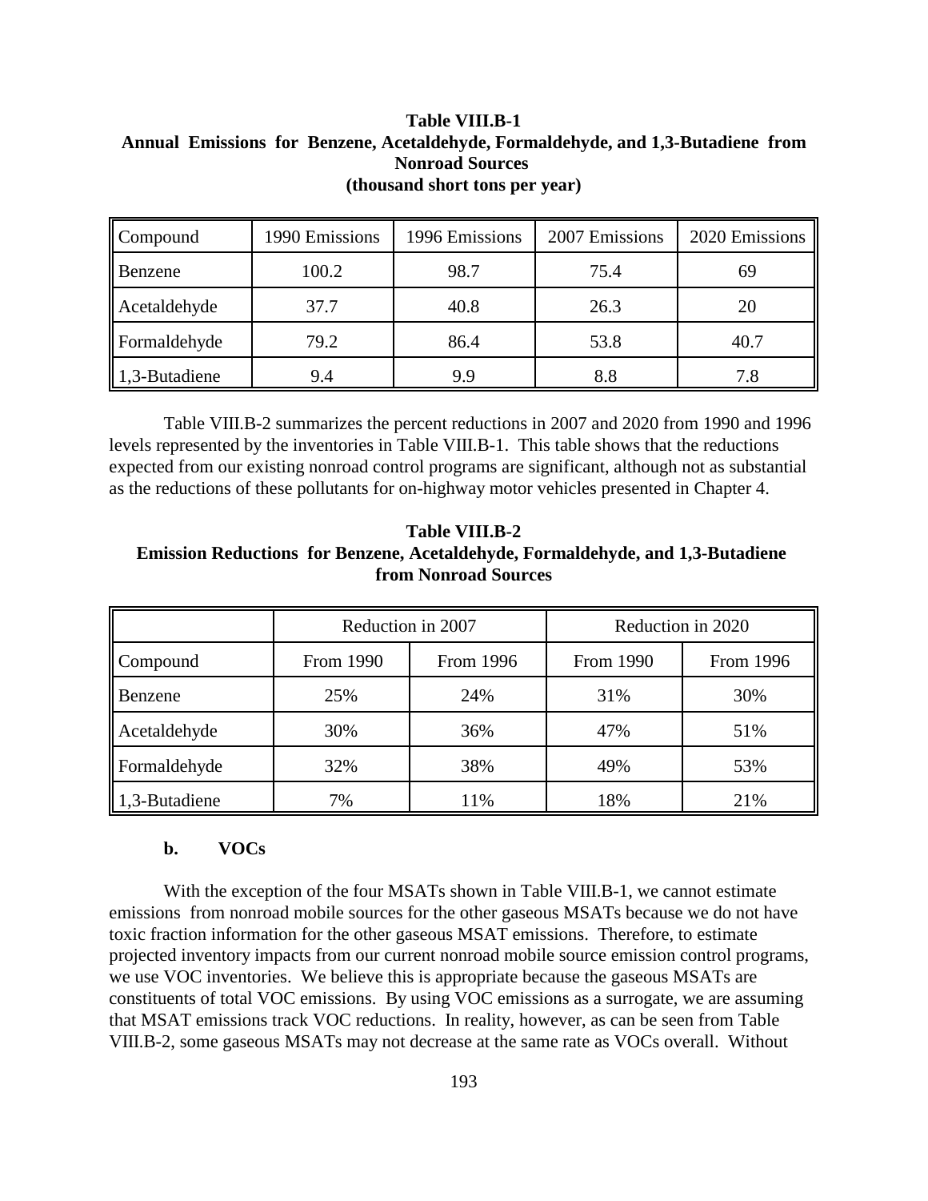**Table VIII.B-1**
**Annual Emissions for Benzene, Acetaldehyde, Formaldehyde, and 1,3-Butadiene from Nonroad Sources**
**(thousand short tons per year)**

| Compound | 1990 Emissions | 1996 Emissions | 2007 Emissions | 2020 Emissions |
|---|---|---|---|---|
| Benzene | 100.2 | 98.7 | 75.4 | 69 |
| Acetaldehyde | 37.7 | 40.8 | 26.3 | 20 |
| Formaldehyde | 79.2 | 86.4 | 53.8 | 40.7 |
| 1,3-Butadiene | 9.4 | 9.9 | 8.8 | 7.8 |

Table VIII.B-2 summarizes the percent reductions in 2007 and 2020 from 1990 and 1996 levels represented by the inventories in Table VIII.B-1. This table shows that the reductions expected from our existing nonroad control programs are significant, although not as substantial as the reductions of these pollutants for on-highway motor vehicles presented in Chapter 4.

**Table VIII.B-2**
**Emission Reductions for Benzene, Acetaldehyde, Formaldehyde, and 1,3-Butadiene from Nonroad Sources**

| | Reduction in 2007 | | Reduction in 2020 | |
|---|---|---|---|---|
| Compound | From 1990 | From 1996 | From 1990 | From 1996 |
| Benzene | 25% | 24% | 31% | 30% |
| Acetaldehyde | 30% | 36% | 47% | 51% |
| Formaldehyde | 32% | 38% | 49% | 53% |
| 1,3-Butadiene | 7% | 11% | 18% | 21% |

**b. VOCs**

With the exception of the four MSATs shown in Table VIII.B-1, we cannot estimate emissions from nonroad mobile sources for the other gaseous MSATs because we do not have toxic fraction information for the other gaseous MSAT emissions. Therefore, to estimate projected inventory impacts from our current nonroad mobile source emission control programs, we use VOC inventories. We believe this is appropriate because the gaseous MSATs are constituents of total VOC emissions. By using VOC emissions as a surrogate, we are assuming that MSAT emissions track VOC reductions. In reality, however, as can be seen from Table VIII.B-2, some gaseous MSATs may not decrease at the same rate as VOCs overall. Without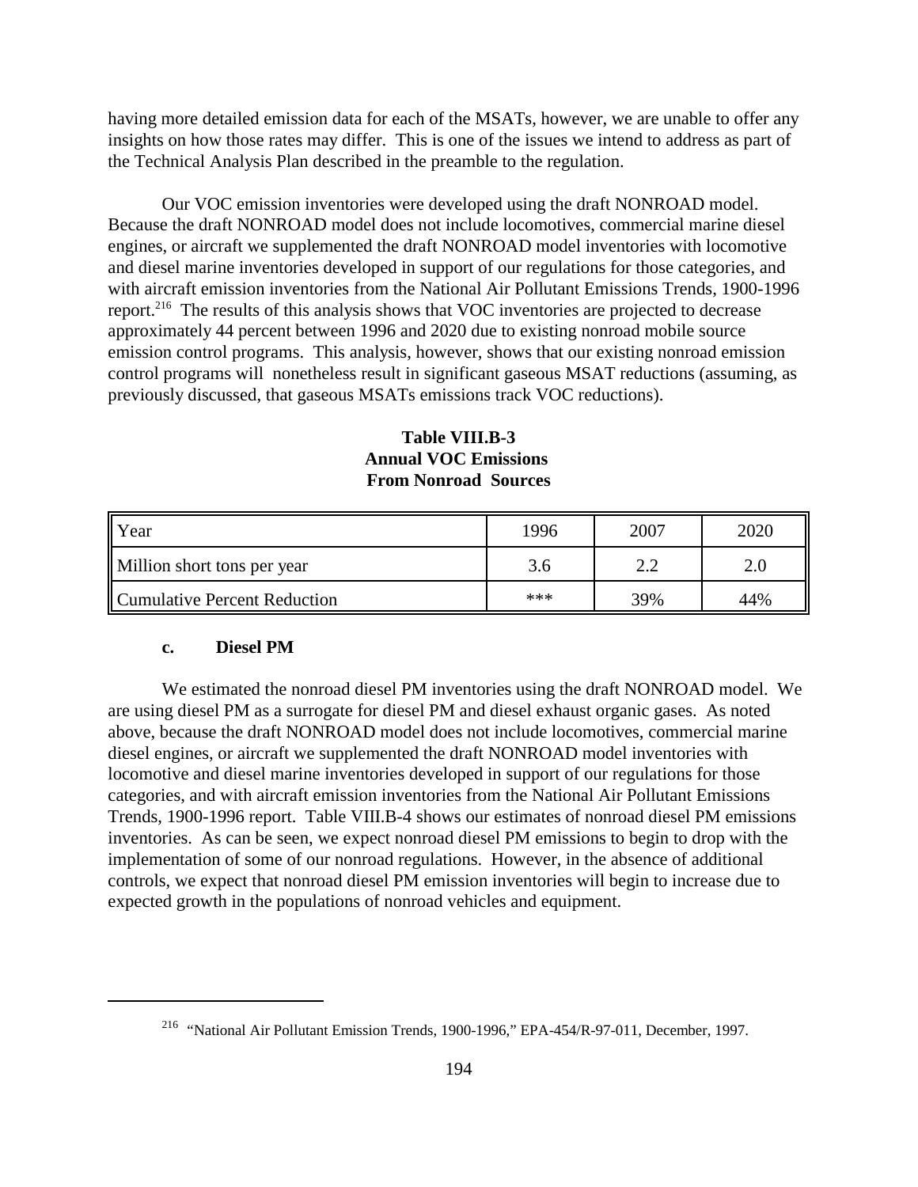having more detailed emission data for each of the MSATs, however, we are unable to offer any insights on how those rates may differ. This is one of the issues we intend to address as part of the Technical Analysis Plan described in the preamble to the regulation.

Our VOC emission inventories were developed using the draft NONROAD model. Because the draft NONROAD model does not include locomotives, commercial marine diesel engines, or aircraft we supplemented the draft NONROAD model inventories with locomotive and diesel marine inventories developed in support of our regulations for those categories, and with aircraft emission inventories from the National Air Pollutant Emissions Trends, 1900-1996 report.[216] The results of this analysis shows that VOC inventories are projected to decrease approximately 44 percent between 1996 and 2020 due to existing nonroad mobile source emission control programs. This analysis, however, shows that our existing nonroad emission control programs will nonetheless result in significant gaseous MSAT reductions (assuming, as previously discussed, that gaseous MSATs emissions track VOC reductions).

**Table VIII.B-3**
**Annual VOC Emissions**
**From Nonroad Sources**

| Year | 1996 | 2007 | 2020 |
|---|---|---|---|
| Million short tons per year | 3.6 | 2.2 | 2.0 |
| Cumulative Percent Reduction | *** | 39% | 44% |

#### c. Diesel PM

We estimated the nonroad diesel PM inventories using the draft NONROAD model. We are using diesel PM as a surrogate for diesel PM and diesel exhaust organic gases. As noted above, because the draft NONROAD model does not include locomotives, commercial marine diesel engines, or aircraft we supplemented the draft NONROAD model inventories with locomotive and diesel marine inventories developed in support of our regulations for those categories, and with aircraft emission inventories from the National Air Pollutant Emissions Trends, 1900-1996 report. Table VIII.B-4 shows our estimates of nonroad diesel PM emissions inventories. As can be seen, we expect nonroad diesel PM emissions to begin to drop with the implementation of some of our nonroad regulations. However, in the absence of additional controls, we expect that nonroad diesel PM emission inventories will begin to increase due to expected growth in the populations of nonroad vehicles and equipment.

---

[216] "National Air Pollutant Emission Trends, 1900-1996," EPA-454/R-97-011, December, 1997.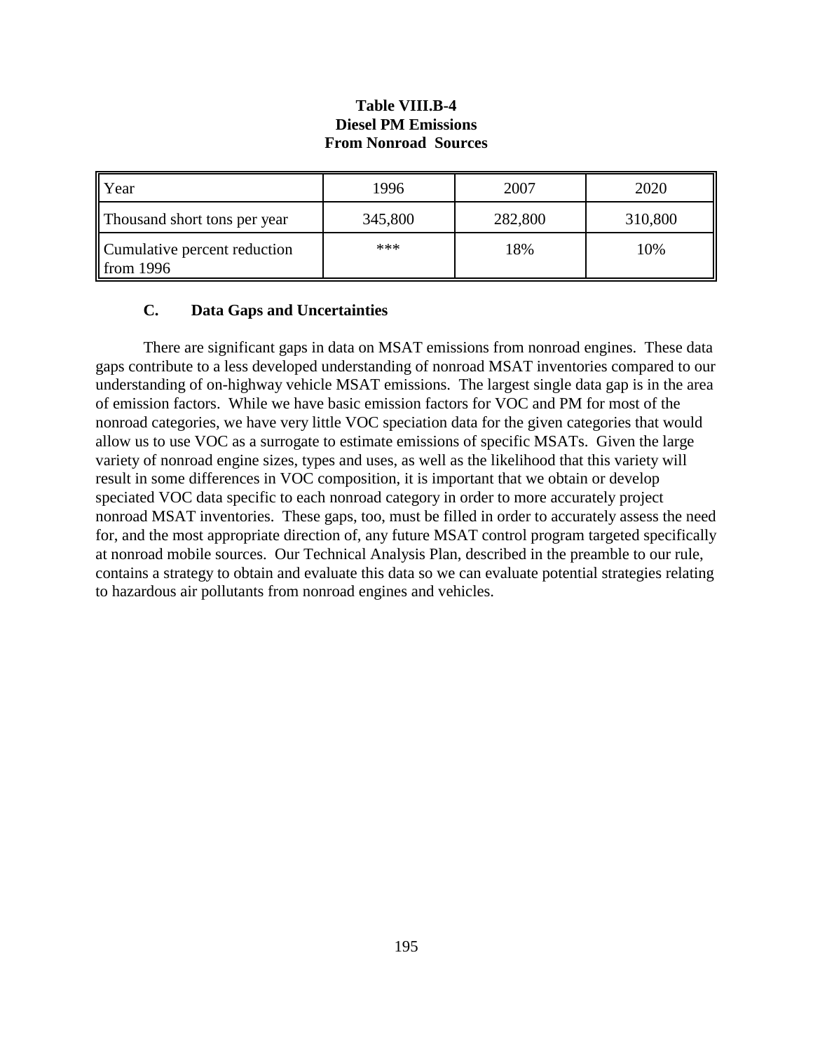**Table VIII.B-4**
**Diesel PM Emissions**
**From Nonroad Sources**

| Year | 1996 | 2007 | 2020 |
|---|---|---|---|
| Thousand short tons per year | 345,800 | 282,800 | 310,800 |
| Cumulative percent reduction from 1996 | *** | 18% | 10% |

### C. Data Gaps and Uncertainties

There are significant gaps in data on MSAT emissions from nonroad engines. These data gaps contribute to a less developed understanding of nonroad MSAT inventories compared to our understanding of on-highway vehicle MSAT emissions. The largest single data gap is in the area of emission factors. While we have basic emission factors for VOC and PM for most of the nonroad categories, we have very little VOC speciation data for the given categories that would allow us to use VOC as a surrogate to estimate emissions of specific MSATs. Given the large variety of nonroad engine sizes, types and uses, as well as the likelihood that this variety will result in some differences in VOC composition, it is important that we obtain or develop speciated VOC data specific to each nonroad category in order to more accurately project nonroad MSAT inventories. These gaps, too, must be filled in order to accurately assess the need for, and the most appropriate direction of, any future MSAT control program targeted specifically at nonroad mobile sources. Our Technical Analysis Plan, described in the preamble to our rule, contains a strategy to obtain and evaluate this data so we can evaluate potential strategies relating to hazardous air pollutants from nonroad engines and vehicles.